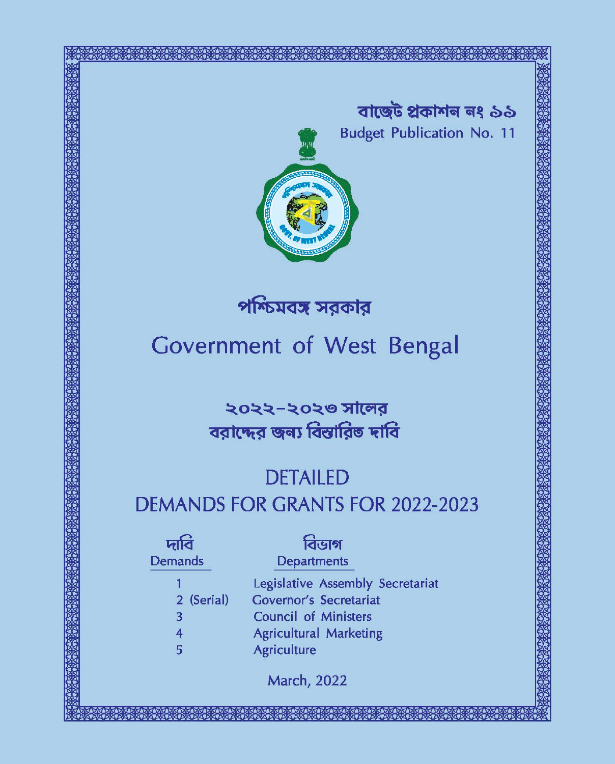বাজেট প্রকাশন নং ১১

Budget Publication No. 11

# পশ্চিমবঙ্গ সরকার

# Government of West Bengal

## ২০২২-২০২৩ সালের
## বরাদ্দের জন্য বিস্তারিত দাবি

## DETAILED
## DEMANDS FOR GRANTS FOR 2022-2023

| দাবি<br>Demands | বিভাগ<br>Departments |
|---|---|
| 1 | Legislative Assembly Secretariat |
| 2 (Serial) | Governor's Secretariat |
| 3 | Council of Ministers |
| 4 | Agricultural Marketing |
| 5 | Agriculture |

March, 2022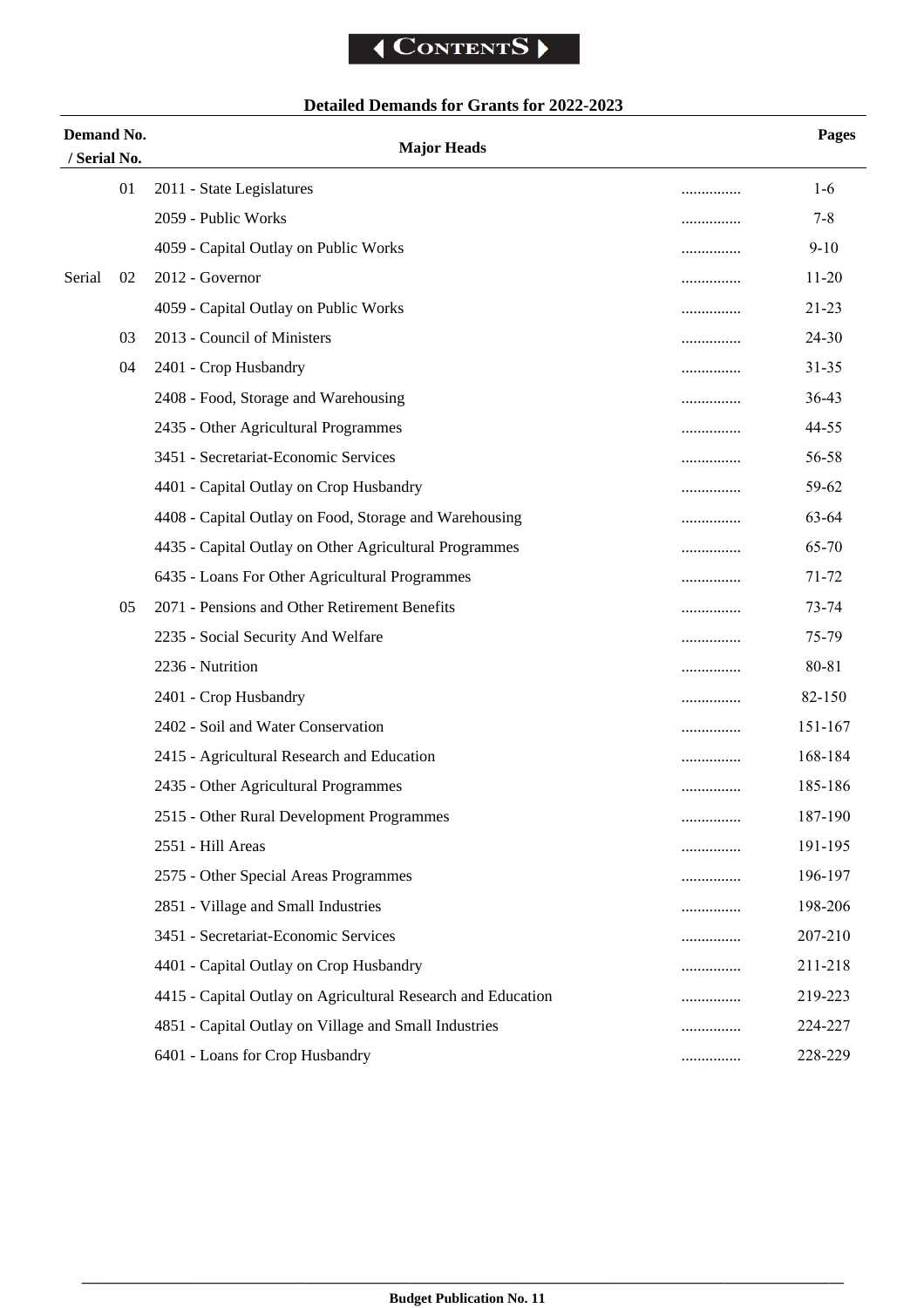# Contents

## Detailed Demands for Grants for 2022-2023

| Demand No. / Serial No. | Major Heads | | Pages |
|---|---|---|---|
| 01 | 2011 - State Legislatures | ............... | 1-6 |
| | 2059 - Public Works | ............... | 7-8 |
| | 4059 - Capital Outlay on Public Works | ............... | 9-10 |
| Serial 02 | 2012 - Governor | ............... | 11-20 |
| | 4059 - Capital Outlay on Public Works | ............... | 21-23 |
| 03 | 2013 - Council of Ministers | ............... | 24-30 |
| 04 | 2401 - Crop Husbandry | ............... | 31-35 |
| | 2408 - Food, Storage and Warehousing | ............... | 36-43 |
| | 2435 - Other Agricultural Programmes | ............... | 44-55 |
| | 3451 - Secretariat-Economic Services | ............... | 56-58 |
| | 4401 - Capital Outlay on Crop Husbandry | ............... | 59-62 |
| | 4408 - Capital Outlay on Food, Storage and Warehousing | ............... | 63-64 |
| | 4435 - Capital Outlay on Other Agricultural Programmes | ............... | 65-70 |
| | 6435 - Loans For Other Agricultural Programmes | ............... | 71-72 |
| 05 | 2071 - Pensions and Other Retirement Benefits | ............... | 73-74 |
| | 2235 - Social Security And Welfare | ............... | 75-79 |
| | 2236 - Nutrition | ............... | 80-81 |
| | 2401 - Crop Husbandry | ............... | 82-150 |
| | 2402 - Soil and Water Conservation | ............... | 151-167 |
| | 2415 - Agricultural Research and Education | ............... | 168-184 |
| | 2435 - Other Agricultural Programmes | ............... | 185-186 |
| | 2515 - Other Rural Development Programmes | ............... | 187-190 |
| | 2551 - Hill Areas | ............... | 191-195 |
| | 2575 - Other Special Areas Programmes | ............... | 196-197 |
| | 2851 - Village and Small Industries | ............... | 198-206 |
| | 3451 - Secretariat-Economic Services | ............... | 207-210 |
| | 4401 - Capital Outlay on Crop Husbandry | ............... | 211-218 |
| | 4415 - Capital Outlay on Agricultural Research and Education | ............... | 219-223 |
| | 4851 - Capital Outlay on Village and Small Industries | ............... | 224-227 |
| | 6401 - Loans for Crop Husbandry | ............... | 228-229 |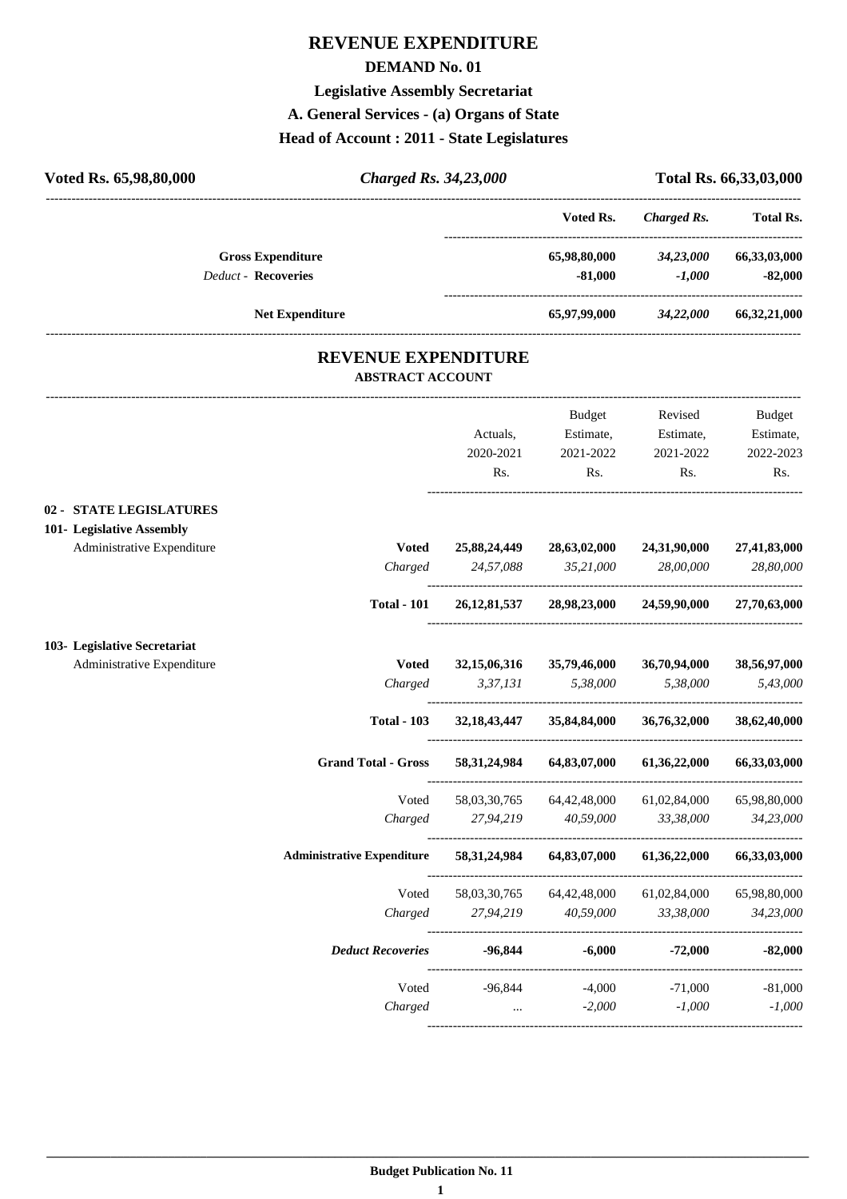# REVENUE EXPENDITURE

## DEMAND No. 01

### Legislative Assembly Secretariat

### A. General Services - (a) Organs of State

### Head of Account : 2011 - State Legislatures

**Voted Rs. 65,98,80,000** *Charged Rs. 34,23,000* **Total Rs. 66,33,03,000**

| | Voted Rs. | *Charged Rs.* | Total Rs. |
|---|---|---|---|
| **Gross Expenditure** | **65,98,80,000** | ***34,23,000*** | **66,33,03,000** |
| *Deduct* - **Recoveries** | **-81,000** | ***-1,000*** | **-82,000** |
| **Net Expenditure** | **65,97,99,000** | ***34,22,000*** | **66,32,21,000** |

## REVENUE EXPENDITURE

### ABSTRACT ACCOUNT

| | | Actuals, 2020-2021 Rs. | Budget Estimate, 2021-2022 Rs. | Revised Estimate, 2021-2022 Rs. | Budget Estimate, 2022-2023 Rs. |
|---|---|---|---|---|---|
| **02 - STATE LEGISLATURES** | | | | | |
| **101- Legislative Assembly** | | | | | |
| Administrative Expenditure | **Voted** | **25,88,24,449** | **28,63,02,000** | **24,31,90,000** | **27,41,83,000** |
| | *Charged* | *24,57,088* | *35,21,000* | *28,00,000* | *28,80,000* |
| | **Total - 101** | **26,12,81,537** | **28,98,23,000** | **24,59,90,000** | **27,70,63,000** |
| **103- Legislative Secretariat** | | | | | |
| Administrative Expenditure | **Voted** | **32,15,06,316** | **35,79,46,000** | **36,70,94,000** | **38,56,97,000** |
| | *Charged* | *3,37,131* | *5,38,000* | *5,38,000* | *5,43,000* |
| | **Total - 103** | **32,18,43,447** | **35,84,84,000** | **36,76,32,000** | **38,62,40,000** |
| | **Grand Total - Gross** | **58,31,24,984** | **64,83,07,000** | **61,36,22,000** | **66,33,03,000** |
| | Voted | 58,03,30,765 | 64,42,48,000 | 61,02,84,000 | 65,98,80,000 |
| | *Charged* | *27,94,219* | *40,59,000* | *33,38,000* | *34,23,000* |
| | **Administrative Expenditure** | **58,31,24,984** | **64,83,07,000** | **61,36,22,000** | **66,33,03,000** |
| | Voted | 58,03,30,765 | 64,42,48,000 | 61,02,84,000 | 65,98,80,000 |
| | *Charged* | *27,94,219* | *40,59,000* | *33,38,000* | *34,23,000* |
| | ***Deduct Recoveries*** | **-96,844** | **-6,000** | **-72,000** | **-82,000** |
| | Voted | -96,844 | -4,000 | -71,000 | -81,000 |
| | *Charged* | *...* | *-2,000* | *-1,000* | *-1,000* |

**Budget Publication No. 11**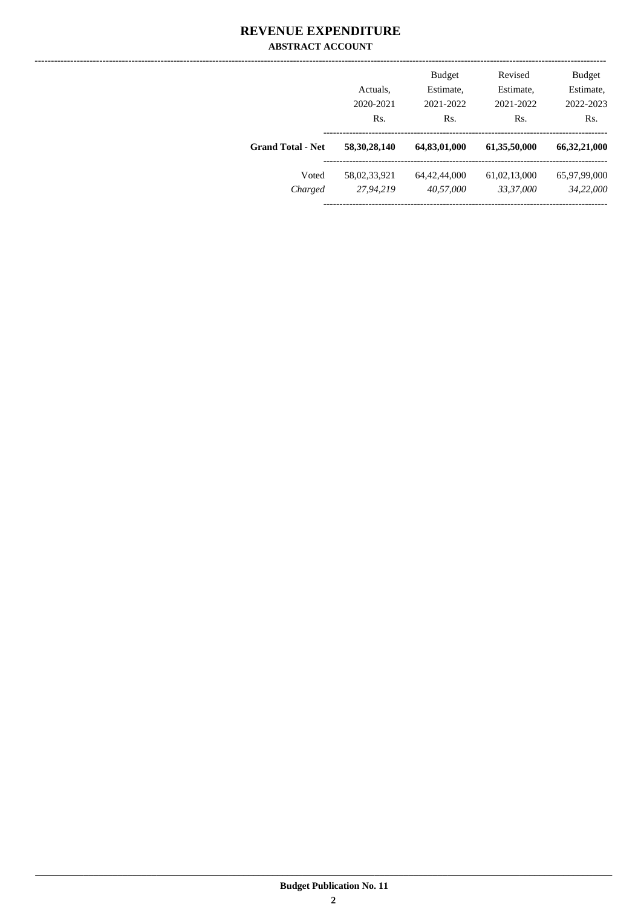# REVENUE EXPENDITURE

## ABSTRACT ACCOUNT

| | Actuals, 2020-2021 Rs. | Budget Estimate, 2021-2022 Rs. | Revised Estimate, 2021-2022 Rs. | Budget Estimate, 2022-2023 Rs. |
|---|---|---|---|---|
| **Grand Total - Net** | **58,30,28,140** | **64,83,01,000** | **61,35,50,000** | **66,32,21,000** |
| Voted | 58,02,33,921 | 64,42,44,000 | 61,02,13,000 | 65,97,99,000 |
| *Charged* | *27,94,219* | *40,57,000* | *33,37,000* | *34,22,000* |

**Budget Publication No. 11**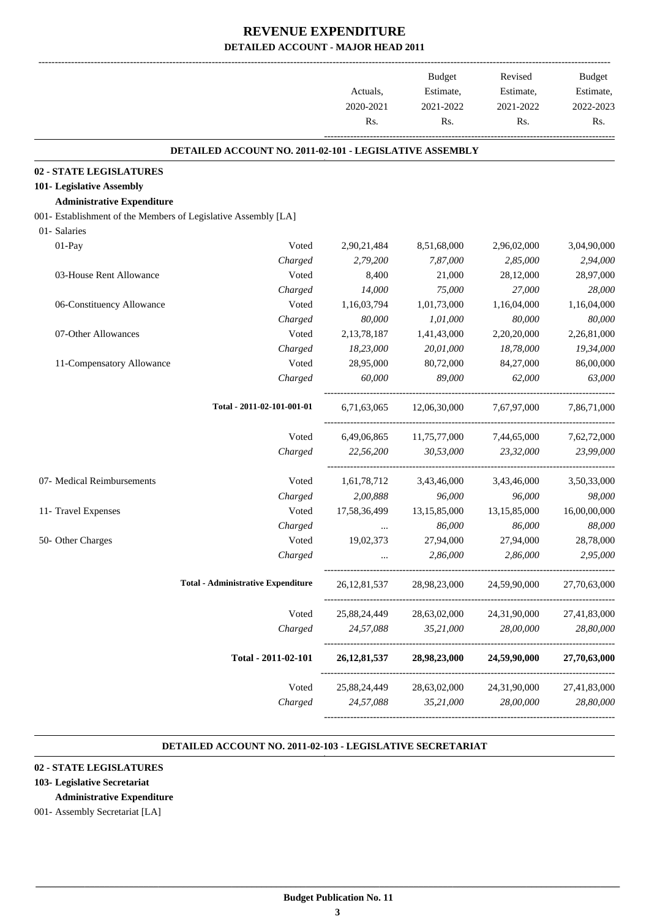# REVENUE EXPENDITURE
## DETAILED ACCOUNT - MAJOR HEAD 2011

| | | Actuals, 2020-2021 Rs. | Budget Estimate, 2021-2022 Rs. | Revised Estimate, 2021-2022 Rs. | Budget Estimate, 2022-2023 Rs. |
|---|---|---|---|---|---|

### DETAILED ACCOUNT NO. 2011-02-101 - LEGISLATIVE ASSEMBLY

**02 - STATE LEGISLATURES**
**101- Legislative Assembly**
**Administrative Expenditure**
001- Establishment of the Members of Legislative Assembly [LA]
01- Salaries

| | | Actuals, 2020-2021 Rs. | Budget Estimate, 2021-2022 Rs. | Revised Estimate, 2021-2022 Rs. | Budget Estimate, 2022-2023 Rs. |
|---|---|---|---|---|---|
| 01-Pay | Voted | 2,90,21,484 | 8,51,68,000 | 2,96,02,000 | 3,04,90,000 |
| | *Charged* | *2,79,200* | *7,87,000* | *2,85,000* | *2,94,000* |
| 03-House Rent Allowance | Voted | 8,400 | 21,000 | 28,12,000 | 28,97,000 |
| | *Charged* | *14,000* | *75,000* | *27,000* | *28,000* |
| 06-Constituency Allowance | Voted | 1,16,03,794 | 1,01,73,000 | 1,16,04,000 | 1,16,04,000 |
| | *Charged* | *80,000* | *1,01,000* | *80,000* | *80,000* |
| 07-Other Allowances | Voted | 2,13,78,187 | 1,41,43,000 | 2,20,20,000 | 2,26,81,000 |
| | *Charged* | *18,23,000* | *20,01,000* | *18,78,000* | *19,34,000* |
| 11-Compensatory Allowance | Voted | 28,95,000 | 80,72,000 | 84,27,000 | 86,00,000 |
| | *Charged* | *60,000* | *89,000* | *62,000* | *63,000* |
| **Total - 2011-02-101-001-01** | | 6,71,63,065 | 12,06,30,000 | 7,67,97,000 | 7,86,71,000 |
| | Voted | 6,49,06,865 | 11,75,77,000 | 7,44,65,000 | 7,62,72,000 |
| | *Charged* | *22,56,200* | *30,53,000* | *23,32,000* | *23,99,000* |
| 07- Medical Reimbursements | Voted | 1,61,78,712 | 3,43,46,000 | 3,43,46,000 | 3,50,33,000 |
| | *Charged* | *2,00,888* | *96,000* | *96,000* | *98,000* |
| 11- Travel Expenses | Voted | 17,58,36,499 | 13,15,85,000 | 13,15,85,000 | 16,00,00,000 |
| | *Charged* | *...* | *86,000* | *86,000* | *88,000* |
| 50- Other Charges | Voted | 19,02,373 | 27,94,000 | 27,94,000 | 28,78,000 |
| | *Charged* | *...* | *2,86,000* | *2,86,000* | *2,95,000* |
| **Total - Administrative Expenditure** | | 26,12,81,537 | 28,98,23,000 | 24,59,90,000 | 27,70,63,000 |
| | Voted | 25,88,24,449 | 28,63,02,000 | 24,31,90,000 | 27,41,83,000 |
| | *Charged* | *24,57,088* | *35,21,000* | *28,00,000* | *28,80,000* |
| **Total - 2011-02-101** | | **26,12,81,537** | **28,98,23,000** | **24,59,90,000** | **27,70,63,000** |
| | Voted | 25,88,24,449 | 28,63,02,000 | 24,31,90,000 | 27,41,83,000 |
| | *Charged* | *24,57,088* | *35,21,000* | *28,00,000* | *28,80,000* |

### DETAILED ACCOUNT NO. 2011-02-103 - LEGISLATIVE SECRETARIAT

**02 - STATE LEGISLATURES**
**103- Legislative Secretariat**
**Administrative Expenditure**
001- Assembly Secretariat [LA]

**Budget Publication No. 11**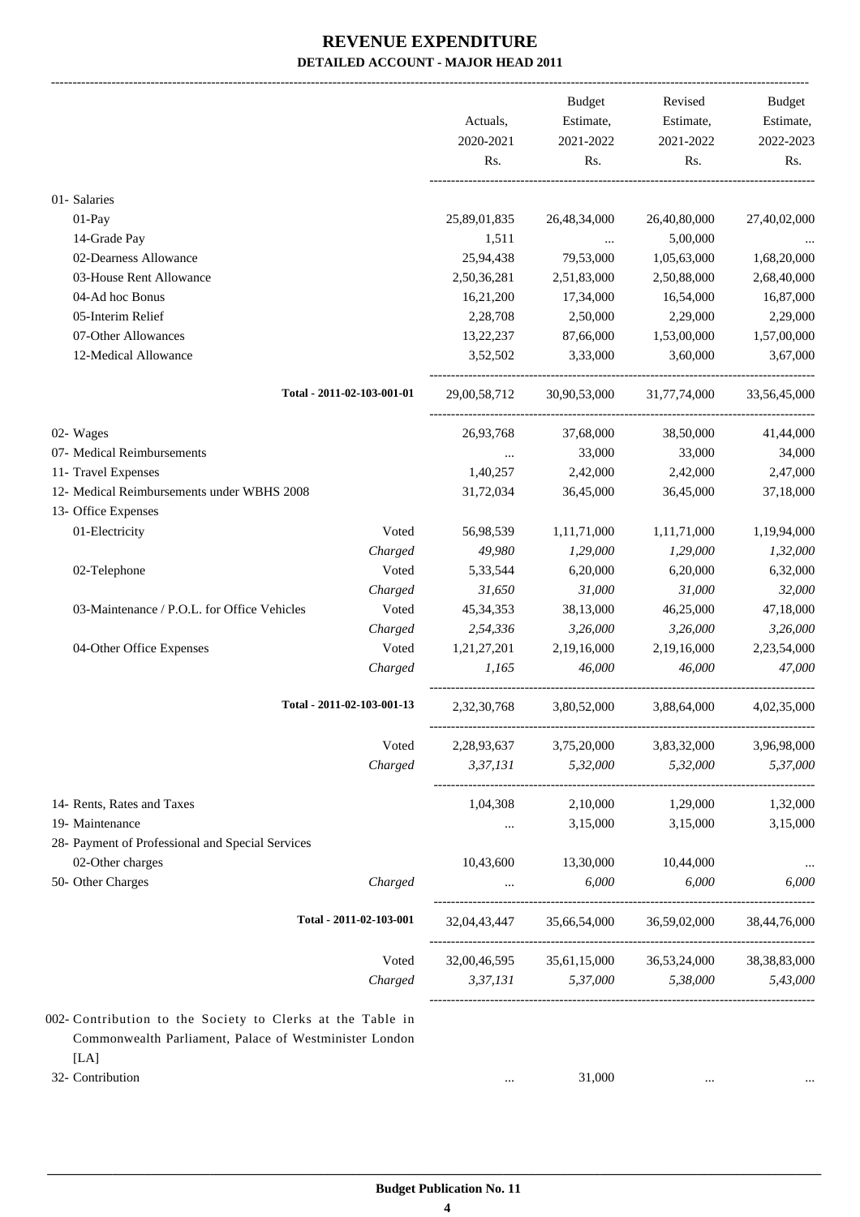# REVENUE EXPENDITURE

## DETAILED ACCOUNT - MAJOR HEAD 2011

| | | Actuals, 2020-2021 Rs. | Budget Estimate, 2021-2022 Rs. | Revised Estimate, 2021-2022 Rs. | Budget Estimate, 2022-2023 Rs. |
|---|---|---|---|---|---|
| 01- Salaries | | | | | |
| 01-Pay | | 25,89,01,835 | 26,48,34,000 | 26,40,80,000 | 27,40,02,000 |
| 14-Grade Pay | | 1,511 | ... | 5,00,000 | ... |
| 02-Dearness Allowance | | 25,94,438 | 79,53,000 | 1,05,63,000 | 1,68,20,000 |
| 03-House Rent Allowance | | 2,50,36,281 | 2,51,83,000 | 2,50,88,000 | 2,68,40,000 |
| 04-Ad hoc Bonus | | 16,21,200 | 17,34,000 | 16,54,000 | 16,87,000 |
| 05-Interim Relief | | 2,28,708 | 2,50,000 | 2,29,000 | 2,29,000 |
| 07-Other Allowances | | 13,22,237 | 87,66,000 | 1,53,00,000 | 1,57,00,000 |
| 12-Medical Allowance | | 3,52,502 | 3,33,000 | 3,60,000 | 3,67,000 |
| **Total - 2011-02-103-001-01** | | 29,00,58,712 | 30,90,53,000 | 31,77,74,000 | 33,56,45,000 |
| 02- Wages | | 26,93,768 | 37,68,000 | 38,50,000 | 41,44,000 |
| 07- Medical Reimbursements | | ... | 33,000 | 33,000 | 34,000 |
| 11- Travel Expenses | | 1,40,257 | 2,42,000 | 2,42,000 | 2,47,000 |
| 12- Medical Reimbursements under WBHS 2008 | | 31,72,034 | 36,45,000 | 36,45,000 | 37,18,000 |
| 13- Office Expenses | | | | | |
| 01-Electricity | Voted | 56,98,539 | 1,11,71,000 | 1,11,71,000 | 1,19,94,000 |
| | *Charged* | *49,980* | *1,29,000* | *1,29,000* | *1,32,000* |
| 02-Telephone | Voted | 5,33,544 | 6,20,000 | 6,20,000 | 6,32,000 |
| | *Charged* | *31,650* | *31,000* | *31,000* | *32,000* |
| 03-Maintenance / P.O.L. for Office Vehicles | Voted | 45,34,353 | 38,13,000 | 46,25,000 | 47,18,000 |
| | *Charged* | *2,54,336* | *3,26,000* | *3,26,000* | *3,26,000* |
| 04-Other Office Expenses | Voted | 1,21,27,201 | 2,19,16,000 | 2,19,16,000 | 2,23,54,000 |
| | *Charged* | *1,165* | *46,000* | *46,000* | *47,000* |
| **Total - 2011-02-103-001-13** | | 2,32,30,768 | 3,80,52,000 | 3,88,64,000 | 4,02,35,000 |
| | Voted | 2,28,93,637 | 3,75,20,000 | 3,83,32,000 | 3,96,98,000 |
| | *Charged* | *3,37,131* | *5,32,000* | *5,32,000* | *5,37,000* |
| 14- Rents, Rates and Taxes | | 1,04,308 | 2,10,000 | 1,29,000 | 1,32,000 |
| 19- Maintenance | | ... | 3,15,000 | 3,15,000 | 3,15,000 |
| 28- Payment of Professional and Special Services | | | | | |
| 02-Other charges | | 10,43,600 | 13,30,000 | 10,44,000 | ... |
| 50- Other Charges | *Charged* | ... | *6,000* | *6,000* | *6,000* |
| **Total - 2011-02-103-001** | | 32,04,43,447 | 35,66,54,000 | 36,59,02,000 | 38,44,76,000 |
| | Voted | 32,00,46,595 | 35,61,15,000 | 36,53,24,000 | 38,38,83,000 |
| | *Charged* | *3,37,131* | *5,37,000* | *5,38,000* | *5,43,000* |
| 002- Contribution to the Society to Clerks at the Table in Commonwealth Parliament, Palace of Westminister London [LA] | | | | | |
| 32- Contribution | | ... | 31,000 | ... | ... |

Budget Publication No. 11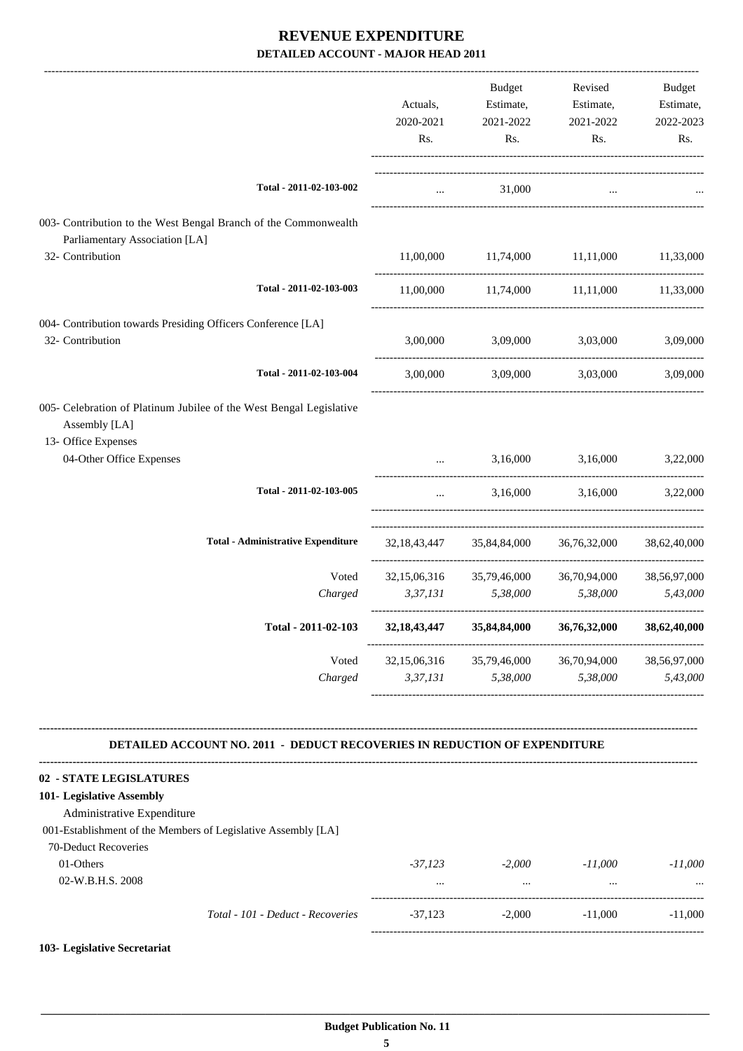# REVENUE EXPENDITURE
## DETAILED ACCOUNT - MAJOR HEAD 2011

| | Actuals, 2020-2021 Rs. | Budget Estimate, 2021-2022 Rs. | Revised Estimate, 2021-2022 Rs. | Budget Estimate, 2022-2023 Rs. |
|---|---|---|---|---|
| Total - 2011-02-103-002 | ... | 31,000 | ... | ... |
| 003- Contribution to the West Bengal Branch of the Commonwealth Parliamentary Association [LA] | | | | |
| 32- Contribution | 11,00,000 | 11,74,000 | 11,11,000 | 11,33,000 |
| Total - 2011-02-103-003 | 11,00,000 | 11,74,000 | 11,11,000 | 11,33,000 |
| 004- Contribution towards Presiding Officers Conference [LA] | | | | |
| 32- Contribution | 3,00,000 | 3,09,000 | 3,03,000 | 3,09,000 |
| Total - 2011-02-103-004 | 3,00,000 | 3,09,000 | 3,03,000 | 3,09,000 |
| 005- Celebration of Platinum Jubilee of the West Bengal Legislative Assembly [LA] | | | | |
| 13- Office Expenses | | | | |
| 04-Other Office Expenses | ... | 3,16,000 | 3,16,000 | 3,22,000 |
| Total - 2011-02-103-005 | ... | 3,16,000 | 3,16,000 | 3,22,000 |
| Total - Administrative Expenditure | 32,18,43,447 | 35,84,84,000 | 36,76,32,000 | 38,62,40,000 |
| Voted | 32,15,06,316 | 35,79,46,000 | 36,70,94,000 | 38,56,97,000 |
| *Charged* | *3,37,131* | *5,38,000* | *5,38,000* | *5,43,000* |
| **Total - 2011-02-103** | **32,18,43,447** | **35,84,84,000** | **36,76,32,000** | **38,62,40,000** |
| Voted | 32,15,06,316 | 35,79,46,000 | 36,70,94,000 | 38,56,97,000 |
| *Charged* | *3,37,131* | *5,38,000* | *5,38,000* | *5,43,000* |

### DETAILED ACCOUNT NO. 2011 - DEDUCT RECOVERIES IN REDUCTION OF EXPENDITURE

**02 - STATE LEGISLATURES**

**101- Legislative Assembly**

| | Actuals, 2020-2021 Rs. | Budget Estimate, 2021-2022 Rs. | Revised Estimate, 2021-2022 Rs. | Budget Estimate, 2022-2023 Rs. |
|---|---|---|---|---|
| Administrative Expenditure | | | | |
| 001-Establishment of the Members of Legislative Assembly [LA] | | | | |
| 70-Deduct Recoveries | | | | |
| 01-Others | *-37,123* | *-2,000* | *-11,000* | *-11,000* |
| 02-W.B.H.S. 2008 | ... | ... | ... | ... |
| *Total - 101 - Deduct - Recoveries* | -37,123 | -2,000 | -11,000 | -11,000 |

**103- Legislative Secretariat**

**Budget Publication No. 11**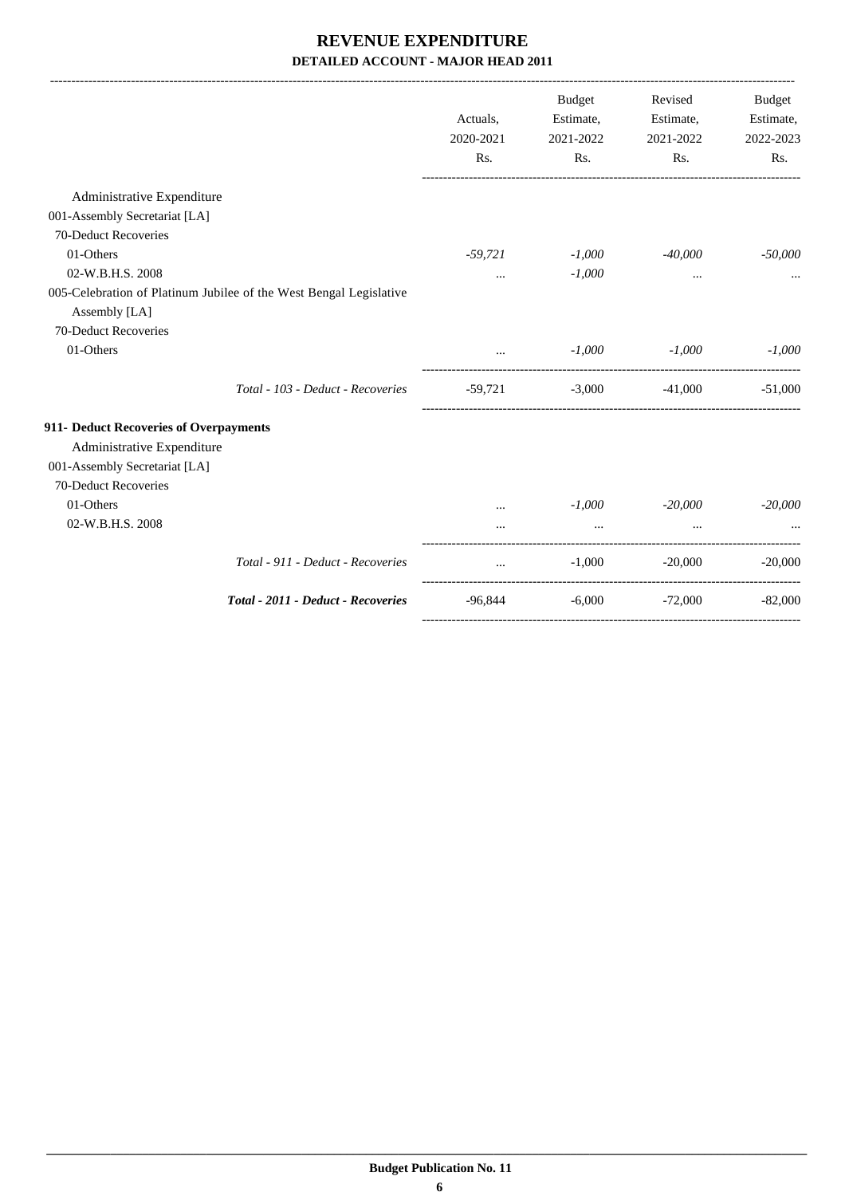# REVENUE EXPENDITURE
## DETAILED ACCOUNT - MAJOR HEAD 2011

| | Actuals, 2020-2021 Rs. | Budget Estimate, 2021-2022 Rs. | Revised Estimate, 2021-2022 Rs. | Budget Estimate, 2022-2023 Rs. |
|---|---|---|---|---|
| Administrative Expenditure | | | | |
| 001-Assembly Secretariat [LA] | | | | |
| 70-Deduct Recoveries | | | | |
| 01-Others | *-59,721* | *-1,000* | *-40,000* | *-50,000* |
| 02-W.B.H.S. 2008 | ... | *-1,000* | ... | ... |
| 005-Celebration of Platinum Jubilee of the West Bengal Legislative Assembly [LA] | | | | |
| 70-Deduct Recoveries | | | | |
| 01-Others | ... | *-1,000* | *-1,000* | *-1,000* |
| *Total - 103 - Deduct - Recoveries* | -59,721 | -3,000 | -41,000 | -51,000 |
| **911- Deduct Recoveries of Overpayments** | | | | |
| Administrative Expenditure | | | | |
| 001-Assembly Secretariat [LA] | | | | |
| 70-Deduct Recoveries | | | | |
| 01-Others | ... | *-1,000* | *-20,000* | *-20,000* |
| 02-W.B.H.S. 2008 | ... | ... | ... | ... |
| *Total - 911 - Deduct - Recoveries* | ... | -1,000 | -20,000 | -20,000 |
| ***Total - 2011 - Deduct - Recoveries*** | -96,844 | -6,000 | -72,000 | -82,000 |

**Budget Publication No. 11**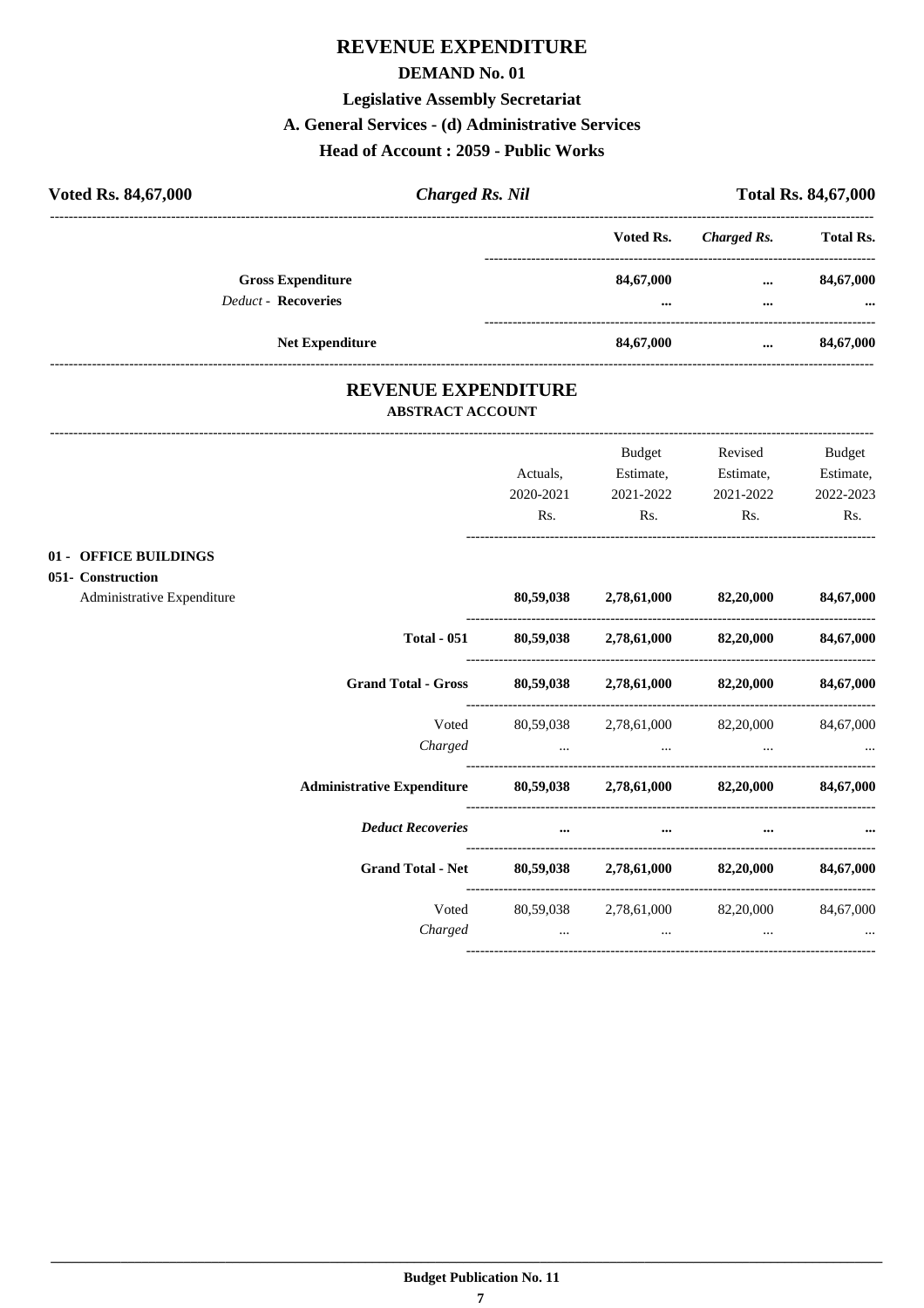# REVENUE EXPENDITURE

## DEMAND No. 01

### Legislative Assembly Secretariat

### A. General Services - (d) Administrative Services

### Head of Account : 2059 - Public Works

**Voted Rs. 84,67,000** | ***Charged Rs. Nil*** | **Total Rs. 84,67,000**

| | Voted Rs. | *Charged Rs.* | Total Rs. |
|---|---|---|---|
| **Gross Expenditure** | **84,67,000** | **...** | **84,67,000** |
| *Deduct* - **Recoveries** | **...** | **...** | **...** |
| **Net Expenditure** | **84,67,000** | **...** | **84,67,000** |

## REVENUE EXPENDITURE

### ABSTRACT ACCOUNT

| | Actuals, 2020-2021 Rs. | Budget Estimate, 2021-2022 Rs. | Revised Estimate, 2021-2022 Rs. | Budget Estimate, 2022-2023 Rs. |
|---|---|---|---|---|
| **01 - OFFICE BUILDINGS** | | | | |
| **051- Construction** | | | | |
| Administrative Expenditure | **80,59,038** | **2,78,61,000** | **82,20,000** | **84,67,000** |
| **Total - 051** | **80,59,038** | **2,78,61,000** | **82,20,000** | **84,67,000** |
| **Grand Total - Gross** | **80,59,038** | **2,78,61,000** | **82,20,000** | **84,67,000** |
| Voted | 80,59,038 | 2,78,61,000 | 82,20,000 | 84,67,000 |
| *Charged* | ... | ... | ... | ... |
| **Administrative Expenditure** | **80,59,038** | **2,78,61,000** | **82,20,000** | **84,67,000** |
| ***Deduct Recoveries*** | **...** | **...** | **...** | **...** |
| **Grand Total - Net** | **80,59,038** | **2,78,61,000** | **82,20,000** | **84,67,000** |
| Voted | 80,59,038 | 2,78,61,000 | 82,20,000 | 84,67,000 |
| *Charged* | ... | ... | ... | ... |

**Budget Publication No. 11**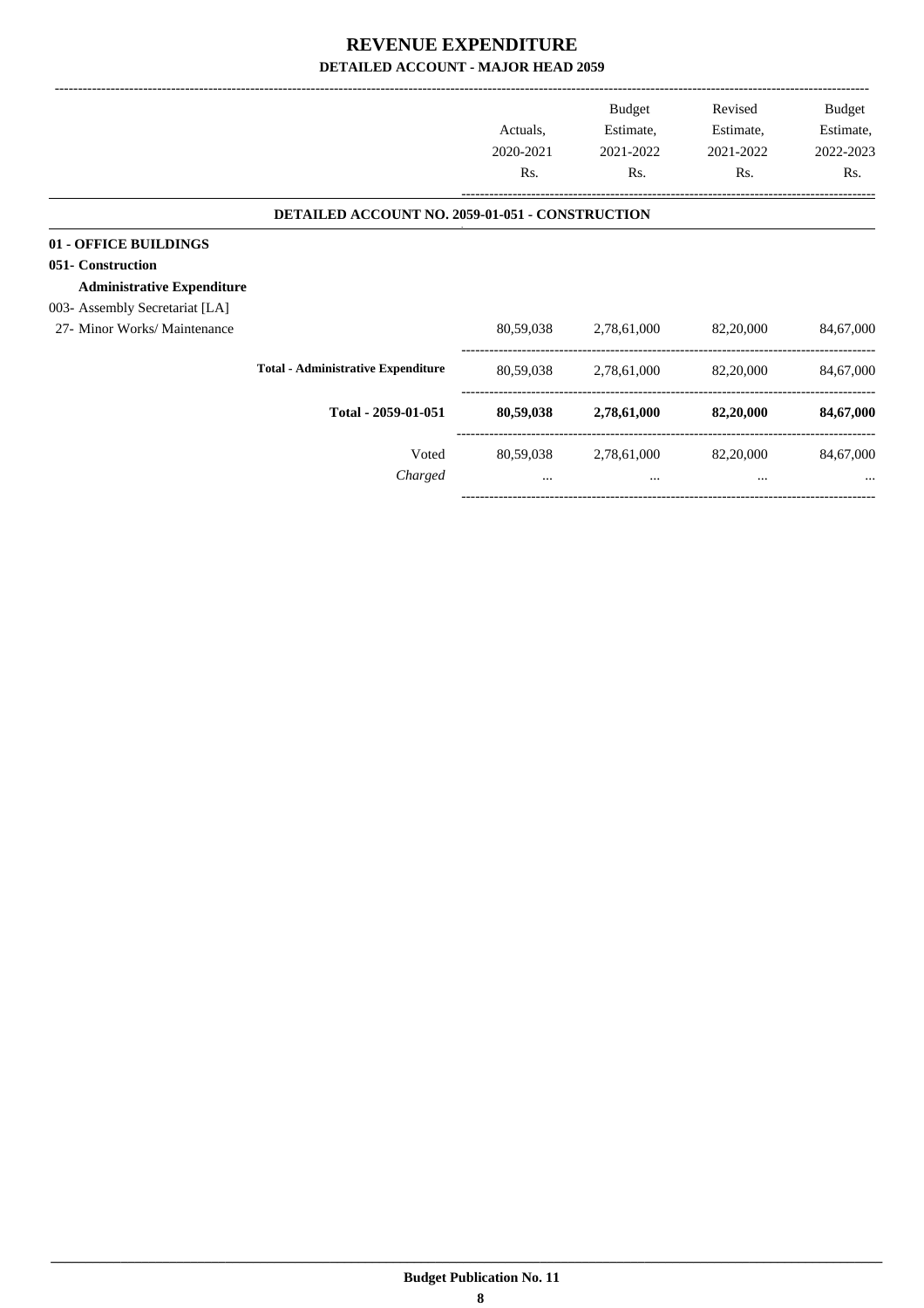# REVENUE EXPENDITURE

## DETAILED ACCOUNT - MAJOR HEAD 2059

| | Actuals, 2020-2021 Rs. | Budget Estimate, 2021-2022 Rs. | Revised Estimate, 2021-2022 Rs. | Budget Estimate, 2022-2023 Rs. |
|---|---|---|---|---|
| **DETAILED ACCOUNT NO. 2059-01-051 - CONSTRUCTION** | | | | |
| **01 - OFFICE BUILDINGS** | | | | |
| **051- Construction** | | | | |
| **Administrative Expenditure** | | | | |
| 003- Assembly Secretariat [LA] | | | | |
| 27- Minor Works/ Maintenance | 80,59,038 | 2,78,61,000 | 82,20,000 | 84,67,000 |
| **Total - Administrative Expenditure** | 80,59,038 | 2,78,61,000 | 82,20,000 | 84,67,000 |
| **Total - 2059-01-051** | **80,59,038** | **2,78,61,000** | **82,20,000** | **84,67,000** |
| Voted | 80,59,038 | 2,78,61,000 | 82,20,000 | 84,67,000 |
| *Charged* | ... | ... | ... | ... |

**Budget Publication No. 11**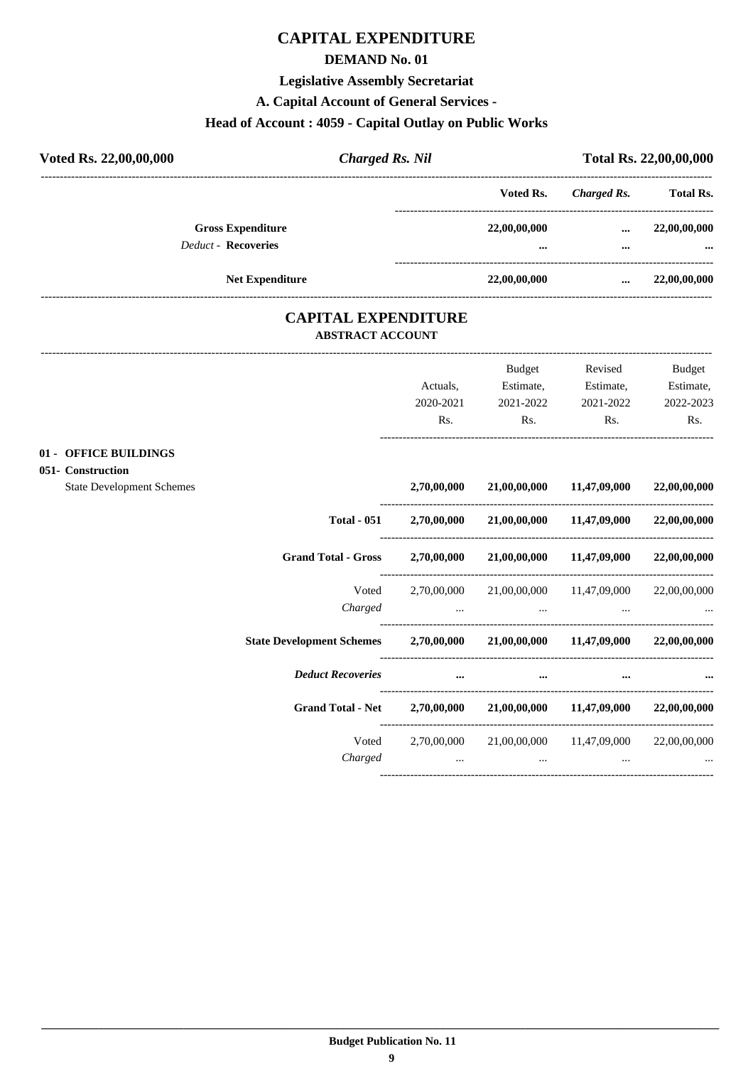# CAPITAL EXPENDITURE

## DEMAND No. 01

### Legislative Assembly Secretariat

### A. Capital Account of General Services -

### Head of Account : 4059 - Capital Outlay on Public Works

| Voted Rs. 22,00,00,000 | *Charged Rs. Nil* | Total Rs. 22,00,00,000 |
|---|---|---|

| | Voted Rs. | *Charged Rs.* | Total Rs. |
|---|---|---|---|
| **Gross Expenditure** | **22,00,00,000** | **...** | **22,00,00,000** |
| *Deduct* - **Recoveries** | **...** | **...** | **...** |
| **Net Expenditure** | **22,00,00,000** | **...** | **22,00,00,000** |

## CAPITAL EXPENDITURE

### ABSTRACT ACCOUNT

| | Actuals, 2020-2021 Rs. | Budget Estimate, 2021-2022 Rs. | Revised Estimate, 2021-2022 Rs. | Budget Estimate, 2022-2023 Rs. |
|---|---|---|---|---|
| **01 - OFFICE BUILDINGS** | | | | |
| **051- Construction** | | | | |
| State Development Schemes | **2,70,00,000** | **21,00,00,000** | **11,47,09,000** | **22,00,00,000** |
| **Total - 051** | **2,70,00,000** | **21,00,00,000** | **11,47,09,000** | **22,00,00,000** |
| **Grand Total - Gross** | **2,70,00,000** | **21,00,00,000** | **11,47,09,000** | **22,00,00,000** |
| Voted | 2,70,00,000 | 21,00,00,000 | 11,47,09,000 | 22,00,00,000 |
| *Charged* | ... | ... | ... | ... |
| **State Development Schemes** | **2,70,00,000** | **21,00,00,000** | **11,47,09,000** | **22,00,00,000** |
| ***Deduct Recoveries*** | **...** | **...** | **...** | **...** |
| **Grand Total - Net** | **2,70,00,000** | **21,00,00,000** | **11,47,09,000** | **22,00,00,000** |
| Voted | 2,70,00,000 | 21,00,00,000 | 11,47,09,000 | 22,00,00,000 |
| *Charged* | ... | ... | ... | ... |

**Budget Publication No. 11**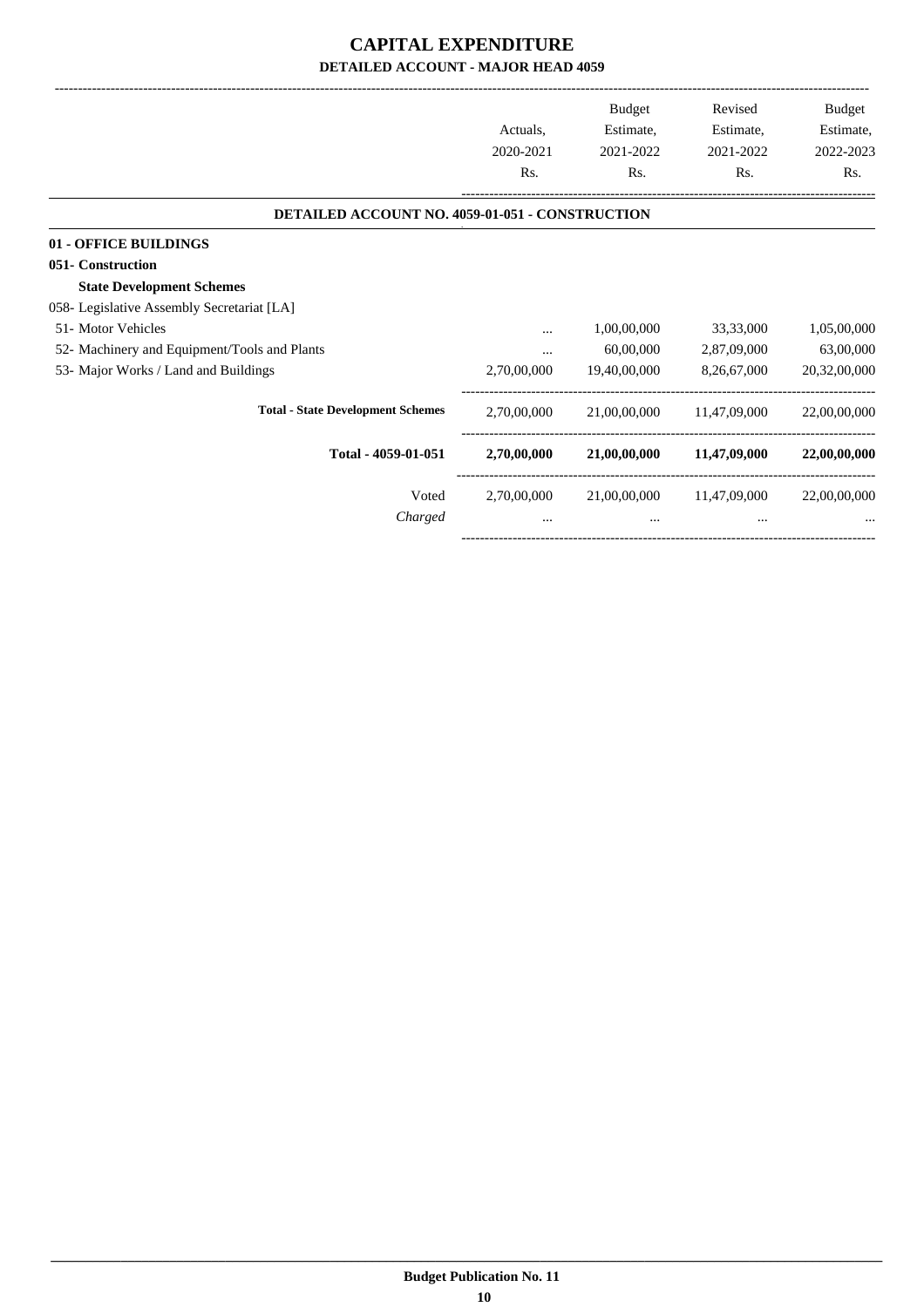# CAPITAL EXPENDITURE

## DETAILED ACCOUNT - MAJOR HEAD 4059

| | Actuals, 2020-2021 Rs. | Budget Estimate, 2021-2022 Rs. | Revised Estimate, 2021-2022 Rs. | Budget Estimate, 2022-2023 Rs. |
|---|---|---|---|---|
| **DETAILED ACCOUNT NO. 4059-01-051 - CONSTRUCTION** | | | | |
| **01 - OFFICE BUILDINGS** | | | | |
| **051- Construction** | | | | |
| **State Development Schemes** | | | | |
| 058- Legislative Assembly Secretariat [LA] | | | | |
| 51- Motor Vehicles | ... | 1,00,00,000 | 33,33,000 | 1,05,00,000 |
| 52- Machinery and Equipment/Tools and Plants | ... | 60,00,000 | 2,87,09,000 | 63,00,000 |
| 53- Major Works / Land and Buildings | 2,70,00,000 | 19,40,00,000 | 8,26,67,000 | 20,32,00,000 |
| **Total - State Development Schemes** | 2,70,00,000 | 21,00,00,000 | 11,47,09,000 | 22,00,00,000 |
| **Total - 4059-01-051** | **2,70,00,000** | **21,00,00,000** | **11,47,09,000** | **22,00,00,000** |
| Voted | 2,70,00,000 | 21,00,00,000 | 11,47,09,000 | 22,00,00,000 |
| *Charged* | ... | ... | ... | ... |

**Budget Publication No. 11**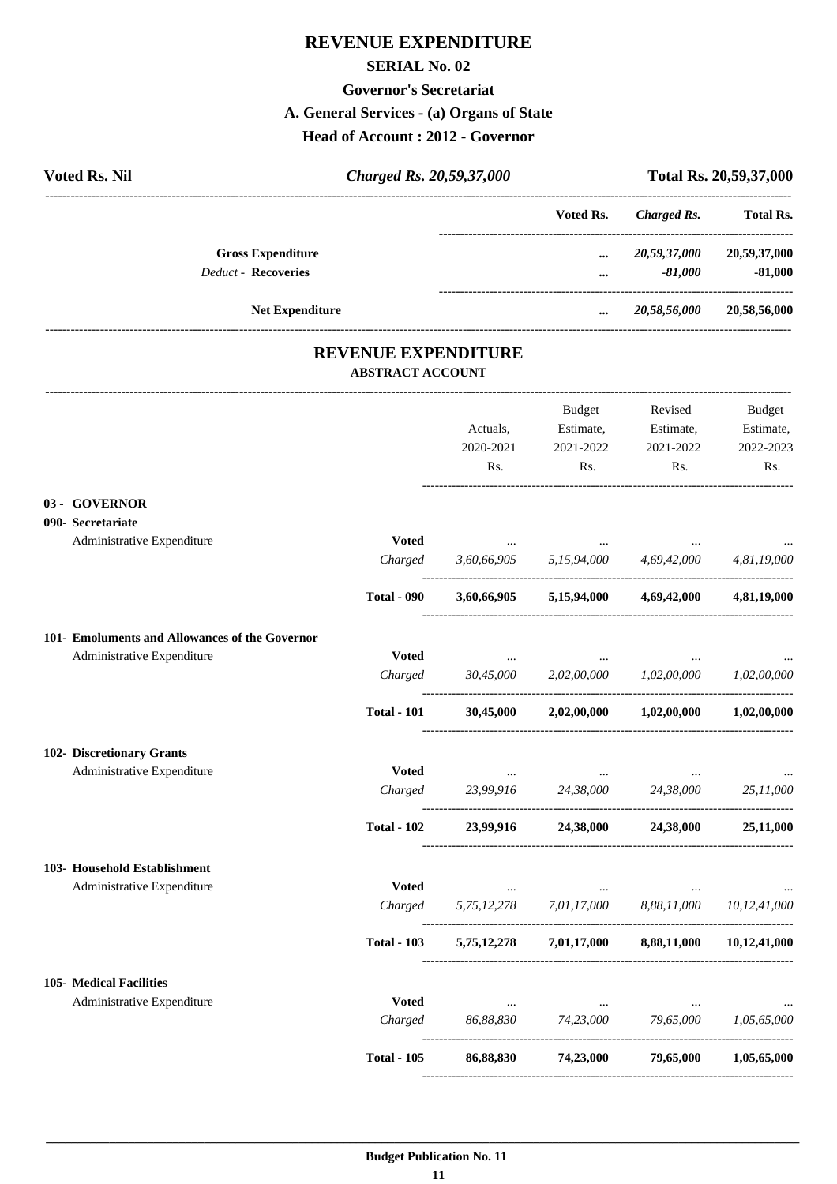# REVENUE EXPENDITURE

## SERIAL No. 02

## Governor's Secretariat

## A. General Services - (a) Organs of State

## Head of Account : 2012 - Governor

| Voted Rs. Nil | *Charged Rs. 20,59,37,000* | Total Rs. 20,59,37,000 |
|---|---|---|

| | Voted Rs. | *Charged Rs.* | Total Rs. |
|---|---|---|---|
| **Gross Expenditure** | ... | *20,59,37,000* | 20,59,37,000 |
| *Deduct* - **Recoveries** | ... | *-81,000* | -81,000 |
| **Net Expenditure** | ... | *20,58,56,000* | 20,58,56,000 |

## REVENUE EXPENDITURE

### ABSTRACT ACCOUNT

| | | Actuals, 2020-2021 Rs. | Budget Estimate, 2021-2022 Rs. | Revised Estimate, 2021-2022 Rs. | Budget Estimate, 2022-2023 Rs. |
|---|---|---|---|---|---|
| **03 - GOVERNOR** | | | | | |
| **090- Secretariate** | | | | | |
| Administrative Expenditure | **Voted** | ... | ... | ... | ... |
| | *Charged* | *3,60,66,905* | *5,15,94,000* | *4,69,42,000* | *4,81,19,000* |
| | **Total - 090** | **3,60,66,905** | **5,15,94,000** | **4,69,42,000** | **4,81,19,000** |
| **101- Emoluments and Allowances of the Governor** | | | | | |
| Administrative Expenditure | **Voted** | ... | ... | ... | ... |
| | *Charged* | *30,45,000* | *2,02,00,000* | *1,02,00,000* | *1,02,00,000* |
| | **Total - 101** | **30,45,000** | **2,02,00,000** | **1,02,00,000** | **1,02,00,000** |
| **102- Discretionary Grants** | | | | | |
| Administrative Expenditure | **Voted** | ... | ... | ... | ... |
| | *Charged* | *23,99,916* | *24,38,000* | *24,38,000* | *25,11,000* |
| | **Total - 102** | **23,99,916** | **24,38,000** | **24,38,000** | **25,11,000** |
| **103- Household Establishment** | | | | | |
| Administrative Expenditure | **Voted** | ... | ... | ... | ... |
| | *Charged* | *5,75,12,278* | *7,01,17,000* | *8,88,11,000* | *10,12,41,000* |
| | **Total - 103** | **5,75,12,278** | **7,01,17,000** | **8,88,11,000** | **10,12,41,000** |
| **105- Medical Facilities** | | | | | |
| Administrative Expenditure | **Voted** | ... | ... | ... | ... |
| | *Charged* | *86,88,830* | *74,23,000* | *79,65,000* | *1,05,65,000* |
| | **Total - 105** | **86,88,830** | **74,23,000** | **79,65,000** | **1,05,65,000** |

**Budget Publication No. 11**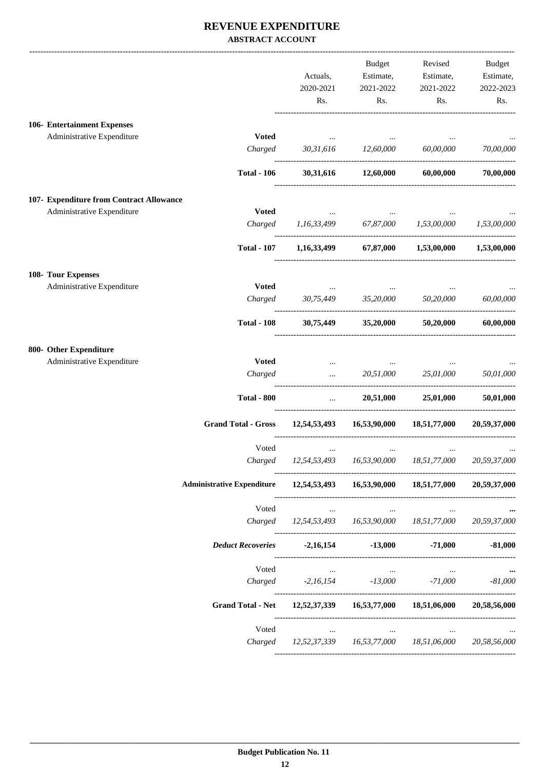# REVENUE EXPENDITURE

## ABSTRACT ACCOUNT

| | | Actuals, 2020-2021 Rs. | Budget Estimate, 2021-2022 Rs. | Revised Estimate, 2021-2022 Rs. | Budget Estimate, 2022-2023 Rs. |
|---|---|---|---|---|---|
| **106- Entertainment Expenses** | | | | | |
| Administrative Expenditure | **Voted** | ... | ... | ... | ... |
| | *Charged* | *30,31,616* | *12,60,000* | *60,00,000* | *70,00,000* |
| | **Total - 106** | **30,31,616** | **12,60,000** | **60,00,000** | **70,00,000** |
| **107- Expenditure from Contract Allowance** | | | | | |
| Administrative Expenditure | **Voted** | ... | ... | ... | ... |
| | *Charged* | *1,16,33,499* | *67,87,000* | *1,53,00,000* | *1,53,00,000* |
| | **Total - 107** | **1,16,33,499** | **67,87,000** | **1,53,00,000** | **1,53,00,000** |
| **108- Tour Expenses** | | | | | |
| Administrative Expenditure | **Voted** | ... | ... | ... | ... |
| | *Charged* | *30,75,449* | *35,20,000* | *50,20,000* | *60,00,000* |
| | **Total - 108** | **30,75,449** | **35,20,000** | **50,20,000** | **60,00,000** |
| **800- Other Expenditure** | | | | | |
| Administrative Expenditure | **Voted** | ... | ... | ... | ... |
| | *Charged* | ... | *20,51,000* | *25,01,000* | *50,01,000* |
| | **Total - 800** | ... | **20,51,000** | **25,01,000** | **50,01,000** |
| | **Grand Total - Gross** | **12,54,53,493** | **16,53,90,000** | **18,51,77,000** | **20,59,37,000** |
| | Voted | ... | ... | ... | ... |
| | *Charged* | *12,54,53,493* | *16,53,90,000* | *18,51,77,000* | *20,59,37,000* |
| | **Administrative Expenditure** | **12,54,53,493** | **16,53,90,000** | **18,51,77,000** | **20,59,37,000** |
| | Voted | ... | ... | ... | **...** |
| | *Charged* | *12,54,53,493* | *16,53,90,000* | *18,51,77,000* | *20,59,37,000* |
| | ***Deduct Recoveries*** | **-2,16,154** | **-13,000** | **-71,000** | **-81,000** |
| | Voted | ... | ... | ... | **...** |
| | *Charged* | *-2,16,154* | *-13,000* | *-71,000* | *-81,000* |
| | **Grand Total - Net** | **12,52,37,339** | **16,53,77,000** | **18,51,06,000** | **20,58,56,000** |
| | Voted | ... | ... | ... | ... |
| | *Charged* | *12,52,37,339* | *16,53,77,000* | *18,51,06,000* | *20,58,56,000* |

**Budget Publication No. 11**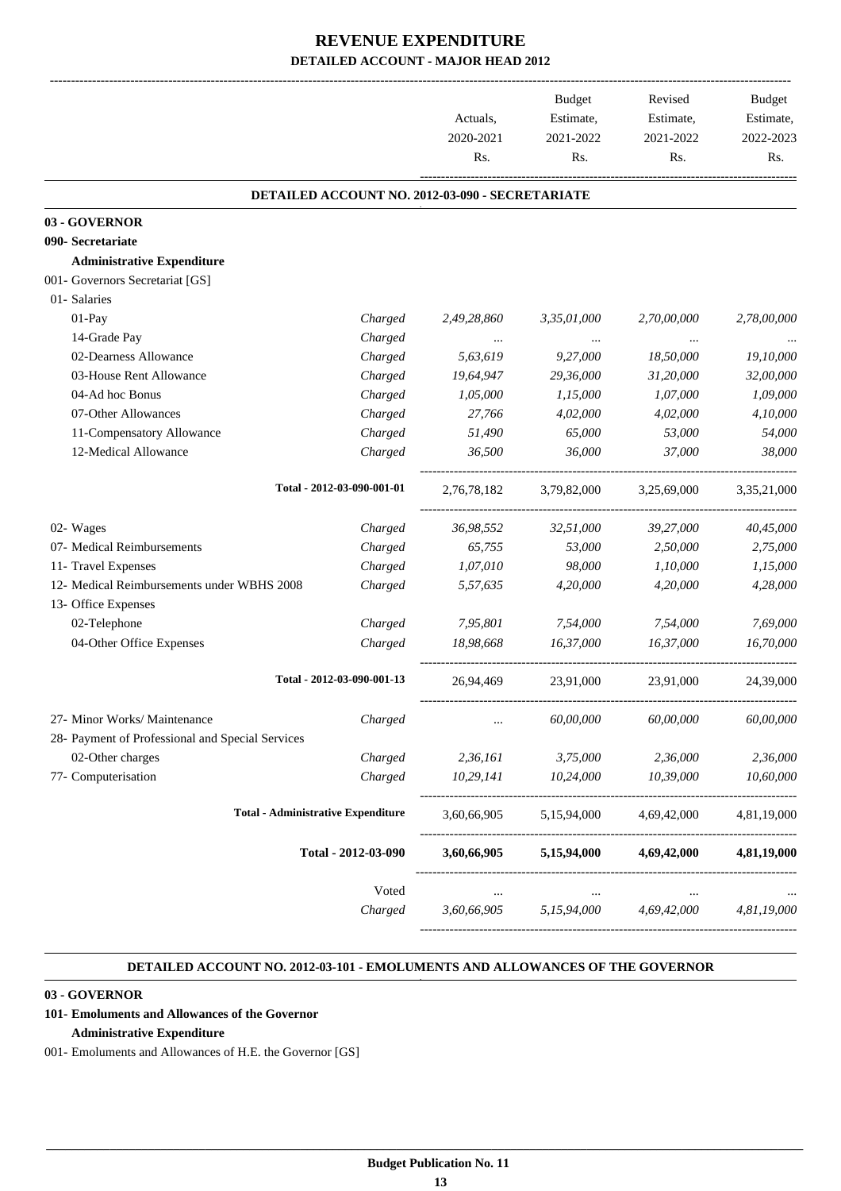# REVENUE EXPENDITURE

## DETAILED ACCOUNT - MAJOR HEAD 2012

| | | Actuals, 2020-2021 Rs. | Budget Estimate, 2021-2022 Rs. | Revised Estimate, 2021-2022 Rs. | Budget Estimate, 2022-2023 Rs. |
|---|---|---|---|---|---|
| **DETAILED ACCOUNT NO. 2012-03-090 - SECRETARIATE** | | | | | |
| **03 - GOVERNOR** | | | | | |
| **090- Secretariate** | | | | | |
| **Administrative Expenditure** | | | | | |
| 001- Governors Secretariat [GS] | | | | | |
| 01- Salaries | | | | | |
| 01-Pay | Charged | 2,49,28,860 | 3,35,01,000 | 2,70,00,000 | 2,78,00,000 |
| 14-Grade Pay | Charged | ... | ... | ... | ... |
| 02-Dearness Allowance | Charged | 5,63,619 | 9,27,000 | 18,50,000 | 19,10,000 |
| 03-House Rent Allowance | Charged | 19,64,947 | 29,36,000 | 31,20,000 | 32,00,000 |
| 04-Ad hoc Bonus | Charged | 1,05,000 | 1,15,000 | 1,07,000 | 1,09,000 |
| 07-Other Allowances | Charged | 27,766 | 4,02,000 | 4,02,000 | 4,10,000 |
| 11-Compensatory Allowance | Charged | 51,490 | 65,000 | 53,000 | 54,000 |
| 12-Medical Allowance | Charged | 36,500 | 36,000 | 37,000 | 38,000 |
| Total - 2012-03-090-001-01 | | 2,76,78,182 | 3,79,82,000 | 3,25,69,000 | 3,35,21,000 |
| 02- Wages | Charged | 36,98,552 | 32,51,000 | 39,27,000 | 40,45,000 |
| 07- Medical Reimbursements | Charged | 65,755 | 53,000 | 2,50,000 | 2,75,000 |
| 11- Travel Expenses | Charged | 1,07,010 | 98,000 | 1,10,000 | 1,15,000 |
| 12- Medical Reimbursements under WBHS 2008 | Charged | 5,57,635 | 4,20,000 | 4,20,000 | 4,28,000 |
| 13- Office Expenses | | | | | |
| 02-Telephone | Charged | 7,95,801 | 7,54,000 | 7,54,000 | 7,69,000 |
| 04-Other Office Expenses | Charged | 18,98,668 | 16,37,000 | 16,37,000 | 16,70,000 |
| Total - 2012-03-090-001-13 | | 26,94,469 | 23,91,000 | 23,91,000 | 24,39,000 |
| 27- Minor Works/ Maintenance | Charged | ... | 60,00,000 | 60,00,000 | 60,00,000 |
| 28- Payment of Professional and Special Services | | | | | |
| 02-Other charges | Charged | 2,36,161 | 3,75,000 | 2,36,000 | 2,36,000 |
| 77- Computerisation | Charged | 10,29,141 | 10,24,000 | 10,39,000 | 10,60,000 |
| **Total - Administrative Expenditure** | | 3,60,66,905 | 5,15,94,000 | 4,69,42,000 | 4,81,19,000 |
| **Total - 2012-03-090** | | **3,60,66,905** | **5,15,94,000** | **4,69,42,000** | **4,81,19,000** |
| | Voted | ... | ... | ... | ... |
| | Charged | 3,60,66,905 | 5,15,94,000 | 4,69,42,000 | 4,81,19,000 |

**DETAILED ACCOUNT NO. 2012-03-101 - EMOLUMENTS AND ALLOWANCES OF THE GOVERNOR**

**03 - GOVERNOR**

**101- Emoluments and Allowances of the Governor**

**Administrative Expenditure**

001- Emoluments and Allowances of H.E. the Governor [GS]

**Budget Publication No. 11**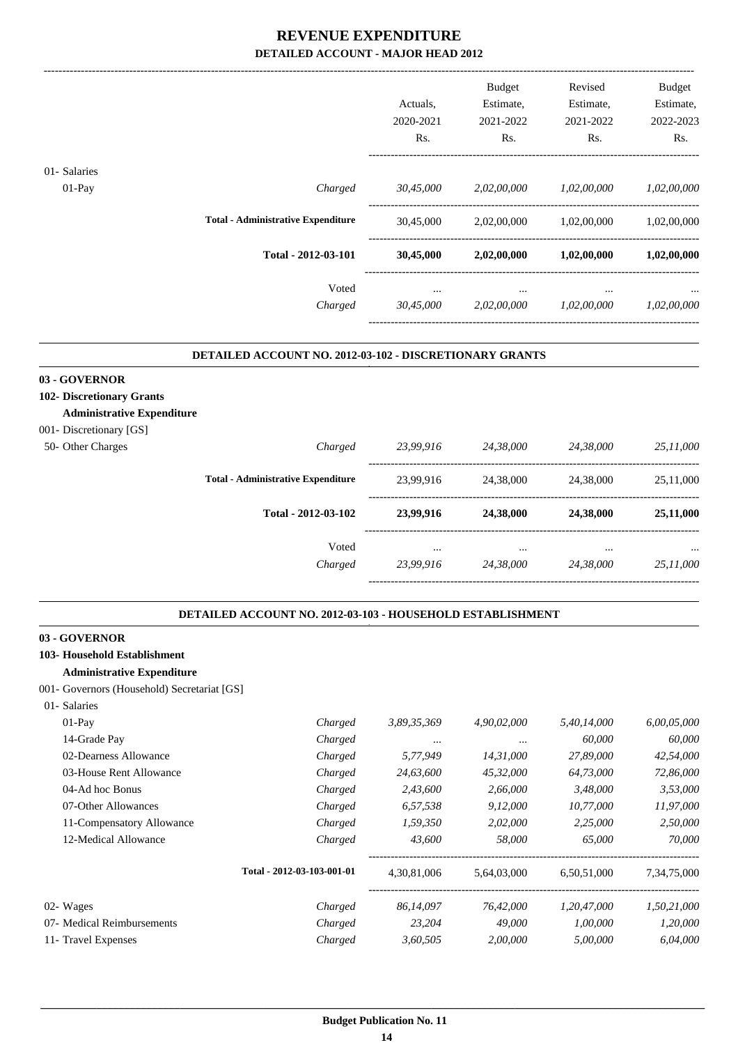# REVENUE EXPENDITURE

## DETAILED ACCOUNT - MAJOR HEAD 2012

| | | Actuals, 2020-2021 Rs. | Budget Estimate, 2021-2022 Rs. | Revised Estimate, 2021-2022 Rs. | Budget Estimate, 2022-2023 Rs. |
|---|---|---|---|---|---|
| 01- Salaries | | | | | |
| 01-Pay | *Charged* | *30,45,000* | *2,02,00,000* | *1,02,00,000* | *1,02,00,000* |
| **Total - Administrative Expenditure** | | 30,45,000 | 2,02,00,000 | 1,02,00,000 | 1,02,00,000 |
| **Total - 2012-03-101** | | **30,45,000** | **2,02,00,000** | **1,02,00,000** | **1,02,00,000** |
| | Voted | ... | ... | ... | ... |
| | *Charged* | *30,45,000* | *2,02,00,000* | *1,02,00,000* | *1,02,00,000* |

### DETAILED ACCOUNT NO. 2012-03-102 - DISCRETIONARY GRANTS

**03 - GOVERNOR**

**102- Discretionary Grants**

**Administrative Expenditure**

001- Discretionary [GS]

| | | Actuals, 2020-2021 Rs. | Budget Estimate, 2021-2022 Rs. | Revised Estimate, 2021-2022 Rs. | Budget Estimate, 2022-2023 Rs. |
|---|---|---|---|---|---|
| 50- Other Charges | *Charged* | *23,99,916* | *24,38,000* | *24,38,000* | *25,11,000* |
| **Total - Administrative Expenditure** | | 23,99,916 | 24,38,000 | 24,38,000 | 25,11,000 |
| **Total - 2012-03-102** | | **23,99,916** | **24,38,000** | **24,38,000** | **25,11,000** |
| | Voted | ... | ... | ... | ... |
| | *Charged* | *23,99,916* | *24,38,000* | *24,38,000* | *25,11,000* |

### DETAILED ACCOUNT NO. 2012-03-103 - HOUSEHOLD ESTABLISHMENT

**03 - GOVERNOR**

**103- Household Establishment**

**Administrative Expenditure**

001- Governors (Household) Secretariat [GS]

| | | Actuals, 2020-2021 Rs. | Budget Estimate, 2021-2022 Rs. | Revised Estimate, 2021-2022 Rs. | Budget Estimate, 2022-2023 Rs. |
|---|---|---|---|---|---|
| 01- Salaries | | | | | |
| 01-Pay | *Charged* | *3,89,35,369* | *4,90,02,000* | *5,40,14,000* | *6,00,05,000* |
| 14-Grade Pay | *Charged* | *...* | *...* | *60,000* | *60,000* |
| 02-Dearness Allowance | *Charged* | *5,77,949* | *14,31,000* | *27,89,000* | *42,54,000* |
| 03-House Rent Allowance | *Charged* | *24,63,600* | *45,32,000* | *64,73,000* | *72,86,000* |
| 04-Ad hoc Bonus | *Charged* | *2,43,600* | *2,66,000* | *3,48,000* | *3,53,000* |
| 07-Other Allowances | *Charged* | *6,57,538* | *9,12,000* | *10,77,000* | *11,97,000* |
| 11-Compensatory Allowance | *Charged* | *1,59,350* | *2,02,000* | *2,25,000* | *2,50,000* |
| 12-Medical Allowance | *Charged* | *43,600* | *58,000* | *65,000* | *70,000* |
| **Total - 2012-03-103-001-01** | | 4,30,81,006 | 5,64,03,000 | 6,50,51,000 | 7,34,75,000 |
| 02- Wages | *Charged* | *86,14,097* | *76,42,000* | *1,20,47,000* | *1,50,21,000* |
| 07- Medical Reimbursements | *Charged* | *23,204* | *49,000* | *1,00,000* | *1,20,000* |
| 11- Travel Expenses | *Charged* | *3,60,505* | *2,00,000* | *5,00,000* | *6,04,000* |

**Budget Publication No. 11**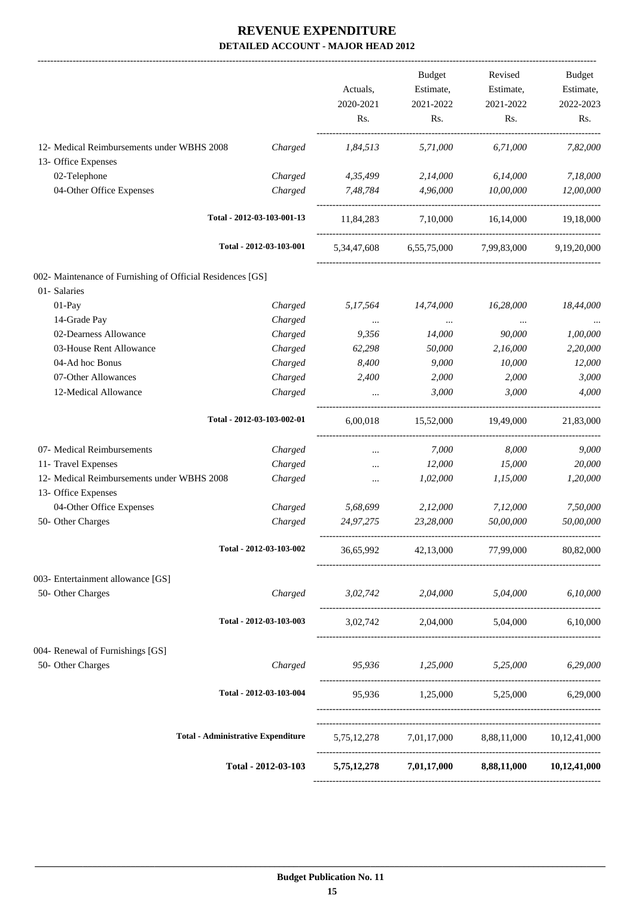# REVENUE EXPENDITURE

## DETAILED ACCOUNT - MAJOR HEAD 2012

| | | Actuals, 2020-2021 Rs. | Budget Estimate, 2021-2022 Rs. | Revised Estimate, 2021-2022 Rs. | Budget Estimate, 2022-2023 Rs. |
|---|---|---|---|---|---|
| 12- Medical Reimbursements under WBHS 2008 | Charged | 1,84,513 | 5,71,000 | 6,71,000 | 7,82,000 |
| 13- Office Expenses | | | | | |
| 02-Telephone | Charged | 4,35,499 | 2,14,000 | 6,14,000 | 7,18,000 |
| 04-Other Office Expenses | Charged | 7,48,784 | 4,96,000 | 10,00,000 | 12,00,000 |
| Total - 2012-03-103-001-13 | | 11,84,283 | 7,10,000 | 16,14,000 | 19,18,000 |
| Total - 2012-03-103-001 | | 5,34,47,608 | 6,55,75,000 | 7,99,83,000 | 9,19,20,000 |
| 002- Maintenance of Furnishing of Official Residences [GS] | | | | | |
| 01- Salaries | | | | | |
| 01-Pay | Charged | 5,17,564 | 14,74,000 | 16,28,000 | 18,44,000 |
| 14-Grade Pay | Charged | ... | ... | ... | ... |
| 02-Dearness Allowance | Charged | 9,356 | 14,000 | 90,000 | 1,00,000 |
| 03-House Rent Allowance | Charged | 62,298 | 50,000 | 2,16,000 | 2,20,000 |
| 04-Ad hoc Bonus | Charged | 8,400 | 9,000 | 10,000 | 12,000 |
| 07-Other Allowances | Charged | 2,400 | 2,000 | 2,000 | 3,000 |
| 12-Medical Allowance | Charged | ... | 3,000 | 3,000 | 4,000 |
| Total - 2012-03-103-002-01 | | 6,00,018 | 15,52,000 | 19,49,000 | 21,83,000 |
| 07- Medical Reimbursements | Charged | ... | 7,000 | 8,000 | 9,000 |
| 11- Travel Expenses | Charged | ... | 12,000 | 15,000 | 20,000 |
| 12- Medical Reimbursements under WBHS 2008 | Charged | ... | 1,02,000 | 1,15,000 | 1,20,000 |
| 13- Office Expenses | | | | | |
| 04-Other Office Expenses | Charged | 5,68,699 | 2,12,000 | 7,12,000 | 7,50,000 |
| 50- Other Charges | Charged | 24,97,275 | 23,28,000 | 50,00,000 | 50,00,000 |
| Total - 2012-03-103-002 | | 36,65,992 | 42,13,000 | 77,99,000 | 80,82,000 |
| 003- Entertainment allowance [GS] | | | | | |
| 50- Other Charges | Charged | 3,02,742 | 2,04,000 | 5,04,000 | 6,10,000 |
| Total - 2012-03-103-003 | | 3,02,742 | 2,04,000 | 5,04,000 | 6,10,000 |
| 004- Renewal of Furnishings [GS] | | | | | |
| 50- Other Charges | Charged | 95,936 | 1,25,000 | 5,25,000 | 6,29,000 |
| Total - 2012-03-103-004 | | 95,936 | 1,25,000 | 5,25,000 | 6,29,000 |
| Total - Administrative Expenditure | | 5,75,12,278 | 7,01,17,000 | 8,88,11,000 | 10,12,41,000 |
| **Total - 2012-03-103** | | **5,75,12,278** | **7,01,17,000** | **8,88,11,000** | **10,12,41,000** |

**Budget Publication No. 11**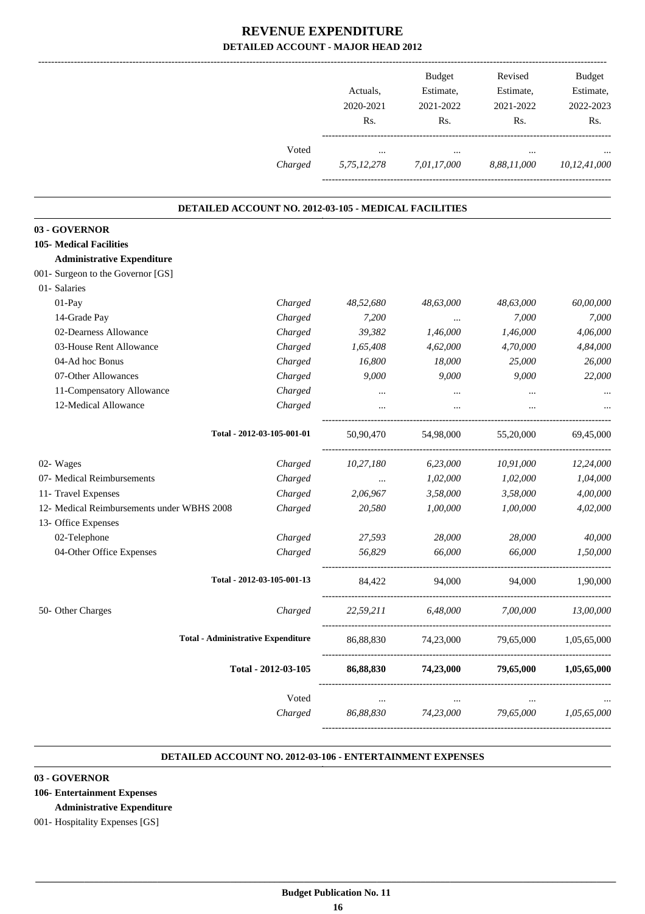# REVENUE EXPENDITURE

## DETAILED ACCOUNT - MAJOR HEAD 2012

| | | Actuals, 2020-2021 Rs. | Budget Estimate, 2021-2022 Rs. | Revised Estimate, 2021-2022 Rs. | Budget Estimate, 2022-2023 Rs. |
|---|---|---|---|---|---|
| | Voted | ... | ... | ... | ... |
| | Charged | *5,75,12,278* | *7,01,17,000* | *8,88,11,000* | *10,12,41,000* |

### DETAILED ACCOUNT NO. 2012-03-105 - MEDICAL FACILITIES

**03 - GOVERNOR**

**105- Medical Facilities**

**Administrative Expenditure**

| | | Actuals, 2020-2021 Rs. | Budget Estimate, 2021-2022 Rs. | Revised Estimate, 2021-2022 Rs. | Budget Estimate, 2022-2023 Rs. |
|---|---|---|---|---|---|
| 001- Surgeon to the Governor [GS] | | | | | |
| 01- Salaries | | | | | |
| 01-Pay | *Charged* | *48,52,680* | *48,63,000* | *48,63,000* | *60,00,000* |
| 14-Grade Pay | *Charged* | *7,200* | ... | *7,000* | *7,000* |
| 02-Dearness Allowance | *Charged* | *39,382* | *1,46,000* | *1,46,000* | *4,06,000* |
| 03-House Rent Allowance | *Charged* | *1,65,408* | *4,62,000* | *4,70,000* | *4,84,000* |
| 04-Ad hoc Bonus | *Charged* | *16,800* | *18,000* | *25,000* | *26,000* |
| 07-Other Allowances | *Charged* | *9,000* | *9,000* | *9,000* | *22,000* |
| 11-Compensatory Allowance | *Charged* | ... | ... | ... | ... |
| 12-Medical Allowance | *Charged* | ... | ... | ... | ... |
| **Total - 2012-03-105-001-01** | | 50,90,470 | 54,98,000 | 55,20,000 | 69,45,000 |
| 02- Wages | *Charged* | *10,27,180* | *6,23,000* | *10,91,000* | *12,24,000* |
| 07- Medical Reimbursements | *Charged* | ... | *1,02,000* | *1,02,000* | *1,04,000* |
| 11- Travel Expenses | *Charged* | *2,06,967* | *3,58,000* | *3,58,000* | *4,00,000* |
| 12- Medical Reimbursements under WBHS 2008 | *Charged* | *20,580* | *1,00,000* | *1,00,000* | *4,02,000* |
| 13- Office Expenses | | | | | |
| 02-Telephone | *Charged* | *27,593* | *28,000* | *28,000* | *40,000* |
| 04-Other Office Expenses | *Charged* | *56,829* | *66,000* | *66,000* | *1,50,000* |
| **Total - 2012-03-105-001-13** | | 84,422 | 94,000 | 94,000 | 1,90,000 |
| 50- Other Charges | *Charged* | *22,59,211* | *6,48,000* | *7,00,000* | *13,00,000* |
| **Total - Administrative Expenditure** | | 86,88,830 | 74,23,000 | 79,65,000 | 1,05,65,000 |
| **Total - 2012-03-105** | | **86,88,830** | **74,23,000** | **79,65,000** | **1,05,65,000** |
| | Voted | ... | ... | ... | ... |
| | *Charged* | *86,88,830* | *74,23,000* | *79,65,000* | *1,05,65,000* |

### DETAILED ACCOUNT NO. 2012-03-106 - ENTERTAINMENT EXPENSES

**03 - GOVERNOR**

**106- Entertainment Expenses**

**Administrative Expenditure**

001- Hospitality Expenses [GS]

**Budget Publication No. 11**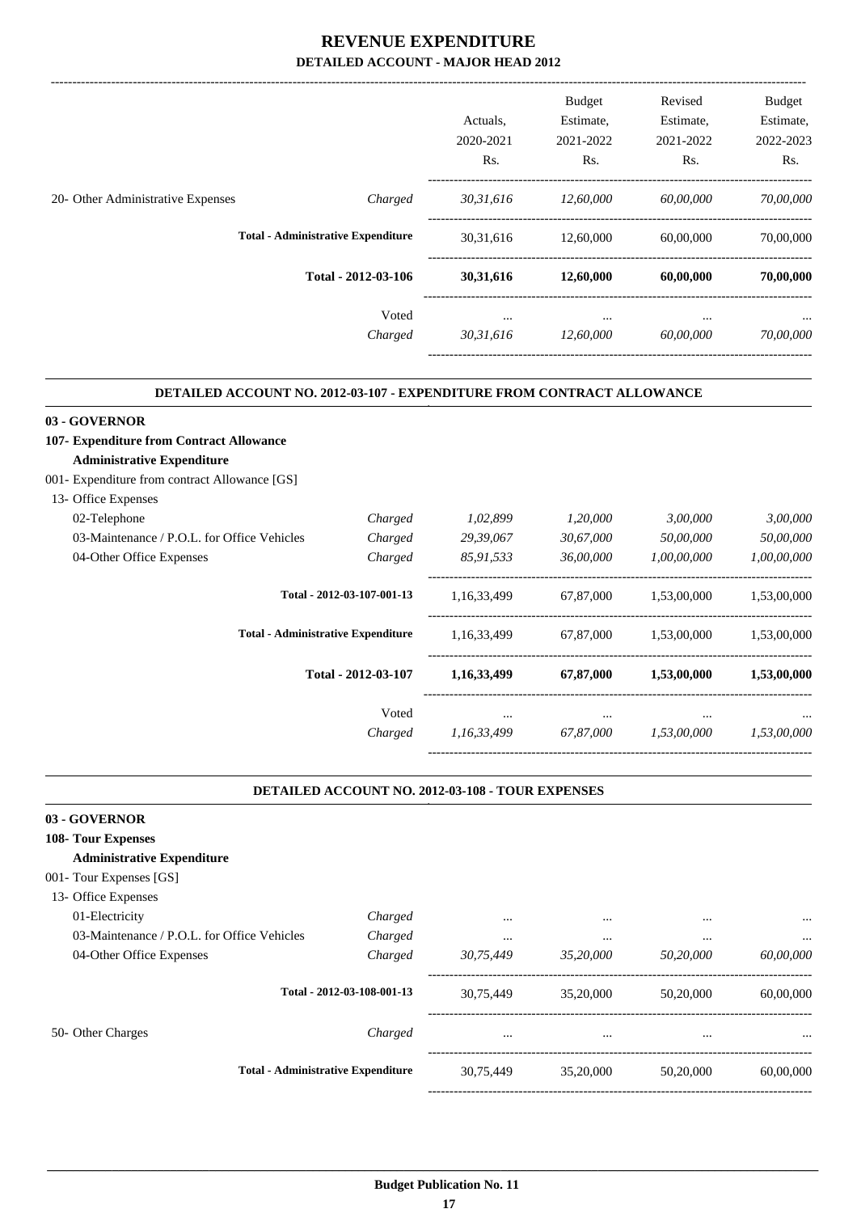# REVENUE EXPENDITURE

## DETAILED ACCOUNT - MAJOR HEAD 2012

| | | Actuals, 2020-2021 Rs. | Budget Estimate, 2021-2022 Rs. | Revised Estimate, 2021-2022 Rs. | Budget Estimate, 2022-2023 Rs. |
|---|---|---|---|---|---|
| 20- Other Administrative Expenses | *Charged* | *30,31,616* | *12,60,000* | *60,00,000* | *70,00,000* |
| **Total - Administrative Expenditure** | | 30,31,616 | 12,60,000 | 60,00,000 | 70,00,000 |
| **Total - 2012-03-106** | | **30,31,616** | **12,60,000** | **60,00,000** | **70,00,000** |
| | Voted | ... | ... | ... | ... |
| | *Charged* | *30,31,616* | *12,60,000* | *60,00,000* | *70,00,000* |

### DETAILED ACCOUNT NO. 2012-03-107 - EXPENDITURE FROM CONTRACT ALLOWANCE

**03 - GOVERNOR**

**107- Expenditure from Contract Allowance**

**Administrative Expenditure**

001- Expenditure from contract Allowance [GS]

| | | Actuals, 2020-2021 Rs. | Budget Estimate, 2021-2022 Rs. | Revised Estimate, 2021-2022 Rs. | Budget Estimate, 2022-2023 Rs. |
|---|---|---|---|---|---|
| 13- Office Expenses | | | | | |
| 02-Telephone | *Charged* | *1,02,899* | *1,20,000* | *3,00,000* | *3,00,000* |
| 03-Maintenance / P.O.L. for Office Vehicles | *Charged* | *29,39,067* | *30,67,000* | *50,00,000* | *50,00,000* |
| 04-Other Office Expenses | *Charged* | *85,91,533* | *36,00,000* | *1,00,00,000* | *1,00,00,000* |
| **Total - 2012-03-107-001-13** | | 1,16,33,499 | 67,87,000 | 1,53,00,000 | 1,53,00,000 |
| **Total - Administrative Expenditure** | | 1,16,33,499 | 67,87,000 | 1,53,00,000 | 1,53,00,000 |
| **Total - 2012-03-107** | | **1,16,33,499** | **67,87,000** | **1,53,00,000** | **1,53,00,000** |
| | Voted | ... | ... | ... | ... |
| | *Charged* | *1,16,33,499* | *67,87,000* | *1,53,00,000* | *1,53,00,000* |

### DETAILED ACCOUNT NO. 2012-03-108 - TOUR EXPENSES

**03 - GOVERNOR**

**108- Tour Expenses**

**Administrative Expenditure**

001- Tour Expenses [GS]

| | | Actuals, 2020-2021 Rs. | Budget Estimate, 2021-2022 Rs. | Revised Estimate, 2021-2022 Rs. | Budget Estimate, 2022-2023 Rs. |
|---|---|---|---|---|---|
| 13- Office Expenses | | | | | |
| 01-Electricity | *Charged* | ... | ... | ... | ... |
| 03-Maintenance / P.O.L. for Office Vehicles | *Charged* | ... | ... | ... | ... |
| 04-Other Office Expenses | *Charged* | *30,75,449* | *35,20,000* | *50,20,000* | *60,00,000* |
| **Total - 2012-03-108-001-13** | | 30,75,449 | 35,20,000 | 50,20,000 | 60,00,000 |
| 50- Other Charges | *Charged* | ... | ... | ... | ... |
| **Total - Administrative Expenditure** | | 30,75,449 | 35,20,000 | 50,20,000 | 60,00,000 |

**Budget Publication No. 11**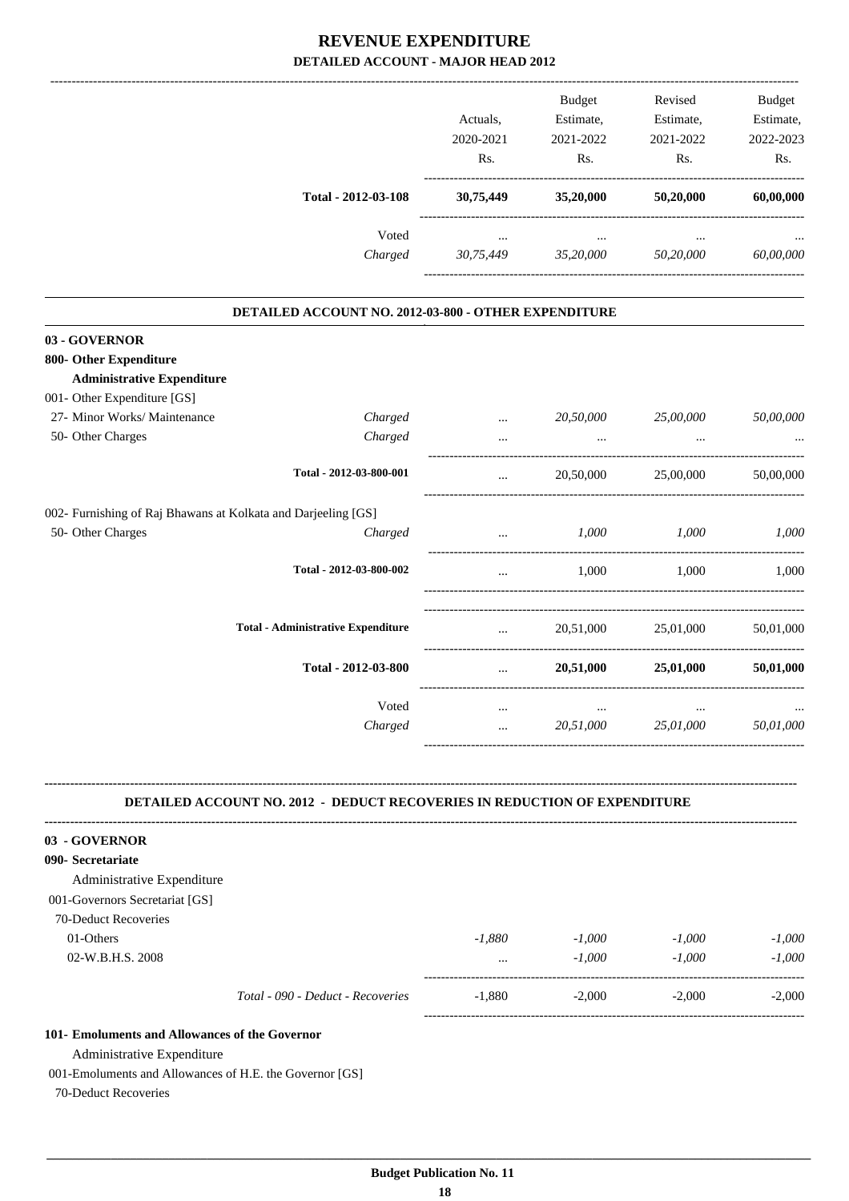# REVENUE EXPENDITURE

## DETAILED ACCOUNT - MAJOR HEAD 2012

| | | Actuals, 2020-2021 Rs. | Budget Estimate, 2021-2022 Rs. | Revised Estimate, 2021-2022 Rs. | Budget Estimate, 2022-2023 Rs. |
|---|---|---|---|---|---|
| **Total - 2012-03-108** | | **30,75,449** | **35,20,000** | **50,20,000** | **60,00,000** |
| Voted | | ... | ... | ... | ... |
| *Charged* | | *30,75,449* | *35,20,000* | *50,20,000* | *60,00,000* |

### DETAILED ACCOUNT NO. 2012-03-800 - OTHER EXPENDITURE

| | | Actuals, 2020-2021 Rs. | Budget Estimate, 2021-2022 Rs. | Revised Estimate, 2021-2022 Rs. | Budget Estimate, 2022-2023 Rs. |
|---|---|---|---|---|---|
| **03 - GOVERNOR** | | | | | |
| **800- Other Expenditure** | | | | | |
| **Administrative Expenditure** | | | | | |
| 001- Other Expenditure [GS] | | | | | |
| 27- Minor Works/ Maintenance | *Charged* | ... | *20,50,000* | *25,00,000* | *50,00,000* |
| 50- Other Charges | *Charged* | ... | ... | ... | ... |
| **Total - 2012-03-800-001** | | ... | 20,50,000 | 25,00,000 | 50,00,000 |
| 002- Furnishing of Raj Bhawans at Kolkata and Darjeeling [GS] | | | | | |
| 50- Other Charges | *Charged* | ... | *1,000* | *1,000* | *1,000* |
| **Total - 2012-03-800-002** | | ... | 1,000 | 1,000 | 1,000 |
| **Total - Administrative Expenditure** | | ... | 20,51,000 | 25,01,000 | 50,01,000 |
| **Total - 2012-03-800** | | ... | **20,51,000** | **25,01,000** | **50,01,000** |
| Voted | | ... | ... | ... | ... |
| *Charged* | | ... | *20,51,000* | *25,01,000* | *50,01,000* |

### DETAILED ACCOUNT NO. 2012 - DEDUCT RECOVERIES IN REDUCTION OF EXPENDITURE

| | | Actuals, 2020-2021 Rs. | Budget Estimate, 2021-2022 Rs. | Revised Estimate, 2021-2022 Rs. | Budget Estimate, 2022-2023 Rs. |
|---|---|---|---|---|---|
| **03 - GOVERNOR** | | | | | |
| **090- Secretariat** | | | | | |
| Administrative Expenditure | | | | | |
| 001-Governors Secretariat [GS] | | | | | |
| 70-Deduct Recoveries | | | | | |
| 01-Others | | *-1,880* | *-1,000* | *-1,000* | *-1,000* |
| 02-W.B.H.S. 2008 | | ... | *-1,000* | *-1,000* | *-1,000* |
| *Total - 090 - Deduct - Recoveries* | | -1,880 | -2,000 | -2,000 | -2,000 |
| **101- Emoluments and Allowances of the Governor** | | | | | |
| Administrative Expenditure | | | | | |
| 001-Emoluments and Allowances of H.E. the Governor [GS] | | | | | |
| 70-Deduct Recoveries | | | | | |

**Budget Publication No. 11**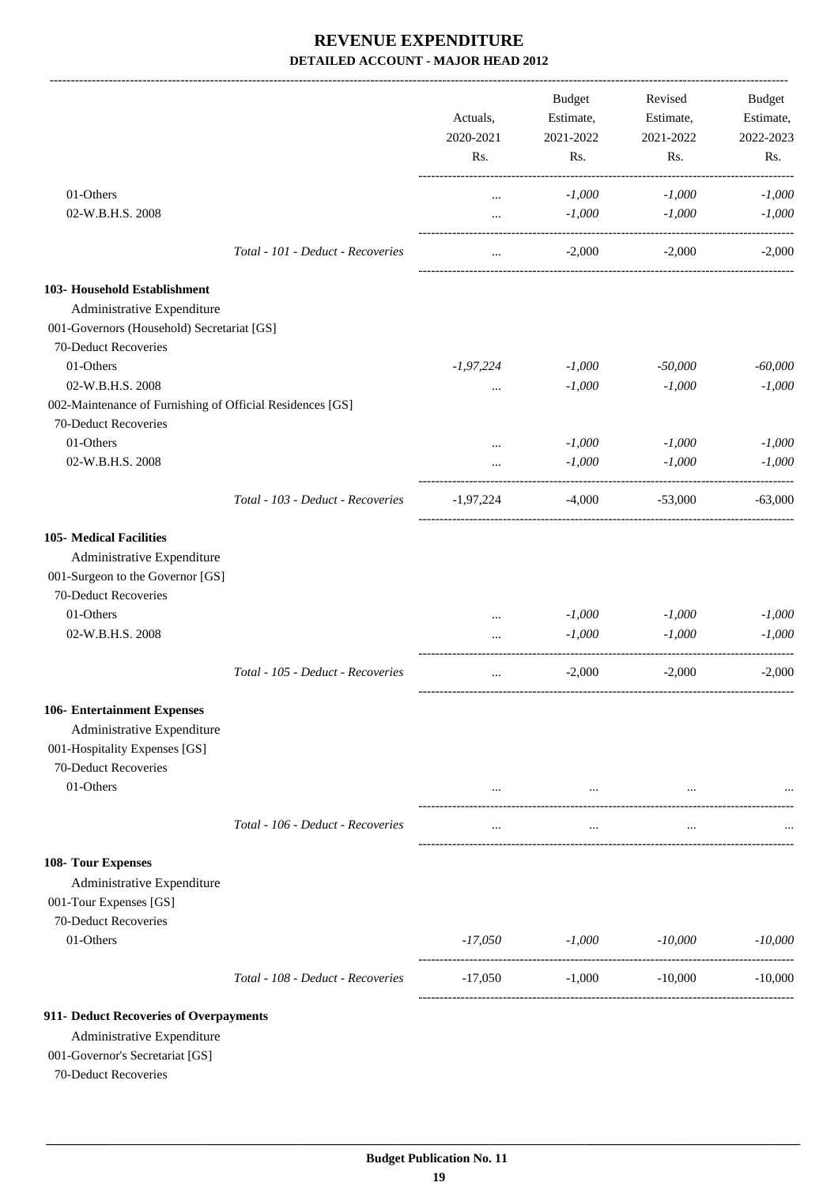# REVENUE EXPENDITURE

## DETAILED ACCOUNT - MAJOR HEAD 2012

| | Actuals, 2020-2021 Rs. | Budget Estimate, 2021-2022 Rs. | Revised Estimate, 2021-2022 Rs. | Budget Estimate, 2022-2023 Rs. |
|---|---|---|---|---|
| 01-Others | ... | *-1,000* | *-1,000* | *-1,000* |
| 02-W.B.H.S. 2008 | ... | *-1,000* | *-1,000* | *-1,000* |
| *Total - 101 - Deduct - Recoveries* | ... | -2,000 | -2,000 | -2,000 |
| **103- Household Establishment** | | | | |
| Administrative Expenditure | | | | |
| 001-Governors (Household) Secretariat [GS] | | | | |
| 70-Deduct Recoveries | | | | |
| 01-Others | *-1,97,224* | *-1,000* | *-50,000* | *-60,000* |
| 02-W.B.H.S. 2008 | ... | *-1,000* | *-1,000* | *-1,000* |
| 002-Maintenance of Furnishing of Official Residences [GS] | | | | |
| 70-Deduct Recoveries | | | | |
| 01-Others | ... | *-1,000* | *-1,000* | *-1,000* |
| 02-W.B.H.S. 2008 | ... | *-1,000* | *-1,000* | *-1,000* |
| *Total - 103 - Deduct - Recoveries* | -1,97,224 | -4,000 | -53,000 | -63,000 |
| **105- Medical Facilities** | | | | |
| Administrative Expenditure | | | | |
| 001-Surgeon to the Governor [GS] | | | | |
| 70-Deduct Recoveries | | | | |
| 01-Others | ... | *-1,000* | *-1,000* | *-1,000* |
| 02-W.B.H.S. 2008 | ... | *-1,000* | *-1,000* | *-1,000* |
| *Total - 105 - Deduct - Recoveries* | ... | -2,000 | -2,000 | -2,000 |
| **106- Entertainment Expenses** | | | | |
| Administrative Expenditure | | | | |
| 001-Hospitality Expenses [GS] | | | | |
| 70-Deduct Recoveries | | | | |
| 01-Others | ... | ... | ... | ... |
| *Total - 106 - Deduct - Recoveries* | ... | ... | ... | ... |
| **108- Tour Expenses** | | | | |
| Administrative Expenditure | | | | |
| 001-Tour Expenses [GS] | | | | |
| 70-Deduct Recoveries | | | | |
| 01-Others | *-17,050* | *-1,000* | *-10,000* | *-10,000* |
| *Total - 108 - Deduct - Recoveries* | -17,050 | -1,000 | -10,000 | -10,000 |
| **911- Deduct Recoveries of Overpayments** | | | | |
| Administrative Expenditure | | | | |
| 001-Governor's Secretariat [GS] | | | | |
| 70-Deduct Recoveries | | | | |

**Budget Publication No. 11**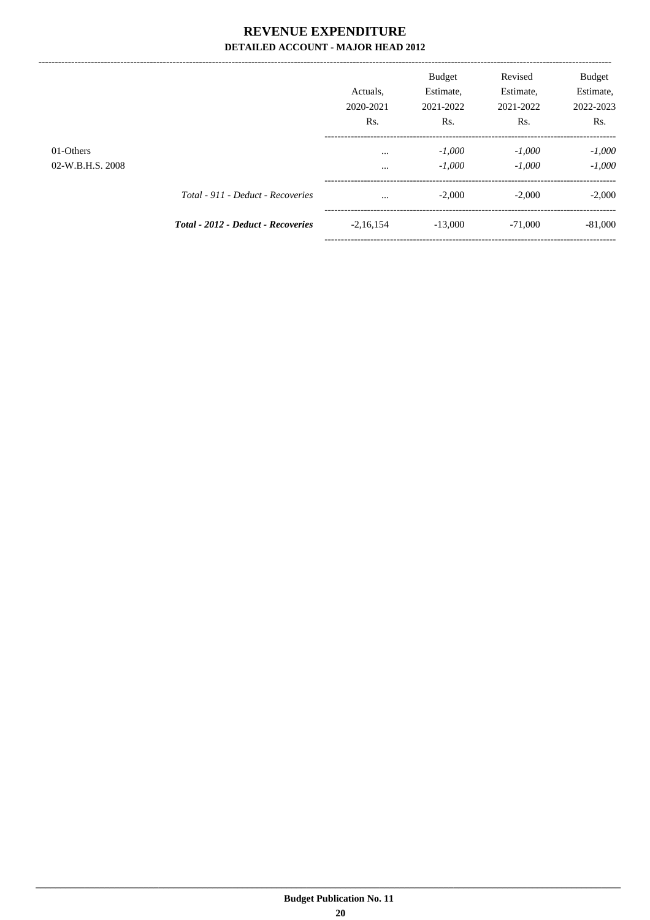# REVENUE EXPENDITURE

## DETAILED ACCOUNT - MAJOR HEAD 2012

| | | Actuals, 2020-2021 Rs. | Budget Estimate, 2021-2022 Rs. | Revised Estimate, 2021-2022 Rs. | Budget Estimate, 2022-2023 Rs. |
|---|---|---|---|---|---|
| 01-Others | | ... | *-1,000* | *-1,000* | *-1,000* |
| 02-W.B.H.S. 2008 | | ... | *-1,000* | *-1,000* | *-1,000* |
| | *Total - 911 - Deduct - Recoveries* | ... | -2,000 | -2,000 | -2,000 |
| | ***Total - 2012 - Deduct - Recoveries*** | -2,16,154 | -13,000 | -71,000 | -81,000 |

**Budget Publication No. 11**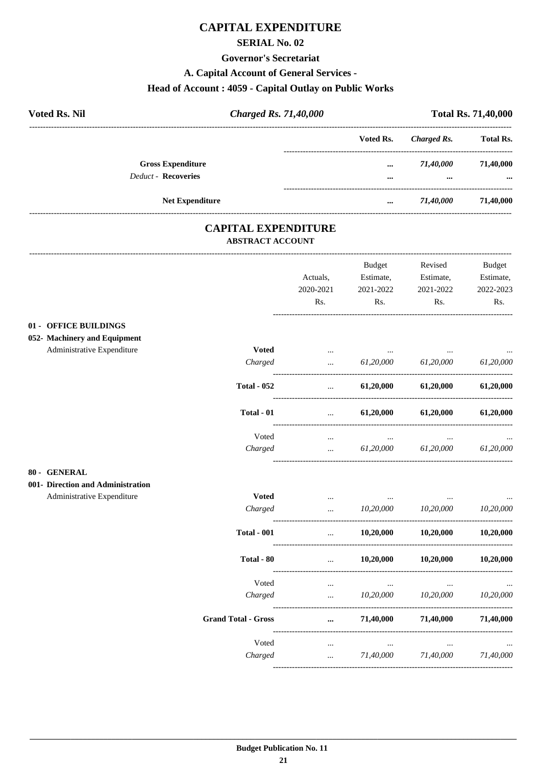# CAPITAL EXPENDITURE

## SERIAL No. 02

### Governor's Secretariat

### A. Capital Account of General Services -

### Head of Account : 4059 - Capital Outlay on Public Works

| Voted Rs. Nil | *Charged Rs. 71,40,000* | Total Rs. 71,40,000 |
|---|---|---|

| | Voted Rs. | *Charged Rs.* | Total Rs. |
|---|---|---|---|
| **Gross Expenditure** | ... | *71,40,000* | 71,40,000 |
| *Deduct* - **Recoveries** | ... | ... | ... |
| **Net Expenditure** | ... | *71,40,000* | 71,40,000 |

## CAPITAL EXPENDITURE

**ABSTRACT ACCOUNT**

| | | Actuals, 2020-2021 Rs. | Budget Estimate, 2021-2022 Rs. | Revised Estimate, 2021-2022 Rs. | Budget Estimate, 2022-2023 Rs. |
|---|---|---|---|---|---|
| **01 - OFFICE BUILDINGS** | | | | | |
| **052- Machinery and Equipment** | | | | | |
| Administrative Expenditure | **Voted** | ... | ... | ... | ... |
| | *Charged* | ... | *61,20,000* | *61,20,000* | *61,20,000* |
| | **Total - 052** | ... | **61,20,000** | **61,20,000** | **61,20,000** |
| | **Total - 01** | ... | **61,20,000** | **61,20,000** | **61,20,000** |
| | Voted | ... | ... | ... | ... |
| | *Charged* | ... | *61,20,000* | *61,20,000* | *61,20,000* |
| **80 - GENERAL** | | | | | |
| **001- Direction and Administration** | | | | | |
| Administrative Expenditure | **Voted** | ... | ... | ... | ... |
| | *Charged* | ... | *10,20,000* | *10,20,000* | *10,20,000* |
| | **Total - 001** | ... | **10,20,000** | **10,20,000** | **10,20,000** |
| | **Total - 80** | ... | **10,20,000** | **10,20,000** | **10,20,000** |
| | Voted | ... | ... | ... | ... |
| | *Charged* | ... | *10,20,000* | *10,20,000* | *10,20,000* |
| | **Grand Total - Gross** | ... | **71,40,000** | **71,40,000** | **71,40,000** |
| | Voted | ... | ... | ... | ... |
| | *Charged* | ... | *71,40,000* | *71,40,000* | *71,40,000* |

**Budget Publication No. 11**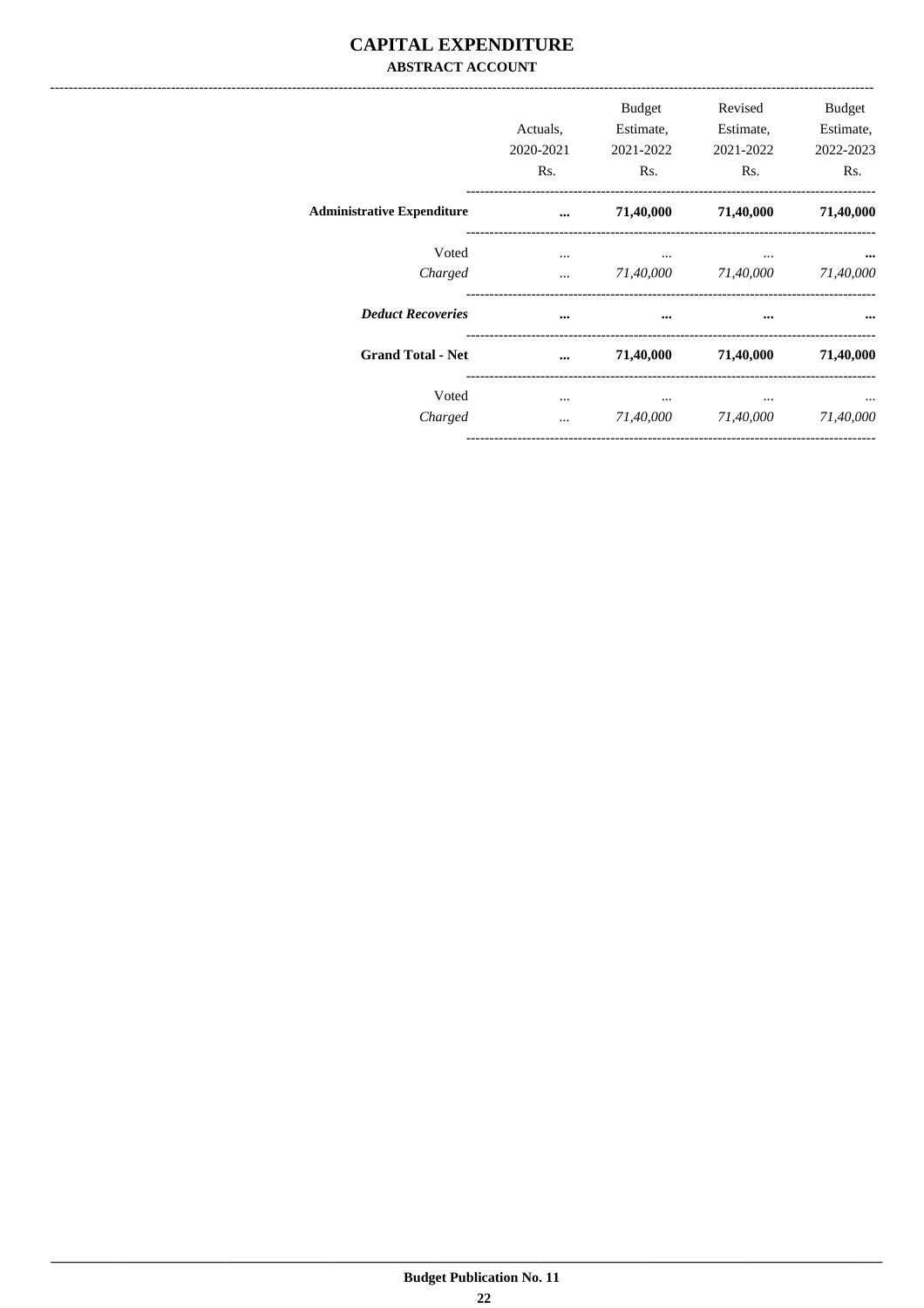# CAPITAL EXPENDITURE

## ABSTRACT ACCOUNT

| | Actuals, 2020-2021 Rs. | Budget Estimate, 2021-2022 Rs. | Revised Estimate, 2021-2022 Rs. | Budget Estimate, 2022-2023 Rs. |
|---|---|---|---|---|
| **Administrative Expenditure** | **...** | **71,40,000** | **71,40,000** | **71,40,000** |
| Voted | ... | ... | ... | **...** |
| *Charged* | ... | *71,40,000* | *71,40,000* | *71,40,000* |
| ***Deduct Recoveries*** | **...** | **...** | **...** | **...** |
| **Grand Total - Net** | **...** | **71,40,000** | **71,40,000** | **71,40,000** |
| Voted | ... | ... | ... | ... |
| *Charged* | ... | *71,40,000* | *71,40,000* | *71,40,000* |

**Budget Publication No. 11**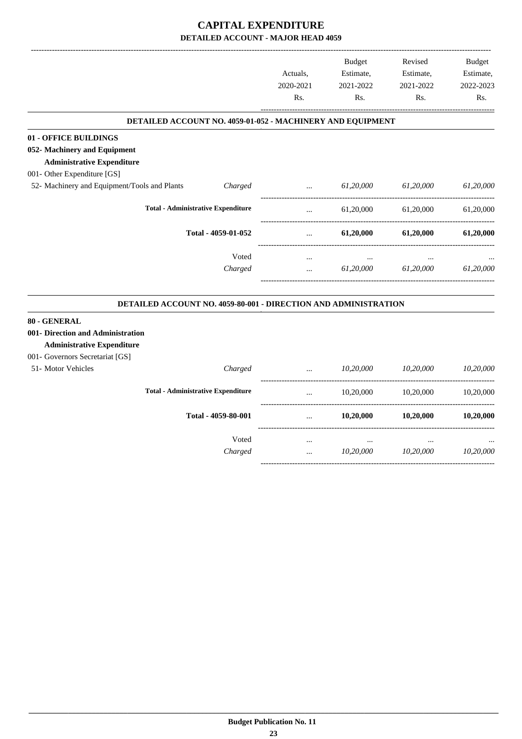# CAPITAL EXPENDITURE

## DETAILED ACCOUNT - MAJOR HEAD 4059

| | | Actuals, 2020-2021 Rs. | Budget Estimate, 2021-2022 Rs. | Revised Estimate, 2021-2022 Rs. | Budget Estimate, 2022-2023 Rs. |
|---|---|---|---|---|---|
| **DETAILED ACCOUNT NO. 4059-01-052 - MACHINERY AND EQUIPMENT** | | | | | |
| **01 - OFFICE BUILDINGS** | | | | | |
| **052- Machinery and Equipment** | | | | | |
| **Administrative Expenditure** | | | | | |
| 001- Other Expenditure [GS] | | | | | |
| 52- Machinery and Equipment/Tools and Plants | *Charged* | ... | *61,20,000* | *61,20,000* | *61,20,000* |
| **Total - Administrative Expenditure** | | ... | 61,20,000 | 61,20,000 | 61,20,000 |
| **Total - 4059-01-052** | | ... | **61,20,000** | **61,20,000** | **61,20,000** |
| | Voted | ... | ... | ... | ... |
| | *Charged* | ... | *61,20,000* | *61,20,000* | *61,20,000* |
| **DETAILED ACCOUNT NO. 4059-80-001 - DIRECTION AND ADMINISTRATION** | | | | | |
| **80 - GENERAL** | | | | | |
| **001- Direction and Administration** | | | | | |
| **Administrative Expenditure** | | | | | |
| 001- Governors Secretariat [GS] | | | | | |
| 51- Motor Vehicles | *Charged* | ... | *10,20,000* | *10,20,000* | *10,20,000* |
| **Total - Administrative Expenditure** | | ... | 10,20,000 | 10,20,000 | 10,20,000 |
| **Total - 4059-80-001** | | ... | **10,20,000** | **10,20,000** | **10,20,000** |
| | Voted | ... | ... | ... | ... |
| | *Charged* | ... | *10,20,000* | *10,20,000* | *10,20,000* |

**Budget Publication No. 11**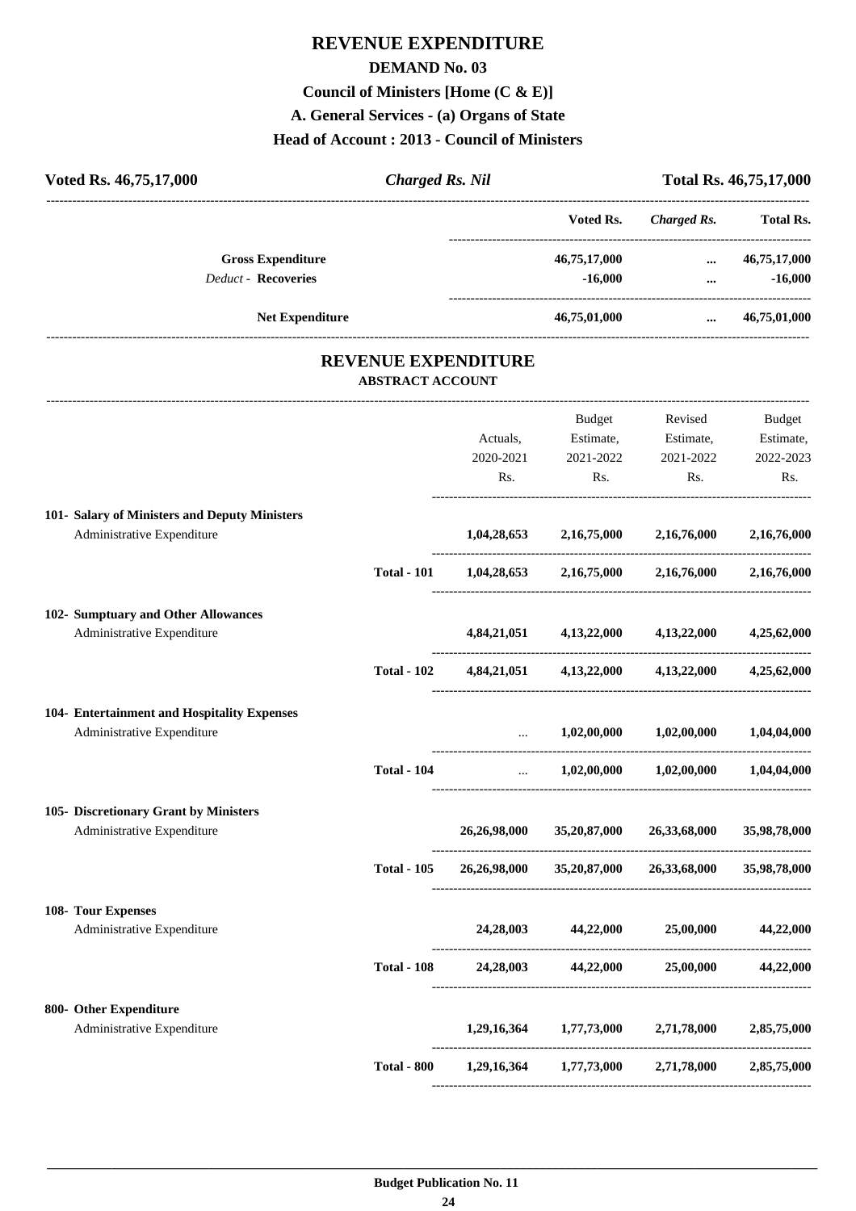# REVENUE EXPENDITURE

## DEMAND No. 03

### Council of Ministers [Home (C & E)]

### A. General Services - (a) Organs of State

### Head of Account : 2013 - Council of Ministers

**Voted Rs. 46,75,17,000** | ***Charged Rs. Nil*** | **Total Rs. 46,75,17,000**

| | Voted Rs. | *Charged Rs.* | Total Rs. |
|---|---|---|---|
| **Gross Expenditure** | **46,75,17,000** | **...** | **46,75,17,000** |
| *Deduct -* **Recoveries** | **-16,000** | **...** | **-16,000** |
| **Net Expenditure** | **46,75,01,000** | **...** | **46,75,01,000** |

## REVENUE EXPENDITURE

### ABSTRACT ACCOUNT

| | | Actuals, 2020-2021 Rs. | Budget Estimate, 2021-2022 Rs. | Revised Estimate, 2021-2022 Rs. | Budget Estimate, 2022-2023 Rs. |
|---|---|---|---|---|---|
| **101- Salary of Ministers and Deputy Ministers** | | | | | |
| Administrative Expenditure | | **1,04,28,653** | **2,16,75,000** | **2,16,76,000** | **2,16,76,000** |
| | **Total - 101** | **1,04,28,653** | **2,16,75,000** | **2,16,76,000** | **2,16,76,000** |
| **102- Sumptuary and Other Allowances** | | | | | |
| Administrative Expenditure | | **4,84,21,051** | **4,13,22,000** | **4,13,22,000** | **4,25,62,000** |
| | **Total - 102** | **4,84,21,051** | **4,13,22,000** | **4,13,22,000** | **4,25,62,000** |
| **104- Entertainment and Hospitality Expenses** | | | | | |
| Administrative Expenditure | | ... | **1,02,00,000** | **1,02,00,000** | **1,04,04,000** |
| | **Total - 104** | ... | **1,02,00,000** | **1,02,00,000** | **1,04,04,000** |
| **105- Discretionary Grant by Ministers** | | | | | |
| Administrative Expenditure | | **26,26,98,000** | **35,20,87,000** | **26,33,68,000** | **35,98,78,000** |
| | **Total - 105** | **26,26,98,000** | **35,20,87,000** | **26,33,68,000** | **35,98,78,000** |
| **108- Tour Expenses** | | | | | |
| Administrative Expenditure | | **24,28,003** | **44,22,000** | **25,00,000** | **44,22,000** |
| | **Total - 108** | **24,28,003** | **44,22,000** | **25,00,000** | **44,22,000** |
| **800- Other Expenditure** | | | | | |
| Administrative Expenditure | | **1,29,16,364** | **1,77,73,000** | **2,71,78,000** | **2,85,75,000** |
| | **Total - 800** | **1,29,16,364** | **1,77,73,000** | **2,71,78,000** | **2,85,75,000** |

**Budget Publication No. 11**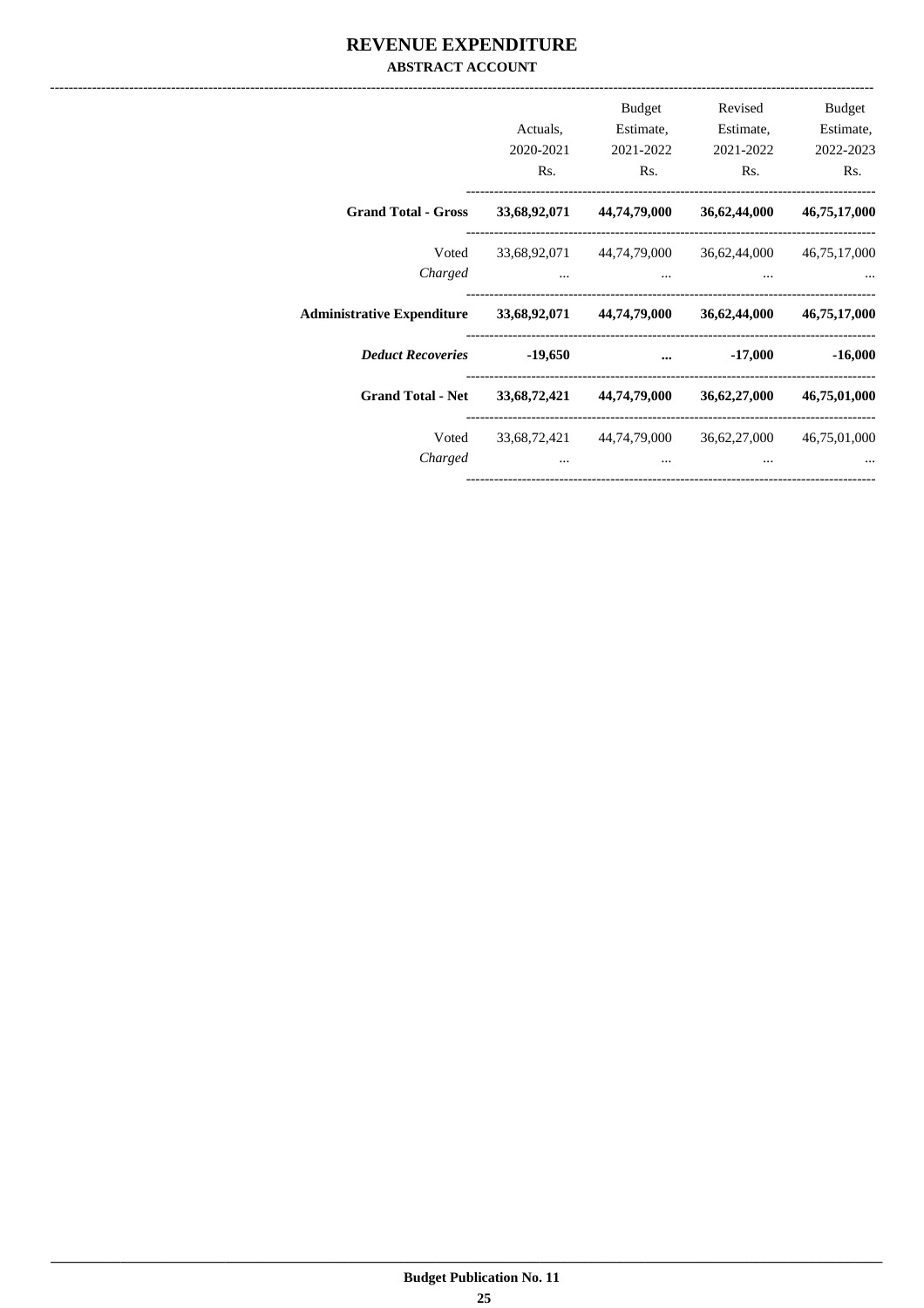# REVENUE EXPENDITURE

## ABSTRACT ACCOUNT

| | Actuals, 2020-2021 Rs. | Budget Estimate, 2021-2022 Rs. | Revised Estimate, 2021-2022 Rs. | Budget Estimate, 2022-2023 Rs. |
|---|---|---|---|---|
| **Grand Total - Gross** | **33,68,92,071** | **44,74,79,000** | **36,62,44,000** | **46,75,17,000** |
| Voted | 33,68,92,071 | 44,74,79,000 | 36,62,44,000 | 46,75,17,000 |
| *Charged* | ... | ... | ... | ... |
| **Administrative Expenditure** | **33,68,92,071** | **44,74,79,000** | **36,62,44,000** | **46,75,17,000** |
| ***Deduct Recoveries*** | **-19,650** | **...** | **-17,000** | **-16,000** |
| **Grand Total - Net** | **33,68,72,421** | **44,74,79,000** | **36,62,27,000** | **46,75,01,000** |
| Voted | 33,68,72,421 | 44,74,79,000 | 36,62,27,000 | 46,75,01,000 |
| *Charged* | ... | ... | ... | ... |

**Budget Publication No. 11**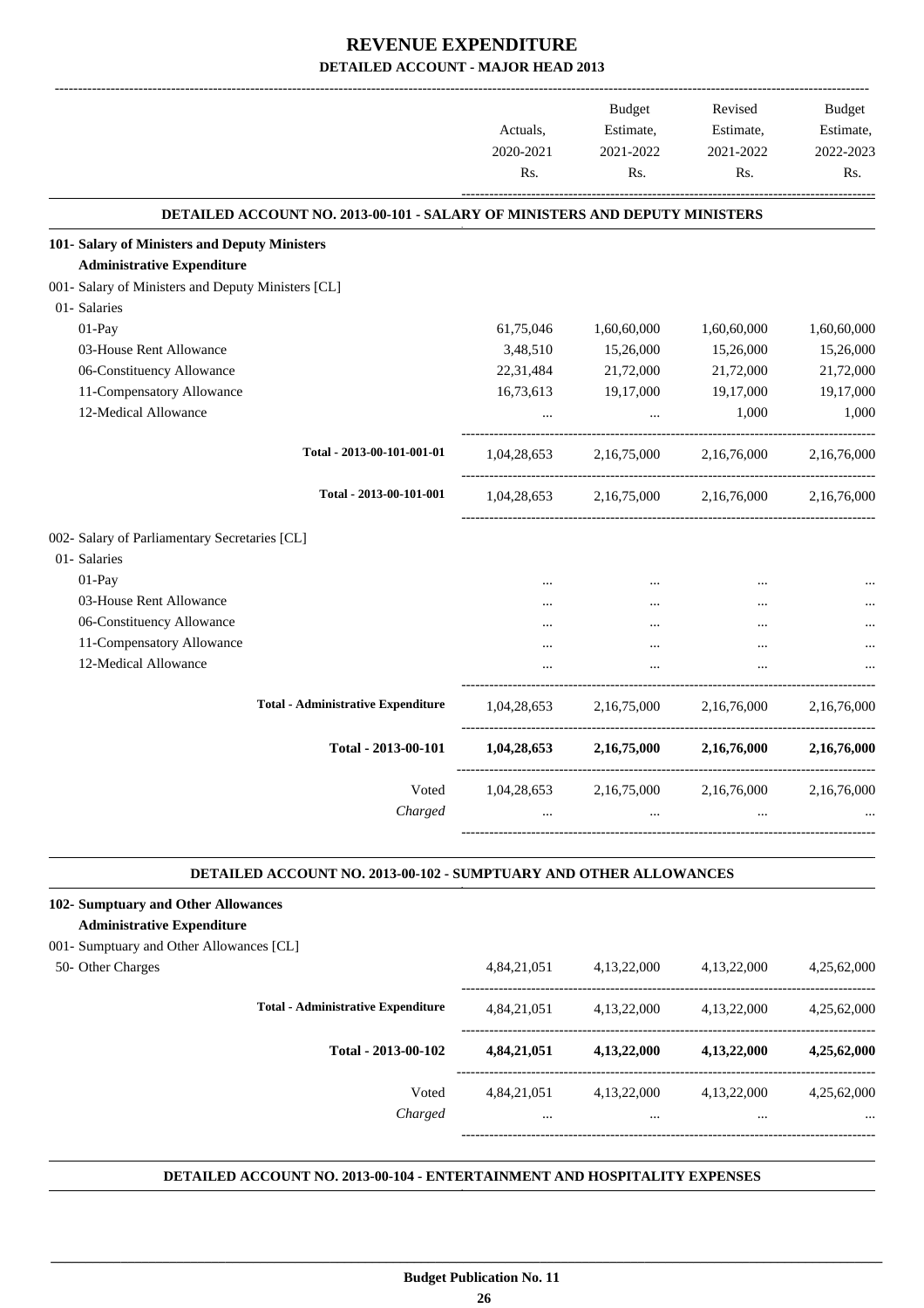# REVENUE EXPENDITURE

## DETAILED ACCOUNT - MAJOR HEAD 2013

| | Actuals, 2020-2021 Rs. | Budget Estimate, 2021-2022 Rs. | Revised Estimate, 2021-2022 Rs. | Budget Estimate, 2022-2023 Rs. |
|---|---|---|---|---|

### DETAILED ACCOUNT NO. 2013-00-101 - SALARY OF MINISTERS AND DEPUTY MINISTERS

| | Actuals, 2020-2021 Rs. | Budget Estimate, 2021-2022 Rs. | Revised Estimate, 2021-2022 Rs. | Budget Estimate, 2022-2023 Rs. |
|---|---|---|---|---|
| **101- Salary of Ministers and Deputy Ministers** | | | | |
| **Administrative Expenditure** | | | | |
| 001- Salary of Ministers and Deputy Ministers [CL] | | | | |
| 01- Salaries | | | | |
| 01-Pay | 61,75,046 | 1,60,60,000 | 1,60,60,000 | 1,60,60,000 |
| 03-House Rent Allowance | 3,48,510 | 15,26,000 | 15,26,000 | 15,26,000 |
| 06-Constituency Allowance | 22,31,484 | 21,72,000 | 21,72,000 | 21,72,000 |
| 11-Compensatory Allowance | 16,73,613 | 19,17,000 | 19,17,000 | 19,17,000 |
| 12-Medical Allowance | ... | ... | 1,000 | 1,000 |
| Total - 2013-00-101-001-01 | 1,04,28,653 | 2,16,75,000 | 2,16,76,000 | 2,16,76,000 |
| Total - 2013-00-101-001 | 1,04,28,653 | 2,16,75,000 | 2,16,76,000 | 2,16,76,000 |
| 002- Salary of Parliamentary Secretaries [CL] | | | | |
| 01- Salaries | | | | |
| 01-Pay | ... | ... | ... | ... |
| 03-House Rent Allowance | ... | ... | ... | ... |
| 06-Constituency Allowance | ... | ... | ... | ... |
| 11-Compensatory Allowance | ... | ... | ... | ... |
| 12-Medical Allowance | ... | ... | ... | ... |
| **Total - Administrative Expenditure** | 1,04,28,653 | 2,16,75,000 | 2,16,76,000 | 2,16,76,000 |
| **Total - 2013-00-101** | **1,04,28,653** | **2,16,75,000** | **2,16,76,000** | **2,16,76,000** |
| Voted | 1,04,28,653 | 2,16,75,000 | 2,16,76,000 | 2,16,76,000 |
| *Charged* | ... | ... | ... | ... |

### DETAILED ACCOUNT NO. 2013-00-102 - SUMPTUARY AND OTHER ALLOWANCES

| | Actuals, 2020-2021 Rs. | Budget Estimate, 2021-2022 Rs. | Revised Estimate, 2021-2022 Rs. | Budget Estimate, 2022-2023 Rs. |
|---|---|---|---|---|
| **102- Sumptuary and Other Allowances** | | | | |
| **Administrative Expenditure** | | | | |
| 001- Sumptuary and Other Allowances [CL] | | | | |
| 50- Other Charges | 4,84,21,051 | 4,13,22,000 | 4,13,22,000 | 4,25,62,000 |
| **Total - Administrative Expenditure** | 4,84,21,051 | 4,13,22,000 | 4,13,22,000 | 4,25,62,000 |
| **Total - 2013-00-102** | **4,84,21,051** | **4,13,22,000** | **4,13,22,000** | **4,25,62,000** |
| Voted | 4,84,21,051 | 4,13,22,000 | 4,13,22,000 | 4,25,62,000 |
| *Charged* | ... | ... | ... | ... |

### DETAILED ACCOUNT NO. 2013-00-104 - ENTERTAINMENT AND HOSPITALITY EXPENSES

**Budget Publication No. 11**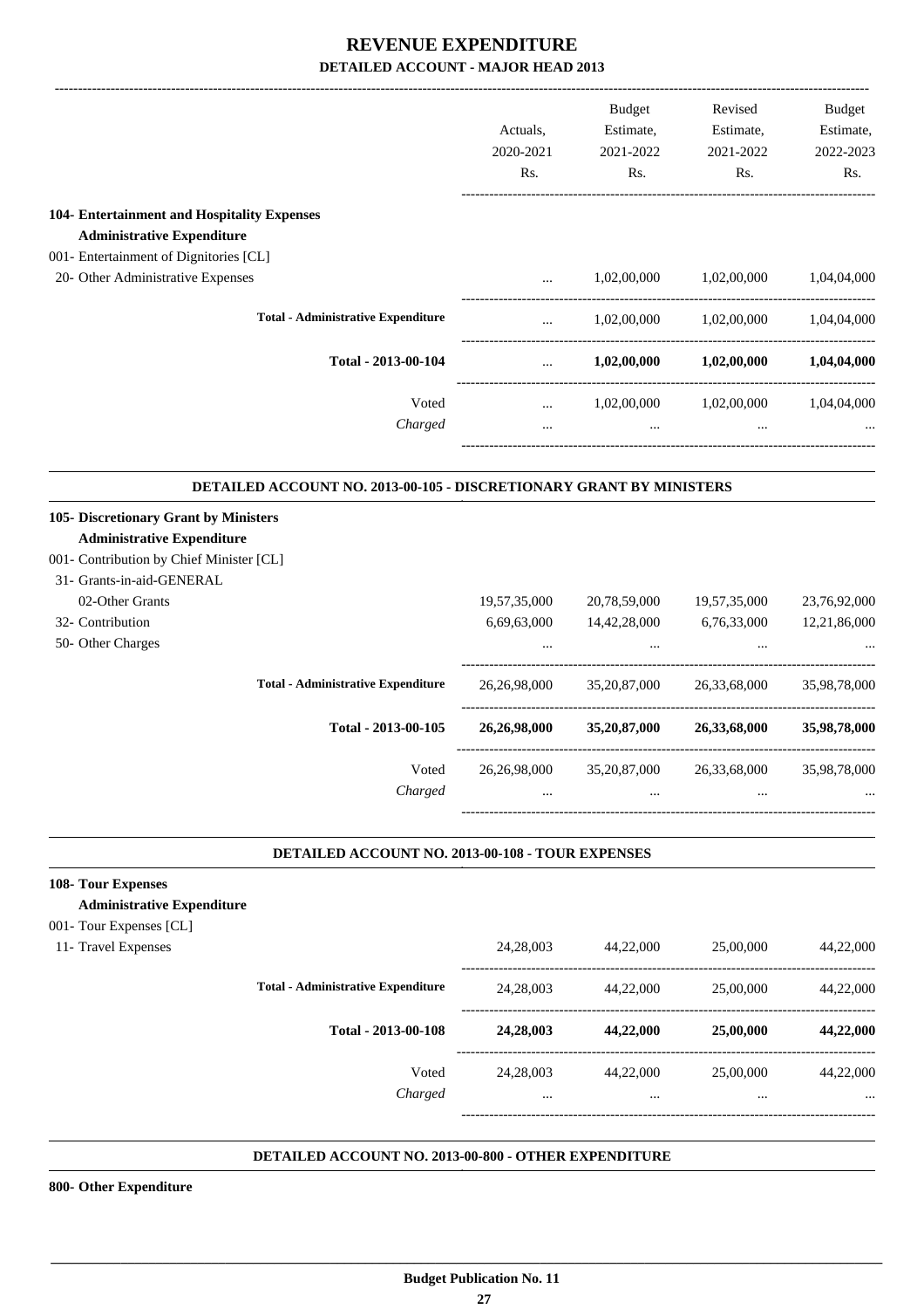# REVENUE EXPENDITURE

## DETAILED ACCOUNT - MAJOR HEAD 2013

| | Actuals, 2020-2021 Rs. | Budget Estimate, 2021-2022 Rs. | Revised Estimate, 2021-2022 Rs. | Budget Estimate, 2022-2023 Rs. |
|---|---|---|---|---|
| **104- Entertainment and Hospitality Expenses** | | | | |
| **Administrative Expenditure** | | | | |
| 001- Entertainment of Dignitories [CL] | | | | |
| 20- Other Administrative Expenses | ... | 1,02,00,000 | 1,02,00,000 | 1,04,04,000 |
| **Total - Administrative Expenditure** | ... | 1,02,00,000 | 1,02,00,000 | 1,04,04,000 |
| **Total - 2013-00-104** | ... | **1,02,00,000** | **1,02,00,000** | **1,04,04,000** |
| Voted | ... | 1,02,00,000 | 1,02,00,000 | 1,04,04,000 |
| *Charged* | ... | ... | ... | ... |

### DETAILED ACCOUNT NO. 2013-00-105 - DISCRETIONARY GRANT BY MINISTERS

| | Actuals, 2020-2021 Rs. | Budget Estimate, 2021-2022 Rs. | Revised Estimate, 2021-2022 Rs. | Budget Estimate, 2022-2023 Rs. |
|---|---|---|---|---|
| **105- Discretionary Grant by Ministers** | | | | |
| **Administrative Expenditure** | | | | |
| 001- Contribution by Chief Minister [CL] | | | | |
| 31- Grants-in-aid-GENERAL | | | | |
| 02-Other Grants | 19,57,35,000 | 20,78,59,000 | 19,57,35,000 | 23,76,92,000 |
| 32- Contribution | 6,69,63,000 | 14,42,28,000 | 6,76,33,000 | 12,21,86,000 |
| 50- Other Charges | ... | ... | ... | ... |
| **Total - Administrative Expenditure** | 26,26,98,000 | 35,20,87,000 | 26,33,68,000 | 35,98,78,000 |
| **Total - 2013-00-105** | **26,26,98,000** | **35,20,87,000** | **26,33,68,000** | **35,98,78,000** |
| Voted | 26,26,98,000 | 35,20,87,000 | 26,33,68,000 | 35,98,78,000 |
| *Charged* | ... | ... | ... | ... |

### DETAILED ACCOUNT NO. 2013-00-108 - TOUR EXPENSES

| | Actuals, 2020-2021 Rs. | Budget Estimate, 2021-2022 Rs. | Revised Estimate, 2021-2022 Rs. | Budget Estimate, 2022-2023 Rs. |
|---|---|---|---|---|
| **108- Tour Expenses** | | | | |
| **Administrative Expenditure** | | | | |
| 001- Tour Expenses [CL] | | | | |
| 11- Travel Expenses | 24,28,003 | 44,22,000 | 25,00,000 | 44,22,000 |
| **Total - Administrative Expenditure** | 24,28,003 | 44,22,000 | 25,00,000 | 44,22,000 |
| **Total - 2013-00-108** | **24,28,003** | **44,22,000** | **25,00,000** | **44,22,000** |
| Voted | 24,28,003 | 44,22,000 | 25,00,000 | 44,22,000 |
| *Charged* | ... | ... | ... | ... |

### DETAILED ACCOUNT NO. 2013-00-800 - OTHER EXPENDITURE

**800- Other Expenditure**

**Budget Publication No. 11**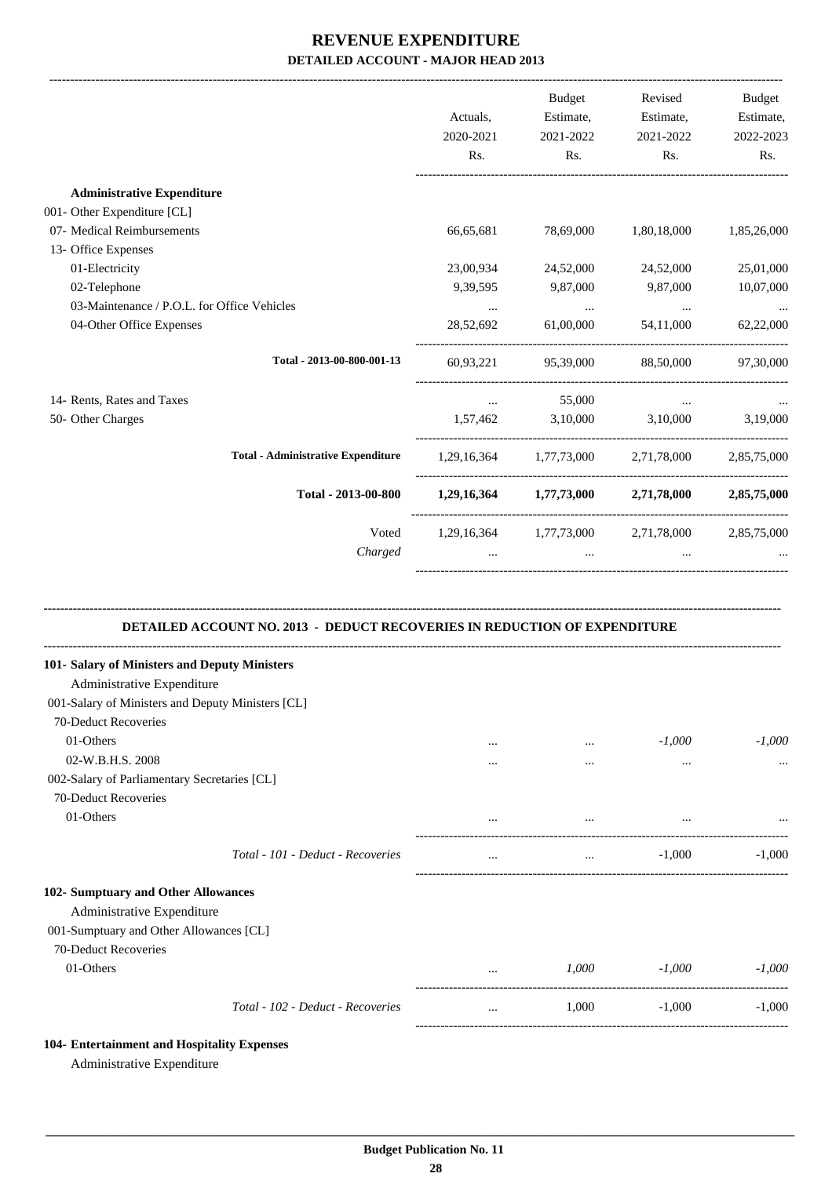# REVENUE EXPENDITURE

## DETAILED ACCOUNT - MAJOR HEAD 2013

| | Actuals, 2020-2021 Rs. | Budget Estimate, 2021-2022 Rs. | Revised Estimate, 2021-2022 Rs. | Budget Estimate, 2022-2023 Rs. |
|---|---|---|---|---|
| **Administrative Expenditure** | | | | |
| 001- Other Expenditure [CL] | | | | |
| 07- Medical Reimbursements | 66,65,681 | 78,69,000 | 1,80,18,000 | 1,85,26,000 |
| 13- Office Expenses | | | | |
| 01-Electricity | 23,00,934 | 24,52,000 | 24,52,000 | 25,01,000 |
| 02-Telephone | 9,39,595 | 9,87,000 | 9,87,000 | 10,07,000 |
| 03-Maintenance / P.O.L. for Office Vehicles | ... | ... | ... | ... |
| 04-Other Office Expenses | 28,52,692 | 61,00,000 | 54,11,000 | 62,22,000 |
| Total - 2013-00-800-001-13 | 60,93,221 | 95,39,000 | 88,50,000 | 97,30,000 |
| 14- Rents, Rates and Taxes | ... | 55,000 | ... | ... |
| 50- Other Charges | 1,57,462 | 3,10,000 | 3,10,000 | 3,19,000 |
| Total - Administrative Expenditure | 1,29,16,364 | 1,77,73,000 | 2,71,78,000 | 2,85,75,000 |
| **Total - 2013-00-800** | **1,29,16,364** | **1,77,73,000** | **2,71,78,000** | **2,85,75,000** |
| Voted | 1,29,16,364 | 1,77,73,000 | 2,71,78,000 | 2,85,75,000 |
| *Charged* | ... | ... | ... | ... |

### DETAILED ACCOUNT NO. 2013 - DEDUCT RECOVERIES IN REDUCTION OF EXPENDITURE

| | Actuals, 2020-2021 Rs. | Budget Estimate, 2021-2022 Rs. | Revised Estimate, 2021-2022 Rs. | Budget Estimate, 2022-2023 Rs. |
|---|---|---|---|---|
| **101- Salary of Ministers and Deputy Ministers** | | | | |
| Administrative Expenditure | | | | |
| 001-Salary of Ministers and Deputy Ministers [CL] | | | | |
| 70-Deduct Recoveries | | | | |
| 01-Others | ... | ... | *-1,000* | *-1,000* |
| 02-W.B.H.S. 2008 | ... | ... | ... | ... |
| 002-Salary of Parliamentary Secretaries [CL] | | | | |
| 70-Deduct Recoveries | | | | |
| 01-Others | ... | ... | ... | ... |
| *Total - 101 - Deduct - Recoveries* | ... | ... | -1,000 | -1,000 |
| **102- Sumptuary and Other Allowances** | | | | |
| Administrative Expenditure | | | | |
| 001-Sumptuary and Other Allowances [CL] | | | | |
| 70-Deduct Recoveries | | | | |
| 01-Others | ... | *1,000* | *-1,000* | *-1,000* |
| *Total - 102 - Deduct - Recoveries* | ... | 1,000 | -1,000 | -1,000 |
| **104- Entertainment and Hospitality Expenses** | | | | |
| Administrative Expenditure | | | | |

**Budget Publication No. 11**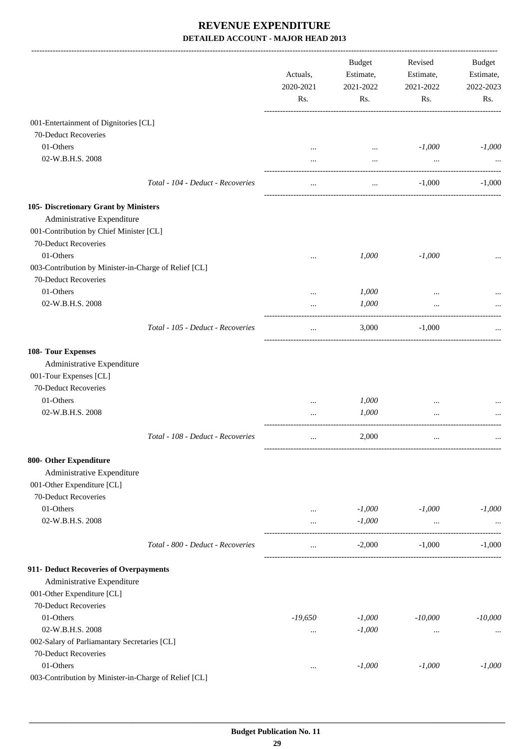# REVENUE EXPENDITURE

## DETAILED ACCOUNT - MAJOR HEAD 2013

| | Actuals, 2020-2021 Rs. | Budget Estimate, 2021-2022 Rs. | Revised Estimate, 2021-2022 Rs. | Budget Estimate, 2022-2023 Rs. |
|---|---|---|---|---|
| 001-Entertainment of Dignitories [CL] | | | | |
| 70-Deduct Recoveries | | | | |
| 01-Others | ... | ... | -1,000 | -1,000 |
| 02-W.B.H.S. 2008 | ... | ... | ... | ... |
| *Total - 104 - Deduct - Recoveries* | ... | ... | -1,000 | -1,000 |
| **105- Discretionary Grant by Ministers** | | | | |
| Administrative Expenditure | | | | |
| 001-Contribution by Chief Minister [CL] | | | | |
| 70-Deduct Recoveries | | | | |
| 01-Others | ... | 1,000 | -1,000 | ... |
| 003-Contribution by Minister-in-Charge of Relief [CL] | | | | |
| 70-Deduct Recoveries | | | | |
| 01-Others | ... | 1,000 | ... | ... |
| 02-W.B.H.S. 2008 | ... | 1,000 | ... | ... |
| *Total - 105 - Deduct - Recoveries* | ... | 3,000 | -1,000 | ... |
| **108- Tour Expenses** | | | | |
| Administrative Expenditure | | | | |
| 001-Tour Expenses [CL] | | | | |
| 70-Deduct Recoveries | | | | |
| 01-Others | ... | 1,000 | ... | ... |
| 02-W.B.H.S. 2008 | ... | 1,000 | ... | ... |
| *Total - 108 - Deduct - Recoveries* | ... | 2,000 | ... | ... |
| **800- Other Expenditure** | | | | |
| Administrative Expenditure | | | | |
| 001-Other Expenditure [CL] | | | | |
| 70-Deduct Recoveries | | | | |
| 01-Others | ... | -1,000 | -1,000 | -1,000 |
| 02-W.B.H.S. 2008 | ... | -1,000 | ... | ... |
| *Total - 800 - Deduct - Recoveries* | ... | -2,000 | -1,000 | -1,000 |
| **911- Deduct Recoveries of Overpayments** | | | | |
| Administrative Expenditure | | | | |
| 001-Other Expenditure [CL] | | | | |
| 70-Deduct Recoveries | | | | |
| 01-Others | -19,650 | -1,000 | -10,000 | -10,000 |
| 02-W.B.H.S. 2008 | ... | -1,000 | ... | ... |
| 002-Salary of Parliamantary Secretaries [CL] | | | | |
| 70-Deduct Recoveries | | | | |
| 01-Others | ... | -1,000 | -1,000 | -1,000 |
| 003-Contribution by Minister-in-Charge of Relief [CL] | | | | |

**Budget Publication No. 11**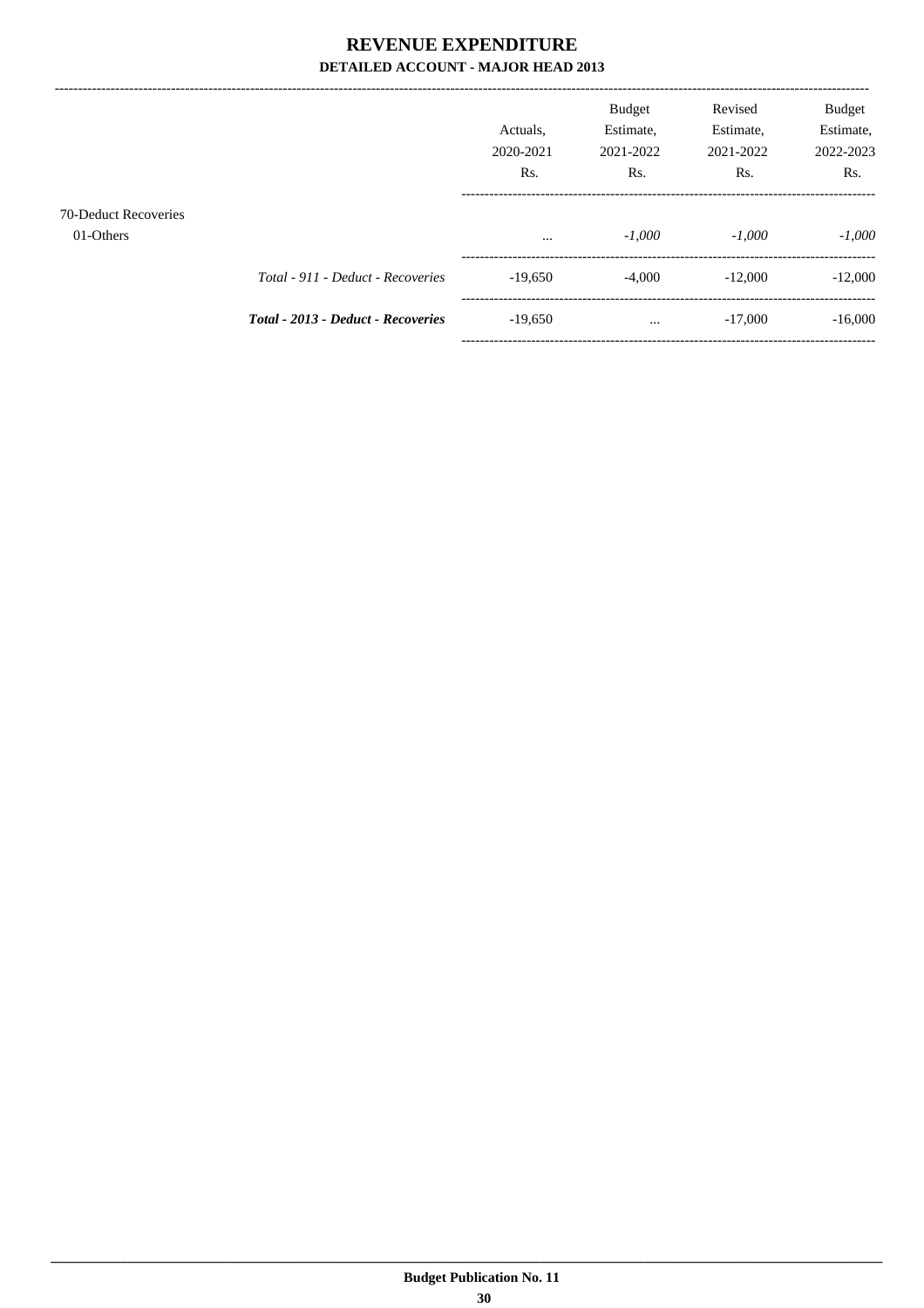# REVENUE EXPENDITURE

## DETAILED ACCOUNT - MAJOR HEAD 2013

| | Actuals, 2020-2021 Rs. | Budget Estimate, 2021-2022 Rs. | Revised Estimate, 2021-2022 Rs. | Budget Estimate, 2022-2023 Rs. |
|---|---|---|---|---|
| 70-Deduct Recoveries | | | | |
| 01-Others | ... | *-1,000* | *-1,000* | *-1,000* |
| *Total - 911 - Deduct - Recoveries* | -19,650 | -4,000 | -12,000 | -12,000 |
| ***Total - 2013 - Deduct - Recoveries*** | -19,650 | ... | -17,000 | -16,000 |

**Budget Publication No. 11**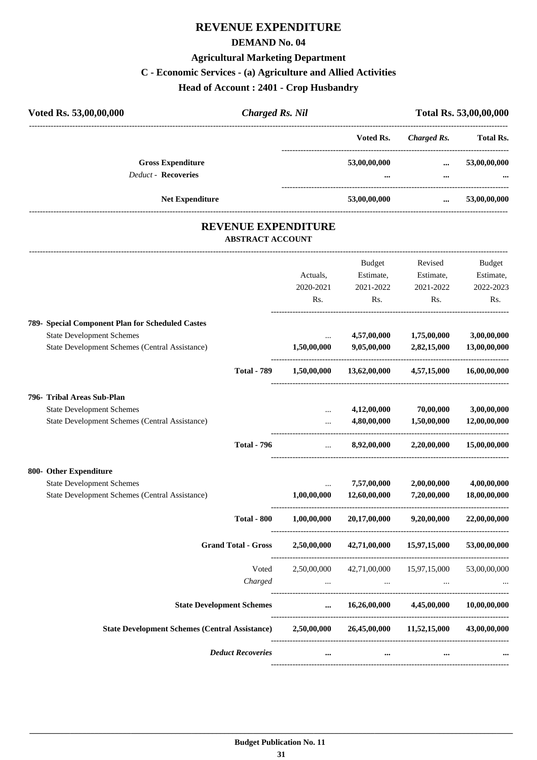# REVENUE EXPENDITURE

## DEMAND No. 04

### Agricultural Marketing Department

### C - Economic Services - (a) Agriculture and Allied Activities

### Head of Account : 2401 - Crop Husbandry

**Voted Rs. 53,00,00,000** *Charged Rs. Nil* **Total Rs. 53,00,00,000**

| | Voted Rs. | Charged Rs. | Total Rs. |
|---|---|---|---|
| **Gross Expenditure** | 53,00,00,000 | ... | 53,00,00,000 |
| *Deduct* - **Recoveries** | ... | ... | ... |
| **Net Expenditure** | 53,00,00,000 | ... | 53,00,00,000 |

## REVENUE EXPENDITURE

### ABSTRACT ACCOUNT

| | Actuals, 2020-2021 Rs. | Budget Estimate, 2021-2022 Rs. | Revised Estimate, 2021-2022 Rs. | Budget Estimate, 2022-2023 Rs. |
|---|---|---|---|---|
| **789- Special Component Plan for Scheduled Castes** | | | | |
| State Development Schemes | ... | 4,57,00,000 | 1,75,00,000 | 3,00,00,000 |
| State Development Schemes (Central Assistance) | 1,50,00,000 | 9,05,00,000 | 2,82,15,000 | 13,00,00,000 |
| **Total - 789** | 1,50,00,000 | 13,62,00,000 | 4,57,15,000 | 16,00,00,000 |
| **796- Tribal Areas Sub-Plan** | | | | |
| State Development Schemes | ... | 4,12,00,000 | 70,00,000 | 3,00,00,000 |
| State Development Schemes (Central Assistance) | ... | 4,80,00,000 | 1,50,00,000 | 12,00,00,000 |
| **Total - 796** | ... | 8,92,00,000 | 2,20,00,000 | 15,00,00,000 |
| **800- Other Expenditure** | | | | |
| State Development Schemes | ... | 7,57,00,000 | 2,00,00,000 | 4,00,00,000 |
| State Development Schemes (Central Assistance) | 1,00,00,000 | 12,60,00,000 | 7,20,00,000 | 18,00,00,000 |
| **Total - 800** | 1,00,00,000 | 20,17,00,000 | 9,20,00,000 | 22,00,00,000 |
| **Grand Total - Gross** | 2,50,00,000 | 42,71,00,000 | 15,97,15,000 | 53,00,00,000 |
| Voted | 2,50,00,000 | 42,71,00,000 | 15,97,15,000 | 53,00,00,000 |
| *Charged* | ... | ... | ... | ... |
| **State Development Schemes** | ... | 16,26,00,000 | 4,45,00,000 | 10,00,00,000 |
| **State Development Schemes (Central Assistance)** | 2,50,00,000 | 26,45,00,000 | 11,52,15,000 | 43,00,00,000 |
| ***Deduct Recoveries*** | ... | ... | ... | ... |

**Budget Publication No. 11**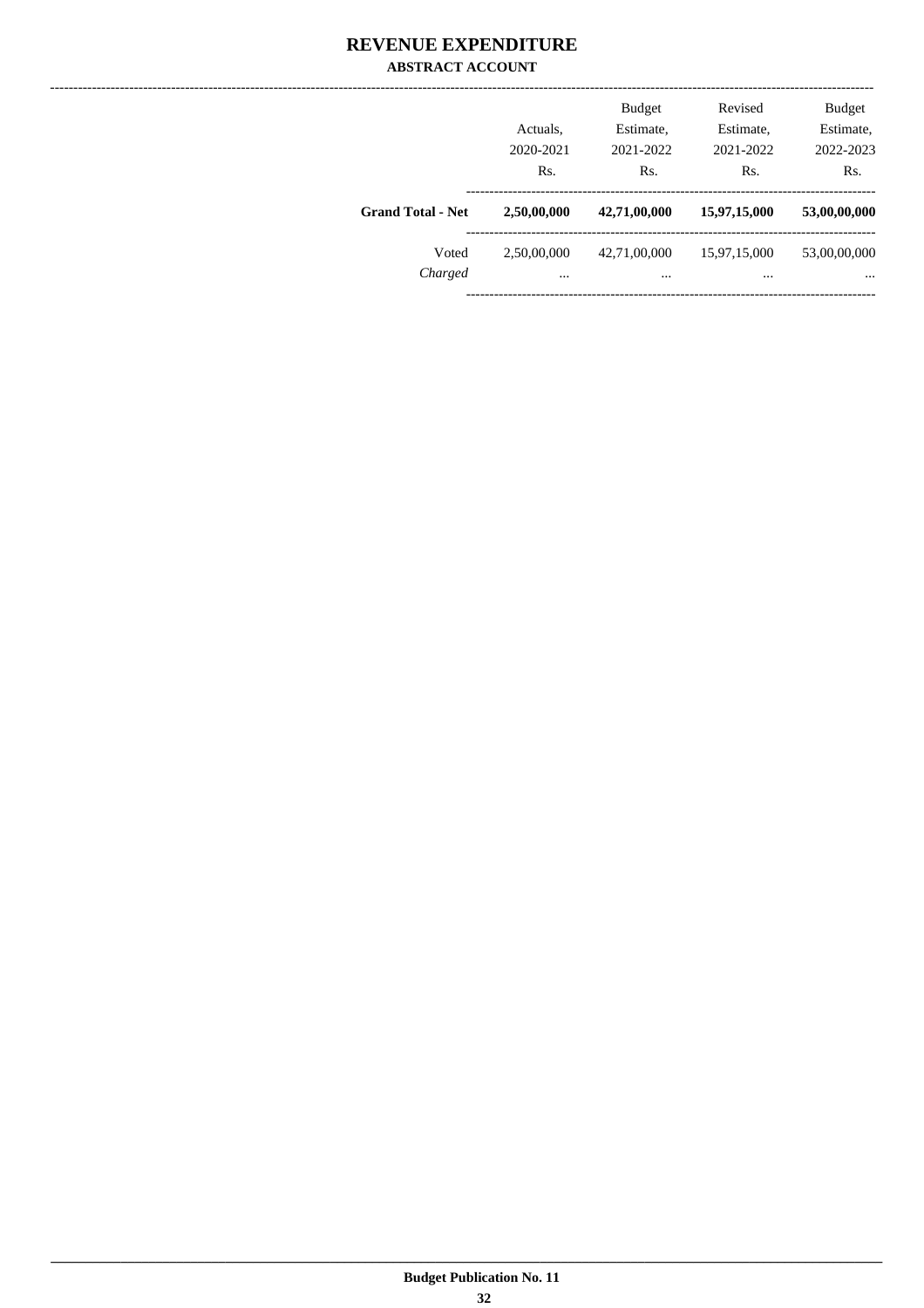# REVENUE EXPENDITURE

## ABSTRACT ACCOUNT

| | Actuals, 2020-2021 Rs. | Budget Estimate, 2021-2022 Rs. | Revised Estimate, 2021-2022 Rs. | Budget Estimate, 2022-2023 Rs. |
|---|---|---|---|---|
| **Grand Total - Net** | **2,50,00,000** | **42,71,00,000** | **15,97,15,000** | **53,00,00,000** |
| Voted | 2,50,00,000 | 42,71,00,000 | 15,97,15,000 | 53,00,00,000 |
| *Charged* | ... | ... | ... | ... |

Budget Publication No. 11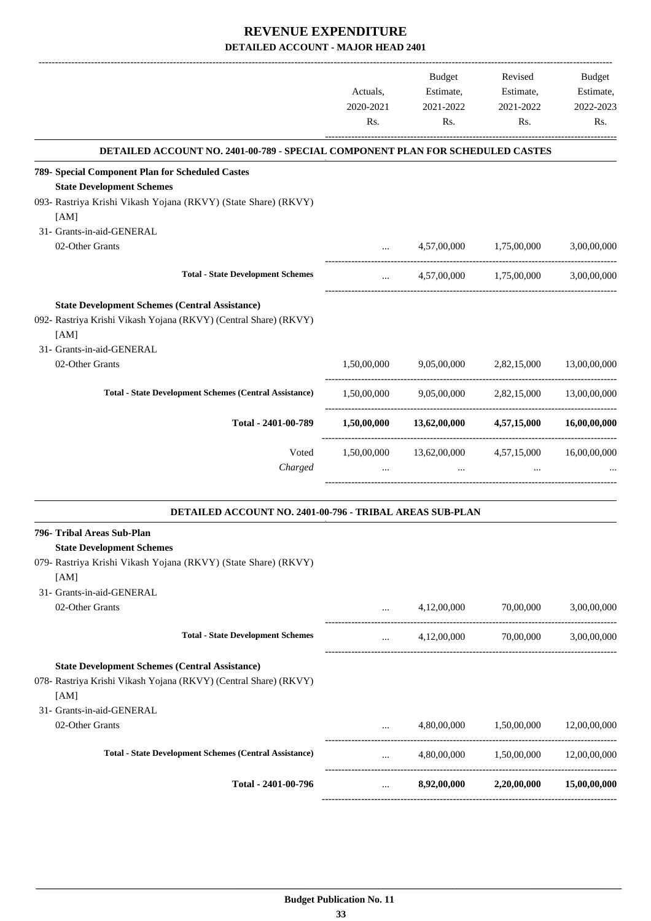# REVENUE EXPENDITURE

## DETAILED ACCOUNT - MAJOR HEAD 2401

| | Actuals, 2020-2021 Rs. | Budget Estimate, 2021-2022 Rs. | Revised Estimate, 2021-2022 Rs. | Budget Estimate, 2022-2023 Rs. |
|---|---|---|---|---|
| **DETAILED ACCOUNT NO. 2401-00-789 - SPECIAL COMPONENT PLAN FOR SCHEDULED CASTES** | | | | |
| **789- Special Component Plan for Scheduled Castes** | | | | |
| **State Development Schemes** | | | | |
| 093- Rastriya Krishi Vikash Yojana (RKVY) (State Share) (RKVY) [AM] | | | | |
| 31- Grants-in-aid-GENERAL | | | | |
| 02-Other Grants | ... | 4,57,00,000 | 1,75,00,000 | 3,00,00,000 |
| **Total - State Development Schemes** | ... | 4,57,00,000 | 1,75,00,000 | 3,00,00,000 |
| **State Development Schemes (Central Assistance)** | | | | |
| 092- Rastriya Krishi Vikash Yojana (RKVY) (Central Share) (RKVY) [AM] | | | | |
| 31- Grants-in-aid-GENERAL | | | | |
| 02-Other Grants | 1,50,00,000 | 9,05,00,000 | 2,82,15,000 | 13,00,00,000 |
| **Total - State Development Schemes (Central Assistance)** | 1,50,00,000 | 9,05,00,000 | 2,82,15,000 | 13,00,00,000 |
| **Total - 2401-00-789** | **1,50,00,000** | **13,62,00,000** | **4,57,15,000** | **16,00,00,000** |
| Voted | 1,50,00,000 | 13,62,00,000 | 4,57,15,000 | 16,00,00,000 |
| *Charged* | ... | ... | ... | ... |
| **DETAILED ACCOUNT NO. 2401-00-796 - TRIBAL AREAS SUB-PLAN** | | | | |
| **796- Tribal Areas Sub-Plan** | | | | |
| **State Development Schemes** | | | | |
| 079- Rastriya Krishi Vikash Yojana (RKVY) (State Share) (RKVY) [AM] | | | | |
| 31- Grants-in-aid-GENERAL | | | | |
| 02-Other Grants | ... | 4,12,00,000 | 70,00,000 | 3,00,00,000 |
| **Total - State Development Schemes** | ... | 4,12,00,000 | 70,00,000 | 3,00,00,000 |
| **State Development Schemes (Central Assistance)** | | | | |
| 078- Rastriya Krishi Vikash Yojana (RKVY) (Central Share) (RKVY) [AM] | | | | |
| 31- Grants-in-aid-GENERAL | | | | |
| 02-Other Grants | ... | 4,80,00,000 | 1,50,00,000 | 12,00,00,000 |
| **Total - State Development Schemes (Central Assistance)** | ... | 4,80,00,000 | 1,50,00,000 | 12,00,00,000 |
| **Total - 2401-00-796** | ... | **8,92,00,000** | **2,20,00,000** | **15,00,00,000** |

Budget Publication No. 11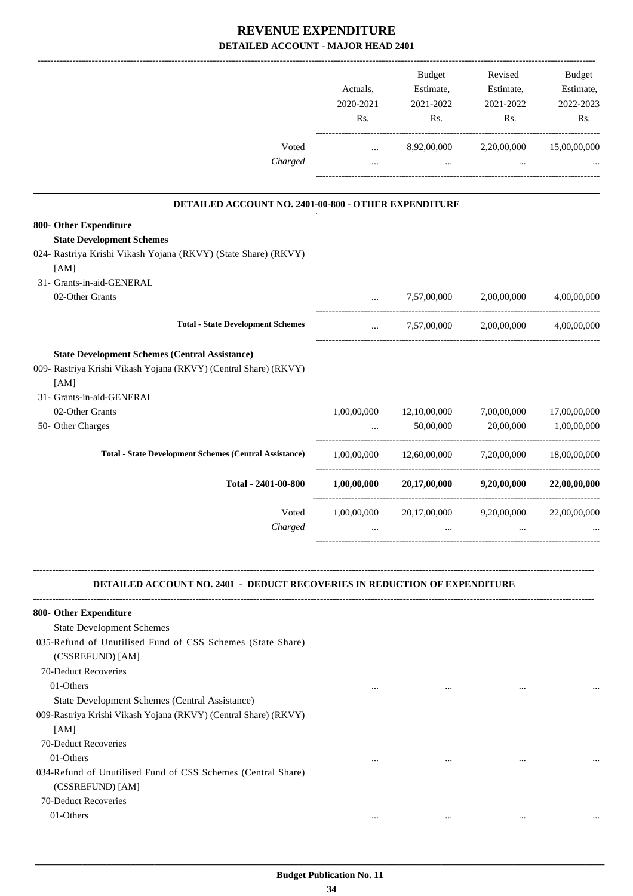# REVENUE EXPENDITURE

## DETAILED ACCOUNT - MAJOR HEAD 2401

| | Actuals, 2020-2021 Rs. | Budget Estimate, 2021-2022 Rs. | Revised Estimate, 2021-2022 Rs. | Budget Estimate, 2022-2023 Rs. |
|---|---|---|---|---|
| Voted | ... | 8,92,00,000 | 2,20,00,000 | 15,00,00,000 |
| *Charged* | ... | ... | ... | ... |

### DETAILED ACCOUNT NO. 2401-00-800 - OTHER EXPENDITURE

| | Actuals, 2020-2021 Rs. | Budget Estimate, 2021-2022 Rs. | Revised Estimate, 2021-2022 Rs. | Budget Estimate, 2022-2023 Rs. |
|---|---|---|---|---|
| **800- Other Expenditure** | | | | |
| **State Development Schemes** | | | | |
| 024- Rastriya Krishi Vikash Yojana (RKVY) (State Share) (RKVY) [AM] | | | | |
| 31- Grants-in-aid-GENERAL | | | | |
| 02-Other Grants | ... | 7,57,00,000 | 2,00,00,000 | 4,00,00,000 |
| **Total - State Development Schemes** | ... | 7,57,00,000 | 2,00,00,000 | 4,00,00,000 |
| **State Development Schemes (Central Assistance)** | | | | |
| 009- Rastriya Krishi Vikash Yojana (RKVY) (Central Share) (RKVY) [AM] | | | | |
| 31- Grants-in-aid-GENERAL | | | | |
| 02-Other Grants | 1,00,00,000 | 12,10,00,000 | 7,00,00,000 | 17,00,00,000 |
| 50- Other Charges | ... | 50,00,000 | 20,00,000 | 1,00,00,000 |
| **Total - State Development Schemes (Central Assistance)** | 1,00,00,000 | 12,60,00,000 | 7,20,00,000 | 18,00,00,000 |
| **Total - 2401-00-800** | **1,00,00,000** | **20,17,00,000** | **9,20,00,000** | **22,00,00,000** |
| Voted | 1,00,00,000 | 20,17,00,000 | 9,20,00,000 | 22,00,00,000 |
| *Charged* | ... | ... | ... | ... |

### DETAILED ACCOUNT NO. 2401 - DEDUCT RECOVERIES IN REDUCTION OF EXPENDITURE

| | Actuals, 2020-2021 Rs. | Budget Estimate, 2021-2022 Rs. | Revised Estimate, 2021-2022 Rs. | Budget Estimate, 2022-2023 Rs. |
|---|---|---|---|---|
| **800- Other Expenditure** | | | | |
| State Development Schemes | | | | |
| 035-Refund of Unutilised Fund of CSS Schemes (State Share) (CSSREFUND) [AM] | | | | |
| 70-Deduct Recoveries | | | | |
| 01-Others | ... | ... | ... | ... |
| State Development Schemes (Central Assistance) | | | | |
| 009-Rastriya Krishi Vikash Yojana (RKVY) (Central Share) (RKVY) [AM] | | | | |
| 70-Deduct Recoveries | | | | |
| 01-Others | ... | ... | ... | ... |
| 034-Refund of Unutilised Fund of CSS Schemes (Central Share) (CSSREFUND) [AM] | | | | |
| 70-Deduct Recoveries | | | | |
| 01-Others | ... | ... | ... | ... |

Budget Publication No. 11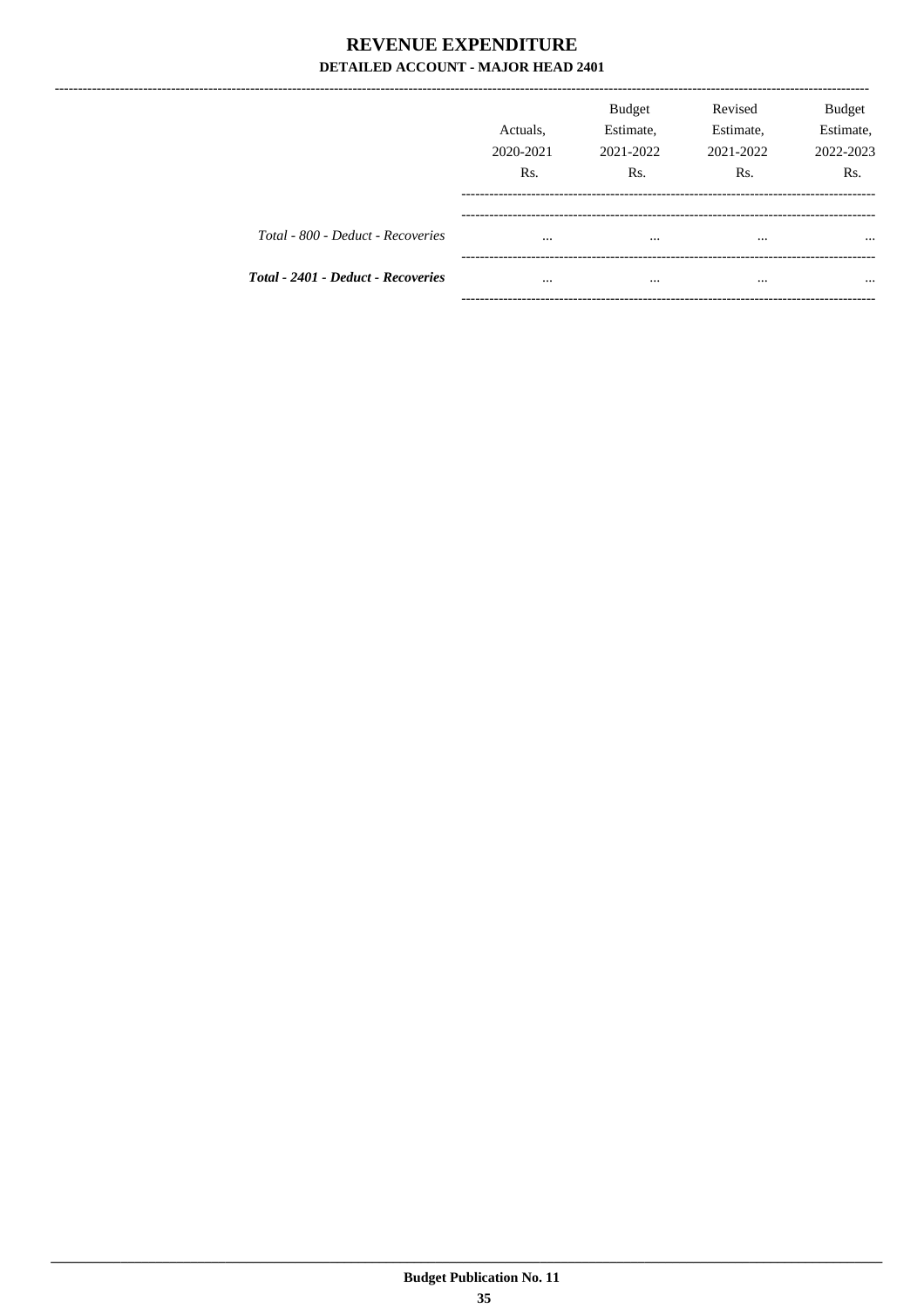# REVENUE EXPENDITURE

## DETAILED ACCOUNT - MAJOR HEAD 2401

| | Actuals, 2020-2021 Rs. | Budget Estimate, 2021-2022 Rs. | Revised Estimate, 2021-2022 Rs. | Budget Estimate, 2022-2023 Rs. |
|---|---|---|---|---|
| *Total - 800 - Deduct - Recoveries* | ... | ... | ... | ... |
| ***Total - 2401 - Deduct - Recoveries*** | ... | ... | ... | ... |

**Budget Publication No. 11**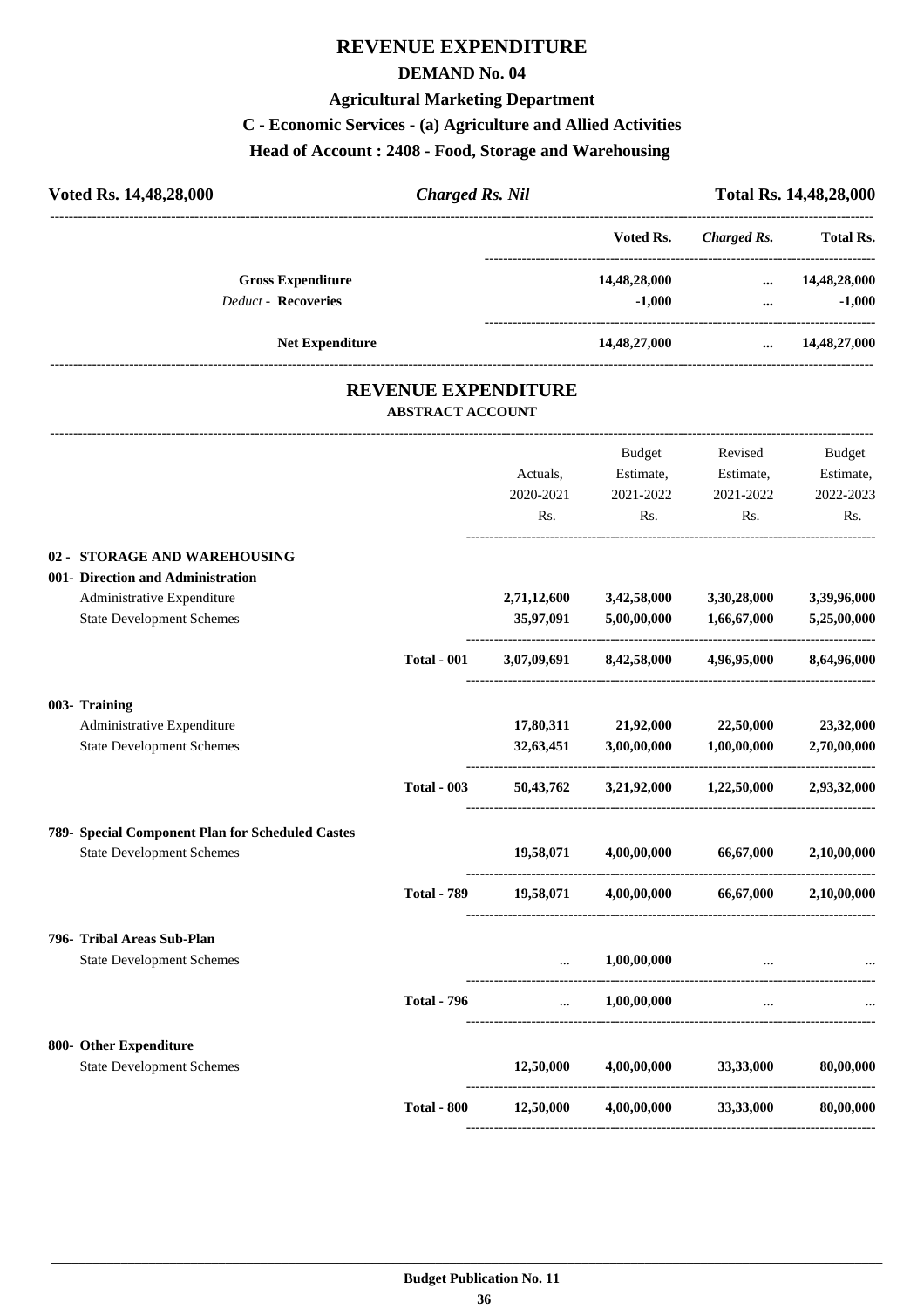# REVENUE EXPENDITURE

## DEMAND No. 04

### Agricultural Marketing Department

### C - Economic Services - (a) Agriculture and Allied Activities

### Head of Account : 2408 - Food, Storage and Warehousing

| Voted Rs. 14,48,28,000 | *Charged Rs. Nil* | Total Rs. 14,48,28,000 |
|---|---|---|

| | Voted Rs. | *Charged Rs.* | Total Rs. |
|---|---|---|---|
| **Gross Expenditure** | 14,48,28,000 | ... | 14,48,28,000 |
| *Deduct -* **Recoveries** | -1,000 | ... | -1,000 |
| **Net Expenditure** | 14,48,27,000 | ... | 14,48,27,000 |

## REVENUE EXPENDITURE

### ABSTRACT ACCOUNT

| | | Actuals, 2020-2021 Rs. | Budget Estimate, 2021-2022 Rs. | Revised Estimate, 2021-2022 Rs. | Budget Estimate, 2022-2023 Rs. |
|---|---|---|---|---|---|
| **02 - STORAGE AND WAREHOUSING** | | | | | |
| **001- Direction and Administration** | | | | | |
| Administrative Expenditure | | 2,71,12,600 | 3,42,58,000 | 3,30,28,000 | 3,39,96,000 |
| State Development Schemes | | 35,97,091 | 5,00,00,000 | 1,66,67,000 | 5,25,00,000 |
| | **Total - 001** | **3,07,09,691** | **8,42,58,000** | **4,96,95,000** | **8,64,96,000** |
| **003- Training** | | | | | |
| Administrative Expenditure | | 17,80,311 | 21,92,000 | 22,50,000 | 23,32,000 |
| State Development Schemes | | 32,63,451 | 3,00,00,000 | 1,00,00,000 | 2,70,00,000 |
| | **Total - 003** | **50,43,762** | **3,21,92,000** | **1,22,50,000** | **2,93,32,000** |
| **789- Special Component Plan for Scheduled Castes** | | | | | |
| State Development Schemes | | 19,58,071 | 4,00,00,000 | 66,67,000 | 2,10,00,000 |
| | **Total - 789** | **19,58,071** | **4,00,00,000** | **66,67,000** | **2,10,00,000** |
| **796- Tribal Areas Sub-Plan** | | | | | |
| State Development Schemes | | ... | 1,00,00,000 | ... | ... |
| | **Total - 796** | **...** | **1,00,00,000** | **...** | **...** |
| **800- Other Expenditure** | | | | | |
| State Development Schemes | | 12,50,000 | 4,00,00,000 | 33,33,000 | 80,00,000 |
| | **Total - 800** | **12,50,000** | **4,00,00,000** | **33,33,000** | **80,00,000** |

**Budget Publication No. 11**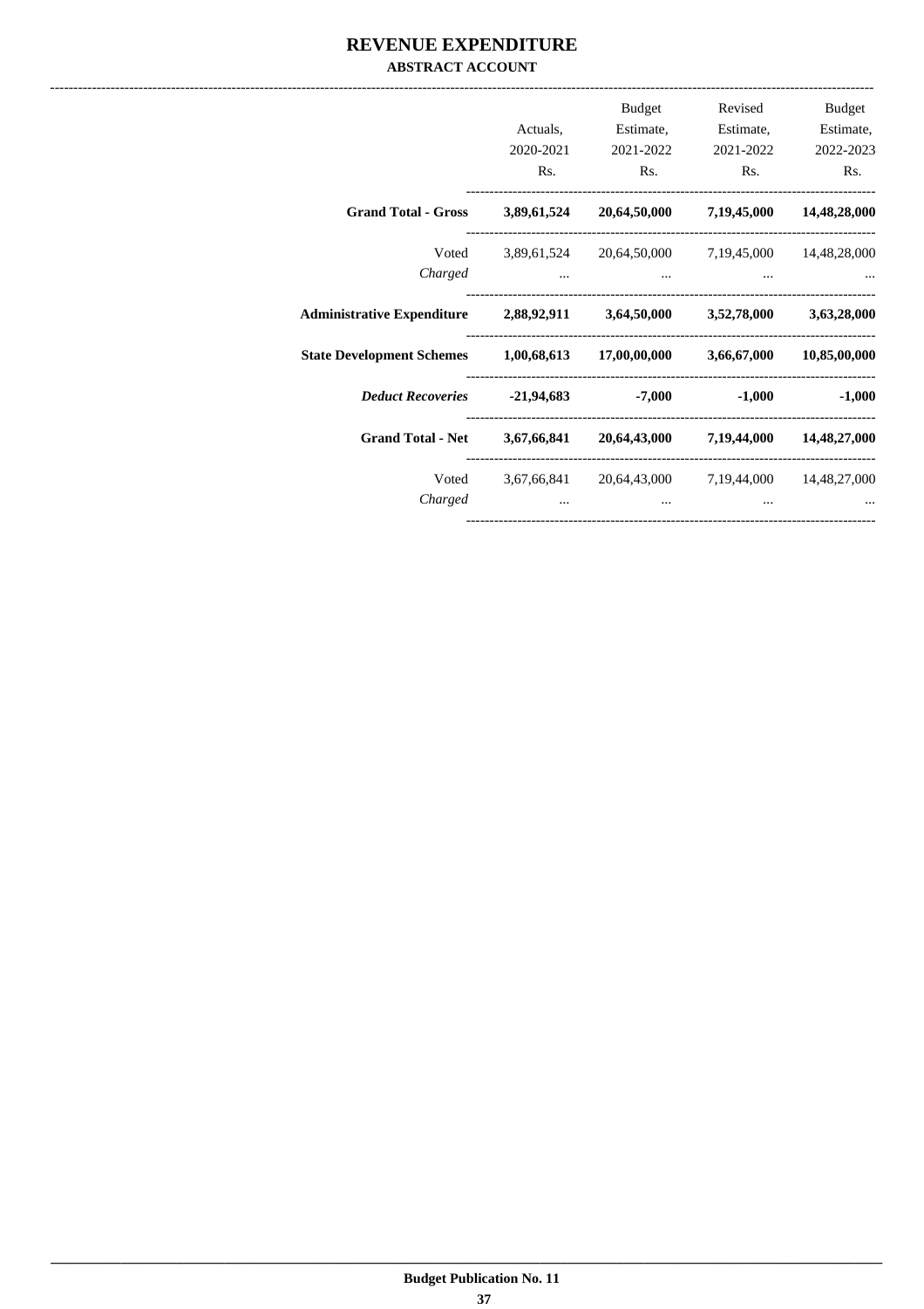# REVENUE EXPENDITURE

## ABSTRACT ACCOUNT

| | Actuals, 2020-2021 Rs. | Budget Estimate, 2021-2022 Rs. | Revised Estimate, 2021-2022 Rs. | Budget Estimate, 2022-2023 Rs. |
|---|---|---|---|---|
| **Grand Total - Gross** | **3,89,61,524** | **20,64,50,000** | **7,19,45,000** | **14,48,28,000** |
| Voted | 3,89,61,524 | 20,64,50,000 | 7,19,45,000 | 14,48,28,000 |
| *Charged* | ... | ... | ... | ... |
| **Administrative Expenditure** | **2,88,92,911** | **3,64,50,000** | **3,52,78,000** | **3,63,28,000** |
| **State Development Schemes** | **1,00,68,613** | **17,00,00,000** | **3,66,67,000** | **10,85,00,000** |
| ***Deduct Recoveries*** | **-21,94,683** | **-7,000** | **-1,000** | **-1,000** |
| **Grand Total - Net** | **3,67,66,841** | **20,64,43,000** | **7,19,44,000** | **14,48,27,000** |
| Voted | 3,67,66,841 | 20,64,43,000 | 7,19,44,000 | 14,48,27,000 |
| *Charged* | ... | ... | ... | ... |

**Budget Publication No. 11**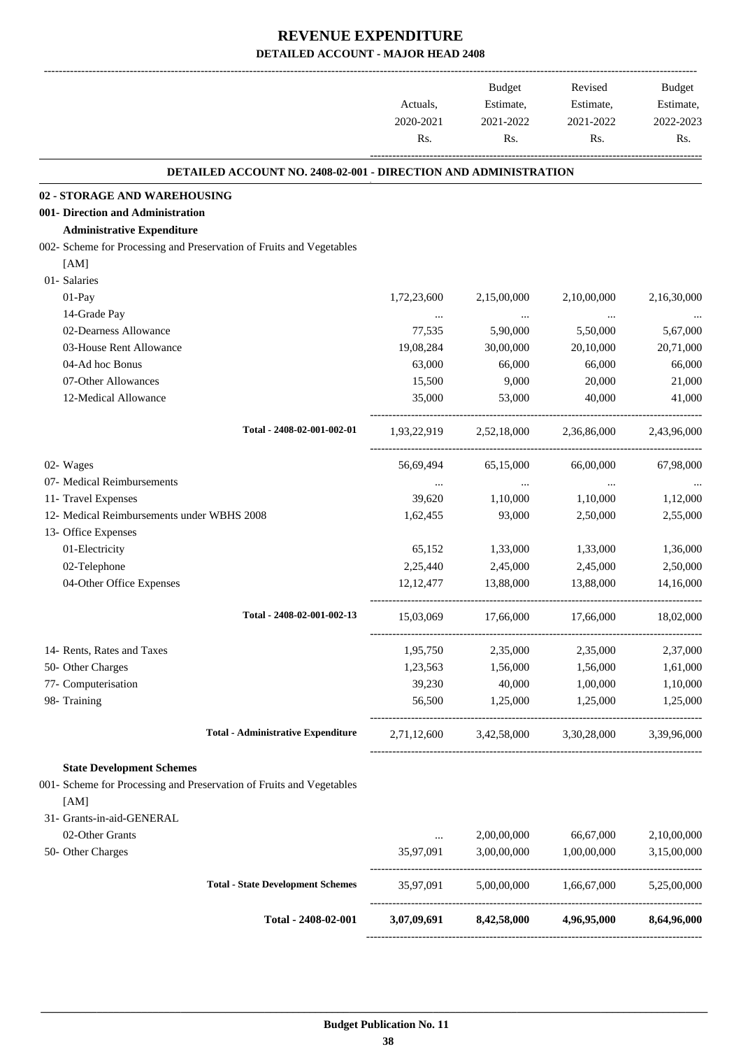# REVENUE EXPENDITURE

## DETAILED ACCOUNT - MAJOR HEAD 2408

| | Actuals, 2020-2021 Rs. | Budget Estimate, 2021-2022 Rs. | Revised Estimate, 2021-2022 Rs. | Budget Estimate, 2022-2023 Rs. |
|---|---|---|---|---|
| **DETAILED ACCOUNT NO. 2408-02-001 - DIRECTION AND ADMINISTRATION** | | | | |
| **02 - STORAGE AND WAREHOUSING** | | | | |
| **001- Direction and Administration** | | | | |
| **Administrative Expenditure** | | | | |
| 002- Scheme for Processing and Preservation of Fruits and Vegetables [AM] | | | | |
| 01- Salaries | | | | |
| 01-Pay | 1,72,23,600 | 2,15,00,000 | 2,10,00,000 | 2,16,30,000 |
| 14-Grade Pay | ... | ... | ... | ... |
| 02-Dearness Allowance | 77,535 | 5,90,000 | 5,50,000 | 5,67,000 |
| 03-House Rent Allowance | 19,08,284 | 30,00,000 | 20,10,000 | 20,71,000 |
| 04-Ad hoc Bonus | 63,000 | 66,000 | 66,000 | 66,000 |
| 07-Other Allowances | 15,500 | 9,000 | 20,000 | 21,000 |
| 12-Medical Allowance | 35,000 | 53,000 | 40,000 | 41,000 |
| Total - 2408-02-001-002-01 | 1,93,22,919 | 2,52,18,000 | 2,36,86,000 | 2,43,96,000 |
| 02- Wages | 56,69,494 | 65,15,000 | 66,00,000 | 67,98,000 |
| 07- Medical Reimbursements | ... | ... | ... | ... |
| 11- Travel Expenses | 39,620 | 1,10,000 | 1,10,000 | 1,12,000 |
| 12- Medical Reimbursements under WBHS 2008 | 1,62,455 | 93,000 | 2,50,000 | 2,55,000 |
| 13- Office Expenses | | | | |
| 01-Electricity | 65,152 | 1,33,000 | 1,33,000 | 1,36,000 |
| 02-Telephone | 2,25,440 | 2,45,000 | 2,45,000 | 2,50,000 |
| 04-Other Office Expenses | 12,12,477 | 13,88,000 | 13,88,000 | 14,16,000 |
| Total - 2408-02-001-002-13 | 15,03,069 | 17,66,000 | 17,66,000 | 18,02,000 |
| 14- Rents, Rates and Taxes | 1,95,750 | 2,35,000 | 2,35,000 | 2,37,000 |
| 50- Other Charges | 1,23,563 | 1,56,000 | 1,56,000 | 1,61,000 |
| 77- Computerisation | 39,230 | 40,000 | 1,00,000 | 1,10,000 |
| 98- Training | 56,500 | 1,25,000 | 1,25,000 | 1,25,000 |
| **Total - Administrative Expenditure** | 2,71,12,600 | 3,42,58,000 | 3,30,28,000 | 3,39,96,000 |
| **State Development Schemes** | | | | |
| 001- Scheme for Processing and Preservation of Fruits and Vegetables [AM] | | | | |
| 31- Grants-in-aid-GENERAL | | | | |
| 02-Other Grants | ... | 2,00,00,000 | 66,67,000 | 2,10,00,000 |
| 50- Other Charges | 35,97,091 | 3,00,00,000 | 1,00,00,000 | 3,15,00,000 |
| **Total - State Development Schemes** | 35,97,091 | 5,00,00,000 | 1,66,67,000 | 5,25,00,000 |
| **Total - 2408-02-001** | **3,07,09,691** | **8,42,58,000** | **4,96,95,000** | **8,64,96,000** |

**Budget Publication No. 11**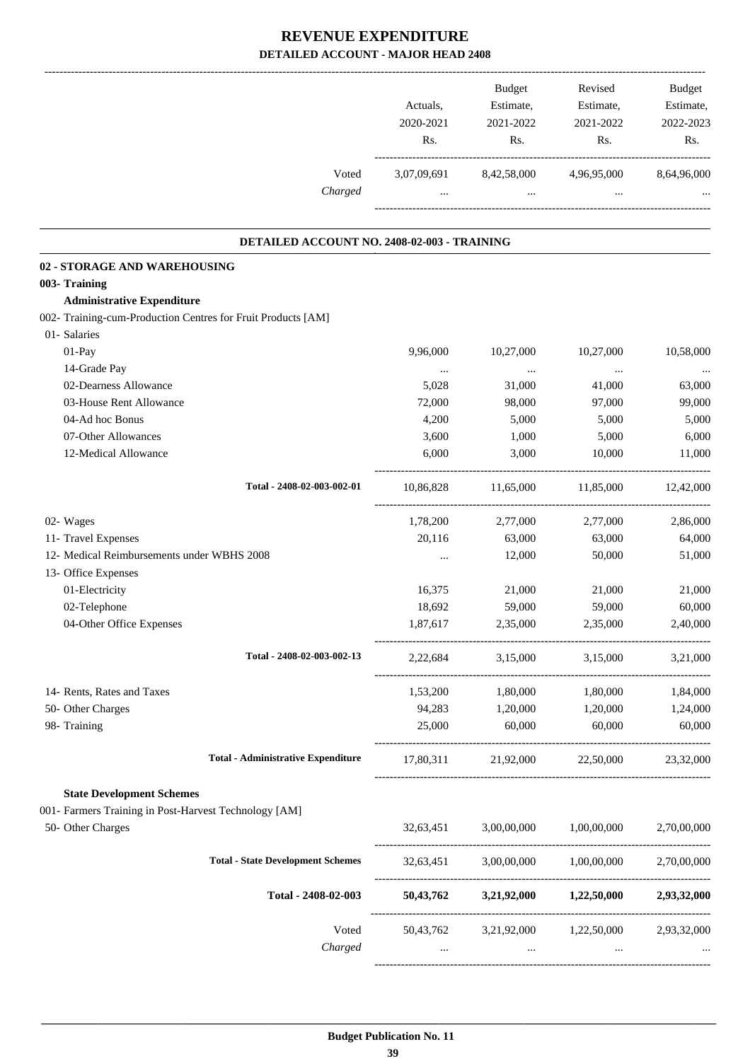# REVENUE EXPENDITURE

## DETAILED ACCOUNT - MAJOR HEAD 2408

| | Actuals, 2020-2021 Rs. | Budget Estimate, 2021-2022 Rs. | Revised Estimate, 2021-2022 Rs. | Budget Estimate, 2022-2023 Rs. |
|---|---|---|---|---|
| Voted | 3,07,09,691 | 8,42,58,000 | 4,96,95,000 | 8,64,96,000 |
| *Charged* | ... | ... | ... | ... |

### DETAILED ACCOUNT NO. 2408-02-003 - TRAINING

| | Actuals, 2020-2021 Rs. | Budget Estimate, 2021-2022 Rs. | Revised Estimate, 2021-2022 Rs. | Budget Estimate, 2022-2023 Rs. |
|---|---|---|---|---|
| **02 - STORAGE AND WAREHOUSING** | | | | |
| **003- Training** | | | | |
| **Administrative Expenditure** | | | | |
| 002- Training-cum-Production Centres for Fruit Products [AM] | | | | |
| 01- Salaries | | | | |
| 01-Pay | 9,96,000 | 10,27,000 | 10,27,000 | 10,58,000 |
| 14-Grade Pay | ... | ... | ... | ... |
| 02-Dearness Allowance | 5,028 | 31,000 | 41,000 | 63,000 |
| 03-House Rent Allowance | 72,000 | 98,000 | 97,000 | 99,000 |
| 04-Ad hoc Bonus | 4,200 | 5,000 | 5,000 | 5,000 |
| 07-Other Allowances | 3,600 | 1,000 | 5,000 | 6,000 |
| 12-Medical Allowance | 6,000 | 3,000 | 10,000 | 11,000 |
| **Total - 2408-02-003-002-01** | 10,86,828 | 11,65,000 | 11,85,000 | 12,42,000 |
| 02- Wages | 1,78,200 | 2,77,000 | 2,77,000 | 2,86,000 |
| 11- Travel Expenses | 20,116 | 63,000 | 63,000 | 64,000 |
| 12- Medical Reimbursements under WBHS 2008 | ... | 12,000 | 50,000 | 51,000 |
| 13- Office Expenses | | | | |
| 01-Electricity | 16,375 | 21,000 | 21,000 | 21,000 |
| 02-Telephone | 18,692 | 59,000 | 59,000 | 60,000 |
| 04-Other Office Expenses | 1,87,617 | 2,35,000 | 2,35,000 | 2,40,000 |
| **Total - 2408-02-003-002-13** | 2,22,684 | 3,15,000 | 3,15,000 | 3,21,000 |
| 14- Rents, Rates and Taxes | 1,53,200 | 1,80,000 | 1,80,000 | 1,84,000 |
| 50- Other Charges | 94,283 | 1,20,000 | 1,20,000 | 1,24,000 |
| 98- Training | 25,000 | 60,000 | 60,000 | 60,000 |
| **Total - Administrative Expenditure** | 17,80,311 | 21,92,000 | 22,50,000 | 23,32,000 |
| **State Development Schemes** | | | | |
| 001- Farmers Training in Post-Harvest Technology [AM] | | | | |
| 50- Other Charges | 32,63,451 | 3,00,00,000 | 1,00,00,000 | 2,70,00,000 |
| **Total - State Development Schemes** | 32,63,451 | 3,00,00,000 | 1,00,00,000 | 2,70,00,000 |
| **Total - 2408-02-003** | **50,43,762** | **3,21,92,000** | **1,22,50,000** | **2,93,32,000** |
| Voted | 50,43,762 | 3,21,92,000 | 1,22,50,000 | 2,93,32,000 |
| *Charged* | ... | ... | ... | ... |

**Budget Publication No. 11**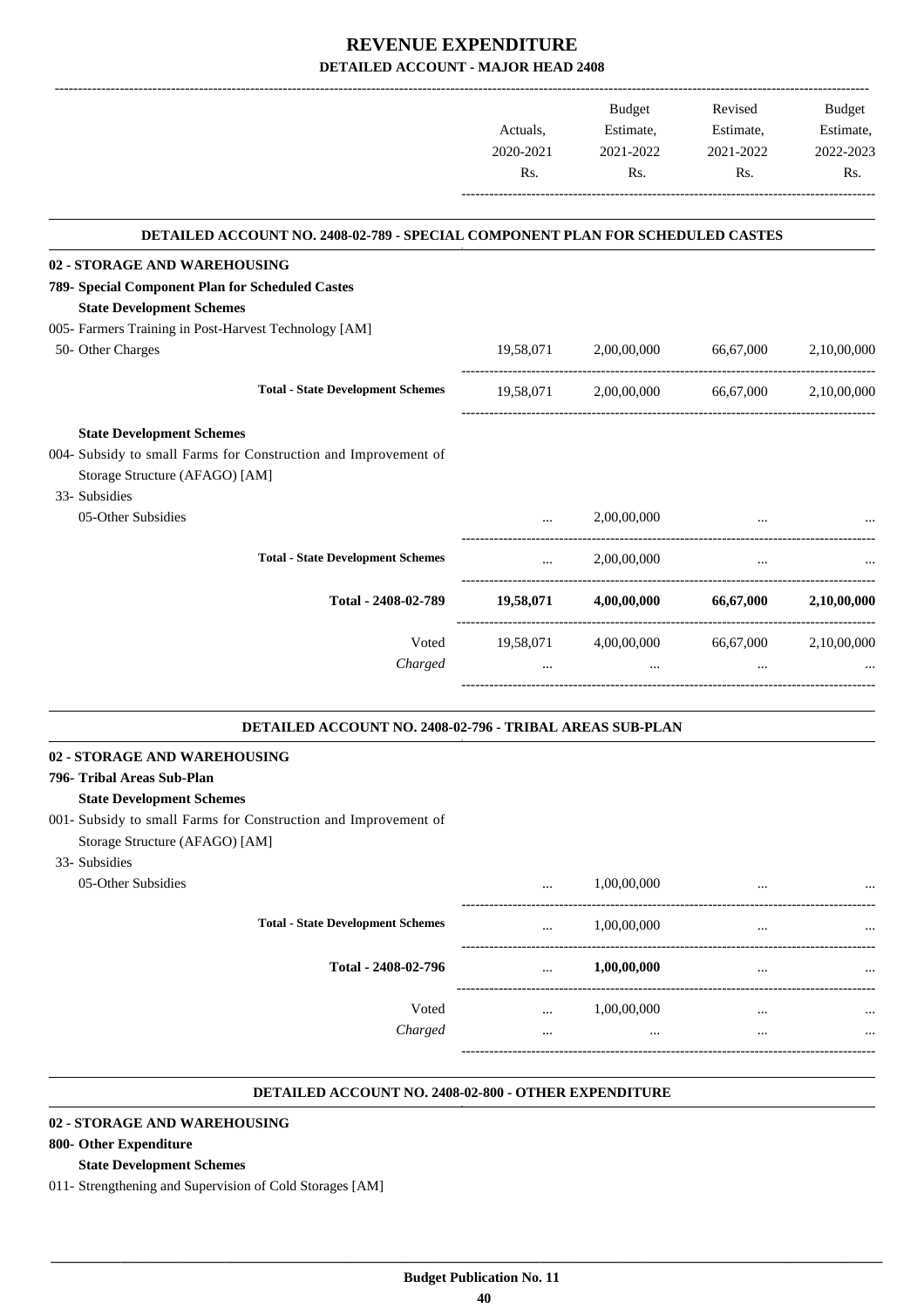# REVENUE EXPENDITURE

## DETAILED ACCOUNT - MAJOR HEAD 2408

| | Actuals, 2020-2021 Rs. | Budget Estimate, 2021-2022 Rs. | Revised Estimate, 2021-2022 Rs. | Budget Estimate, 2022-2023 Rs. |
|---|---|---|---|---|
| **DETAILED ACCOUNT NO. 2408-02-789 - SPECIAL COMPONENT PLAN FOR SCHEDULED CASTES** | | | | |
| **02 - STORAGE AND WAREHOUSING** | | | | |
| **789- Special Component Plan for Scheduled Castes** | | | | |
| **State Development Schemes** | | | | |
| 005- Farmers Training in Post-Harvest Technology [AM] | | | | |
| 50- Other Charges | 19,58,071 | 2,00,00,000 | 66,67,000 | 2,10,00,000 |
| **Total - State Development Schemes** | 19,58,071 | 2,00,00,000 | 66,67,000 | 2,10,00,000 |
| **State Development Schemes** | | | | |
| 004- Subsidy to small Farms for Construction and Improvement of Storage Structure (AFAGO) [AM] | | | | |
| 33- Subsidies | | | | |
| 05-Other Subsidies | ... | 2,00,00,000 | ... | ... |
| **Total - State Development Schemes** | ... | 2,00,00,000 | ... | ... |
| **Total - 2408-02-789** | **19,58,071** | **4,00,00,000** | **66,67,000** | **2,10,00,000** |
| Voted | 19,58,071 | 4,00,00,000 | 66,67,000 | 2,10,00,000 |
| *Charged* | ... | ... | ... | ... |
| **DETAILED ACCOUNT NO. 2408-02-796 - TRIBAL AREAS SUB-PLAN** | | | | |
| **02 - STORAGE AND WAREHOUSING** | | | | |
| **796- Tribal Areas Sub-Plan** | | | | |
| **State Development Schemes** | | | | |
| 001- Subsidy to small Farms for Construction and Improvement of Storage Structure (AFAGO) [AM] | | | | |
| 33- Subsidies | | | | |
| 05-Other Subsidies | ... | 1,00,00,000 | ... | ... |
| **Total - State Development Schemes** | ... | 1,00,00,000 | ... | ... |
| **Total - 2408-02-796** | ... | **1,00,00,000** | ... | ... |
| Voted | ... | 1,00,00,000 | ... | ... |
| *Charged* | ... | ... | ... | ... |

**DETAILED ACCOUNT NO. 2408-02-800 - OTHER EXPENDITURE**

**02 - STORAGE AND WAREHOUSING**

**800- Other Expenditure**

**State Development Schemes**

011- Strengthening and Supervision of Cold Storages [AM]

**Budget Publication No. 11**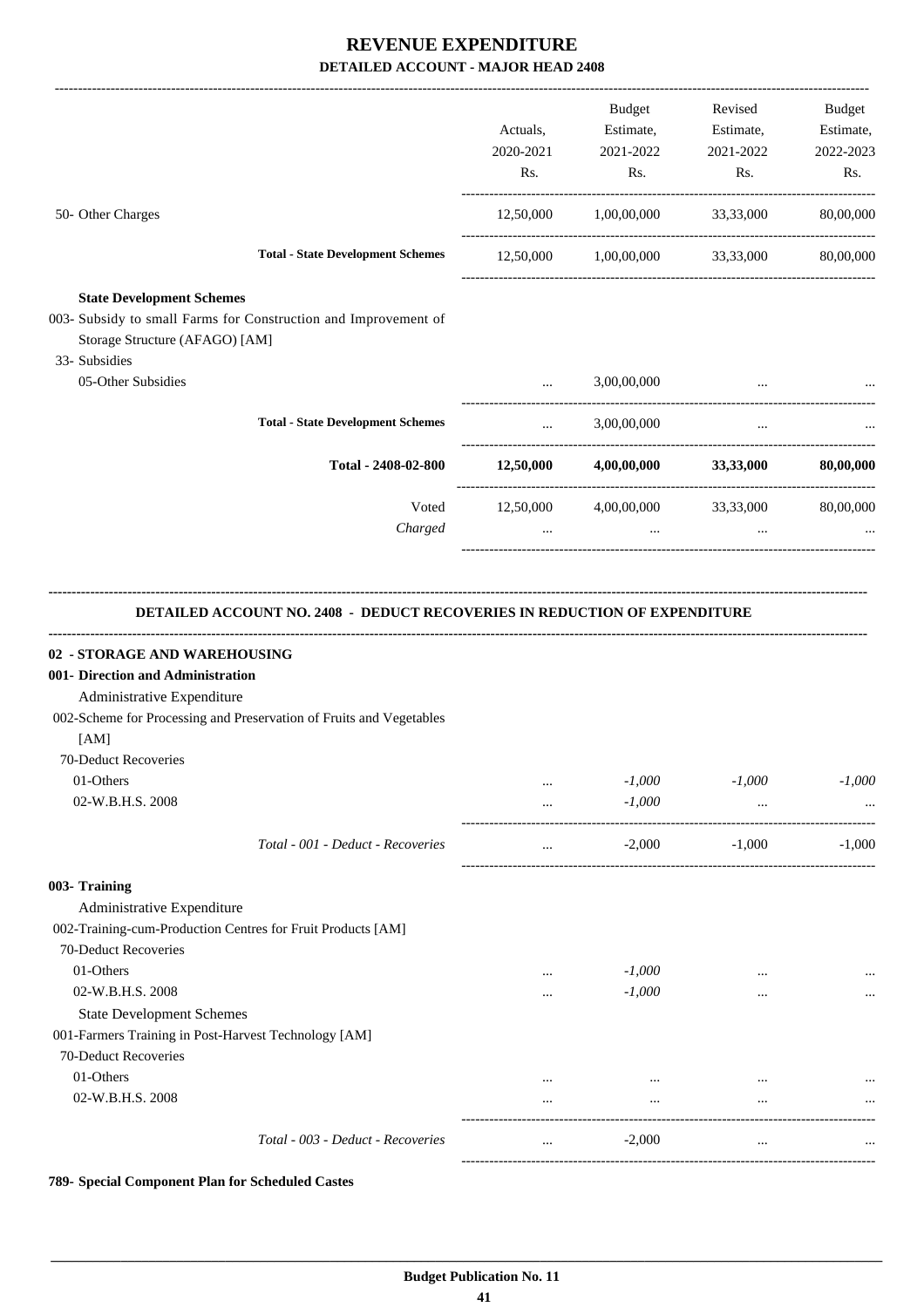# REVENUE EXPENDITURE

## DETAILED ACCOUNT - MAJOR HEAD 2408

| | Actuals, 2020-2021 Rs. | Budget Estimate, 2021-2022 Rs. | Revised Estimate, 2021-2022 Rs. | Budget Estimate, 2022-2023 Rs. |
|---|---|---|---|---|
| 50- Other Charges | 12,50,000 | 1,00,00,000 | 33,33,000 | 80,00,000 |
| **Total - State Development Schemes** | 12,50,000 | 1,00,00,000 | 33,33,000 | 80,00,000 |
| **State Development Schemes** | | | | |
| 003- Subsidy to small Farms for Construction and Improvement of Storage Structure (AFAGO) [AM] | | | | |
| 33- Subsidies | | | | |
| 05-Other Subsidies | ... | 3,00,00,000 | ... | ... |
| **Total - State Development Schemes** | ... | 3,00,00,000 | ... | ... |
| **Total - 2408-02-800** | **12,50,000** | **4,00,00,000** | **33,33,000** | **80,00,000** |
| Voted | 12,50,000 | 4,00,00,000 | 33,33,000 | 80,00,000 |
| *Charged* | ... | ... | ... | ... |

### DETAILED ACCOUNT NO. 2408 - DEDUCT RECOVERIES IN REDUCTION OF EXPENDITURE

| | Actuals, 2020-2021 Rs. | Budget Estimate, 2021-2022 Rs. | Revised Estimate, 2021-2022 Rs. | Budget Estimate, 2022-2023 Rs. |
|---|---|---|---|---|
| **02 - STORAGE AND WAREHOUSING** | | | | |
| **001- Direction and Administration** | | | | |
| Administrative Expenditure | | | | |
| 002-Scheme for Processing and Preservation of Fruits and Vegetables [AM] | | | | |
| 70-Deduct Recoveries | | | | |
| 01-Others | ... | *-1,000* | *-1,000* | *-1,000* |
| 02-W.B.H.S. 2008 | ... | *-1,000* | ... | ... |
| *Total - 001 - Deduct - Recoveries* | ... | -2,000 | -1,000 | -1,000 |
| **003- Training** | | | | |
| Administrative Expenditure | | | | |
| 002-Training-cum-Production Centres for Fruit Products [AM] | | | | |
| 70-Deduct Recoveries | | | | |
| 01-Others | ... | *-1,000* | ... | ... |
| 02-W.B.H.S. 2008 | ... | *-1,000* | ... | ... |
| State Development Schemes | | | | |
| 001-Farmers Training in Post-Harvest Technology [AM] | | | | |
| 70-Deduct Recoveries | | | | |
| 01-Others | ... | ... | ... | ... |
| 02-W.B.H.S. 2008 | ... | ... | ... | ... |
| *Total - 003 - Deduct - Recoveries* | ... | -2,000 | ... | ... |

**789- Special Component Plan for Scheduled Castes**

**Budget Publication No. 11**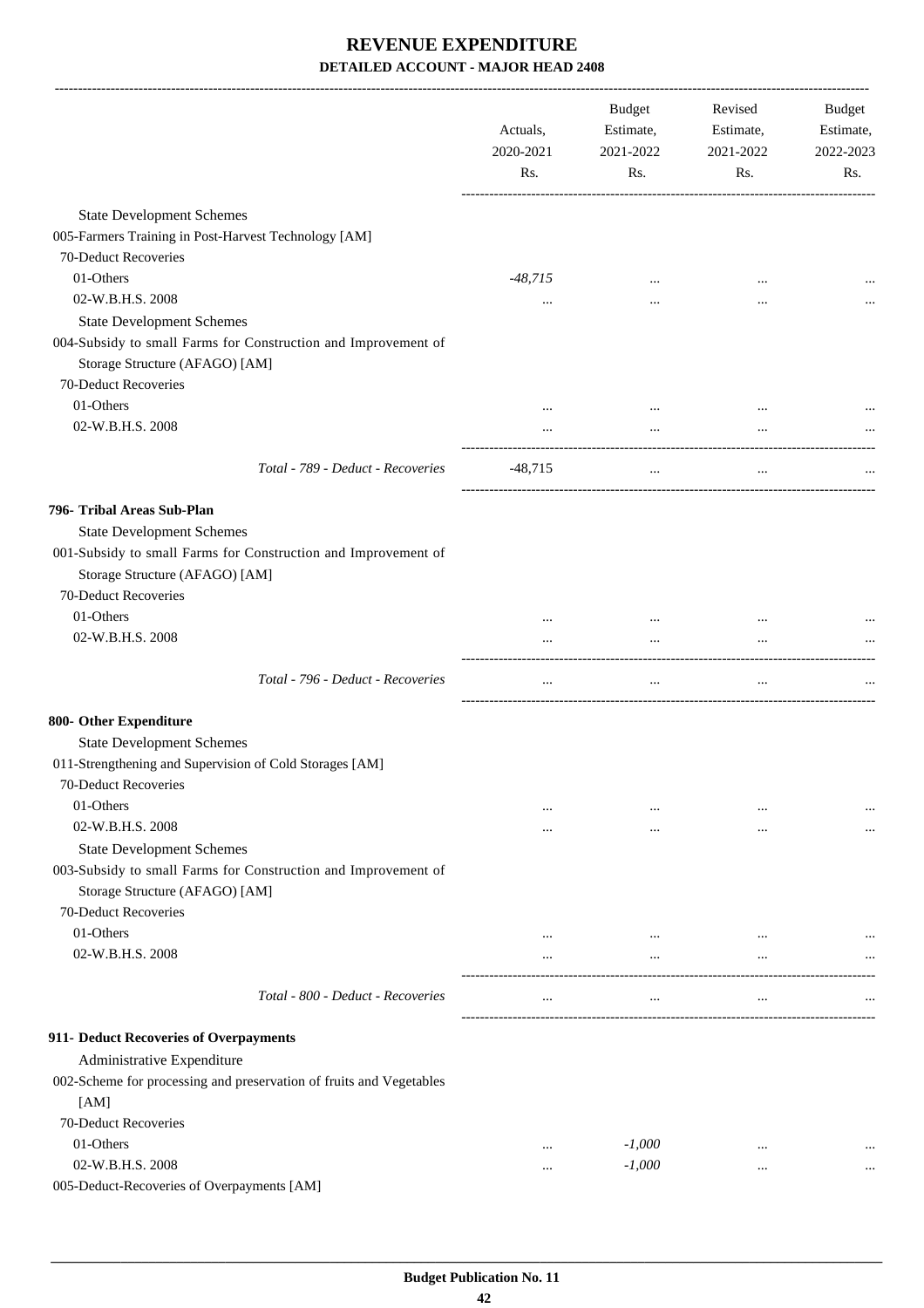# REVENUE EXPENDITURE

**DETAILED ACCOUNT - MAJOR HEAD 2408**

| | Actuals, 2020-2021 Rs. | Budget Estimate, 2021-2022 Rs. | Revised Estimate, 2021-2022 Rs. | Budget Estimate, 2022-2023 Rs. |
|---|---|---|---|---|
| State Development Schemes | | | | |
| 005-Farmers Training in Post-Harvest Technology [AM] | | | | |
| 70-Deduct Recoveries | | | | |
| 01-Others | *-48,715* | ... | ... | ... |
| 02-W.B.H.S. 2008 | ... | ... | ... | ... |
| State Development Schemes | | | | |
| 004-Subsidy to small Farms for Construction and Improvement of Storage Structure (AFAGO) [AM] | | | | |
| 70-Deduct Recoveries | | | | |
| 01-Others | ... | ... | ... | ... |
| 02-W.B.H.S. 2008 | ... | ... | ... | ... |
| *Total - 789 - Deduct - Recoveries* | -48,715 | ... | ... | ... |
| **796- Tribal Areas Sub-Plan** | | | | |
| State Development Schemes | | | | |
| 001-Subsidy to small Farms for Construction and Improvement of Storage Structure (AFAGO) [AM] | | | | |
| 70-Deduct Recoveries | | | | |
| 01-Others | ... | ... | ... | ... |
| 02-W.B.H.S. 2008 | ... | ... | ... | ... |
| *Total - 796 - Deduct - Recoveries* | ... | ... | ... | ... |
| **800- Other Expenditure** | | | | |
| State Development Schemes | | | | |
| 011-Strengthening and Supervision of Cold Storages [AM] | | | | |
| 70-Deduct Recoveries | | | | |
| 01-Others | ... | ... | ... | ... |
| 02-W.B.H.S. 2008 | ... | ... | ... | ... |
| State Development Schemes | | | | |
| 003-Subsidy to small Farms for Construction and Improvement of Storage Structure (AFAGO) [AM] | | | | |
| 70-Deduct Recoveries | | | | |
| 01-Others | ... | ... | ... | ... |
| 02-W.B.H.S. 2008 | ... | ... | ... | ... |
| *Total - 800 - Deduct - Recoveries* | ... | ... | ... | ... |
| **911- Deduct Recoveries of Overpayments** | | | | |
| Administrative Expenditure | | | | |
| 002-Scheme for processing and preservation of fruits and Vegetables [AM] | | | | |
| 70-Deduct Recoveries | | | | |
| 01-Others | ... | *-1,000* | ... | ... |
| 02-W.B.H.S. 2008 | ... | *-1,000* | ... | ... |
| 005-Deduct-Recoveries of Overpayments [AM] | | | | |

**Budget Publication No. 11**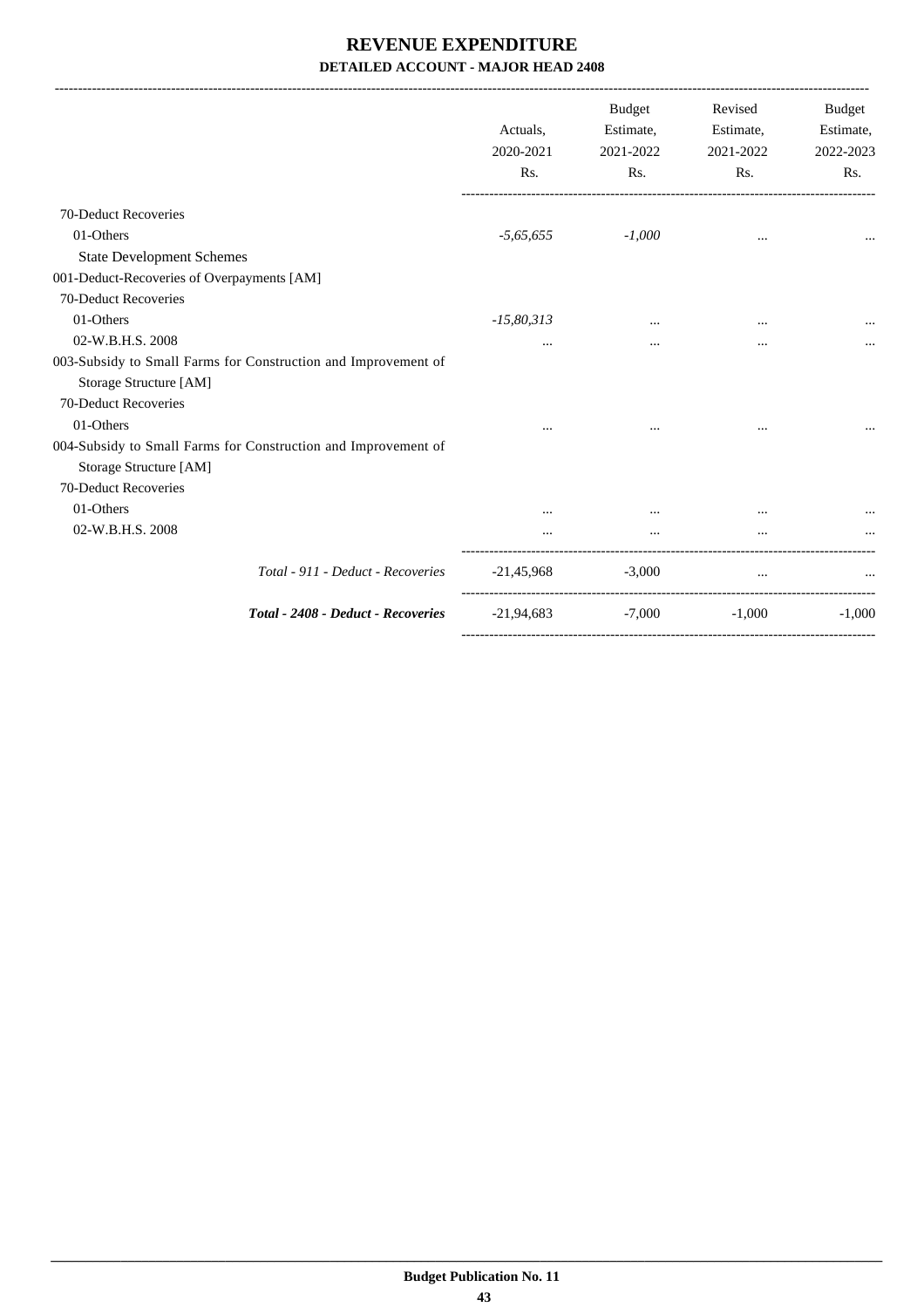# REVENUE EXPENDITURE

## DETAILED ACCOUNT - MAJOR HEAD 2408

| | Actuals, 2020-2021 Rs. | Budget Estimate, 2021-2022 Rs. | Revised Estimate, 2021-2022 Rs. | Budget Estimate, 2022-2023 Rs. |
|---|---|---|---|---|
| 70-Deduct Recoveries | | | | |
| 01-Others | *-5,65,655* | *-1,000* | ... | ... |
| State Development Schemes | | | | |
| 001-Deduct-Recoveries of Overpayments [AM] | | | | |
| 70-Deduct Recoveries | | | | |
| 01-Others | *-15,80,313* | ... | ... | ... |
| 02-W.B.H.S. 2008 | ... | ... | ... | ... |
| 003-Subsidy to Small Farms for Construction and Improvement of Storage Structure [AM] | | | | |
| 70-Deduct Recoveries | | | | |
| 01-Others | ... | ... | ... | ... |
| 004-Subsidy to Small Farms for Construction and Improvement of Storage Structure [AM] | | | | |
| 70-Deduct Recoveries | | | | |
| 01-Others | ... | ... | ... | ... |
| 02-W.B.H.S. 2008 | ... | ... | ... | ... |
| *Total - 911 - Deduct - Recoveries* | -21,45,968 | -3,000 | ... | ... |
| ***Total - 2408 - Deduct - Recoveries*** | -21,94,683 | -7,000 | -1,000 | -1,000 |

**Budget Publication No. 11**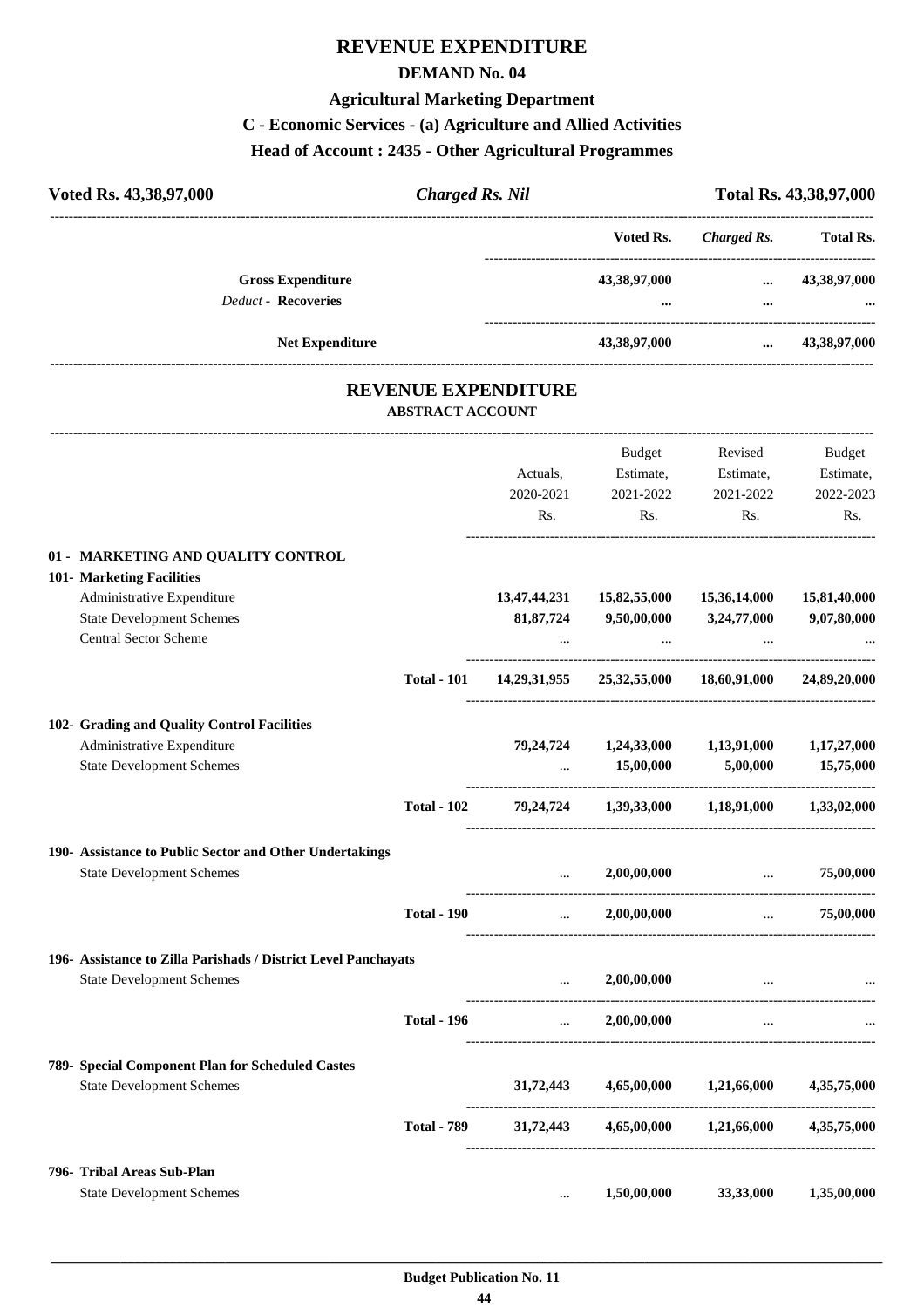# REVENUE EXPENDITURE

## DEMAND No. 04

### Agricultural Marketing Department

### C - Economic Services - (a) Agriculture and Allied Activities

### Head of Account : 2435 - Other Agricultural Programmes

| Voted Rs. 43,38,97,000 | *Charged Rs. Nil* | Total Rs. 43,38,97,000 |
|---|---|---|

| | Voted Rs. | *Charged Rs.* | Total Rs. |
|---|---|---|---|
| **Gross Expenditure** | **43,38,97,000** | **...** | **43,38,97,000** |
| *Deduct* - **Recoveries** | **...** | **...** | **...** |
| **Net Expenditure** | **43,38,97,000** | **...** | **43,38,97,000** |

## REVENUE EXPENDITURE

### ABSTRACT ACCOUNT

| | | Actuals, 2020-2021 Rs. | Budget Estimate, 2021-2022 Rs. | Revised Estimate, 2021-2022 Rs. | Budget Estimate, 2022-2023 Rs. |
|---|---|---|---|---|---|
| **01 - MARKETING AND QUALITY CONTROL** | | | | | |
| **101- Marketing Facilities** | | | | | |
| Administrative Expenditure | | **13,47,44,231** | **15,82,55,000** | **15,36,14,000** | **15,81,40,000** |
| State Development Schemes | | **81,87,724** | **9,50,00,000** | **3,24,77,000** | **9,07,80,000** |
| Central Sector Scheme | | ... | ... | ... | ... |
| | **Total - 101** | **14,29,31,955** | **25,32,55,000** | **18,60,91,000** | **24,89,20,000** |
| **102- Grading and Quality Control Facilities** | | | | | |
| Administrative Expenditure | | **79,24,724** | **1,24,33,000** | **1,13,91,000** | **1,17,27,000** |
| State Development Schemes | | ... | **15,00,000** | **5,00,000** | **15,75,000** |
| | **Total - 102** | **79,24,724** | **1,39,33,000** | **1,18,91,000** | **1,33,02,000** |
| **190- Assistance to Public Sector and Other Undertakings** | | | | | |
| State Development Schemes | | ... | **2,00,00,000** | ... | **75,00,000** |
| | **Total - 190** | ... | **2,00,00,000** | ... | **75,00,000** |
| **196- Assistance to Zilla Parishads / District Level Panchayats** | | | | | |
| State Development Schemes | | ... | **2,00,00,000** | ... | ... |
| | **Total - 196** | ... | **2,00,00,000** | ... | ... |
| **789- Special Component Plan for Scheduled Castes** | | | | | |
| State Development Schemes | | **31,72,443** | **4,65,00,000** | **1,21,66,000** | **4,35,75,000** |
| | **Total - 789** | **31,72,443** | **4,65,00,000** | **1,21,66,000** | **4,35,75,000** |
| **796- Tribal Areas Sub-Plan** | | | | | |
| State Development Schemes | | ... | **1,50,00,000** | **33,33,000** | **1,35,00,000** |

**Budget Publication No. 11**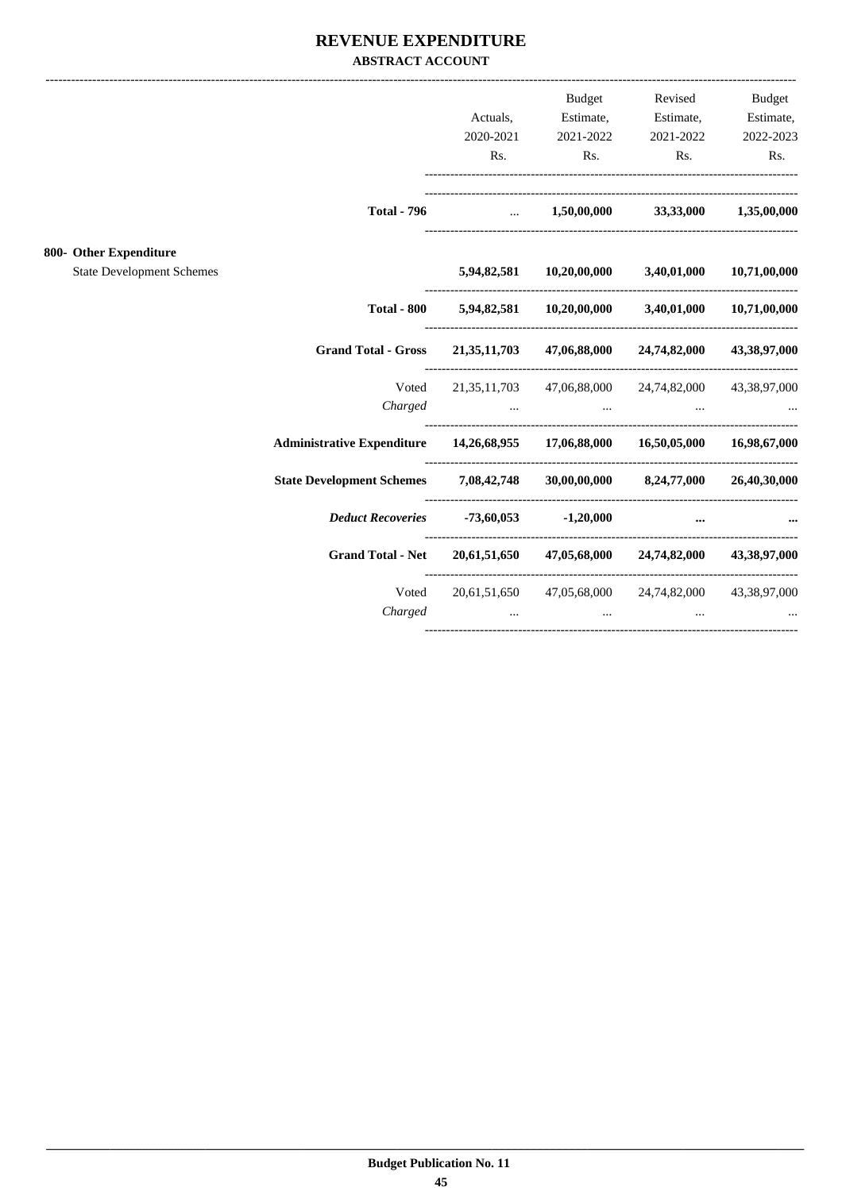# REVENUE EXPENDITURE

**ABSTRACT ACCOUNT**

| | Actuals, 2020-2021 Rs. | Budget Estimate, 2021-2022 Rs. | Revised Estimate, 2021-2022 Rs. | Budget Estimate, 2022-2023 Rs. |
|---|---|---|---|---|
| **Total - 796** | ... | **1,50,00,000** | **33,33,000** | **1,35,00,000** |
| **800- Other Expenditure** | | | | |
| State Development Schemes | **5,94,82,581** | **10,20,00,000** | **3,40,01,000** | **10,71,00,000** |
| **Total - 800** | **5,94,82,581** | **10,20,00,000** | **3,40,01,000** | **10,71,00,000** |
| **Grand Total - Gross** | **21,35,11,703** | **47,06,88,000** | **24,74,82,000** | **43,38,97,000** |
| Voted | 21,35,11,703 | 47,06,88,000 | 24,74,82,000 | 43,38,97,000 |
| *Charged* | ... | ... | ... | ... |
| **Administrative Expenditure** | **14,26,68,955** | **17,06,88,000** | **16,50,05,000** | **16,98,67,000** |
| **State Development Schemes** | **7,08,42,748** | **30,00,00,000** | **8,24,77,000** | **26,40,30,000** |
| ***Deduct Recoveries*** | **-73,60,053** | **-1,20,000** | **...** | **...** |
| **Grand Total - Net** | **20,61,51,650** | **47,05,68,000** | **24,74,82,000** | **43,38,97,000** |
| Voted | 20,61,51,650 | 47,05,68,000 | 24,74,82,000 | 43,38,97,000 |
| *Charged* | ... | ... | ... | ... |

**Budget Publication No. 11**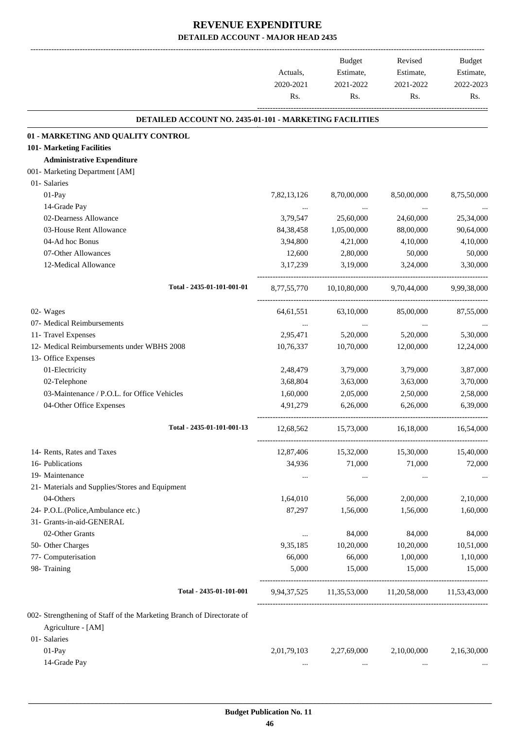# REVENUE EXPENDITURE

## DETAILED ACCOUNT - MAJOR HEAD 2435

| | Actuals, 2020-2021 Rs. | Budget Estimate, 2021-2022 Rs. | Revised Estimate, 2021-2022 Rs. | Budget Estimate, 2022-2023 Rs. |
|---|---|---|---|---|
| **DETAILED ACCOUNT NO. 2435-01-101 - MARKETING FACILITIES** | | | | |
| **01 - MARKETING AND QUALITY CONTROL** | | | | |
| **101- Marketing Facilities** | | | | |
| **Administrative Expenditure** | | | | |
| 001- Marketing Department [AM] | | | | |
| 01- Salaries | | | | |
| 01-Pay | 7,82,13,126 | 8,70,00,000 | 8,50,00,000 | 8,75,50,000 |
| 14-Grade Pay | ... | ... | ... | ... |
| 02-Dearness Allowance | 3,79,547 | 25,60,000 | 24,60,000 | 25,34,000 |
| 03-House Rent Allowance | 84,38,458 | 1,05,00,000 | 88,00,000 | 90,64,000 |
| 04-Ad hoc Bonus | 3,94,800 | 4,21,000 | 4,10,000 | 4,10,000 |
| 07-Other Allowances | 12,600 | 2,80,000 | 50,000 | 50,000 |
| 12-Medical Allowance | 3,17,239 | 3,19,000 | 3,24,000 | 3,30,000 |
| Total - 2435-01-101-001-01 | 8,77,55,770 | 10,10,80,000 | 9,70,44,000 | 9,99,38,000 |
| 02- Wages | 64,61,551 | 63,10,000 | 85,00,000 | 87,55,000 |
| 07- Medical Reimbursements | ... | ... | ... | ... |
| 11- Travel Expenses | 2,95,471 | 5,20,000 | 5,20,000 | 5,30,000 |
| 12- Medical Reimbursements under WBHS 2008 | 10,76,337 | 10,70,000 | 12,00,000 | 12,24,000 |
| 13- Office Expenses | | | | |
| 01-Electricity | 2,48,479 | 3,79,000 | 3,79,000 | 3,87,000 |
| 02-Telephone | 3,68,804 | 3,63,000 | 3,63,000 | 3,70,000 |
| 03-Maintenance / P.O.L. for Office Vehicles | 1,60,000 | 2,05,000 | 2,50,000 | 2,58,000 |
| 04-Other Office Expenses | 4,91,279 | 6,26,000 | 6,26,000 | 6,39,000 |
| Total - 2435-01-101-001-13 | 12,68,562 | 15,73,000 | 16,18,000 | 16,54,000 |
| 14- Rents, Rates and Taxes | 12,87,406 | 15,32,000 | 15,30,000 | 15,40,000 |
| 16- Publications | 34,936 | 71,000 | 71,000 | 72,000 |
| 19- Maintenance | ... | ... | ... | ... |
| 21- Materials and Supplies/Stores and Equipment | | | | |
| 04-Others | 1,64,010 | 56,000 | 2,00,000 | 2,10,000 |
| 24- P.O.L.(Police,Ambulance etc.) | 87,297 | 1,56,000 | 1,56,000 | 1,60,000 |
| 31- Grants-in-aid-GENERAL | | | | |
| 02-Other Grants | ... | 84,000 | 84,000 | 84,000 |
| 50- Other Charges | 9,35,185 | 10,20,000 | 10,20,000 | 10,51,000 |
| 77- Computerisation | 66,000 | 66,000 | 1,00,000 | 1,10,000 |
| 98- Training | 5,000 | 15,000 | 15,000 | 15,000 |
| Total - 2435-01-101-001 | 9,94,37,525 | 11,35,53,000 | 11,20,58,000 | 11,53,43,000 |
| 002- Strengthening of Staff of the Marketing Branch of Directorate of Agriculture - [AM] | | | | |
| 01- Salaries | | | | |
| 01-Pay | 2,01,79,103 | 2,27,69,000 | 2,10,00,000 | 2,16,30,000 |
| 14-Grade Pay | ... | ... | ... | ... |

Budget Publication No. 11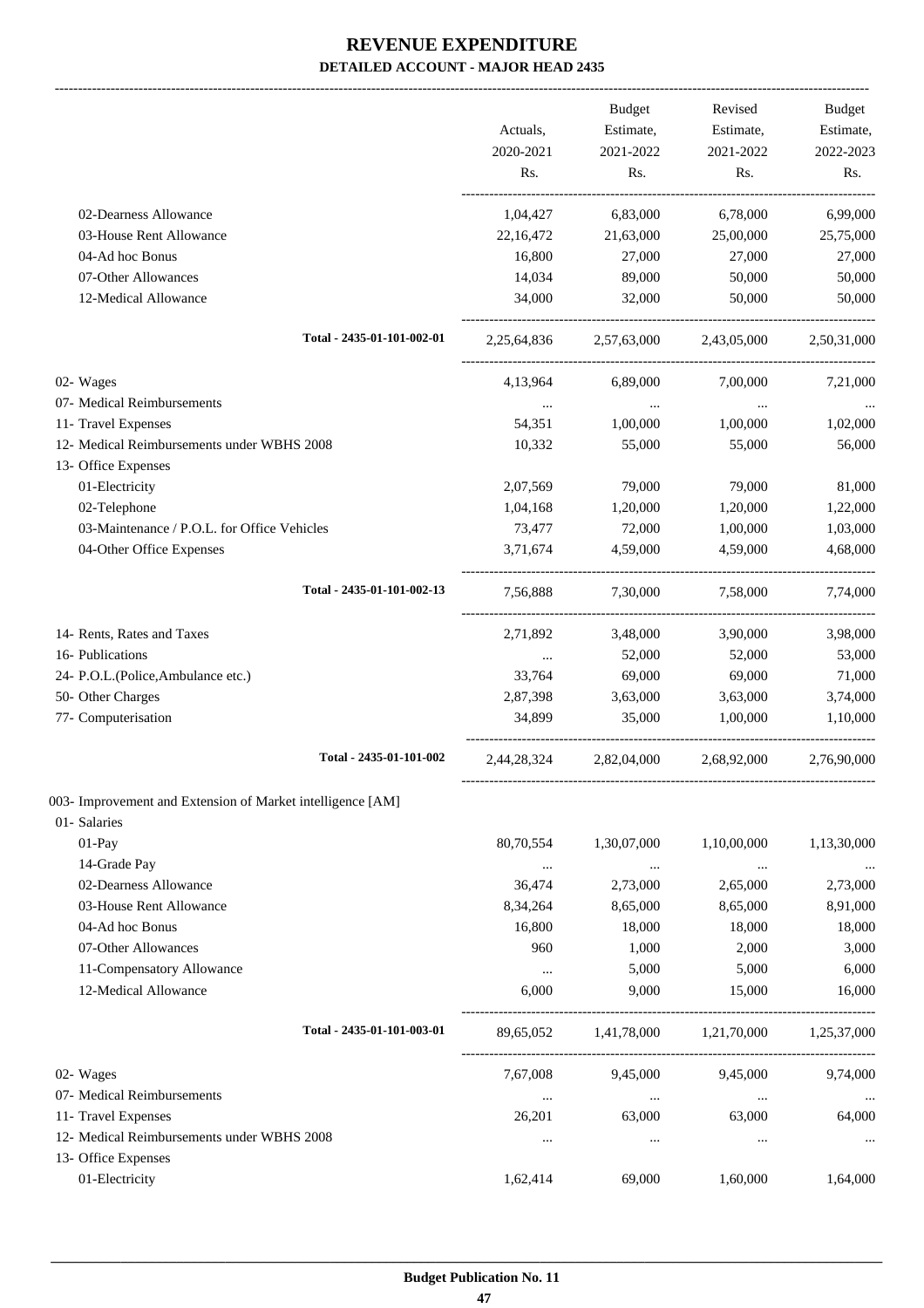# REVENUE EXPENDITURE

**DETAILED ACCOUNT - MAJOR HEAD 2435**

| | Actuals, 2020-2021 Rs. | Budget Estimate, 2021-2022 Rs. | Revised Estimate, 2021-2022 Rs. | Budget Estimate, 2022-2023 Rs. |
|---|---|---|---|---|
| 02-Dearness Allowance | 1,04,427 | 6,83,000 | 6,78,000 | 6,99,000 |
| 03-House Rent Allowance | 22,16,472 | 21,63,000 | 25,00,000 | 25,75,000 |
| 04-Ad hoc Bonus | 16,800 | 27,000 | 27,000 | 27,000 |
| 07-Other Allowances | 14,034 | 89,000 | 50,000 | 50,000 |
| 12-Medical Allowance | 34,000 | 32,000 | 50,000 | 50,000 |
| Total - 2435-01-101-002-01 | 2,25,64,836 | 2,57,63,000 | 2,43,05,000 | 2,50,31,000 |
| 02- Wages | 4,13,964 | 6,89,000 | 7,00,000 | 7,21,000 |
| 07- Medical Reimbursements | ... | ... | ... | ... |
| 11- Travel Expenses | 54,351 | 1,00,000 | 1,00,000 | 1,02,000 |
| 12- Medical Reimbursements under WBHS 2008 | 10,332 | 55,000 | 55,000 | 56,000 |
| 13- Office Expenses | | | | |
| 01-Electricity | 2,07,569 | 79,000 | 79,000 | 81,000 |
| 02-Telephone | 1,04,168 | 1,20,000 | 1,20,000 | 1,22,000 |
| 03-Maintenance / P.O.L. for Office Vehicles | 73,477 | 72,000 | 1,00,000 | 1,03,000 |
| 04-Other Office Expenses | 3,71,674 | 4,59,000 | 4,59,000 | 4,68,000 |
| Total - 2435-01-101-002-13 | 7,56,888 | 7,30,000 | 7,58,000 | 7,74,000 |
| 14- Rents, Rates and Taxes | 2,71,892 | 3,48,000 | 3,90,000 | 3,98,000 |
| 16- Publications | ... | 52,000 | 52,000 | 53,000 |
| 24- P.O.L.(Police,Ambulance etc.) | 33,764 | 69,000 | 69,000 | 71,000 |
| 50- Other Charges | 2,87,398 | 3,63,000 | 3,63,000 | 3,74,000 |
| 77- Computerisation | 34,899 | 35,000 | 1,00,000 | 1,10,000 |
| Total - 2435-01-101-002 | 2,44,28,324 | 2,82,04,000 | 2,68,92,000 | 2,76,90,000 |
| 003- Improvement and Extension of Market intelligence [AM] | | | | |
| 01- Salaries | | | | |
| 01-Pay | 80,70,554 | 1,30,07,000 | 1,10,00,000 | 1,13,30,000 |
| 14-Grade Pay | ... | ... | ... | ... |
| 02-Dearness Allowance | 36,474 | 2,73,000 | 2,65,000 | 2,73,000 |
| 03-House Rent Allowance | 8,34,264 | 8,65,000 | 8,65,000 | 8,91,000 |
| 04-Ad hoc Bonus | 16,800 | 18,000 | 18,000 | 18,000 |
| 07-Other Allowances | 960 | 1,000 | 2,000 | 3,000 |
| 11-Compensatory Allowance | ... | 5,000 | 5,000 | 6,000 |
| 12-Medical Allowance | 6,000 | 9,000 | 15,000 | 16,000 |
| Total - 2435-01-101-003-01 | 89,65,052 | 1,41,78,000 | 1,21,70,000 | 1,25,37,000 |
| 02- Wages | 7,67,008 | 9,45,000 | 9,45,000 | 9,74,000 |
| 07- Medical Reimbursements | ... | ... | ... | ... |
| 11- Travel Expenses | 26,201 | 63,000 | 63,000 | 64,000 |
| 12- Medical Reimbursements under WBHS 2008 | ... | ... | ... | ... |
| 13- Office Expenses | | | | |
| 01-Electricity | 1,62,414 | 69,000 | 1,60,000 | 1,64,000 |

**Budget Publication No. 11**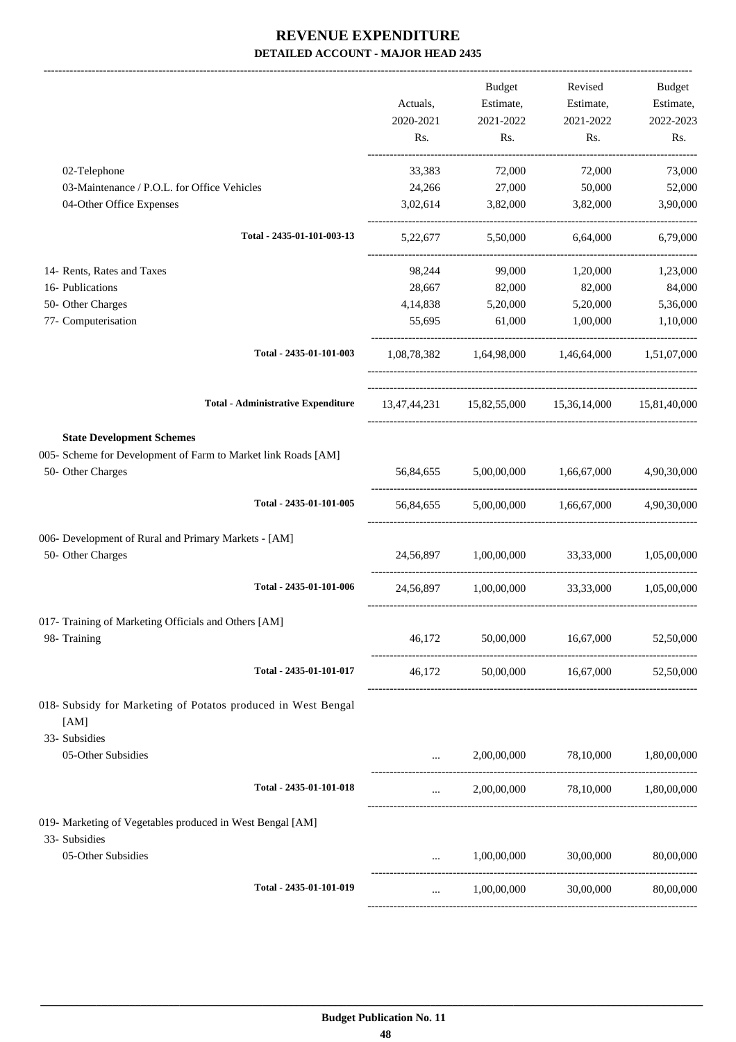# REVENUE EXPENDITURE

## DETAILED ACCOUNT - MAJOR HEAD 2435

| | Actuals, 2020-2021 Rs. | Budget Estimate, 2021-2022 Rs. | Revised Estimate, 2021-2022 Rs. | Budget Estimate, 2022-2023 Rs. |
|---|---|---|---|---|
| 02-Telephone | 33,383 | 72,000 | 72,000 | 73,000 |
| 03-Maintenance / P.O.L. for Office Vehicles | 24,266 | 27,000 | 50,000 | 52,000 |
| 04-Other Office Expenses | 3,02,614 | 3,82,000 | 3,82,000 | 3,90,000 |
| **Total - 2435-01-101-003-13** | 5,22,677 | 5,50,000 | 6,64,000 | 6,79,000 |
| 14- Rents, Rates and Taxes | 98,244 | 99,000 | 1,20,000 | 1,23,000 |
| 16- Publications | 28,667 | 82,000 | 82,000 | 84,000 |
| 50- Other Charges | 4,14,838 | 5,20,000 | 5,20,000 | 5,36,000 |
| 77- Computerisation | 55,695 | 61,000 | 1,00,000 | 1,10,000 |
| **Total - 2435-01-101-003** | 1,08,78,382 | 1,64,98,000 | 1,46,64,000 | 1,51,07,000 |
| **Total - Administrative Expenditure** | 13,47,44,231 | 15,82,55,000 | 15,36,14,000 | 15,81,40,000 |
| **State Development Schemes** | | | | |
| 005- Scheme for Development of Farm to Market link Roads [AM] | | | | |
| 50- Other Charges | 56,84,655 | 5,00,00,000 | 1,66,67,000 | 4,90,30,000 |
| **Total - 2435-01-101-005** | 56,84,655 | 5,00,00,000 | 1,66,67,000 | 4,90,30,000 |
| 006- Development of Rural and Primary Markets - [AM] | | | | |
| 50- Other Charges | 24,56,897 | 1,00,00,000 | 33,33,000 | 1,05,00,000 |
| **Total - 2435-01-101-006** | 24,56,897 | 1,00,00,000 | 33,33,000 | 1,05,00,000 |
| 017- Training of Marketing Officials and Others [AM] | | | | |
| 98- Training | 46,172 | 50,00,000 | 16,67,000 | 52,50,000 |
| **Total - 2435-01-101-017** | 46,172 | 50,00,000 | 16,67,000 | 52,50,000 |
| 018- Subsidy for Marketing of Potatos produced in West Bengal [AM] | | | | |
| 33- Subsidies | | | | |
| 05-Other Subsidies | ... | 2,00,00,000 | 78,10,000 | 1,80,00,000 |
| **Total - 2435-01-101-018** | ... | 2,00,00,000 | 78,10,000 | 1,80,00,000 |
| 019- Marketing of Vegetables produced in West Bengal [AM] | | | | |
| 33- Subsidies | | | | |
| 05-Other Subsidies | ... | 1,00,00,000 | 30,00,000 | 80,00,000 |
| **Total - 2435-01-101-019** | ... | 1,00,00,000 | 30,00,000 | 80,00,000 |

**Budget Publication No. 11**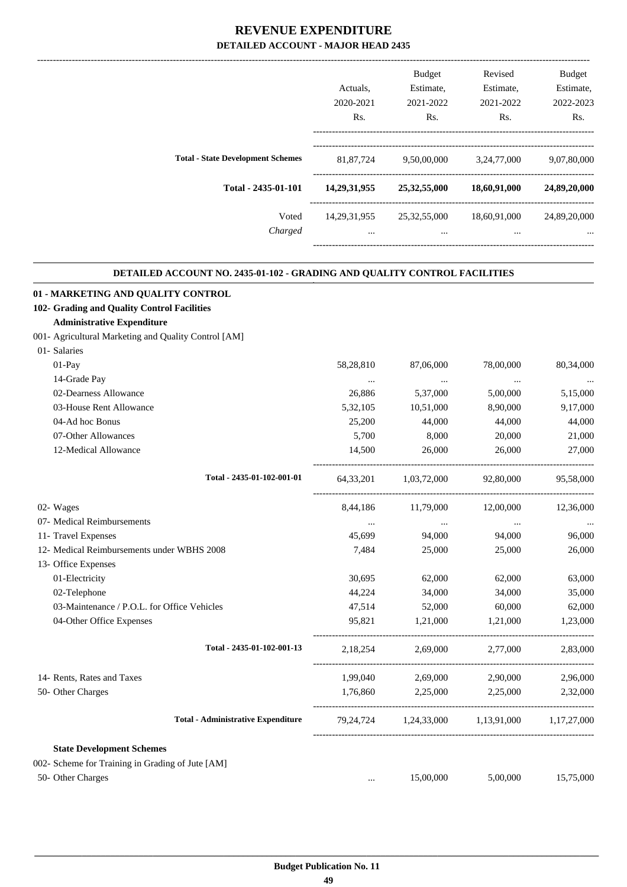# REVENUE EXPENDITURE

## DETAILED ACCOUNT - MAJOR HEAD 2435

| | Actuals, 2020-2021 Rs. | Budget Estimate, 2021-2022 Rs. | Revised Estimate, 2021-2022 Rs. | Budget Estimate, 2022-2023 Rs. |
|---|---|---|---|---|
| **Total - State Development Schemes** | 81,87,724 | 9,50,00,000 | 3,24,77,000 | 9,07,80,000 |
| **Total - 2435-01-101** | **14,29,31,955** | **25,32,55,000** | **18,60,91,000** | **24,89,20,000** |
| Voted | 14,29,31,955 | 25,32,55,000 | 18,60,91,000 | 24,89,20,000 |
| *Charged* | ... | ... | ... | ... |

### DETAILED ACCOUNT NO. 2435-01-102 - GRADING AND QUALITY CONTROL FACILITIES

| | Actuals, 2020-2021 Rs. | Budget Estimate, 2021-2022 Rs. | Revised Estimate, 2021-2022 Rs. | Budget Estimate, 2022-2023 Rs. |
|---|---|---|---|---|
| **01 - MARKETING AND QUALITY CONTROL** | | | | |
| **102- Grading and Quality Control Facilities** | | | | |
| **Administrative Expenditure** | | | | |
| 001- Agricultural Marketing and Quality Control [AM] | | | | |
| 01- Salaries | | | | |
| 01-Pay | 58,28,810 | 87,06,000 | 78,00,000 | 80,34,000 |
| 14-Grade Pay | ... | ... | ... | ... |
| 02-Dearness Allowance | 26,886 | 5,37,000 | 5,00,000 | 5,15,000 |
| 03-House Rent Allowance | 5,32,105 | 10,51,000 | 8,90,000 | 9,17,000 |
| 04-Ad hoc Bonus | 25,200 | 44,000 | 44,000 | 44,000 |
| 07-Other Allowances | 5,700 | 8,000 | 20,000 | 21,000 |
| 12-Medical Allowance | 14,500 | 26,000 | 26,000 | 27,000 |
| **Total - 2435-01-102-001-01** | 64,33,201 | 1,03,72,000 | 92,80,000 | 95,58,000 |
| 02- Wages | 8,44,186 | 11,79,000 | 12,00,000 | 12,36,000 |
| 07- Medical Reimbursements | ... | ... | ... | ... |
| 11- Travel Expenses | 45,699 | 94,000 | 94,000 | 96,000 |
| 12- Medical Reimbursements under WBHS 2008 | 7,484 | 25,000 | 25,000 | 26,000 |
| 13- Office Expenses | | | | |
| 01-Electricity | 30,695 | 62,000 | 62,000 | 63,000 |
| 02-Telephone | 44,224 | 34,000 | 34,000 | 35,000 |
| 03-Maintenance / P.O.L. for Office Vehicles | 47,514 | 52,000 | 60,000 | 62,000 |
| 04-Other Office Expenses | 95,821 | 1,21,000 | 1,21,000 | 1,23,000 |
| **Total - 2435-01-102-001-13** | 2,18,254 | 2,69,000 | 2,77,000 | 2,83,000 |
| 14- Rents, Rates and Taxes | 1,99,040 | 2,69,000 | 2,90,000 | 2,96,000 |
| 50- Other Charges | 1,76,860 | 2,25,000 | 2,25,000 | 2,32,000 |
| **Total - Administrative Expenditure** | 79,24,724 | 1,24,33,000 | 1,13,91,000 | 1,17,27,000 |
| **State Development Schemes** | | | | |
| 002- Scheme for Training in Grading of Jute [AM] | | | | |
| 50- Other Charges | ... | 15,00,000 | 5,00,000 | 15,75,000 |

**Budget Publication No. 11**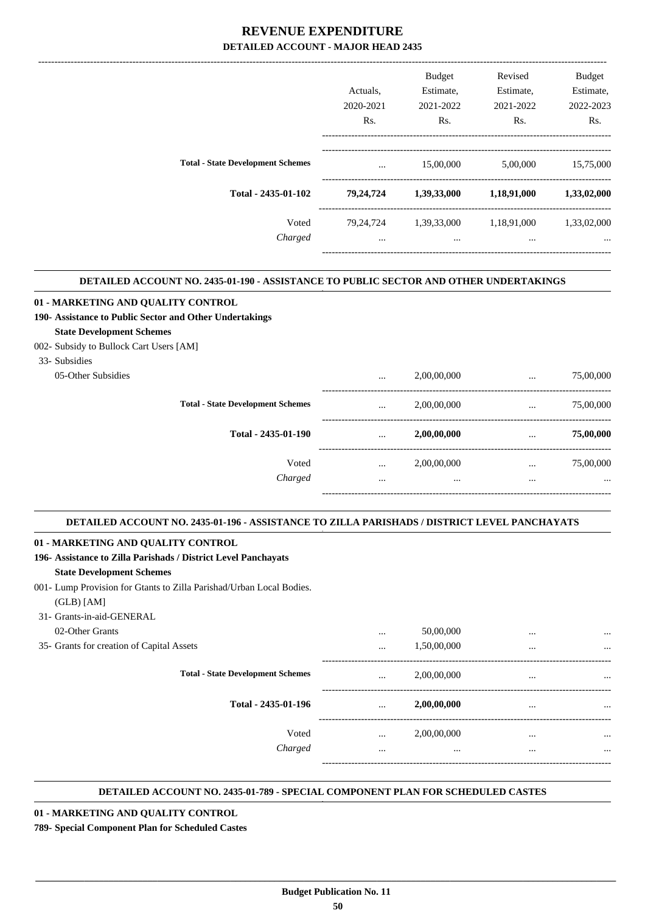# REVENUE EXPENDITURE

## DETAILED ACCOUNT - MAJOR HEAD 2435

| | Actuals, 2020-2021 Rs. | Budget Estimate, 2021-2022 Rs. | Revised Estimate, 2021-2022 Rs. | Budget Estimate, 2022-2023 Rs. |
|---|---|---|---|---|
| Total - State Development Schemes | ... | 15,00,000 | 5,00,000 | 15,75,000 |
| **Total - 2435-01-102** | **79,24,724** | **1,39,33,000** | **1,18,91,000** | **1,33,02,000** |
| Voted | 79,24,724 | 1,39,33,000 | 1,18,91,000 | 1,33,02,000 |
| *Charged* | ... | ... | ... | ... |

### DETAILED ACCOUNT NO. 2435-01-190 - ASSISTANCE TO PUBLIC SECTOR AND OTHER UNDERTAKINGS

**01 - MARKETING AND QUALITY CONTROL**

**190- Assistance to Public Sector and Other Undertakings**

**State Development Schemes**

002- Subsidy to Bullock Cart Users [AM]

33- Subsidies

| | Actuals, 2020-2021 Rs. | Budget Estimate, 2021-2022 Rs. | Revised Estimate, 2021-2022 Rs. | Budget Estimate, 2022-2023 Rs. |
|---|---|---|---|---|
| 05-Other Subsidies | ... | 2,00,00,000 | ... | 75,00,000 |
| Total - State Development Schemes | ... | 2,00,00,000 | ... | 75,00,000 |
| **Total - 2435-01-190** | ... | **2,00,00,000** | ... | **75,00,000** |
| Voted | ... | 2,00,00,000 | ... | 75,00,000 |
| *Charged* | ... | ... | ... | ... |

### DETAILED ACCOUNT NO. 2435-01-196 - ASSISTANCE TO ZILLA PARISHADS / DISTRICT LEVEL PANCHAYATS

**01 - MARKETING AND QUALITY CONTROL**

**196- Assistance to Zilla Parishads / District Level Panchayats**

**State Development Schemes**

001- Lump Provision for Gtants to Zilla Parishad/Urban Local Bodies. (GLB) [AM]

31- Grants-in-aid-GENERAL

| | Actuals, 2020-2021 Rs. | Budget Estimate, 2021-2022 Rs. | Revised Estimate, 2021-2022 Rs. | Budget Estimate, 2022-2023 Rs. |
|---|---|---|---|---|
| 02-Other Grants | ... | 50,00,000 | ... | ... |
| 35- Grants for creation of Capital Assets | ... | 1,50,00,000 | ... | ... |
| Total - State Development Schemes | ... | 2,00,00,000 | ... | ... |
| **Total - 2435-01-196** | ... | **2,00,00,000** | ... | ... |
| Voted | ... | 2,00,00,000 | ... | ... |
| *Charged* | ... | ... | ... | ... |

### DETAILED ACCOUNT NO. 2435-01-789 - SPECIAL COMPONENT PLAN FOR SCHEDULED CASTES

**01 - MARKETING AND QUALITY CONTROL**

**789- Special Component Plan for Scheduled Castes**

**Budget Publication No. 11**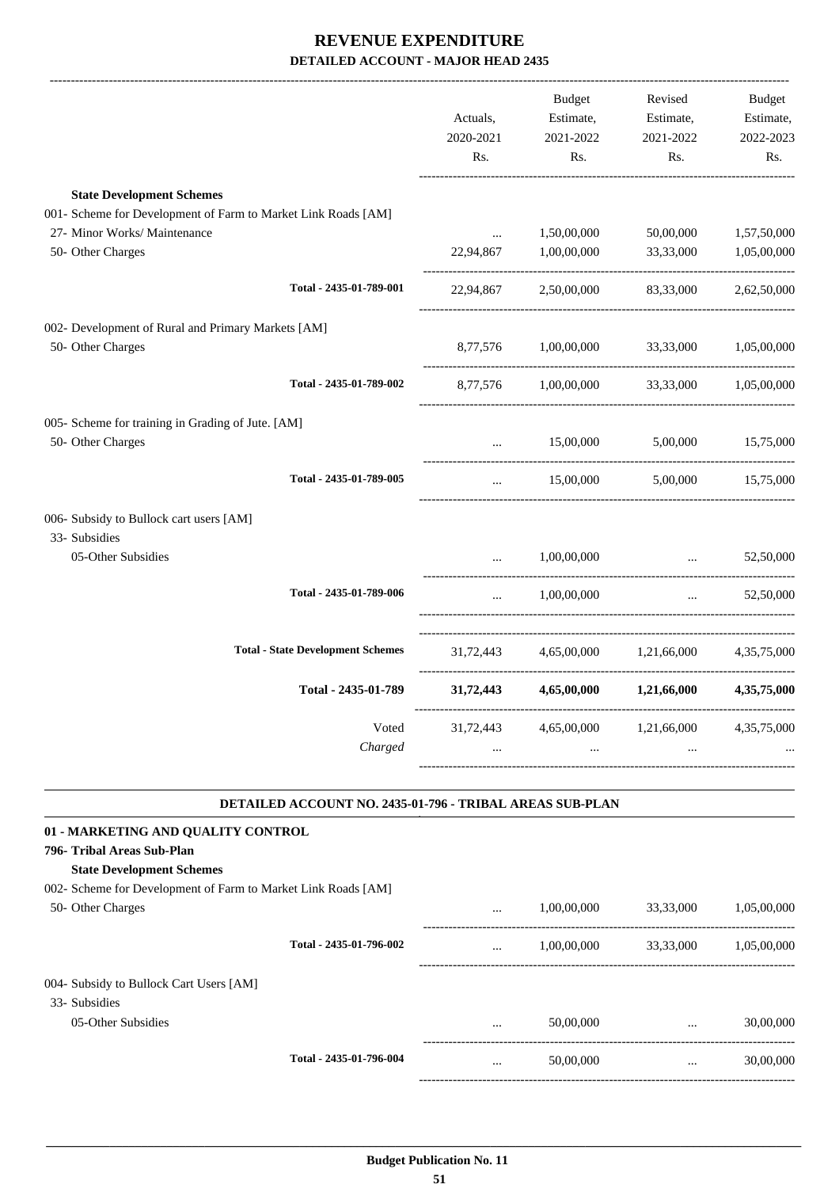# REVENUE EXPENDITURE

## DETAILED ACCOUNT - MAJOR HEAD 2435

| | Actuals, 2020-2021 Rs. | Budget Estimate, 2021-2022 Rs. | Revised Estimate, 2021-2022 Rs. | Budget Estimate, 2022-2023 Rs. |
|---|---|---|---|---|
| **State Development Schemes** | | | | |
| 001- Scheme for Development of Farm to Market Link Roads [AM] | | | | |
| 27- Minor Works/ Maintenance | ... | 1,50,00,000 | 50,00,000 | 1,57,50,000 |
| 50- Other Charges | 22,94,867 | 1,00,00,000 | 33,33,000 | 1,05,00,000 |
| **Total - 2435-01-789-001** | 22,94,867 | 2,50,00,000 | 83,33,000 | 2,62,50,000 |
| 002- Development of Rural and Primary Markets [AM] | | | | |
| 50- Other Charges | 8,77,576 | 1,00,00,000 | 33,33,000 | 1,05,00,000 |
| **Total - 2435-01-789-002** | 8,77,576 | 1,00,00,000 | 33,33,000 | 1,05,00,000 |
| 005- Scheme for training in Grading of Jute. [AM] | | | | |
| 50- Other Charges | ... | 15,00,000 | 5,00,000 | 15,75,000 |
| **Total - 2435-01-789-005** | ... | 15,00,000 | 5,00,000 | 15,75,000 |
| 006- Subsidy to Bullock cart users [AM] | | | | |
| 33- Subsidies | | | | |
| 05-Other Subsidies | ... | 1,00,00,000 | ... | 52,50,000 |
| **Total - 2435-01-789-006** | ... | 1,00,00,000 | ... | 52,50,000 |
| **Total - State Development Schemes** | 31,72,443 | 4,65,00,000 | 1,21,66,000 | 4,35,75,000 |
| **Total - 2435-01-789** | **31,72,443** | **4,65,00,000** | **1,21,66,000** | **4,35,75,000** |
| Voted | 31,72,443 | 4,65,00,000 | 1,21,66,000 | 4,35,75,000 |
| *Charged* | ... | ... | ... | ... |

### DETAILED ACCOUNT NO. 2435-01-796 - TRIBAL AREAS SUB-PLAN

**01 - MARKETING AND QUALITY CONTROL**

**796- Tribal Areas Sub-Plan**

| | Actuals, 2020-2021 Rs. | Budget Estimate, 2021-2022 Rs. | Revised Estimate, 2021-2022 Rs. | Budget Estimate, 2022-2023 Rs. |
|---|---|---|---|---|
| **State Development Schemes** | | | | |
| 002- Scheme for Development of Farm to Market Link Roads [AM] | | | | |
| 50- Other Charges | ... | 1,00,00,000 | 33,33,000 | 1,05,00,000 |
| **Total - 2435-01-796-002** | ... | 1,00,00,000 | 33,33,000 | 1,05,00,000 |
| 004- Subsidy to Bullock Cart Users [AM] | | | | |
| 33- Subsidies | | | | |
| 05-Other Subsidies | ... | 50,00,000 | ... | 30,00,000 |
| **Total - 2435-01-796-004** | ... | 50,00,000 | ... | 30,00,000 |

**Budget Publication No. 11**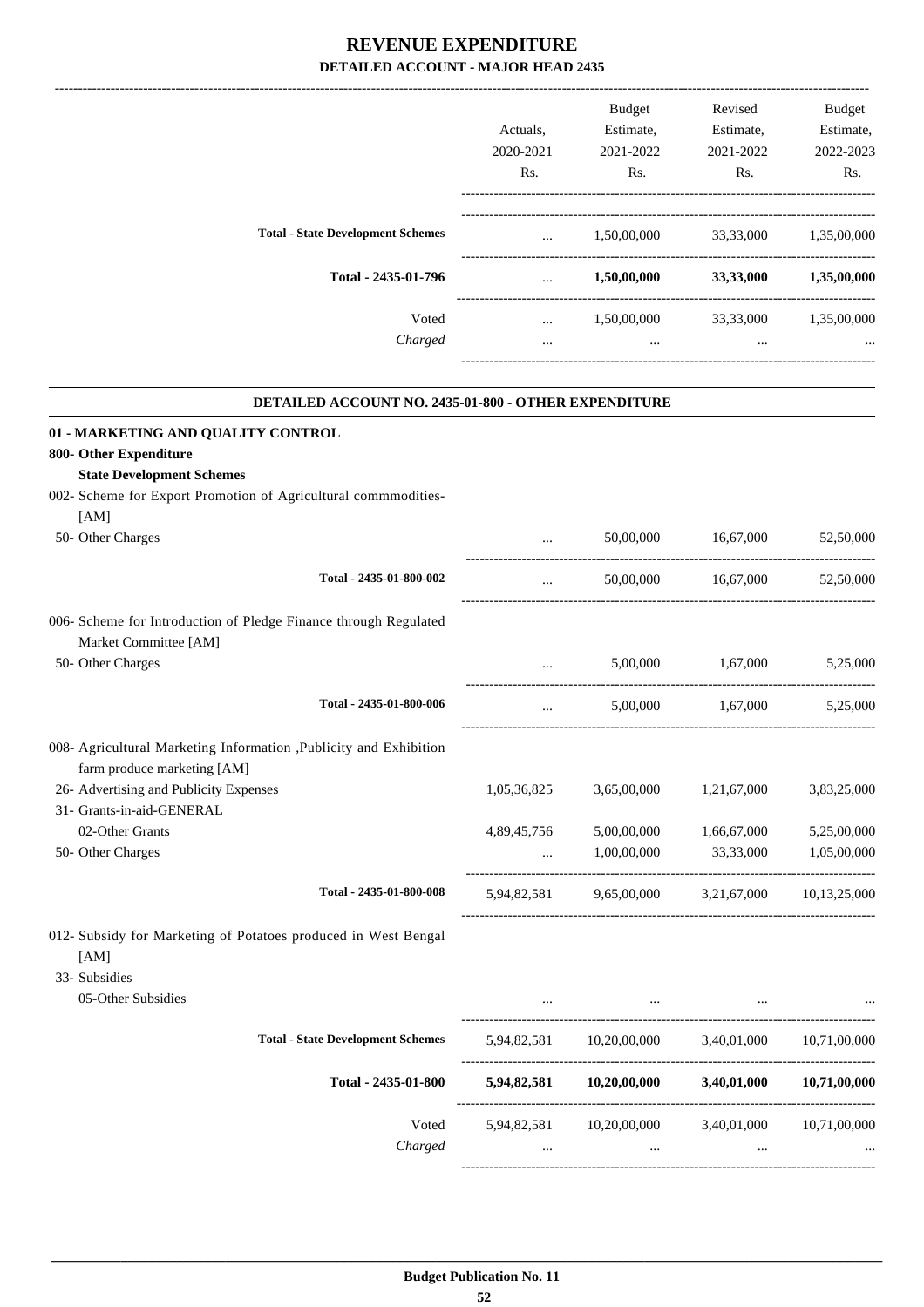# REVENUE EXPENDITURE

## DETAILED ACCOUNT - MAJOR HEAD 2435

| | Actuals, 2020-2021 Rs. | Budget Estimate, 2021-2022 Rs. | Revised Estimate, 2021-2022 Rs. | Budget Estimate, 2022-2023 Rs. |
|---|---|---|---|---|
| **Total - State Development Schemes** | ... | 1,50,00,000 | 33,33,000 | 1,35,00,000 |
| **Total - 2435-01-796** | ... | **1,50,00,000** | **33,33,000** | **1,35,00,000** |
| Voted | ... | 1,50,00,000 | 33,33,000 | 1,35,00,000 |
| *Charged* | ... | ... | ... | ... |

### DETAILED ACCOUNT NO. 2435-01-800 - OTHER EXPENDITURE

| | Actuals, 2020-2021 Rs. | Budget Estimate, 2021-2022 Rs. | Revised Estimate, 2021-2022 Rs. | Budget Estimate, 2022-2023 Rs. |
|---|---|---|---|---|
| **01 - MARKETING AND QUALITY CONTROL** | | | | |
| **800- Other Expenditure** | | | | |
| **State Development Schemes** | | | | |
| 002- Scheme for Export Promotion of Agricultural commmodities- [AM] | | | | |
| 50- Other Charges | ... | 50,00,000 | 16,67,000 | 52,50,000 |
| **Total - 2435-01-800-002** | ... | 50,00,000 | 16,67,000 | 52,50,000 |
| 006- Scheme for Introduction of Pledge Finance through Regulated Market Committee [AM] | | | | |
| 50- Other Charges | ... | 5,00,000 | 1,67,000 | 5,25,000 |
| **Total - 2435-01-800-006** | ... | 5,00,000 | 1,67,000 | 5,25,000 |
| 008- Agricultural Marketing Information ,Publicity and Exhibition farm produce marketing [AM] | | | | |
| 26- Advertising and Publicity Expenses | 1,05,36,825 | 3,65,00,000 | 1,21,67,000 | 3,83,25,000 |
| 31- Grants-in-aid-GENERAL | | | | |
| 02-Other Grants | 4,89,45,756 | 5,00,00,000 | 1,66,67,000 | 5,25,00,000 |
| 50- Other Charges | ... | 1,00,00,000 | 33,33,000 | 1,05,00,000 |
| **Total - 2435-01-800-008** | 5,94,82,581 | 9,65,00,000 | 3,21,67,000 | 10,13,25,000 |
| 012- Subsidy for Marketing of Potatoes produced in West Bengal [AM] | | | | |
| 33- Subsidies | | | | |
| 05-Other Subsidies | ... | ... | ... | ... |
| **Total - State Development Schemes** | 5,94,82,581 | 10,20,00,000 | 3,40,01,000 | 10,71,00,000 |
| **Total - 2435-01-800** | **5,94,82,581** | **10,20,00,000** | **3,40,01,000** | **10,71,00,000** |
| Voted | 5,94,82,581 | 10,20,00,000 | 3,40,01,000 | 10,71,00,000 |
| *Charged* | ... | ... | ... | ... |

**Budget Publication No. 11**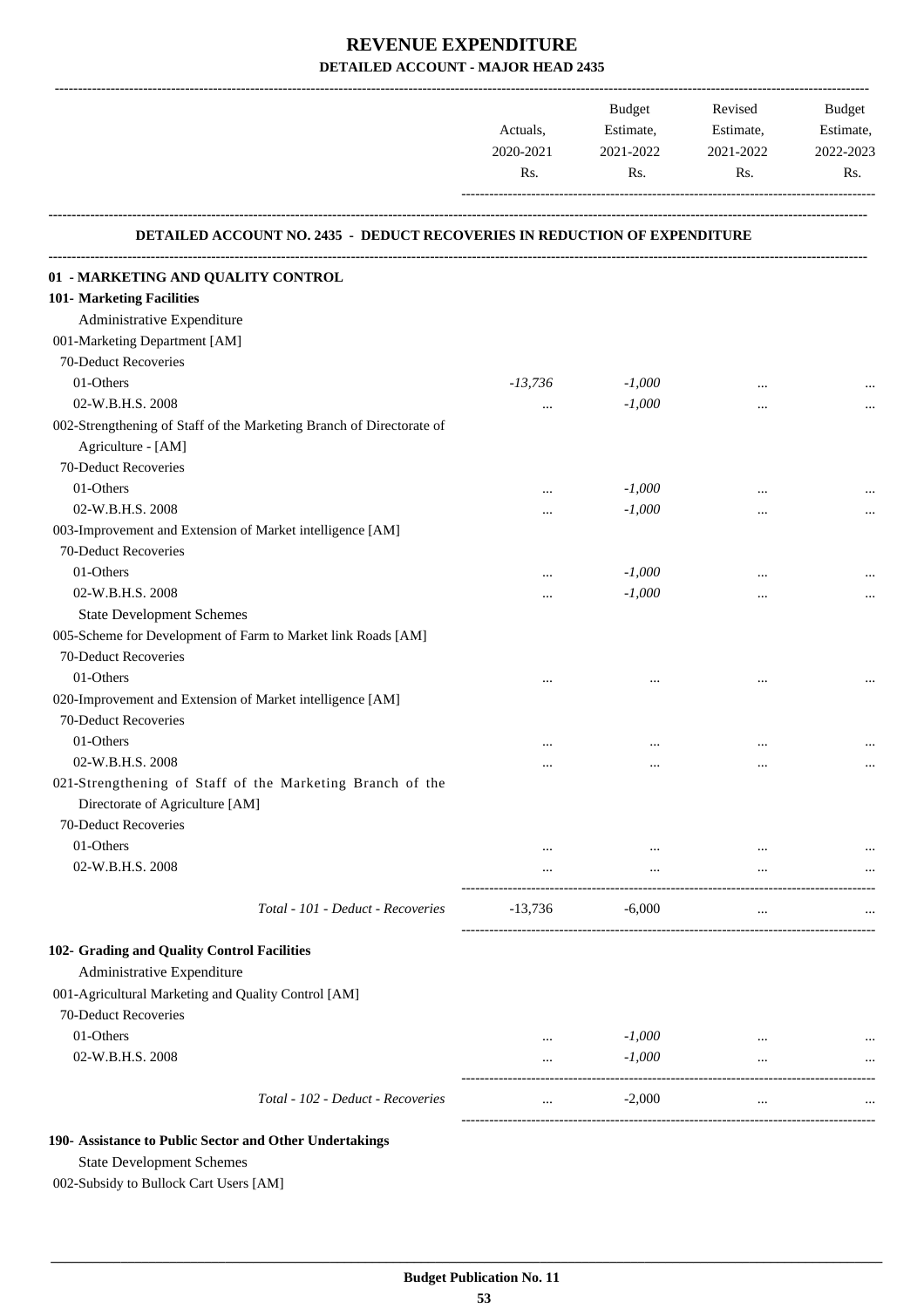# REVENUE EXPENDITURE

## DETAILED ACCOUNT - MAJOR HEAD 2435

| | Actuals, 2020-2021 Rs. | Budget Estimate, 2021-2022 Rs. | Revised Estimate, 2021-2022 Rs. | Budget Estimate, 2022-2023 Rs. |
|---|---|---|---|---|
| **DETAILED ACCOUNT NO. 2435 - DEDUCT RECOVERIES IN REDUCTION OF EXPENDITURE** | | | | |
| **01 - MARKETING AND QUALITY CONTROL** | | | | |
| **101- Marketing Facilities** | | | | |
| Administrative Expenditure | | | | |
| 001-Marketing Department [AM] | | | | |
| 70-Deduct Recoveries | | | | |
| 01-Others | *-13,736* | *-1,000* | ... | ... |
| 02-W.B.H.S. 2008 | ... | *-1,000* | ... | ... |
| 002-Strengthening of Staff of the Marketing Branch of Directorate of Agriculture - [AM] | | | | |
| 70-Deduct Recoveries | | | | |
| 01-Others | ... | *-1,000* | ... | ... |
| 02-W.B.H.S. 2008 | ... | *-1,000* | ... | ... |
| 003-Improvement and Extension of Market intelligence [AM] | | | | |
| 70-Deduct Recoveries | | | | |
| 01-Others | ... | *-1,000* | ... | ... |
| 02-W.B.H.S. 2008 | ... | *-1,000* | ... | ... |
| State Development Schemes | | | | |
| 005-Scheme for Development of Farm to Market link Roads [AM] | | | | |
| 70-Deduct Recoveries | | | | |
| 01-Others | ... | ... | ... | ... |
| 020-Improvement and Extension of Market intelligence [AM] | | | | |
| 70-Deduct Recoveries | | | | |
| 01-Others | ... | ... | ... | ... |
| 02-W.B.H.S. 2008 | ... | ... | ... | ... |
| 021-Strengthening of Staff of the Marketing Branch of the Directorate of Agriculture [AM] | | | | |
| 70-Deduct Recoveries | | | | |
| 01-Others | ... | ... | ... | ... |
| 02-W.B.H.S. 2008 | ... | ... | ... | ... |
| *Total - 101 - Deduct - Recoveries* | -13,736 | -6,000 | ... | ... |
| **102- Grading and Quality Control Facilities** | | | | |
| Administrative Expenditure | | | | |
| 001-Agricultural Marketing and Quality Control [AM] | | | | |
| 70-Deduct Recoveries | | | | |
| 01-Others | ... | *-1,000* | ... | ... |
| 02-W.B.H.S. 2008 | ... | *-1,000* | ... | ... |
| *Total - 102 - Deduct - Recoveries* | ... | -2,000 | ... | ... |
| **190- Assistance to Public Sector and Other Undertakings** | | | | |
| State Development Schemes | | | | |
| 002-Subsidy to Bullock Cart Users [AM] | | | | |

**Budget Publication No. 11**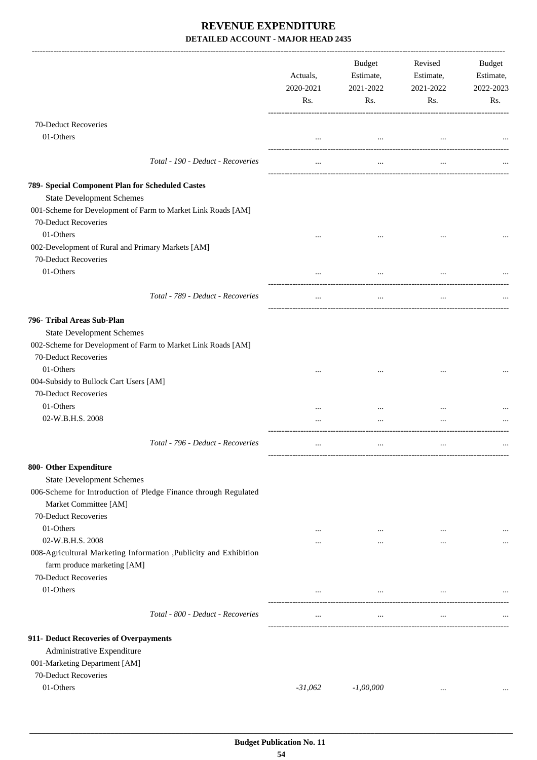# REVENUE EXPENDITURE

## DETAILED ACCOUNT - MAJOR HEAD 2435

| | Actuals, 2020-2021 Rs. | Budget Estimate, 2021-2022 Rs. | Revised Estimate, 2021-2022 Rs. | Budget Estimate, 2022-2023 Rs. |
|---|---|---|---|---|
| 70-Deduct Recoveries | | | | |
| 01-Others | ... | ... | ... | ... |
| *Total - 190 - Deduct - Recoveries* | ... | ... | ... | ... |
| **789- Special Component Plan for Scheduled Castes** | | | | |
| State Development Schemes | | | | |
| 001-Scheme for Development of Farm to Market Link Roads [AM] | | | | |
| 70-Deduct Recoveries | | | | |
| 01-Others | ... | ... | ... | ... |
| 002-Development of Rural and Primary Markets [AM] | | | | |
| 70-Deduct Recoveries | | | | |
| 01-Others | ... | ... | ... | ... |
| *Total - 789 - Deduct - Recoveries* | ... | ... | ... | ... |
| **796- Tribal Areas Sub-Plan** | | | | |
| State Development Schemes | | | | |
| 002-Scheme for Development of Farm to Market Link Roads [AM] | | | | |
| 70-Deduct Recoveries | | | | |
| 01-Others | ... | ... | ... | ... |
| 004-Subsidy to Bullock Cart Users [AM] | | | | |
| 70-Deduct Recoveries | | | | |
| 01-Others | ... | ... | ... | ... |
| 02-W.B.H.S. 2008 | ... | ... | ... | ... |
| *Total - 796 - Deduct - Recoveries* | ... | ... | ... | ... |
| **800- Other Expenditure** | | | | |
| State Development Schemes | | | | |
| 006-Scheme for Introduction of Pledge Finance through Regulated Market Committee [AM] | | | | |
| 70-Deduct Recoveries | | | | |
| 01-Others | ... | ... | ... | ... |
| 02-W.B.H.S. 2008 | ... | ... | ... | ... |
| 008-Agricultural Marketing Information ,Publicity and Exhibition farm produce marketing [AM] | | | | |
| 70-Deduct Recoveries | | | | |
| 01-Others | ... | ... | ... | ... |
| *Total - 800 - Deduct - Recoveries* | ... | ... | ... | ... |
| **911- Deduct Recoveries of Overpayments** | | | | |
| Administrative Expenditure | | | | |
| 001-Marketing Department [AM] | | | | |
| 70-Deduct Recoveries | | | | |
| 01-Others | *-31,062* | *-1,00,000* | ... | ... |

Budget Publication No. 11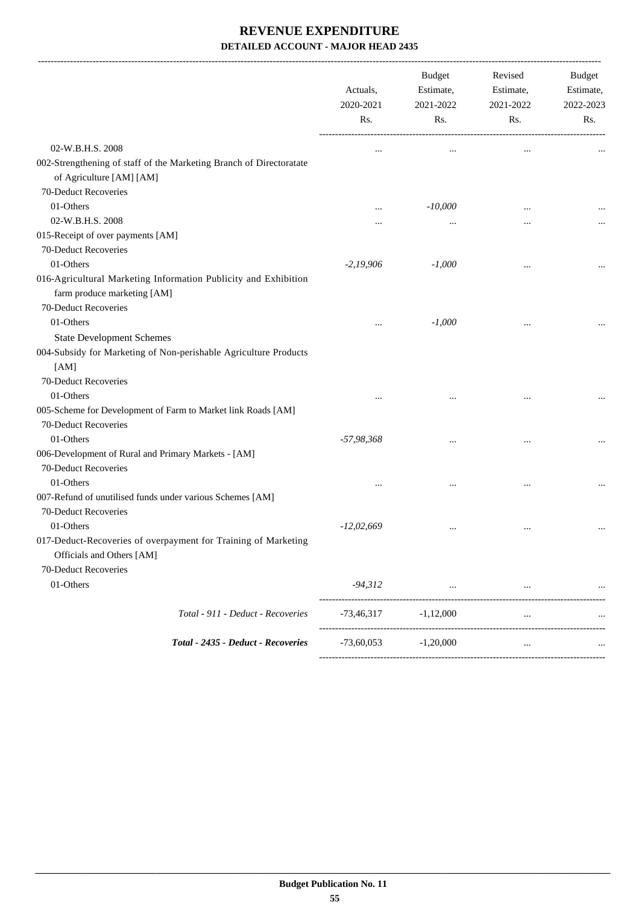# REVENUE EXPENDITURE

## DETAILED ACCOUNT - MAJOR HEAD 2435

| | Actuals, 2020-2021 Rs. | Budget Estimate, 2021-2022 Rs. | Revised Estimate, 2021-2022 Rs. | Budget Estimate, 2022-2023 Rs. |
|---|---|---|---|---|
| 02-W.B.H.S. 2008 | ... | ... | ... | ... |
| 002-Strengthening of staff of the Marketing Branch of Directoratate of Agriculture [AM] [AM] | | | | |
| 70-Deduct Recoveries | | | | |
| 01-Others | ... | *-10,000* | ... | ... |
| 02-W.B.H.S. 2008 | ... | ... | ... | ... |
| 015-Receipt of over payments [AM] | | | | |
| 70-Deduct Recoveries | | | | |
| 01-Others | *-2,19,906* | *-1,000* | ... | ... |
| 016-Agricultural Marketing Information Publicity and Exhibition farm produce marketing [AM] | | | | |
| 70-Deduct Recoveries | | | | |
| 01-Others | ... | *-1,000* | ... | ... |
| State Development Schemes | | | | |
| 004-Subsidy for Marketing of Non-perishable Agriculture Products [AM] | | | | |
| 70-Deduct Recoveries | | | | |
| 01-Others | ... | ... | ... | ... |
| 005-Scheme for Development of Farm to Market link Roads [AM] | | | | |
| 70-Deduct Recoveries | | | | |
| 01-Others | *-57,98,368* | ... | ... | ... |
| 006-Development of Rural and Primary Markets - [AM] | | | | |
| 70-Deduct Recoveries | | | | |
| 01-Others | ... | ... | ... | ... |
| 007-Refund of unutilised funds under various Schemes [AM] | | | | |
| 70-Deduct Recoveries | | | | |
| 01-Others | *-12,02,669* | ... | ... | ... |
| 017-Deduct-Recoveries of overpayment for Training of Marketing Officials and Others [AM] | | | | |
| 70-Deduct Recoveries | | | | |
| 01-Others | *-94,312* | ... | ... | ... |
| *Total - 911 - Deduct - Recoveries* | -73,46,317 | -1,12,000 | ... | ... |
| ***Total - 2435 - Deduct - Recoveries*** | -73,60,053 | -1,20,000 | ... | ... |

**Budget Publication No. 11**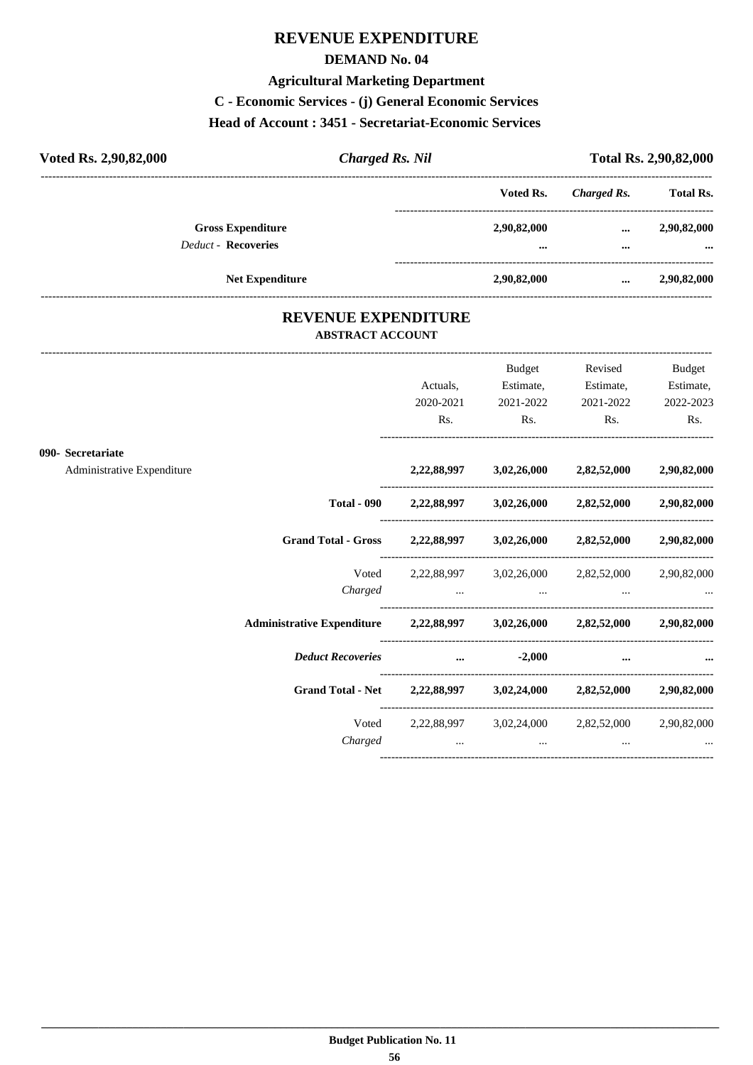# REVENUE EXPENDITURE

## DEMAND No. 04

### Agricultural Marketing Department

### C - Economic Services - (j) General Economic Services

### Head of Account : 3451 - Secretariat-Economic Services

**Voted Rs. 2,90,82,000** | ***Charged Rs. Nil*** | **Total Rs. 2,90,82,000**

| | Voted Rs. | *Charged Rs.* | Total Rs. |
|---|---|---|---|
| **Gross Expenditure** | **2,90,82,000** | **...** | **2,90,82,000** |
| *Deduct* - **Recoveries** | **...** | **...** | **...** |
| **Net Expenditure** | **2,90,82,000** | **...** | **2,90,82,000** |

## REVENUE EXPENDITURE

### ABSTRACT ACCOUNT

| | Actuals, 2020-2021 Rs. | Budget Estimate, 2021-2022 Rs. | Revised Estimate, 2021-2022 Rs. | Budget Estimate, 2022-2023 Rs. |
|---|---|---|---|---|
| **090- Secretariat** | | | | |
| Administrative Expenditure | **2,22,88,997** | **3,02,26,000** | **2,82,52,000** | **2,90,82,000** |
| **Total - 090** | **2,22,88,997** | **3,02,26,000** | **2,82,52,000** | **2,90,82,000** |
| **Grand Total - Gross** | **2,22,88,997** | **3,02,26,000** | **2,82,52,000** | **2,90,82,000** |
| Voted | 2,22,88,997 | 3,02,26,000 | 2,82,52,000 | 2,90,82,000 |
| *Charged* | ... | ... | ... | ... |
| **Administrative Expenditure** | **2,22,88,997** | **3,02,26,000** | **2,82,52,000** | **2,90,82,000** |
| ***Deduct Recoveries*** | **...** | **-2,000** | **...** | **...** |
| **Grand Total - Net** | **2,22,88,997** | **3,02,24,000** | **2,82,52,000** | **2,90,82,000** |
| Voted | 2,22,88,997 | 3,02,24,000 | 2,82,52,000 | 2,90,82,000 |
| *Charged* | ... | ... | ... | ... |

**Budget Publication No. 11**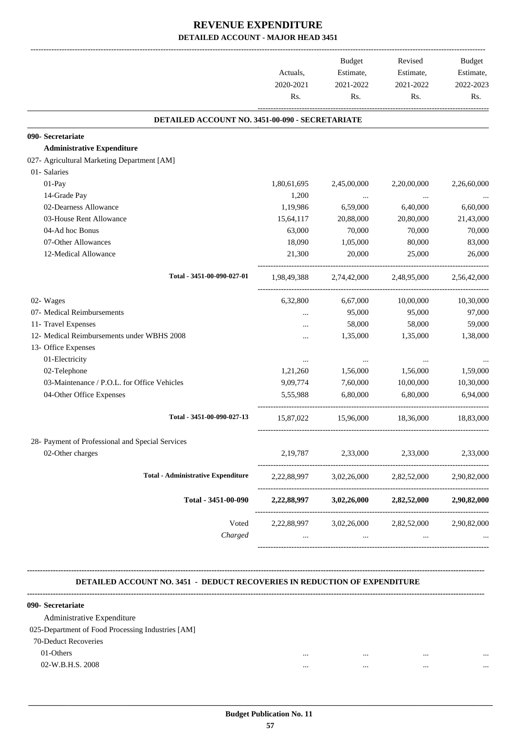# REVENUE EXPENDITURE

## DETAILED ACCOUNT - MAJOR HEAD 3451

| | Actuals, 2020-2021 Rs. | Budget Estimate, 2021-2022 Rs. | Revised Estimate, 2021-2022 Rs. | Budget Estimate, 2022-2023 Rs. |
|---|---|---|---|---|
| **DETAILED ACCOUNT NO. 3451-00-090 - SECRETARIATE** | | | | |
| **090- Secretariate** | | | | |
| **Administrative Expenditure** | | | | |
| 027- Agricultural Marketing Department [AM] | | | | |
| 01- Salaries | | | | |
| 01-Pay | 1,80,61,695 | 2,45,00,000 | 2,20,00,000 | 2,26,60,000 |
| 14-Grade Pay | 1,200 | ... | ... | ... |
| 02-Dearness Allowance | 1,19,986 | 6,59,000 | 6,40,000 | 6,60,000 |
| 03-House Rent Allowance | 15,64,117 | 20,88,000 | 20,80,000 | 21,43,000 |
| 04-Ad hoc Bonus | 63,000 | 70,000 | 70,000 | 70,000 |
| 07-Other Allowances | 18,090 | 1,05,000 | 80,000 | 83,000 |
| 12-Medical Allowance | 21,300 | 20,000 | 25,000 | 26,000 |
| Total - 3451-00-090-027-01 | 1,98,49,388 | 2,74,42,000 | 2,48,95,000 | 2,56,42,000 |
| 02- Wages | 6,32,800 | 6,67,000 | 10,00,000 | 10,30,000 |
| 07- Medical Reimbursements | ... | 95,000 | 95,000 | 97,000 |
| 11- Travel Expenses | ... | 58,000 | 58,000 | 59,000 |
| 12- Medical Reimbursements under WBHS 2008 | ... | 1,35,000 | 1,35,000 | 1,38,000 |
| 13- Office Expenses | | | | |
| 01-Electricity | ... | ... | ... | ... |
| 02-Telephone | 1,21,260 | 1,56,000 | 1,56,000 | 1,59,000 |
| 03-Maintenance / P.O.L. for Office Vehicles | 9,09,774 | 7,60,000 | 10,00,000 | 10,30,000 |
| 04-Other Office Expenses | 5,55,988 | 6,80,000 | 6,80,000 | 6,94,000 |
| Total - 3451-00-090-027-13 | 15,87,022 | 15,96,000 | 18,36,000 | 18,83,000 |
| 28- Payment of Professional and Special Services | | | | |
| 02-Other charges | 2,19,787 | 2,33,000 | 2,33,000 | 2,33,000 |
| **Total - Administrative Expenditure** | 2,22,88,997 | 3,02,26,000 | 2,82,52,000 | 2,90,82,000 |
| **Total - 3451-00-090** | **2,22,88,997** | **3,02,26,000** | **2,82,52,000** | **2,90,82,000** |
| Voted | 2,22,88,997 | 3,02,26,000 | 2,82,52,000 | 2,90,82,000 |
| *Charged* | ... | ... | ... | ... |

**DETAILED ACCOUNT NO. 3451 - DEDUCT RECOVERIES IN REDUCTION OF EXPENDITURE**

| | Actuals, 2020-2021 Rs. | Budget Estimate, 2021-2022 Rs. | Revised Estimate, 2021-2022 Rs. | Budget Estimate, 2022-2023 Rs. |
|---|---|---|---|---|
| **090- Secretariate** | | | | |
| Administrative Expenditure | | | | |
| 025-Department of Food Processing Industries [AM] | | | | |
| 70-Deduct Recoveries | | | | |
| 01-Others | ... | ... | ... | ... |
| 02-W.B.H.S. 2008 | ... | ... | ... | ... |

**Budget Publication No. 11**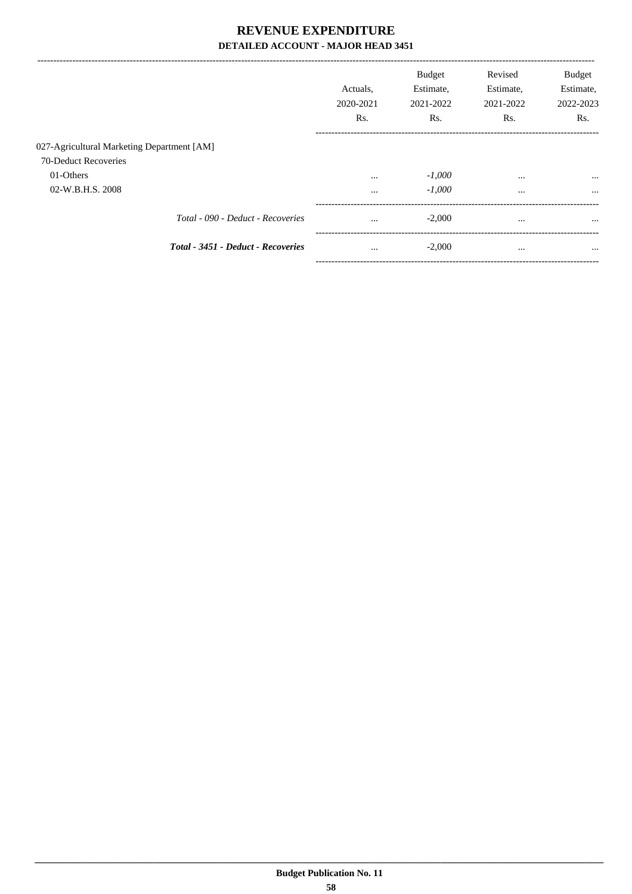# REVENUE EXPENDITURE

## DETAILED ACCOUNT - MAJOR HEAD 3451

| | Actuals, 2020-2021 Rs. | Budget Estimate, 2021-2022 Rs. | Revised Estimate, 2021-2022 Rs. | Budget Estimate, 2022-2023 Rs. |
|---|---|---|---|---|
| 027-Agricultural Marketing Department [AM] | | | | |
| 70-Deduct Recoveries | | | | |
| 01-Others | ... | *-1,000* | ... | ... |
| 02-W.B.H.S. 2008 | ... | *-1,000* | ... | ... |
| *Total - 090 - Deduct - Recoveries* | ... | -2,000 | ... | ... |
| ***Total - 3451 - Deduct - Recoveries*** | ... | -2,000 | ... | ... |

**Budget Publication No. 11**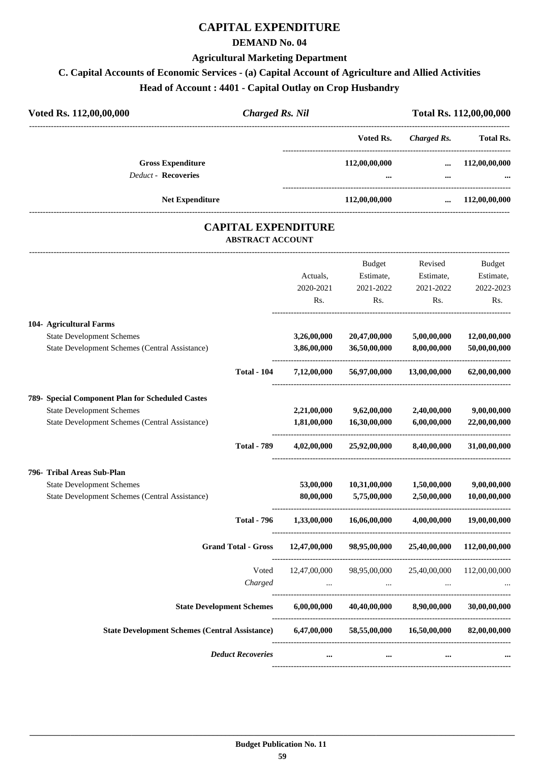# CAPITAL EXPENDITURE

## DEMAND No. 04

### Agricultural Marketing Department

### C. Capital Accounts of Economic Services - (a) Capital Account of Agriculture and Allied Activities

### Head of Account : 4401 - Capital Outlay on Crop Husbandry

| Voted Rs. 112,00,00,000 | *Charged Rs. Nil* | Total Rs. 112,00,00,000 |
|---|---|---|

| | Voted Rs. | *Charged Rs.* | Total Rs. |
|---|---|---|---|
| **Gross Expenditure** | 112,00,00,000 | ... | 112,00,00,000 |
| *Deduct* - **Recoveries** | ... | ... | ... |
| **Net Expenditure** | 112,00,00,000 | ... | 112,00,00,000 |

## CAPITAL EXPENDITURE

### ABSTRACT ACCOUNT

| | Actuals, 2020-2021 Rs. | Budget Estimate, 2021-2022 Rs. | Revised Estimate, 2021-2022 Rs. | Budget Estimate, 2022-2023 Rs. |
|---|---|---|---|---|
| **104- Agricultural Farms** | | | | |
| State Development Schemes | 3,26,00,000 | 20,47,00,000 | 5,00,00,000 | 12,00,00,000 |
| State Development Schemes (Central Assistance) | 3,86,00,000 | 36,50,00,000 | 8,00,00,000 | 50,00,00,000 |
| **Total - 104** | 7,12,00,000 | 56,97,00,000 | 13,00,00,000 | 62,00,00,000 |
| **789- Special Component Plan for Scheduled Castes** | | | | |
| State Development Schemes | 2,21,00,000 | 9,62,00,000 | 2,40,00,000 | 9,00,00,000 |
| State Development Schemes (Central Assistance) | 1,81,00,000 | 16,30,00,000 | 6,00,00,000 | 22,00,00,000 |
| **Total - 789** | 4,02,00,000 | 25,92,00,000 | 8,40,00,000 | 31,00,00,000 |
| **796- Tribal Areas Sub-Plan** | | | | |
| State Development Schemes | 53,00,000 | 10,31,00,000 | 1,50,00,000 | 9,00,00,000 |
| State Development Schemes (Central Assistance) | 80,00,000 | 5,75,00,000 | 2,50,00,000 | 10,00,00,000 |
| **Total - 796** | 1,33,00,000 | 16,06,00,000 | 4,00,00,000 | 19,00,00,000 |
| **Grand Total - Gross** | 12,47,00,000 | 98,95,00,000 | 25,40,00,000 | 112,00,00,000 |
| Voted | 12,47,00,000 | 98,95,00,000 | 25,40,00,000 | 112,00,00,000 |
| *Charged* | ... | ... | ... | ... |
| **State Development Schemes** | 6,00,00,000 | 40,40,00,000 | 8,90,00,000 | 30,00,00,000 |
| **State Development Schemes (Central Assistance)** | 6,47,00,000 | 58,55,00,000 | 16,50,00,000 | 82,00,00,000 |
| ***Deduct Recoveries*** | ... | ... | ... | ... |

Budget Publication No. 11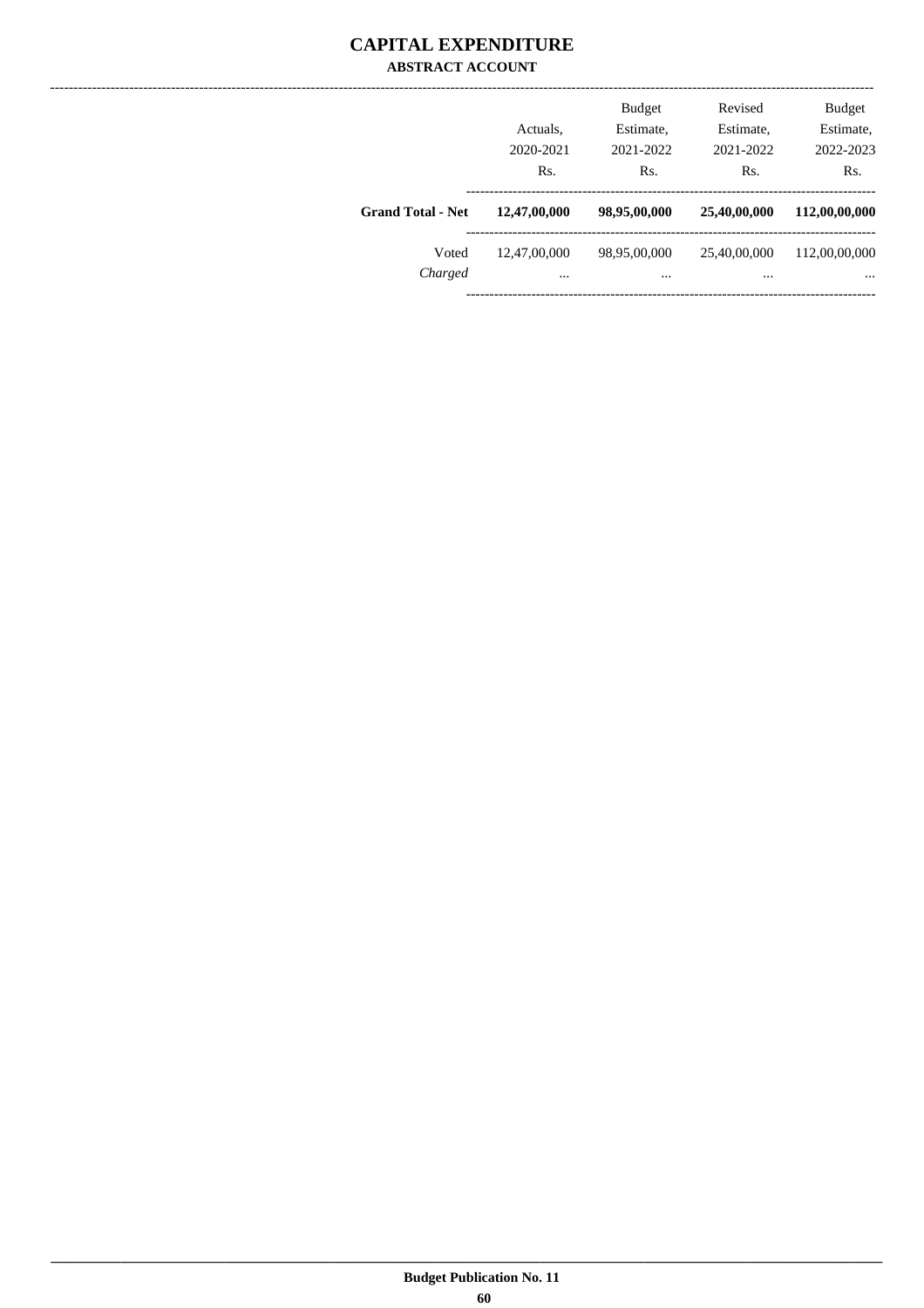# CAPITAL EXPENDITURE

## ABSTRACT ACCOUNT

| | Actuals, 2020-2021 Rs. | Budget Estimate, 2021-2022 Rs. | Revised Estimate, 2021-2022 Rs. | Budget Estimate, 2022-2023 Rs. |
|---|---|---|---|---|
| **Grand Total - Net** | **12,47,00,000** | **98,95,00,000** | **25,40,00,000** | **112,00,00,000** |
| Voted | 12,47,00,000 | 98,95,00,000 | 25,40,00,000 | 112,00,00,000 |
| *Charged* | ... | ... | ... | ... |

**Budget Publication No. 11**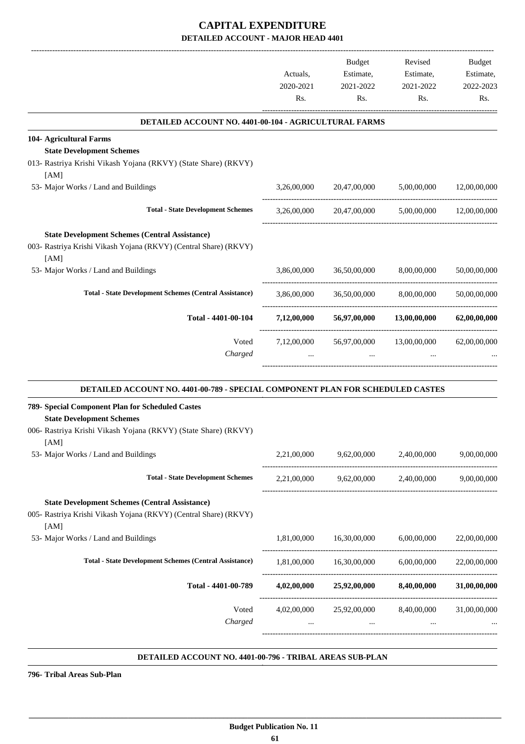# CAPITAL EXPENDITURE

## DETAILED ACCOUNT - MAJOR HEAD 4401

| | Actuals, 2020-2021 Rs. | Budget Estimate, 2021-2022 Rs. | Revised Estimate, 2021-2022 Rs. | Budget Estimate, 2022-2023 Rs. |
|---|---|---|---|---|
| **DETAILED ACCOUNT NO. 4401-00-104 - AGRICULTURAL FARMS** | | | | |
| **104- Agricultural Farms** | | | | |
| **State Development Schemes** | | | | |
| 013- Rastriya Krishi Vikash Yojana (RKVY) (State Share) (RKVY) [AM] | | | | |
| 53- Major Works / Land and Buildings | 3,26,00,000 | 20,47,00,000 | 5,00,00,000 | 12,00,00,000 |
| **Total - State Development Schemes** | 3,26,00,000 | 20,47,00,000 | 5,00,00,000 | 12,00,00,000 |
| **State Development Schemes (Central Assistance)** | | | | |
| 003- Rastriya Krishi Vikash Yojana (RKVY) (Central Share) (RKVY) [AM] | | | | |
| 53- Major Works / Land and Buildings | 3,86,00,000 | 36,50,00,000 | 8,00,00,000 | 50,00,00,000 |
| **Total - State Development Schemes (Central Assistance)** | 3,86,00,000 | 36,50,00,000 | 8,00,00,000 | 50,00,00,000 |
| **Total - 4401-00-104** | **7,12,00,000** | **56,97,00,000** | **13,00,00,000** | **62,00,00,000** |
| Voted | 7,12,00,000 | 56,97,00,000 | 13,00,00,000 | 62,00,00,000 |
| *Charged* | ... | ... | ... | ... |
| **DETAILED ACCOUNT NO. 4401-00-789 - SPECIAL COMPONENT PLAN FOR SCHEDULED CASTES** | | | | |
| **789- Special Component Plan for Scheduled Castes** | | | | |
| **State Development Schemes** | | | | |
| 006- Rastriya Krishi Vikash Yojana (RKVY) (State Share) (RKVY) [AM] | | | | |
| 53- Major Works / Land and Buildings | 2,21,00,000 | 9,62,00,000 | 2,40,00,000 | 9,00,00,000 |
| **Total - State Development Schemes** | 2,21,00,000 | 9,62,00,000 | 2,40,00,000 | 9,00,00,000 |
| **State Development Schemes (Central Assistance)** | | | | |
| 005- Rastriya Krishi Vikash Yojana (RKVY) (Central Share) (RKVY) [AM] | | | | |
| 53- Major Works / Land and Buildings | 1,81,00,000 | 16,30,00,000 | 6,00,00,000 | 22,00,00,000 |
| **Total - State Development Schemes (Central Assistance)** | 1,81,00,000 | 16,30,00,000 | 6,00,00,000 | 22,00,00,000 |
| **Total - 4401-00-789** | **4,02,00,000** | **25,92,00,000** | **8,40,00,000** | **31,00,00,000** |
| Voted | 4,02,00,000 | 25,92,00,000 | 8,40,00,000 | 31,00,00,000 |
| *Charged* | ... | ... | ... | ... |

**DETAILED ACCOUNT NO. 4401-00-796 - TRIBAL AREAS SUB-PLAN**

**796- Tribal Areas Sub-Plan**

**Budget Publication No. 11**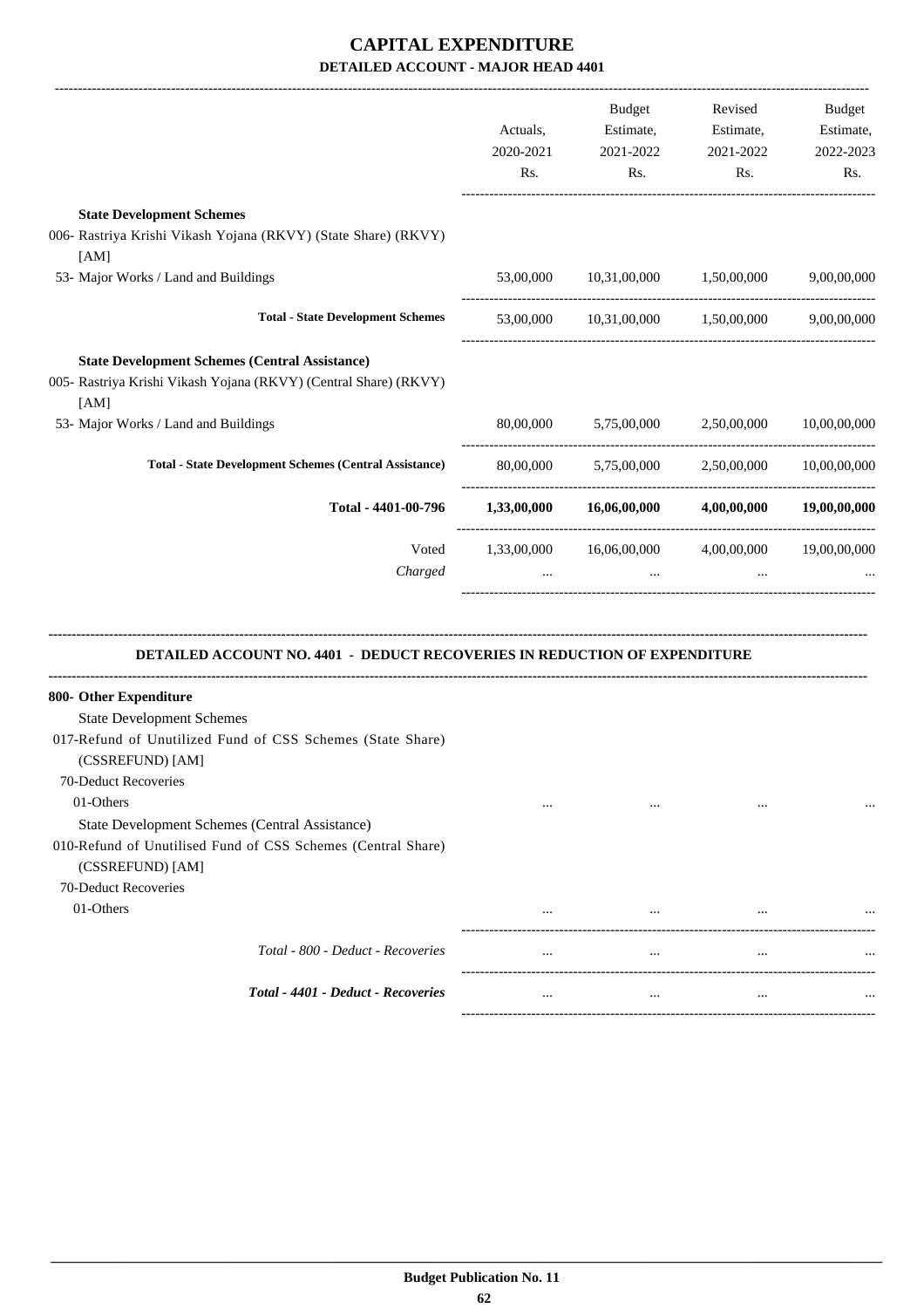# CAPITAL EXPENDITURE

## DETAILED ACCOUNT - MAJOR HEAD 4401

| | Actuals, 2020-2021 Rs. | Budget Estimate, 2021-2022 Rs. | Revised Estimate, 2021-2022 Rs. | Budget Estimate, 2022-2023 Rs. |
|---|---|---|---|---|
| **State Development Schemes** | | | | |
| 006- Rastriya Krishi Vikash Yojana (RKVY) (State Share) (RKVY) [AM] | | | | |
| 53- Major Works / Land and Buildings | 53,00,000 | 10,31,00,000 | 1,50,00,000 | 9,00,00,000 |
| **Total - State Development Schemes** | 53,00,000 | 10,31,00,000 | 1,50,00,000 | 9,00,00,000 |
| **State Development Schemes (Central Assistance)** | | | | |
| 005- Rastriya Krishi Vikash Yojana (RKVY) (Central Share) (RKVY) [AM] | | | | |
| 53- Major Works / Land and Buildings | 80,00,000 | 5,75,00,000 | 2,50,00,000 | 10,00,00,000 |
| **Total - State Development Schemes (Central Assistance)** | 80,00,000 | 5,75,00,000 | 2,50,00,000 | 10,00,00,000 |
| **Total - 4401-00-796** | **1,33,00,000** | **16,06,00,000** | **4,00,00,000** | **19,00,00,000** |
| Voted | 1,33,00,000 | 16,06,00,000 | 4,00,00,000 | 19,00,00,000 |
| *Charged* | ... | ... | ... | ... |

### DETAILED ACCOUNT NO. 4401 - DEDUCT RECOVERIES IN REDUCTION OF EXPENDITURE

| | Actuals, 2020-2021 Rs. | Budget Estimate, 2021-2022 Rs. | Revised Estimate, 2021-2022 Rs. | Budget Estimate, 2022-2023 Rs. |
|---|---|---|---|---|
| **800- Other Expenditure** | | | | |
| State Development Schemes | | | | |
| 017-Refund of Unutilized Fund of CSS Schemes (State Share) (CSSREFUND) [AM] | | | | |
| 70-Deduct Recoveries | | | | |
| 01-Others | ... | ... | ... | ... |
| State Development Schemes (Central Assistance) | | | | |
| 010-Refund of Unutilised Fund of CSS Schemes (Central Share) (CSSREFUND) [AM] | | | | |
| 70-Deduct Recoveries | | | | |
| 01-Others | ... | ... | ... | ... |
| *Total - 800 - Deduct - Recoveries* | ... | ... | ... | ... |
| ***Total - 4401 - Deduct - Recoveries*** | ... | ... | ... | ... |

**Budget Publication No. 11**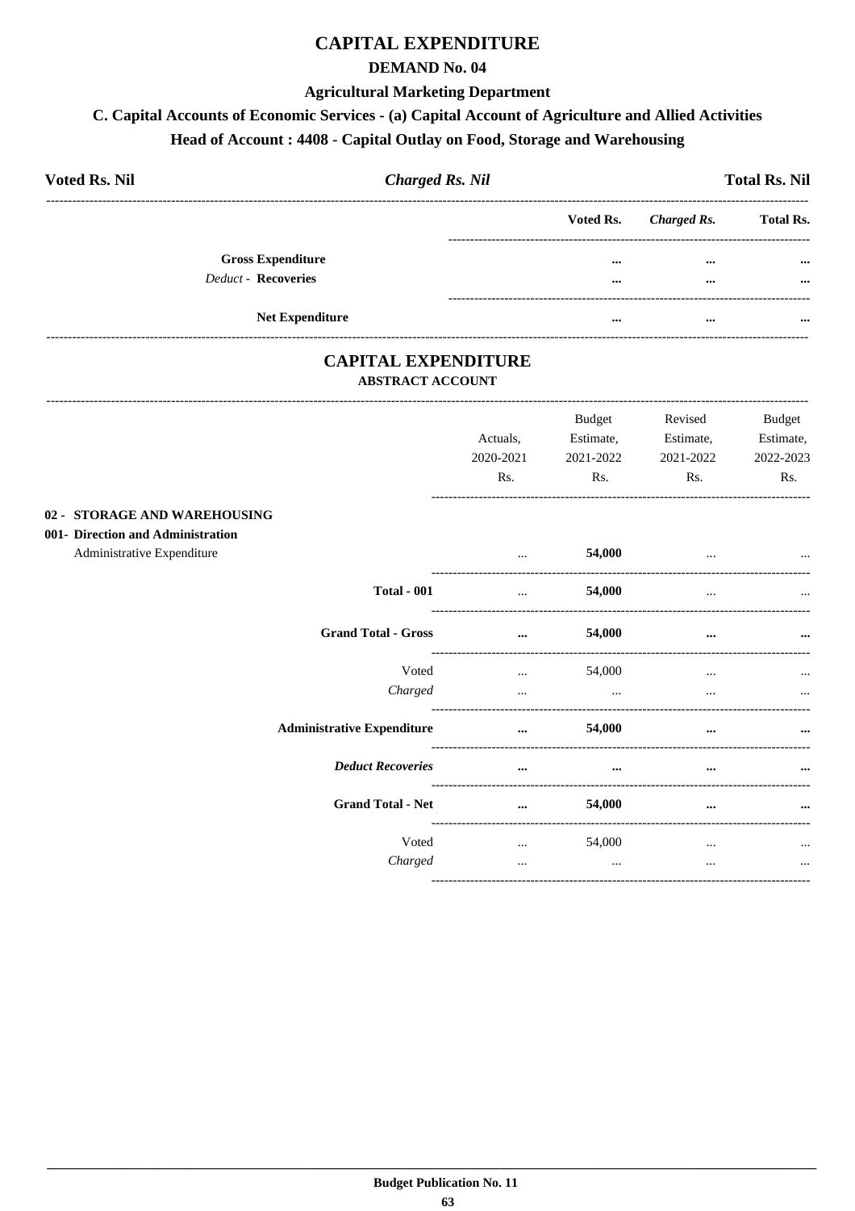# CAPITAL EXPENDITURE

## DEMAND No. 04

### Agricultural Marketing Department

### C. Capital Accounts of Economic Services - (a) Capital Account of Agriculture and Allied Activities

### Head of Account : 4408 - Capital Outlay on Food, Storage and Warehousing

| **Voted Rs. Nil** | ***Charged Rs. Nil*** | **Total Rs. Nil** |
|---|---|---|

| | Voted Rs. | *Charged Rs.* | Total Rs. |
|---|---|---|---|
| **Gross Expenditure** | ... | ... | ... |
| *Deduct* - **Recoveries** | ... | ... | ... |
| **Net Expenditure** | ... | ... | ... |

## CAPITAL EXPENDITURE

### ABSTRACT ACCOUNT

| | Actuals, 2020-2021 Rs. | Budget Estimate, 2021-2022 Rs. | Revised Estimate, 2021-2022 Rs. | Budget Estimate, 2022-2023 Rs. |
|---|---|---|---|---|
| **02 - STORAGE AND WAREHOUSING** | | | | |
| **001- Direction and Administration** | | | | |
| Administrative Expenditure | ... | **54,000** | ... | ... |
| **Total - 001** | ... | **54,000** | ... | ... |
| **Grand Total - Gross** | ... | **54,000** | ... | ... |
| Voted | ... | 54,000 | ... | ... |
| *Charged* | ... | ... | ... | ... |
| **Administrative Expenditure** | ... | **54,000** | ... | ... |
| ***Deduct Recoveries*** | ... | ... | ... | ... |
| **Grand Total - Net** | ... | **54,000** | ... | ... |
| Voted | ... | 54,000 | ... | ... |
| *Charged* | ... | ... | ... | ... |

**Budget Publication No. 11**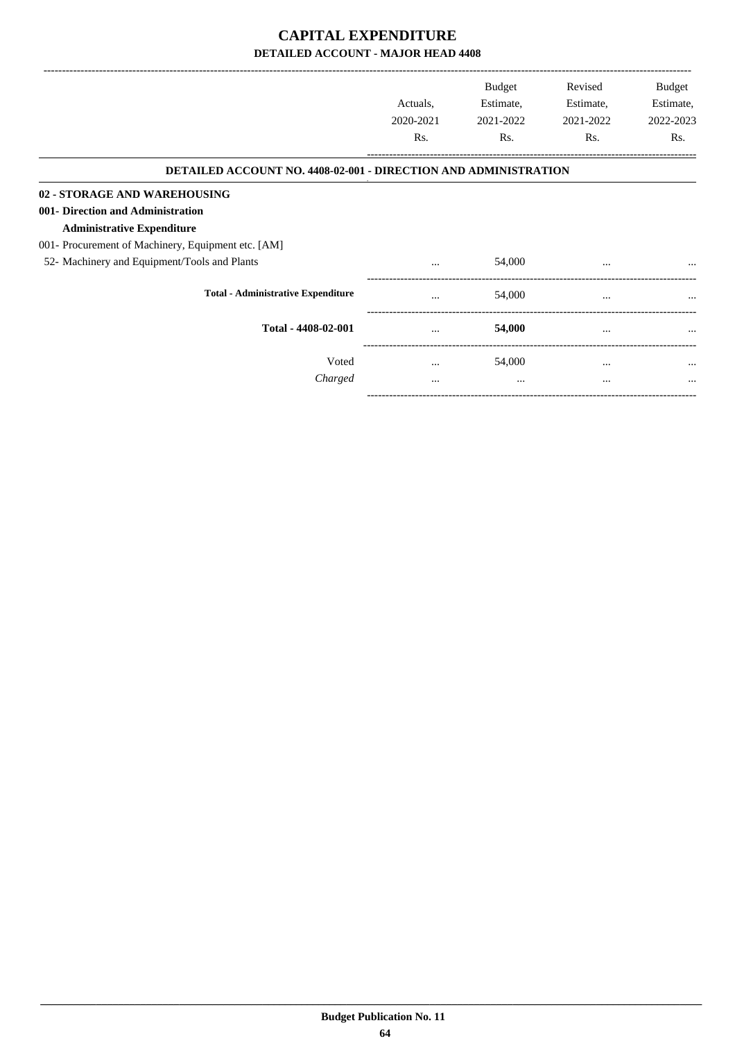# CAPITAL EXPENDITURE

## DETAILED ACCOUNT - MAJOR HEAD 4408

| | Actuals, 2020-2021 Rs. | Budget Estimate, 2021-2022 Rs. | Revised Estimate, 2021-2022 Rs. | Budget Estimate, 2022-2023 Rs. |
|---|---|---|---|---|
| **DETAILED ACCOUNT NO. 4408-02-001 - DIRECTION AND ADMINISTRATION** | | | | |
| **02 - STORAGE AND WAREHOUSING** | | | | |
| **001- Direction and Administration** | | | | |
| **Administrative Expenditure** | | | | |
| 001- Procurement of Machinery, Equipment etc. [AM] | | | | |
| 52- Machinery and Equipment/Tools and Plants | ... | 54,000 | ... | ... |
| **Total - Administrative Expenditure** | ... | 54,000 | ... | ... |
| **Total - 4408-02-001** | ... | **54,000** | ... | ... |
| Voted | ... | 54,000 | ... | ... |
| *Charged* | ... | ... | ... | ... |

**Budget Publication No. 11**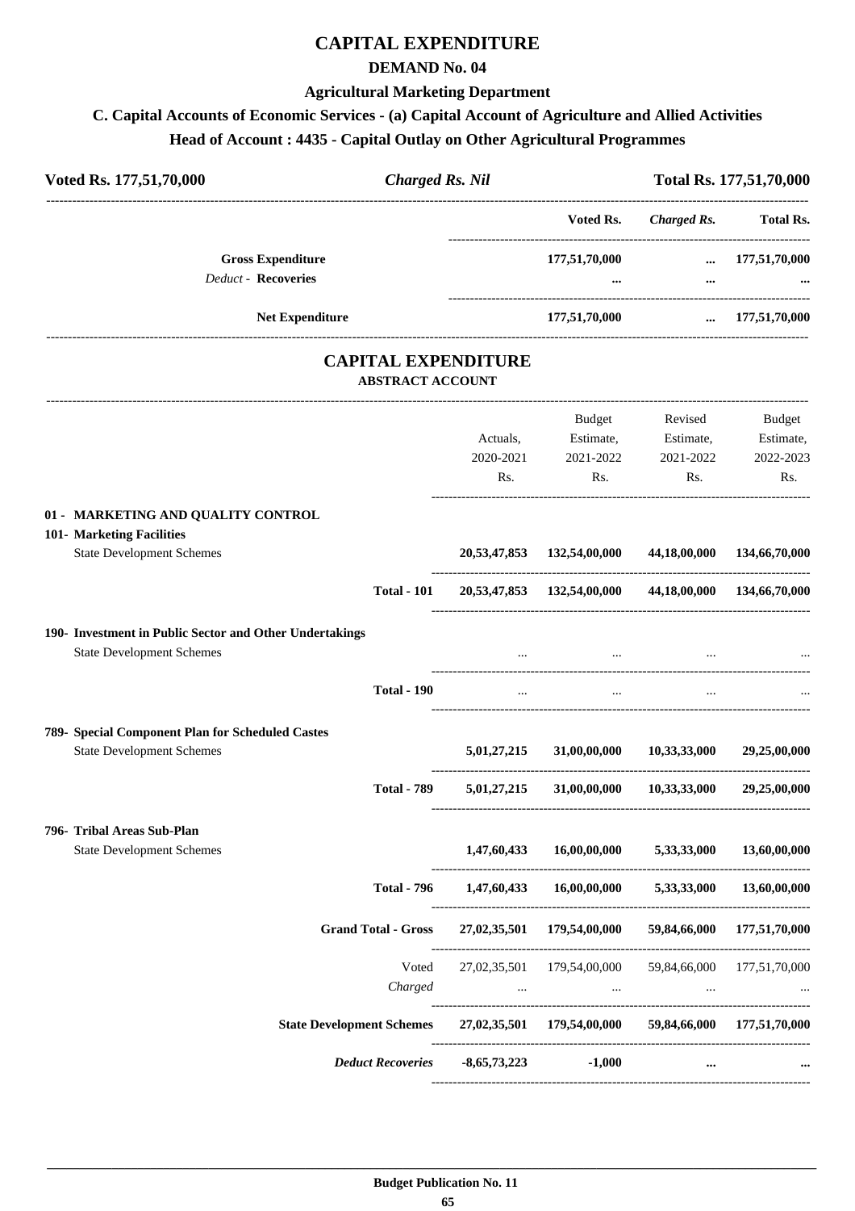# CAPITAL EXPENDITURE

## DEMAND No. 04

### Agricultural Marketing Department

### C. Capital Accounts of Economic Services - (a) Capital Account of Agriculture and Allied Activities

### Head of Account : 4435 - Capital Outlay on Other Agricultural Programmes

| Voted Rs. 177,51,70,000 | *Charged Rs. Nil* | Total Rs. 177,51,70,000 |
|---|---|---|

| | Voted Rs. | *Charged Rs.* | Total Rs. |
|---|---|---|---|
| **Gross Expenditure** | **177,51,70,000** | **...** | **177,51,70,000** |
| *Deduct -* **Recoveries** | **...** | **...** | **...** |
| **Net Expenditure** | **177,51,70,000** | **...** | **177,51,70,000** |

## CAPITAL EXPENDITURE

### ABSTRACT ACCOUNT

| | Actuals, 2020-2021 Rs. | Budget Estimate, 2021-2022 Rs. | Revised Estimate, 2021-2022 Rs. | Budget Estimate, 2022-2023 Rs. |
|---|---|---|---|---|
| **01 - MARKETING AND QUALITY CONTROL** | | | | |
| **101- Marketing Facilities** | | | | |
| State Development Schemes | **20,53,47,853** | **132,54,00,000** | **44,18,00,000** | **134,66,70,000** |
| **Total - 101** | **20,53,47,853** | **132,54,00,000** | **44,18,00,000** | **134,66,70,000** |
| **190- Investment in Public Sector and Other Undertakings** | | | | |
| State Development Schemes | ... | ... | ... | ... |
| **Total - 190** | ... | ... | ... | ... |
| **789- Special Component Plan for Scheduled Castes** | | | | |
| State Development Schemes | **5,01,27,215** | **31,00,00,000** | **10,33,33,000** | **29,25,00,000** |
| **Total - 789** | **5,01,27,215** | **31,00,00,000** | **10,33,33,000** | **29,25,00,000** |
| **796- Tribal Areas Sub-Plan** | | | | |
| State Development Schemes | **1,47,60,433** | **16,00,00,000** | **5,33,33,000** | **13,60,00,000** |
| **Total - 796** | **1,47,60,433** | **16,00,00,000** | **5,33,33,000** | **13,60,00,000** |
| **Grand Total - Gross** | **27,02,35,501** | **179,54,00,000** | **59,84,66,000** | **177,51,70,000** |
| Voted | 27,02,35,501 | 179,54,00,000 | 59,84,66,000 | 177,51,70,000 |
| *Charged* | ... | ... | ... | ... |
| **State Development Schemes** | **27,02,35,501** | **179,54,00,000** | **59,84,66,000** | **177,51,70,000** |
| ***Deduct Recoveries*** | **-8,65,73,223** | **-1,000** | **...** | **...** |

**Budget Publication No. 11**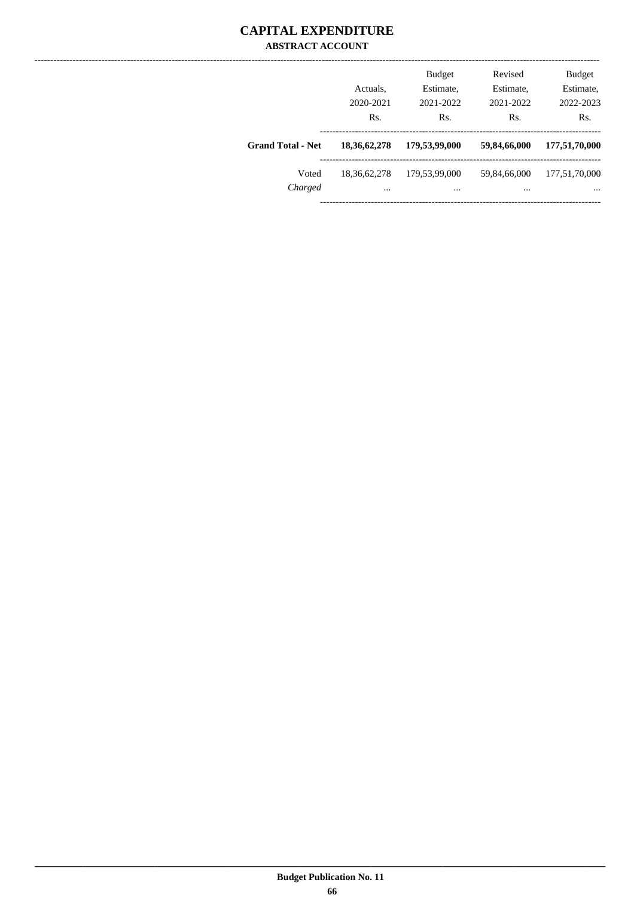# CAPITAL EXPENDITURE

## ABSTRACT ACCOUNT

| | Actuals, 2020-2021 Rs. | Budget Estimate, 2021-2022 Rs. | Revised Estimate, 2021-2022 Rs. | Budget Estimate, 2022-2023 Rs. |
|---|---|---|---|---|
| **Grand Total - Net** | **18,36,62,278** | **179,53,99,000** | **59,84,66,000** | **177,51,70,000** |
| Voted | 18,36,62,278 | 179,53,99,000 | 59,84,66,000 | 177,51,70,000 |
| *Charged* | ... | ... | ... | ... |

Budget Publication No. 11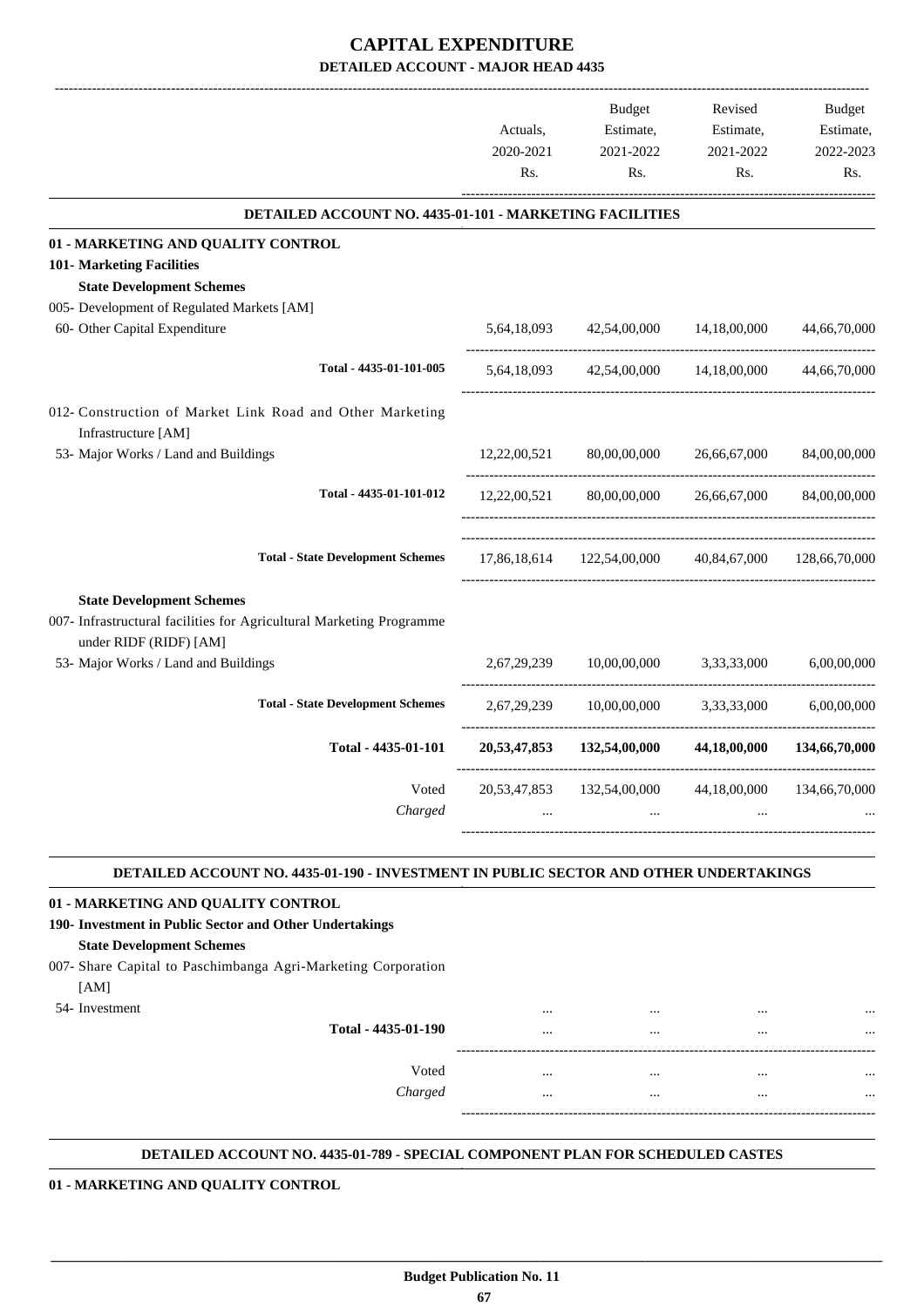# CAPITAL EXPENDITURE

## DETAILED ACCOUNT - MAJOR HEAD 4435

| | Actuals, 2020-2021 Rs. | Budget Estimate, 2021-2022 Rs. | Revised Estimate, 2021-2022 Rs. | Budget Estimate, 2022-2023 Rs. |
|---|---|---|---|---|
| **DETAILED ACCOUNT NO. 4435-01-101 - MARKETING FACILITIES** | | | | |
| **01 - MARKETING AND QUALITY CONTROL** | | | | |
| **101- Marketing Facilities** | | | | |
| **State Development Schemes** | | | | |
| 005- Development of Regulated Markets [AM] | | | | |
| 60- Other Capital Expenditure | 5,64,18,093 | 42,54,00,000 | 14,18,00,000 | 44,66,70,000 |
| **Total - 4435-01-101-005** | 5,64,18,093 | 42,54,00,000 | 14,18,00,000 | 44,66,70,000 |
| 012- Construction of Market Link Road and Other Marketing Infrastructure [AM] | | | | |
| 53- Major Works / Land and Buildings | 12,22,00,521 | 80,00,00,000 | 26,66,67,000 | 84,00,00,000 |
| **Total - 4435-01-101-012** | 12,22,00,521 | 80,00,00,000 | 26,66,67,000 | 84,00,00,000 |
| **Total - State Development Schemes** | 17,86,18,614 | 122,54,00,000 | 40,84,67,000 | 128,66,70,000 |
| **State Development Schemes** | | | | |
| 007- Infrastructural facilities for Agricultural Marketing Programme under RIDF (RIDF) [AM] | | | | |
| 53- Major Works / Land and Buildings | 2,67,29,239 | 10,00,00,000 | 3,33,33,000 | 6,00,00,000 |
| **Total - State Development Schemes** | 2,67,29,239 | 10,00,00,000 | 3,33,33,000 | 6,00,00,000 |
| **Total - 4435-01-101** | **20,53,47,853** | **132,54,00,000** | **44,18,00,000** | **134,66,70,000** |
| Voted | 20,53,47,853 | 132,54,00,000 | 44,18,00,000 | 134,66,70,000 |
| *Charged* | ... | ... | ... | ... |

| | Actuals, 2020-2021 Rs. | Budget Estimate, 2021-2022 Rs. | Revised Estimate, 2021-2022 Rs. | Budget Estimate, 2022-2023 Rs. |
|---|---|---|---|---|
| **DETAILED ACCOUNT NO. 4435-01-190 - INVESTMENT IN PUBLIC SECTOR AND OTHER UNDERTAKINGS** | | | | |
| **01 - MARKETING AND QUALITY CONTROL** | | | | |
| **190- Investment in Public Sector and Other Undertakings** | | | | |
| **State Development Schemes** | | | | |
| 007- Share Capital to Paschimbanga Agri-Marketing Corporation [AM] | | | | |
| 54- Investment | ... | ... | ... | ... |
| **Total - 4435-01-190** | ... | ... | ... | ... |
| Voted | ... | ... | ... | ... |
| *Charged* | ... | ... | ... | ... |

**DETAILED ACCOUNT NO. 4435-01-789 - SPECIAL COMPONENT PLAN FOR SCHEDULED CASTES**

**01 - MARKETING AND QUALITY CONTROL**

**Budget Publication No. 11**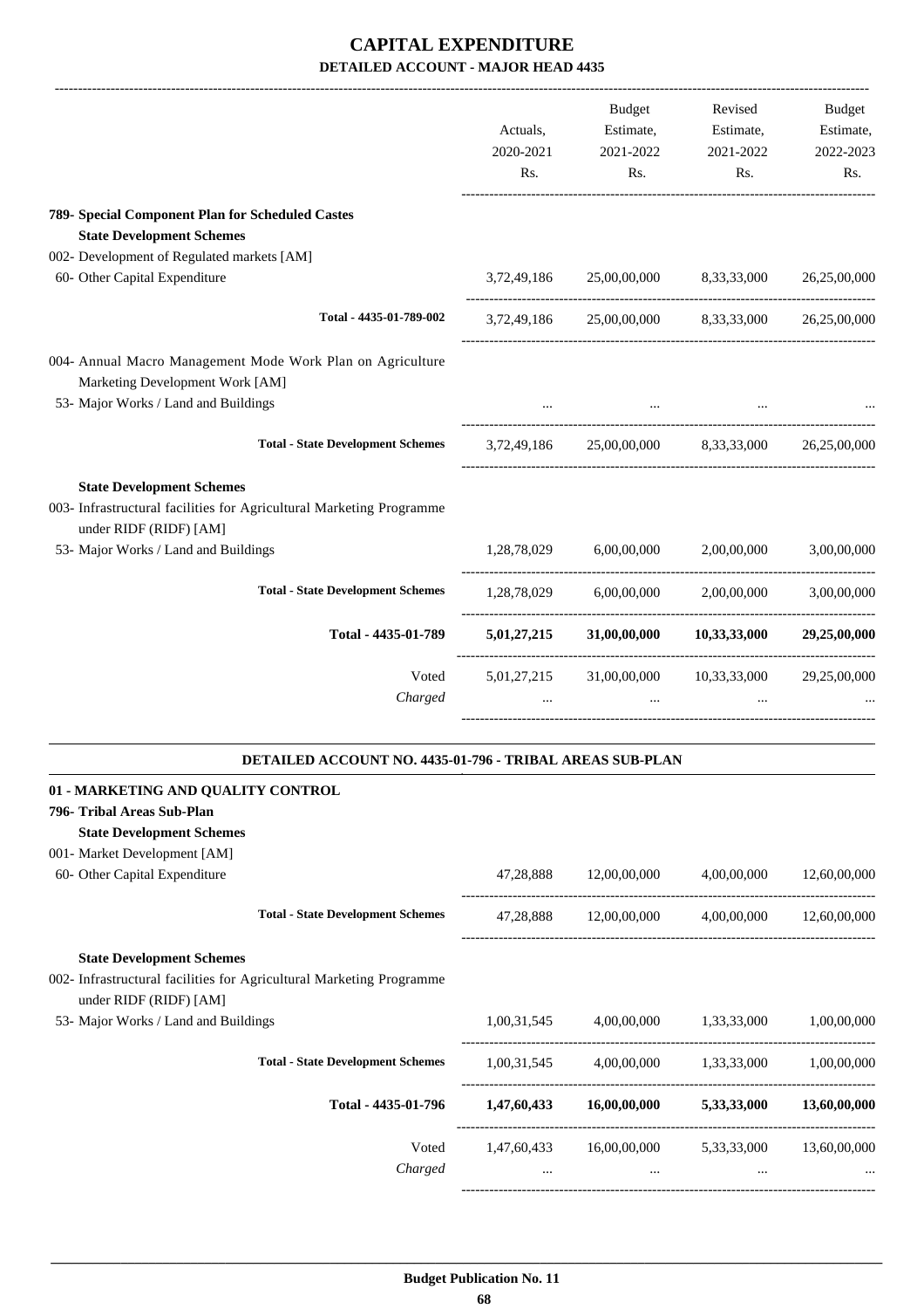# CAPITAL EXPENDITURE

## DETAILED ACCOUNT - MAJOR HEAD 4435

| | Actuals, 2020-2021 Rs. | Budget Estimate, 2021-2022 Rs. | Revised Estimate, 2021-2022 Rs. | Budget Estimate, 2022-2023 Rs. |
|---|---|---|---|---|
| **789- Special Component Plan for Scheduled Castes** | | | | |
| **State Development Schemes** | | | | |
| 002- Development of Regulated markets [AM] | | | | |
| 60- Other Capital Expenditure | 3,72,49,186 | 25,00,00,000 | 8,33,33,000 | 26,25,00,000 |
| **Total - 4435-01-789-002** | 3,72,49,186 | 25,00,00,000 | 8,33,33,000 | 26,25,00,000 |
| 004- Annual Macro Management Mode Work Plan on Agriculture Marketing Development Work [AM] | | | | |
| 53- Major Works / Land and Buildings | ... | ... | ... | ... |
| **Total - State Development Schemes** | 3,72,49,186 | 25,00,00,000 | 8,33,33,000 | 26,25,00,000 |
| **State Development Schemes** | | | | |
| 003- Infrastructural facilities for Agricultural Marketing Programme under RIDF (RIDF) [AM] | | | | |
| 53- Major Works / Land and Buildings | 1,28,78,029 | 6,00,00,000 | 2,00,00,000 | 3,00,00,000 |
| **Total - State Development Schemes** | 1,28,78,029 | 6,00,00,000 | 2,00,00,000 | 3,00,00,000 |
| **Total - 4435-01-789** | **5,01,27,215** | **31,00,00,000** | **10,33,33,000** | **29,25,00,000** |
| Voted | 5,01,27,215 | 31,00,00,000 | 10,33,33,000 | 29,25,00,000 |
| *Charged* | ... | ... | ... | ... |

### DETAILED ACCOUNT NO. 4435-01-796 - TRIBAL AREAS SUB-PLAN

| | Actuals, 2020-2021 Rs. | Budget Estimate, 2021-2022 Rs. | Revised Estimate, 2021-2022 Rs. | Budget Estimate, 2022-2023 Rs. |
|---|---|---|---|---|
| **01 - MARKETING AND QUALITY CONTROL** | | | | |
| **796- Tribal Areas Sub-Plan** | | | | |
| **State Development Schemes** | | | | |
| 001- Market Development [AM] | | | | |
| 60- Other Capital Expenditure | 47,28,888 | 12,00,00,000 | 4,00,00,000 | 12,60,00,000 |
| **Total - State Development Schemes** | 47,28,888 | 12,00,00,000 | 4,00,00,000 | 12,60,00,000 |
| **State Development Schemes** | | | | |
| 002- Infrastructural facilities for Agricultural Marketing Programme under RIDF (RIDF) [AM] | | | | |
| 53- Major Works / Land and Buildings | 1,00,31,545 | 4,00,00,000 | 1,33,33,000 | 1,00,00,000 |
| **Total - State Development Schemes** | 1,00,31,545 | 4,00,00,000 | 1,33,33,000 | 1,00,00,000 |
| **Total - 4435-01-796** | **1,47,60,433** | **16,00,00,000** | **5,33,33,000** | **13,60,00,000** |
| Voted | 1,47,60,433 | 16,00,00,000 | 5,33,33,000 | 13,60,00,000 |
| *Charged* | ... | ... | ... | ... |

**Budget Publication No. 11**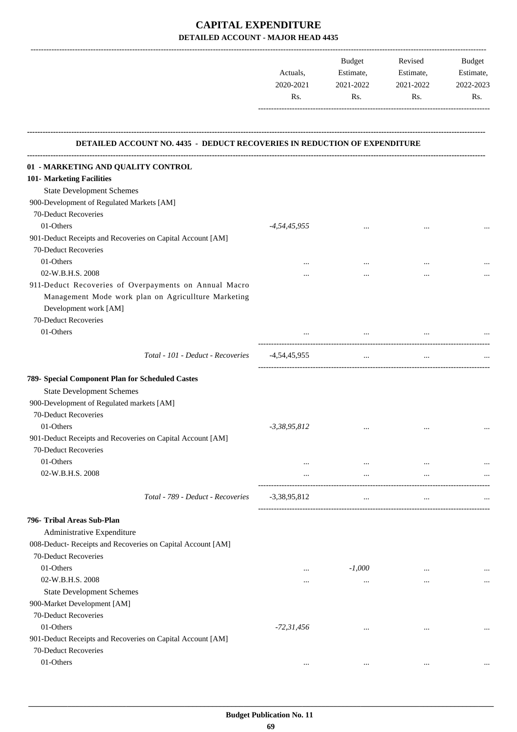# CAPITAL EXPENDITURE

## DETAILED ACCOUNT - MAJOR HEAD 4435

| | Actuals, 2020-2021 Rs. | Budget Estimate, 2021-2022 Rs. | Revised Estimate, 2021-2022 Rs. | Budget Estimate, 2022-2023 Rs. |
|---|---|---|---|---|
| **DETAILED ACCOUNT NO. 4435 - DEDUCT RECOVERIES IN REDUCTION OF EXPENDITURE** | | | | |
| **01 - MARKETING AND QUALITY CONTROL** | | | | |
| **101- Marketing Facilities** | | | | |
| State Development Schemes | | | | |
| 900-Development of Regulated Markets [AM] | | | | |
| 70-Deduct Recoveries | | | | |
| 01-Others | *-4,54,45,955* | ... | ... | ... |
| 901-Deduct Receipts and Recoveries on Capital Account [AM] | | | | |
| 70-Deduct Recoveries | | | | |
| 01-Others | ... | ... | ... | ... |
| 02-W.B.H.S. 2008 | ... | ... | ... | ... |
| 911-Deduct Recoveries of Overpayments on Annual Macro Management Mode work plan on Agricullture Marketing Development work [AM] | | | | |
| 70-Deduct Recoveries | | | | |
| 01-Others | ... | ... | ... | ... |
| *Total - 101 - Deduct - Recoveries* | -4,54,45,955 | ... | ... | ... |
| **789- Special Component Plan for Scheduled Castes** | | | | |
| State Development Schemes | | | | |
| 900-Development of Regulated markets [AM] | | | | |
| 70-Deduct Recoveries | | | | |
| 01-Others | *-3,38,95,812* | ... | ... | ... |
| 901-Deduct Receipts and Recoveries on Capital Account [AM] | | | | |
| 70-Deduct Recoveries | | | | |
| 01-Others | ... | ... | ... | ... |
| 02-W.B.H.S. 2008 | ... | ... | ... | ... |
| *Total - 789 - Deduct - Recoveries* | -3,38,95,812 | ... | ... | ... |
| **796- Tribal Areas Sub-Plan** | | | | |
| Administrative Expenditure | | | | |
| 008-Deduct- Receipts and Recoveries on Capital Account [AM] | | | | |
| 70-Deduct Recoveries | | | | |
| 01-Others | ... | *-1,000* | ... | ... |
| 02-W.B.H.S. 2008 | ... | ... | ... | ... |
| State Development Schemes | | | | |
| 900-Market Development [AM] | | | | |
| 70-Deduct Recoveries | | | | |
| 01-Others | *-72,31,456* | ... | ... | ... |
| 901-Deduct Receipts and Recoveries on Capital Account [AM] | | | | |
| 70-Deduct Recoveries | | | | |
| 01-Others | ... | ... | ... | ... |

Budget Publication No. 11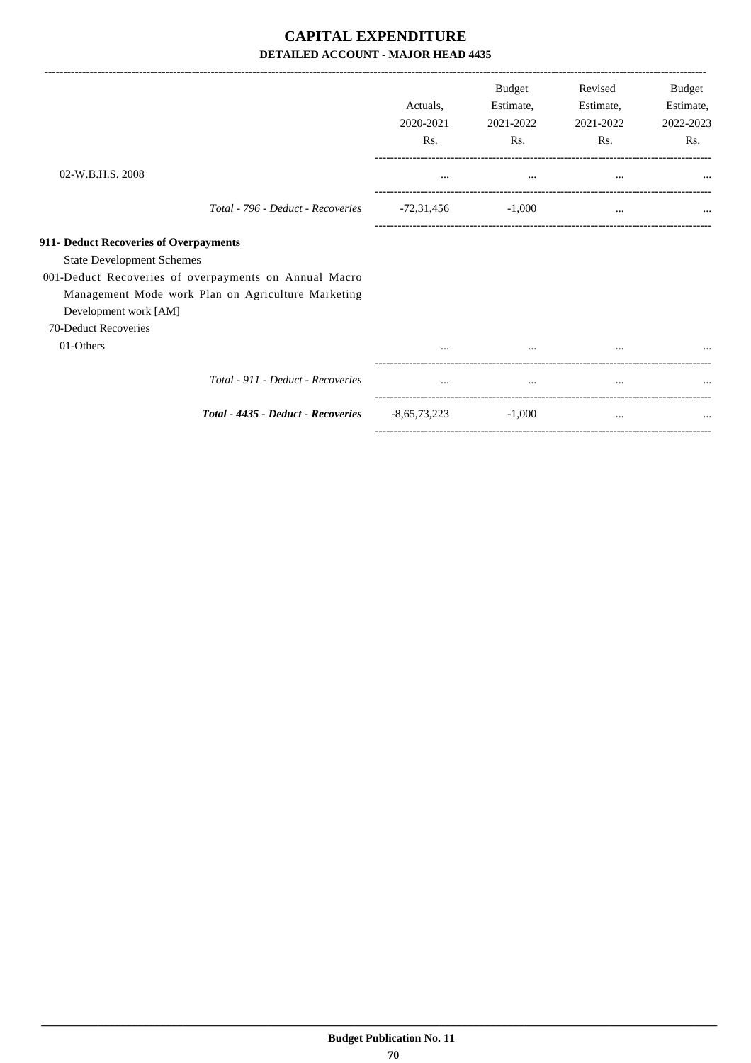# CAPITAL EXPENDITURE

## DETAILED ACCOUNT - MAJOR HEAD 4435

| | Actuals, 2020-2021 Rs. | Budget Estimate, 2021-2022 Rs. | Revised Estimate, 2021-2022 Rs. | Budget Estimate, 2022-2023 Rs. |
|---|---|---|---|---|
| 02-W.B.H.S. 2008 | ... | ... | ... | ... |
| *Total - 796 - Deduct - Recoveries* | -72,31,456 | -1,000 | ... | ... |
| **911- Deduct Recoveries of Overpayments** | | | | |
| State Development Schemes | | | | |
| 001-Deduct Recoveries of overpayments on Annual Macro Management Mode work Plan on Agriculture Marketing Development work [AM] | | | | |
| 70-Deduct Recoveries | | | | |
| 01-Others | ... | ... | ... | ... |
| *Total - 911 - Deduct - Recoveries* | ... | ... | ... | ... |
| ***Total - 4435 - Deduct - Recoveries*** | -8,65,73,223 | -1,000 | ... | ... |

**Budget Publication No. 11**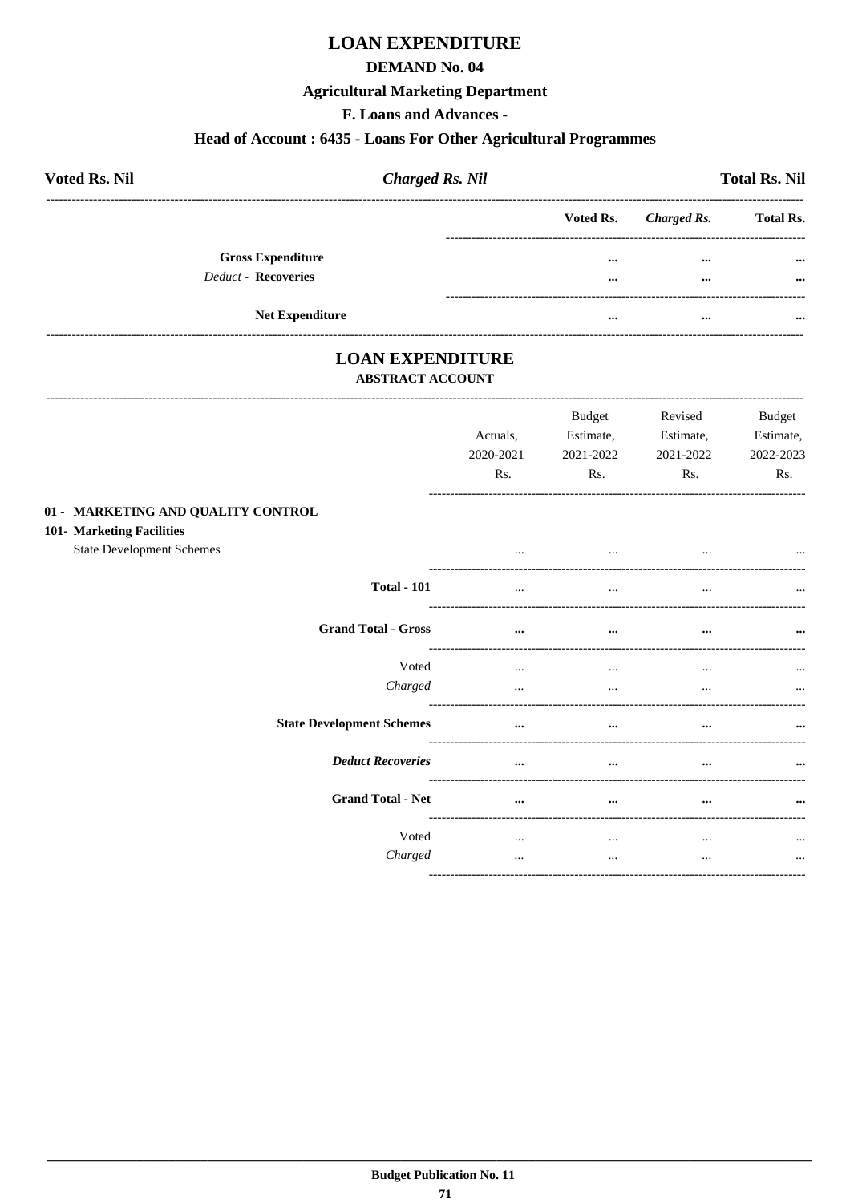# LOAN EXPENDITURE

## DEMAND No. 04

### Agricultural Marketing Department

### F. Loans and Advances -

### Head of Account : 6435 - Loans For Other Agricultural Programmes

**Voted Rs. Nil** | ***Charged Rs. Nil*** | **Total Rs. Nil**

| | Voted Rs. | *Charged Rs.* | Total Rs. |
|---|---|---|---|
| **Gross Expenditure** | ... | ... | ... |
| *Deduct -* **Recoveries** | ... | ... | ... |
| **Net Expenditure** | ... | ... | ... |

# LOAN EXPENDITURE

## ABSTRACT ACCOUNT

| | Actuals, 2020-2021 Rs. | Budget Estimate, 2021-2022 Rs. | Revised Estimate, 2021-2022 Rs. | Budget Estimate, 2022-2023 Rs. |
|---|---|---|---|---|
| **01 - MARKETING AND QUALITY CONTROL** | | | | |
| **101- Marketing Facilities** | | | | |
| State Development Schemes | ... | ... | ... | ... |
| **Total - 101** | ... | ... | ... | ... |
| **Grand Total - Gross** | ... | ... | ... | ... |
| Voted | ... | ... | ... | ... |
| *Charged* | ... | ... | ... | ... |
| **State Development Schemes** | ... | ... | ... | ... |
| ***Deduct Recoveries*** | ... | ... | ... | ... |
| **Grand Total - Net** | ... | ... | ... | ... |
| Voted | ... | ... | ... | ... |
| *Charged* | ... | ... | ... | ... |

**Budget Publication No. 11**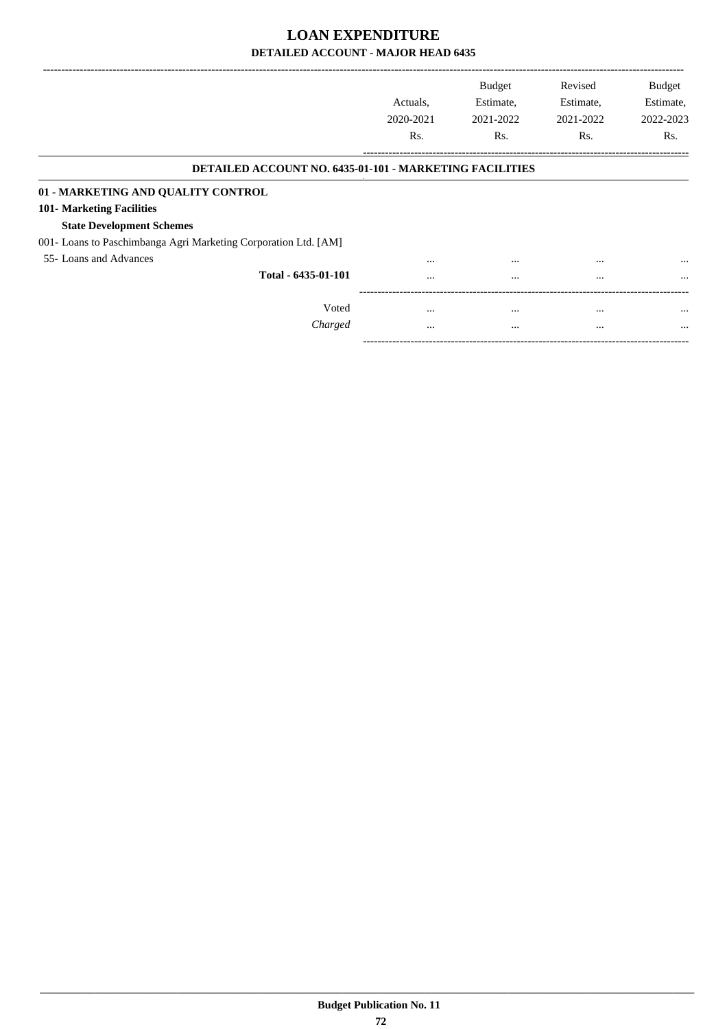# LOAN EXPENDITURE

## DETAILED ACCOUNT - MAJOR HEAD 6435

| | Actuals, 2020-2021 Rs. | Budget Estimate, 2021-2022 Rs. | Revised Estimate, 2021-2022 Rs. | Budget Estimate, 2022-2023 Rs. |
|---|---|---|---|---|
| **DETAILED ACCOUNT NO. 6435-01-101 - MARKETING FACILITIES** | | | | |
| **01 - MARKETING AND QUALITY CONTROL** | | | | |
| **101- Marketing Facilities** | | | | |
| **State Development Schemes** | | | | |
| 001- Loans to Paschimbanga Agri Marketing Corporation Ltd. [AM] | | | | |
| 55- Loans and Advances | ... | ... | ... | ... |
| **Total - 6435-01-101** | ... | ... | ... | ... |
| Voted | ... | ... | ... | ... |
| *Charged* | ... | ... | ... | ... |

**Budget Publication No. 11**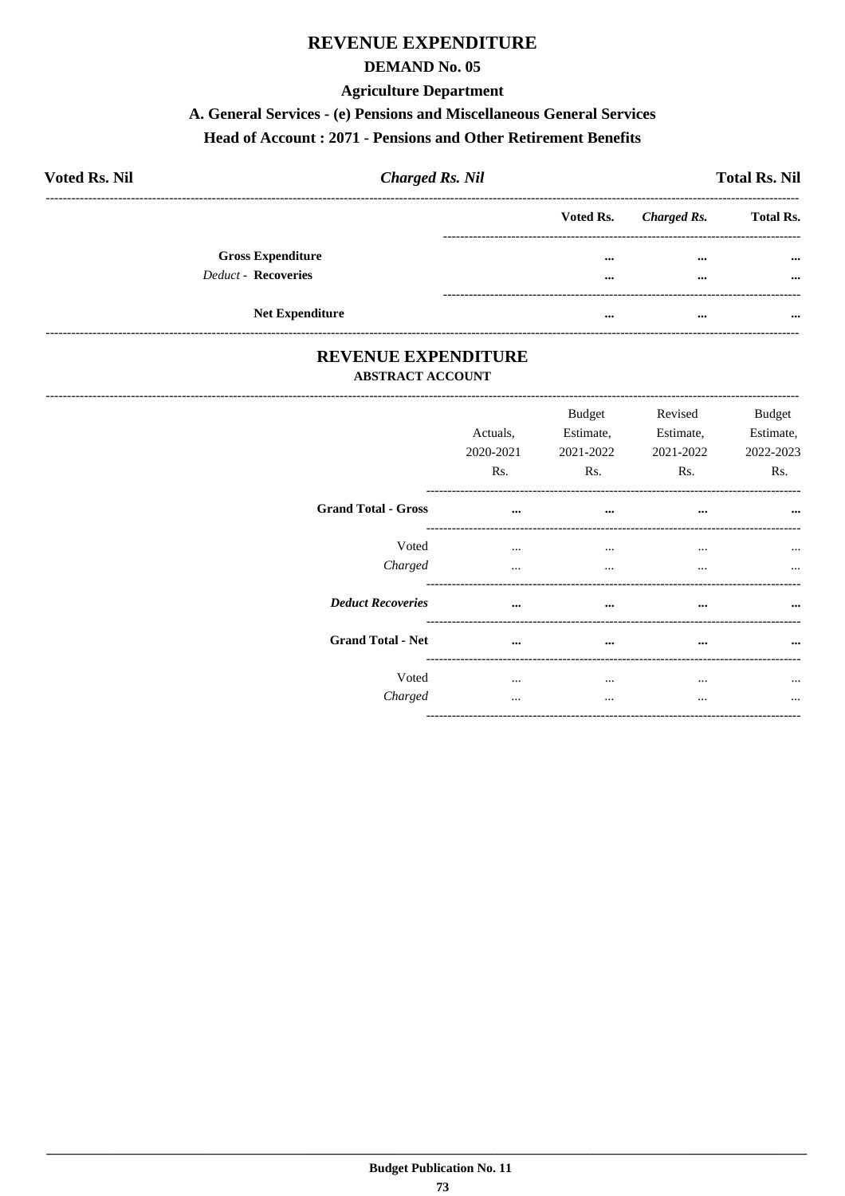# REVENUE EXPENDITURE

## DEMAND No. 05

### Agriculture Department

### A. General Services - (e) Pensions and Miscellaneous General Services

### Head of Account : 2071 - Pensions and Other Retirement Benefits

**Voted Rs. Nil** | ***Charged Rs. Nil*** | **Total Rs. Nil**

| | Voted Rs. | *Charged Rs.* | Total Rs. |
|---|---|---|---|
| **Gross Expenditure** | ... | ... | ... |
| *Deduct* - **Recoveries** | ... | ... | ... |
| **Net Expenditure** | ... | ... | ... |

## REVENUE EXPENDITURE

### ABSTRACT ACCOUNT

| | Actuals, 2020-2021 Rs. | Budget Estimate, 2021-2022 Rs. | Revised Estimate, 2021-2022 Rs. | Budget Estimate, 2022-2023 Rs. |
|---|---|---|---|---|
| **Grand Total - Gross** | ... | ... | ... | ... |
| Voted | ... | ... | ... | ... |
| *Charged* | ... | ... | ... | ... |
| ***Deduct Recoveries*** | ... | ... | ... | ... |
| **Grand Total - Net** | ... | ... | ... | ... |
| Voted | ... | ... | ... | ... |
| *Charged* | ... | ... | ... | ... |

**Budget Publication No. 11**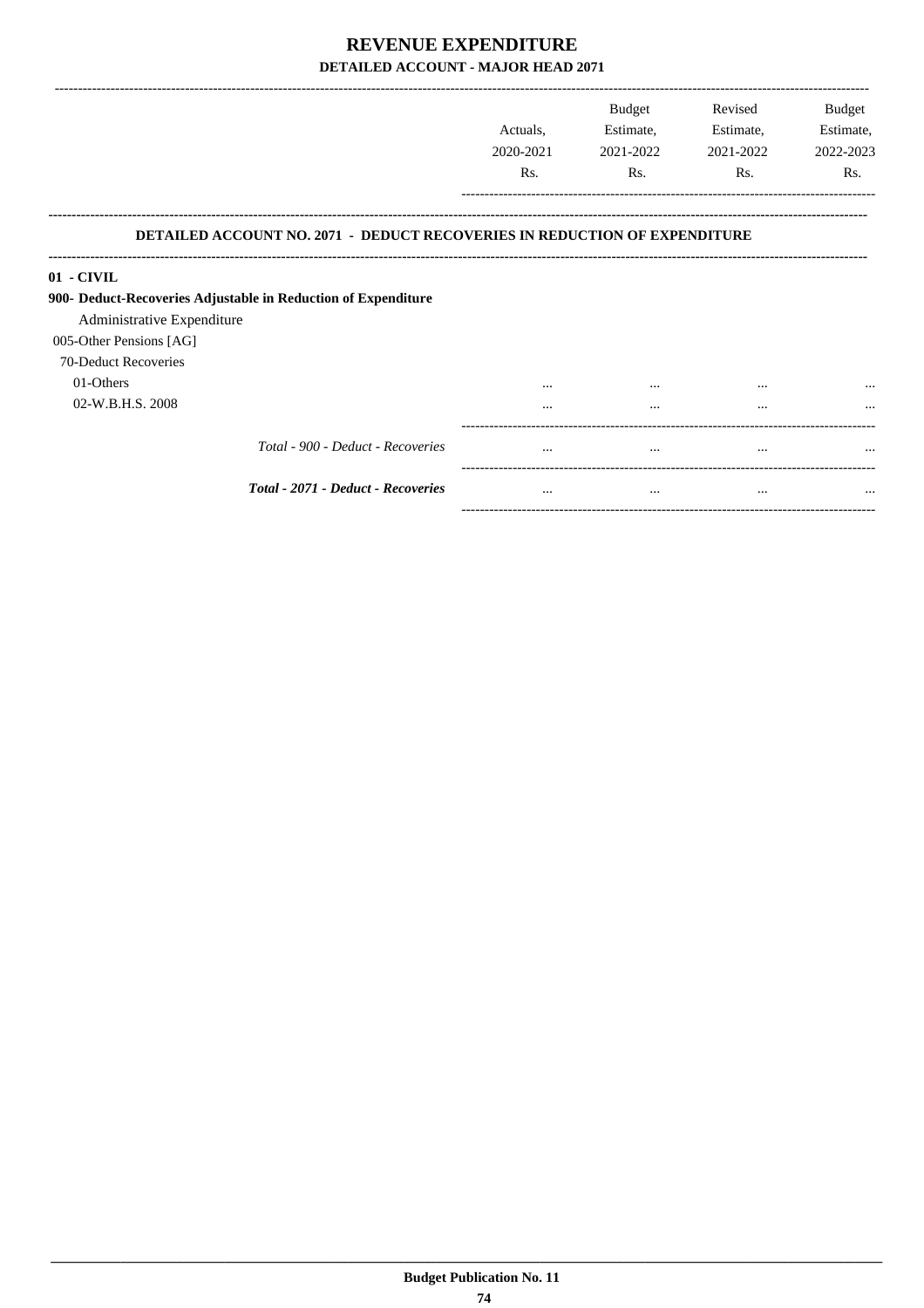# REVENUE EXPENDITURE

## DETAILED ACCOUNT - MAJOR HEAD 2071

| | Actuals, 2020-2021 Rs. | Budget Estimate, 2021-2022 Rs. | Revised Estimate, 2021-2022 Rs. | Budget Estimate, 2022-2023 Rs. |
|---|---|---|---|---|

### DETAILED ACCOUNT NO. 2071 - DEDUCT RECOVERIES IN REDUCTION OF EXPENDITURE

| | Actuals, 2020-2021 Rs. | Budget Estimate, 2021-2022 Rs. | Revised Estimate, 2021-2022 Rs. | Budget Estimate, 2022-2023 Rs. |
|---|---|---|---|---|
| **01 - CIVIL** | | | | |
| **900- Deduct-Recoveries Adjustable in Reduction of Expenditure** | | | | |
| Administrative Expenditure | | | | |
| 005-Other Pensions [AG] | | | | |
| 70-Deduct Recoveries | | | | |
| 01-Others | ... | ... | ... | ... |
| 02-W.B.H.S. 2008 | ... | ... | ... | ... |
| *Total - 900 - Deduct - Recoveries* | ... | ... | ... | ... |
| ***Total - 2071 - Deduct - Recoveries*** | ... | ... | ... | ... |

**Budget Publication No. 11**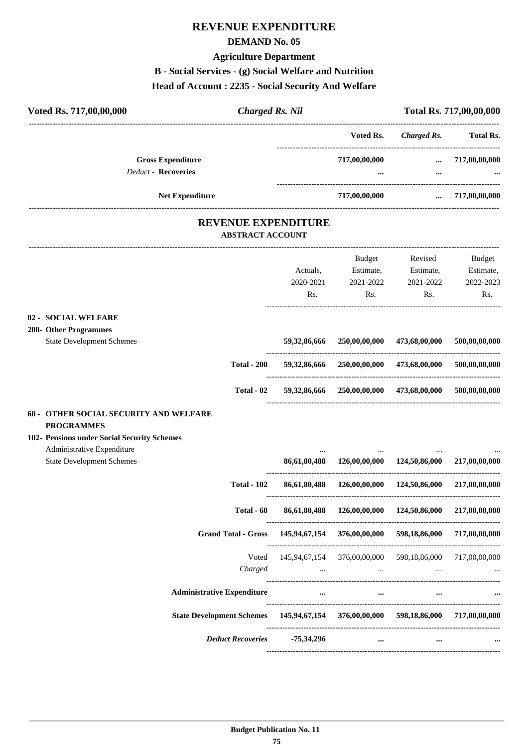# REVENUE EXPENDITURE

## DEMAND No. 05

### Agriculture Department

### B - Social Services - (g) Social Welfare and Nutrition

### Head of Account : 2235 - Social Security And Welfare

| Voted Rs. 717,00,00,000 | *Charged Rs. Nil* | Total Rs. 717,00,00,000 |
|---|---|---|

| | Voted Rs. | *Charged Rs.* | Total Rs. |
|---|---|---|---|
| **Gross Expenditure** | 717,00,00,000 | ... | 717,00,00,000 |
| *Deduct* - **Recoveries** | ... | ... | ... |
| **Net Expenditure** | 717,00,00,000 | ... | 717,00,00,000 |

## REVENUE EXPENDITURE

### ABSTRACT ACCOUNT

| | Actuals, 2020-2021 Rs. | Budget Estimate, 2021-2022 Rs. | Revised Estimate, 2021-2022 Rs. | Budget Estimate, 2022-2023 Rs. |
|---|---|---|---|---|
| **02 - SOCIAL WELFARE** | | | | |
| **200- Other Programmes** | | | | |
| State Development Schemes | 59,32,86,666 | 250,00,00,000 | 473,68,00,000 | 500,00,00,000 |
| **Total - 200** | 59,32,86,666 | 250,00,00,000 | 473,68,00,000 | 500,00,00,000 |
| **Total - 02** | 59,32,86,666 | 250,00,00,000 | 473,68,00,000 | 500,00,00,000 |
| **60 - OTHER SOCIAL SECURITY AND WELFARE PROGRAMMES** | | | | |
| **102- Pensions under Social Security Schemes** | | | | |
| Administrative Expenditure | ... | ... | ... | ... |
| State Development Schemes | 86,61,80,488 | 126,00,00,000 | 124,50,86,000 | 217,00,00,000 |
| **Total - 102** | 86,61,80,488 | 126,00,00,000 | 124,50,86,000 | 217,00,00,000 |
| **Total - 60** | 86,61,80,488 | 126,00,00,000 | 124,50,86,000 | 217,00,00,000 |
| **Grand Total - Gross** | 145,94,67,154 | 376,00,00,000 | 598,18,86,000 | 717,00,00,000 |
| Voted | 145,94,67,154 | 376,00,00,000 | 598,18,86,000 | 717,00,00,000 |
| *Charged* | ... | ... | ... | ... |
| **Administrative Expenditure** | ... | ... | ... | ... |
| **State Development Schemes** | 145,94,67,154 | 376,00,00,000 | 598,18,86,000 | 717,00,00,000 |
| ***Deduct Recoveries*** | -75,34,296 | ... | ... | ... |

**Budget Publication No. 11**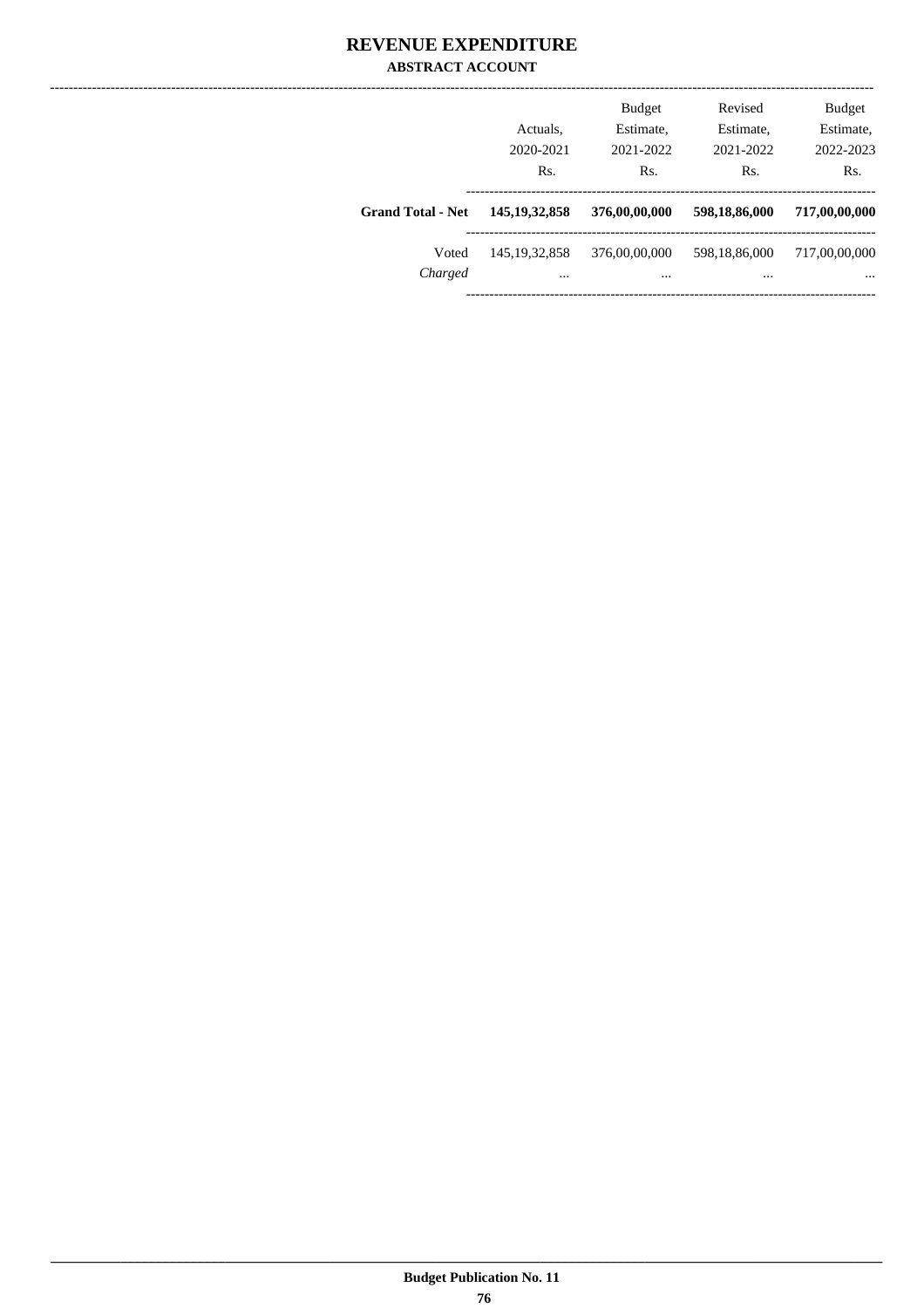# REVENUE EXPENDITURE

## ABSTRACT ACCOUNT

| | Actuals, 2020-2021 Rs. | Budget Estimate, 2021-2022 Rs. | Revised Estimate, 2021-2022 Rs. | Budget Estimate, 2022-2023 Rs. |
|---|---|---|---|---|
| **Grand Total - Net** | **145,19,32,858** | **376,00,00,000** | **598,18,86,000** | **717,00,00,000** |
| Voted | 145,19,32,858 | 376,00,00,000 | 598,18,86,000 | 717,00,00,000 |
| *Charged* | ... | ... | ... | ... |

Budget Publication No. 11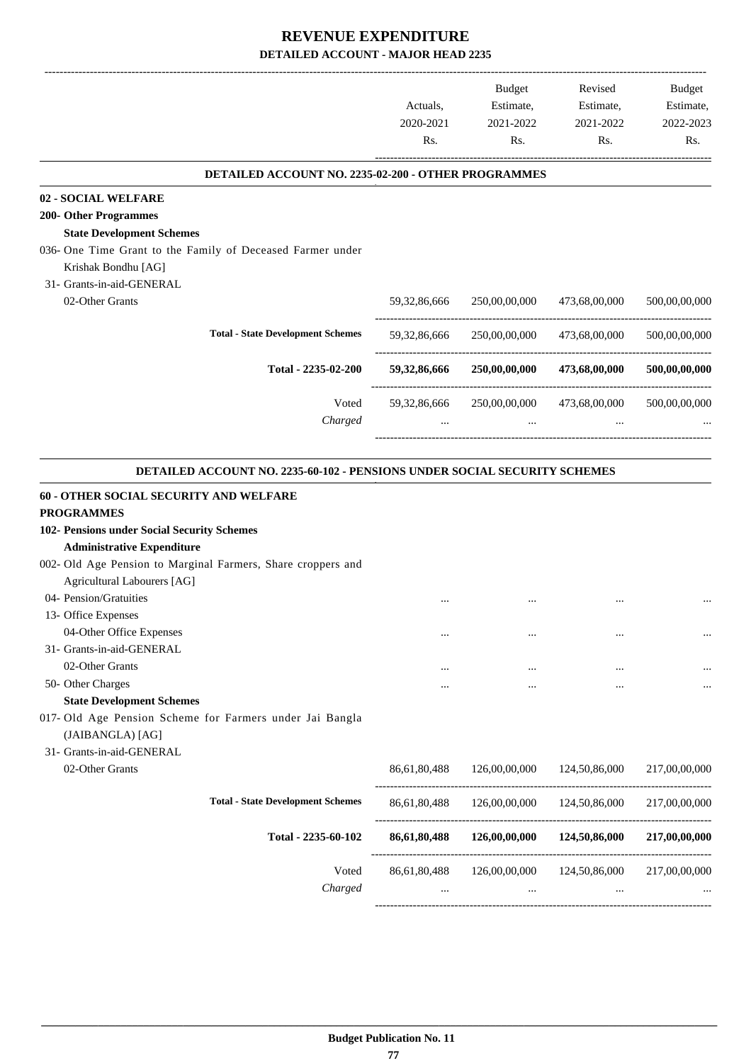# REVENUE EXPENDITURE
## DETAILED ACCOUNT - MAJOR HEAD 2235

| | Actuals, 2020-2021 Rs. | Budget Estimate, 2021-2022 Rs. | Revised Estimate, 2021-2022 Rs. | Budget Estimate, 2022-2023 Rs. |
|---|---|---|---|---|
| **DETAILED ACCOUNT NO. 2235-02-200 - OTHER PROGRAMMES** | | | | |
| **02 - SOCIAL WELFARE** | | | | |
| **200- Other Programmes** | | | | |
| **State Development Schemes** | | | | |
| 036- One Time Grant to the Family of Deceased Farmer under Krishak Bondhu [AG] | | | | |
| 31- Grants-in-aid-GENERAL | | | | |
| 02-Other Grants | 59,32,86,666 | 250,00,00,000 | 473,68,00,000 | 500,00,00,000 |
| **Total - State Development Schemes** | 59,32,86,666 | 250,00,00,000 | 473,68,00,000 | 500,00,00,000 |
| **Total - 2235-02-200** | **59,32,86,666** | **250,00,00,000** | **473,68,00,000** | **500,00,00,000** |
| Voted | 59,32,86,666 | 250,00,00,000 | 473,68,00,000 | 500,00,00,000 |
| *Charged* | ... | ... | ... | ... |
| **DETAILED ACCOUNT NO. 2235-60-102 - PENSIONS UNDER SOCIAL SECURITY SCHEMES** | | | | |
| **60 - OTHER SOCIAL SECURITY AND WELFARE PROGRAMMES** | | | | |
| **102- Pensions under Social Security Schemes** | | | | |
| **Administrative Expenditure** | | | | |
| 002- Old Age Pension to Marginal Farmers, Share croppers and Agricultural Labourers [AG] | | | | |
| 04- Pension/Gratuities | ... | ... | ... | ... |
| 13- Office Expenses | | | | |
| 04-Other Office Expenses | ... | ... | ... | ... |
| 31- Grants-in-aid-GENERAL | | | | |
| 02-Other Grants | ... | ... | ... | ... |
| 50- Other Charges | ... | ... | ... | ... |
| **State Development Schemes** | | | | |
| 017- Old Age Pension Scheme for Farmers under Jai Bangla (JAIBANGLA) [AG] | | | | |
| 31- Grants-in-aid-GENERAL | | | | |
| 02-Other Grants | 86,61,80,488 | 126,00,00,000 | 124,50,86,000 | 217,00,00,000 |
| **Total - State Development Schemes** | 86,61,80,488 | 126,00,00,000 | 124,50,86,000 | 217,00,00,000 |
| **Total - 2235-60-102** | **86,61,80,488** | **126,00,00,000** | **124,50,86,000** | **217,00,00,000** |
| Voted | 86,61,80,488 | 126,00,00,000 | 124,50,86,000 | 217,00,00,000 |
| *Charged* | ... | ... | ... | ... |

**Budget Publication No. 11**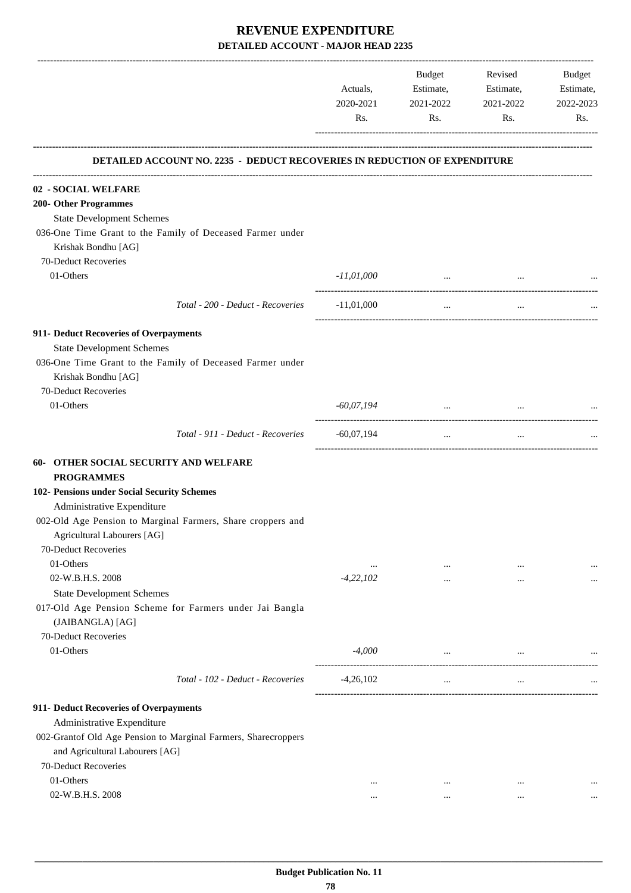# REVENUE EXPENDITURE

## DETAILED ACCOUNT - MAJOR HEAD 2235

| | Actuals, 2020-2021 Rs. | Budget Estimate, 2021-2022 Rs. | Revised Estimate, 2021-2022 Rs. | Budget Estimate, 2022-2023 Rs. |
|---|---|---|---|---|
| **DETAILED ACCOUNT NO. 2235 - DEDUCT RECOVERIES IN REDUCTION OF EXPENDITURE** | | | | |
| **02 - SOCIAL WELFARE** | | | | |
| **200- Other Programmes** | | | | |
| State Development Schemes | | | | |
| 036-One Time Grant to the Family of Deceased Farmer under Krishak Bondhu [AG] | | | | |
| 70-Deduct Recoveries | | | | |
| 01-Others | *-11,01,000* | ... | ... | ... |
| *Total - 200 - Deduct - Recoveries* | -11,01,000 | ... | ... | ... |
| **911- Deduct Recoveries of Overpayments** | | | | |
| State Development Schemes | | | | |
| 036-One Time Grant to the Family of Deceased Farmer under Krishak Bondhu [AG] | | | | |
| 70-Deduct Recoveries | | | | |
| 01-Others | *-60,07,194* | ... | ... | ... |
| *Total - 911 - Deduct - Recoveries* | -60,07,194 | ... | ... | ... |
| **60- OTHER SOCIAL SECURITY AND WELFARE PROGRAMMES** | | | | |
| **102- Pensions under Social Security Schemes** | | | | |
| Administrative Expenditure | | | | |
| 002-Old Age Pension to Marginal Farmers, Share croppers and Agricultural Labourers [AG] | | | | |
| 70-Deduct Recoveries | | | | |
| 01-Others | ... | ... | ... | ... |
| 02-W.B.H.S. 2008 | *-4,22,102* | ... | ... | ... |
| State Development Schemes | | | | |
| 017-Old Age Pension Scheme for Farmers under Jai Bangla (JAIBANGLA) [AG] | | | | |
| 70-Deduct Recoveries | | | | |
| 01-Others | *-4,000* | ... | ... | ... |
| *Total - 102 - Deduct - Recoveries* | -4,26,102 | ... | ... | ... |
| **911- Deduct Recoveries of Overpayments** | | | | |
| Administrative Expenditure | | | | |
| 002-Grantof Old Age Pension to Marginal Farmers, Sharecroppers and Agricultural Labourers [AG] | | | | |
| 70-Deduct Recoveries | | | | |
| 01-Others | ... | ... | ... | ... |
| 02-W.B.H.S. 2008 | ... | ... | ... | ... |

**Budget Publication No. 11**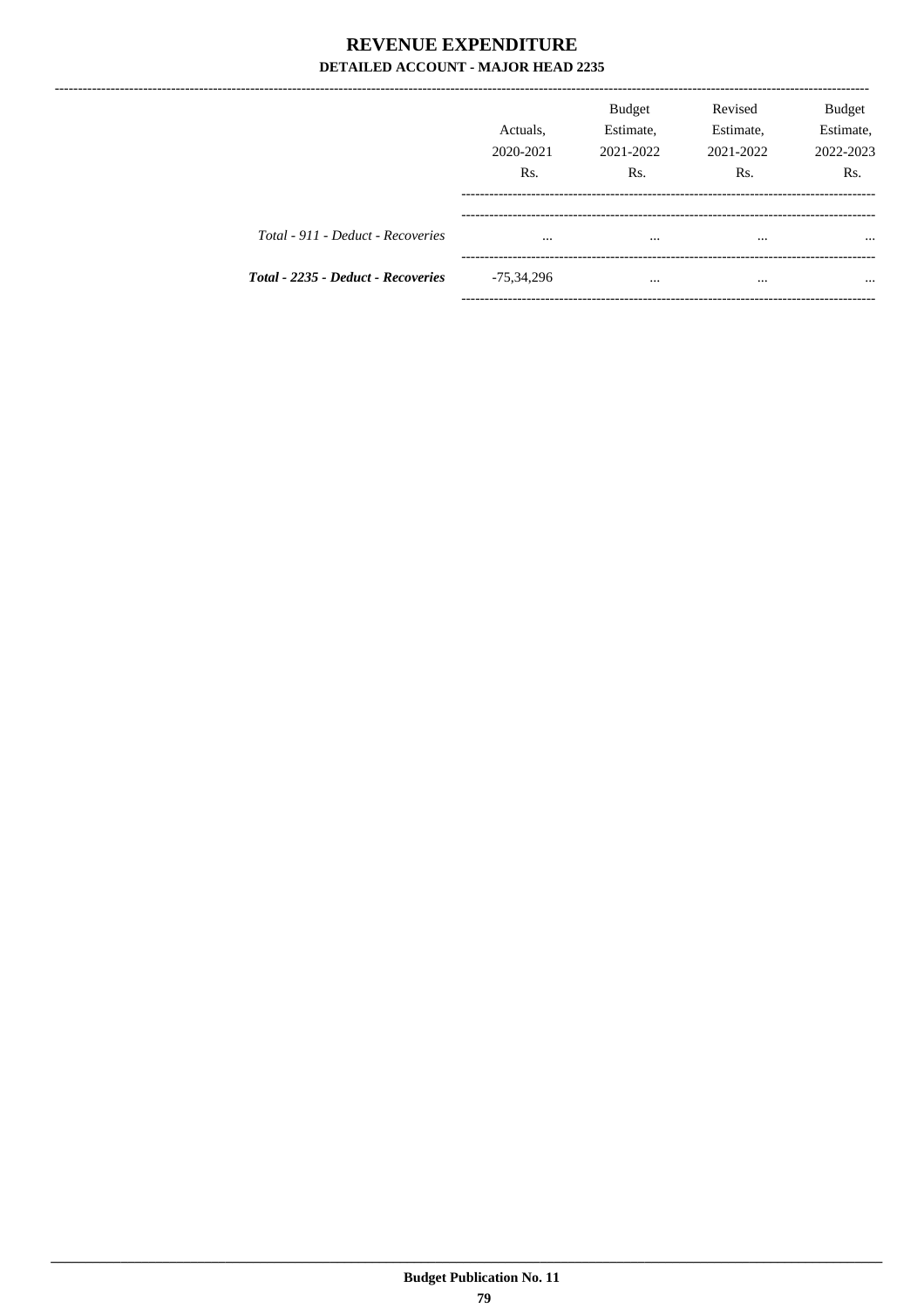# REVENUE EXPENDITURE

## DETAILED ACCOUNT - MAJOR HEAD 2235

| | Actuals, 2020-2021 Rs. | Budget Estimate, 2021-2022 Rs. | Revised Estimate, 2021-2022 Rs. | Budget Estimate, 2022-2023 Rs. |
|---|---|---|---|---|
| *Total - 911 - Deduct - Recoveries* | ... | ... | ... | ... |
| ***Total - 2235 - Deduct - Recoveries*** | -75,34,296 | ... | ... | ... |

Budget Publication No. 11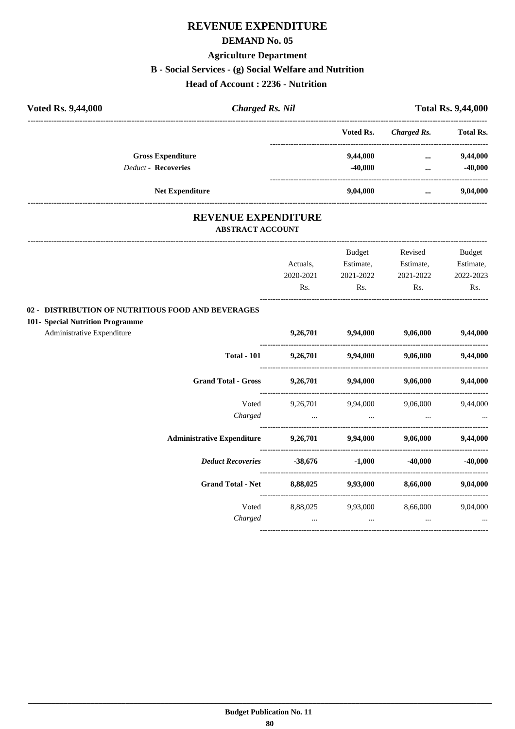# REVENUE EXPENDITURE

## DEMAND No. 05

### Agriculture Department

### B - Social Services - (g) Social Welfare and Nutrition

### Head of Account : 2236 - Nutrition

**Voted Rs. 9,44,000** | ***Charged Rs. Nil*** | **Total Rs. 9,44,000**

| | Voted Rs. | *Charged Rs.* | Total Rs. |
|---|---|---|---|
| **Gross Expenditure** | **9,44,000** | **...** | **9,44,000** |
| *Deduct* - **Recoveries** | **-40,000** | **...** | **-40,000** |
| **Net Expenditure** | **9,04,000** | **...** | **9,04,000** |

## REVENUE EXPENDITURE

### ABSTRACT ACCOUNT

| | Actuals, 2020-2021 Rs. | Budget Estimate, 2021-2022 Rs. | Revised Estimate, 2021-2022 Rs. | Budget Estimate, 2022-2023 Rs. |
|---|---|---|---|---|
| **02 - DISTRIBUTION OF NUTRITIOUS FOOD AND BEVERAGES** | | | | |
| **101- Special Nutrition Programme** | | | | |
| Administrative Expenditure | **9,26,701** | **9,94,000** | **9,06,000** | **9,44,000** |
| **Total - 101** | **9,26,701** | **9,94,000** | **9,06,000** | **9,44,000** |
| **Grand Total - Gross** | **9,26,701** | **9,94,000** | **9,06,000** | **9,44,000** |
| Voted | 9,26,701 | 9,94,000 | 9,06,000 | 9,44,000 |
| *Charged* | ... | ... | ... | ... |
| **Administrative Expenditure** | **9,26,701** | **9,94,000** | **9,06,000** | **9,44,000** |
| ***Deduct Recoveries*** | **-38,676** | **-1,000** | **-40,000** | **-40,000** |
| **Grand Total - Net** | **8,88,025** | **9,93,000** | **8,66,000** | **9,04,000** |
| Voted | 8,88,025 | 9,93,000 | 8,66,000 | 9,04,000 |
| *Charged* | ... | ... | ... | ... |

**Budget Publication No. 11**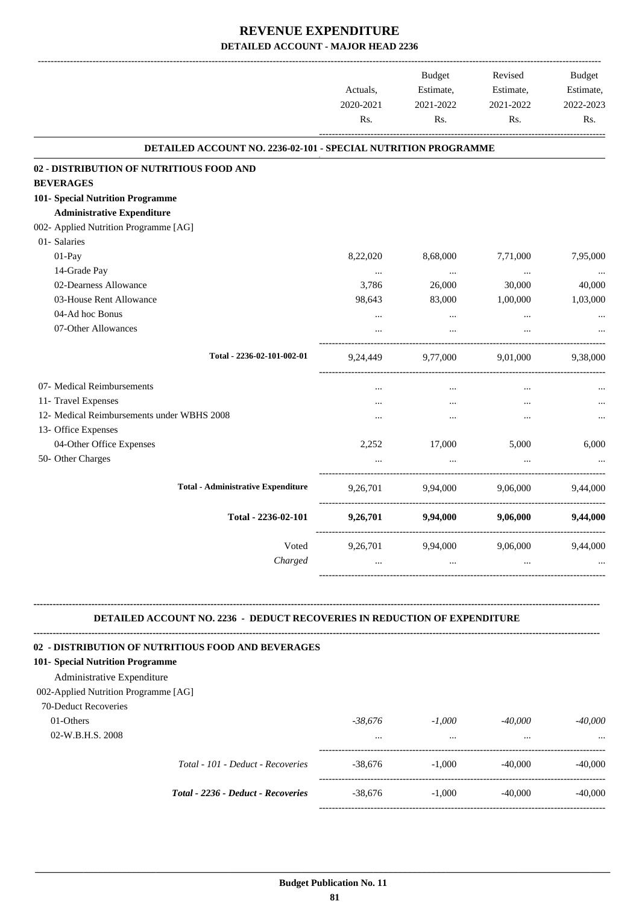# REVENUE EXPENDITURE

## DETAILED ACCOUNT - MAJOR HEAD 2236

| | Actuals, 2020-2021 Rs. | Budget Estimate, 2021-2022 Rs. | Revised Estimate, 2021-2022 Rs. | Budget Estimate, 2022-2023 Rs. |
|---|---|---|---|---|
| **DETAILED ACCOUNT NO. 2236-02-101 - SPECIAL NUTRITION PROGRAMME** | | | | |
| **02 - DISTRIBUTION OF NUTRITIOUS FOOD AND BEVERAGES** | | | | |
| **101- Special Nutrition Programme** | | | | |
| **Administrative Expenditure** | | | | |
| 002- Applied Nutrition Programme [AG] | | | | |
| 01- Salaries | | | | |
| 01-Pay | 8,22,020 | 8,68,000 | 7,71,000 | 7,95,000 |
| 14-Grade Pay | ... | ... | ... | ... |
| 02-Dearness Allowance | 3,786 | 26,000 | 30,000 | 40,000 |
| 03-House Rent Allowance | 98,643 | 83,000 | 1,00,000 | 1,03,000 |
| 04-Ad hoc Bonus | ... | ... | ... | ... |
| 07-Other Allowances | ... | ... | ... | ... |
| Total - 2236-02-101-002-01 | 9,24,449 | 9,77,000 | 9,01,000 | 9,38,000 |
| 07- Medical Reimbursements | ... | ... | ... | ... |
| 11- Travel Expenses | ... | ... | ... | ... |
| 12- Medical Reimbursements under WBHS 2008 | ... | ... | ... | ... |
| 13- Office Expenses | | | | |
| 04-Other Office Expenses | 2,252 | 17,000 | 5,000 | 6,000 |
| 50- Other Charges | ... | ... | ... | ... |
| **Total - Administrative Expenditure** | 9,26,701 | 9,94,000 | 9,06,000 | 9,44,000 |
| **Total - 2236-02-101** | **9,26,701** | **9,94,000** | **9,06,000** | **9,44,000** |
| Voted | 9,26,701 | 9,94,000 | 9,06,000 | 9,44,000 |
| *Charged* | ... | ... | ... | ... |

**DETAILED ACCOUNT NO. 2236 - DEDUCT RECOVERIES IN REDUCTION OF EXPENDITURE**

| | Actuals, 2020-2021 Rs. | Budget Estimate, 2021-2022 Rs. | Revised Estimate, 2021-2022 Rs. | Budget Estimate, 2022-2023 Rs. |
|---|---|---|---|---|
| **02 - DISTRIBUTION OF NUTRITIOUS FOOD AND BEVERAGES** | | | | |
| **101- Special Nutrition Programme** | | | | |
| Administrative Expenditure | | | | |
| 002-Applied Nutrition Programme [AG] | | | | |
| 70-Deduct Recoveries | | | | |
| 01-Others | *-38,676* | *-1,000* | *-40,000* | *-40,000* |
| 02-W.B.H.S. 2008 | ... | ... | ... | ... |
| *Total - 101 - Deduct - Recoveries* | -38,676 | -1,000 | -40,000 | -40,000 |
| ***Total - 2236 - Deduct - Recoveries*** | -38,676 | -1,000 | -40,000 | -40,000 |

**Budget Publication No. 11**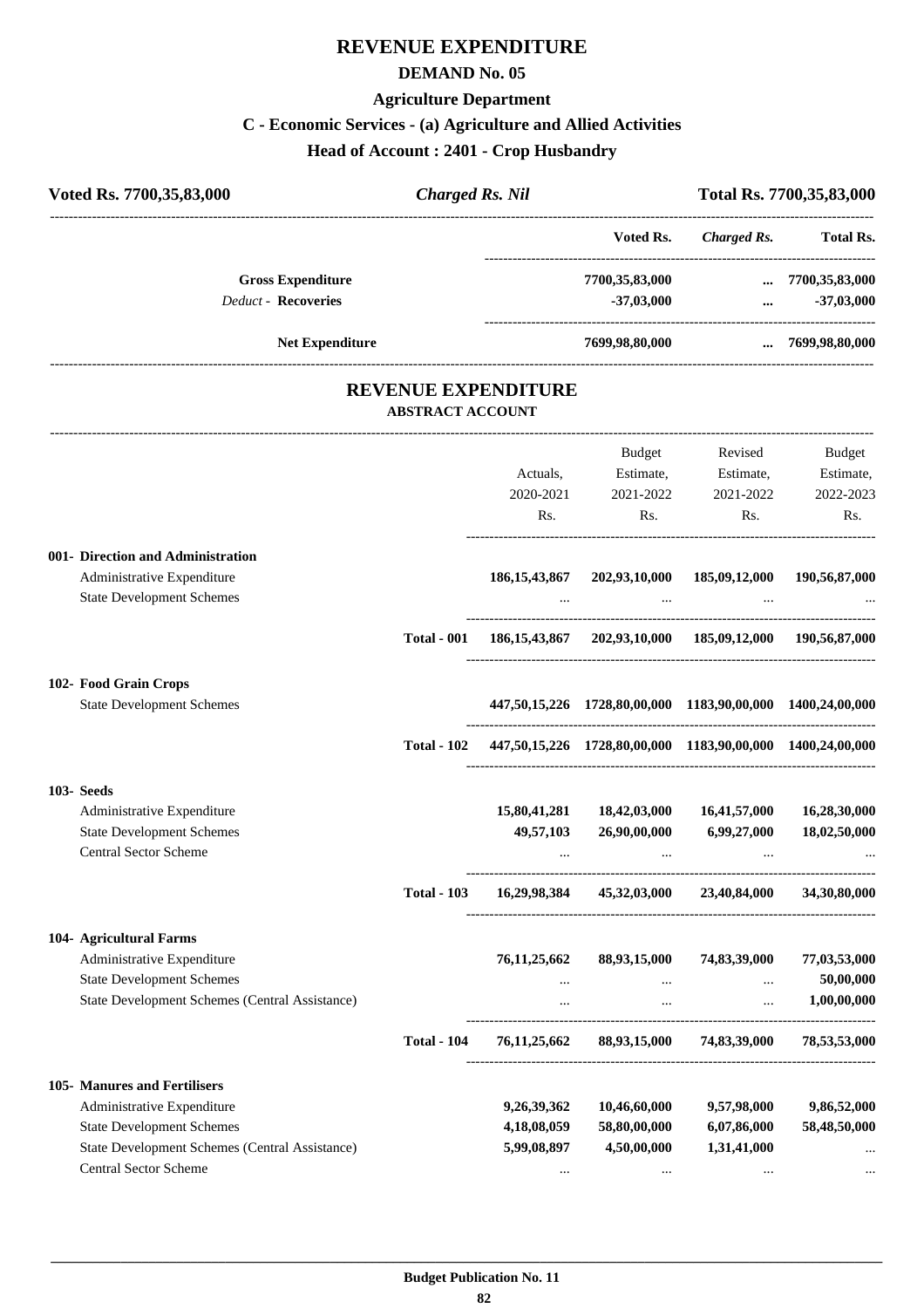# REVENUE EXPENDITURE

## DEMAND No. 05

### Agriculture Department

### C - Economic Services - (a) Agriculture and Allied Activities

### Head of Account : 2401 - Crop Husbandry

| Voted Rs. 7700,35,83,000 | Charged Rs. Nil | Total Rs. 7700,35,83,000 |
|---|---|---|

| | Voted Rs. | Charged Rs. | Total Rs. |
|---|---|---|---|
| **Gross Expenditure** | 7700,35,83,000 | ... | 7700,35,83,000 |
| *Deduct* - **Recoveries** | -37,03,000 | ... | -37,03,000 |
| **Net Expenditure** | 7699,98,80,000 | ... | 7699,98,80,000 |

## REVENUE EXPENDITURE

### ABSTRACT ACCOUNT

| | | Actuals, 2020-2021 Rs. | Budget Estimate, 2021-2022 Rs. | Revised Estimate, 2021-2022 Rs. | Budget Estimate, 2022-2023 Rs. |
|---|---|---|---|---|---|
| **001- Direction and Administration** | | | | | |
| Administrative Expenditure | | 186,15,43,867 | 202,93,10,000 | 185,09,12,000 | 190,56,87,000 |
| State Development Schemes | | ... | ... | ... | ... |
| | **Total - 001** | 186,15,43,867 | 202,93,10,000 | 185,09,12,000 | 190,56,87,000 |
| **102- Food Grain Crops** | | | | | |
| State Development Schemes | | 447,50,15,226 | 1728,80,00,000 | 1183,90,00,000 | 1400,24,00,000 |
| | **Total - 102** | 447,50,15,226 | 1728,80,00,000 | 1183,90,00,000 | 1400,24,00,000 |
| **103- Seeds** | | | | | |
| Administrative Expenditure | | 15,80,41,281 | 18,42,03,000 | 16,41,57,000 | 16,28,30,000 |
| State Development Schemes | | 49,57,103 | 26,90,00,000 | 6,99,27,000 | 18,02,50,000 |
| Central Sector Scheme | | ... | ... | ... | ... |
| | **Total - 103** | 16,29,98,384 | 45,32,03,000 | 23,40,84,000 | 34,30,80,000 |
| **104- Agricultural Farms** | | | | | |
| Administrative Expenditure | | 76,11,25,662 | 88,93,15,000 | 74,83,39,000 | 77,03,53,000 |
| State Development Schemes | | ... | ... | ... | 50,00,000 |
| State Development Schemes (Central Assistance) | | ... | ... | ... | 1,00,00,000 |
| | **Total - 104** | 76,11,25,662 | 88,93,15,000 | 74,83,39,000 | 78,53,53,000 |
| **105- Manures and Fertilisers** | | | | | |
| Administrative Expenditure | | 9,26,39,362 | 10,46,60,000 | 9,57,98,000 | 9,86,52,000 |
| State Development Schemes | | 4,18,08,059 | 58,80,00,000 | 6,07,86,000 | 58,48,50,000 |
| State Development Schemes (Central Assistance) | | 5,99,08,897 | 4,50,00,000 | 1,31,41,000 | ... |
| Central Sector Scheme | | ... | ... | ... | ... |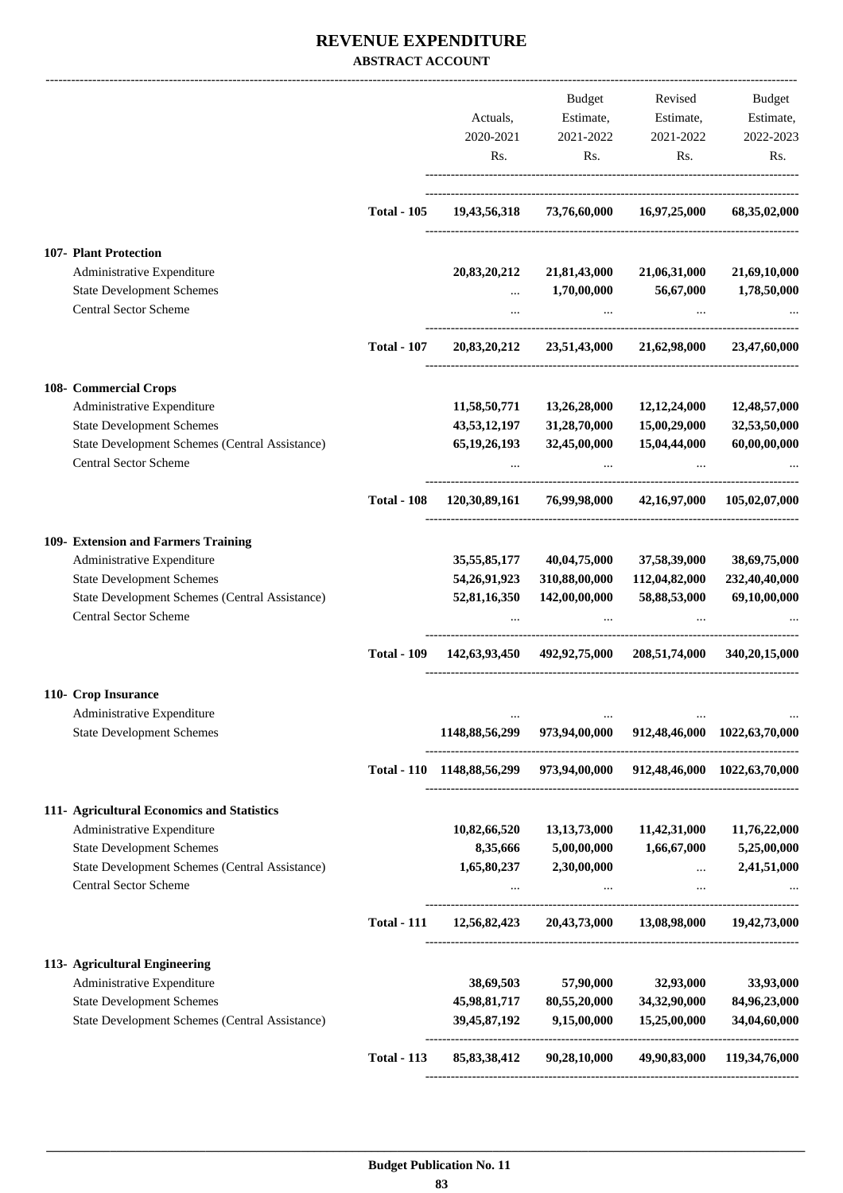# REVENUE EXPENDITURE

**ABSTRACT ACCOUNT**

| | | Actuals, 2020-2021 Rs. | Budget Estimate, 2021-2022 Rs. | Revised Estimate, 2021-2022 Rs. | Budget Estimate, 2022-2023 Rs. |
|---|---|---|---|---|---|
| | **Total - 105** | **19,43,56,318** | **73,76,60,000** | **16,97,25,000** | **68,35,02,000** |
| **107- Plant Protection** | | | | | |
| Administrative Expenditure | | **20,83,20,212** | **21,81,43,000** | **21,06,31,000** | **21,69,10,000** |
| State Development Schemes | | ... | **1,70,00,000** | **56,67,000** | **1,78,50,000** |
| Central Sector Scheme | | ... | ... | ... | ... |
| | **Total - 107** | **20,83,20,212** | **23,51,43,000** | **21,62,98,000** | **23,47,60,000** |
| **108- Commercial Crops** | | | | | |
| Administrative Expenditure | | **11,58,50,771** | **13,26,28,000** | **12,12,24,000** | **12,48,57,000** |
| State Development Schemes | | **43,53,12,197** | **31,28,70,000** | **15,00,29,000** | **32,53,50,000** |
| State Development Schemes (Central Assistance) | | **65,19,26,193** | **32,45,00,000** | **15,04,44,000** | **60,00,00,000** |
| Central Sector Scheme | | ... | ... | ... | ... |
| | **Total - 108** | **120,30,89,161** | **76,99,98,000** | **42,16,97,000** | **105,02,07,000** |
| **109- Extension and Farmers Training** | | | | | |
| Administrative Expenditure | | **35,55,85,177** | **40,04,75,000** | **37,58,39,000** | **38,69,75,000** |
| State Development Schemes | | **54,26,91,923** | **310,88,00,000** | **112,04,82,000** | **232,40,40,000** |
| State Development Schemes (Central Assistance) | | **52,81,16,350** | **142,00,00,000** | **58,88,53,000** | **69,10,00,000** |
| Central Sector Scheme | | ... | ... | ... | ... |
| | **Total - 109** | **142,63,93,450** | **492,92,75,000** | **208,51,74,000** | **340,20,15,000** |
| **110- Crop Insurance** | | | | | |
| Administrative Expenditure | | ... | ... | ... | ... |
| State Development Schemes | | **1148,88,56,299** | **973,94,00,000** | **912,48,46,000** | **1022,63,70,000** |
| | **Total - 110** | **1148,88,56,299** | **973,94,00,000** | **912,48,46,000** | **1022,63,70,000** |
| **111- Agricultural Economics and Statistics** | | | | | |
| Administrative Expenditure | | **10,82,66,520** | **13,13,73,000** | **11,42,31,000** | **11,76,22,000** |
| State Development Schemes | | **8,35,666** | **5,00,00,000** | **1,66,67,000** | **5,25,00,000** |
| State Development Schemes (Central Assistance) | | **1,65,80,237** | **2,30,00,000** | ... | **2,41,51,000** |
| Central Sector Scheme | | ... | ... | ... | ... |
| | **Total - 111** | **12,56,82,423** | **20,43,73,000** | **13,08,98,000** | **19,42,73,000** |
| **113- Agricultural Engineering** | | | | | |
| Administrative Expenditure | | **38,69,503** | **57,90,000** | **32,93,000** | **33,93,000** |
| State Development Schemes | | **45,98,81,717** | **80,55,20,000** | **34,32,90,000** | **84,96,23,000** |
| State Development Schemes (Central Assistance) | | **39,45,87,192** | **9,15,00,000** | **15,25,00,000** | **34,04,60,000** |
| | **Total - 113** | **85,83,38,412** | **90,28,10,000** | **49,90,83,000** | **119,34,76,000** |

**Budget Publication No. 11**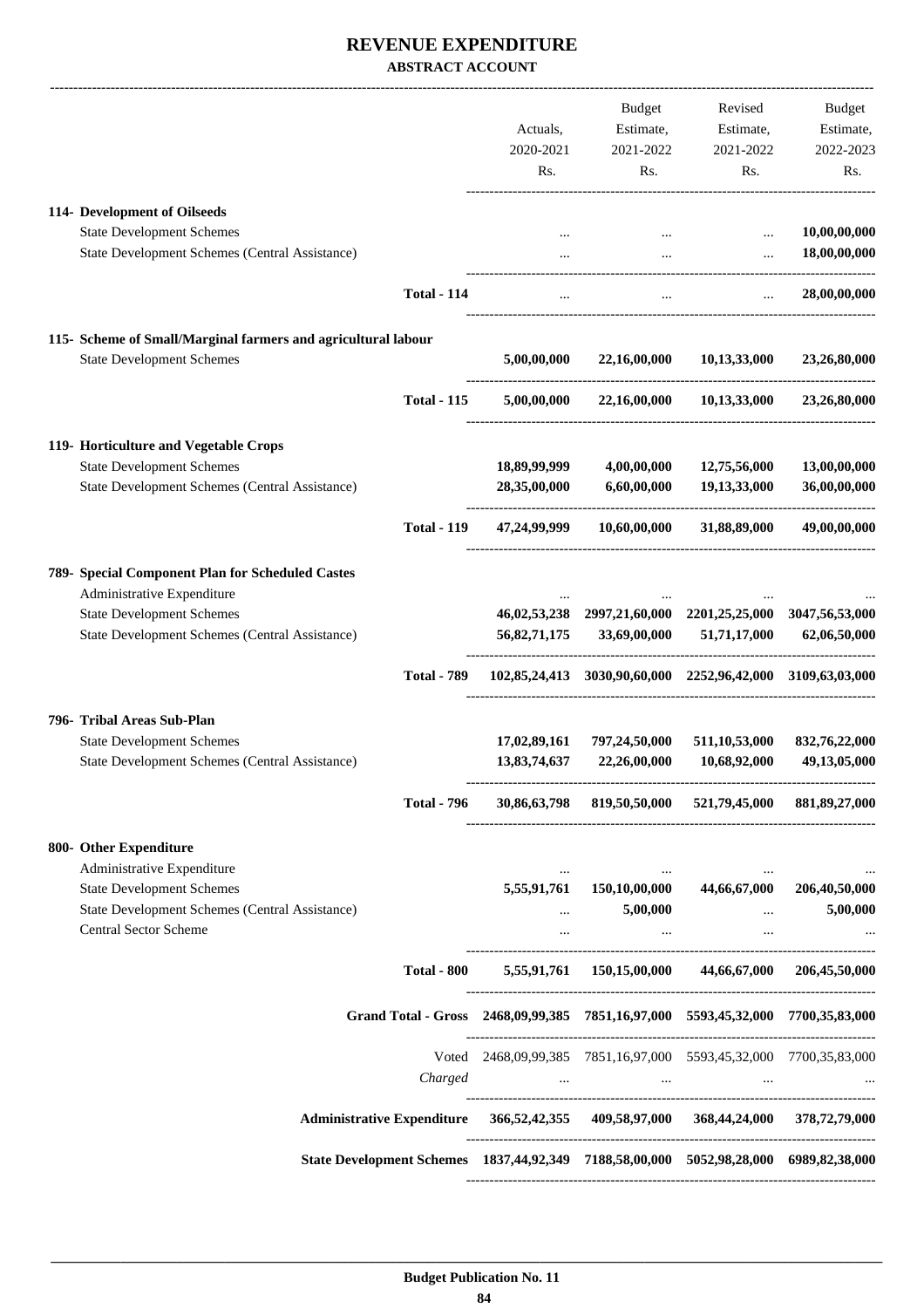# REVENUE EXPENDITURE

**ABSTRACT ACCOUNT**

| | Actuals, 2020-2021 Rs. | Budget Estimate, 2021-2022 Rs. | Revised Estimate, 2021-2022 Rs. | Budget Estimate, 2022-2023 Rs. |
|---|---|---|---|---|
| **114- Development of Oilseeds** | | | | |
| State Development Schemes | ... | ... | ... | 10,00,00,000 |
| State Development Schemes (Central Assistance) | ... | ... | ... | 18,00,00,000 |
| **Total - 114** | ... | ... | ... | 28,00,00,000 |
| **115- Scheme of Small/Marginal farmers and agricultural labour** | | | | |
| State Development Schemes | 5,00,00,000 | 22,16,00,000 | 10,13,33,000 | 23,26,80,000 |
| **Total - 115** | 5,00,00,000 | 22,16,00,000 | 10,13,33,000 | 23,26,80,000 |
| **119- Horticulture and Vegetable Crops** | | | | |
| State Development Schemes | 18,89,99,999 | 4,00,00,000 | 12,75,56,000 | 13,00,00,000 |
| State Development Schemes (Central Assistance) | 28,35,00,000 | 6,60,00,000 | 19,13,33,000 | 36,00,00,000 |
| **Total - 119** | 47,24,99,999 | 10,60,00,000 | 31,88,89,000 | 49,00,00,000 |
| **789- Special Component Plan for Scheduled Castes** | | | | |
| Administrative Expenditure | ... | ... | ... | ... |
| State Development Schemes | 46,02,53,238 | 2997,21,60,000 | 2201,25,25,000 | 3047,56,53,000 |
| State Development Schemes (Central Assistance) | 56,82,71,175 | 33,69,00,000 | 51,71,17,000 | 62,06,50,000 |
| **Total - 789** | 102,85,24,413 | 3030,90,60,000 | 2252,96,42,000 | 3109,63,03,000 |
| **796- Tribal Areas Sub-Plan** | | | | |
| State Development Schemes | 17,02,89,161 | 797,24,50,000 | 511,10,53,000 | 832,76,22,000 |
| State Development Schemes (Central Assistance) | 13,83,74,637 | 22,26,00,000 | 10,68,92,000 | 49,13,05,000 |
| **Total - 796** | 30,86,63,798 | 819,50,50,000 | 521,79,45,000 | 881,89,27,000 |
| **800- Other Expenditure** | | | | |
| Administrative Expenditure | ... | ... | ... | ... |
| State Development Schemes | 5,55,91,761 | 150,10,00,000 | 44,66,67,000 | 206,40,50,000 |
| State Development Schemes (Central Assistance) | ... | 5,00,000 | ... | 5,00,000 |
| Central Sector Scheme | ... | ... | ... | ... |
| **Total - 800** | 5,55,91,761 | 150,15,00,000 | 44,66,67,000 | 206,45,50,000 |
| **Grand Total - Gross** | 2468,09,99,385 | 7851,16,97,000 | 5593,45,32,000 | 7700,35,83,000 |
| Voted | 2468,09,99,385 | 7851,16,97,000 | 5593,45,32,000 | 7700,35,83,000 |
| *Charged* | ... | ... | ... | ... |
| **Administrative Expenditure** | 366,52,42,355 | 409,58,97,000 | 368,44,24,000 | 378,72,79,000 |
| **State Development Schemes** | 1837,44,92,349 | 7188,58,00,000 | 5052,98,28,000 | 6989,82,38,000 |

**Budget Publication No. 11**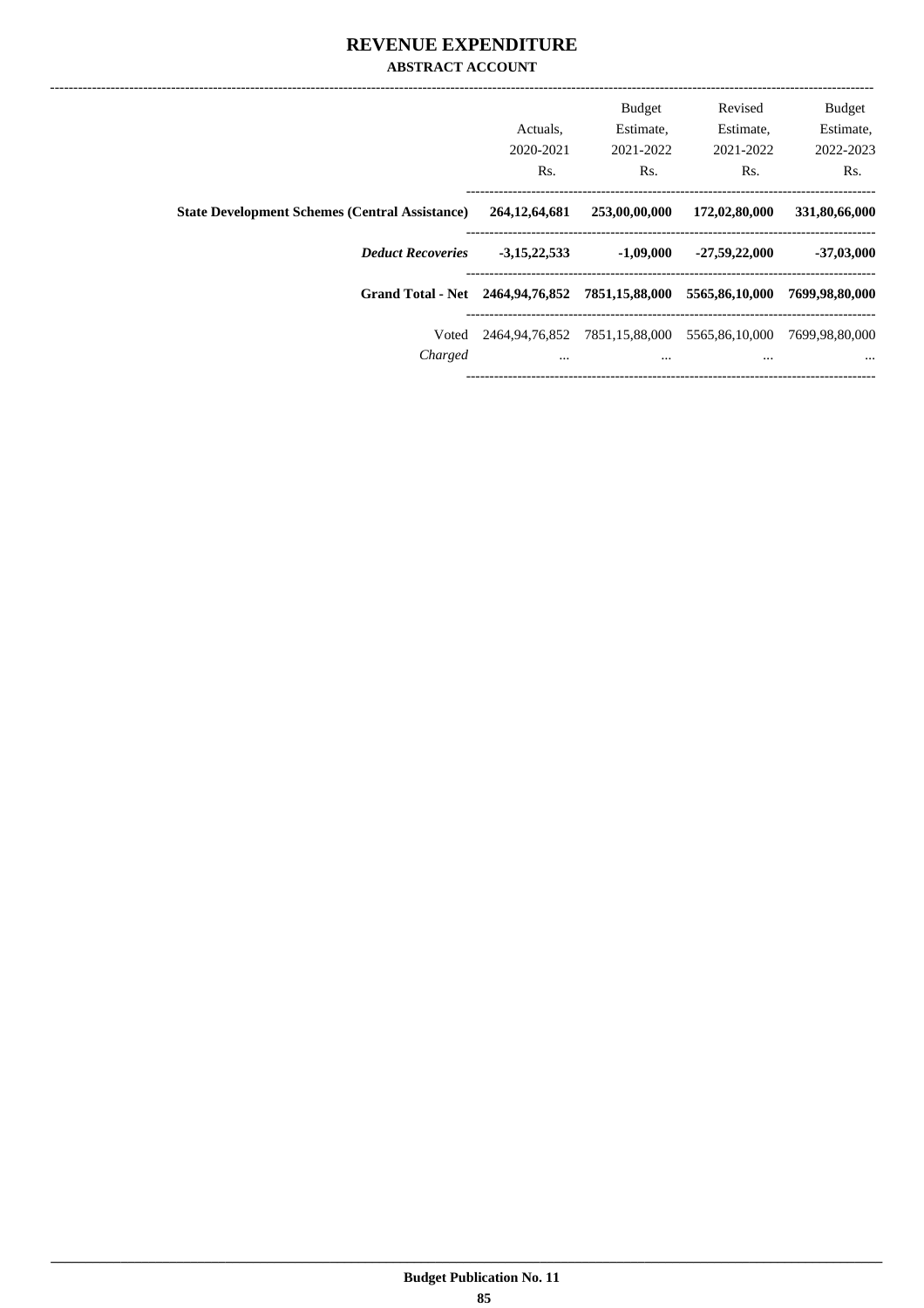# REVENUE EXPENDITURE

**ABSTRACT ACCOUNT**

| | Actuals, 2020-2021 Rs. | Budget Estimate, 2021-2022 Rs. | Revised Estimate, 2021-2022 Rs. | Budget Estimate, 2022-2023 Rs. |
|---|---|---|---|---|
| **State Development Schemes (Central Assistance)** | **264,12,64,681** | **253,00,00,000** | **172,02,80,000** | **331,80,66,000** |
| ***Deduct Recoveries*** | **-3,15,22,533** | **-1,09,000** | **-27,59,22,000** | **-37,03,000** |
| **Grand Total - Net** | **2464,94,76,852** | **7851,15,88,000** | **5565,86,10,000** | **7699,98,80,000** |
| Voted | 2464,94,76,852 | 7851,15,88,000 | 5565,86,10,000 | 7699,98,80,000 |
| *Charged* | ... | ... | ... | ... |

**Budget Publication No. 11**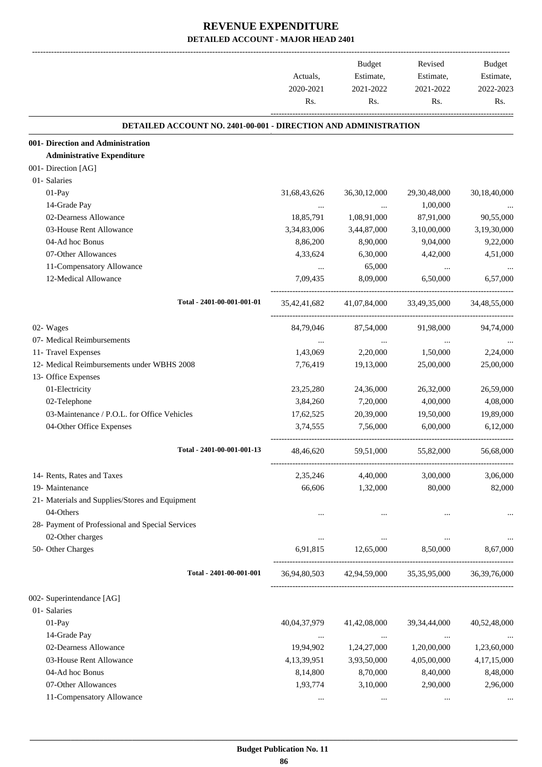# REVENUE EXPENDITURE

## DETAILED ACCOUNT - MAJOR HEAD 2401

| | Actuals, 2020-2021 Rs. | Budget Estimate, 2021-2022 Rs. | Revised Estimate, 2021-2022 Rs. | Budget Estimate, 2022-2023 Rs. |
|---|---|---|---|---|
| **DETAILED ACCOUNT NO. 2401-00-001 - DIRECTION AND ADMINISTRATION** | | | | |
| **001- Direction and Administration** | | | | |
| **Administrative Expenditure** | | | | |
| 001- Direction [AG] | | | | |
| 01- Salaries | | | | |
| 01-Pay | 31,68,43,626 | 36,30,12,000 | 29,30,48,000 | 30,18,40,000 |
| 14-Grade Pay | ... | ... | 1,00,000 | ... |
| 02-Dearness Allowance | 18,85,791 | 1,08,91,000 | 87,91,000 | 90,55,000 |
| 03-House Rent Allowance | 3,34,83,006 | 3,44,87,000 | 3,10,00,000 | 3,19,30,000 |
| 04-Ad hoc Bonus | 8,86,200 | 8,90,000 | 9,04,000 | 9,22,000 |
| 07-Other Allowances | 4,33,624 | 6,30,000 | 4,42,000 | 4,51,000 |
| 11-Compensatory Allowance | ... | 65,000 | ... | ... |
| 12-Medical Allowance | 7,09,435 | 8,09,000 | 6,50,000 | 6,57,000 |
| Total - 2401-00-001-001-01 | 35,42,41,682 | 41,07,84,000 | 33,49,35,000 | 34,48,55,000 |
| 02- Wages | 84,79,046 | 87,54,000 | 91,98,000 | 94,74,000 |
| 07- Medical Reimbursements | ... | ... | ... | ... |
| 11- Travel Expenses | 1,43,069 | 2,20,000 | 1,50,000 | 2,24,000 |
| 12- Medical Reimbursements under WBHS 2008 | 7,76,419 | 19,13,000 | 25,00,000 | 25,00,000 |
| 13- Office Expenses | | | | |
| 01-Electricity | 23,25,280 | 24,36,000 | 26,32,000 | 26,59,000 |
| 02-Telephone | 3,84,260 | 7,20,000 | 4,00,000 | 4,08,000 |
| 03-Maintenance / P.O.L. for Office Vehicles | 17,62,525 | 20,39,000 | 19,50,000 | 19,89,000 |
| 04-Other Office Expenses | 3,74,555 | 7,56,000 | 6,00,000 | 6,12,000 |
| Total - 2401-00-001-001-13 | 48,46,620 | 59,51,000 | 55,82,000 | 56,68,000 |
| 14- Rents, Rates and Taxes | 2,35,246 | 4,40,000 | 3,00,000 | 3,06,000 |
| 19- Maintenance | 66,606 | 1,32,000 | 80,000 | 82,000 |
| 21- Materials and Supplies/Stores and Equipment | | | | |
| 04-Others | ... | ... | ... | ... |
| 28- Payment of Professional and Special Services | | | | |
| 02-Other charges | ... | ... | ... | ... |
| 50- Other Charges | 6,91,815 | 12,65,000 | 8,50,000 | 8,67,000 |
| Total - 2401-00-001-001 | 36,94,80,503 | 42,94,59,000 | 35,35,95,000 | 36,39,76,000 |
| 002- Superintendance [AG] | | | | |
| 01- Salaries | | | | |
| 01-Pay | 40,04,37,979 | 41,42,08,000 | 39,34,44,000 | 40,52,48,000 |
| 14-Grade Pay | ... | ... | ... | ... |
| 02-Dearness Allowance | 19,94,902 | 1,24,27,000 | 1,20,00,000 | 1,23,60,000 |
| 03-House Rent Allowance | 4,13,39,951 | 3,93,50,000 | 4,05,00,000 | 4,17,15,000 |
| 04-Ad hoc Bonus | 8,14,800 | 8,70,000 | 8,40,000 | 8,48,000 |
| 07-Other Allowances | 1,93,774 | 3,10,000 | 2,90,000 | 2,96,000 |
| 11-Compensatory Allowance | ... | ... | ... | ... |

**Budget Publication No. 11**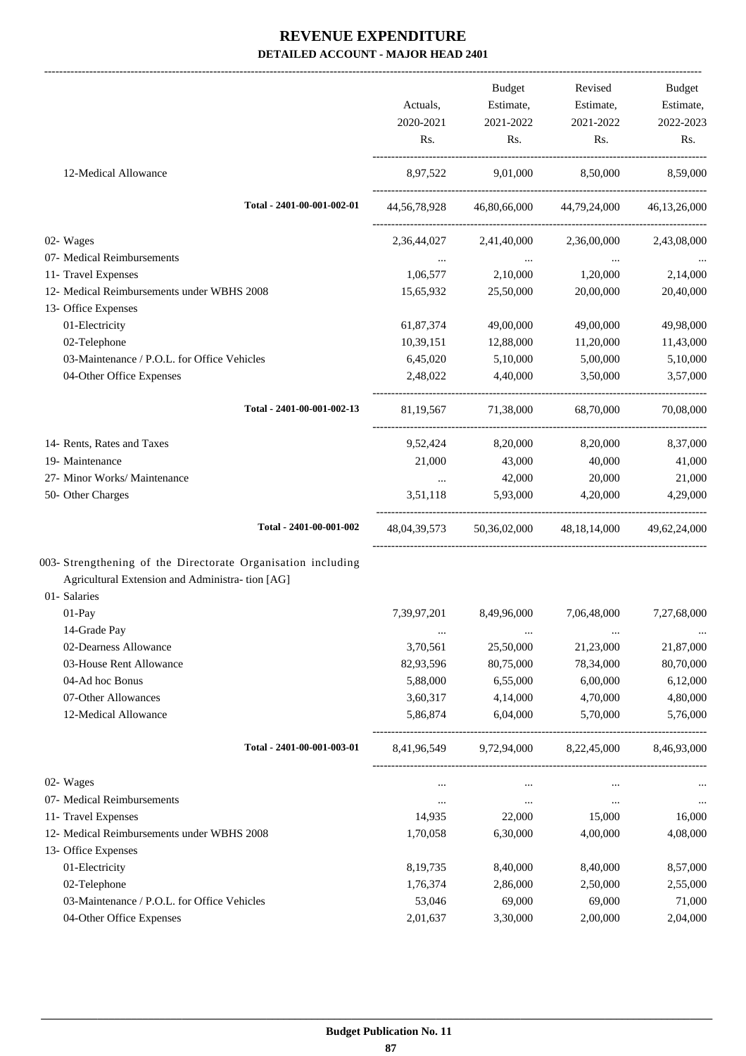# REVENUE EXPENDITURE

## DETAILED ACCOUNT - MAJOR HEAD 2401

| | Actuals, 2020-2021 Rs. | Budget Estimate, 2021-2022 Rs. | Revised Estimate, 2021-2022 Rs. | Budget Estimate, 2022-2023 Rs. |
|---|---|---|---|---|
| 12-Medical Allowance | 8,97,522 | 9,01,000 | 8,50,000 | 8,59,000 |
| **Total - 2401-00-001-002-01** | 44,56,78,928 | 46,80,66,000 | 44,79,24,000 | 46,13,26,000 |
| 02- Wages | 2,36,44,027 | 2,41,40,000 | 2,36,00,000 | 2,43,08,000 |
| 07- Medical Reimbursements | ... | ... | ... | ... |
| 11- Travel Expenses | 1,06,577 | 2,10,000 | 1,20,000 | 2,14,000 |
| 12- Medical Reimbursements under WBHS 2008 | 15,65,932 | 25,50,000 | 20,00,000 | 20,40,000 |
| 13- Office Expenses | | | | |
| 01-Electricity | 61,87,374 | 49,00,000 | 49,00,000 | 49,98,000 |
| 02-Telephone | 10,39,151 | 12,88,000 | 11,20,000 | 11,43,000 |
| 03-Maintenance / P.O.L. for Office Vehicles | 6,45,020 | 5,10,000 | 5,00,000 | 5,10,000 |
| 04-Other Office Expenses | 2,48,022 | 4,40,000 | 3,50,000 | 3,57,000 |
| **Total - 2401-00-001-002-13** | 81,19,567 | 71,38,000 | 68,70,000 | 70,08,000 |
| 14- Rents, Rates and Taxes | 9,52,424 | 8,20,000 | 8,20,000 | 8,37,000 |
| 19- Maintenance | 21,000 | 43,000 | 40,000 | 41,000 |
| 27- Minor Works/ Maintenance | ... | 42,000 | 20,000 | 21,000 |
| 50- Other Charges | 3,51,118 | 5,93,000 | 4,20,000 | 4,29,000 |
| **Total - 2401-00-001-002** | 48,04,39,573 | 50,36,02,000 | 48,18,14,000 | 49,62,24,000 |
| 003- Strengthening of the Directorate Organisation including Agricultural Extension and Administra- tion [AG] | | | | |
| 01- Salaries | | | | |
| 01-Pay | 7,39,97,201 | 8,49,96,000 | 7,06,48,000 | 7,27,68,000 |
| 14-Grade Pay | ... | ... | ... | ... |
| 02-Dearness Allowance | 3,70,561 | 25,50,000 | 21,23,000 | 21,87,000 |
| 03-House Rent Allowance | 82,93,596 | 80,75,000 | 78,34,000 | 80,70,000 |
| 04-Ad hoc Bonus | 5,88,000 | 6,55,000 | 6,00,000 | 6,12,000 |
| 07-Other Allowances | 3,60,317 | 4,14,000 | 4,70,000 | 4,80,000 |
| 12-Medical Allowance | 5,86,874 | 6,04,000 | 5,70,000 | 5,76,000 |
| **Total - 2401-00-001-003-01** | 8,41,96,549 | 9,72,94,000 | 8,22,45,000 | 8,46,93,000 |
| 02- Wages | ... | ... | ... | ... |
| 07- Medical Reimbursements | ... | ... | ... | ... |
| 11- Travel Expenses | 14,935 | 22,000 | 15,000 | 16,000 |
| 12- Medical Reimbursements under WBHS 2008 | 1,70,058 | 6,30,000 | 4,00,000 | 4,08,000 |
| 13- Office Expenses | | | | |
| 01-Electricity | 8,19,735 | 8,40,000 | 8,40,000 | 8,57,000 |
| 02-Telephone | 1,76,374 | 2,86,000 | 2,50,000 | 2,55,000 |
| 03-Maintenance / P.O.L. for Office Vehicles | 53,046 | 69,000 | 69,000 | 71,000 |
| 04-Other Office Expenses | 2,01,637 | 3,30,000 | 2,00,000 | 2,04,000 |

Budget Publication No. 11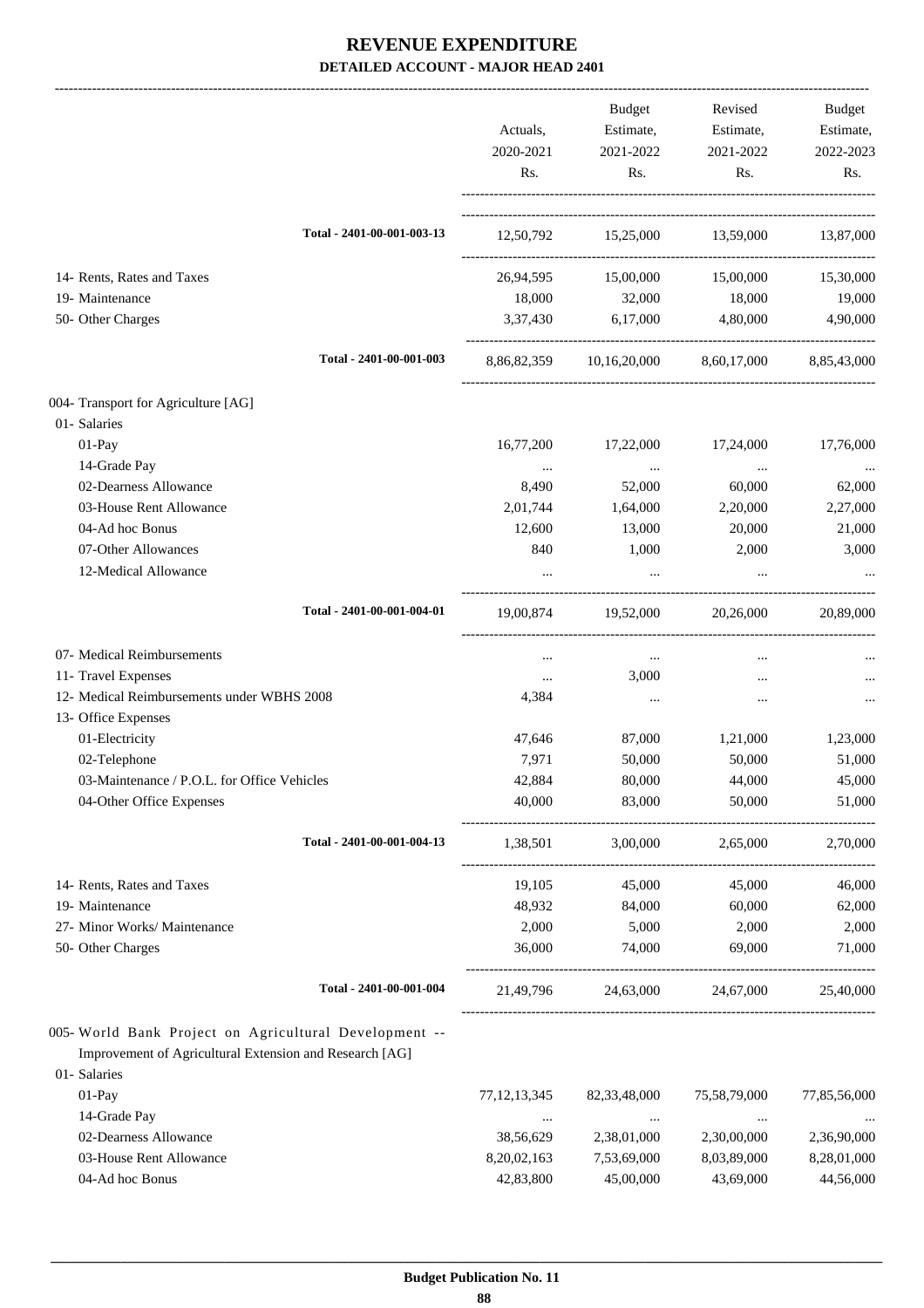# REVENUE EXPENDITURE

**DETAILED ACCOUNT - MAJOR HEAD 2401**

| | Actuals, 2020-2021 Rs. | Budget Estimate, 2021-2022 Rs. | Revised Estimate, 2021-2022 Rs. | Budget Estimate, 2022-2023 Rs. |
|---|---|---|---|---|
| **Total - 2401-00-001-003-13** | 12,50,792 | 15,25,000 | 13,59,000 | 13,87,000 |
| 14- Rents, Rates and Taxes | 26,94,595 | 15,00,000 | 15,00,000 | 15,30,000 |
| 19- Maintenance | 18,000 | 32,000 | 18,000 | 19,000 |
| 50- Other Charges | 3,37,430 | 6,17,000 | 4,80,000 | 4,90,000 |
| **Total - 2401-00-001-003** | 8,86,82,359 | 10,16,20,000 | 8,60,17,000 | 8,85,43,000 |
| 004- Transport for Agriculture [AG] | | | | |
| 01- Salaries | | | | |
| 01-Pay | 16,77,200 | 17,22,000 | 17,24,000 | 17,76,000 |
| 14-Grade Pay | ... | ... | ... | ... |
| 02-Dearness Allowance | 8,490 | 52,000 | 60,000 | 62,000 |
| 03-House Rent Allowance | 2,01,744 | 1,64,000 | 2,20,000 | 2,27,000 |
| 04-Ad hoc Bonus | 12,600 | 13,000 | 20,000 | 21,000 |
| 07-Other Allowances | 840 | 1,000 | 2,000 | 3,000 |
| 12-Medical Allowance | ... | ... | ... | ... |
| **Total - 2401-00-001-004-01** | 19,00,874 | 19,52,000 | 20,26,000 | 20,89,000 |
| 07- Medical Reimbursements | ... | ... | ... | ... |
| 11- Travel Expenses | ... | 3,000 | ... | ... |
| 12- Medical Reimbursements under WBHS 2008 | 4,384 | ... | ... | ... |
| 13- Office Expenses | | | | |
| 01-Electricity | 47,646 | 87,000 | 1,21,000 | 1,23,000 |
| 02-Telephone | 7,971 | 50,000 | 50,000 | 51,000 |
| 03-Maintenance / P.O.L. for Office Vehicles | 42,884 | 80,000 | 44,000 | 45,000 |
| 04-Other Office Expenses | 40,000 | 83,000 | 50,000 | 51,000 |
| **Total - 2401-00-001-004-13** | 1,38,501 | 3,00,000 | 2,65,000 | 2,70,000 |
| 14- Rents, Rates and Taxes | 19,105 | 45,000 | 45,000 | 46,000 |
| 19- Maintenance | 48,932 | 84,000 | 60,000 | 62,000 |
| 27- Minor Works/ Maintenance | 2,000 | 5,000 | 2,000 | 2,000 |
| 50- Other Charges | 36,000 | 74,000 | 69,000 | 71,000 |
| **Total - 2401-00-001-004** | 21,49,796 | 24,63,000 | 24,67,000 | 25,40,000 |
| 005- World Bank Project on Agricultural Development -- Improvement of Agricultural Extension and Research [AG] | | | | |
| 01- Salaries | | | | |
| 01-Pay | 77,12,13,345 | 82,33,48,000 | 75,58,79,000 | 77,85,56,000 |
| 14-Grade Pay | ... | ... | ... | ... |
| 02-Dearness Allowance | 38,56,629 | 2,38,01,000 | 2,30,00,000 | 2,36,90,000 |
| 03-House Rent Allowance | 8,20,02,163 | 7,53,69,000 | 8,03,89,000 | 8,28,01,000 |
| 04-Ad hoc Bonus | 42,83,800 | 45,00,000 | 43,69,000 | 44,56,000 |

Budget Publication No. 11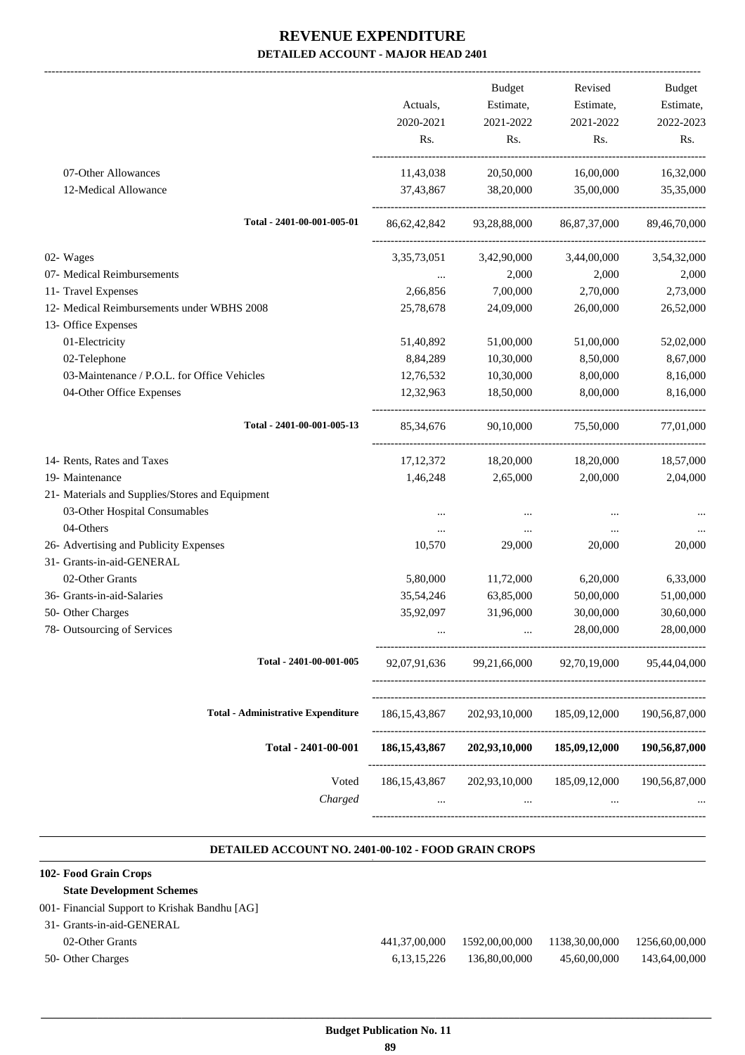# REVENUE EXPENDITURE

## DETAILED ACCOUNT - MAJOR HEAD 2401

| | Actuals, 2020-2021 Rs. | Budget Estimate, 2021-2022 Rs. | Revised Estimate, 2021-2022 Rs. | Budget Estimate, 2022-2023 Rs. |
|---|---|---|---|---|
| 07-Other Allowances | 11,43,038 | 20,50,000 | 16,00,000 | 16,32,000 |
| 12-Medical Allowance | 37,43,867 | 38,20,000 | 35,00,000 | 35,35,000 |
| **Total - 2401-00-001-005-01** | 86,62,42,842 | 93,28,88,000 | 86,87,37,000 | 89,46,70,000 |
| 02- Wages | 3,35,73,051 | 3,42,90,000 | 3,44,00,000 | 3,54,32,000 |
| 07- Medical Reimbursements | ... | 2,000 | 2,000 | 2,000 |
| 11- Travel Expenses | 2,66,856 | 7,00,000 | 2,70,000 | 2,73,000 |
| 12- Medical Reimbursements under WBHS 2008 | 25,78,678 | 24,09,000 | 26,00,000 | 26,52,000 |
| 13- Office Expenses | | | | |
| 01-Electricity | 51,40,892 | 51,00,000 | 51,00,000 | 52,02,000 |
| 02-Telephone | 8,84,289 | 10,30,000 | 8,50,000 | 8,67,000 |
| 03-Maintenance / P.O.L. for Office Vehicles | 12,76,532 | 10,30,000 | 8,00,000 | 8,16,000 |
| 04-Other Office Expenses | 12,32,963 | 18,50,000 | 8,00,000 | 8,16,000 |
| **Total - 2401-00-001-005-13** | 85,34,676 | 90,10,000 | 75,50,000 | 77,01,000 |
| 14- Rents, Rates and Taxes | 17,12,372 | 18,20,000 | 18,20,000 | 18,57,000 |
| 19- Maintenance | 1,46,248 | 2,65,000 | 2,00,000 | 2,04,000 |
| 21- Materials and Supplies/Stores and Equipment | | | | |
| 03-Other Hospital Consumables | ... | ... | ... | ... |
| 04-Others | ... | ... | ... | ... |
| 26- Advertising and Publicity Expenses | 10,570 | 29,000 | 20,000 | 20,000 |
| 31- Grants-in-aid-GENERAL | | | | |
| 02-Other Grants | 5,80,000 | 11,72,000 | 6,20,000 | 6,33,000 |
| 36- Grants-in-aid-Salaries | 35,54,246 | 63,85,000 | 50,00,000 | 51,00,000 |
| 50- Other Charges | 35,92,097 | 31,96,000 | 30,00,000 | 30,60,000 |
| 78- Outsourcing of Services | ... | ... | 28,00,000 | 28,00,000 |
| **Total - 2401-00-001-005** | 92,07,91,636 | 99,21,66,000 | 92,70,19,000 | 95,44,04,000 |
| **Total - Administrative Expenditure** | 186,15,43,867 | 202,93,10,000 | 185,09,12,000 | 190,56,87,000 |
| **Total - 2401-00-001** | **186,15,43,867** | **202,93,10,000** | **185,09,12,000** | **190,56,87,000** |
| Voted | 186,15,43,867 | 202,93,10,000 | 185,09,12,000 | 190,56,87,000 |
| *Charged* | ... | ... | ... | ... |

### DETAILED ACCOUNT NO. 2401-00-102 - FOOD GRAIN CROPS

**102- Food Grain Crops**

**State Development Schemes**

| | Actuals, 2020-2021 Rs. | Budget Estimate, 2021-2022 Rs. | Revised Estimate, 2021-2022 Rs. | Budget Estimate, 2022-2023 Rs. |
|---|---|---|---|---|
| 001- Financial Support to Krishak Bandhu [AG] | | | | |
| 31- Grants-in-aid-GENERAL | | | | |
| 02-Other Grants | 441,37,00,000 | 1592,00,00,000 | 1138,30,00,000 | 1256,60,00,000 |
| 50- Other Charges | 6,13,15,226 | 136,80,00,000 | 45,60,00,000 | 143,64,00,000 |

Budget Publication No. 11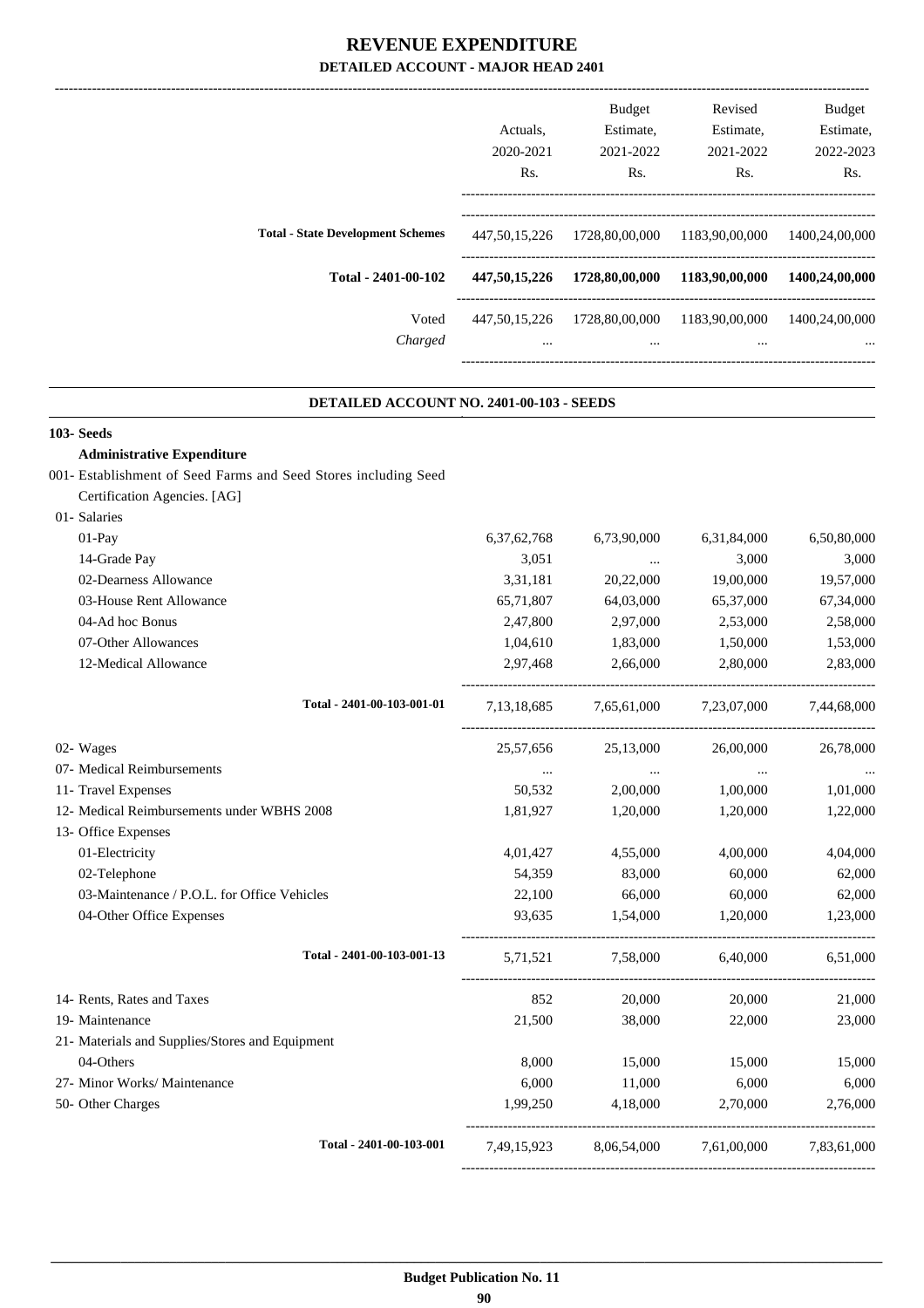# REVENUE EXPENDITURE

## DETAILED ACCOUNT - MAJOR HEAD 2401

| | Actuals, 2020-2021 Rs. | Budget Estimate, 2021-2022 Rs. | Revised Estimate, 2021-2022 Rs. | Budget Estimate, 2022-2023 Rs. |
|---|---|---|---|---|
| **Total - State Development Schemes** | 447,50,15,226 | 1728,80,00,000 | 1183,90,00,000 | 1400,24,00,000 |
| **Total - 2401-00-102** | **447,50,15,226** | **1728,80,00,000** | **1183,90,00,000** | **1400,24,00,000** |
| Voted | 447,50,15,226 | 1728,80,00,000 | 1183,90,00,000 | 1400,24,00,000 |
| *Charged* | ... | ... | ... | ... |

### DETAILED ACCOUNT NO. 2401-00-103 - SEEDS

**103- Seeds**

**Administrative Expenditure**

001- Establishment of Seed Farms and Seed Stores including Seed Certification Agencies. [AG]

| | Actuals, 2020-2021 Rs. | Budget Estimate, 2021-2022 Rs. | Revised Estimate, 2021-2022 Rs. | Budget Estimate, 2022-2023 Rs. |
|---|---|---|---|---|
| 01- Salaries | | | | |
| 01-Pay | 6,37,62,768 | 6,73,90,000 | 6,31,84,000 | 6,50,80,000 |
| 14-Grade Pay | 3,051 | ... | 3,000 | 3,000 |
| 02-Dearness Allowance | 3,31,181 | 20,22,000 | 19,00,000 | 19,57,000 |
| 03-House Rent Allowance | 65,71,807 | 64,03,000 | 65,37,000 | 67,34,000 |
| 04-Ad hoc Bonus | 2,47,800 | 2,97,000 | 2,53,000 | 2,58,000 |
| 07-Other Allowances | 1,04,610 | 1,83,000 | 1,50,000 | 1,53,000 |
| 12-Medical Allowance | 2,97,468 | 2,66,000 | 2,80,000 | 2,83,000 |
| **Total - 2401-00-103-001-01** | 7,13,18,685 | 7,65,61,000 | 7,23,07,000 | 7,44,68,000 |
| 02- Wages | 25,57,656 | 25,13,000 | 26,00,000 | 26,78,000 |
| 07- Medical Reimbursements | ... | ... | ... | ... |
| 11- Travel Expenses | 50,532 | 2,00,000 | 1,00,000 | 1,01,000 |
| 12- Medical Reimbursements under WBHS 2008 | 1,81,927 | 1,20,000 | 1,20,000 | 1,22,000 |
| 13- Office Expenses | | | | |
| 01-Electricity | 4,01,427 | 4,55,000 | 4,00,000 | 4,04,000 |
| 02-Telephone | 54,359 | 83,000 | 60,000 | 62,000 |
| 03-Maintenance / P.O.L. for Office Vehicles | 22,100 | 66,000 | 60,000 | 62,000 |
| 04-Other Office Expenses | 93,635 | 1,54,000 | 1,20,000 | 1,23,000 |
| **Total - 2401-00-103-001-13** | 5,71,521 | 7,58,000 | 6,40,000 | 6,51,000 |
| 14- Rents, Rates and Taxes | 852 | 20,000 | 20,000 | 21,000 |
| 19- Maintenance | 21,500 | 38,000 | 22,000 | 23,000 |
| 21- Materials and Supplies/Stores and Equipment | | | | |
| 04-Others | 8,000 | 15,000 | 15,000 | 15,000 |
| 27- Minor Works/ Maintenance | 6,000 | 11,000 | 6,000 | 6,000 |
| 50- Other Charges | 1,99,250 | 4,18,000 | 2,70,000 | 2,76,000 |
| **Total - 2401-00-103-001** | 7,49,15,923 | 8,06,54,000 | 7,61,00,000 | 7,83,61,000 |

**Budget Publication No. 11**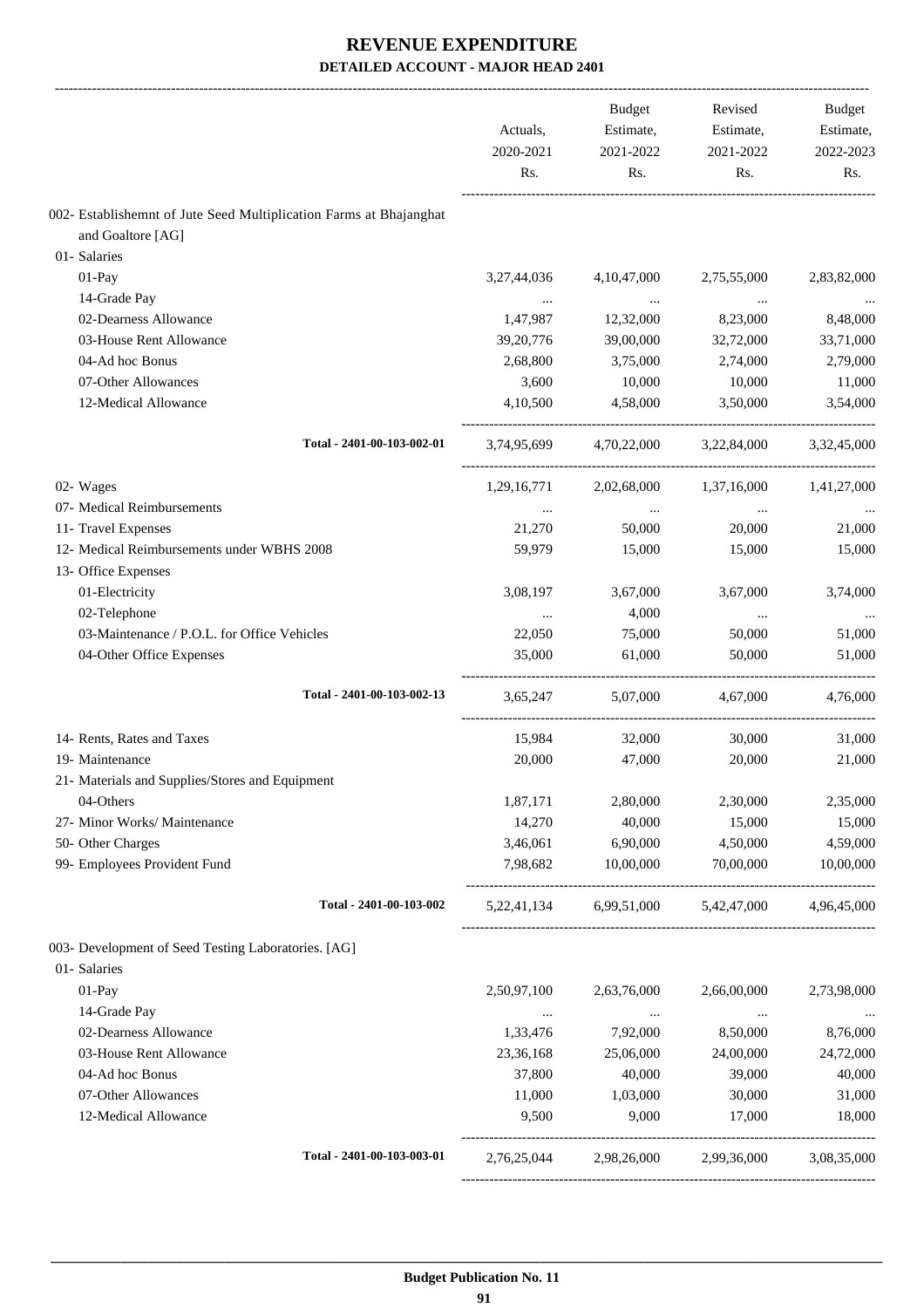# REVENUE EXPENDITURE

## DETAILED ACCOUNT - MAJOR HEAD 2401

| | Actuals, 2020-2021 Rs. | Budget Estimate, 2021-2022 Rs. | Revised Estimate, 2021-2022 Rs. | Budget Estimate, 2022-2023 Rs. |
|---|---|---|---|---|
| 002- Establishemnt of Jute Seed Multiplication Farms at Bhajanghat and Goaltore [AG] | | | | |
| 01- Salaries | | | | |
| 01-Pay | 3,27,44,036 | 4,10,47,000 | 2,75,55,000 | 2,83,82,000 |
| 14-Grade Pay | ... | ... | ... | ... |
| 02-Dearness Allowance | 1,47,987 | 12,32,000 | 8,23,000 | 8,48,000 |
| 03-House Rent Allowance | 39,20,776 | 39,00,000 | 32,72,000 | 33,71,000 |
| 04-Ad hoc Bonus | 2,68,800 | 3,75,000 | 2,74,000 | 2,79,000 |
| 07-Other Allowances | 3,600 | 10,000 | 10,000 | 11,000 |
| 12-Medical Allowance | 4,10,500 | 4,58,000 | 3,50,000 | 3,54,000 |
| **Total - 2401-00-103-002-01** | 3,74,95,699 | 4,70,22,000 | 3,22,84,000 | 3,32,45,000 |
| 02- Wages | 1,29,16,771 | 2,02,68,000 | 1,37,16,000 | 1,41,27,000 |
| 07- Medical Reimbursements | ... | ... | ... | ... |
| 11- Travel Expenses | 21,270 | 50,000 | 20,000 | 21,000 |
| 12- Medical Reimbursements under WBHS 2008 | 59,979 | 15,000 | 15,000 | 15,000 |
| 13- Office Expenses | | | | |
| 01-Electricity | 3,08,197 | 3,67,000 | 3,67,000 | 3,74,000 |
| 02-Telephone | ... | 4,000 | ... | ... |
| 03-Maintenance / P.O.L. for Office Vehicles | 22,050 | 75,000 | 50,000 | 51,000 |
| 04-Other Office Expenses | 35,000 | 61,000 | 50,000 | 51,000 |
| **Total - 2401-00-103-002-13** | 3,65,247 | 5,07,000 | 4,67,000 | 4,76,000 |
| 14- Rents, Rates and Taxes | 15,984 | 32,000 | 30,000 | 31,000 |
| 19- Maintenance | 20,000 | 47,000 | 20,000 | 21,000 |
| 21- Materials and Supplies/Stores and Equipment | | | | |
| 04-Others | 1,87,171 | 2,80,000 | 2,30,000 | 2,35,000 |
| 27- Minor Works/ Maintenance | 14,270 | 40,000 | 15,000 | 15,000 |
| 50- Other Charges | 3,46,061 | 6,90,000 | 4,50,000 | 4,59,000 |
| 99- Employees Provident Fund | 7,98,682 | 10,00,000 | 70,00,000 | 10,00,000 |
| **Total - 2401-00-103-002** | 5,22,41,134 | 6,99,51,000 | 5,42,47,000 | 4,96,45,000 |
| 003- Development of Seed Testing Laboratories. [AG] | | | | |
| 01- Salaries | | | | |
| 01-Pay | 2,50,97,100 | 2,63,76,000 | 2,66,00,000 | 2,73,98,000 |
| 14-Grade Pay | ... | ... | ... | ... |
| 02-Dearness Allowance | 1,33,476 | 7,92,000 | 8,50,000 | 8,76,000 |
| 03-House Rent Allowance | 23,36,168 | 25,06,000 | 24,00,000 | 24,72,000 |
| 04-Ad hoc Bonus | 37,800 | 40,000 | 39,000 | 40,000 |
| 07-Other Allowances | 11,000 | 1,03,000 | 30,000 | 31,000 |
| 12-Medical Allowance | 9,500 | 9,000 | 17,000 | 18,000 |
| **Total - 2401-00-103-003-01** | 2,76,25,044 | 2,98,26,000 | 2,99,36,000 | 3,08,35,000 |

Budget Publication No. 11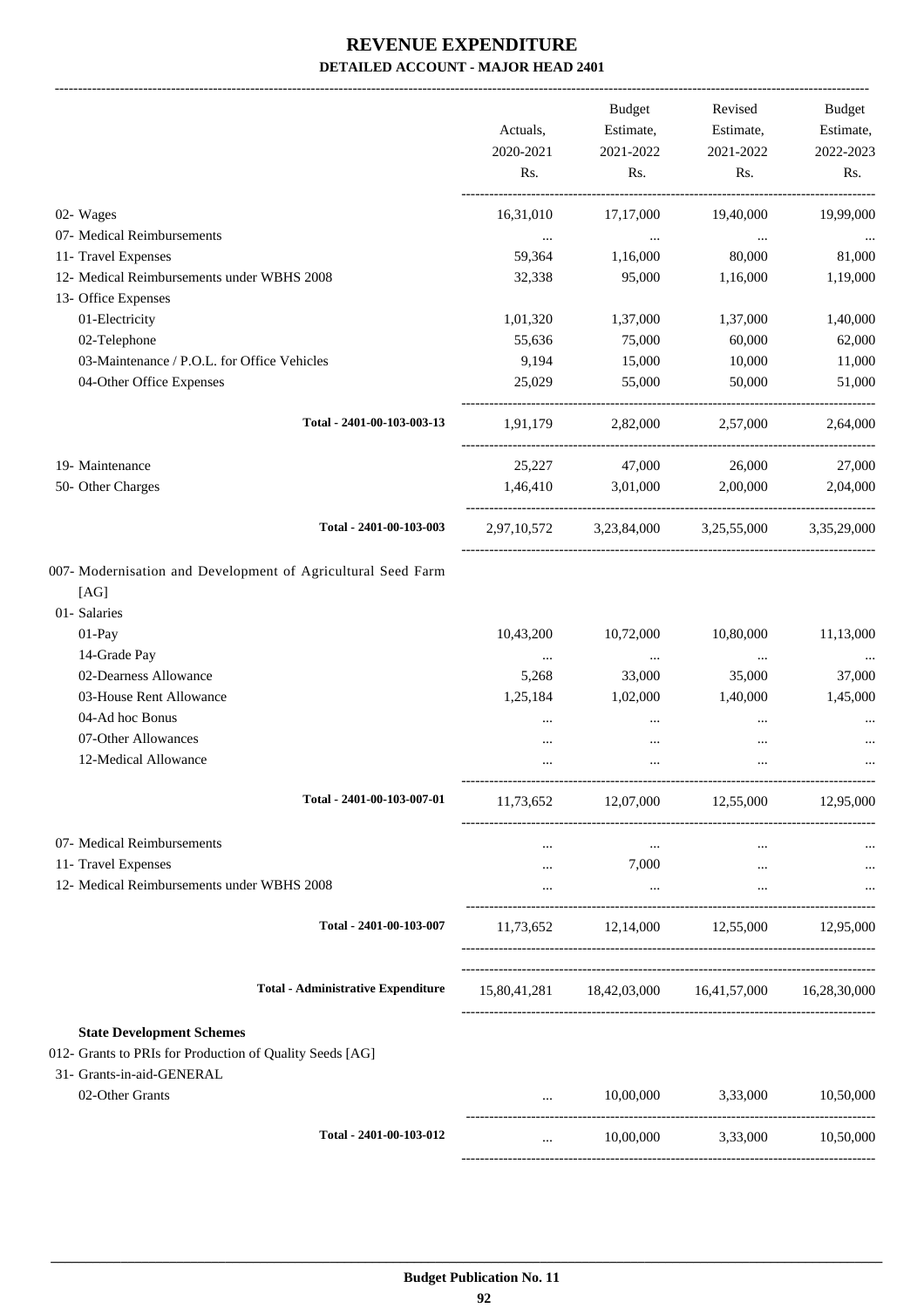# REVENUE EXPENDITURE

**DETAILED ACCOUNT - MAJOR HEAD 2401**

| | Actuals, 2020-2021 Rs. | Budget Estimate, 2021-2022 Rs. | Revised Estimate, 2021-2022 Rs. | Budget Estimate, 2022-2023 Rs. |
|---|---|---|---|---|
| 02- Wages | 16,31,010 | 17,17,000 | 19,40,000 | 19,99,000 |
| 07- Medical Reimbursements | ... | ... | ... | ... |
| 11- Travel Expenses | 59,364 | 1,16,000 | 80,000 | 81,000 |
| 12- Medical Reimbursements under WBHS 2008 | 32,338 | 95,000 | 1,16,000 | 1,19,000 |
| 13- Office Expenses | | | | |
| 01-Electricity | 1,01,320 | 1,37,000 | 1,37,000 | 1,40,000 |
| 02-Telephone | 55,636 | 75,000 | 60,000 | 62,000 |
| 03-Maintenance / P.O.L. for Office Vehicles | 9,194 | 15,000 | 10,000 | 11,000 |
| 04-Other Office Expenses | 25,029 | 55,000 | 50,000 | 51,000 |
| **Total - 2401-00-103-003-13** | 1,91,179 | 2,82,000 | 2,57,000 | 2,64,000 |
| 19- Maintenance | 25,227 | 47,000 | 26,000 | 27,000 |
| 50- Other Charges | 1,46,410 | 3,01,000 | 2,00,000 | 2,04,000 |
| **Total - 2401-00-103-003** | 2,97,10,572 | 3,23,84,000 | 3,25,55,000 | 3,35,29,000 |
| 007- Modernisation and Development of Agricultural Seed Farm [AG] | | | | |
| 01- Salaries | | | | |
| 01-Pay | 10,43,200 | 10,72,000 | 10,80,000 | 11,13,000 |
| 14-Grade Pay | ... | ... | ... | ... |
| 02-Dearness Allowance | 5,268 | 33,000 | 35,000 | 37,000 |
| 03-House Rent Allowance | 1,25,184 | 1,02,000 | 1,40,000 | 1,45,000 |
| 04-Ad hoc Bonus | ... | ... | ... | ... |
| 07-Other Allowances | ... | ... | ... | ... |
| 12-Medical Allowance | ... | ... | ... | ... |
| **Total - 2401-00-103-007-01** | 11,73,652 | 12,07,000 | 12,55,000 | 12,95,000 |
| 07- Medical Reimbursements | ... | ... | ... | ... |
| 11- Travel Expenses | ... | 7,000 | ... | ... |
| 12- Medical Reimbursements under WBHS 2008 | ... | ... | ... | ... |
| **Total - 2401-00-103-007** | 11,73,652 | 12,14,000 | 12,55,000 | 12,95,000 |
| **Total - Administrative Expenditure** | 15,80,41,281 | 18,42,03,000 | 16,41,57,000 | 16,28,30,000 |
| **State Development Schemes** | | | | |
| 012- Grants to PRIs for Production of Quality Seeds [AG] | | | | |
| 31- Grants-in-aid-GENERAL | | | | |
| 02-Other Grants | ... | 10,00,000 | 3,33,000 | 10,50,000 |
| **Total - 2401-00-103-012** | ... | 10,00,000 | 3,33,000 | 10,50,000 |

**Budget Publication No. 11**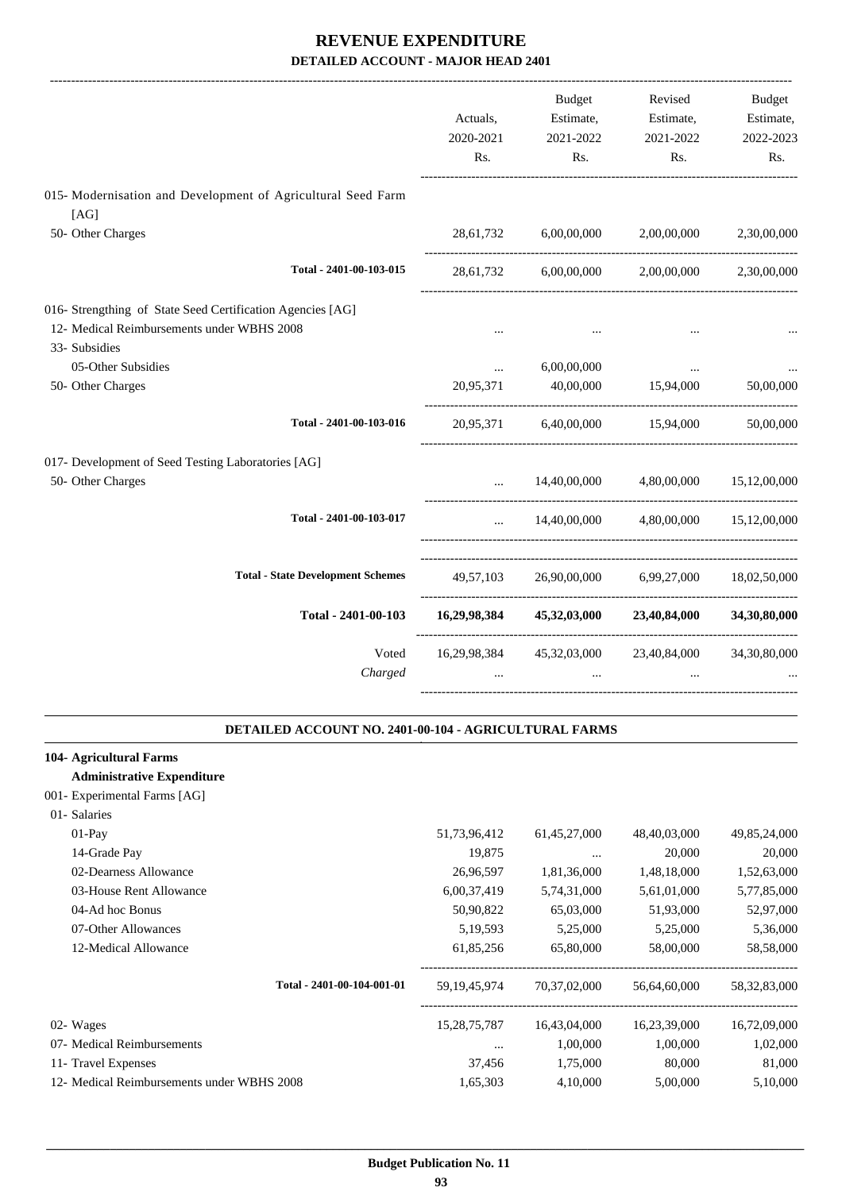# REVENUE EXPENDITURE

## DETAILED ACCOUNT - MAJOR HEAD 2401

| | Actuals, 2020-2021 Rs. | Budget Estimate, 2021-2022 Rs. | Revised Estimate, 2021-2022 Rs. | Budget Estimate, 2022-2023 Rs. |
|---|---|---|---|---|
| 015- Modernisation and Development of Agricultural Seed Farm [AG] | | | | |
| 50- Other Charges | 28,61,732 | 6,00,00,000 | 2,00,00,000 | 2,30,00,000 |
| Total - 2401-00-103-015 | 28,61,732 | 6,00,00,000 | 2,00,00,000 | 2,30,00,000 |
| 016- Strengthing of State Seed Certification Agencies [AG] | | | | |
| 12- Medical Reimbursements under WBHS 2008 | ... | ... | ... | ... |
| 33- Subsidies | | | | |
| 05-Other Subsidies | ... | 6,00,00,000 | ... | ... |
| 50- Other Charges | 20,95,371 | 40,00,000 | 15,94,000 | 50,00,000 |
| Total - 2401-00-103-016 | 20,95,371 | 6,40,00,000 | 15,94,000 | 50,00,000 |
| 017- Development of Seed Testing Laboratories [AG] | | | | |
| 50- Other Charges | ... | 14,40,00,000 | 4,80,00,000 | 15,12,00,000 |
| Total - 2401-00-103-017 | ... | 14,40,00,000 | 4,80,00,000 | 15,12,00,000 |
| Total - State Development Schemes | 49,57,103 | 26,90,00,000 | 6,99,27,000 | 18,02,50,000 |
| **Total - 2401-00-103** | **16,29,98,384** | **45,32,03,000** | **23,40,84,000** | **34,30,80,000** |
| Voted | 16,29,98,384 | 45,32,03,000 | 23,40,84,000 | 34,30,80,000 |
| *Charged* | ... | ... | ... | ... |

### DETAILED ACCOUNT NO. 2401-00-104 - AGRICULTURAL FARMS

| | Actuals, 2020-2021 Rs. | Budget Estimate, 2021-2022 Rs. | Revised Estimate, 2021-2022 Rs. | Budget Estimate, 2022-2023 Rs. |
|---|---|---|---|---|
| **104- Agricultural Farms** | | | | |
| **Administrative Expenditure** | | | | |
| 001- Experimental Farms [AG] | | | | |
| 01- Salaries | | | | |
| 01-Pay | 51,73,96,412 | 61,45,27,000 | 48,40,03,000 | 49,85,24,000 |
| 14-Grade Pay | 19,875 | ... | 20,000 | 20,000 |
| 02-Dearness Allowance | 26,96,597 | 1,81,36,000 | 1,48,18,000 | 1,52,63,000 |
| 03-House Rent Allowance | 6,00,37,419 | 5,74,31,000 | 5,61,01,000 | 5,77,85,000 |
| 04-Ad hoc Bonus | 50,90,822 | 65,03,000 | 51,93,000 | 52,97,000 |
| 07-Other Allowances | 5,19,593 | 5,25,000 | 5,25,000 | 5,36,000 |
| 12-Medical Allowance | 61,85,256 | 65,80,000 | 58,00,000 | 58,58,000 |
| Total - 2401-00-104-001-01 | 59,19,45,974 | 70,37,02,000 | 56,64,60,000 | 58,32,83,000 |
| 02- Wages | 15,28,75,787 | 16,43,04,000 | 16,23,39,000 | 16,72,09,000 |
| 07- Medical Reimbursements | ... | 1,00,000 | 1,00,000 | 1,02,000 |
| 11- Travel Expenses | 37,456 | 1,75,000 | 80,000 | 81,000 |
| 12- Medical Reimbursements under WBHS 2008 | 1,65,303 | 4,10,000 | 5,00,000 | 5,10,000 |

**Budget Publication No. 11**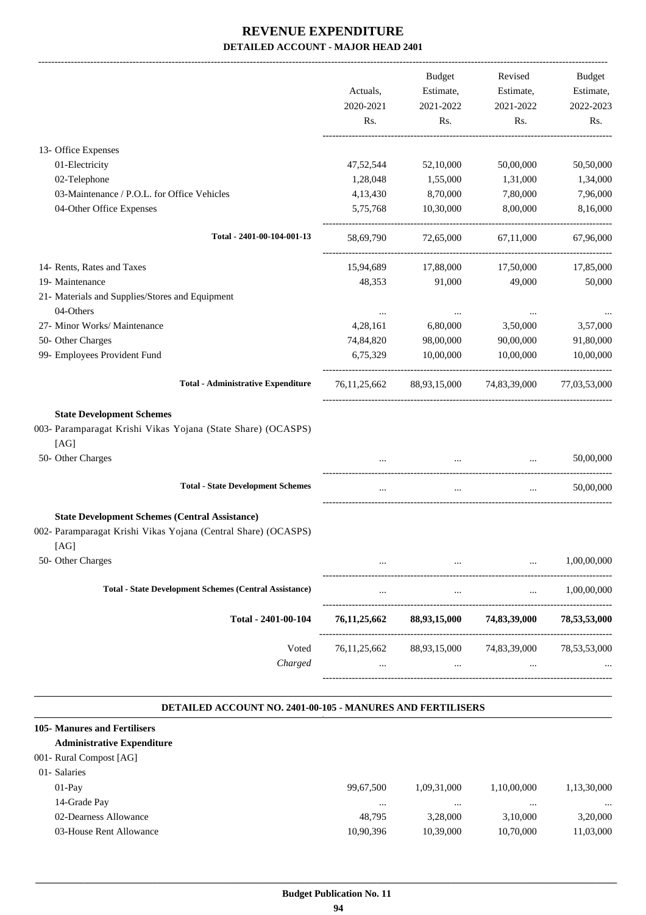# REVENUE EXPENDITURE
## DETAILED ACCOUNT - MAJOR HEAD 2401

| | Actuals, 2020-2021 Rs. | Budget Estimate, 2021-2022 Rs. | Revised Estimate, 2021-2022 Rs. | Budget Estimate, 2022-2023 Rs. |
|---|---|---|---|---|
| 13- Office Expenses | | | | |
| 01-Electricity | 47,52,544 | 52,10,000 | 50,00,000 | 50,50,000 |
| 02-Telephone | 1,28,048 | 1,55,000 | 1,31,000 | 1,34,000 |
| 03-Maintenance / P.O.L. for Office Vehicles | 4,13,430 | 8,70,000 | 7,80,000 | 7,96,000 |
| 04-Other Office Expenses | 5,75,768 | 10,30,000 | 8,00,000 | 8,16,000 |
| **Total - 2401-00-104-001-13** | 58,69,790 | 72,65,000 | 67,11,000 | 67,96,000 |
| 14- Rents, Rates and Taxes | 15,94,689 | 17,88,000 | 17,50,000 | 17,85,000 |
| 19- Maintenance | 48,353 | 91,000 | 49,000 | 50,000 |
| 21- Materials and Supplies/Stores and Equipment | | | | |
| 04-Others | ... | ... | ... | ... |
| 27- Minor Works/ Maintenance | 4,28,161 | 6,80,000 | 3,50,000 | 3,57,000 |
| 50- Other Charges | 74,84,820 | 98,00,000 | 90,00,000 | 91,80,000 |
| 99- Employees Provident Fund | 6,75,329 | 10,00,000 | 10,00,000 | 10,00,000 |
| **Total - Administrative Expenditure** | 76,11,25,662 | 88,93,15,000 | 74,83,39,000 | 77,03,53,000 |
| **State Development Schemes** | | | | |
| 003- Paramparagat Krishi Vikas Yojana (State Share) (OCASPS) [AG] | | | | |
| 50- Other Charges | ... | ... | ... | 50,00,000 |
| **Total - State Development Schemes** | ... | ... | ... | 50,00,000 |
| **State Development Schemes (Central Assistance)** | | | | |
| 002- Paramparagat Krishi Vikas Yojana (Central Share) (OCASPS) [AG] | | | | |
| 50- Other Charges | ... | ... | ... | 1,00,00,000 |
| **Total - State Development Schemes (Central Assistance)** | ... | ... | ... | 1,00,00,000 |
| **Total - 2401-00-104** | **76,11,25,662** | **88,93,15,000** | **74,83,39,000** | **78,53,53,000** |
| Voted | 76,11,25,662 | 88,93,15,000 | 74,83,39,000 | 78,53,53,000 |
| *Charged* | ... | ... | ... | ... |

### DETAILED ACCOUNT NO. 2401-00-105 - MANURES AND FERTILISERS

| | Actuals, 2020-2021 Rs. | Budget Estimate, 2021-2022 Rs. | Revised Estimate, 2021-2022 Rs. | Budget Estimate, 2022-2023 Rs. |
|---|---|---|---|---|
| **105- Manures and Fertilisers** | | | | |
| **Administrative Expenditure** | | | | |
| 001- Rural Compost [AG] | | | | |
| 01- Salaries | | | | |
| 01-Pay | 99,67,500 | 1,09,31,000 | 1,10,00,000 | 1,13,30,000 |
| 14-Grade Pay | ... | ... | ... | ... |
| 02-Dearness Allowance | 48,795 | 3,28,000 | 3,10,000 | 3,20,000 |
| 03-House Rent Allowance | 10,90,396 | 10,39,000 | 10,70,000 | 11,03,000 |

Budget Publication No. 11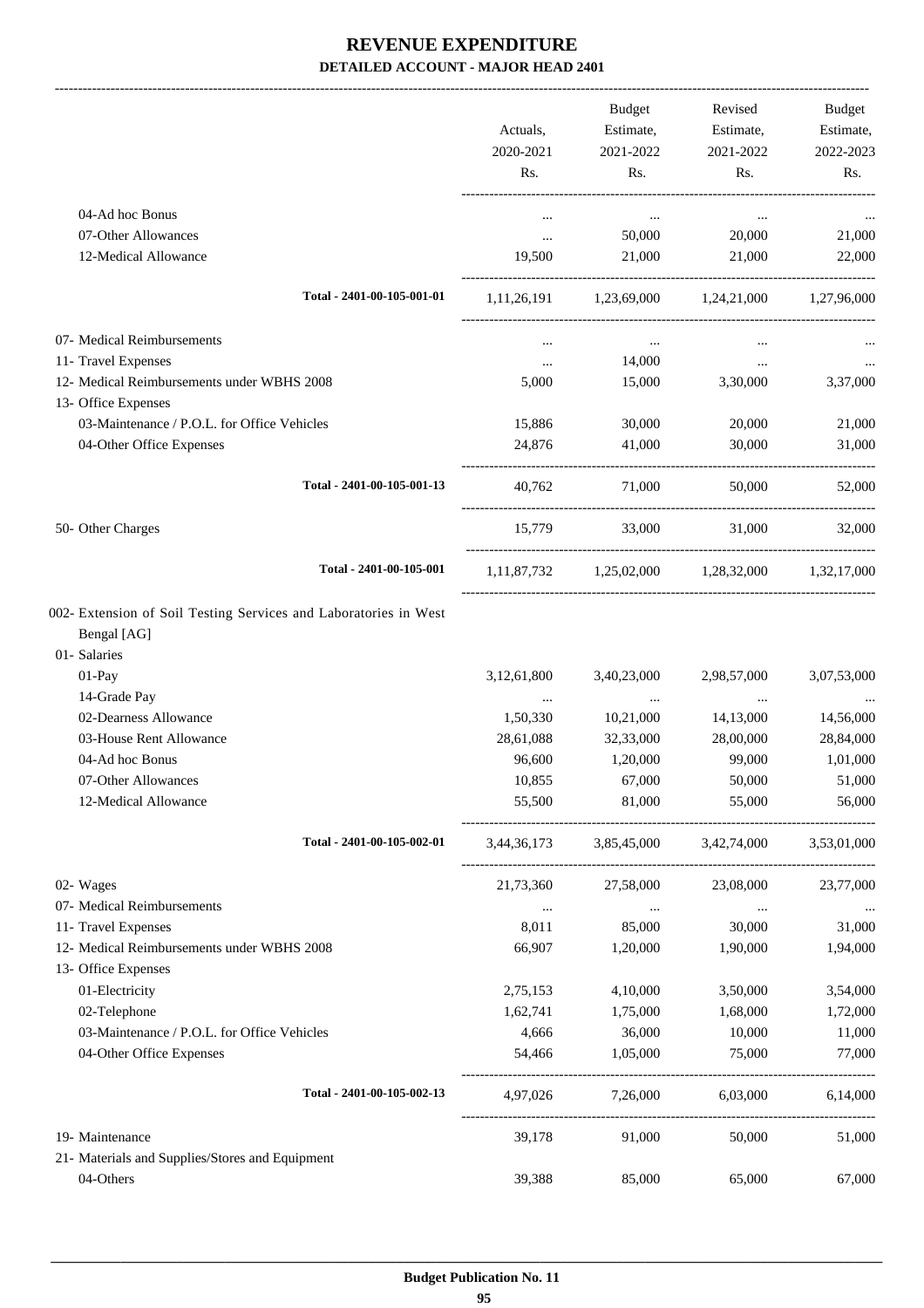# REVENUE EXPENDITURE

## DETAILED ACCOUNT - MAJOR HEAD 2401

| | Actuals, 2020-2021 Rs. | Budget Estimate, 2021-2022 Rs. | Revised Estimate, 2021-2022 Rs. | Budget Estimate, 2022-2023 Rs. |
|---|---|---|---|---|
| 04-Ad hoc Bonus | ... | ... | ... | ... |
| 07-Other Allowances | ... | 50,000 | 20,000 | 21,000 |
| 12-Medical Allowance | 19,500 | 21,000 | 21,000 | 22,000 |
| Total - 2401-00-105-001-01 | 1,11,26,191 | 1,23,69,000 | 1,24,21,000 | 1,27,96,000 |
| 07- Medical Reimbursements | ... | ... | ... | ... |
| 11- Travel Expenses | ... | 14,000 | ... | ... |
| 12- Medical Reimbursements under WBHS 2008 | 5,000 | 15,000 | 3,30,000 | 3,37,000 |
| 13- Office Expenses | | | | |
| 03-Maintenance / P.O.L. for Office Vehicles | 15,886 | 30,000 | 20,000 | 21,000 |
| 04-Other Office Expenses | 24,876 | 41,000 | 30,000 | 31,000 |
| Total - 2401-00-105-001-13 | 40,762 | 71,000 | 50,000 | 52,000 |
| 50- Other Charges | 15,779 | 33,000 | 31,000 | 32,000 |
| Total - 2401-00-105-001 | 1,11,87,732 | 1,25,02,000 | 1,28,32,000 | 1,32,17,000 |
| 002- Extension of Soil Testing Services and Laboratories in West Bengal [AG] | | | | |
| 01- Salaries | | | | |
| 01-Pay | 3,12,61,800 | 3,40,23,000 | 2,98,57,000 | 3,07,53,000 |
| 14-Grade Pay | ... | ... | ... | ... |
| 02-Dearness Allowance | 1,50,330 | 10,21,000 | 14,13,000 | 14,56,000 |
| 03-House Rent Allowance | 28,61,088 | 32,33,000 | 28,00,000 | 28,84,000 |
| 04-Ad hoc Bonus | 96,600 | 1,20,000 | 99,000 | 1,01,000 |
| 07-Other Allowances | 10,855 | 67,000 | 50,000 | 51,000 |
| 12-Medical Allowance | 55,500 | 81,000 | 55,000 | 56,000 |
| Total - 2401-00-105-002-01 | 3,44,36,173 | 3,85,45,000 | 3,42,74,000 | 3,53,01,000 |
| 02- Wages | 21,73,360 | 27,58,000 | 23,08,000 | 23,77,000 |
| 07- Medical Reimbursements | ... | ... | ... | ... |
| 11- Travel Expenses | 8,011 | 85,000 | 30,000 | 31,000 |
| 12- Medical Reimbursements under WBHS 2008 | 66,907 | 1,20,000 | 1,90,000 | 1,94,000 |
| 13- Office Expenses | | | | |
| 01-Electricity | 2,75,153 | 4,10,000 | 3,50,000 | 3,54,000 |
| 02-Telephone | 1,62,741 | 1,75,000 | 1,68,000 | 1,72,000 |
| 03-Maintenance / P.O.L. for Office Vehicles | 4,666 | 36,000 | 10,000 | 11,000 |
| 04-Other Office Expenses | 54,466 | 1,05,000 | 75,000 | 77,000 |
| Total - 2401-00-105-002-13 | 4,97,026 | 7,26,000 | 6,03,000 | 6,14,000 |
| 19- Maintenance | 39,178 | 91,000 | 50,000 | 51,000 |
| 21- Materials and Supplies/Stores and Equipment | | | | |
| 04-Others | 39,388 | 85,000 | 65,000 | 67,000 |

Budget Publication No. 11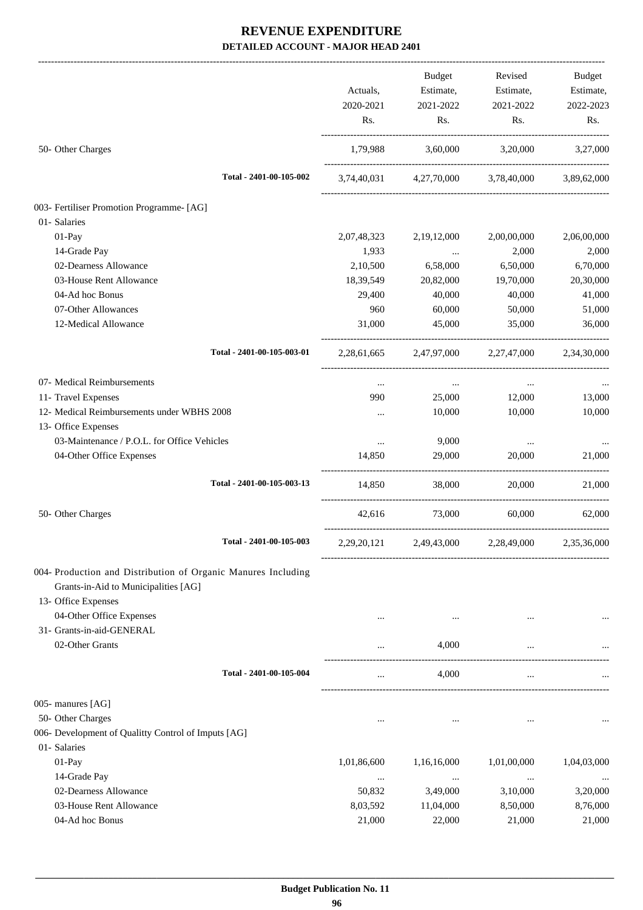# REVENUE EXPENDITURE

## DETAILED ACCOUNT - MAJOR HEAD 2401

| | Actuals, 2020-2021 Rs. | Budget Estimate, 2021-2022 Rs. | Revised Estimate, 2021-2022 Rs. | Budget Estimate, 2022-2023 Rs. |
|---|---|---|---|---|
| 50- Other Charges | 1,79,988 | 3,60,000 | 3,20,000 | 3,27,000 |
| Total - 2401-00-105-002 | 3,74,40,031 | 4,27,70,000 | 3,78,40,000 | 3,89,62,000 |
| 003- Fertiliser Promotion Programme- [AG] | | | | |
| 01- Salaries | | | | |
| 01-Pay | 2,07,48,323 | 2,19,12,000 | 2,00,00,000 | 2,06,00,000 |
| 14-Grade Pay | 1,933 | ... | 2,000 | 2,000 |
| 02-Dearness Allowance | 2,10,500 | 6,58,000 | 6,50,000 | 6,70,000 |
| 03-House Rent Allowance | 18,39,549 | 20,82,000 | 19,70,000 | 20,30,000 |
| 04-Ad hoc Bonus | 29,400 | 40,000 | 40,000 | 41,000 |
| 07-Other Allowances | 960 | 60,000 | 50,000 | 51,000 |
| 12-Medical Allowance | 31,000 | 45,000 | 35,000 | 36,000 |
| Total - 2401-00-105-003-01 | 2,28,61,665 | 2,47,97,000 | 2,27,47,000 | 2,34,30,000 |
| 07- Medical Reimbursements | ... | ... | ... | ... |
| 11- Travel Expenses | 990 | 25,000 | 12,000 | 13,000 |
| 12- Medical Reimbursements under WBHS 2008 | ... | 10,000 | 10,000 | 10,000 |
| 13- Office Expenses | | | | |
| 03-Maintenance / P.O.L. for Office Vehicles | ... | 9,000 | ... | ... |
| 04-Other Office Expenses | 14,850 | 29,000 | 20,000 | 21,000 |
| Total - 2401-00-105-003-13 | 14,850 | 38,000 | 20,000 | 21,000 |
| 50- Other Charges | 42,616 | 73,000 | 60,000 | 62,000 |
| Total - 2401-00-105-003 | 2,29,20,121 | 2,49,43,000 | 2,28,49,000 | 2,35,36,000 |
| 004- Production and Distribution of Organic Manures Including Grants-in-Aid to Municipalities [AG] | | | | |
| 13- Office Expenses | | | | |
| 04-Other Office Expenses | ... | ... | ... | ... |
| 31- Grants-in-aid-GENERAL | | | | |
| 02-Other Grants | ... | 4,000 | ... | ... |
| Total - 2401-00-105-004 | ... | 4,000 | ... | ... |
| 005- manures [AG] | | | | |
| 50- Other Charges | ... | ... | ... | ... |
| 006- Development of Qualitty Control of Imputs [AG] | | | | |
| 01- Salaries | | | | |
| 01-Pay | 1,01,86,600 | 1,16,16,000 | 1,01,00,000 | 1,04,03,000 |
| 14-Grade Pay | ... | ... | ... | ... |
| 02-Dearness Allowance | 50,832 | 3,49,000 | 3,10,000 | 3,20,000 |
| 03-House Rent Allowance | 8,03,592 | 11,04,000 | 8,50,000 | 8,76,000 |
| 04-Ad hoc Bonus | 21,000 | 22,000 | 21,000 | 21,000 |

Budget Publication No. 11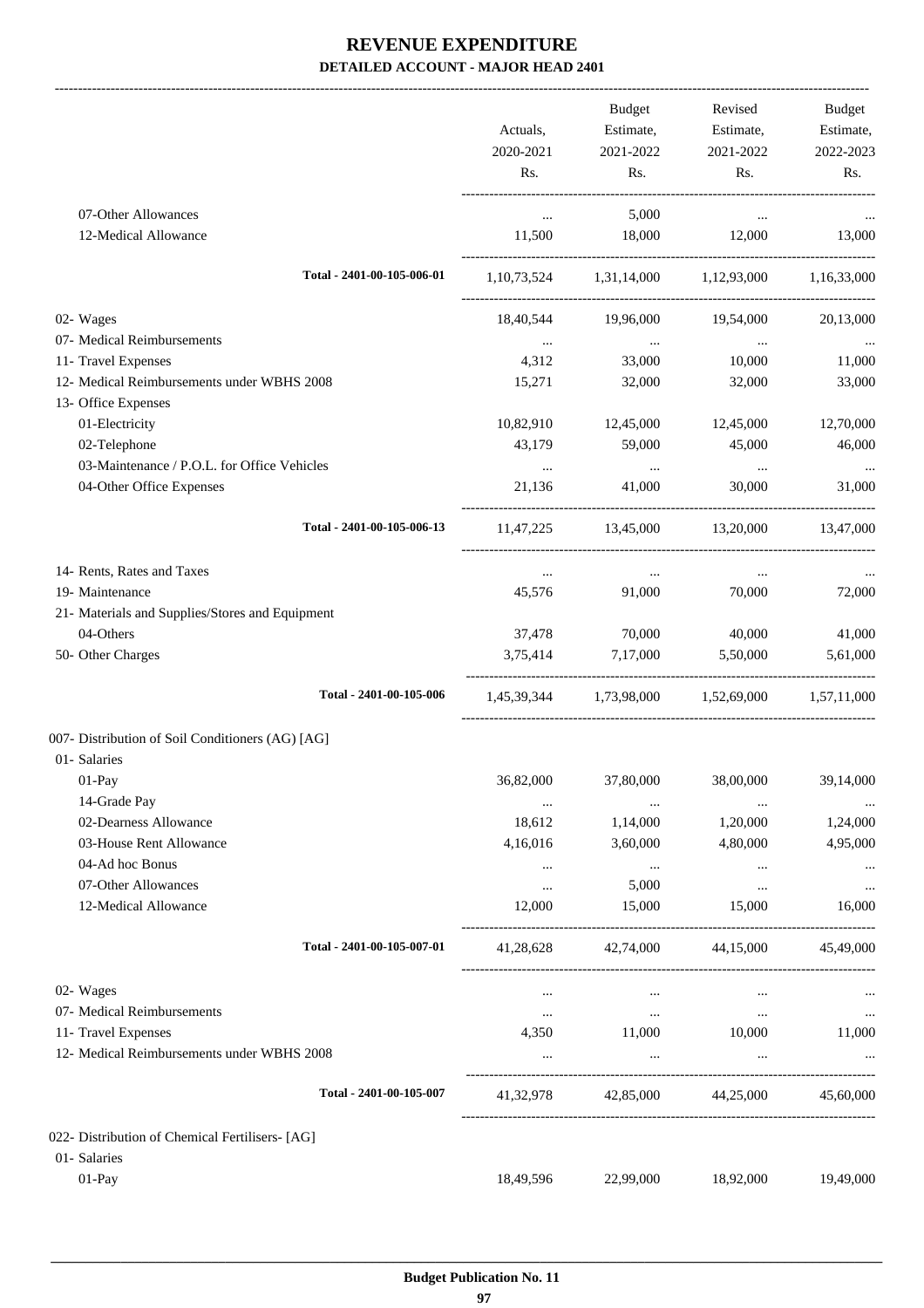# REVENUE EXPENDITURE

**DETAILED ACCOUNT - MAJOR HEAD 2401**

| | Actuals, 2020-2021 Rs. | Budget Estimate, 2021-2022 Rs. | Revised Estimate, 2021-2022 Rs. | Budget Estimate, 2022-2023 Rs. |
|---|---|---|---|---|
| 07-Other Allowances | ... | 5,000 | ... | ... |
| 12-Medical Allowance | 11,500 | 18,000 | 12,000 | 13,000 |
| **Total - 2401-00-105-006-01** | 1,10,73,524 | 1,31,14,000 | 1,12,93,000 | 1,16,33,000 |
| 02- Wages | 18,40,544 | 19,96,000 | 19,54,000 | 20,13,000 |
| 07- Medical Reimbursements | ... | ... | ... | ... |
| 11- Travel Expenses | 4,312 | 33,000 | 10,000 | 11,000 |
| 12- Medical Reimbursements under WBHS 2008 | 15,271 | 32,000 | 32,000 | 33,000 |
| 13- Office Expenses | | | | |
| 01-Electricity | 10,82,910 | 12,45,000 | 12,45,000 | 12,70,000 |
| 02-Telephone | 43,179 | 59,000 | 45,000 | 46,000 |
| 03-Maintenance / P.O.L. for Office Vehicles | ... | ... | ... | ... |
| 04-Other Office Expenses | 21,136 | 41,000 | 30,000 | 31,000 |
| **Total - 2401-00-105-006-13** | 11,47,225 | 13,45,000 | 13,20,000 | 13,47,000 |
| 14- Rents, Rates and Taxes | ... | ... | ... | ... |
| 19- Maintenance | 45,576 | 91,000 | 70,000 | 72,000 |
| 21- Materials and Supplies/Stores and Equipment | | | | |
| 04-Others | 37,478 | 70,000 | 40,000 | 41,000 |
| 50- Other Charges | 3,75,414 | 7,17,000 | 5,50,000 | 5,61,000 |
| **Total - 2401-00-105-006** | 1,45,39,344 | 1,73,98,000 | 1,52,69,000 | 1,57,11,000 |
| 007- Distribution of Soil Conditioners (AG) [AG] | | | | |
| 01- Salaries | | | | |
| 01-Pay | 36,82,000 | 37,80,000 | 38,00,000 | 39,14,000 |
| 14-Grade Pay | ... | ... | ... | ... |
| 02-Dearness Allowance | 18,612 | 1,14,000 | 1,20,000 | 1,24,000 |
| 03-House Rent Allowance | 4,16,016 | 3,60,000 | 4,80,000 | 4,95,000 |
| 04-Ad hoc Bonus | ... | ... | ... | ... |
| 07-Other Allowances | ... | 5,000 | ... | ... |
| 12-Medical Allowance | 12,000 | 15,000 | 15,000 | 16,000 |
| **Total - 2401-00-105-007-01** | 41,28,628 | 42,74,000 | 44,15,000 | 45,49,000 |
| 02- Wages | ... | ... | ... | ... |
| 07- Medical Reimbursements | ... | ... | ... | ... |
| 11- Travel Expenses | 4,350 | 11,000 | 10,000 | 11,000 |
| 12- Medical Reimbursements under WBHS 2008 | ... | ... | ... | ... |
| **Total - 2401-00-105-007** | 41,32,978 | 42,85,000 | 44,25,000 | 45,60,000 |
| 022- Distribution of Chemical Fertilisers- [AG] | | | | |
| 01- Salaries | | | | |
| 01-Pay | 18,49,596 | 22,99,000 | 18,92,000 | 19,49,000 |

Budget Publication No. 11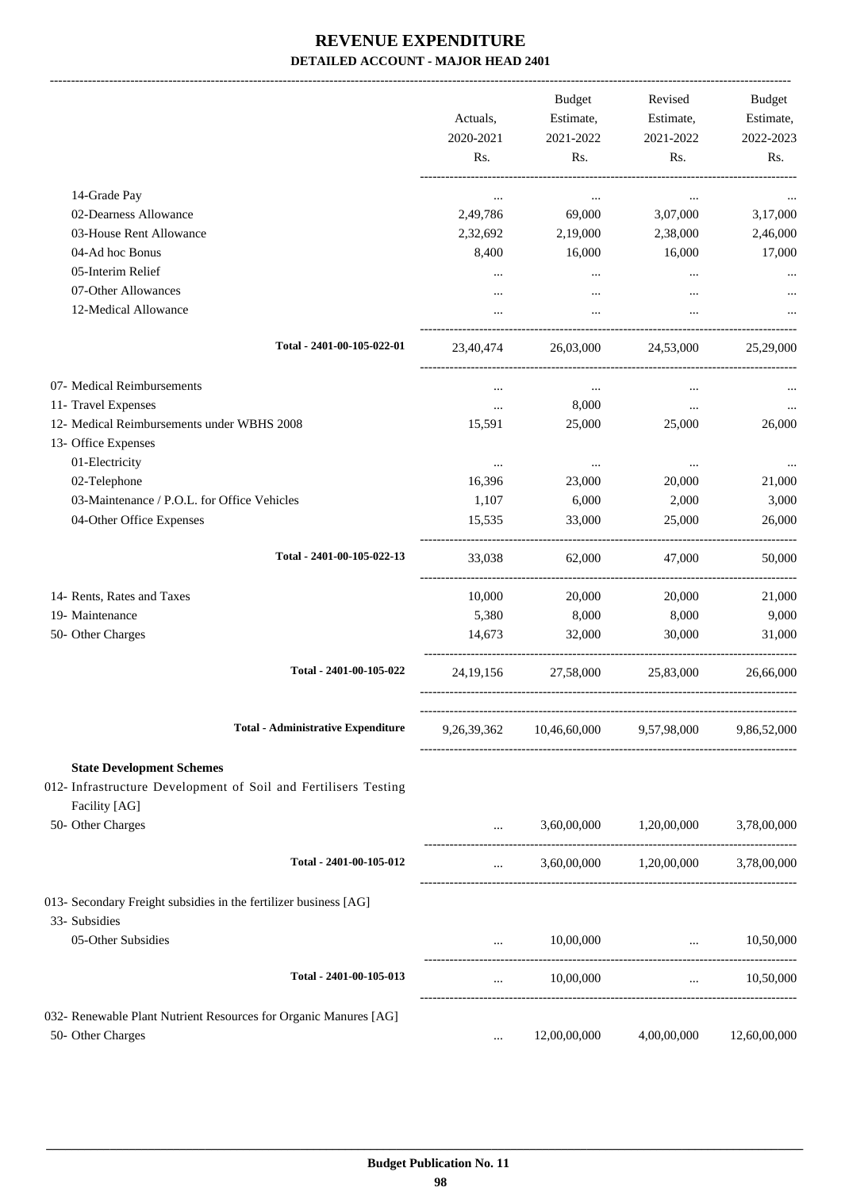# REVENUE EXPENDITURE

## DETAILED ACCOUNT - MAJOR HEAD 2401

| | Actuals, 2020-2021 Rs. | Budget Estimate, 2021-2022 Rs. | Revised Estimate, 2021-2022 Rs. | Budget Estimate, 2022-2023 Rs. |
|---|---|---|---|---|
| 14-Grade Pay | ... | ... | ... | ... |
| 02-Dearness Allowance | 2,49,786 | 69,000 | 3,07,000 | 3,17,000 |
| 03-House Rent Allowance | 2,32,692 | 2,19,000 | 2,38,000 | 2,46,000 |
| 04-Ad hoc Bonus | 8,400 | 16,000 | 16,000 | 17,000 |
| 05-Interim Relief | ... | ... | ... | ... |
| 07-Other Allowances | ... | ... | ... | ... |
| 12-Medical Allowance | ... | ... | ... | ... |
| Total - 2401-00-105-022-01 | 23,40,474 | 26,03,000 | 24,53,000 | 25,29,000 |
| 07- Medical Reimbursements | ... | ... | ... | ... |
| 11- Travel Expenses | ... | 8,000 | ... | ... |
| 12- Medical Reimbursements under WBHS 2008 | 15,591 | 25,000 | 25,000 | 26,000 |
| 13- Office Expenses | | | | |
| 01-Electricity | ... | ... | ... | ... |
| 02-Telephone | 16,396 | 23,000 | 20,000 | 21,000 |
| 03-Maintenance / P.O.L. for Office Vehicles | 1,107 | 6,000 | 2,000 | 3,000 |
| 04-Other Office Expenses | 15,535 | 33,000 | 25,000 | 26,000 |
| Total - 2401-00-105-022-13 | 33,038 | 62,000 | 47,000 | 50,000 |
| 14- Rents, Rates and Taxes | 10,000 | 20,000 | 20,000 | 21,000 |
| 19- Maintenance | 5,380 | 8,000 | 8,000 | 9,000 |
| 50- Other Charges | 14,673 | 32,000 | 30,000 | 31,000 |
| Total - 2401-00-105-022 | 24,19,156 | 27,58,000 | 25,83,000 | 26,66,000 |
| Total - Administrative Expenditure | 9,26,39,362 | 10,46,60,000 | 9,57,98,000 | 9,86,52,000 |
| **State Development Schemes** | | | | |
| 012- Infrastructure Development of Soil and Fertilisers Testing Facility [AG] | | | | |
| 50- Other Charges | ... | 3,60,00,000 | 1,20,00,000 | 3,78,00,000 |
| Total - 2401-00-105-012 | ... | 3,60,00,000 | 1,20,00,000 | 3,78,00,000 |
| 013- Secondary Freight subsidies in the fertilizer business [AG] | | | | |
| 33- Subsidies | | | | |
| 05-Other Subsidies | ... | 10,00,000 | ... | 10,50,000 |
| Total - 2401-00-105-013 | ... | 10,00,000 | ... | 10,50,000 |
| 032- Renewable Plant Nutrient Resources for Organic Manures [AG] | | | | |
| 50- Other Charges | ... | 12,00,00,000 | 4,00,00,000 | 12,60,00,000 |

Budget Publication No. 11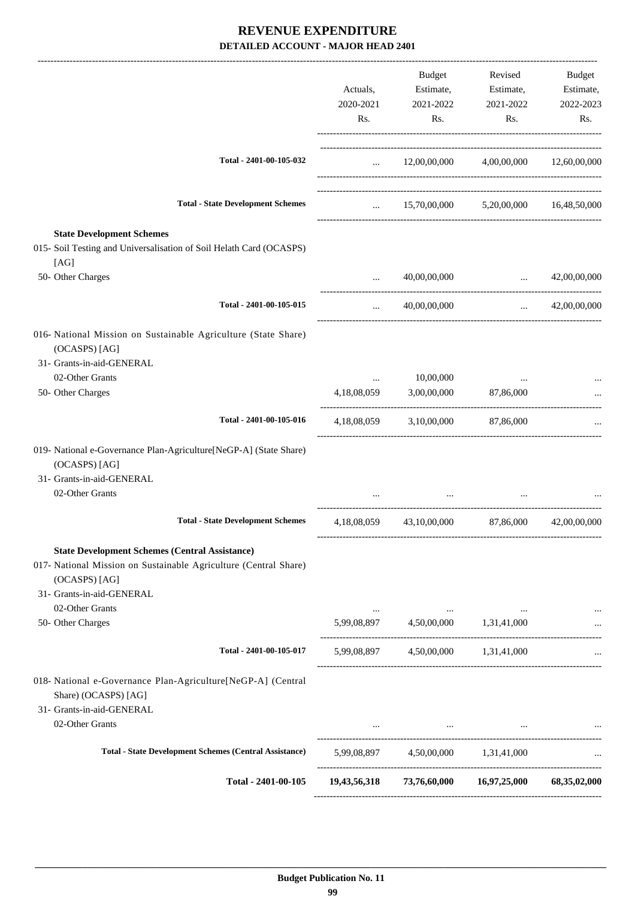# REVENUE EXPENDITURE
## DETAILED ACCOUNT - MAJOR HEAD 2401

| | Actuals, 2020-2021 Rs. | Budget Estimate, 2021-2022 Rs. | Revised Estimate, 2021-2022 Rs. | Budget Estimate, 2022-2023 Rs. |
|---|---|---|---|---|
| **Total - 2401-00-105-032** | ... | 12,00,00,000 | 4,00,00,000 | 12,60,00,000 |
| **Total - State Development Schemes** | ... | 15,70,00,000 | 5,20,00,000 | 16,48,50,000 |
| **State Development Schemes** | | | | |
| 015- Soil Testing and Universalisation of Soil Helath Card (OCASPS) [AG] | | | | |
| 50- Other Charges | ... | 40,00,00,000 | ... | 42,00,00,000 |
| **Total - 2401-00-105-015** | ... | 40,00,00,000 | ... | 42,00,00,000 |
| 016- National Mission on Sustainable Agriculture (State Share) (OCASPS) [AG] | | | | |
| 31- Grants-in-aid-GENERAL | | | | |
| 02-Other Grants | ... | 10,00,000 | ... | ... |
| 50- Other Charges | 4,18,08,059 | 3,00,00,000 | 87,86,000 | ... |
| **Total - 2401-00-105-016** | 4,18,08,059 | 3,10,00,000 | 87,86,000 | ... |
| 019- National e-Governance Plan-Agriculture[NeGP-A] (State Share) (OCASPS) [AG] | | | | |
| 31- Grants-in-aid-GENERAL | | | | |
| 02-Other Grants | ... | ... | ... | ... |
| **Total - State Development Schemes** | 4,18,08,059 | 43,10,00,000 | 87,86,000 | 42,00,00,000 |
| **State Development Schemes (Central Assistance)** | | | | |
| 017- National Mission on Sustainable Agriculture (Central Share) (OCASPS) [AG] | | | | |
| 31- Grants-in-aid-GENERAL | | | | |
| 02-Other Grants | ... | ... | ... | ... |
| 50- Other Charges | 5,99,08,897 | 4,50,00,000 | 1,31,41,000 | ... |
| **Total - 2401-00-105-017** | 5,99,08,897 | 4,50,00,000 | 1,31,41,000 | ... |
| 018- National e-Governance Plan-Agriculture[NeGP-A] (Central Share) (OCASPS) [AG] | | | | |
| 31- Grants-in-aid-GENERAL | | | | |
| 02-Other Grants | ... | ... | ... | ... |
| **Total - State Development Schemes (Central Assistance)** | 5,99,08,897 | 4,50,00,000 | 1,31,41,000 | ... |
| **Total - 2401-00-105** | **19,43,56,318** | **73,76,60,000** | **16,97,25,000** | **68,35,02,000** |

**Budget Publication No. 11**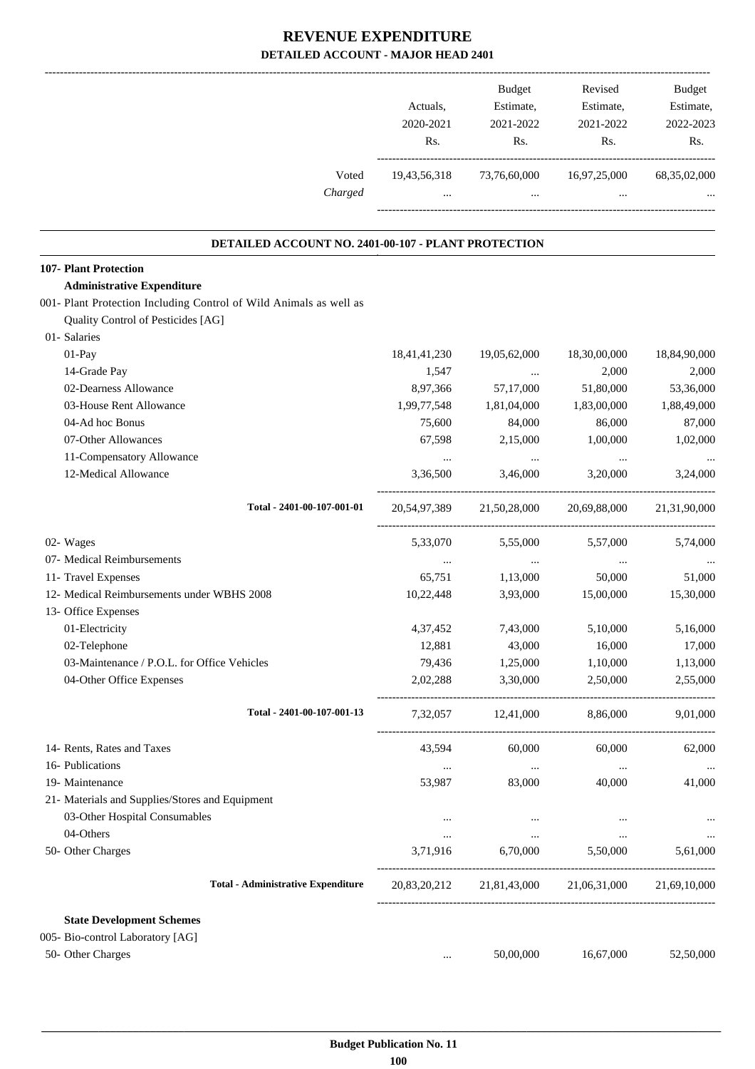# REVENUE EXPENDITURE

## DETAILED ACCOUNT - MAJOR HEAD 2401

| | Actuals, 2020-2021 Rs. | Budget Estimate, 2021-2022 Rs. | Revised Estimate, 2021-2022 Rs. | Budget Estimate, 2022-2023 Rs. |
|---|---|---|---|---|
| Voted | 19,43,56,318 | 73,76,60,000 | 16,97,25,000 | 68,35,02,000 |
| *Charged* | ... | ... | ... | ... |

### DETAILED ACCOUNT NO. 2401-00-107 - PLANT PROTECTION

| | Actuals, 2020-2021 Rs. | Budget Estimate, 2021-2022 Rs. | Revised Estimate, 2021-2022 Rs. | Budget Estimate, 2022-2023 Rs. |
|---|---|---|---|---|
| **107- Plant Protection** | | | | |
| **Administrative Expenditure** | | | | |
| 001- Plant Protection Including Control of Wild Animals as well as Quality Control of Pesticides [AG] | | | | |
| 01- Salaries | | | | |
| 01-Pay | 18,41,41,230 | 19,05,62,000 | 18,30,00,000 | 18,84,90,000 |
| 14-Grade Pay | 1,547 | ... | 2,000 | 2,000 |
| 02-Dearness Allowance | 8,97,366 | 57,17,000 | 51,80,000 | 53,36,000 |
| 03-House Rent Allowance | 1,99,77,548 | 1,81,04,000 | 1,83,00,000 | 1,88,49,000 |
| 04-Ad hoc Bonus | 75,600 | 84,000 | 86,000 | 87,000 |
| 07-Other Allowances | 67,598 | 2,15,000 | 1,00,000 | 1,02,000 |
| 11-Compensatory Allowance | ... | ... | ... | ... |
| 12-Medical Allowance | 3,36,500 | 3,46,000 | 3,20,000 | 3,24,000 |
| **Total - 2401-00-107-001-01** | 20,54,97,389 | 21,50,28,000 | 20,69,88,000 | 21,31,90,000 |
| 02- Wages | 5,33,070 | 5,55,000 | 5,57,000 | 5,74,000 |
| 07- Medical Reimbursements | ... | ... | ... | ... |
| 11- Travel Expenses | 65,751 | 1,13,000 | 50,000 | 51,000 |
| 12- Medical Reimbursements under WBHS 2008 | 10,22,448 | 3,93,000 | 15,00,000 | 15,30,000 |
| 13- Office Expenses | | | | |
| 01-Electricity | 4,37,452 | 7,43,000 | 5,10,000 | 5,16,000 |
| 02-Telephone | 12,881 | 43,000 | 16,000 | 17,000 |
| 03-Maintenance / P.O.L. for Office Vehicles | 79,436 | 1,25,000 | 1,10,000 | 1,13,000 |
| 04-Other Office Expenses | 2,02,288 | 3,30,000 | 2,50,000 | 2,55,000 |
| **Total - 2401-00-107-001-13** | 7,32,057 | 12,41,000 | 8,86,000 | 9,01,000 |
| 14- Rents, Rates and Taxes | 43,594 | 60,000 | 60,000 | 62,000 |
| 16- Publications | ... | ... | ... | ... |
| 19- Maintenance | 53,987 | 83,000 | 40,000 | 41,000 |
| 21- Materials and Supplies/Stores and Equipment | | | | |
| 03-Other Hospital Consumables | ... | ... | ... | ... |
| 04-Others | ... | ... | ... | ... |
| 50- Other Charges | 3,71,916 | 6,70,000 | 5,50,000 | 5,61,000 |
| **Total - Administrative Expenditure** | 20,83,20,212 | 21,81,43,000 | 21,06,31,000 | 21,69,10,000 |
| **State Development Schemes** | | | | |
| 005- Bio-control Laboratory [AG] | | | | |
| 50- Other Charges | ... | 50,00,000 | 16,67,000 | 52,50,000 |

**Budget Publication No. 11**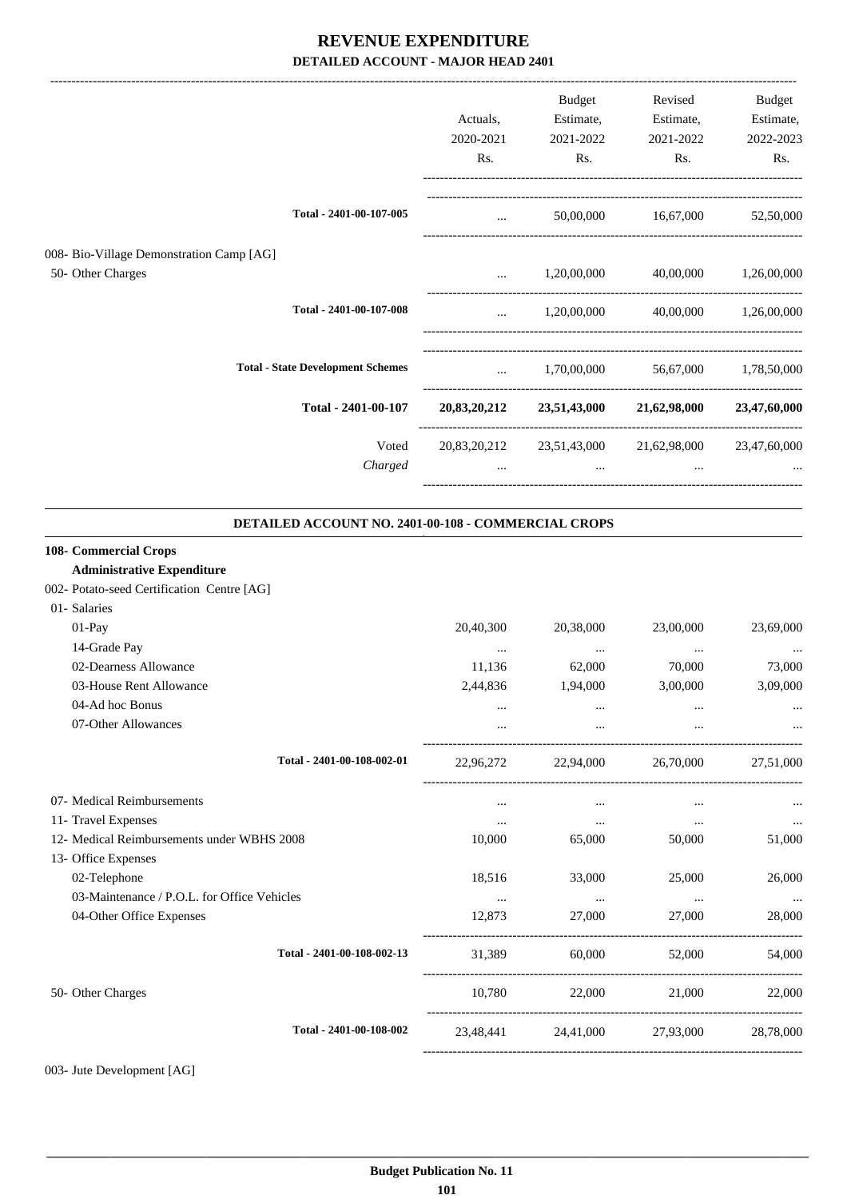# REVENUE EXPENDITURE

## DETAILED ACCOUNT - MAJOR HEAD 2401

| | Actuals, 2020-2021 Rs. | Budget Estimate, 2021-2022 Rs. | Revised Estimate, 2021-2022 Rs. | Budget Estimate, 2022-2023 Rs. |
|---|---|---|---|---|
| Total - 2401-00-107-005 | ... | 50,00,000 | 16,67,000 | 52,50,000 |
| 008- Bio-Village Demonstration Camp [AG] | | | | |
| 50- Other Charges | ... | 1,20,00,000 | 40,00,000 | 1,26,00,000 |
| Total - 2401-00-107-008 | ... | 1,20,00,000 | 40,00,000 | 1,26,00,000 |
| Total - State Development Schemes | ... | 1,70,00,000 | 56,67,000 | 1,78,50,000 |
| **Total - 2401-00-107** | **20,83,20,212** | **23,51,43,000** | **21,62,98,000** | **23,47,60,000** |
| Voted | 20,83,20,212 | 23,51,43,000 | 21,62,98,000 | 23,47,60,000 |
| *Charged* | ... | ... | ... | ... |

### DETAILED ACCOUNT NO. 2401-00-108 - COMMERCIAL CROPS

| | Actuals, 2020-2021 Rs. | Budget Estimate, 2021-2022 Rs. | Revised Estimate, 2021-2022 Rs. | Budget Estimate, 2022-2023 Rs. |
|---|---|---|---|---|
| **108- Commercial Crops** | | | | |
| **Administrative Expenditure** | | | | |
| 002- Potato-seed Certification Centre [AG] | | | | |
| 01- Salaries | | | | |
| 01-Pay | 20,40,300 | 20,38,000 | 23,00,000 | 23,69,000 |
| 14-Grade Pay | ... | ... | ... | ... |
| 02-Dearness Allowance | 11,136 | 62,000 | 70,000 | 73,000 |
| 03-House Rent Allowance | 2,44,836 | 1,94,000 | 3,00,000 | 3,09,000 |
| 04-Ad hoc Bonus | ... | ... | ... | ... |
| 07-Other Allowances | ... | ... | ... | ... |
| Total - 2401-00-108-002-01 | 22,96,272 | 22,94,000 | 26,70,000 | 27,51,000 |
| 07- Medical Reimbursements | ... | ... | ... | ... |
| 11- Travel Expenses | ... | ... | ... | ... |
| 12- Medical Reimbursements under WBHS 2008 | 10,000 | 65,000 | 50,000 | 51,000 |
| 13- Office Expenses | | | | |
| 02-Telephone | 18,516 | 33,000 | 25,000 | 26,000 |
| 03-Maintenance / P.O.L. for Office Vehicles | ... | ... | ... | ... |
| 04-Other Office Expenses | 12,873 | 27,000 | 27,000 | 28,000 |
| Total - 2401-00-108-002-13 | 31,389 | 60,000 | 52,000 | 54,000 |
| 50- Other Charges | 10,780 | 22,000 | 21,000 | 22,000 |
| Total - 2401-00-108-002 | 23,48,441 | 24,41,000 | 27,93,000 | 28,78,000 |

003- Jute Development [AG]

**Budget Publication No. 11**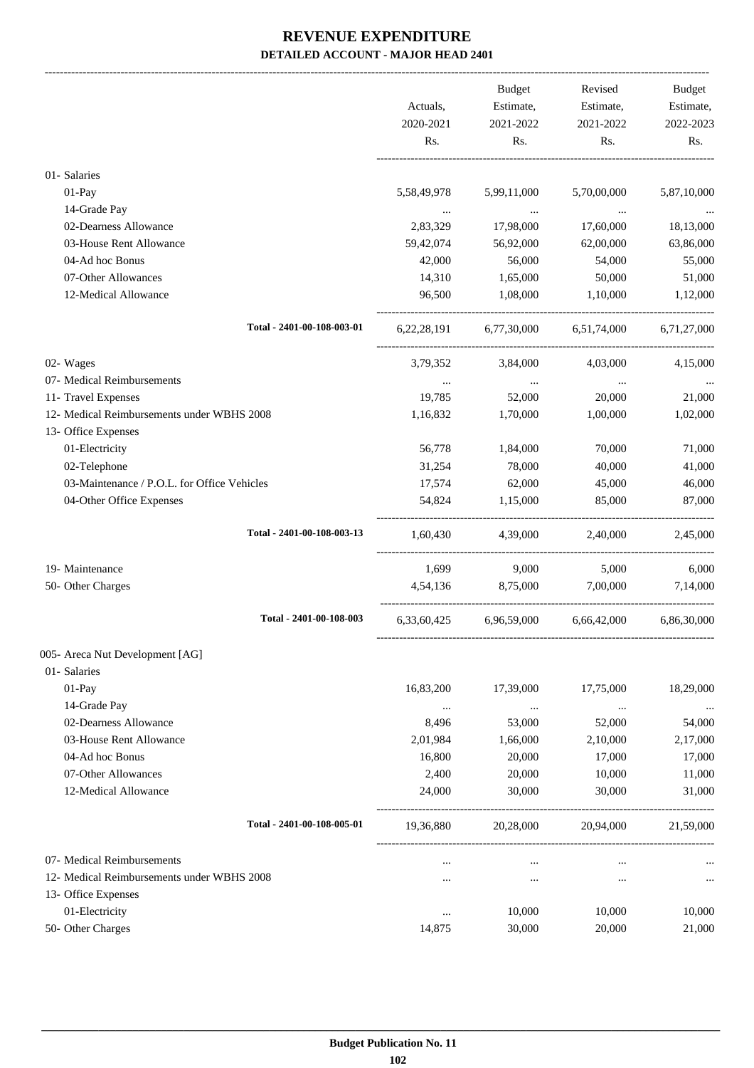# REVENUE EXPENDITURE

## DETAILED ACCOUNT - MAJOR HEAD 2401

| | Actuals, 2020-2021 Rs. | Budget Estimate, 2021-2022 Rs. | Revised Estimate, 2021-2022 Rs. | Budget Estimate, 2022-2023 Rs. |
|---|---|---|---|---|
| 01- Salaries | | | | |
| 01-Pay | 5,58,49,978 | 5,99,11,000 | 5,70,00,000 | 5,87,10,000 |
| 14-Grade Pay | ... | ... | ... | ... |
| 02-Dearness Allowance | 2,83,329 | 17,98,000 | 17,60,000 | 18,13,000 |
| 03-House Rent Allowance | 59,42,074 | 56,92,000 | 62,00,000 | 63,86,000 |
| 04-Ad hoc Bonus | 42,000 | 56,000 | 54,000 | 55,000 |
| 07-Other Allowances | 14,310 | 1,65,000 | 50,000 | 51,000 |
| 12-Medical Allowance | 96,500 | 1,08,000 | 1,10,000 | 1,12,000 |
| Total - 2401-00-108-003-01 | 6,22,28,191 | 6,77,30,000 | 6,51,74,000 | 6,71,27,000 |
| 02- Wages | 3,79,352 | 3,84,000 | 4,03,000 | 4,15,000 |
| 07- Medical Reimbursements | ... | ... | ... | ... |
| 11- Travel Expenses | 19,785 | 52,000 | 20,000 | 21,000 |
| 12- Medical Reimbursements under WBHS 2008 | 1,16,832 | 1,70,000 | 1,00,000 | 1,02,000 |
| 13- Office Expenses | | | | |
| 01-Electricity | 56,778 | 1,84,000 | 70,000 | 71,000 |
| 02-Telephone | 31,254 | 78,000 | 40,000 | 41,000 |
| 03-Maintenance / P.O.L. for Office Vehicles | 17,574 | 62,000 | 45,000 | 46,000 |
| 04-Other Office Expenses | 54,824 | 1,15,000 | 85,000 | 87,000 |
| Total - 2401-00-108-003-13 | 1,60,430 | 4,39,000 | 2,40,000 | 2,45,000 |
| 19- Maintenance | 1,699 | 9,000 | 5,000 | 6,000 |
| 50- Other Charges | 4,54,136 | 8,75,000 | 7,00,000 | 7,14,000 |
| Total - 2401-00-108-003 | 6,33,60,425 | 6,96,59,000 | 6,66,42,000 | 6,86,30,000 |
| 005- Areca Nut Development [AG] | | | | |
| 01- Salaries | | | | |
| 01-Pay | 16,83,200 | 17,39,000 | 17,75,000 | 18,29,000 |
| 14-Grade Pay | ... | ... | ... | ... |
| 02-Dearness Allowance | 8,496 | 53,000 | 52,000 | 54,000 |
| 03-House Rent Allowance | 2,01,984 | 1,66,000 | 2,10,000 | 2,17,000 |
| 04-Ad hoc Bonus | 16,800 | 20,000 | 17,000 | 17,000 |
| 07-Other Allowances | 2,400 | 20,000 | 10,000 | 11,000 |
| 12-Medical Allowance | 24,000 | 30,000 | 30,000 | 31,000 |
| Total - 2401-00-108-005-01 | 19,36,880 | 20,28,000 | 20,94,000 | 21,59,000 |
| 07- Medical Reimbursements | ... | ... | ... | ... |
| 12- Medical Reimbursements under WBHS 2008 | ... | ... | ... | ... |
| 13- Office Expenses | | | | |
| 01-Electricity | ... | 10,000 | 10,000 | 10,000 |
| 50- Other Charges | 14,875 | 30,000 | 20,000 | 21,000 |

Budget Publication No. 11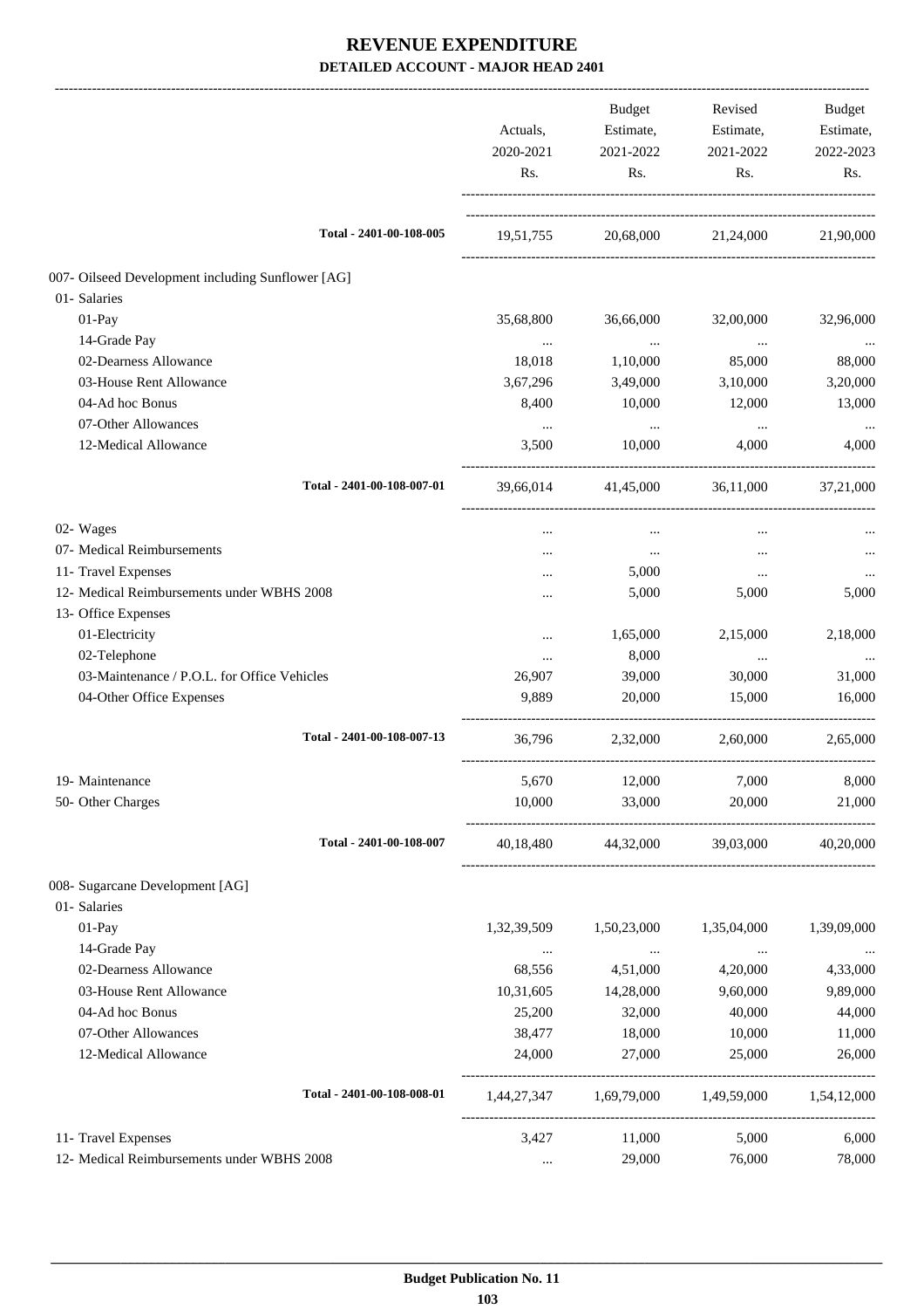# REVENUE EXPENDITURE

**DETAILED ACCOUNT - MAJOR HEAD 2401**

| | Actuals, 2020-2021 Rs. | Budget Estimate, 2021-2022 Rs. | Revised Estimate, 2021-2022 Rs. | Budget Estimate, 2022-2023 Rs. |
|---|---|---|---|---|
| Total - 2401-00-108-005 | 19,51,755 | 20,68,000 | 21,24,000 | 21,90,000 |
| 007- Oilseed Development including Sunflower [AG] | | | | |
| 01- Salaries | | | | |
| 01-Pay | 35,68,800 | 36,66,000 | 32,00,000 | 32,96,000 |
| 14-Grade Pay | ... | ... | ... | ... |
| 02-Dearness Allowance | 18,018 | 1,10,000 | 85,000 | 88,000 |
| 03-House Rent Allowance | 3,67,296 | 3,49,000 | 3,10,000 | 3,20,000 |
| 04-Ad hoc Bonus | 8,400 | 10,000 | 12,000 | 13,000 |
| 07-Other Allowances | ... | ... | ... | ... |
| 12-Medical Allowance | 3,500 | 10,000 | 4,000 | 4,000 |
| Total - 2401-00-108-007-01 | 39,66,014 | 41,45,000 | 36,11,000 | 37,21,000 |
| 02- Wages | ... | ... | ... | ... |
| 07- Medical Reimbursements | ... | ... | ... | ... |
| 11- Travel Expenses | ... | 5,000 | ... | ... |
| 12- Medical Reimbursements under WBHS 2008 | ... | 5,000 | 5,000 | 5,000 |
| 13- Office Expenses | | | | |
| 01-Electricity | ... | 1,65,000 | 2,15,000 | 2,18,000 |
| 02-Telephone | ... | 8,000 | ... | ... |
| 03-Maintenance / P.O.L. for Office Vehicles | 26,907 | 39,000 | 30,000 | 31,000 |
| 04-Other Office Expenses | 9,889 | 20,000 | 15,000 | 16,000 |
| Total - 2401-00-108-007-13 | 36,796 | 2,32,000 | 2,60,000 | 2,65,000 |
| 19- Maintenance | 5,670 | 12,000 | 7,000 | 8,000 |
| 50- Other Charges | 10,000 | 33,000 | 20,000 | 21,000 |
| Total - 2401-00-108-007 | 40,18,480 | 44,32,000 | 39,03,000 | 40,20,000 |
| 008- Sugarcane Development [AG] | | | | |
| 01- Salaries | | | | |
| 01-Pay | 1,32,39,509 | 1,50,23,000 | 1,35,04,000 | 1,39,09,000 |
| 14-Grade Pay | ... | ... | ... | ... |
| 02-Dearness Allowance | 68,556 | 4,51,000 | 4,20,000 | 4,33,000 |
| 03-House Rent Allowance | 10,31,605 | 14,28,000 | 9,60,000 | 9,89,000 |
| 04-Ad hoc Bonus | 25,200 | 32,000 | 40,000 | 44,000 |
| 07-Other Allowances | 38,477 | 18,000 | 10,000 | 11,000 |
| 12-Medical Allowance | 24,000 | 27,000 | 25,000 | 26,000 |
| Total - 2401-00-108-008-01 | 1,44,27,347 | 1,69,79,000 | 1,49,59,000 | 1,54,12,000 |
| 11- Travel Expenses | 3,427 | 11,000 | 5,000 | 6,000 |
| 12- Medical Reimbursements under WBHS 2008 | ... | 29,000 | 76,000 | 78,000 |

**Budget Publication No. 11**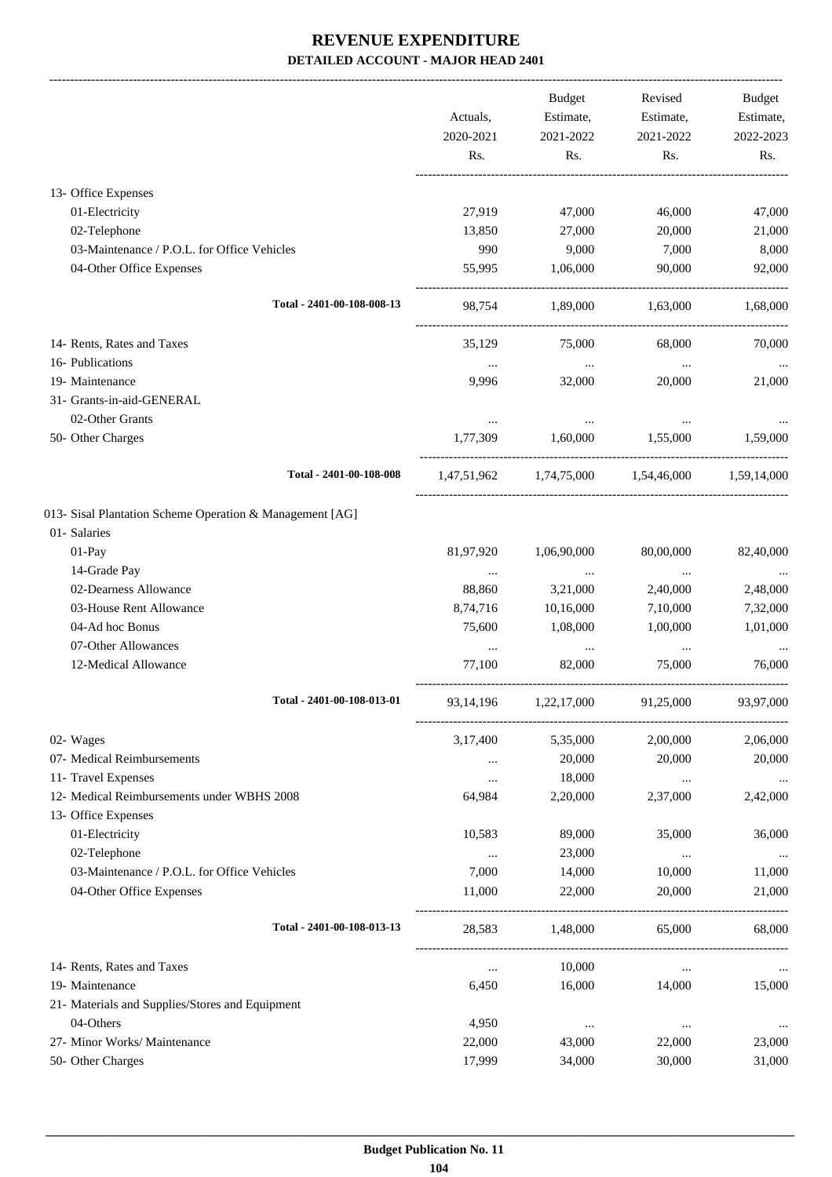# REVENUE EXPENDITURE

## DETAILED ACCOUNT - MAJOR HEAD 2401

| | Actuals, 2020-2021 Rs. | Budget Estimate, 2021-2022 Rs. | Revised Estimate, 2021-2022 Rs. | Budget Estimate, 2022-2023 Rs. |
|---|---|---|---|---|
| 13- Office Expenses | | | | |
| 01-Electricity | 27,919 | 47,000 | 46,000 | 47,000 |
| 02-Telephone | 13,850 | 27,000 | 20,000 | 21,000 |
| 03-Maintenance / P.O.L. for Office Vehicles | 990 | 9,000 | 7,000 | 8,000 |
| 04-Other Office Expenses | 55,995 | 1,06,000 | 90,000 | 92,000 |
| **Total - 2401-00-108-008-13** | 98,754 | 1,89,000 | 1,63,000 | 1,68,000 |
| 14- Rents, Rates and Taxes | 35,129 | 75,000 | 68,000 | 70,000 |
| 16- Publications | ... | ... | ... | ... |
| 19- Maintenance | 9,996 | 32,000 | 20,000 | 21,000 |
| 31- Grants-in-aid-GENERAL | | | | |
| 02-Other Grants | ... | ... | ... | ... |
| 50- Other Charges | 1,77,309 | 1,60,000 | 1,55,000 | 1,59,000 |
| **Total - 2401-00-108-008** | 1,47,51,962 | 1,74,75,000 | 1,54,46,000 | 1,59,14,000 |
| 013- Sisal Plantation Scheme Operation & Management [AG] | | | | |
| 01- Salaries | | | | |
| 01-Pay | 81,97,920 | 1,06,90,000 | 80,00,000 | 82,40,000 |
| 14-Grade Pay | ... | ... | ... | ... |
| 02-Dearness Allowance | 88,860 | 3,21,000 | 2,40,000 | 2,48,000 |
| 03-House Rent Allowance | 8,74,716 | 10,16,000 | 7,10,000 | 7,32,000 |
| 04-Ad hoc Bonus | 75,600 | 1,08,000 | 1,00,000 | 1,01,000 |
| 07-Other Allowances | ... | ... | ... | ... |
| 12-Medical Allowance | 77,100 | 82,000 | 75,000 | 76,000 |
| **Total - 2401-00-108-013-01** | 93,14,196 | 1,22,17,000 | 91,25,000 | 93,97,000 |
| 02- Wages | 3,17,400 | 5,35,000 | 2,00,000 | 2,06,000 |
| 07- Medical Reimbursements | ... | 20,000 | 20,000 | 20,000 |
| 11- Travel Expenses | ... | 18,000 | ... | ... |
| 12- Medical Reimbursements under WBHS 2008 | 64,984 | 2,20,000 | 2,37,000 | 2,42,000 |
| 13- Office Expenses | | | | |
| 01-Electricity | 10,583 | 89,000 | 35,000 | 36,000 |
| 02-Telephone | ... | 23,000 | ... | ... |
| 03-Maintenance / P.O.L. for Office Vehicles | 7,000 | 14,000 | 10,000 | 11,000 |
| 04-Other Office Expenses | 11,000 | 22,000 | 20,000 | 21,000 |
| **Total - 2401-00-108-013-13** | 28,583 | 1,48,000 | 65,000 | 68,000 |
| 14- Rents, Rates and Taxes | ... | 10,000 | ... | ... |
| 19- Maintenance | 6,450 | 16,000 | 14,000 | 15,000 |
| 21- Materials and Supplies/Stores and Equipment | | | | |
| 04-Others | 4,950 | ... | ... | ... |
| 27- Minor Works/ Maintenance | 22,000 | 43,000 | 22,000 | 23,000 |
| 50- Other Charges | 17,999 | 34,000 | 30,000 | 31,000 |

**Budget Publication No. 11**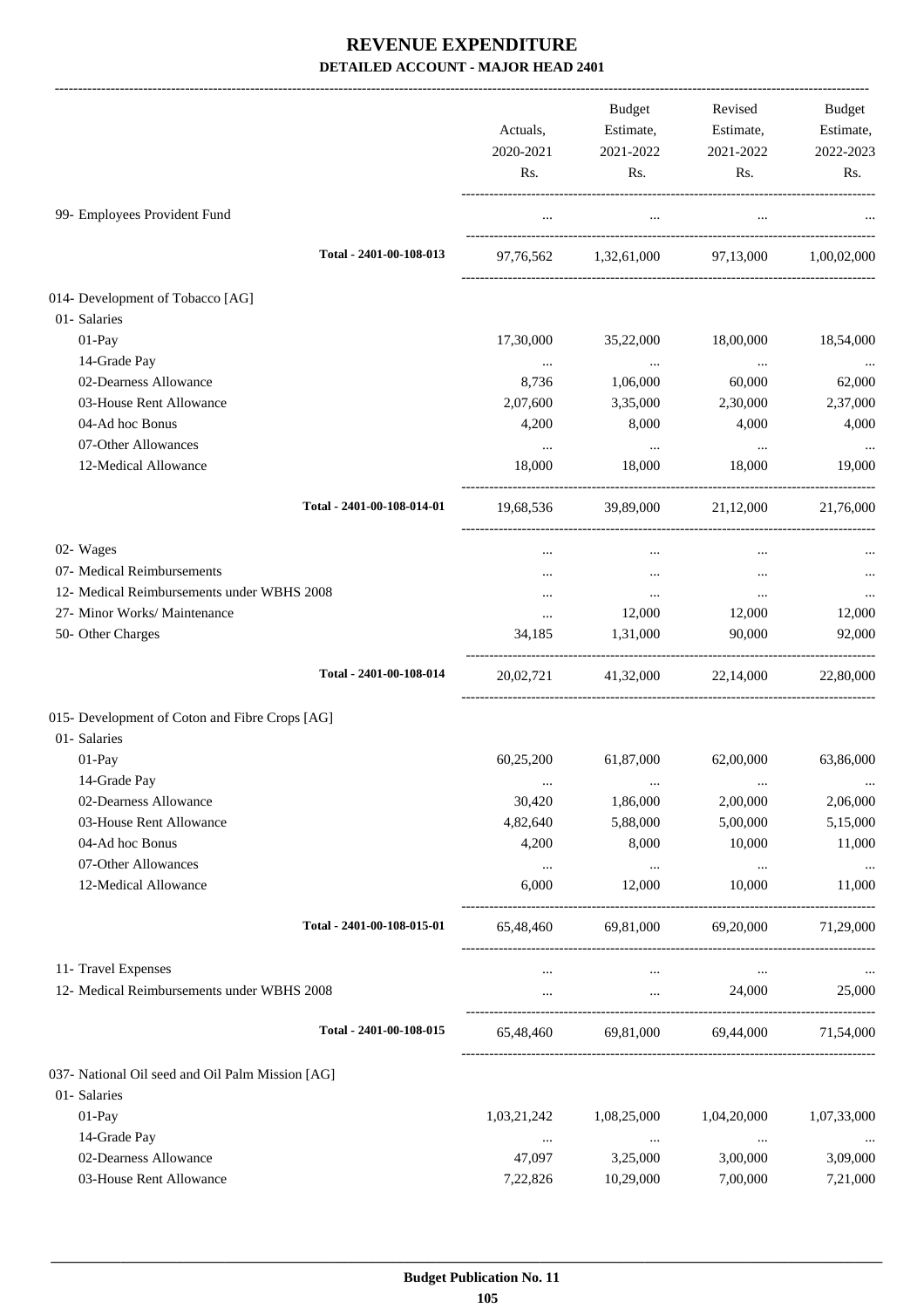# REVENUE EXPENDITURE

**DETAILED ACCOUNT - MAJOR HEAD 2401**

| | Actuals, 2020-2021 Rs. | Budget Estimate, 2021-2022 Rs. | Revised Estimate, 2021-2022 Rs. | Budget Estimate, 2022-2023 Rs. |
|---|---|---|---|---|
| 99- Employees Provident Fund | ... | ... | ... | ... |
| Total - 2401-00-108-013 | 97,76,562 | 1,32,61,000 | 97,13,000 | 1,00,02,000 |
| 014- Development of Tobacco [AG] | | | | |
| 01- Salaries | | | | |
| 01-Pay | 17,30,000 | 35,22,000 | 18,00,000 | 18,54,000 |
| 14-Grade Pay | ... | ... | ... | ... |
| 02-Dearness Allowance | 8,736 | 1,06,000 | 60,000 | 62,000 |
| 03-House Rent Allowance | 2,07,600 | 3,35,000 | 2,30,000 | 2,37,000 |
| 04-Ad hoc Bonus | 4,200 | 8,000 | 4,000 | 4,000 |
| 07-Other Allowances | ... | ... | ... | ... |
| 12-Medical Allowance | 18,000 | 18,000 | 18,000 | 19,000 |
| Total - 2401-00-108-014-01 | 19,68,536 | 39,89,000 | 21,12,000 | 21,76,000 |
| 02- Wages | ... | ... | ... | ... |
| 07- Medical Reimbursements | ... | ... | ... | ... |
| 12- Medical Reimbursements under WBHS 2008 | ... | ... | ... | ... |
| 27- Minor Works/ Maintenance | ... | 12,000 | 12,000 | 12,000 |
| 50- Other Charges | 34,185 | 1,31,000 | 90,000 | 92,000 |
| Total - 2401-00-108-014 | 20,02,721 | 41,32,000 | 22,14,000 | 22,80,000 |
| 015- Development of Coton and Fibre Crops [AG] | | | | |
| 01- Salaries | | | | |
| 01-Pay | 60,25,200 | 61,87,000 | 62,00,000 | 63,86,000 |
| 14-Grade Pay | ... | ... | ... | ... |
| 02-Dearness Allowance | 30,420 | 1,86,000 | 2,00,000 | 2,06,000 |
| 03-House Rent Allowance | 4,82,640 | 5,88,000 | 5,00,000 | 5,15,000 |
| 04-Ad hoc Bonus | 4,200 | 8,000 | 10,000 | 11,000 |
| 07-Other Allowances | ... | ... | ... | ... |
| 12-Medical Allowance | 6,000 | 12,000 | 10,000 | 11,000 |
| Total - 2401-00-108-015-01 | 65,48,460 | 69,81,000 | 69,20,000 | 71,29,000 |
| 11- Travel Expenses | ... | ... | ... | ... |
| 12- Medical Reimbursements under WBHS 2008 | ... | ... | 24,000 | 25,000 |
| Total - 2401-00-108-015 | 65,48,460 | 69,81,000 | 69,44,000 | 71,54,000 |
| 037- National Oil seed and Oil Palm Mission [AG] | | | | |
| 01- Salaries | | | | |
| 01-Pay | 1,03,21,242 | 1,08,25,000 | 1,04,20,000 | 1,07,33,000 |
| 14-Grade Pay | ... | ... | ... | ... |
| 02-Dearness Allowance | 47,097 | 3,25,000 | 3,00,000 | 3,09,000 |
| 03-House Rent Allowance | 7,22,826 | 10,29,000 | 7,00,000 | 7,21,000 |

**Budget Publication No. 11**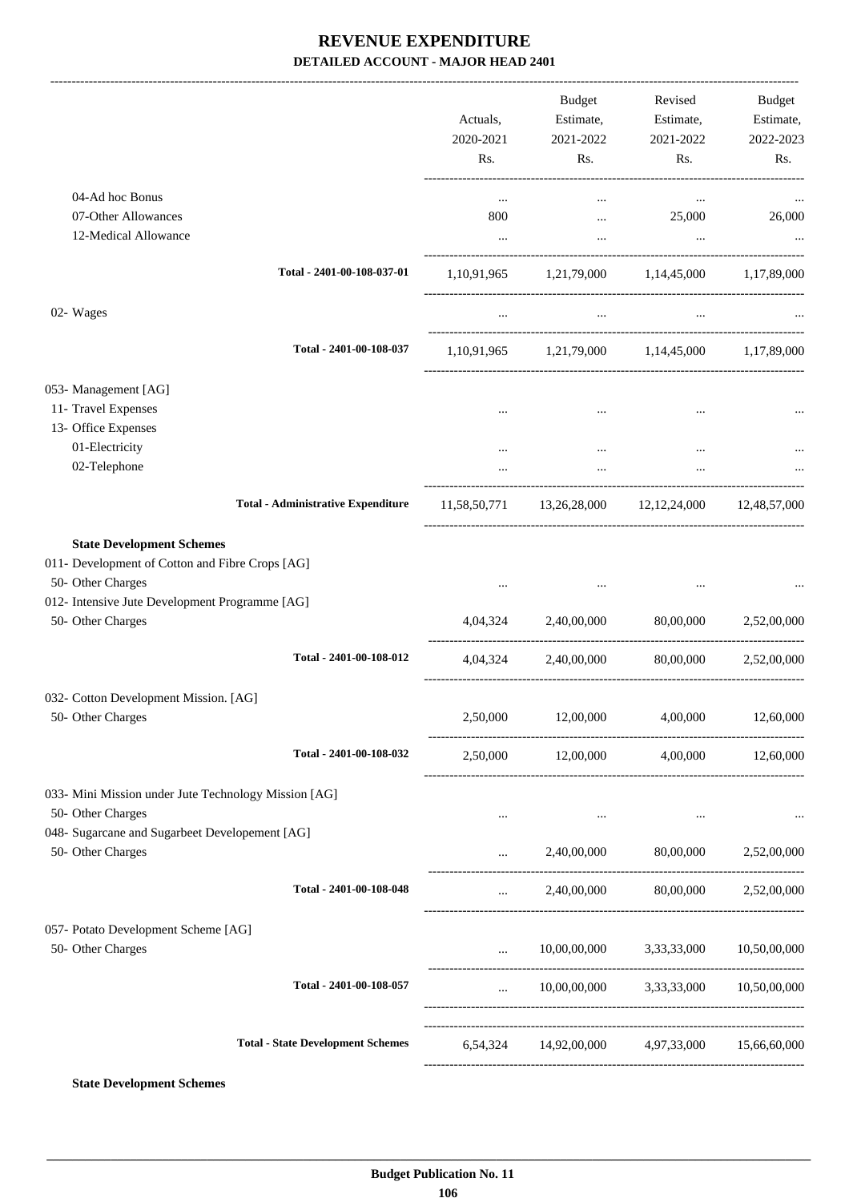# REVENUE EXPENDITURE

## DETAILED ACCOUNT - MAJOR HEAD 2401

| | Actuals, 2020-2021 Rs. | Budget Estimate, 2021-2022 Rs. | Revised Estimate, 2021-2022 Rs. | Budget Estimate, 2022-2023 Rs. |
|---|---|---|---|---|
| 04-Ad hoc Bonus | ... | ... | ... | ... |
| 07-Other Allowances | 800 | ... | 25,000 | 26,000 |
| 12-Medical Allowance | ... | ... | ... | ... |
| **Total - 2401-00-108-037-01** | 1,10,91,965 | 1,21,79,000 | 1,14,45,000 | 1,17,89,000 |
| 02- Wages | ... | ... | ... | ... |
| **Total - 2401-00-108-037** | 1,10,91,965 | 1,21,79,000 | 1,14,45,000 | 1,17,89,000 |
| 053- Management [AG] | | | | |
| 11- Travel Expenses | ... | ... | ... | ... |
| 13- Office Expenses | | | | |
| 01-Electricity | ... | ... | ... | ... |
| 02-Telephone | ... | ... | ... | ... |
| **Total - Administrative Expenditure** | 11,58,50,771 | 13,26,28,000 | 12,12,24,000 | 12,48,57,000 |
| **State Development Schemes** | | | | |
| 011- Development of Cotton and Fibre Crops [AG] | | | | |
| 50- Other Charges | ... | ... | ... | ... |
| 012- Intensive Jute Development Programme [AG] | | | | |
| 50- Other Charges | 4,04,324 | 2,40,00,000 | 80,00,000 | 2,52,00,000 |
| **Total - 2401-00-108-012** | 4,04,324 | 2,40,00,000 | 80,00,000 | 2,52,00,000 |
| 032- Cotton Development Mission. [AG] | | | | |
| 50- Other Charges | 2,50,000 | 12,00,000 | 4,00,000 | 12,60,000 |
| **Total - 2401-00-108-032** | 2,50,000 | 12,00,000 | 4,00,000 | 12,60,000 |
| 033- Mini Mission under Jute Technology Mission [AG] | | | | |
| 50- Other Charges | ... | ... | ... | ... |
| 048- Sugarcane and Sugarbeet Developement [AG] | | | | |
| 50- Other Charges | ... | 2,40,00,000 | 80,00,000 | 2,52,00,000 |
| **Total - 2401-00-108-048** | ... | 2,40,00,000 | 80,00,000 | 2,52,00,000 |
| 057- Potato Development Scheme [AG] | | | | |
| 50- Other Charges | ... | 10,00,00,000 | 3,33,33,000 | 10,50,00,000 |
| **Total - 2401-00-108-057** | ... | 10,00,00,000 | 3,33,33,000 | 10,50,00,000 |
| **Total - State Development Schemes** | 6,54,324 | 14,92,00,000 | 4,97,33,000 | 15,66,60,000 |

**State Development Schemes**

**Budget Publication No. 11**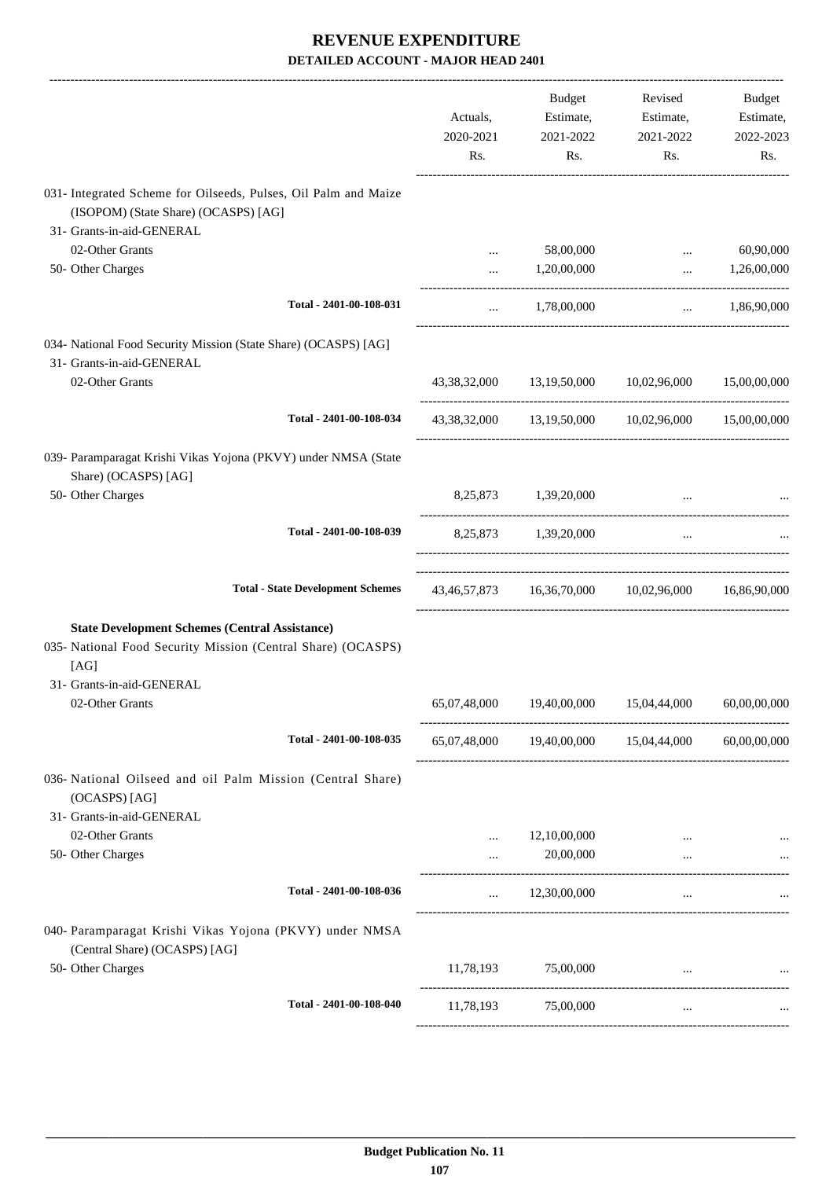# REVENUE EXPENDITURE

**DETAILED ACCOUNT - MAJOR HEAD 2401**

| | Actuals, 2020-2021 Rs. | Budget Estimate, 2021-2022 Rs. | Revised Estimate, 2021-2022 Rs. | Budget Estimate, 2022-2023 Rs. |
|---|---|---|---|---|
| 031- Integrated Scheme for Oilseeds, Pulses, Oil Palm and Maize (ISOPOM) (State Share) (OCASPS) [AG] | | | | |
| 31- Grants-in-aid-GENERAL | | | | |
| 02-Other Grants | ... | 58,00,000 | ... | 60,90,000 |
| 50- Other Charges | ... | 1,20,00,000 | ... | 1,26,00,000 |
| **Total - 2401-00-108-031** | ... | 1,78,00,000 | ... | 1,86,90,000 |
| 034- National Food Security Mission (State Share) (OCASPS) [AG] | | | | |
| 31- Grants-in-aid-GENERAL | | | | |
| 02-Other Grants | 43,38,32,000 | 13,19,50,000 | 10,02,96,000 | 15,00,00,000 |
| **Total - 2401-00-108-034** | 43,38,32,000 | 13,19,50,000 | 10,02,96,000 | 15,00,00,000 |
| 039- Paramparagat Krishi Vikas Yojona (PKVY) under NMSA (State Share) (OCASPS) [AG] | | | | |
| 50- Other Charges | 8,25,873 | 1,39,20,000 | ... | ... |
| **Total - 2401-00-108-039** | 8,25,873 | 1,39,20,000 | ... | ... |
| **Total - State Development Schemes** | 43,46,57,873 | 16,36,70,000 | 10,02,96,000 | 16,86,90,000 |
| **State Development Schemes (Central Assistance)** | | | | |
| 035- National Food Security Mission (Central Share) (OCASPS) [AG] | | | | |
| 31- Grants-in-aid-GENERAL | | | | |
| 02-Other Grants | 65,07,48,000 | 19,40,00,000 | 15,04,44,000 | 60,00,00,000 |
| **Total - 2401-00-108-035** | 65,07,48,000 | 19,40,00,000 | 15,04,44,000 | 60,00,00,000 |
| 036- National Oilseed and oil Palm Mission (Central Share) (OCASPS) [AG] | | | | |
| 31- Grants-in-aid-GENERAL | | | | |
| 02-Other Grants | ... | 12,10,00,000 | ... | ... |
| 50- Other Charges | ... | 20,00,000 | ... | ... |
| **Total - 2401-00-108-036** | ... | 12,30,00,000 | ... | ... |
| 040- Paramparagat Krishi Vikas Yojona (PKVY) under NMSA (Central Share) (OCASPS) [AG] | | | | |
| 50- Other Charges | 11,78,193 | 75,00,000 | ... | ... |
| **Total - 2401-00-108-040** | 11,78,193 | 75,00,000 | ... | ... |

**Budget Publication No. 11**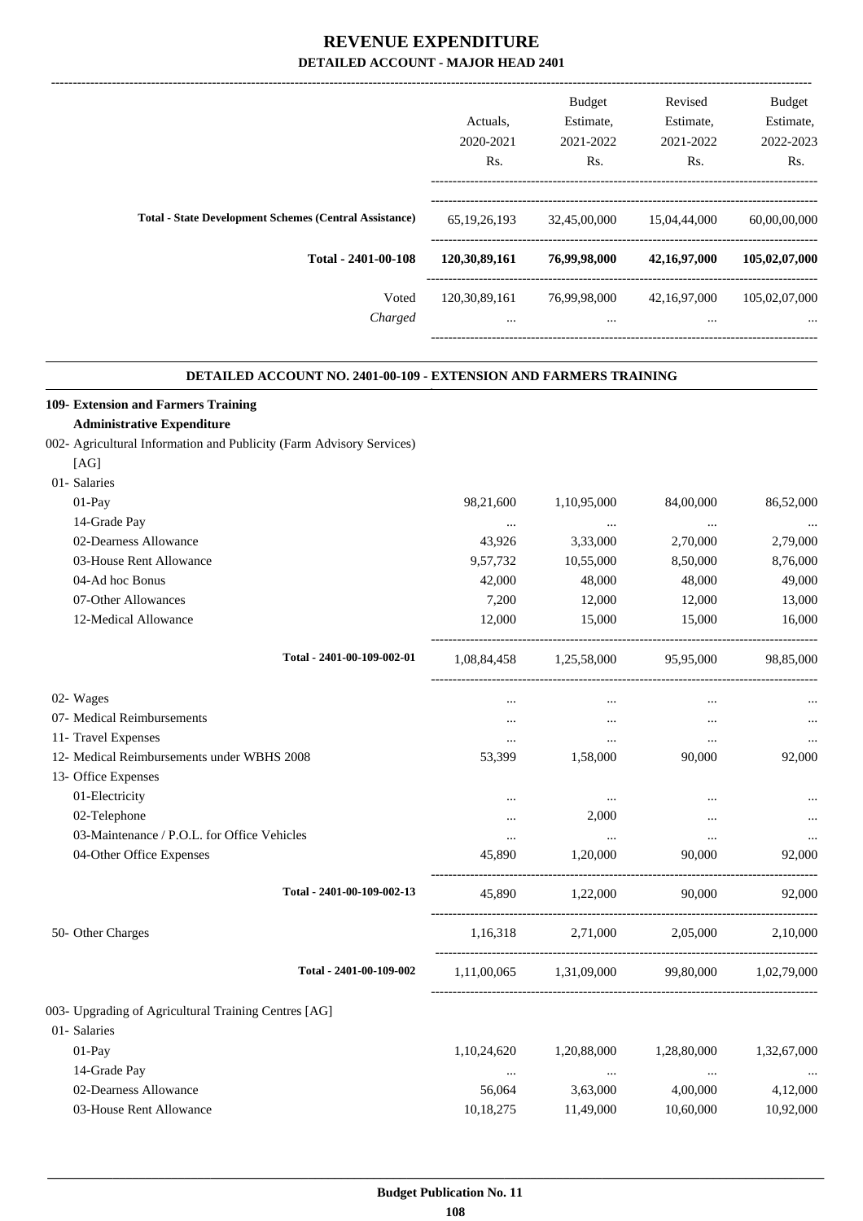# REVENUE EXPENDITURE

## DETAILED ACCOUNT - MAJOR HEAD 2401

| | Actuals, 2020-2021 Rs. | Budget Estimate, 2021-2022 Rs. | Revised Estimate, 2021-2022 Rs. | Budget Estimate, 2022-2023 Rs. |
|---|---|---|---|---|
| **Total - State Development Schemes (Central Assistance)** | 65,19,26,193 | 32,45,00,000 | 15,04,44,000 | 60,00,00,000 |
| **Total - 2401-00-108** | **120,30,89,161** | **76,99,98,000** | **42,16,97,000** | **105,02,07,000** |
| Voted | 120,30,89,161 | 76,99,98,000 | 42,16,97,000 | 105,02,07,000 |
| *Charged* | ... | ... | ... | ... |

### DETAILED ACCOUNT NO. 2401-00-109 - EXTENSION AND FARMERS TRAINING

| | Actuals, 2020-2021 Rs. | Budget Estimate, 2021-2022 Rs. | Revised Estimate, 2021-2022 Rs. | Budget Estimate, 2022-2023 Rs. |
|---|---|---|---|---|
| **109- Extension and Farmers Training** | | | | |
| **Administrative Expenditure** | | | | |
| 002- Agricultural Information and Publicity (Farm Advisory Services) [AG] | | | | |
| 01- Salaries | | | | |
| 01-Pay | 98,21,600 | 1,10,95,000 | 84,00,000 | 86,52,000 |
| 14-Grade Pay | ... | ... | ... | ... |
| 02-Dearness Allowance | 43,926 | 3,33,000 | 2,70,000 | 2,79,000 |
| 03-House Rent Allowance | 9,57,732 | 10,55,000 | 8,50,000 | 8,76,000 |
| 04-Ad hoc Bonus | 42,000 | 48,000 | 48,000 | 49,000 |
| 07-Other Allowances | 7,200 | 12,000 | 12,000 | 13,000 |
| 12-Medical Allowance | 12,000 | 15,000 | 15,000 | 16,000 |
| Total - 2401-00-109-002-01 | 1,08,84,458 | 1,25,58,000 | 95,95,000 | 98,85,000 |
| 02- Wages | ... | ... | ... | ... |
| 07- Medical Reimbursements | ... | ... | ... | ... |
| 11- Travel Expenses | ... | ... | ... | ... |
| 12- Medical Reimbursements under WBHS 2008 | 53,399 | 1,58,000 | 90,000 | 92,000 |
| 13- Office Expenses | | | | |
| 01-Electricity | ... | ... | ... | ... |
| 02-Telephone | ... | 2,000 | ... | ... |
| 03-Maintenance / P.O.L. for Office Vehicles | ... | ... | ... | ... |
| 04-Other Office Expenses | 45,890 | 1,20,000 | 90,000 | 92,000 |
| Total - 2401-00-109-002-13 | 45,890 | 1,22,000 | 90,000 | 92,000 |
| 50- Other Charges | 1,16,318 | 2,71,000 | 2,05,000 | 2,10,000 |
| Total - 2401-00-109-002 | 1,11,00,065 | 1,31,09,000 | 99,80,000 | 1,02,79,000 |
| 003- Upgrading of Agricultural Training Centres [AG] | | | | |
| 01- Salaries | | | | |
| 01-Pay | 1,10,24,620 | 1,20,88,000 | 1,28,80,000 | 1,32,67,000 |
| 14-Grade Pay | ... | ... | ... | ... |
| 02-Dearness Allowance | 56,064 | 3,63,000 | 4,00,000 | 4,12,000 |
| 03-House Rent Allowance | 10,18,275 | 11,49,000 | 10,60,000 | 10,92,000 |

**Budget Publication No. 11**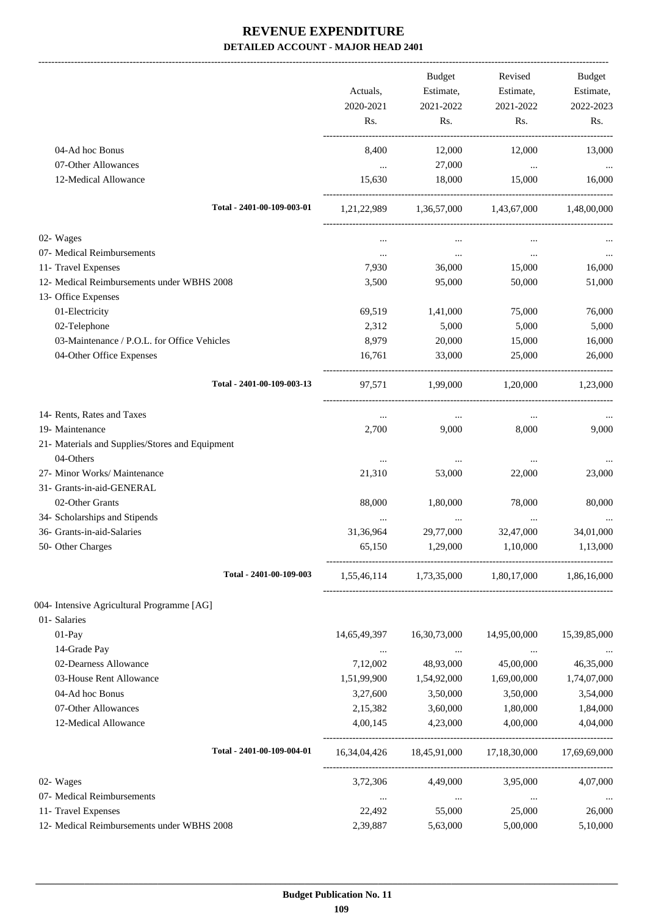# REVENUE EXPENDITURE

**DETAILED ACCOUNT - MAJOR HEAD 2401**

| | Actuals, 2020-2021 Rs. | Budget Estimate, 2021-2022 Rs. | Revised Estimate, 2021-2022 Rs. | Budget Estimate, 2022-2023 Rs. |
|---|---|---|---|---|
| 04-Ad hoc Bonus | 8,400 | 12,000 | 12,000 | 13,000 |
| 07-Other Allowances | ... | 27,000 | ... | ... |
| 12-Medical Allowance | 15,630 | 18,000 | 15,000 | 16,000 |
| **Total - 2401-00-109-003-01** | 1,21,22,989 | 1,36,57,000 | 1,43,67,000 | 1,48,00,000 |
| 02- Wages | ... | ... | ... | ... |
| 07- Medical Reimbursements | ... | ... | ... | ... |
| 11- Travel Expenses | 7,930 | 36,000 | 15,000 | 16,000 |
| 12- Medical Reimbursements under WBHS 2008 | 3,500 | 95,000 | 50,000 | 51,000 |
| 13- Office Expenses | | | | |
| 01-Electricity | 69,519 | 1,41,000 | 75,000 | 76,000 |
| 02-Telephone | 2,312 | 5,000 | 5,000 | 5,000 |
| 03-Maintenance / P.O.L. for Office Vehicles | 8,979 | 20,000 | 15,000 | 16,000 |
| 04-Other Office Expenses | 16,761 | 33,000 | 25,000 | 26,000 |
| **Total - 2401-00-109-003-13** | 97,571 | 1,99,000 | 1,20,000 | 1,23,000 |
| 14- Rents, Rates and Taxes | ... | ... | ... | ... |
| 19- Maintenance | 2,700 | 9,000 | 8,000 | 9,000 |
| 21- Materials and Supplies/Stores and Equipment | | | | |
| 04-Others | ... | ... | ... | ... |
| 27- Minor Works/ Maintenance | 21,310 | 53,000 | 22,000 | 23,000 |
| 31- Grants-in-aid-GENERAL | | | | |
| 02-Other Grants | 88,000 | 1,80,000 | 78,000 | 80,000 |
| 34- Scholarships and Stipends | ... | ... | ... | ... |
| 36- Grants-in-aid-Salaries | 31,36,964 | 29,77,000 | 32,47,000 | 34,01,000 |
| 50- Other Charges | 65,150 | 1,29,000 | 1,10,000 | 1,13,000 |
| **Total - 2401-00-109-003** | 1,55,46,114 | 1,73,35,000 | 1,80,17,000 | 1,86,16,000 |
| 004- Intensive Agricultural Programme [AG] | | | | |
| 01- Salaries | | | | |
| 01-Pay | 14,65,49,397 | 16,30,73,000 | 14,95,00,000 | 15,39,85,000 |
| 14-Grade Pay | ... | ... | ... | ... |
| 02-Dearness Allowance | 7,12,002 | 48,93,000 | 45,00,000 | 46,35,000 |
| 03-House Rent Allowance | 1,51,99,900 | 1,54,92,000 | 1,69,00,000 | 1,74,07,000 |
| 04-Ad hoc Bonus | 3,27,600 | 3,50,000 | 3,50,000 | 3,54,000 |
| 07-Other Allowances | 2,15,382 | 3,60,000 | 1,80,000 | 1,84,000 |
| 12-Medical Allowance | 4,00,145 | 4,23,000 | 4,00,000 | 4,04,000 |
| **Total - 2401-00-109-004-01** | 16,34,04,426 | 18,45,91,000 | 17,18,30,000 | 17,69,69,000 |
| 02- Wages | 3,72,306 | 4,49,000 | 3,95,000 | 4,07,000 |
| 07- Medical Reimbursements | ... | ... | ... | ... |
| 11- Travel Expenses | 22,492 | 55,000 | 25,000 | 26,000 |
| 12- Medical Reimbursements under WBHS 2008 | 2,39,887 | 5,63,000 | 5,00,000 | 5,10,000 |

**Budget Publication No. 11**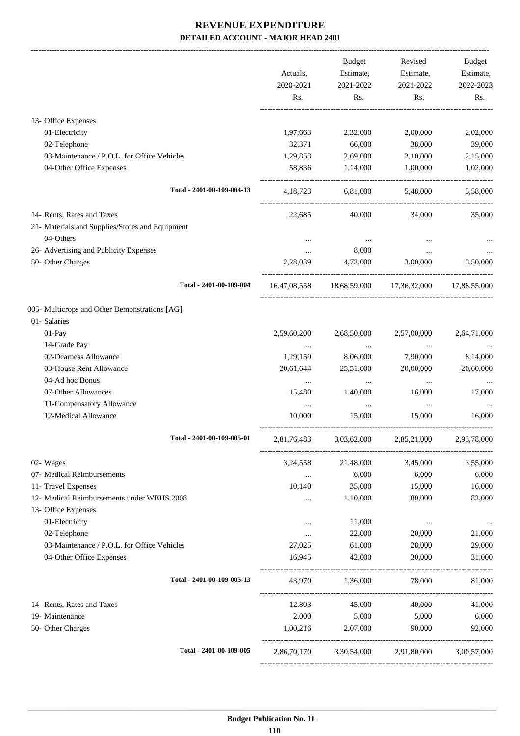# REVENUE EXPENDITURE
## DETAILED ACCOUNT - MAJOR HEAD 2401

| | Actuals, 2020-2021 Rs. | Budget Estimate, 2021-2022 Rs. | Revised Estimate, 2021-2022 Rs. | Budget Estimate, 2022-2023 Rs. |
|---|---|---|---|---|
| 13- Office Expenses | | | | |
| 01-Electricity | 1,97,663 | 2,32,000 | 2,00,000 | 2,02,000 |
| 02-Telephone | 32,371 | 66,000 | 38,000 | 39,000 |
| 03-Maintenance / P.O.L. for Office Vehicles | 1,29,853 | 2,69,000 | 2,10,000 | 2,15,000 |
| 04-Other Office Expenses | 58,836 | 1,14,000 | 1,00,000 | 1,02,000 |
| Total - 2401-00-109-004-13 | 4,18,723 | 6,81,000 | 5,48,000 | 5,58,000 |
| 14- Rents, Rates and Taxes | 22,685 | 40,000 | 34,000 | 35,000 |
| 21- Materials and Supplies/Stores and Equipment | | | | |
| 04-Others | ... | ... | ... | ... |
| 26- Advertising and Publicity Expenses | ... | 8,000 | ... | ... |
| 50- Other Charges | 2,28,039 | 4,72,000 | 3,00,000 | 3,50,000 |
| Total - 2401-00-109-004 | 16,47,08,558 | 18,68,59,000 | 17,36,32,000 | 17,88,55,000 |
| 005- Multicrops and Other Demonstrations [AG] | | | | |
| 01- Salaries | | | | |
| 01-Pay | 2,59,60,200 | 2,68,50,000 | 2,57,00,000 | 2,64,71,000 |
| 14-Grade Pay | ... | ... | ... | ... |
| 02-Dearness Allowance | 1,29,159 | 8,06,000 | 7,90,000 | 8,14,000 |
| 03-House Rent Allowance | 20,61,644 | 25,51,000 | 20,00,000 | 20,60,000 |
| 04-Ad hoc Bonus | ... | ... | ... | ... |
| 07-Other Allowances | 15,480 | 1,40,000 | 16,000 | 17,000 |
| 11-Compensatory Allowance | ... | ... | ... | ... |
| 12-Medical Allowance | 10,000 | 15,000 | 15,000 | 16,000 |
| Total - 2401-00-109-005-01 | 2,81,76,483 | 3,03,62,000 | 2,85,21,000 | 2,93,78,000 |
| 02- Wages | 3,24,558 | 21,48,000 | 3,45,000 | 3,55,000 |
| 07- Medical Reimbursements | ... | 6,000 | 6,000 | 6,000 |
| 11- Travel Expenses | 10,140 | 35,000 | 15,000 | 16,000 |
| 12- Medical Reimbursements under WBHS 2008 | ... | 1,10,000 | 80,000 | 82,000 |
| 13- Office Expenses | | | | |
| 01-Electricity | ... | 11,000 | ... | ... |
| 02-Telephone | ... | 22,000 | 20,000 | 21,000 |
| 03-Maintenance / P.O.L. for Office Vehicles | 27,025 | 61,000 | 28,000 | 29,000 |
| 04-Other Office Expenses | 16,945 | 42,000 | 30,000 | 31,000 |
| Total - 2401-00-109-005-13 | 43,970 | 1,36,000 | 78,000 | 81,000 |
| 14- Rents, Rates and Taxes | 12,803 | 45,000 | 40,000 | 41,000 |
| 19- Maintenance | 2,000 | 5,000 | 5,000 | 6,000 |
| 50- Other Charges | 1,00,216 | 2,07,000 | 90,000 | 92,000 |
| Total - 2401-00-109-005 | 2,86,70,170 | 3,30,54,000 | 2,91,80,000 | 3,00,57,000 |

Budget Publication No. 11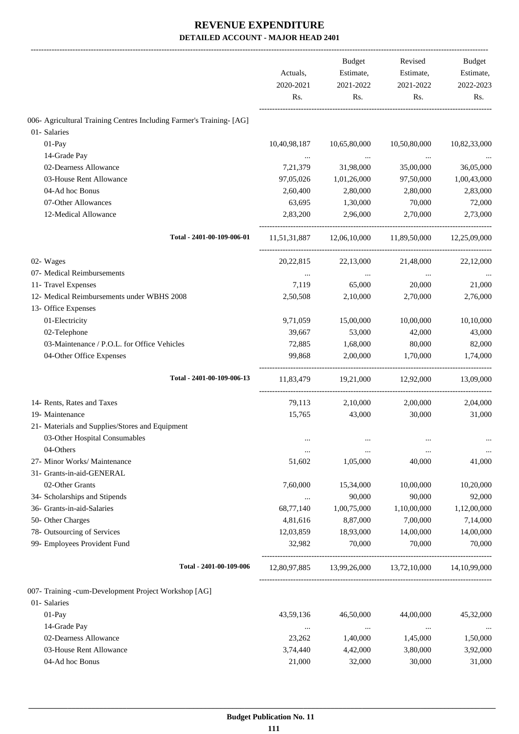# REVENUE EXPENDITURE

**DETAILED ACCOUNT - MAJOR HEAD 2401**

| | Actuals, 2020-2021 Rs. | Budget Estimate, 2021-2022 Rs. | Revised Estimate, 2021-2022 Rs. | Budget Estimate, 2022-2023 Rs. |
|---|---|---|---|---|
| 006- Agricultural Training Centres Including Farmer's Training- [AG] | | | | |
| 01- Salaries | | | | |
| 01-Pay | 10,40,98,187 | 10,65,80,000 | 10,50,80,000 | 10,82,33,000 |
| 14-Grade Pay | ... | ... | ... | ... |
| 02-Dearness Allowance | 7,21,379 | 31,98,000 | 35,00,000 | 36,05,000 |
| 03-House Rent Allowance | 97,05,026 | 1,01,26,000 | 97,50,000 | 1,00,43,000 |
| 04-Ad hoc Bonus | 2,60,400 | 2,80,000 | 2,80,000 | 2,83,000 |
| 07-Other Allowances | 63,695 | 1,30,000 | 70,000 | 72,000 |
| 12-Medical Allowance | 2,83,200 | 2,96,000 | 2,70,000 | 2,73,000 |
| **Total - 2401-00-109-006-01** | 11,51,31,887 | 12,06,10,000 | 11,89,50,000 | 12,25,09,000 |
| 02- Wages | 20,22,815 | 22,13,000 | 21,48,000 | 22,12,000 |
| 07- Medical Reimbursements | ... | ... | ... | ... |
| 11- Travel Expenses | 7,119 | 65,000 | 20,000 | 21,000 |
| 12- Medical Reimbursements under WBHS 2008 | 2,50,508 | 2,10,000 | 2,70,000 | 2,76,000 |
| 13- Office Expenses | | | | |
| 01-Electricity | 9,71,059 | 15,00,000 | 10,00,000 | 10,10,000 |
| 02-Telephone | 39,667 | 53,000 | 42,000 | 43,000 |
| 03-Maintenance / P.O.L. for Office Vehicles | 72,885 | 1,68,000 | 80,000 | 82,000 |
| 04-Other Office Expenses | 99,868 | 2,00,000 | 1,70,000 | 1,74,000 |
| **Total - 2401-00-109-006-13** | 11,83,479 | 19,21,000 | 12,92,000 | 13,09,000 |
| 14- Rents, Rates and Taxes | 79,113 | 2,10,000 | 2,00,000 | 2,04,000 |
| 19- Maintenance | 15,765 | 43,000 | 30,000 | 31,000 |
| 21- Materials and Supplies/Stores and Equipment | | | | |
| 03-Other Hospital Consumables | ... | ... | ... | ... |
| 04-Others | ... | ... | ... | ... |
| 27- Minor Works/ Maintenance | 51,602 | 1,05,000 | 40,000 | 41,000 |
| 31- Grants-in-aid-GENERAL | | | | |
| 02-Other Grants | 7,60,000 | 15,34,000 | 10,00,000 | 10,20,000 |
| 34- Scholarships and Stipends | ... | 90,000 | 90,000 | 92,000 |
| 36- Grants-in-aid-Salaries | 68,77,140 | 1,00,75,000 | 1,10,00,000 | 1,12,00,000 |
| 50- Other Charges | 4,81,616 | 8,87,000 | 7,00,000 | 7,14,000 |
| 78- Outsourcing of Services | 12,03,859 | 18,93,000 | 14,00,000 | 14,00,000 |
| 99- Employees Provident Fund | 32,982 | 70,000 | 70,000 | 70,000 |
| **Total - 2401-00-109-006** | 12,80,97,885 | 13,99,26,000 | 13,72,10,000 | 14,10,99,000 |
| 007- Training -cum-Development Project Workshop [AG] | | | | |
| 01- Salaries | | | | |
| 01-Pay | 43,59,136 | 46,50,000 | 44,00,000 | 45,32,000 |
| 14-Grade Pay | ... | ... | ... | ... |
| 02-Dearness Allowance | 23,262 | 1,40,000 | 1,45,000 | 1,50,000 |
| 03-House Rent Allowance | 3,74,440 | 4,42,000 | 3,80,000 | 3,92,000 |
| 04-Ad hoc Bonus | 21,000 | 32,000 | 30,000 | 31,000 |

**Budget Publication No. 11**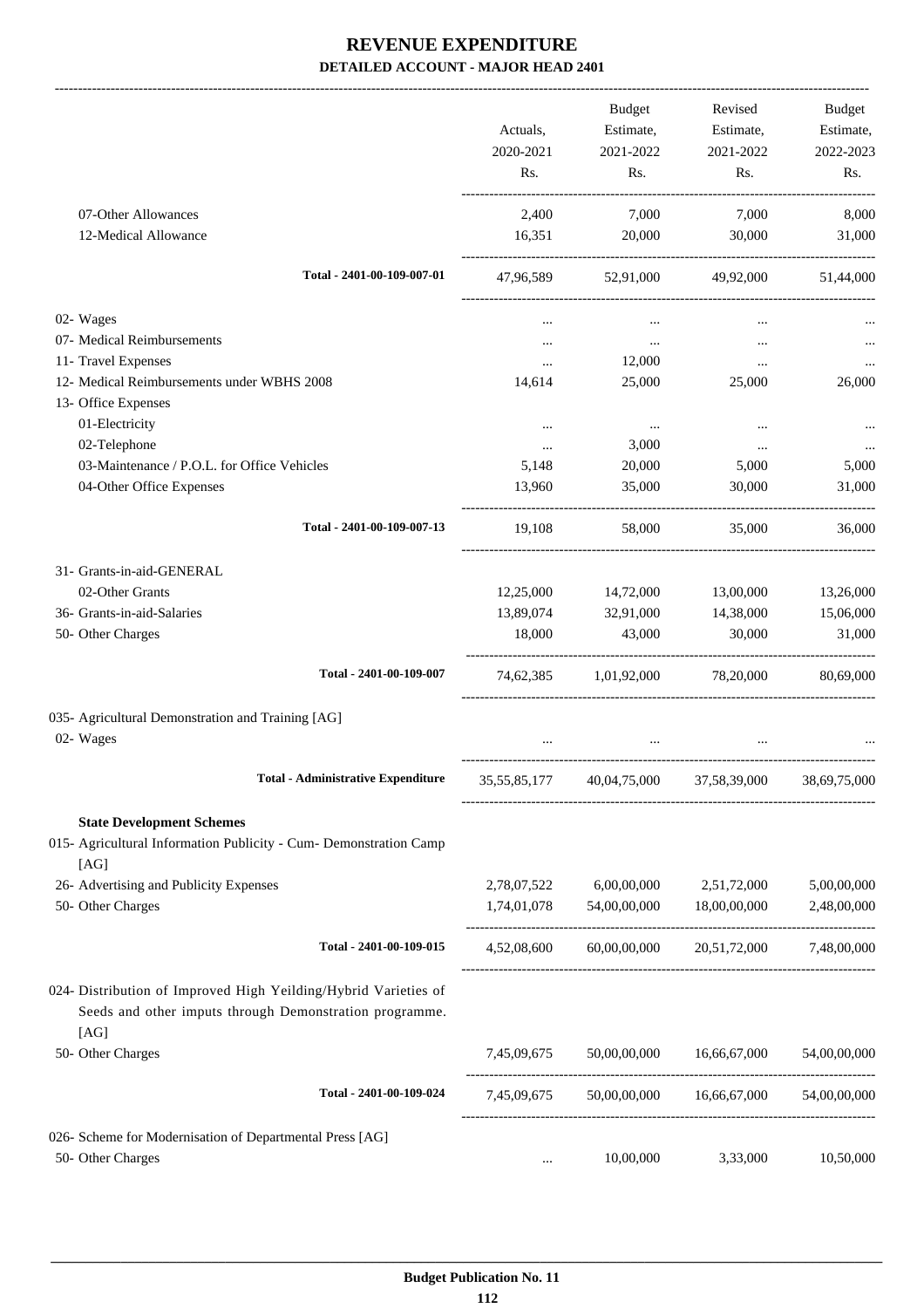# REVENUE EXPENDITURE

## DETAILED ACCOUNT - MAJOR HEAD 2401

| | Actuals, 2020-2021 Rs. | Budget Estimate, 2021-2022 Rs. | Revised Estimate, 2021-2022 Rs. | Budget Estimate, 2022-2023 Rs. |
|---|---|---|---|---|
| 07-Other Allowances | 2,400 | 7,000 | 7,000 | 8,000 |
| 12-Medical Allowance | 16,351 | 20,000 | 30,000 | 31,000 |
| **Total - 2401-00-109-007-01** | 47,96,589 | 52,91,000 | 49,92,000 | 51,44,000 |
| 02- Wages | ... | ... | ... | ... |
| 07- Medical Reimbursements | ... | ... | ... | ... |
| 11- Travel Expenses | ... | 12,000 | ... | ... |
| 12- Medical Reimbursements under WBHS 2008 | 14,614 | 25,000 | 25,000 | 26,000 |
| 13- Office Expenses | | | | |
| 01-Electricity | ... | ... | ... | ... |
| 02-Telephone | ... | 3,000 | ... | ... |
| 03-Maintenance / P.O.L. for Office Vehicles | 5,148 | 20,000 | 5,000 | 5,000 |
| 04-Other Office Expenses | 13,960 | 35,000 | 30,000 | 31,000 |
| **Total - 2401-00-109-007-13** | 19,108 | 58,000 | 35,000 | 36,000 |
| 31- Grants-in-aid-GENERAL | | | | |
| 02-Other Grants | 12,25,000 | 14,72,000 | 13,00,000 | 13,26,000 |
| 36- Grants-in-aid-Salaries | 13,89,074 | 32,91,000 | 14,38,000 | 15,06,000 |
| 50- Other Charges | 18,000 | 43,000 | 30,000 | 31,000 |
| **Total - 2401-00-109-007** | 74,62,385 | 1,01,92,000 | 78,20,000 | 80,69,000 |
| 035- Agricultural Demonstration and Training [AG] | | | | |
| 02- Wages | ... | ... | ... | ... |
| **Total - Administrative Expenditure** | 35,55,85,177 | 40,04,75,000 | 37,58,39,000 | 38,69,75,000 |
| **State Development Schemes** | | | | |
| 015- Agricultural Information Publicity - Cum- Demonstration Camp [AG] | | | | |
| 26- Advertising and Publicity Expenses | 2,78,07,522 | 6,00,00,000 | 2,51,72,000 | 5,00,00,000 |
| 50- Other Charges | 1,74,01,078 | 54,00,00,000 | 18,00,00,000 | 2,48,00,000 |
| **Total - 2401-00-109-015** | 4,52,08,600 | 60,00,00,000 | 20,51,72,000 | 7,48,00,000 |
| 024- Distribution of Improved High Yeilding/Hybrid Varieties of Seeds and other imputs through Demonstration programme. [AG] | | | | |
| 50- Other Charges | 7,45,09,675 | 50,00,00,000 | 16,66,67,000 | 54,00,00,000 |
| **Total - 2401-00-109-024** | 7,45,09,675 | 50,00,00,000 | 16,66,67,000 | 54,00,00,000 |
| 026- Scheme for Modernisation of Departmental Press [AG] | | | | |
| 50- Other Charges | ... | 10,00,000 | 3,33,000 | 10,50,000 |

Budget Publication No. 11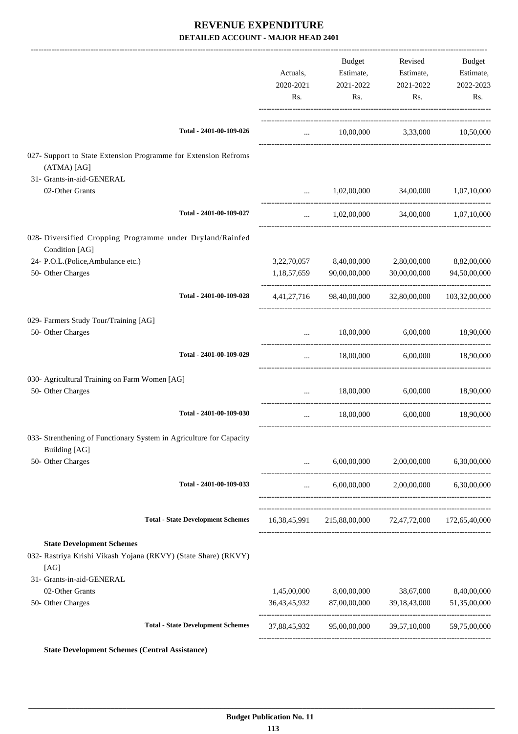# REVENUE EXPENDITURE

**DETAILED ACCOUNT - MAJOR HEAD 2401**

| | Actuals, 2020-2021 Rs. | Budget Estimate, 2021-2022 Rs. | Revised Estimate, 2021-2022 Rs. | Budget Estimate, 2022-2023 Rs. |
|---|---|---|---|---|
| Total - 2401-00-109-026 | ... | 10,00,000 | 3,33,000 | 10,50,000 |
| 027- Support to State Extension Programme for Extension Refroms (ATMA) [AG] | | | | |
| 31- Grants-in-aid-GENERAL | | | | |
| 02-Other Grants | ... | 1,02,00,000 | 34,00,000 | 1,07,10,000 |
| Total - 2401-00-109-027 | ... | 1,02,00,000 | 34,00,000 | 1,07,10,000 |
| 028- Diversified Cropping Programme under Dryland/Rainfed Condition [AG] | | | | |
| 24- P.O.L.(Police,Ambulance etc.) | 3,22,70,057 | 8,40,00,000 | 2,80,00,000 | 8,82,00,000 |
| 50- Other Charges | 1,18,57,659 | 90,00,00,000 | 30,00,00,000 | 94,50,00,000 |
| Total - 2401-00-109-028 | 4,41,27,716 | 98,40,00,000 | 32,80,00,000 | 103,32,00,000 |
| 029- Farmers Study Tour/Training [AG] | | | | |
| 50- Other Charges | ... | 18,00,000 | 6,00,000 | 18,90,000 |
| Total - 2401-00-109-029 | ... | 18,00,000 | 6,00,000 | 18,90,000 |
| 030- Agricultural Training on Farm Women [AG] | | | | |
| 50- Other Charges | ... | 18,00,000 | 6,00,000 | 18,90,000 |
| Total - 2401-00-109-030 | ... | 18,00,000 | 6,00,000 | 18,90,000 |
| 033- Strenthening of Functionary System in Agriculture for Capacity Building [AG] | | | | |
| 50- Other Charges | ... | 6,00,00,000 | 2,00,00,000 | 6,30,00,000 |
| Total - 2401-00-109-033 | ... | 6,00,00,000 | 2,00,00,000 | 6,30,00,000 |
| **Total - State Development Schemes** | 16,38,45,991 | 215,88,00,000 | 72,47,72,000 | 172,65,40,000 |
| **State Development Schemes** | | | | |
| 032- Rastriya Krishi Vikash Yojana (RKVY) (State Share) (RKVY) [AG] | | | | |
| 31- Grants-in-aid-GENERAL | | | | |
| 02-Other Grants | 1,45,00,000 | 8,00,00,000 | 38,67,000 | 8,40,00,000 |
| 50- Other Charges | 36,43,45,932 | 87,00,00,000 | 39,18,43,000 | 51,35,00,000 |
| **Total - State Development Schemes** | 37,88,45,932 | 95,00,00,000 | 39,57,10,000 | 59,75,00,000 |

**State Development Schemes (Central Assistance)**

Budget Publication No. 11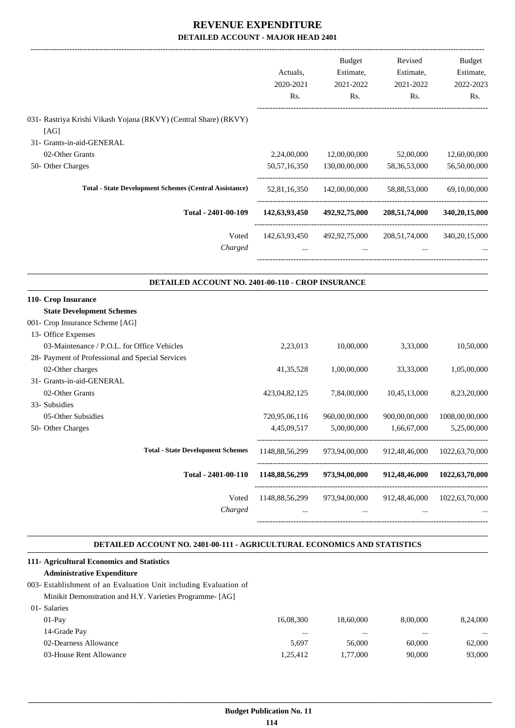# REVENUE EXPENDITURE

## DETAILED ACCOUNT - MAJOR HEAD 2401

| | Actuals, 2020-2021 Rs. | Budget Estimate, 2021-2022 Rs. | Revised Estimate, 2021-2022 Rs. | Budget Estimate, 2022-2023 Rs. |
|---|---|---|---|---|
| 031- Rastriya Krishi Vikash Yojana (RKVY) (Central Share) (RKVY) [AG] | | | | |
| 31- Grants-in-aid-GENERAL | | | | |
| 02-Other Grants | 2,24,00,000 | 12,00,00,000 | 52,00,000 | 12,60,00,000 |
| 50- Other Charges | 50,57,16,350 | 130,00,00,000 | 58,36,53,000 | 56,50,00,000 |
| **Total - State Development Schemes (Central Assistance)** | 52,81,16,350 | 142,00,00,000 | 58,88,53,000 | 69,10,00,000 |
| **Total - 2401-00-109** | **142,63,93,450** | **492,92,75,000** | **208,51,74,000** | **340,20,15,000** |
| Voted | 142,63,93,450 | 492,92,75,000 | 208,51,74,000 | 340,20,15,000 |
| *Charged* | ... | ... | ... | ... |

### DETAILED ACCOUNT NO. 2401-00-110 - CROP INSURANCE

| | Actuals, 2020-2021 Rs. | Budget Estimate, 2021-2022 Rs. | Revised Estimate, 2021-2022 Rs. | Budget Estimate, 2022-2023 Rs. |
|---|---|---|---|---|
| **110- Crop Insurance** | | | | |
| **State Development Schemes** | | | | |
| 001- Crop Insurance Scheme [AG] | | | | |
| 13- Office Expenses | | | | |
| 03-Maintenance / P.O.L. for Office Vehicles | 2,23,013 | 10,00,000 | 3,33,000 | 10,50,000 |
| 28- Payment of Professional and Special Services | | | | |
| 02-Other charges | 41,35,528 | 1,00,00,000 | 33,33,000 | 1,05,00,000 |
| 31- Grants-in-aid-GENERAL | | | | |
| 02-Other Grants | 423,04,82,125 | 7,84,00,000 | 10,45,13,000 | 8,23,20,000 |
| 33- Subsidies | | | | |
| 05-Other Subsidies | 720,95,06,116 | 960,00,00,000 | 900,00,00,000 | 1008,00,00,000 |
| 50- Other Charges | 4,45,09,517 | 5,00,00,000 | 1,66,67,000 | 5,25,00,000 |
| **Total - State Development Schemes** | 1148,88,56,299 | 973,94,00,000 | 912,48,46,000 | 1022,63,70,000 |
| **Total - 2401-00-110** | **1148,88,56,299** | **973,94,00,000** | **912,48,46,000** | **1022,63,70,000** |
| Voted | 1148,88,56,299 | 973,94,00,000 | 912,48,46,000 | 1022,63,70,000 |
| *Charged* | ... | ... | ... | ... |

### DETAILED ACCOUNT NO. 2401-00-111 - AGRICULTURAL ECONOMICS AND STATISTICS

| | Actuals, 2020-2021 Rs. | Budget Estimate, 2021-2022 Rs. | Revised Estimate, 2021-2022 Rs. | Budget Estimate, 2022-2023 Rs. |
|---|---|---|---|---|
| **111- Agricultural Economics and Statistics** | | | | |
| **Administrative Expenditure** | | | | |
| 003- Establishment of an Evaluation Unit including Evaluation of Minikit Demonstration and H.Y. Varieties Programme- [AG] | | | | |
| 01- Salaries | | | | |
| 01-Pay | 16,08,300 | 18,60,000 | 8,00,000 | 8,24,000 |
| 14-Grade Pay | ... | ... | ... | ... |
| 02-Dearness Allowance | 5,697 | 56,000 | 60,000 | 62,000 |
| 03-House Rent Allowance | 1,25,412 | 1,77,000 | 90,000 | 93,000 |

Budget Publication No. 11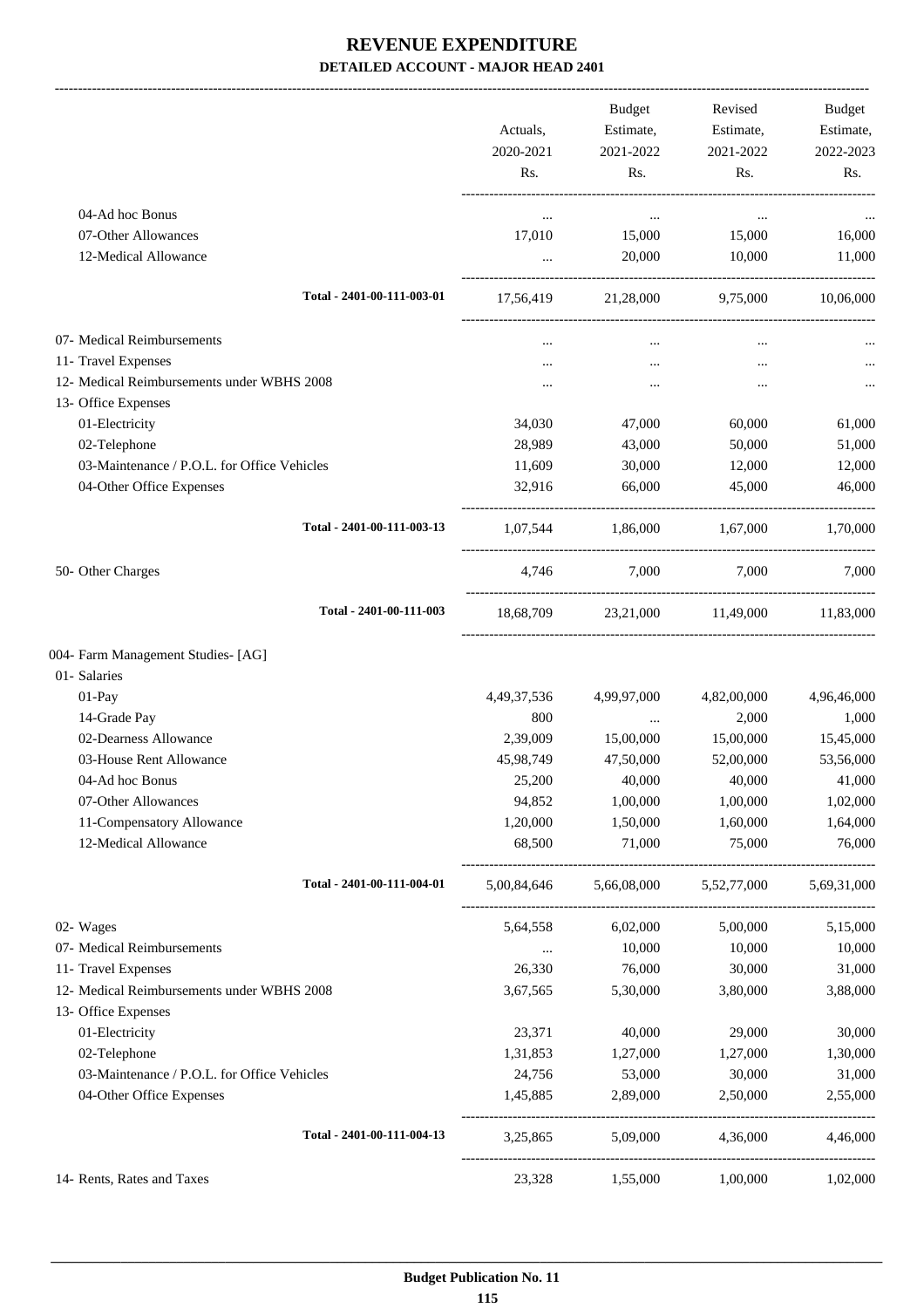# REVENUE EXPENDITURE

## DETAILED ACCOUNT - MAJOR HEAD 2401

| | Actuals, 2020-2021 Rs. | Budget Estimate, 2021-2022 Rs. | Revised Estimate, 2021-2022 Rs. | Budget Estimate, 2022-2023 Rs. |
|---|---|---|---|---|
| 04-Ad hoc Bonus | ... | ... | ... | ... |
| 07-Other Allowances | 17,010 | 15,000 | 15,000 | 16,000 |
| 12-Medical Allowance | ... | 20,000 | 10,000 | 11,000 |
| Total - 2401-00-111-003-01 | 17,56,419 | 21,28,000 | 9,75,000 | 10,06,000 |
| 07- Medical Reimbursements | ... | ... | ... | ... |
| 11- Travel Expenses | ... | ... | ... | ... |
| 12- Medical Reimbursements under WBHS 2008 | ... | ... | ... | ... |
| 13- Office Expenses | | | | |
| 01-Electricity | 34,030 | 47,000 | 60,000 | 61,000 |
| 02-Telephone | 28,989 | 43,000 | 50,000 | 51,000 |
| 03-Maintenance / P.O.L. for Office Vehicles | 11,609 | 30,000 | 12,000 | 12,000 |
| 04-Other Office Expenses | 32,916 | 66,000 | 45,000 | 46,000 |
| Total - 2401-00-111-003-13 | 1,07,544 | 1,86,000 | 1,67,000 | 1,70,000 |
| 50- Other Charges | 4,746 | 7,000 | 7,000 | 7,000 |
| Total - 2401-00-111-003 | 18,68,709 | 23,21,000 | 11,49,000 | 11,83,000 |
| 004- Farm Management Studies- [AG] | | | | |
| 01- Salaries | | | | |
| 01-Pay | 4,49,37,536 | 4,99,97,000 | 4,82,00,000 | 4,96,46,000 |
| 14-Grade Pay | 800 | ... | 2,000 | 1,000 |
| 02-Dearness Allowance | 2,39,009 | 15,00,000 | 15,00,000 | 15,45,000 |
| 03-House Rent Allowance | 45,98,749 | 47,50,000 | 52,00,000 | 53,56,000 |
| 04-Ad hoc Bonus | 25,200 | 40,000 | 40,000 | 41,000 |
| 07-Other Allowances | 94,852 | 1,00,000 | 1,00,000 | 1,02,000 |
| 11-Compensatory Allowance | 1,20,000 | 1,50,000 | 1,60,000 | 1,64,000 |
| 12-Medical Allowance | 68,500 | 71,000 | 75,000 | 76,000 |
| Total - 2401-00-111-004-01 | 5,00,84,646 | 5,66,08,000 | 5,52,77,000 | 5,69,31,000 |
| 02- Wages | 5,64,558 | 6,02,000 | 5,00,000 | 5,15,000 |
| 07- Medical Reimbursements | ... | 10,000 | 10,000 | 10,000 |
| 11- Travel Expenses | 26,330 | 76,000 | 30,000 | 31,000 |
| 12- Medical Reimbursements under WBHS 2008 | 3,67,565 | 5,30,000 | 3,80,000 | 3,88,000 |
| 13- Office Expenses | | | | |
| 01-Electricity | 23,371 | 40,000 | 29,000 | 30,000 |
| 02-Telephone | 1,31,853 | 1,27,000 | 1,27,000 | 1,30,000 |
| 03-Maintenance / P.O.L. for Office Vehicles | 24,756 | 53,000 | 30,000 | 31,000 |
| 04-Other Office Expenses | 1,45,885 | 2,89,000 | 2,50,000 | 2,55,000 |
| Total - 2401-00-111-004-13 | 3,25,865 | 5,09,000 | 4,36,000 | 4,46,000 |
| 14- Rents, Rates and Taxes | 23,328 | 1,55,000 | 1,00,000 | 1,02,000 |

Budget Publication No. 11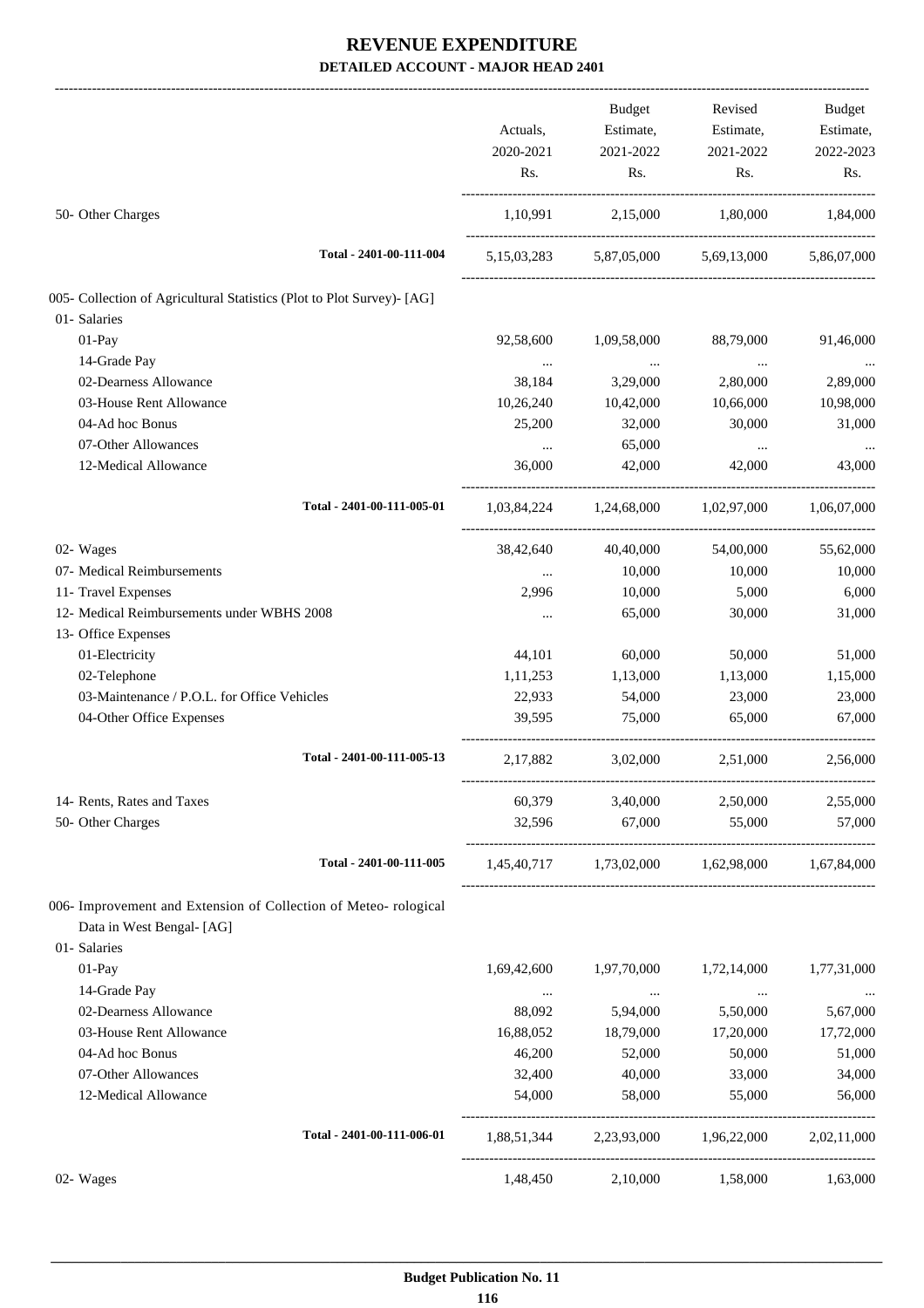# REVENUE EXPENDITURE

**DETAILED ACCOUNT - MAJOR HEAD 2401**

| | Actuals, 2020-2021 Rs. | Budget Estimate, 2021-2022 Rs. | Revised Estimate, 2021-2022 Rs. | Budget Estimate, 2022-2023 Rs. |
|---|---|---|---|---|
| 50- Other Charges | 1,10,991 | 2,15,000 | 1,80,000 | 1,84,000 |
| **Total - 2401-00-111-004** | 5,15,03,283 | 5,87,05,000 | 5,69,13,000 | 5,86,07,000 |
| 005- Collection of Agricultural Statistics (Plot to Plot Survey)- [AG] | | | | |
| 01- Salaries | | | | |
| 01-Pay | 92,58,600 | 1,09,58,000 | 88,79,000 | 91,46,000 |
| 14-Grade Pay | ... | ... | ... | ... |
| 02-Dearness Allowance | 38,184 | 3,29,000 | 2,80,000 | 2,89,000 |
| 03-House Rent Allowance | 10,26,240 | 10,42,000 | 10,66,000 | 10,98,000 |
| 04-Ad hoc Bonus | 25,200 | 32,000 | 30,000 | 31,000 |
| 07-Other Allowances | ... | 65,000 | ... | ... |
| 12-Medical Allowance | 36,000 | 42,000 | 42,000 | 43,000 |
| **Total - 2401-00-111-005-01** | 1,03,84,224 | 1,24,68,000 | 1,02,97,000 | 1,06,07,000 |
| 02- Wages | 38,42,640 | 40,40,000 | 54,00,000 | 55,62,000 |
| 07- Medical Reimbursements | ... | 10,000 | 10,000 | 10,000 |
| 11- Travel Expenses | 2,996 | 10,000 | 5,000 | 6,000 |
| 12- Medical Reimbursements under WBHS 2008 | ... | 65,000 | 30,000 | 31,000 |
| 13- Office Expenses | | | | |
| 01-Electricity | 44,101 | 60,000 | 50,000 | 51,000 |
| 02-Telephone | 1,11,253 | 1,13,000 | 1,13,000 | 1,15,000 |
| 03-Maintenance / P.O.L. for Office Vehicles | 22,933 | 54,000 | 23,000 | 23,000 |
| 04-Other Office Expenses | 39,595 | 75,000 | 65,000 | 67,000 |
| **Total - 2401-00-111-005-13** | 2,17,882 | 3,02,000 | 2,51,000 | 2,56,000 |
| 14- Rents, Rates and Taxes | 60,379 | 3,40,000 | 2,50,000 | 2,55,000 |
| 50- Other Charges | 32,596 | 67,000 | 55,000 | 57,000 |
| **Total - 2401-00-111-005** | 1,45,40,717 | 1,73,02,000 | 1,62,98,000 | 1,67,84,000 |
| 006- Improvement and Extension of Collection of Meteo- rological Data in West Bengal- [AG] | | | | |
| 01- Salaries | | | | |
| 01-Pay | 1,69,42,600 | 1,97,70,000 | 1,72,14,000 | 1,77,31,000 |
| 14-Grade Pay | ... | ... | ... | ... |
| 02-Dearness Allowance | 88,092 | 5,94,000 | 5,50,000 | 5,67,000 |
| 03-House Rent Allowance | 16,88,052 | 18,79,000 | 17,20,000 | 17,72,000 |
| 04-Ad hoc Bonus | 46,200 | 52,000 | 50,000 | 51,000 |
| 07-Other Allowances | 32,400 | 40,000 | 33,000 | 34,000 |
| 12-Medical Allowance | 54,000 | 58,000 | 55,000 | 56,000 |
| **Total - 2401-00-111-006-01** | 1,88,51,344 | 2,23,93,000 | 1,96,22,000 | 2,02,11,000 |
| 02- Wages | 1,48,450 | 2,10,000 | 1,58,000 | 1,63,000 |

**Budget Publication No. 11**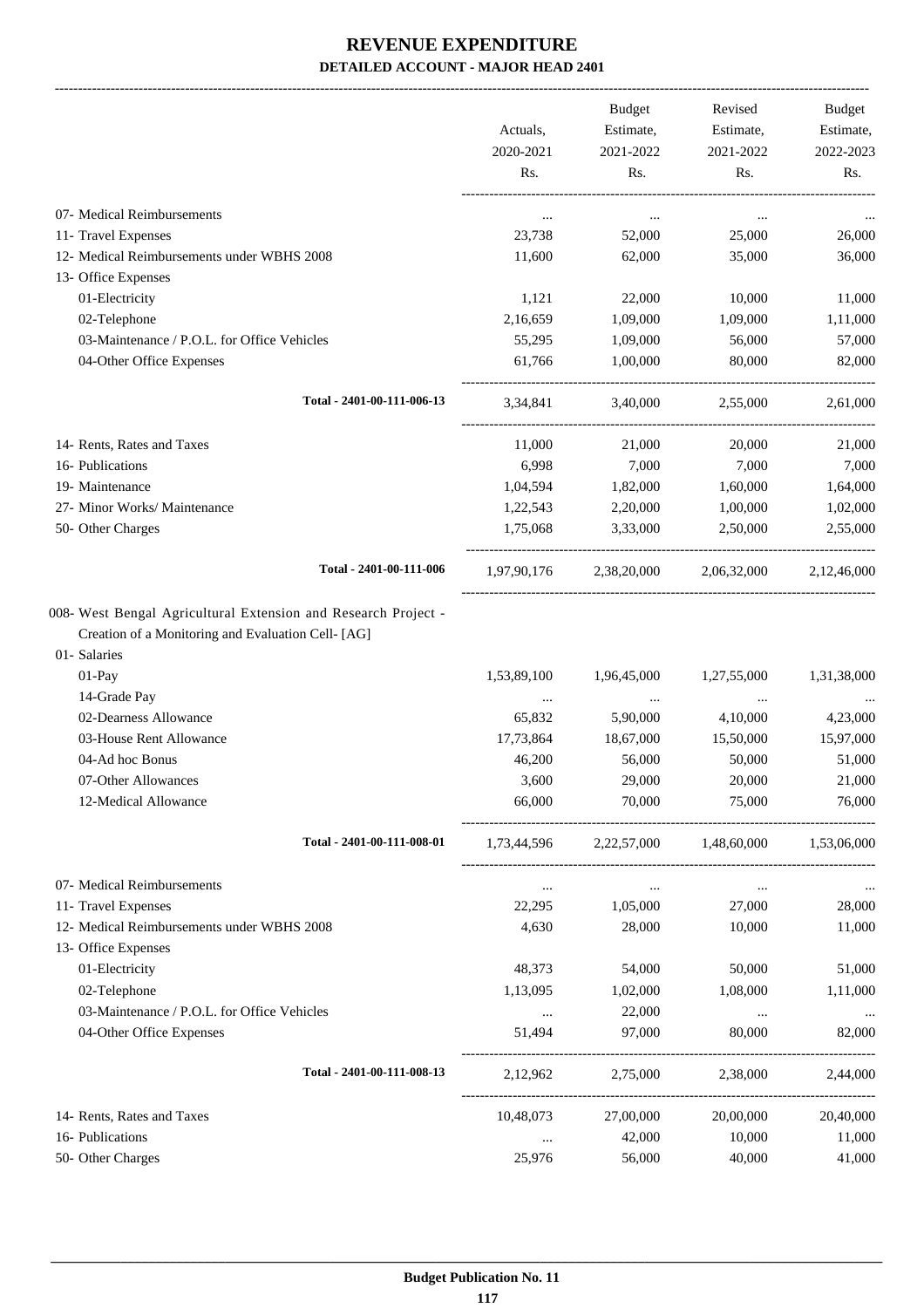# REVENUE EXPENDITURE

## DETAILED ACCOUNT - MAJOR HEAD 2401

| | Actuals, 2020-2021 Rs. | Budget Estimate, 2021-2022 Rs. | Revised Estimate, 2021-2022 Rs. | Budget Estimate, 2022-2023 Rs. |
|---|---|---|---|---|
| 07- Medical Reimbursements | ... | ... | ... | ... |
| 11- Travel Expenses | 23,738 | 52,000 | 25,000 | 26,000 |
| 12- Medical Reimbursements under WBHS 2008 | 11,600 | 62,000 | 35,000 | 36,000 |
| 13- Office Expenses | | | | |
| 01-Electricity | 1,121 | 22,000 | 10,000 | 11,000 |
| 02-Telephone | 2,16,659 | 1,09,000 | 1,09,000 | 1,11,000 |
| 03-Maintenance / P.O.L. for Office Vehicles | 55,295 | 1,09,000 | 56,000 | 57,000 |
| 04-Other Office Expenses | 61,766 | 1,00,000 | 80,000 | 82,000 |
| **Total - 2401-00-111-006-13** | 3,34,841 | 3,40,000 | 2,55,000 | 2,61,000 |
| 14- Rents, Rates and Taxes | 11,000 | 21,000 | 20,000 | 21,000 |
| 16- Publications | 6,998 | 7,000 | 7,000 | 7,000 |
| 19- Maintenance | 1,04,594 | 1,82,000 | 1,60,000 | 1,64,000 |
| 27- Minor Works/ Maintenance | 1,22,543 | 2,20,000 | 1,00,000 | 1,02,000 |
| 50- Other Charges | 1,75,068 | 3,33,000 | 2,50,000 | 2,55,000 |
| **Total - 2401-00-111-006** | 1,97,90,176 | 2,38,20,000 | 2,06,32,000 | 2,12,46,000 |
| 008- West Bengal Agricultural Extension and Research Project - Creation of a Monitoring and Evaluation Cell- [AG] | | | | |
| 01- Salaries | | | | |
| 01-Pay | 1,53,89,100 | 1,96,45,000 | 1,27,55,000 | 1,31,38,000 |
| 14-Grade Pay | ... | ... | ... | ... |
| 02-Dearness Allowance | 65,832 | 5,90,000 | 4,10,000 | 4,23,000 |
| 03-House Rent Allowance | 17,73,864 | 18,67,000 | 15,50,000 | 15,97,000 |
| 04-Ad hoc Bonus | 46,200 | 56,000 | 50,000 | 51,000 |
| 07-Other Allowances | 3,600 | 29,000 | 20,000 | 21,000 |
| 12-Medical Allowance | 66,000 | 70,000 | 75,000 | 76,000 |
| **Total - 2401-00-111-008-01** | 1,73,44,596 | 2,22,57,000 | 1,48,60,000 | 1,53,06,000 |
| 07- Medical Reimbursements | ... | ... | ... | ... |
| 11- Travel Expenses | 22,295 | 1,05,000 | 27,000 | 28,000 |
| 12- Medical Reimbursements under WBHS 2008 | 4,630 | 28,000 | 10,000 | 11,000 |
| 13- Office Expenses | | | | |
| 01-Electricity | 48,373 | 54,000 | 50,000 | 51,000 |
| 02-Telephone | 1,13,095 | 1,02,000 | 1,08,000 | 1,11,000 |
| 03-Maintenance / P.O.L. for Office Vehicles | ... | 22,000 | ... | ... |
| 04-Other Office Expenses | 51,494 | 97,000 | 80,000 | 82,000 |
| **Total - 2401-00-111-008-13** | 2,12,962 | 2,75,000 | 2,38,000 | 2,44,000 |
| 14- Rents, Rates and Taxes | 10,48,073 | 27,00,000 | 20,00,000 | 20,40,000 |
| 16- Publications | ... | 42,000 | 10,000 | 11,000 |
| 50- Other Charges | 25,976 | 56,000 | 40,000 | 41,000 |

**Budget Publication No. 11**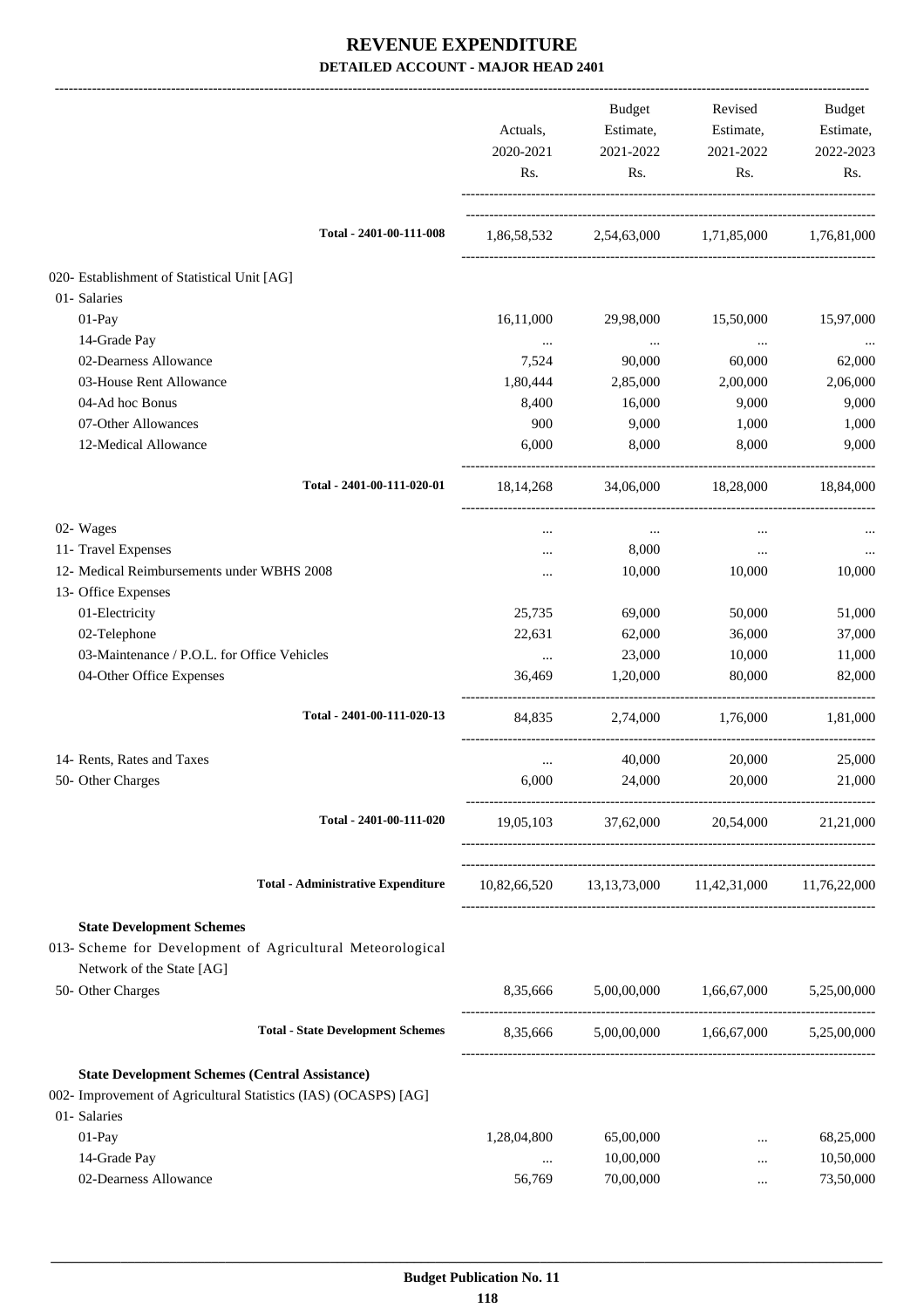# REVENUE EXPENDITURE

**DETAILED ACCOUNT - MAJOR HEAD 2401**

| | Actuals, 2020-2021 Rs. | Budget Estimate, 2021-2022 Rs. | Revised Estimate, 2021-2022 Rs. | Budget Estimate, 2022-2023 Rs. |
|---|---|---|---|---|
| **Total - 2401-00-111-008** | 1,86,58,532 | 2,54,63,000 | 1,71,85,000 | 1,76,81,000 |
| 020- Establishment of Statistical Unit [AG] | | | | |
| 01- Salaries | | | | |
| 01-Pay | 16,11,000 | 29,98,000 | 15,50,000 | 15,97,000 |
| 14-Grade Pay | ... | ... | ... | ... |
| 02-Dearness Allowance | 7,524 | 90,000 | 60,000 | 62,000 |
| 03-House Rent Allowance | 1,80,444 | 2,85,000 | 2,00,000 | 2,06,000 |
| 04-Ad hoc Bonus | 8,400 | 16,000 | 9,000 | 9,000 |
| 07-Other Allowances | 900 | 9,000 | 1,000 | 1,000 |
| 12-Medical Allowance | 6,000 | 8,000 | 8,000 | 9,000 |
| **Total - 2401-00-111-020-01** | 18,14,268 | 34,06,000 | 18,28,000 | 18,84,000 |
| 02- Wages | ... | ... | ... | ... |
| 11- Travel Expenses | ... | 8,000 | ... | ... |
| 12- Medical Reimbursements under WBHS 2008 | ... | 10,000 | 10,000 | 10,000 |
| 13- Office Expenses | | | | |
| 01-Electricity | 25,735 | 69,000 | 50,000 | 51,000 |
| 02-Telephone | 22,631 | 62,000 | 36,000 | 37,000 |
| 03-Maintenance / P.O.L. for Office Vehicles | ... | 23,000 | 10,000 | 11,000 |
| 04-Other Office Expenses | 36,469 | 1,20,000 | 80,000 | 82,000 |
| **Total - 2401-00-111-020-13** | 84,835 | 2,74,000 | 1,76,000 | 1,81,000 |
| 14- Rents, Rates and Taxes | ... | 40,000 | 20,000 | 25,000 |
| 50- Other Charges | 6,000 | 24,000 | 20,000 | 21,000 |
| **Total - 2401-00-111-020** | 19,05,103 | 37,62,000 | 20,54,000 | 21,21,000 |
| **Total - Administrative Expenditure** | 10,82,66,520 | 13,13,73,000 | 11,42,31,000 | 11,76,22,000 |
| **State Development Schemes** | | | | |
| 013- Scheme for Development of Agricultural Meteorological Network of the State [AG] | | | | |
| 50- Other Charges | 8,35,666 | 5,00,00,000 | 1,66,67,000 | 5,25,00,000 |
| **Total - State Development Schemes** | 8,35,666 | 5,00,00,000 | 1,66,67,000 | 5,25,00,000 |
| **State Development Schemes (Central Assistance)** | | | | |
| 002- Improvement of Agricultural Statistics (IAS) (OCASPS) [AG] | | | | |
| 01- Salaries | | | | |
| 01-Pay | 1,28,04,800 | 65,00,000 | ... | 68,25,000 |
| 14-Grade Pay | ... | 10,00,000 | ... | 10,50,000 |
| 02-Dearness Allowance | 56,769 | 70,00,000 | ... | 73,50,000 |

**Budget Publication No. 11**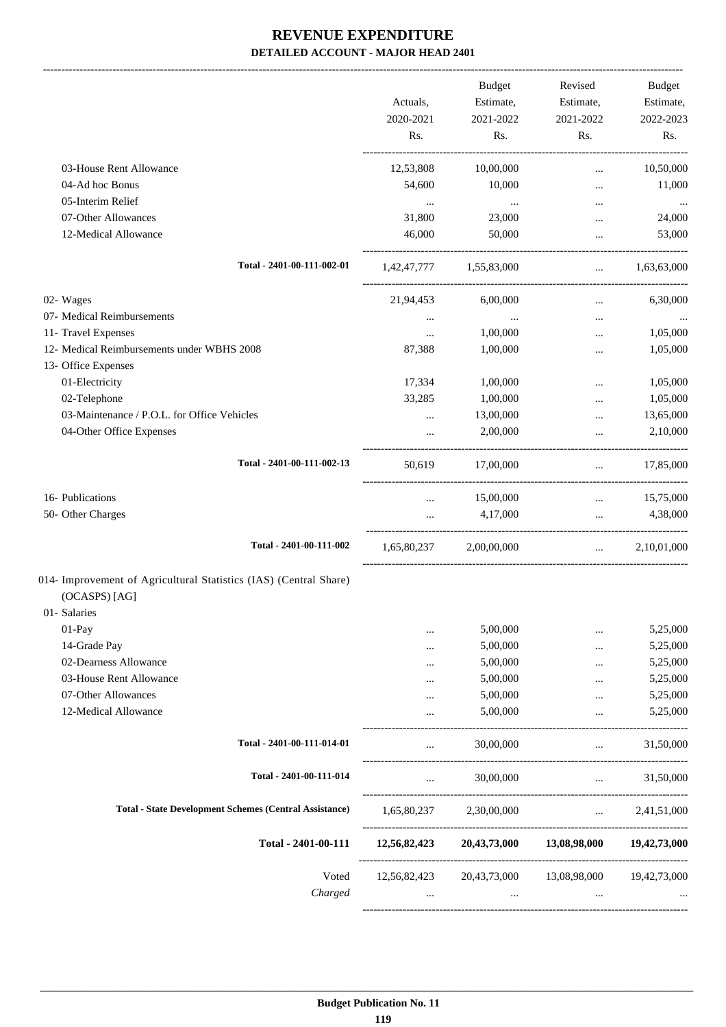# REVENUE EXPENDITURE

## DETAILED ACCOUNT - MAJOR HEAD 2401

| | Actuals, 2020-2021 Rs. | Budget Estimate, 2021-2022 Rs. | Revised Estimate, 2021-2022 Rs. | Budget Estimate, 2022-2023 Rs. |
|---|---|---|---|---|
| 03-House Rent Allowance | 12,53,808 | 10,00,000 | ... | 10,50,000 |
| 04-Ad hoc Bonus | 54,600 | 10,000 | ... | 11,000 |
| 05-Interim Relief | ... | ... | ... | ... |
| 07-Other Allowances | 31,800 | 23,000 | ... | 24,000 |
| 12-Medical Allowance | 46,000 | 50,000 | ... | 53,000 |
| Total - 2401-00-111-002-01 | 1,42,47,777 | 1,55,83,000 | ... | 1,63,63,000 |
| 02- Wages | 21,94,453 | 6,00,000 | ... | 6,30,000 |
| 07- Medical Reimbursements | ... | ... | ... | ... |
| 11- Travel Expenses | ... | 1,00,000 | ... | 1,05,000 |
| 12- Medical Reimbursements under WBHS 2008 | 87,388 | 1,00,000 | ... | 1,05,000 |
| 13- Office Expenses | | | | |
| 01-Electricity | 17,334 | 1,00,000 | ... | 1,05,000 |
| 02-Telephone | 33,285 | 1,00,000 | ... | 1,05,000 |
| 03-Maintenance / P.O.L. for Office Vehicles | ... | 13,00,000 | ... | 13,65,000 |
| 04-Other Office Expenses | ... | 2,00,000 | ... | 2,10,000 |
| Total - 2401-00-111-002-13 | 50,619 | 17,00,000 | ... | 17,85,000 |
| 16- Publications | ... | 15,00,000 | ... | 15,75,000 |
| 50- Other Charges | ... | 4,17,000 | ... | 4,38,000 |
| Total - 2401-00-111-002 | 1,65,80,237 | 2,00,00,000 | ... | 2,10,01,000 |
| 014- Improvement of Agricultural Statistics (IAS) (Central Share) (OCASPS) [AG] | | | | |
| 01- Salaries | | | | |
| 01-Pay | ... | 5,00,000 | ... | 5,25,000 |
| 14-Grade Pay | ... | 5,00,000 | ... | 5,25,000 |
| 02-Dearness Allowance | ... | 5,00,000 | ... | 5,25,000 |
| 03-House Rent Allowance | ... | 5,00,000 | ... | 5,25,000 |
| 07-Other Allowances | ... | 5,00,000 | ... | 5,25,000 |
| 12-Medical Allowance | ... | 5,00,000 | ... | 5,25,000 |
| Total - 2401-00-111-014-01 | ... | 30,00,000 | ... | 31,50,000 |
| Total - 2401-00-111-014 | ... | 30,00,000 | ... | 31,50,000 |
| Total - State Development Schemes (Central Assistance) | 1,65,80,237 | 2,30,00,000 | ... | 2,41,51,000 |
| **Total - 2401-00-111** | **12,56,82,423** | **20,43,73,000** | **13,08,98,000** | **19,42,73,000** |
| Voted | 12,56,82,423 | 20,43,73,000 | 13,08,98,000 | 19,42,73,000 |
| *Charged* | ... | ... | ... | ... |

Budget Publication No. 11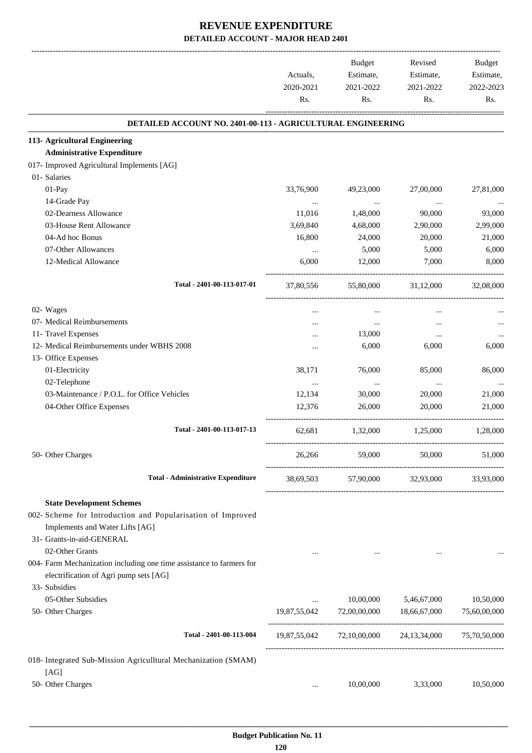# REVENUE EXPENDITURE

## DETAILED ACCOUNT - MAJOR HEAD 2401

| | Actuals, 2020-2021 Rs. | Budget Estimate, 2021-2022 Rs. | Revised Estimate, 2021-2022 Rs. | Budget Estimate, 2022-2023 Rs. |
|---|---|---|---|---|
| **DETAILED ACCOUNT NO. 2401-00-113 - AGRICULTURAL ENGINEERING** | | | | |
| **113- Agricultural Engineering** | | | | |
| **Administrative Expenditure** | | | | |
| 017- Improved Agricultural Implements [AG] | | | | |
| 01- Salaries | | | | |
| 01-Pay | 33,76,900 | 49,23,000 | 27,00,000 | 27,81,000 |
| 14-Grade Pay | ... | ... | ... | ... |
| 02-Dearness Allowance | 11,016 | 1,48,000 | 90,000 | 93,000 |
| 03-House Rent Allowance | 3,69,840 | 4,68,000 | 2,90,000 | 2,99,000 |
| 04-Ad hoc Bonus | 16,800 | 24,000 | 20,000 | 21,000 |
| 07-Other Allowances | ... | 5,000 | 5,000 | 6,000 |
| 12-Medical Allowance | 6,000 | 12,000 | 7,000 | 8,000 |
| **Total - 2401-00-113-017-01** | 37,80,556 | 55,80,000 | 31,12,000 | 32,08,000 |
| 02- Wages | ... | ... | ... | ... |
| 07- Medical Reimbursements | ... | ... | ... | ... |
| 11- Travel Expenses | ... | 13,000 | ... | ... |
| 12- Medical Reimbursements under WBHS 2008 | ... | 6,000 | 6,000 | 6,000 |
| 13- Office Expenses | | | | |
| 01-Electricity | 38,171 | 76,000 | 85,000 | 86,000 |
| 02-Telephone | ... | ... | ... | ... |
| 03-Maintenance / P.O.L. for Office Vehicles | 12,134 | 30,000 | 20,000 | 21,000 |
| 04-Other Office Expenses | 12,376 | 26,000 | 20,000 | 21,000 |
| **Total - 2401-00-113-017-13** | 62,681 | 1,32,000 | 1,25,000 | 1,28,000 |
| 50- Other Charges | 26,266 | 59,000 | 50,000 | 51,000 |
| **Total - Administrative Expenditure** | 38,69,503 | 57,90,000 | 32,93,000 | 33,93,000 |
| **State Development Schemes** | | | | |
| 002- Scheme for Introduction and Popularisation of Improved Implements and Water Lifts [AG] | | | | |
| 31- Grants-in-aid-GENERAL | | | | |
| 02-Other Grants | ... | ... | ... | ... |
| 004- Farm Mechanization including one time assistance to farmers for electrification of Agri pump sets [AG] | | | | |
| 33- Subsidies | | | | |
| 05-Other Subsidies | ... | 10,00,000 | 5,46,67,000 | 10,50,000 |
| 50- Other Charges | 19,87,55,042 | 72,00,00,000 | 18,66,67,000 | 75,60,00,000 |
| **Total - 2401-00-113-004** | 19,87,55,042 | 72,10,00,000 | 24,13,34,000 | 75,70,50,000 |
| 018- Integrated Sub-Mission Agriculltural Mechanization (SMAM) [AG] | | | | |
| 50- Other Charges | ... | 10,00,000 | 3,33,000 | 10,50,000 |

**Budget Publication No. 11**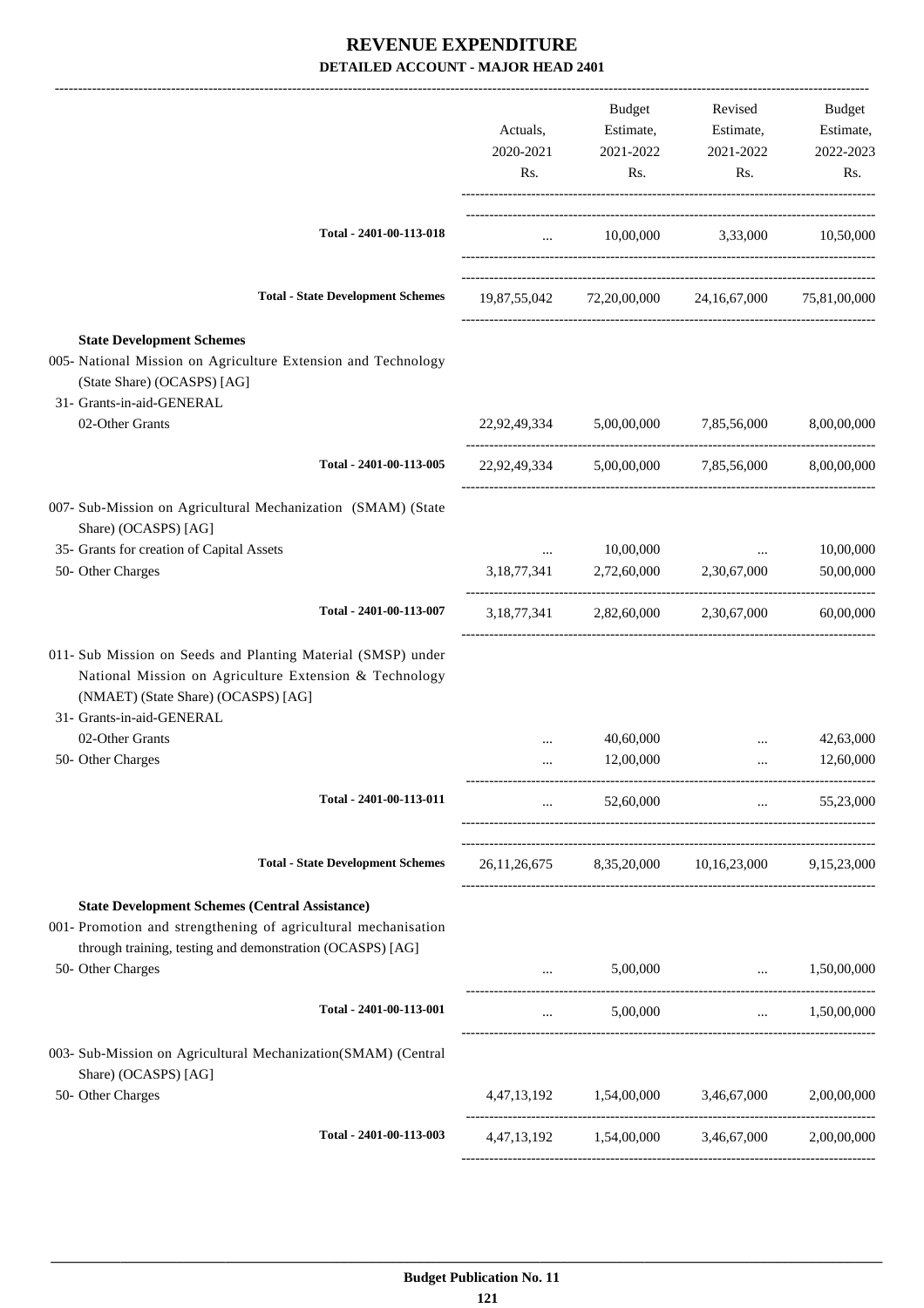# REVENUE EXPENDITURE

## DETAILED ACCOUNT - MAJOR HEAD 2401

| | Actuals, 2020-2021 Rs. | Budget Estimate, 2021-2022 Rs. | Revised Estimate, 2021-2022 Rs. | Budget Estimate, 2022-2023 Rs. |
|---|---|---|---|---|
| **Total - 2401-00-113-018** | ... | 10,00,000 | 3,33,000 | 10,50,000 |
| **Total - State Development Schemes** | 19,87,55,042 | 72,20,00,000 | 24,16,67,000 | 75,81,00,000 |
| **State Development Schemes** | | | | |
| 005- National Mission on Agriculture Extension and Technology (State Share) (OCASPS) [AG] | | | | |
| 31- Grants-in-aid-GENERAL | | | | |
| 02-Other Grants | 22,92,49,334 | 5,00,00,000 | 7,85,56,000 | 8,00,00,000 |
| **Total - 2401-00-113-005** | 22,92,49,334 | 5,00,00,000 | 7,85,56,000 | 8,00,00,000 |
| 007- Sub-Mission on Agricultural Mechanization (SMAM) (State Share) (OCASPS) [AG] | | | | |
| 35- Grants for creation of Capital Assets | ... | 10,00,000 | ... | 10,00,000 |
| 50- Other Charges | 3,18,77,341 | 2,72,60,000 | 2,30,67,000 | 50,00,000 |
| **Total - 2401-00-113-007** | 3,18,77,341 | 2,82,60,000 | 2,30,67,000 | 60,00,000 |
| 011- Sub Mission on Seeds and Planting Material (SMSP) under National Mission on Agriculture Extension & Technology (NMAET) (State Share) (OCASPS) [AG] | | | | |
| 31- Grants-in-aid-GENERAL | | | | |
| 02-Other Grants | ... | 40,60,000 | ... | 42,63,000 |
| 50- Other Charges | ... | 12,00,000 | ... | 12,60,000 |
| **Total - 2401-00-113-011** | ... | 52,60,000 | ... | 55,23,000 |
| **Total - State Development Schemes** | 26,11,26,675 | 8,35,20,000 | 10,16,23,000 | 9,15,23,000 |
| **State Development Schemes (Central Assistance)** | | | | |
| 001- Promotion and strengthening of agricultural mechanisation through training, testing and demonstration (OCASPS) [AG] | | | | |
| 50- Other Charges | ... | 5,00,000 | ... | 1,50,00,000 |
| **Total - 2401-00-113-001** | ... | 5,00,000 | ... | 1,50,00,000 |
| 003- Sub-Mission on Agricultural Mechanization(SMAM) (Central Share) (OCASPS) [AG] | | | | |
| 50- Other Charges | 4,47,13,192 | 1,54,00,000 | 3,46,67,000 | 2,00,00,000 |
| **Total - 2401-00-113-003** | 4,47,13,192 | 1,54,00,000 | 3,46,67,000 | 2,00,00,000 |

**Budget Publication No. 11**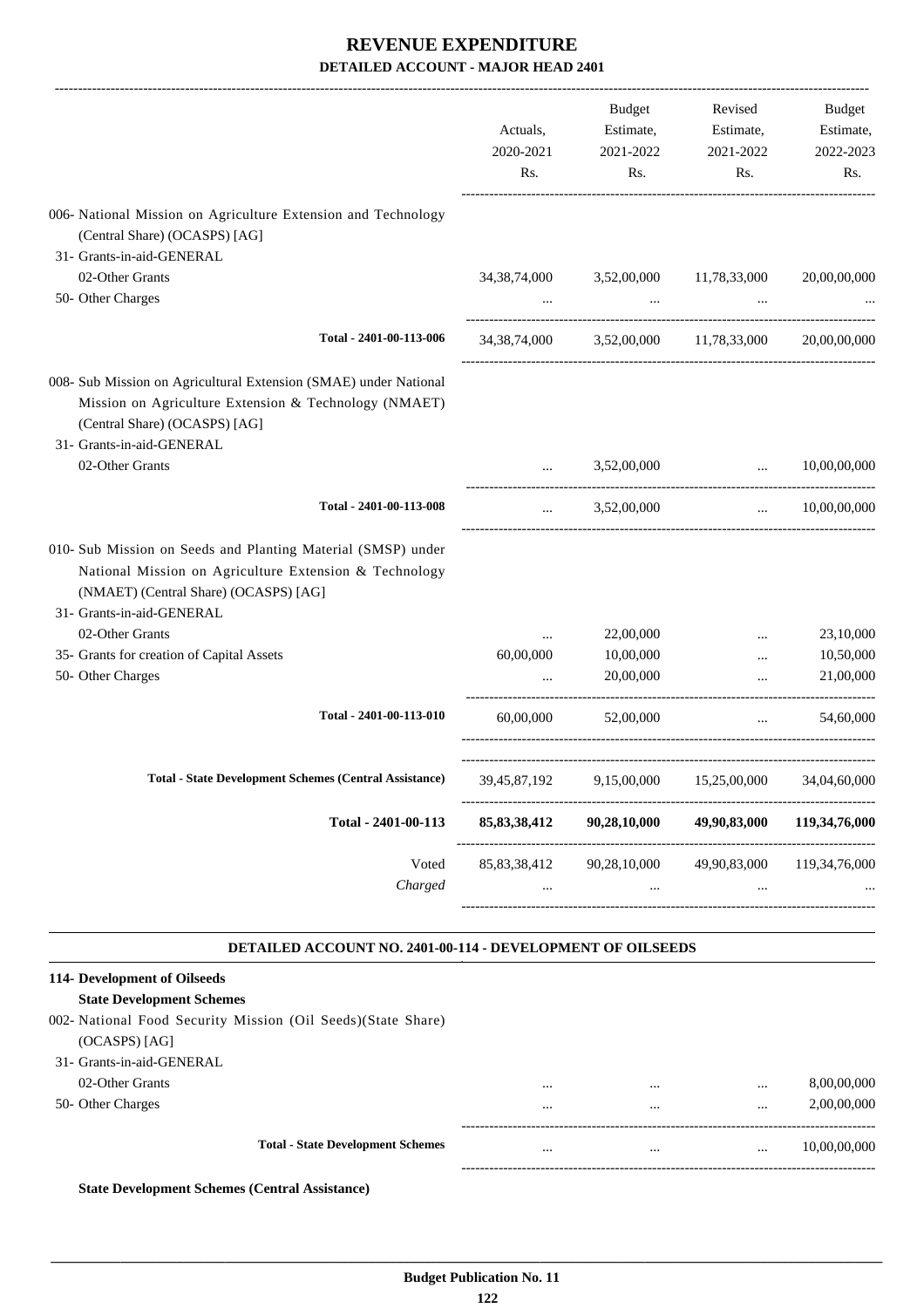# REVENUE EXPENDITURE

## DETAILED ACCOUNT - MAJOR HEAD 2401

| | Actuals, 2020-2021 Rs. | Budget Estimate, 2021-2022 Rs. | Revised Estimate, 2021-2022 Rs. | Budget Estimate, 2022-2023 Rs. |
|---|---|---|---|---|
| 006- National Mission on Agriculture Extension and Technology (Central Share) (OCASPS) [AG] | | | | |
| 31- Grants-in-aid-GENERAL | | | | |
| 02-Other Grants | 34,38,74,000 | 3,52,00,000 | 11,78,33,000 | 20,00,00,000 |
| 50- Other Charges | ... | ... | ... | ... |
| Total - 2401-00-113-006 | 34,38,74,000 | 3,52,00,000 | 11,78,33,000 | 20,00,00,000 |
| 008- Sub Mission on Agricultural Extension (SMAE) under National Mission on Agriculture Extension & Technology (NMAET) (Central Share) (OCASPS) [AG] | | | | |
| 31- Grants-in-aid-GENERAL | | | | |
| 02-Other Grants | ... | 3,52,00,000 | ... | 10,00,00,000 |
| Total - 2401-00-113-008 | ... | 3,52,00,000 | ... | 10,00,00,000 |
| 010- Sub Mission on Seeds and Planting Material (SMSP) under National Mission on Agriculture Extension & Technology (NMAET) (Central Share) (OCASPS) [AG] | | | | |
| 31- Grants-in-aid-GENERAL | | | | |
| 02-Other Grants | ... | 22,00,000 | ... | 23,10,000 |
| 35- Grants for creation of Capital Assets | 60,00,000 | 10,00,000 | ... | 10,50,000 |
| 50- Other Charges | ... | 20,00,000 | ... | 21,00,000 |
| Total - 2401-00-113-010 | 60,00,000 | 52,00,000 | ... | 54,60,000 |
| **Total - State Development Schemes (Central Assistance)** | 39,45,87,192 | 9,15,00,000 | 15,25,00,000 | 34,04,60,000 |
| **Total - 2401-00-113** | **85,83,38,412** | **90,28,10,000** | **49,90,83,000** | **119,34,76,000** |
| Voted | 85,83,38,412 | 90,28,10,000 | 49,90,83,000 | 119,34,76,000 |
| *Charged* | ... | ... | ... | ... |

### DETAILED ACCOUNT NO. 2401-00-114 - DEVELOPMENT OF OILSEEDS

| | Actuals, 2020-2021 Rs. | Budget Estimate, 2021-2022 Rs. | Revised Estimate, 2021-2022 Rs. | Budget Estimate, 2022-2023 Rs. |
|---|---|---|---|---|
| **114- Development of Oilseeds** | | | | |
| **State Development Schemes** | | | | |
| 002- National Food Security Mission (Oil Seeds)(State Share) (OCASPS) [AG] | | | | |
| 31- Grants-in-aid-GENERAL | | | | |
| 02-Other Grants | ... | ... | ... | 8,00,00,000 |
| 50- Other Charges | ... | ... | ... | 2,00,00,000 |
| **Total - State Development Schemes** | ... | ... | ... | 10,00,00,000 |

**State Development Schemes (Central Assistance)**

Budget Publication No. 11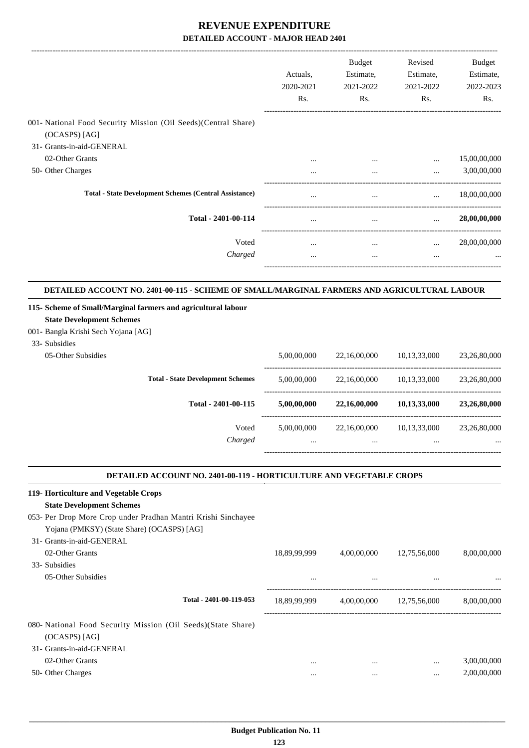# REVENUE EXPENDITURE

## DETAILED ACCOUNT - MAJOR HEAD 2401

| | Actuals, 2020-2021 Rs. | Budget Estimate, 2021-2022 Rs. | Revised Estimate, 2021-2022 Rs. | Budget Estimate, 2022-2023 Rs. |
|---|---|---|---|---|
| 001- National Food Security Mission (Oil Seeds)(Central Share) (OCASPS) [AG] | | | | |
| 31- Grants-in-aid-GENERAL | | | | |
| 02-Other Grants | ... | ... | ... | 15,00,00,000 |
| 50- Other Charges | ... | ... | ... | 3,00,00,000 |
| **Total - State Development Schemes (Central Assistance)** | ... | ... | ... | 18,00,00,000 |
| **Total - 2401-00-114** | ... | ... | ... | **28,00,00,000** |
| Voted | ... | ... | ... | 28,00,00,000 |
| *Charged* | ... | ... | ... | ... |

### DETAILED ACCOUNT NO. 2401-00-115 - SCHEME OF SMALL/MARGINAL FARMERS AND AGRICULTURAL LABOUR

| | Actuals, 2020-2021 Rs. | Budget Estimate, 2021-2022 Rs. | Revised Estimate, 2021-2022 Rs. | Budget Estimate, 2022-2023 Rs. |
|---|---|---|---|---|
| **115- Scheme of Small/Marginal farmers and agricultural labour** | | | | |
| **State Development Schemes** | | | | |
| 001- Bangla Krishi Sech Yojana [AG] | | | | |
| 33- Subsidies | | | | |
| 05-Other Subsidies | 5,00,00,000 | 22,16,00,000 | 10,13,33,000 | 23,26,80,000 |
| **Total - State Development Schemes** | 5,00,00,000 | 22,16,00,000 | 10,13,33,000 | 23,26,80,000 |
| **Total - 2401-00-115** | **5,00,00,000** | **22,16,00,000** | **10,13,33,000** | **23,26,80,000** |
| Voted | 5,00,00,000 | 22,16,00,000 | 10,13,33,000 | 23,26,80,000 |
| *Charged* | ... | ... | ... | ... |

### DETAILED ACCOUNT NO. 2401-00-119 - HORTICULTURE AND VEGETABLE CROPS

| | Actuals, 2020-2021 Rs. | Budget Estimate, 2021-2022 Rs. | Revised Estimate, 2021-2022 Rs. | Budget Estimate, 2022-2023 Rs. |
|---|---|---|---|---|
| **119- Horticulture and Vegetable Crops** | | | | |
| **State Development Schemes** | | | | |
| 053- Per Drop More Crop under Pradhan Mantri Krishi Sinchayee Yojana (PMKSY) (State Share) (OCASPS) [AG] | | | | |
| 31- Grants-in-aid-GENERAL | | | | |
| 02-Other Grants | 18,89,99,999 | 4,00,00,000 | 12,75,56,000 | 8,00,00,000 |
| 33- Subsidies | | | | |
| 05-Other Subsidies | ... | ... | ... | ... |
| **Total - 2401-00-119-053** | 18,89,99,999 | 4,00,00,000 | 12,75,56,000 | 8,00,00,000 |
| 080- National Food Security Mission (Oil Seeds)(State Share) (OCASPS) [AG] | | | | |
| 31- Grants-in-aid-GENERAL | | | | |
| 02-Other Grants | ... | ... | ... | 3,00,00,000 |
| 50- Other Charges | ... | ... | ... | 2,00,00,000 |

Budget Publication No. 11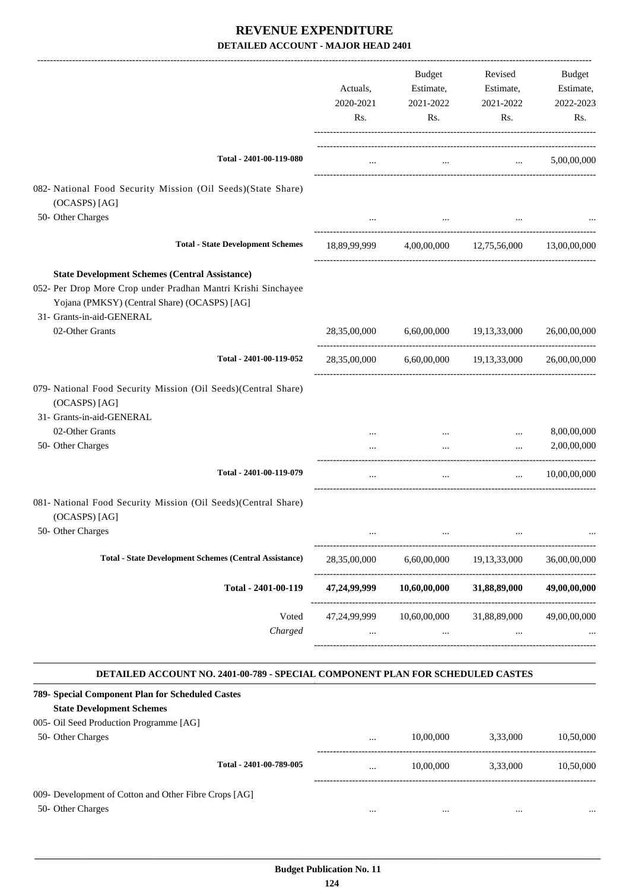# REVENUE EXPENDITURE

## DETAILED ACCOUNT - MAJOR HEAD 2401

| | Actuals, 2020-2021 Rs. | Budget Estimate, 2021-2022 Rs. | Revised Estimate, 2021-2022 Rs. | Budget Estimate, 2022-2023 Rs. |
|---|---|---|---|---|
| **Total - 2401-00-119-080** | ... | ... | ... | 5,00,00,000 |
| 082- National Food Security Mission (Oil Seeds)(State Share) (OCASPS) [AG] | | | | |
| 50- Other Charges | ... | ... | ... | ... |
| **Total - State Development Schemes** | 18,89,99,999 | 4,00,00,000 | 12,75,56,000 | 13,00,00,000 |
| **State Development Schemes (Central Assistance)** | | | | |
| 052- Per Drop More Crop under Pradhan Mantri Krishi Sinchayee Yojana (PMKSY) (Central Share) (OCASPS) [AG] | | | | |
| 31- Grants-in-aid-GENERAL | | | | |
| 02-Other Grants | 28,35,00,000 | 6,60,00,000 | 19,13,33,000 | 26,00,00,000 |
| **Total - 2401-00-119-052** | 28,35,00,000 | 6,60,00,000 | 19,13,33,000 | 26,00,00,000 |
| 079- National Food Security Mission (Oil Seeds)(Central Share) (OCASPS) [AG] | | | | |
| 31- Grants-in-aid-GENERAL | | | | |
| 02-Other Grants | ... | ... | ... | 8,00,00,000 |
| 50- Other Charges | ... | ... | ... | 2,00,00,000 |
| **Total - 2401-00-119-079** | ... | ... | ... | 10,00,00,000 |
| 081- National Food Security Mission (Oil Seeds)(Central Share) (OCASPS) [AG] | | | | |
| 50- Other Charges | ... | ... | ... | ... |
| **Total - State Development Schemes (Central Assistance)** | 28,35,00,000 | 6,60,00,000 | 19,13,33,000 | 36,00,00,000 |
| **Total - 2401-00-119** | **47,24,99,999** | **10,60,00,000** | **31,88,89,000** | **49,00,00,000** |
| Voted | 47,24,99,999 | 10,60,00,000 | 31,88,89,000 | 49,00,00,000 |
| *Charged* | ... | ... | ... | ... |

### DETAILED ACCOUNT NO. 2401-00-789 - SPECIAL COMPONENT PLAN FOR SCHEDULED CASTES

| | Actuals, 2020-2021 Rs. | Budget Estimate, 2021-2022 Rs. | Revised Estimate, 2021-2022 Rs. | Budget Estimate, 2022-2023 Rs. |
|---|---|---|---|---|
| **789- Special Component Plan for Scheduled Castes** | | | | |
| **State Development Schemes** | | | | |
| 005- Oil Seed Production Programme [AG] | | | | |
| 50- Other Charges | ... | 10,00,000 | 3,33,000 | 10,50,000 |
| **Total - 2401-00-789-005** | ... | 10,00,000 | 3,33,000 | 10,50,000 |
| 009- Development of Cotton and Other Fibre Crops [AG] | | | | |
| 50- Other Charges | ... | ... | ... | ... |

**Budget Publication No. 11**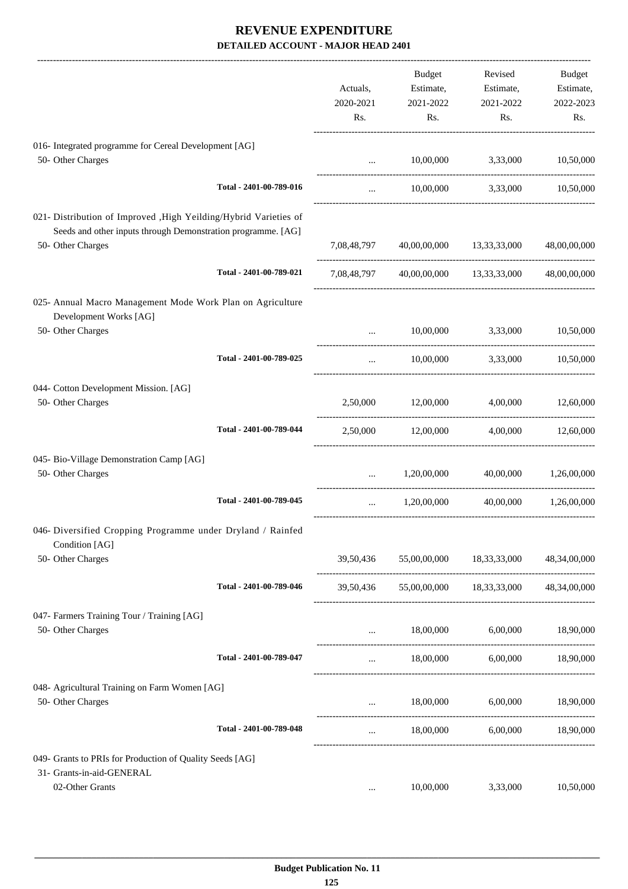# REVENUE EXPENDITURE

## DETAILED ACCOUNT - MAJOR HEAD 2401

| | Actuals, 2020-2021 Rs. | Budget Estimate, 2021-2022 Rs. | Revised Estimate, 2021-2022 Rs. | Budget Estimate, 2022-2023 Rs. |
|---|---|---|---|---|
| 016- Integrated programme for Cereal Development [AG] | | | | |
| 50- Other Charges | ... | 10,00,000 | 3,33,000 | 10,50,000 |
| Total - 2401-00-789-016 | ... | 10,00,000 | 3,33,000 | 10,50,000 |
| 021- Distribution of Improved ,High Yeilding/Hybrid Varieties of Seeds and other inputs through Demonstration programme. [AG] | | | | |
| 50- Other Charges | 7,08,48,797 | 40,00,00,000 | 13,33,33,000 | 48,00,00,000 |
| Total - 2401-00-789-021 | 7,08,48,797 | 40,00,00,000 | 13,33,33,000 | 48,00,00,000 |
| 025- Annual Macro Management Mode Work Plan on Agriculture Development Works [AG] | | | | |
| 50- Other Charges | ... | 10,00,000 | 3,33,000 | 10,50,000 |
| Total - 2401-00-789-025 | ... | 10,00,000 | 3,33,000 | 10,50,000 |
| 044- Cotton Development Mission. [AG] | | | | |
| 50- Other Charges | 2,50,000 | 12,00,000 | 4,00,000 | 12,60,000 |
| Total - 2401-00-789-044 | 2,50,000 | 12,00,000 | 4,00,000 | 12,60,000 |
| 045- Bio-Village Demonstration Camp [AG] | | | | |
| 50- Other Charges | ... | 1,20,00,000 | 40,00,000 | 1,26,00,000 |
| Total - 2401-00-789-045 | ... | 1,20,00,000 | 40,00,000 | 1,26,00,000 |
| 046- Diversified Cropping Programme under Dryland / Rainfed Condition [AG] | | | | |
| 50- Other Charges | 39,50,436 | 55,00,00,000 | 18,33,33,000 | 48,34,00,000 |
| Total - 2401-00-789-046 | 39,50,436 | 55,00,00,000 | 18,33,33,000 | 48,34,00,000 |
| 047- Farmers Training Tour / Training [AG] | | | | |
| 50- Other Charges | ... | 18,00,000 | 6,00,000 | 18,90,000 |
| Total - 2401-00-789-047 | ... | 18,00,000 | 6,00,000 | 18,90,000 |
| 048- Agricultural Training on Farm Women [AG] | | | | |
| 50- Other Charges | ... | 18,00,000 | 6,00,000 | 18,90,000 |
| Total - 2401-00-789-048 | ... | 18,00,000 | 6,00,000 | 18,90,000 |
| 049- Grants to PRIs for Production of Quality Seeds [AG] | | | | |
| 31- Grants-in-aid-GENERAL | | | | |
| 02-Other Grants | ... | 10,00,000 | 3,33,000 | 10,50,000 |

**Budget Publication No. 11**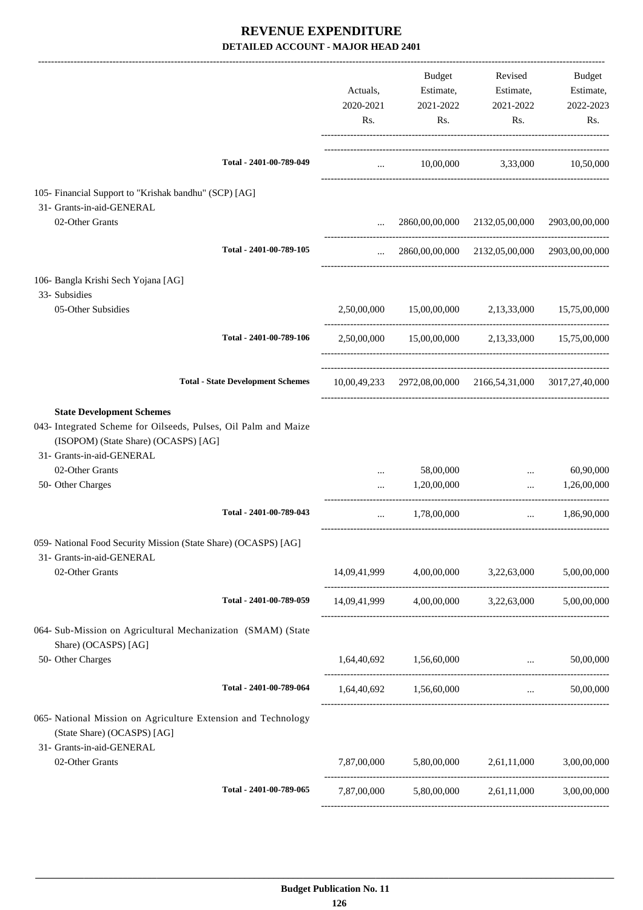# REVENUE EXPENDITURE

## DETAILED ACCOUNT - MAJOR HEAD 2401

| | Actuals, 2020-2021 Rs. | Budget Estimate, 2021-2022 Rs. | Revised Estimate, 2021-2022 Rs. | Budget Estimate, 2022-2023 Rs. |
|---|---|---|---|---|
| **Total - 2401-00-789-049** | ... | 10,00,000 | 3,33,000 | 10,50,000 |
| 105- Financial Support to "Krishak bandhu" (SCP) [AG] | | | | |
| 31- Grants-in-aid-GENERAL | | | | |
| 02-Other Grants | ... | 2860,00,00,000 | 2132,05,00,000 | 2903,00,00,000 |
| **Total - 2401-00-789-105** | ... | 2860,00,00,000 | 2132,05,00,000 | 2903,00,00,000 |
| 106- Bangla Krishi Sech Yojana [AG] | | | | |
| 33- Subsidies | | | | |
| 05-Other Subsidies | 2,50,00,000 | 15,00,00,000 | 2,13,33,000 | 15,75,00,000 |
| **Total - 2401-00-789-106** | 2,50,00,000 | 15,00,00,000 | 2,13,33,000 | 15,75,00,000 |
| **Total - State Development Schemes** | 10,00,49,233 | 2972,08,00,000 | 2166,54,31,000 | 3017,27,40,000 |
| **State Development Schemes** | | | | |
| 043- Integrated Scheme for Oilseeds, Pulses, Oil Palm and Maize (ISOPOM) (State Share) (OCASPS) [AG] | | | | |
| 31- Grants-in-aid-GENERAL | | | | |
| 02-Other Grants | ... | 58,00,000 | ... | 60,90,000 |
| 50- Other Charges | ... | 1,20,00,000 | ... | 1,26,00,000 |
| **Total - 2401-00-789-043** | ... | 1,78,00,000 | ... | 1,86,90,000 |
| 059- National Food Security Mission (State Share) (OCASPS) [AG] | | | | |
| 31- Grants-in-aid-GENERAL | | | | |
| 02-Other Grants | 14,09,41,999 | 4,00,00,000 | 3,22,63,000 | 5,00,00,000 |
| **Total - 2401-00-789-059** | 14,09,41,999 | 4,00,00,000 | 3,22,63,000 | 5,00,00,000 |
| 064- Sub-Mission on Agricultural Mechanization (SMAM) (State Share) (OCASPS) [AG] | | | | |
| 50- Other Charges | 1,64,40,692 | 1,56,60,000 | ... | 50,00,000 |
| **Total - 2401-00-789-064** | 1,64,40,692 | 1,56,60,000 | ... | 50,00,000 |
| 065- National Mission on Agriculture Extension and Technology (State Share) (OCASPS) [AG] | | | | |
| 31- Grants-in-aid-GENERAL | | | | |
| 02-Other Grants | 7,87,00,000 | 5,80,00,000 | 2,61,11,000 | 3,00,00,000 |
| **Total - 2401-00-789-065** | 7,87,00,000 | 5,80,00,000 | 2,61,11,000 | 3,00,00,000 |

**Budget Publication No. 11**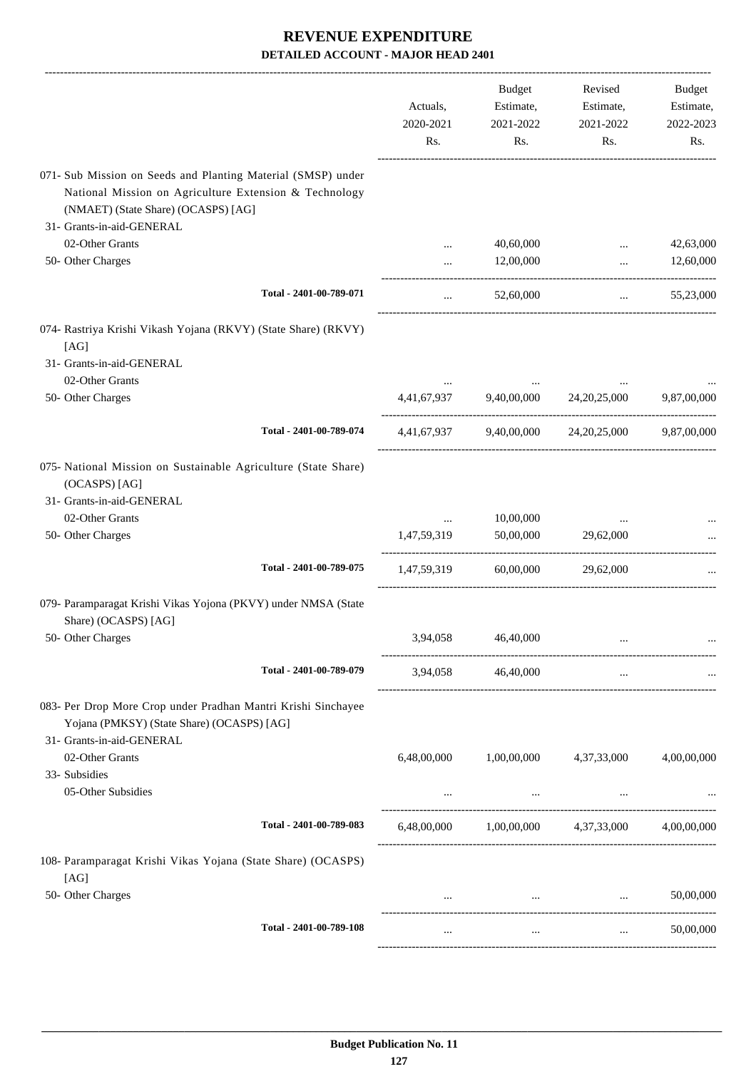# REVENUE EXPENDITURE

## DETAILED ACCOUNT - MAJOR HEAD 2401

| | Actuals, 2020-2021 Rs. | Budget Estimate, 2021-2022 Rs. | Revised Estimate, 2021-2022 Rs. | Budget Estimate, 2022-2023 Rs. |
|---|---|---|---|---|
| 071- Sub Mission on Seeds and Planting Material (SMSP) under National Mission on Agriculture Extension & Technology (NMAET) (State Share) (OCASPS) [AG] | | | | |
| 31- Grants-in-aid-GENERAL | | | | |
| 02-Other Grants | ... | 40,60,000 | ... | 42,63,000 |
| 50- Other Charges | ... | 12,00,000 | ... | 12,60,000 |
| Total - 2401-00-789-071 | ... | 52,60,000 | ... | 55,23,000 |
| 074- Rastriya Krishi Vikash Yojana (RKVY) (State Share) (RKVY) [AG] | | | | |
| 31- Grants-in-aid-GENERAL | | | | |
| 02-Other Grants | ... | ... | ... | ... |
| 50- Other Charges | 4,41,67,937 | 9,40,00,000 | 24,20,25,000 | 9,87,00,000 |
| Total - 2401-00-789-074 | 4,41,67,937 | 9,40,00,000 | 24,20,25,000 | 9,87,00,000 |
| 075- National Mission on Sustainable Agriculture (State Share) (OCASPS) [AG] | | | | |
| 31- Grants-in-aid-GENERAL | | | | |
| 02-Other Grants | ... | 10,00,000 | ... | ... |
| 50- Other Charges | 1,47,59,319 | 50,00,000 | 29,62,000 | ... |
| Total - 2401-00-789-075 | 1,47,59,319 | 60,00,000 | 29,62,000 | ... |
| 079- Paramparagat Krishi Vikas Yojona (PKVY) under NMSA (State Share) (OCASPS) [AG] | | | | |
| 50- Other Charges | 3,94,058 | 46,40,000 | ... | ... |
| Total - 2401-00-789-079 | 3,94,058 | 46,40,000 | ... | ... |
| 083- Per Drop More Crop under Pradhan Mantri Krishi Sinchayee Yojana (PMKSY) (State Share) (OCASPS) [AG] | | | | |
| 31- Grants-in-aid-GENERAL | | | | |
| 02-Other Grants | 6,48,00,000 | 1,00,00,000 | 4,37,33,000 | 4,00,00,000 |
| 33- Subsidies | | | | |
| 05-Other Subsidies | ... | ... | ... | ... |
| Total - 2401-00-789-083 | 6,48,00,000 | 1,00,00,000 | 4,37,33,000 | 4,00,00,000 |
| 108- Paramparagat Krishi Vikas Yojana (State Share) (OCASPS) [AG] | | | | |
| 50- Other Charges | ... | ... | ... | 50,00,000 |
| Total - 2401-00-789-108 | ... | ... | ... | 50,00,000 |

Budget Publication No. 11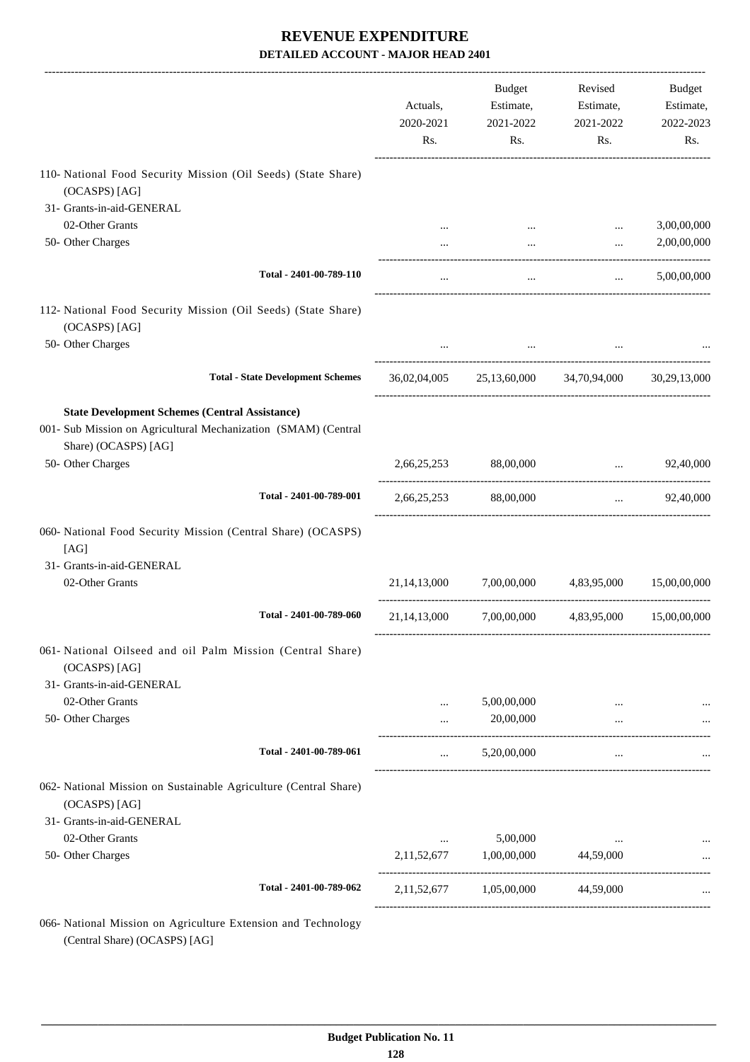# REVENUE EXPENDITURE

## DETAILED ACCOUNT - MAJOR HEAD 2401

| | Actuals, 2020-2021 Rs. | Budget Estimate, 2021-2022 Rs. | Revised Estimate, 2021-2022 Rs. | Budget Estimate, 2022-2023 Rs. |
|---|---|---|---|---|
| 110- National Food Security Mission (Oil Seeds) (State Share) (OCASPS) [AG] | | | | |
| 31- Grants-in-aid-GENERAL | | | | |
| 02-Other Grants | ... | ... | ... | 3,00,00,000 |
| 50- Other Charges | ... | ... | ... | 2,00,00,000 |
| **Total - 2401-00-789-110** | ... | ... | ... | 5,00,00,000 |
| 112- National Food Security Mission (Oil Seeds) (State Share) (OCASPS) [AG] | | | | |
| 50- Other Charges | ... | ... | ... | ... |
| **Total - State Development Schemes** | 36,02,04,005 | 25,13,60,000 | 34,70,94,000 | 30,29,13,000 |
| **State Development Schemes (Central Assistance)** | | | | |
| 001- Sub Mission on Agricultural Mechanization (SMAM) (Central Share) (OCASPS) [AG] | | | | |
| 50- Other Charges | 2,66,25,253 | 88,00,000 | ... | 92,40,000 |
| **Total - 2401-00-789-001** | 2,66,25,253 | 88,00,000 | ... | 92,40,000 |
| 060- National Food Security Mission (Central Share) (OCASPS) [AG] | | | | |
| 31- Grants-in-aid-GENERAL | | | | |
| 02-Other Grants | 21,14,13,000 | 7,00,00,000 | 4,83,95,000 | 15,00,00,000 |
| **Total - 2401-00-789-060** | 21,14,13,000 | 7,00,00,000 | 4,83,95,000 | 15,00,00,000 |
| 061- National Oilseed and oil Palm Mission (Central Share) (OCASPS) [AG] | | | | |
| 31- Grants-in-aid-GENERAL | | | | |
| 02-Other Grants | ... | 5,00,00,000 | ... | ... |
| 50- Other Charges | ... | 20,00,000 | ... | ... |
| **Total - 2401-00-789-061** | ... | 5,20,00,000 | ... | ... |
| 062- National Mission on Sustainable Agriculture (Central Share) (OCASPS) [AG] | | | | |
| 31- Grants-in-aid-GENERAL | | | | |
| 02-Other Grants | ... | 5,00,000 | ... | ... |
| 50- Other Charges | 2,11,52,677 | 1,00,00,000 | 44,59,000 | ... |
| **Total - 2401-00-789-062** | 2,11,52,677 | 1,05,00,000 | 44,59,000 | ... |
| 066- National Mission on Agriculture Extension and Technology (Central Share) (OCASPS) [AG] | | | | |

Budget Publication No. 11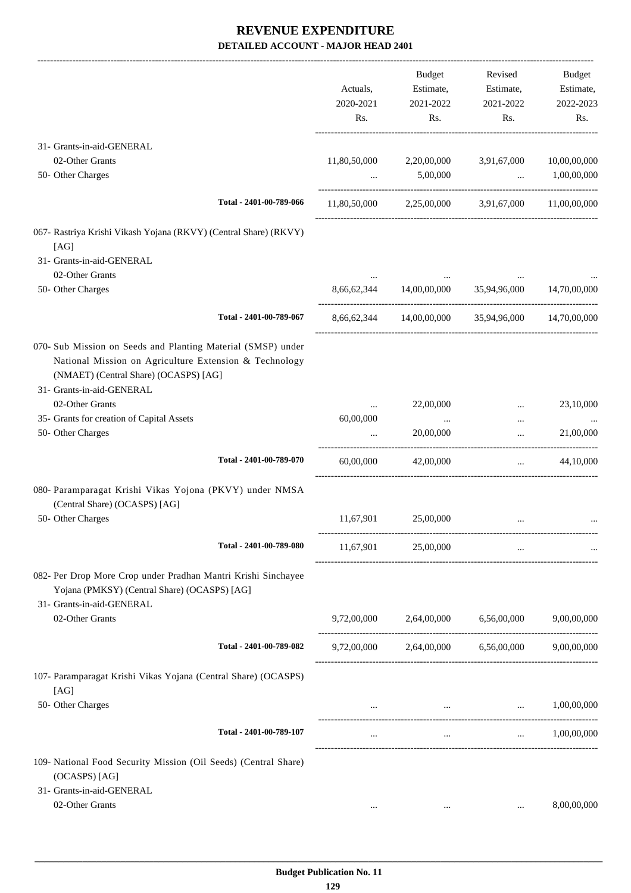# REVENUE EXPENDITURE

**DETAILED ACCOUNT - MAJOR HEAD 2401**

| | Actuals, 2020-2021 Rs. | Budget Estimate, 2021-2022 Rs. | Revised Estimate, 2021-2022 Rs. | Budget Estimate, 2022-2023 Rs. |
|---|---|---|---|---|
| 31- Grants-in-aid-GENERAL | | | | |
| 02-Other Grants | 11,80,50,000 | 2,20,00,000 | 3,91,67,000 | 10,00,00,000 |
| 50- Other Charges | ... | 5,00,000 | ... | 1,00,00,000 |
| Total - 2401-00-789-066 | 11,80,50,000 | 2,25,00,000 | 3,91,67,000 | 11,00,00,000 |
| 067- Rastriya Krishi Vikash Yojana (RKVY) (Central Share) (RKVY) [AG] | | | | |
| 31- Grants-in-aid-GENERAL | | | | |
| 02-Other Grants | ... | ... | ... | ... |
| 50- Other Charges | 8,66,62,344 | 14,00,00,000 | 35,94,96,000 | 14,70,00,000 |
| Total - 2401-00-789-067 | 8,66,62,344 | 14,00,00,000 | 35,94,96,000 | 14,70,00,000 |
| 070- Sub Mission on Seeds and Planting Material (SMSP) under National Mission on Agriculture Extension & Technology (NMAET) (Central Share) (OCASPS) [AG] | | | | |
| 31- Grants-in-aid-GENERAL | | | | |
| 02-Other Grants | ... | 22,00,000 | ... | 23,10,000 |
| 35- Grants for creation of Capital Assets | 60,00,000 | ... | ... | ... |
| 50- Other Charges | ... | 20,00,000 | ... | 21,00,000 |
| Total - 2401-00-789-070 | 60,00,000 | 42,00,000 | ... | 44,10,000 |
| 080- Paramparagat Krishi Vikas Yojona (PKVY) under NMSA (Central Share) (OCASPS) [AG] | | | | |
| 50- Other Charges | 11,67,901 | 25,00,000 | ... | ... |
| Total - 2401-00-789-080 | 11,67,901 | 25,00,000 | ... | ... |
| 082- Per Drop More Crop under Pradhan Mantri Krishi Sinchayee Yojana (PMKSY) (Central Share) (OCASPS) [AG] | | | | |
| 31- Grants-in-aid-GENERAL | | | | |
| 02-Other Grants | 9,72,00,000 | 2,64,00,000 | 6,56,00,000 | 9,00,00,000 |
| Total - 2401-00-789-082 | 9,72,00,000 | 2,64,00,000 | 6,56,00,000 | 9,00,00,000 |
| 107- Paramparagat Krishi Vikas Yojana (Central Share) (OCASPS) [AG] | | | | |
| 50- Other Charges | ... | ... | ... | 1,00,00,000 |
| Total - 2401-00-789-107 | ... | ... | ... | 1,00,00,000 |
| 109- National Food Security Mission (Oil Seeds) (Central Share) (OCASPS) [AG] | | | | |
| 31- Grants-in-aid-GENERAL | | | | |
| 02-Other Grants | ... | ... | ... | 8,00,00,000 |

**Budget Publication No. 11**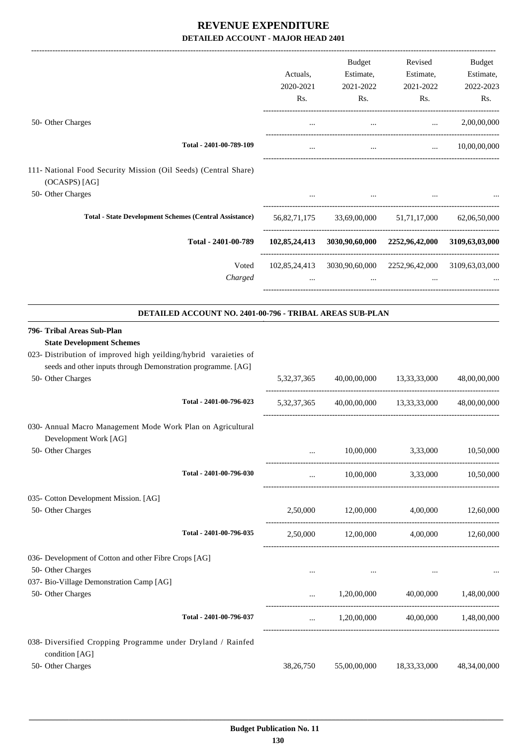# REVENUE EXPENDITURE

## DETAILED ACCOUNT - MAJOR HEAD 2401

| | Actuals, 2020-2021 Rs. | Budget Estimate, 2021-2022 Rs. | Revised Estimate, 2021-2022 Rs. | Budget Estimate, 2022-2023 Rs. |
|---|---|---|---|---|
| 50- Other Charges | ... | ... | ... | 2,00,00,000 |
| Total - 2401-00-789-109 | ... | ... | ... | 10,00,00,000 |
| 111- National Food Security Mission (Oil Seeds) (Central Share) (OCASPS) [AG] | | | | |
| 50- Other Charges | ... | ... | ... | ... |
| **Total - State Development Schemes (Central Assistance)** | 56,82,71,175 | 33,69,00,000 | 51,71,17,000 | 62,06,50,000 |
| **Total - 2401-00-789** | **102,85,24,413** | **3030,90,60,000** | **2252,96,42,000** | **3109,63,03,000** |
| Voted | 102,85,24,413 | 3030,90,60,000 | 2252,96,42,000 | 3109,63,03,000 |
| *Charged* | ... | ... | ... | ... |

### DETAILED ACCOUNT NO. 2401-00-796 - TRIBAL AREAS SUB-PLAN

| | Actuals, 2020-2021 Rs. | Budget Estimate, 2021-2022 Rs. | Revised Estimate, 2021-2022 Rs. | Budget Estimate, 2022-2023 Rs. |
|---|---|---|---|---|
| **796- Tribal Areas Sub-Plan** | | | | |
| **State Development Schemes** | | | | |
| 023- Distribution of improved high yeilding/hybrid varaieties of seeds and other inputs through Demonstration programme. [AG] | | | | |
| 50- Other Charges | 5,32,37,365 | 40,00,00,000 | 13,33,33,000 | 48,00,00,000 |
| Total - 2401-00-796-023 | 5,32,37,365 | 40,00,00,000 | 13,33,33,000 | 48,00,00,000 |
| 030- Annual Macro Management Mode Work Plan on Agricultural Development Work [AG] | | | | |
| 50- Other Charges | ... | 10,00,000 | 3,33,000 | 10,50,000 |
| Total - 2401-00-796-030 | ... | 10,00,000 | 3,33,000 | 10,50,000 |
| 035- Cotton Development Mission. [AG] | | | | |
| 50- Other Charges | 2,50,000 | 12,00,000 | 4,00,000 | 12,60,000 |
| Total - 2401-00-796-035 | 2,50,000 | 12,00,000 | 4,00,000 | 12,60,000 |
| 036- Development of Cotton and other Fibre Crops [AG] | | | | |
| 50- Other Charges | ... | ... | ... | ... |
| 037- Bio-Village Demonstration Camp [AG] | | | | |
| 50- Other Charges | ... | 1,20,00,000 | 40,00,000 | 1,48,00,000 |
| Total - 2401-00-796-037 | ... | 1,20,00,000 | 40,00,000 | 1,48,00,000 |
| 038- Diversified Cropping Programme under Dryland / Rainfed condition [AG] | | | | |
| 50- Other Charges | 38,26,750 | 55,00,00,000 | 18,33,33,000 | 48,34,00,000 |

**Budget Publication No. 11**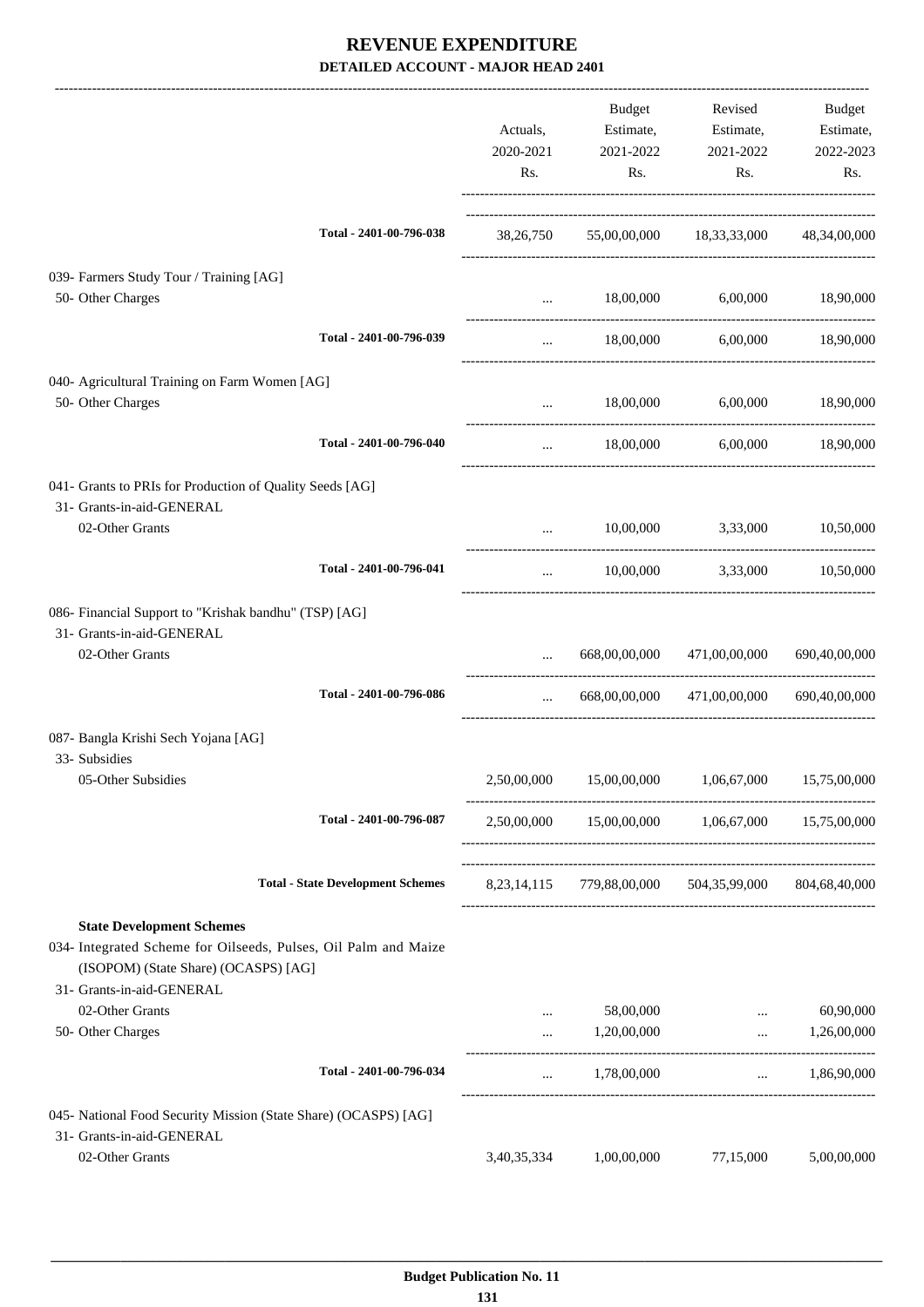# REVENUE EXPENDITURE

**DETAILED ACCOUNT - MAJOR HEAD 2401**

| | Actuals, 2020-2021 Rs. | Budget Estimate, 2021-2022 Rs. | Revised Estimate, 2021-2022 Rs. | Budget Estimate, 2022-2023 Rs. |
|---|---|---|---|---|
| Total - 2401-00-796-038 | 38,26,750 | 55,00,00,000 | 18,33,33,000 | 48,34,00,000 |
| 039- Farmers Study Tour / Training [AG] | | | | |
| 50- Other Charges | ... | 18,00,000 | 6,00,000 | 18,90,000 |
| Total - 2401-00-796-039 | ... | 18,00,000 | 6,00,000 | 18,90,000 |
| 040- Agricultural Training on Farm Women [AG] | | | | |
| 50- Other Charges | ... | 18,00,000 | 6,00,000 | 18,90,000 |
| Total - 2401-00-796-040 | ... | 18,00,000 | 6,00,000 | 18,90,000 |
| 041- Grants to PRIs for Production of Quality Seeds [AG] | | | | |
| 31- Grants-in-aid-GENERAL | | | | |
| 02-Other Grants | ... | 10,00,000 | 3,33,000 | 10,50,000 |
| Total - 2401-00-796-041 | ... | 10,00,000 | 3,33,000 | 10,50,000 |
| 086- Financial Support to "Krishak bandhu" (TSP) [AG] | | | | |
| 31- Grants-in-aid-GENERAL | | | | |
| 02-Other Grants | ... | 668,00,00,000 | 471,00,00,000 | 690,40,00,000 |
| Total - 2401-00-796-086 | ... | 668,00,00,000 | 471,00,00,000 | 690,40,00,000 |
| 087- Bangla Krishi Sech Yojana [AG] | | | | |
| 33- Subsidies | | | | |
| 05-Other Subsidies | 2,50,00,000 | 15,00,00,000 | 1,06,67,000 | 15,75,00,000 |
| Total - 2401-00-796-087 | 2,50,00,000 | 15,00,00,000 | 1,06,67,000 | 15,75,00,000 |
| **Total - State Development Schemes** | 8,23,14,115 | 779,88,00,000 | 504,35,99,000 | 804,68,40,000 |
| **State Development Schemes** | | | | |
| 034- Integrated Scheme for Oilseeds, Pulses, Oil Palm and Maize (ISOPOM) (State Share) (OCASPS) [AG] | | | | |
| 31- Grants-in-aid-GENERAL | | | | |
| 02-Other Grants | ... | 58,00,000 | ... | 60,90,000 |
| 50- Other Charges | ... | 1,20,00,000 | ... | 1,26,00,000 |
| Total - 2401-00-796-034 | ... | 1,78,00,000 | ... | 1,86,90,000 |
| 045- National Food Security Mission (State Share) (OCASPS) [AG] | | | | |
| 31- Grants-in-aid-GENERAL | | | | |
| 02-Other Grants | 3,40,35,334 | 1,00,00,000 | 77,15,000 | 5,00,00,000 |

**Budget Publication No. 11**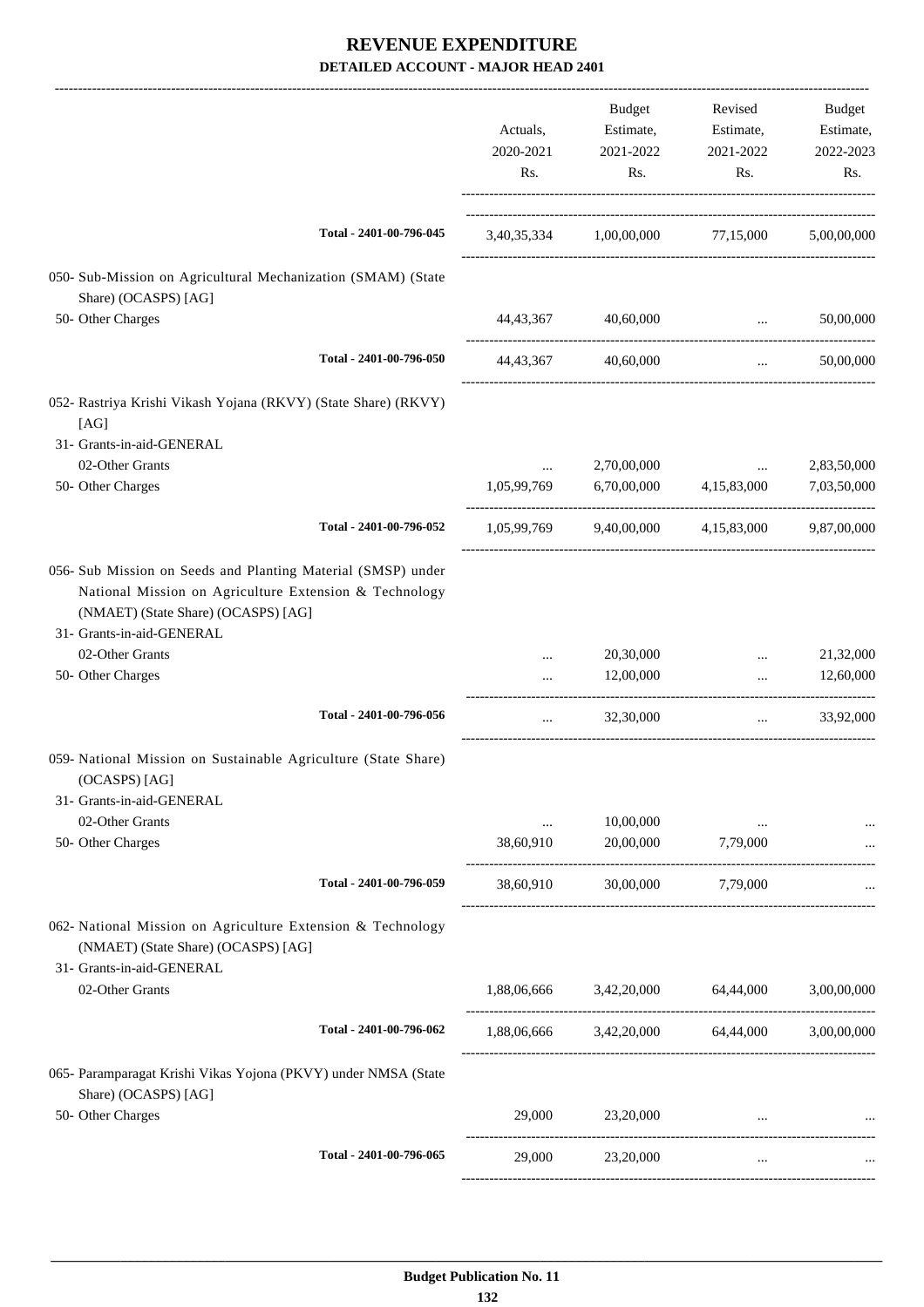# REVENUE EXPENDITURE

**DETAILED ACCOUNT - MAJOR HEAD 2401**

| | Actuals, 2020-2021 Rs. | Budget Estimate, 2021-2022 Rs. | Revised Estimate, 2021-2022 Rs. | Budget Estimate, 2022-2023 Rs. |
|---|---|---|---|---|
| Total - 2401-00-796-045 | 3,40,35,334 | 1,00,00,000 | 77,15,000 | 5,00,00,000 |
| 050- Sub-Mission on Agricultural Mechanization (SMAM) (State Share) (OCASPS) [AG] | | | | |
| 50- Other Charges | 44,43,367 | 40,60,000 | ... | 50,00,000 |
| Total - 2401-00-796-050 | 44,43,367 | 40,60,000 | ... | 50,00,000 |
| 052- Rastriya Krishi Vikash Yojana (RKVY) (State Share) (RKVY) [AG] | | | | |
| 31- Grants-in-aid-GENERAL | | | | |
| 02-Other Grants | ... | 2,70,00,000 | ... | 2,83,50,000 |
| 50- Other Charges | 1,05,99,769 | 6,70,00,000 | 4,15,83,000 | 7,03,50,000 |
| Total - 2401-00-796-052 | 1,05,99,769 | 9,40,00,000 | 4,15,83,000 | 9,87,00,000 |
| 056- Sub Mission on Seeds and Planting Material (SMSP) under National Mission on Agriculture Extension & Technology (NMAET) (State Share) (OCASPS) [AG] | | | | |
| 31- Grants-in-aid-GENERAL | | | | |
| 02-Other Grants | ... | 20,30,000 | ... | 21,32,000 |
| 50- Other Charges | ... | 12,00,000 | ... | 12,60,000 |
| Total - 2401-00-796-056 | ... | 32,30,000 | ... | 33,92,000 |
| 059- National Mission on Sustainable Agriculture (State Share) (OCASPS) [AG] | | | | |
| 31- Grants-in-aid-GENERAL | | | | |
| 02-Other Grants | ... | 10,00,000 | ... | ... |
| 50- Other Charges | 38,60,910 | 20,00,000 | 7,79,000 | ... |
| Total - 2401-00-796-059 | 38,60,910 | 30,00,000 | 7,79,000 | ... |
| 062- National Mission on Agriculture Extension & Technology (NMAET) (State Share) (OCASPS) [AG] | | | | |
| 31- Grants-in-aid-GENERAL | | | | |
| 02-Other Grants | 1,88,06,666 | 3,42,20,000 | 64,44,000 | 3,00,00,000 |
| Total - 2401-00-796-062 | 1,88,06,666 | 3,42,20,000 | 64,44,000 | 3,00,00,000 |
| 065- Paramparagat Krishi Vikas Yojona (PKVY) under NMSA (State Share) (OCASPS) [AG] | | | | |
| 50- Other Charges | 29,000 | 23,20,000 | ... | ... |
| Total - 2401-00-796-065 | 29,000 | 23,20,000 | ... | ... |

**Budget Publication No. 11**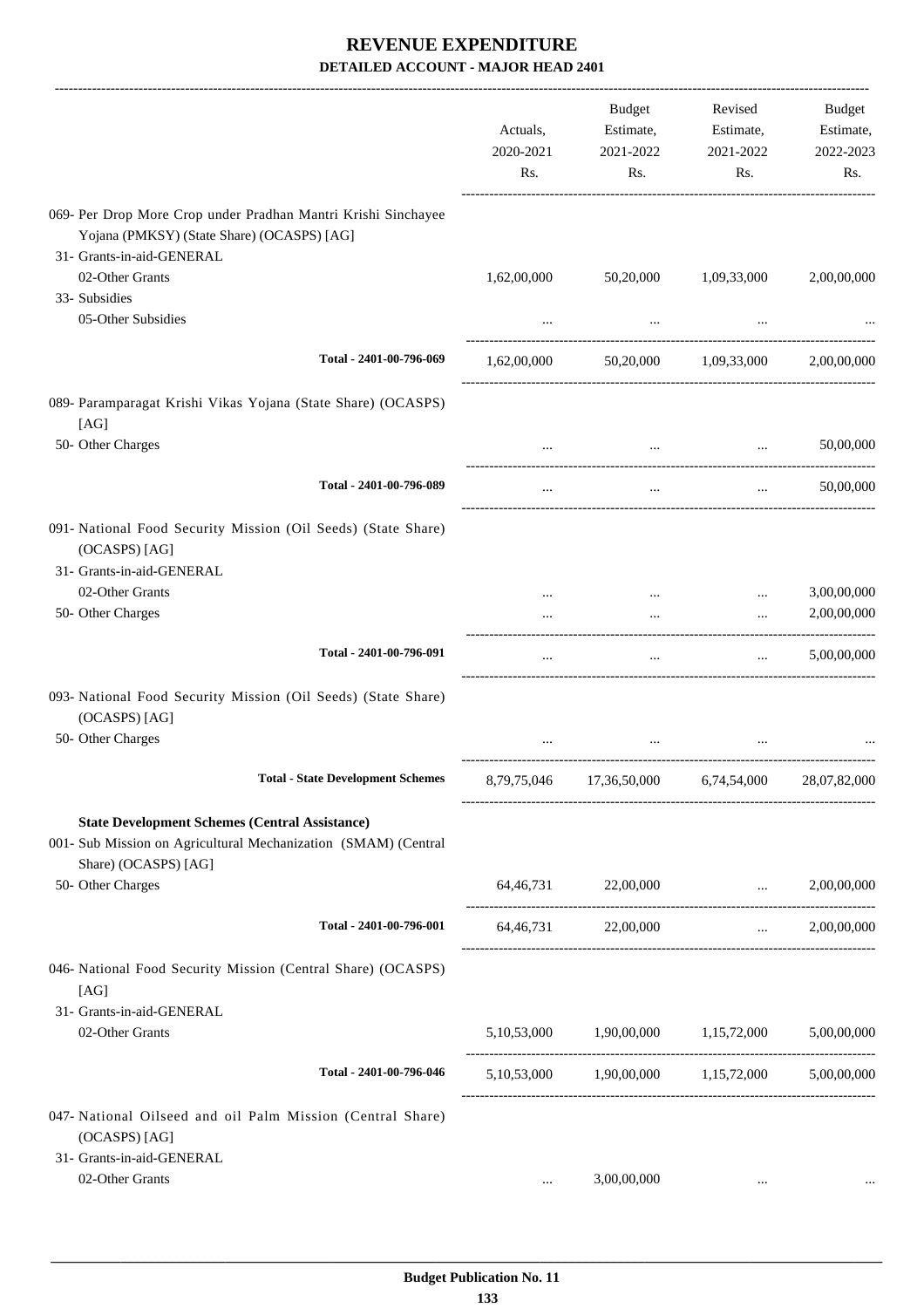# REVENUE EXPENDITURE

**DETAILED ACCOUNT - MAJOR HEAD 2401**

| | Actuals, 2020-2021 Rs. | Budget Estimate, 2021-2022 Rs. | Revised Estimate, 2021-2022 Rs. | Budget Estimate, 2022-2023 Rs. |
|---|---|---|---|---|
| 069- Per Drop More Crop under Pradhan Mantri Krishi Sinchayee Yojana (PMKSY) (State Share) (OCASPS) [AG] | | | | |
| 31- Grants-in-aid-GENERAL | | | | |
| 02-Other Grants | 1,62,00,000 | 50,20,000 | 1,09,33,000 | 2,00,00,000 |
| 33- Subsidies | | | | |
| 05-Other Subsidies | ... | ... | ... | ... |
| **Total - 2401-00-796-069** | 1,62,00,000 | 50,20,000 | 1,09,33,000 | 2,00,00,000 |
| 089- Paramparagat Krishi Vikas Yojana (State Share) (OCASPS) [AG] | | | | |
| 50- Other Charges | ... | ... | ... | 50,00,000 |
| **Total - 2401-00-796-089** | ... | ... | ... | 50,00,000 |
| 091- National Food Security Mission (Oil Seeds) (State Share) (OCASPS) [AG] | | | | |
| 31- Grants-in-aid-GENERAL | | | | |
| 02-Other Grants | ... | ... | ... | 3,00,00,000 |
| 50- Other Charges | ... | ... | ... | 2,00,00,000 |
| **Total - 2401-00-796-091** | ... | ... | ... | 5,00,00,000 |
| 093- National Food Security Mission (Oil Seeds) (State Share) (OCASPS) [AG] | | | | |
| 50- Other Charges | ... | ... | ... | ... |
| **Total - State Development Schemes** | 8,79,75,046 | 17,36,50,000 | 6,74,54,000 | 28,07,82,000 |
| **State Development Schemes (Central Assistance)** | | | | |
| 001- Sub Mission on Agricultural Mechanization (SMAM) (Central Share) (OCASPS) [AG] | | | | |
| 50- Other Charges | 64,46,731 | 22,00,000 | ... | 2,00,00,000 |
| **Total - 2401-00-796-001** | 64,46,731 | 22,00,000 | ... | 2,00,00,000 |
| 046- National Food Security Mission (Central Share) (OCASPS) [AG] | | | | |
| 31- Grants-in-aid-GENERAL | | | | |
| 02-Other Grants | 5,10,53,000 | 1,90,00,000 | 1,15,72,000 | 5,00,00,000 |
| **Total - 2401-00-796-046** | 5,10,53,000 | 1,90,00,000 | 1,15,72,000 | 5,00,00,000 |
| 047- National Oilseed and oil Palm Mission (Central Share) (OCASPS) [AG] | | | | |
| 31- Grants-in-aid-GENERAL | | | | |
| 02-Other Grants | ... | 3,00,00,000 | ... | ... |

**Budget Publication No. 11**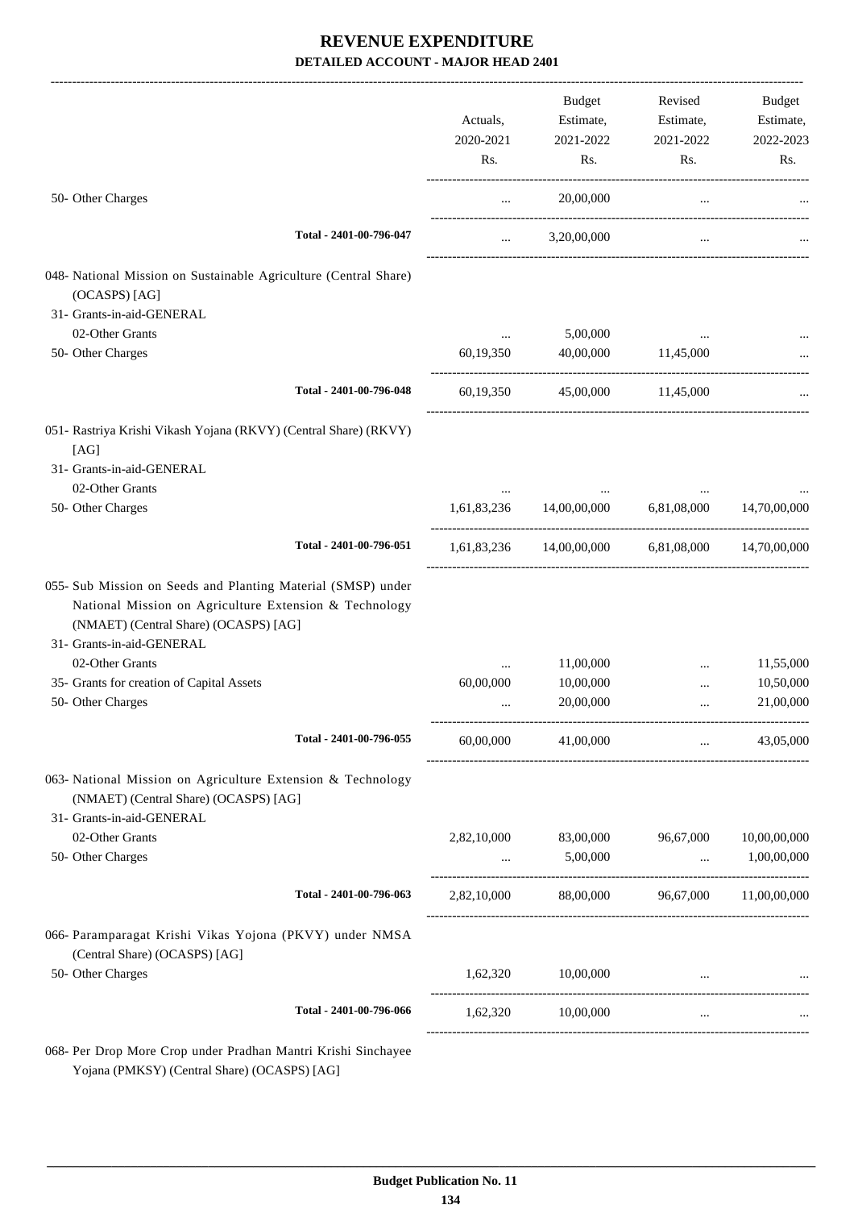# REVENUE EXPENDITURE

## DETAILED ACCOUNT - MAJOR HEAD 2401

| | Actuals, 2020-2021 Rs. | Budget Estimate, 2021-2022 Rs. | Revised Estimate, 2021-2022 Rs. | Budget Estimate, 2022-2023 Rs. |
|---|---|---|---|---|
| 50- Other Charges | ... | 20,00,000 | ... | ... |
| Total - 2401-00-796-047 | ... | 3,20,00,000 | ... | ... |
| 048- National Mission on Sustainable Agriculture (Central Share) (OCASPS) [AG] | | | | |
| 31- Grants-in-aid-GENERAL | | | | |
| 02-Other Grants | ... | 5,00,000 | ... | ... |
| 50- Other Charges | 60,19,350 | 40,00,000 | 11,45,000 | ... |
| Total - 2401-00-796-048 | 60,19,350 | 45,00,000 | 11,45,000 | ... |
| 051- Rastriya Krishi Vikash Yojana (RKVY) (Central Share) (RKVY) [AG] | | | | |
| 31- Grants-in-aid-GENERAL | | | | |
| 02-Other Grants | ... | ... | ... | ... |
| 50- Other Charges | 1,61,83,236 | 14,00,00,000 | 6,81,08,000 | 14,70,00,000 |
| Total - 2401-00-796-051 | 1,61,83,236 | 14,00,00,000 | 6,81,08,000 | 14,70,00,000 |
| 055- Sub Mission on Seeds and Planting Material (SMSP) under National Mission on Agriculture Extension & Technology (NMAET) (Central Share) (OCASPS) [AG] | | | | |
| 31- Grants-in-aid-GENERAL | | | | |
| 02-Other Grants | ... | 11,00,000 | ... | 11,55,000 |
| 35- Grants for creation of Capital Assets | 60,00,000 | 10,00,000 | ... | 10,50,000 |
| 50- Other Charges | ... | 20,00,000 | ... | 21,00,000 |
| Total - 2401-00-796-055 | 60,00,000 | 41,00,000 | ... | 43,05,000 |
| 063- National Mission on Agriculture Extension & Technology (NMAET) (Central Share) (OCASPS) [AG] | | | | |
| 31- Grants-in-aid-GENERAL | | | | |
| 02-Other Grants | 2,82,10,000 | 83,00,000 | 96,67,000 | 10,00,00,000 |
| 50- Other Charges | ... | 5,00,000 | ... | 1,00,00,000 |
| Total - 2401-00-796-063 | 2,82,10,000 | 88,00,000 | 96,67,000 | 11,00,00,000 |
| 066- Paramparagat Krishi Vikas Yojona (PKVY) under NMSA (Central Share) (OCASPS) [AG] | | | | |
| 50- Other Charges | 1,62,320 | 10,00,000 | ... | ... |
| Total - 2401-00-796-066 | 1,62,320 | 10,00,000 | ... | ... |

068- Per Drop More Crop under Pradhan Mantri Krishi Sinchayee Yojana (PMKSY) (Central Share) (OCASPS) [AG]

Budget Publication No. 11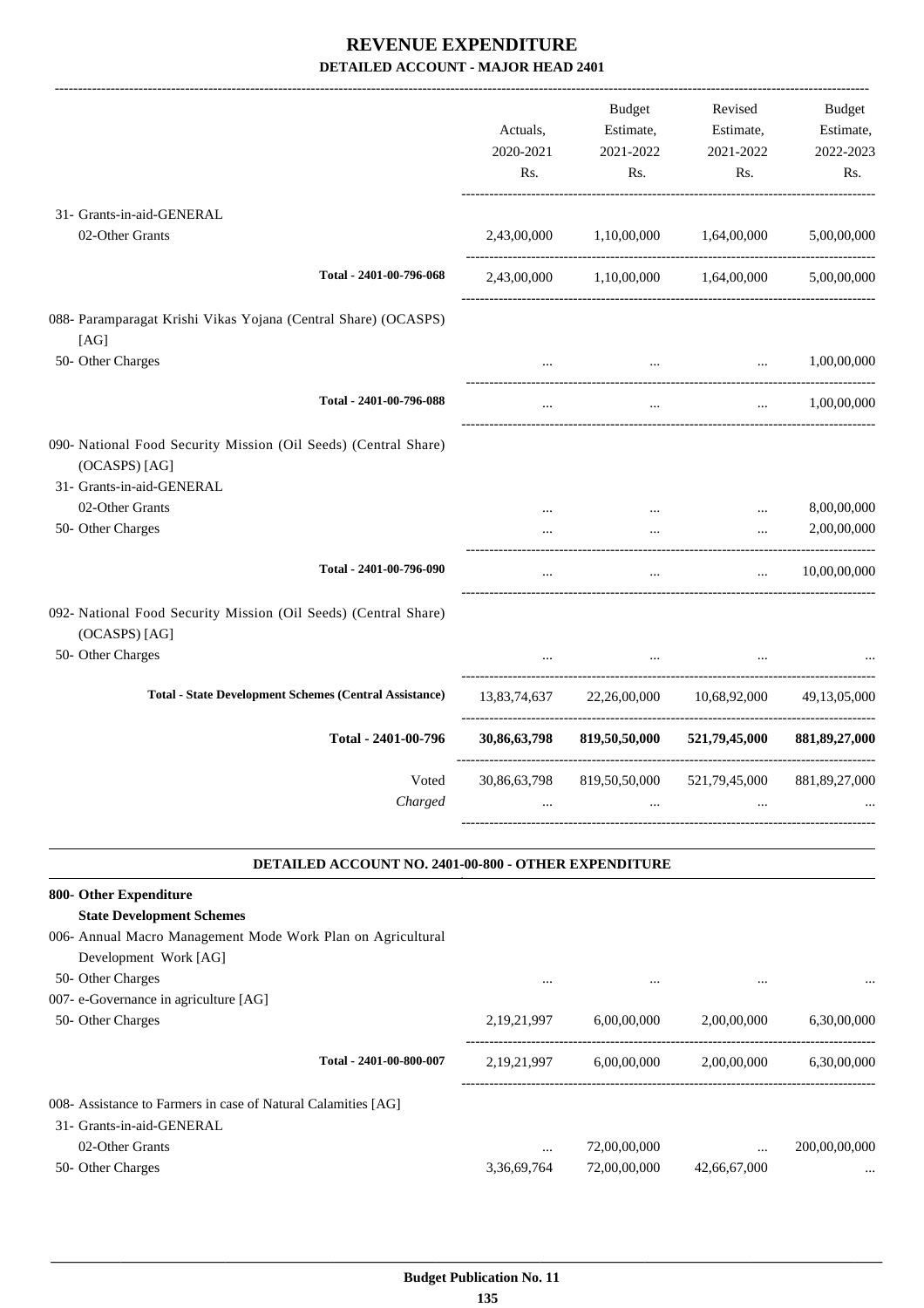# REVENUE EXPENDITURE

**DETAILED ACCOUNT - MAJOR HEAD 2401**

| | Actuals, 2020-2021 Rs. | Budget Estimate, 2021-2022 Rs. | Revised Estimate, 2021-2022 Rs. | Budget Estimate, 2022-2023 Rs. |
|---|---|---|---|---|
| 31- Grants-in-aid-GENERAL | | | | |
| 02-Other Grants | 2,43,00,000 | 1,10,00,000 | 1,64,00,000 | 5,00,00,000 |
| Total - 2401-00-796-068 | 2,43,00,000 | 1,10,00,000 | 1,64,00,000 | 5,00,00,000 |
| 088- Paramparagat Krishi Vikas Yojana (Central Share) (OCASPS) [AG] | | | | |
| 50- Other Charges | ... | ... | ... | 1,00,00,000 |
| Total - 2401-00-796-088 | ... | ... | ... | 1,00,00,000 |
| 090- National Food Security Mission (Oil Seeds) (Central Share) (OCASPS) [AG] | | | | |
| 31- Grants-in-aid-GENERAL | | | | |
| 02-Other Grants | ... | ... | ... | 8,00,00,000 |
| 50- Other Charges | ... | ... | ... | 2,00,00,000 |
| Total - 2401-00-796-090 | ... | ... | ... | 10,00,00,000 |
| 092- National Food Security Mission (Oil Seeds) (Central Share) (OCASPS) [AG] | | | | |
| 50- Other Charges | ... | ... | ... | ... |
| **Total - State Development Schemes (Central Assistance)** | 13,83,74,637 | 22,26,00,000 | 10,68,92,000 | 49,13,05,000 |
| **Total - 2401-00-796** | **30,86,63,798** | **819,50,50,000** | **521,79,45,000** | **881,89,27,000** |
| Voted | 30,86,63,798 | 819,50,50,000 | 521,79,45,000 | 881,89,27,000 |
| *Charged* | ... | ... | ... | ... |

**DETAILED ACCOUNT NO. 2401-00-800 - OTHER EXPENDITURE**

| | Actuals, 2020-2021 Rs. | Budget Estimate, 2021-2022 Rs. | Revised Estimate, 2021-2022 Rs. | Budget Estimate, 2022-2023 Rs. |
|---|---|---|---|---|
| **800- Other Expenditure** | | | | |
| **State Development Schemes** | | | | |
| 006- Annual Macro Management Mode Work Plan on Agricultural Development Work [AG] | | | | |
| 50- Other Charges | ... | ... | ... | ... |
| 007- e-Governance in agriculture [AG] | | | | |
| 50- Other Charges | 2,19,21,997 | 6,00,00,000 | 2,00,00,000 | 6,30,00,000 |
| Total - 2401-00-800-007 | 2,19,21,997 | 6,00,00,000 | 2,00,00,000 | 6,30,00,000 |
| 008- Assistance to Farmers in case of Natural Calamities [AG] | | | | |
| 31- Grants-in-aid-GENERAL | | | | |
| 02-Other Grants | ... | 72,00,00,000 | ... | 200,00,00,000 |
| 50- Other Charges | 3,36,69,764 | 72,00,00,000 | 42,66,67,000 | ... |

**Budget Publication No. 11**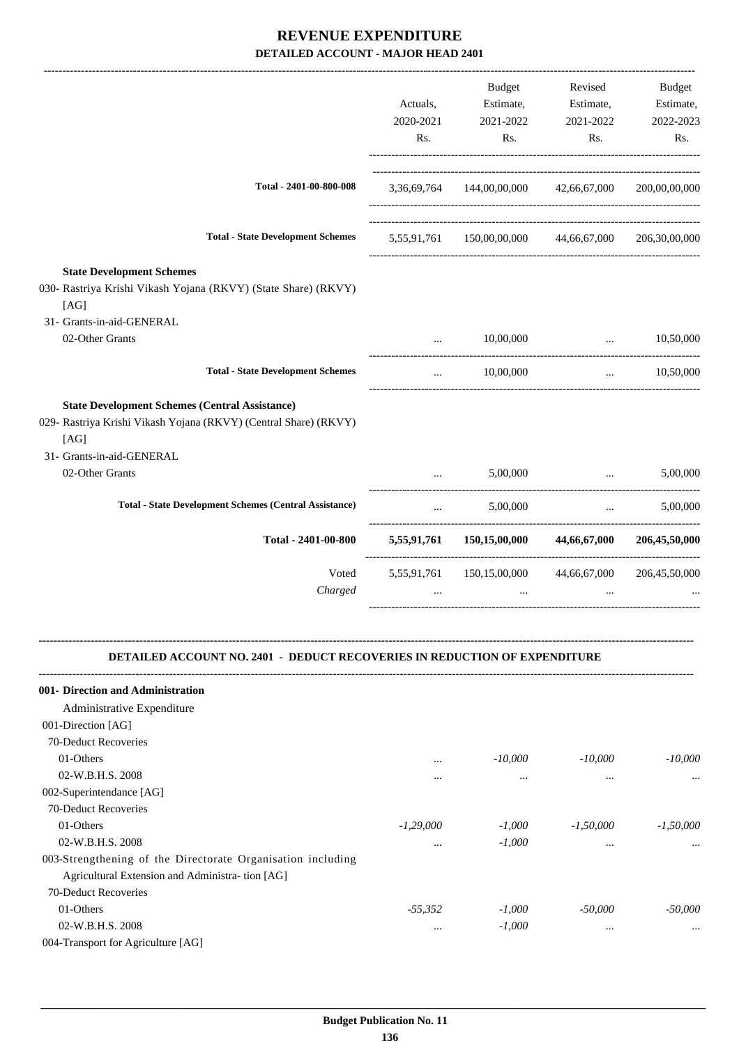# REVENUE EXPENDITURE

## DETAILED ACCOUNT - MAJOR HEAD 2401

| | Actuals, 2020-2021 Rs. | Budget Estimate, 2021-2022 Rs. | Revised Estimate, 2021-2022 Rs. | Budget Estimate, 2022-2023 Rs. |
|---|---|---|---|---|
| **Total - 2401-00-800-008** | 3,36,69,764 | 144,00,00,000 | 42,66,67,000 | 200,00,00,000 |
| **Total - State Development Schemes** | 5,55,91,761 | 150,00,00,000 | 44,66,67,000 | 206,30,00,000 |
| **State Development Schemes** | | | | |
| 030- Rastriya Krishi Vikash Yojana (RKVY) (State Share) (RKVY) [AG] | | | | |
| 31- Grants-in-aid-GENERAL | | | | |
| 02-Other Grants | ... | 10,00,000 | ... | 10,50,000 |
| **Total - State Development Schemes** | ... | 10,00,000 | ... | 10,50,000 |
| **State Development Schemes (Central Assistance)** | | | | |
| 029- Rastriya Krishi Vikash Yojana (RKVY) (Central Share) (RKVY) [AG] | | | | |
| 31- Grants-in-aid-GENERAL | | | | |
| 02-Other Grants | ... | 5,00,000 | ... | 5,00,000 |
| **Total - State Development Schemes (Central Assistance)** | ... | 5,00,000 | ... | 5,00,000 |
| **Total - 2401-00-800** | **5,55,91,761** | **150,15,00,000** | **44,66,67,000** | **206,45,50,000** |
| Voted | 5,55,91,761 | 150,15,00,000 | 44,66,67,000 | 206,45,50,000 |
| *Charged* | ... | ... | ... | ... |

### DETAILED ACCOUNT NO. 2401 - DEDUCT RECOVERIES IN REDUCTION OF EXPENDITURE

| | Actuals, 2020-2021 Rs. | Budget Estimate, 2021-2022 Rs. | Revised Estimate, 2021-2022 Rs. | Budget Estimate, 2022-2023 Rs. |
|---|---|---|---|---|
| **001- Direction and Administration** | | | | |
| Administrative Expenditure | | | | |
| 001-Direction [AG] | | | | |
| 70-Deduct Recoveries | | | | |
| 01-Others | ... | *-10,000* | *-10,000* | *-10,000* |
| 02-W.B.H.S. 2008 | ... | ... | ... | ... |
| 002-Superintendance [AG] | | | | |
| 70-Deduct Recoveries | | | | |
| 01-Others | *-1,29,000* | *-1,000* | *-1,50,000* | *-1,50,000* |
| 02-W.B.H.S. 2008 | ... | *-1,000* | ... | ... |
| 003-Strengthening of the Directorate Organisation including Agricultural Extension and Administra- tion [AG] | | | | |
| 70-Deduct Recoveries | | | | |
| 01-Others | *-55,352* | *-1,000* | *-50,000* | *-50,000* |
| 02-W.B.H.S. 2008 | ... | *-1,000* | ... | ... |
| 004-Transport for Agriculture [AG] | | | | |

Budget Publication No. 11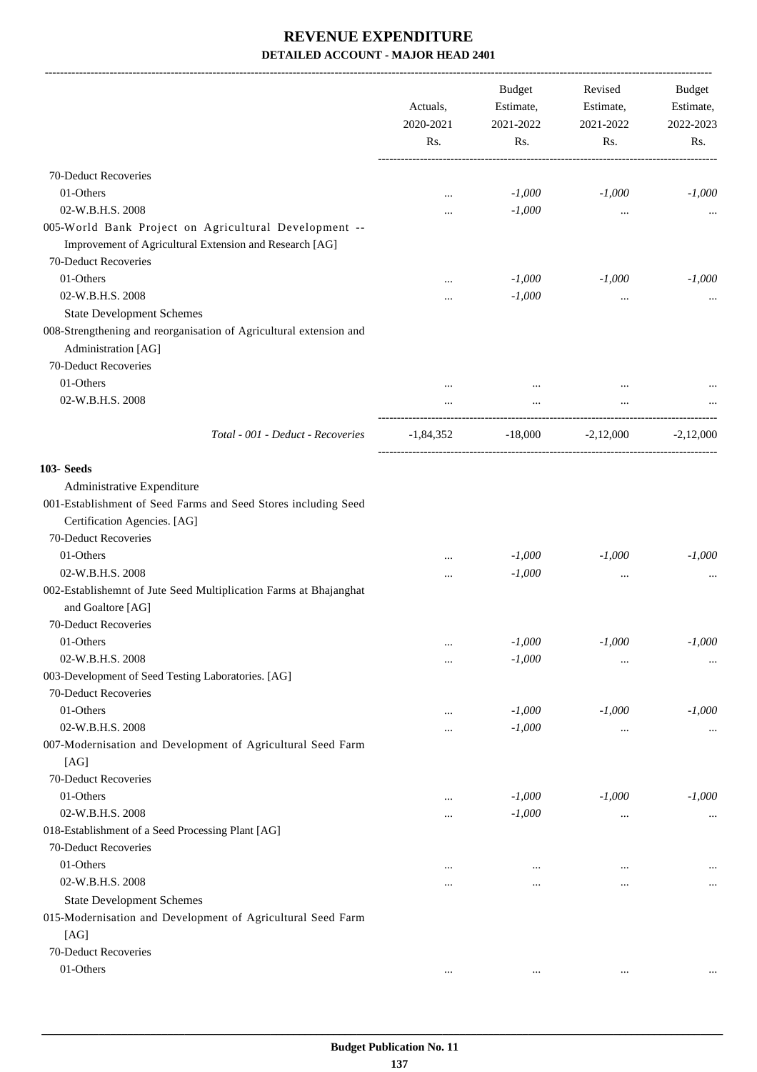# REVENUE EXPENDITURE

## DETAILED ACCOUNT - MAJOR HEAD 2401

| | Actuals, 2020-2021 Rs. | Budget Estimate, 2021-2022 Rs. | Revised Estimate, 2021-2022 Rs. | Budget Estimate, 2022-2023 Rs. |
|---|---|---|---|---|
| 70-Deduct Recoveries | | | | |
| 01-Others | ... | -1,000 | -1,000 | -1,000 |
| 02-W.B.H.S. 2008 | ... | -1,000 | ... | ... |
| 005-World Bank Project on Agricultural Development -- Improvement of Agricultural Extension and Research [AG] | | | | |
| 70-Deduct Recoveries | | | | |
| 01-Others | ... | -1,000 | -1,000 | -1,000 |
| 02-W.B.H.S. 2008 | ... | -1,000 | ... | ... |
| State Development Schemes | | | | |
| 008-Strengthening and reorganisation of Agricultural extension and Administration [AG] | | | | |
| 70-Deduct Recoveries | | | | |
| 01-Others | ... | ... | ... | ... |
| 02-W.B.H.S. 2008 | ... | ... | ... | ... |
| *Total - 001 - Deduct - Recoveries* | -1,84,352 | -18,000 | -2,12,000 | -2,12,000 |
| **103- Seeds** | | | | |
| Administrative Expenditure | | | | |
| 001-Establishment of Seed Farms and Seed Stores including Seed Certification Agencies. [AG] | | | | |
| 70-Deduct Recoveries | | | | |
| 01-Others | ... | -1,000 | -1,000 | -1,000 |
| 02-W.B.H.S. 2008 | ... | -1,000 | ... | ... |
| 002-Establishemnt of Jute Seed Multiplication Farms at Bhajanghat and Goaltore [AG] | | | | |
| 70-Deduct Recoveries | | | | |
| 01-Others | ... | -1,000 | -1,000 | -1,000 |
| 02-W.B.H.S. 2008 | ... | -1,000 | ... | ... |
| 003-Development of Seed Testing Laboratories. [AG] | | | | |
| 70-Deduct Recoveries | | | | |
| 01-Others | ... | -1,000 | -1,000 | -1,000 |
| 02-W.B.H.S. 2008 | ... | -1,000 | ... | ... |
| 007-Modernisation and Development of Agricultural Seed Farm [AG] | | | | |
| 70-Deduct Recoveries | | | | |
| 01-Others | ... | -1,000 | -1,000 | -1,000 |
| 02-W.B.H.S. 2008 | ... | -1,000 | ... | ... |
| 018-Establishment of a Seed Processing Plant [AG] | | | | |
| 70-Deduct Recoveries | | | | |
| 01-Others | ... | ... | ... | ... |
| 02-W.B.H.S. 2008 | ... | ... | ... | ... |
| State Development Schemes | | | | |
| 015-Modernisation and Development of Agricultural Seed Farm [AG] | | | | |
| 70-Deduct Recoveries | | | | |
| 01-Others | ... | ... | ... | ... |

Budget Publication No. 11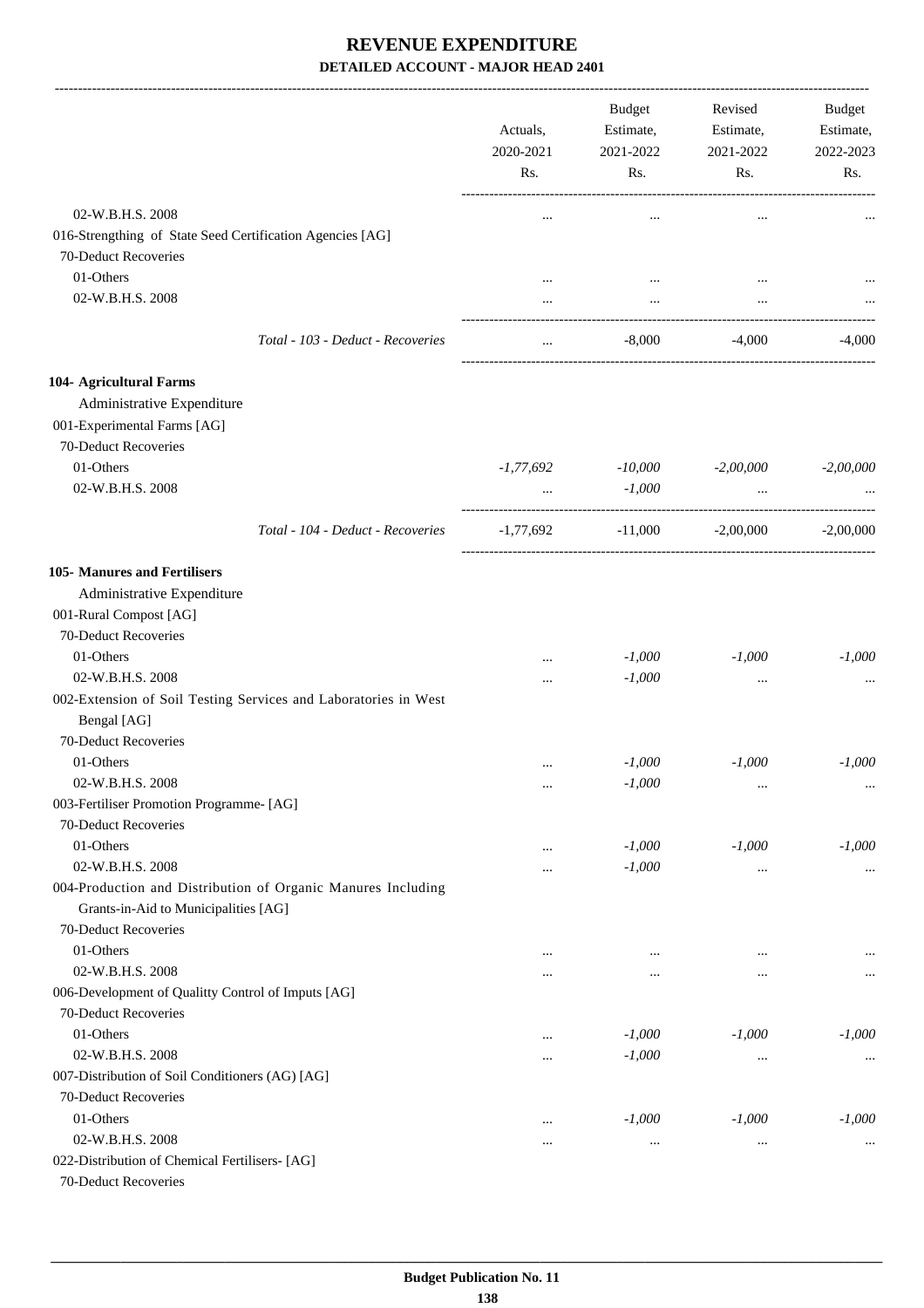# REVENUE EXPENDITURE

**DETAILED ACCOUNT - MAJOR HEAD 2401**

| | Actuals, 2020-2021 Rs. | Budget Estimate, 2021-2022 Rs. | Revised Estimate, 2021-2022 Rs. | Budget Estimate, 2022-2023 Rs. |
|---|---|---|---|---|
| 02-W.B.H.S. 2008 | ... | ... | ... | ... |
| 016-Strengthing of State Seed Certification Agencies [AG] | | | | |
| 70-Deduct Recoveries | | | | |
| 01-Others | ... | ... | ... | ... |
| 02-W.B.H.S. 2008 | ... | ... | ... | ... |
| *Total - 103 - Deduct - Recoveries* | ... | -8,000 | -4,000 | -4,000 |
| **104- Agricultural Farms** | | | | |
| Administrative Expenditure | | | | |
| 001-Experimental Farms [AG] | | | | |
| 70-Deduct Recoveries | | | | |
| 01-Others | *-1,77,692* | *-10,000* | *-2,00,000* | *-2,00,000* |
| 02-W.B.H.S. 2008 | ... | *-1,000* | ... | ... |
| *Total - 104 - Deduct - Recoveries* | -1,77,692 | -11,000 | -2,00,000 | -2,00,000 |
| **105- Manures and Fertilisers** | | | | |
| Administrative Expenditure | | | | |
| 001-Rural Compost [AG] | | | | |
| 70-Deduct Recoveries | | | | |
| 01-Others | ... | *-1,000* | *-1,000* | *-1,000* |
| 02-W.B.H.S. 2008 | ... | *-1,000* | ... | ... |
| 002-Extension of Soil Testing Services and Laboratories in West Bengal [AG] | | | | |
| 70-Deduct Recoveries | | | | |
| 01-Others | ... | *-1,000* | *-1,000* | *-1,000* |
| 02-W.B.H.S. 2008 | ... | *-1,000* | ... | ... |
| 003-Fertiliser Promotion Programme- [AG] | | | | |
| 70-Deduct Recoveries | | | | |
| 01-Others | ... | *-1,000* | *-1,000* | *-1,000* |
| 02-W.B.H.S. 2008 | ... | *-1,000* | ... | ... |
| 004-Production and Distribution of Organic Manures Including Grants-in-Aid to Municipalities [AG] | | | | |
| 70-Deduct Recoveries | | | | |
| 01-Others | ... | ... | ... | ... |
| 02-W.B.H.S. 2008 | ... | ... | ... | ... |
| 006-Development of Qualitty Control of Imputs [AG] | | | | |
| 70-Deduct Recoveries | | | | |
| 01-Others | ... | *-1,000* | *-1,000* | *-1,000* |
| 02-W.B.H.S. 2008 | ... | *-1,000* | ... | ... |
| 007-Distribution of Soil Conditioners (AG) [AG] | | | | |
| 70-Deduct Recoveries | | | | |
| 01-Others | ... | *-1,000* | *-1,000* | *-1,000* |
| 02-W.B.H.S. 2008 | ... | ... | ... | ... |
| 022-Distribution of Chemical Fertilisers- [AG] | | | | |
| 70-Deduct Recoveries | | | | |

**Budget Publication No. 11**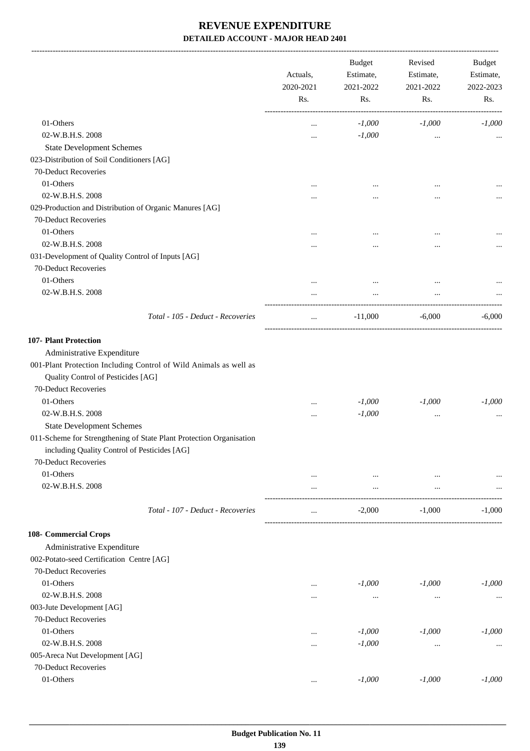# REVENUE EXPENDITURE

## DETAILED ACCOUNT - MAJOR HEAD 2401

| | Actuals, 2020-2021 Rs. | Budget Estimate, 2021-2022 Rs. | Revised Estimate, 2021-2022 Rs. | Budget Estimate, 2022-2023 Rs. |
|---|---|---|---|---|
| 01-Others | ... | *-1,000* | *-1,000* | *-1,000* |
| 02-W.B.H.S. 2008 | ... | *-1,000* | ... | ... |
| State Development Schemes | | | | |
| 023-Distribution of Soil Conditioners [AG] | | | | |
| 70-Deduct Recoveries | | | | |
| 01-Others | ... | ... | ... | ... |
| 02-W.B.H.S. 2008 | ... | ... | ... | ... |
| 029-Production and Distribution of Organic Manures [AG] | | | | |
| 70-Deduct Recoveries | | | | |
| 01-Others | ... | ... | ... | ... |
| 02-W.B.H.S. 2008 | ... | ... | ... | ... |
| 031-Development of Quality Control of Inputs [AG] | | | | |
| 70-Deduct Recoveries | | | | |
| 01-Others | ... | ... | ... | ... |
| 02-W.B.H.S. 2008 | ... | ... | ... | ... |
| *Total - 105 - Deduct - Recoveries* | ... | -11,000 | -6,000 | -6,000 |
| **107- Plant Protection** | | | | |
| Administrative Expenditure | | | | |
| 001-Plant Protection Including Control of Wild Animals as well as Quality Control of Pesticides [AG] | | | | |
| 70-Deduct Recoveries | | | | |
| 01-Others | ... | *-1,000* | *-1,000* | *-1,000* |
| 02-W.B.H.S. 2008 | ... | *-1,000* | ... | ... |
| State Development Schemes | | | | |
| 011-Scheme for Strengthening of State Plant Protection Organisation including Quality Control of Pesticides [AG] | | | | |
| 70-Deduct Recoveries | | | | |
| 01-Others | ... | ... | ... | ... |
| 02-W.B.H.S. 2008 | ... | ... | ... | ... |
| *Total - 107 - Deduct - Recoveries* | ... | -2,000 | -1,000 | -1,000 |
| **108- Commercial Crops** | | | | |
| Administrative Expenditure | | | | |
| 002-Potato-seed Certification Centre [AG] | | | | |
| 70-Deduct Recoveries | | | | |
| 01-Others | ... | *-1,000* | *-1,000* | *-1,000* |
| 02-W.B.H.S. 2008 | ... | ... | ... | ... |
| 003-Jute Development [AG] | | | | |
| 70-Deduct Recoveries | | | | |
| 01-Others | ... | *-1,000* | *-1,000* | *-1,000* |
| 02-W.B.H.S. 2008 | ... | *-1,000* | ... | ... |
| 005-Areca Nut Development [AG] | | | | |
| 70-Deduct Recoveries | | | | |
| 01-Others | ... | *-1,000* | *-1,000* | *-1,000* |

**Budget Publication No. 11**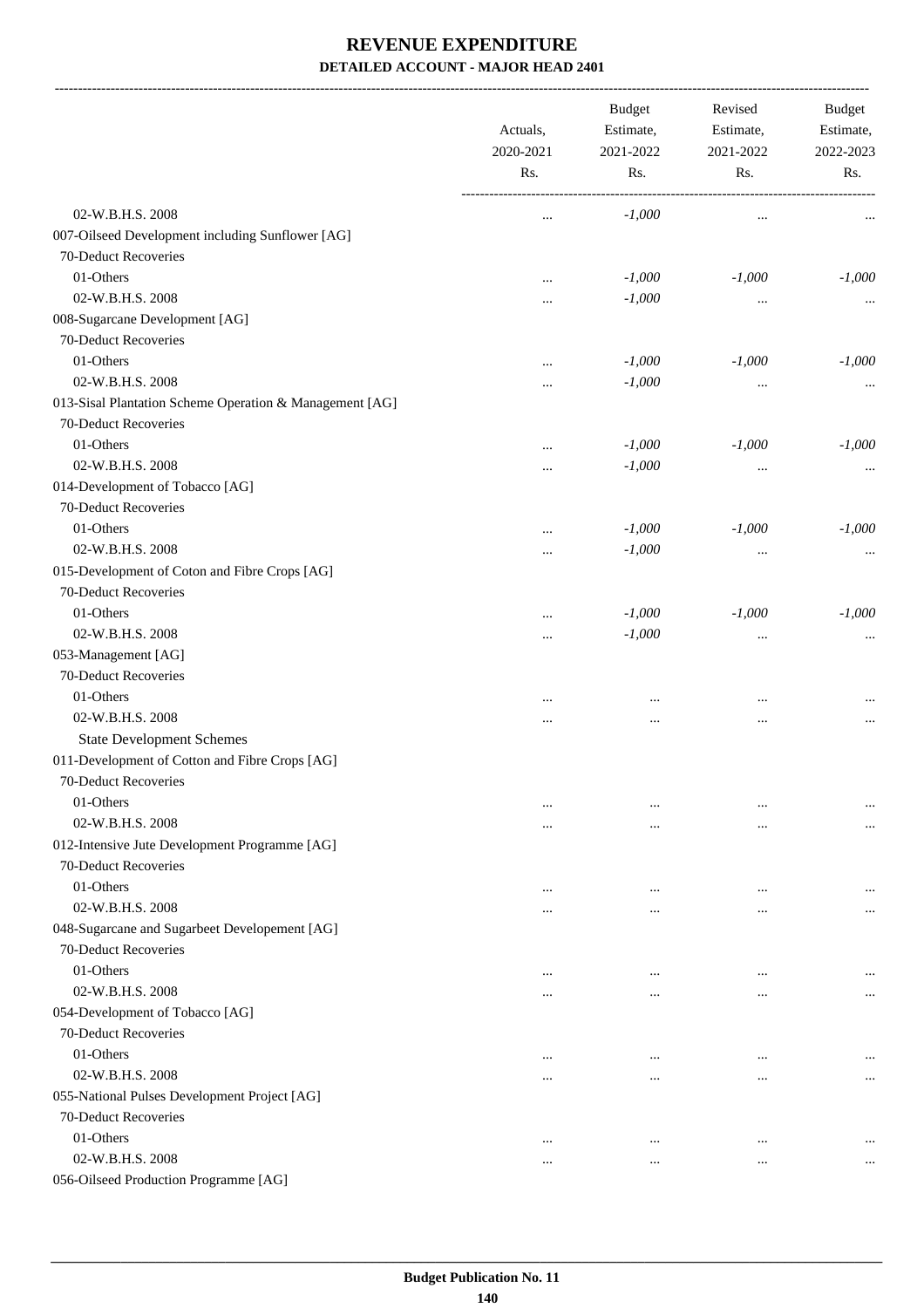# REVENUE EXPENDITURE

## DETAILED ACCOUNT - MAJOR HEAD 2401

| | Actuals, 2020-2021 Rs. | Budget Estimate, 2021-2022 Rs. | Revised Estimate, 2021-2022 Rs. | Budget Estimate, 2022-2023 Rs. |
|---|---|---|---|---|
| 02-W.B.H.S. 2008 | ... | -1,000 | ... | ... |
| 007-Oilseed Development including Sunflower [AG] | | | | |
| 70-Deduct Recoveries | | | | |
| 01-Others | ... | -1,000 | -1,000 | -1,000 |
| 02-W.B.H.S. 2008 | ... | -1,000 | ... | ... |
| 008-Sugarcane Development [AG] | | | | |
| 70-Deduct Recoveries | | | | |
| 01-Others | ... | -1,000 | -1,000 | -1,000 |
| 02-W.B.H.S. 2008 | ... | -1,000 | ... | ... |
| 013-Sisal Plantation Scheme Operation & Management [AG] | | | | |
| 70-Deduct Recoveries | | | | |
| 01-Others | ... | -1,000 | -1,000 | -1,000 |
| 02-W.B.H.S. 2008 | ... | -1,000 | ... | ... |
| 014-Development of Tobacco [AG] | | | | |
| 70-Deduct Recoveries | | | | |
| 01-Others | ... | -1,000 | -1,000 | -1,000 |
| 02-W.B.H.S. 2008 | ... | -1,000 | ... | ... |
| 015-Development of Coton and Fibre Crops [AG] | | | | |
| 70-Deduct Recoveries | | | | |
| 01-Others | ... | -1,000 | -1,000 | -1,000 |
| 02-W.B.H.S. 2008 | ... | -1,000 | ... | ... |
| 053-Management [AG] | | | | |
| 70-Deduct Recoveries | | | | |
| 01-Others | ... | ... | ... | ... |
| 02-W.B.H.S. 2008 | ... | ... | ... | ... |
| State Development Schemes | | | | |
| 011-Development of Cotton and Fibre Crops [AG] | | | | |
| 70-Deduct Recoveries | | | | |
| 01-Others | ... | ... | ... | ... |
| 02-W.B.H.S. 2008 | ... | ... | ... | ... |
| 012-Intensive Jute Development Programme [AG] | | | | |
| 70-Deduct Recoveries | | | | |
| 01-Others | ... | ... | ... | ... |
| 02-W.B.H.S. 2008 | ... | ... | ... | ... |
| 048-Sugarcane and Sugarbeet Developement [AG] | | | | |
| 70-Deduct Recoveries | | | | |
| 01-Others | ... | ... | ... | ... |
| 02-W.B.H.S. 2008 | ... | ... | ... | ... |
| 054-Development of Tobacco [AG] | | | | |
| 70-Deduct Recoveries | | | | |
| 01-Others | ... | ... | ... | ... |
| 02-W.B.H.S. 2008 | ... | ... | ... | ... |
| 055-National Pulses Development Project [AG] | | | | |
| 70-Deduct Recoveries | | | | |
| 01-Others | ... | ... | ... | ... |
| 02-W.B.H.S. 2008 | ... | ... | ... | ... |
| 056-Oilseed Production Programme [AG] | | | | |

Budget Publication No. 11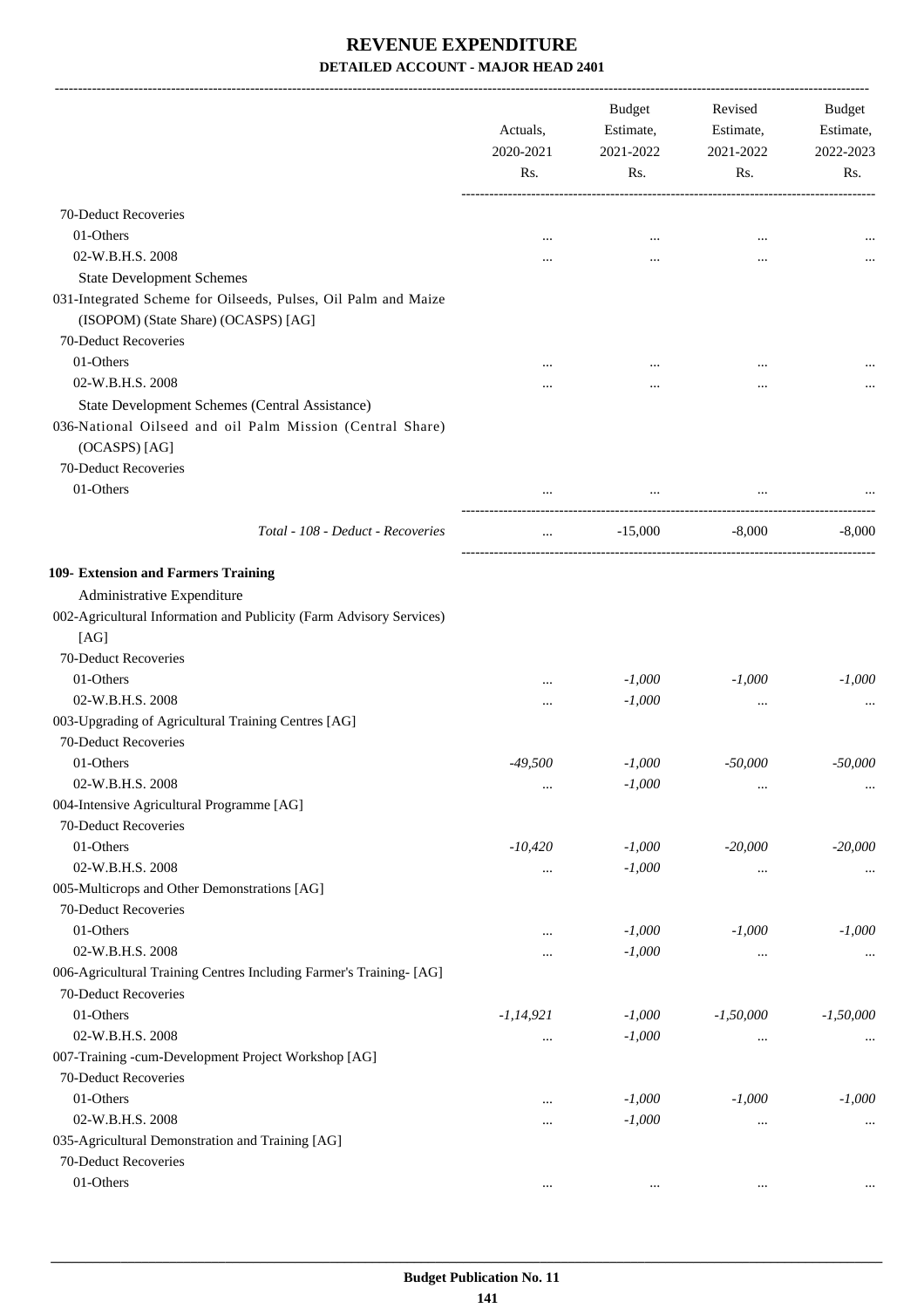# REVENUE EXPENDITURE

## DETAILED ACCOUNT - MAJOR HEAD 2401

| | Actuals, 2020-2021 Rs. | Budget Estimate, 2021-2022 Rs. | Revised Estimate, 2021-2022 Rs. | Budget Estimate, 2022-2023 Rs. |
|---|---|---|---|---|
| 70-Deduct Recoveries | | | | |
| 01-Others | ... | ... | ... | ... |
| 02-W.B.H.S. 2008 | ... | ... | ... | ... |
| State Development Schemes | | | | |
| 031-Integrated Scheme for Oilseeds, Pulses, Oil Palm and Maize (ISOPOM) (State Share) (OCASPS) [AG] | | | | |
| 70-Deduct Recoveries | | | | |
| 01-Others | ... | ... | ... | ... |
| 02-W.B.H.S. 2008 | ... | ... | ... | ... |
| State Development Schemes (Central Assistance) | | | | |
| 036-National Oilseed and oil Palm Mission (Central Share) (OCASPS) [AG] | | | | |
| 70-Deduct Recoveries | | | | |
| 01-Others | ... | ... | ... | ... |
| *Total - 108 - Deduct - Recoveries* | ... | -15,000 | -8,000 | -8,000 |
| **109- Extension and Farmers Training** | | | | |
| Administrative Expenditure | | | | |
| 002-Agricultural Information and Publicity (Farm Advisory Services) [AG] | | | | |
| 70-Deduct Recoveries | | | | |
| 01-Others | ... | *-1,000* | *-1,000* | *-1,000* |
| 02-W.B.H.S. 2008 | ... | *-1,000* | ... | ... |
| 003-Upgrading of Agricultural Training Centres [AG] | | | | |
| 70-Deduct Recoveries | | | | |
| 01-Others | *-49,500* | *-1,000* | *-50,000* | *-50,000* |
| 02-W.B.H.S. 2008 | ... | *-1,000* | ... | ... |
| 004-Intensive Agricultural Programme [AG] | | | | |
| 70-Deduct Recoveries | | | | |
| 01-Others | *-10,420* | *-1,000* | *-20,000* | *-20,000* |
| 02-W.B.H.S. 2008 | ... | *-1,000* | ... | ... |
| 005-Multicrops and Other Demonstrations [AG] | | | | |
| 70-Deduct Recoveries | | | | |
| 01-Others | ... | *-1,000* | *-1,000* | *-1,000* |
| 02-W.B.H.S. 2008 | ... | *-1,000* | ... | ... |
| 006-Agricultural Training Centres Including Farmer's Training- [AG] | | | | |
| 70-Deduct Recoveries | | | | |
| 01-Others | *-1,14,921* | *-1,000* | *-1,50,000* | *-1,50,000* |
| 02-W.B.H.S. 2008 | ... | *-1,000* | ... | ... |
| 007-Training -cum-Development Project Workshop [AG] | | | | |
| 70-Deduct Recoveries | | | | |
| 01-Others | ... | *-1,000* | *-1,000* | *-1,000* |
| 02-W.B.H.S. 2008 | ... | *-1,000* | ... | ... |
| 035-Agricultural Demonstration and Training [AG] | | | | |
| 70-Deduct Recoveries | | | | |
| 01-Others | ... | ... | ... | ... |

Budget Publication No. 11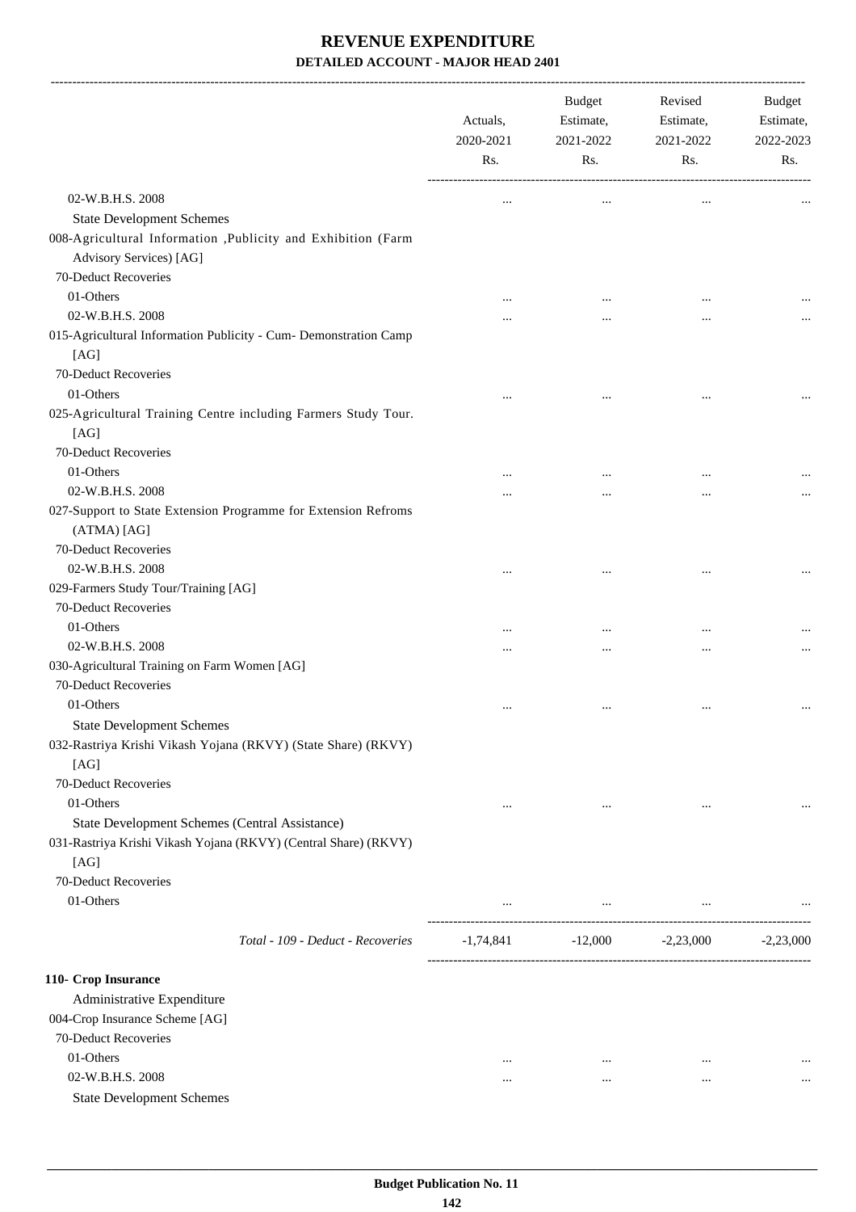# REVENUE EXPENDITURE

## DETAILED ACCOUNT - MAJOR HEAD 2401

| | Actuals, 2020-2021 Rs. | Budget Estimate, 2021-2022 Rs. | Revised Estimate, 2021-2022 Rs. | Budget Estimate, 2022-2023 Rs. |
|---|---|---|---|---|
| 02-W.B.H.S. 2008 | ... | ... | ... | ... |
| State Development Schemes | | | | |
| 008-Agricultural Information ,Publicity and Exhibition (Farm Advisory Services) [AG] | | | | |
| 70-Deduct Recoveries | | | | |
| 01-Others | ... | ... | ... | ... |
| 02-W.B.H.S. 2008 | ... | ... | ... | ... |
| 015-Agricultural Information Publicity - Cum- Demonstration Camp [AG] | | | | |
| 70-Deduct Recoveries | | | | |
| 01-Others | ... | ... | ... | ... |
| 025-Agricultural Training Centre including Farmers Study Tour. [AG] | | | | |
| 70-Deduct Recoveries | | | | |
| 01-Others | ... | ... | ... | ... |
| 02-W.B.H.S. 2008 | ... | ... | ... | ... |
| 027-Support to State Extension Programme for Extension Refroms (ATMA) [AG] | | | | |
| 70-Deduct Recoveries | | | | |
| 02-W.B.H.S. 2008 | ... | ... | ... | ... |
| 029-Farmers Study Tour/Training [AG] | | | | |
| 70-Deduct Recoveries | | | | |
| 01-Others | ... | ... | ... | ... |
| 02-W.B.H.S. 2008 | ... | ... | ... | ... |
| 030-Agricultural Training on Farm Women [AG] | | | | |
| 70-Deduct Recoveries | | | | |
| 01-Others | ... | ... | ... | ... |
| State Development Schemes | | | | |
| 032-Rastriya Krishi Vikash Yojana (RKVY) (State Share) (RKVY) [AG] | | | | |
| 70-Deduct Recoveries | | | | |
| 01-Others | ... | ... | ... | ... |
| State Development Schemes (Central Assistance) | | | | |
| 031-Rastriya Krishi Vikash Yojana (RKVY) (Central Share) (RKVY) [AG] | | | | |
| 70-Deduct Recoveries | | | | |
| 01-Others | ... | ... | ... | ... |
| *Total - 109 - Deduct - Recoveries* | -1,74,841 | -12,000 | -2,23,000 | -2,23,000 |

| | | | | |
|---|---|---|---|---|
| **110- Crop Insurance** | | | | |
| Administrative Expenditure | | | | |
| 004-Crop Insurance Scheme [AG] | | | | |
| 70-Deduct Recoveries | | | | |
| 01-Others | ... | ... | ... | ... |
| 02-W.B.H.S. 2008 | ... | ... | ... | ... |
| State Development Schemes | | | | |

**Budget Publication No. 11**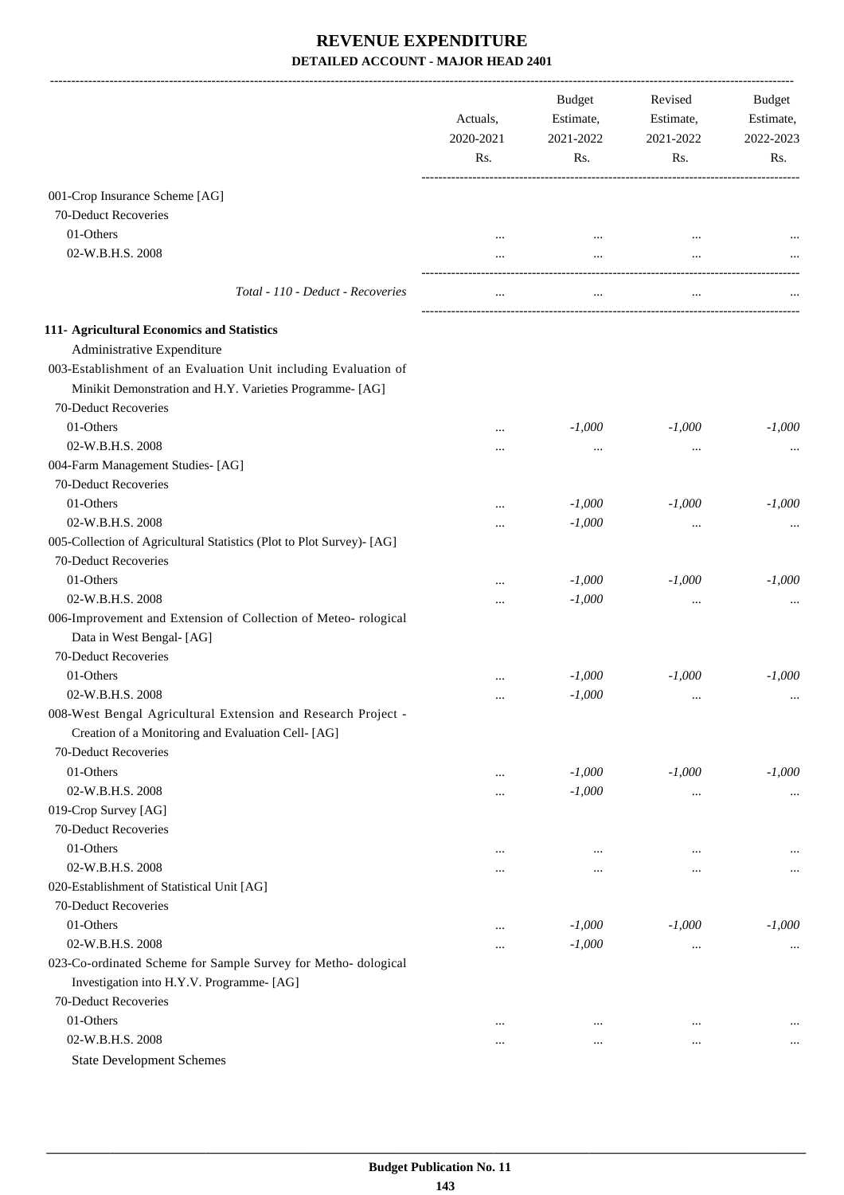# REVENUE EXPENDITURE

## DETAILED ACCOUNT - MAJOR HEAD 2401

| | Actuals, 2020-2021 Rs. | Budget Estimate, 2021-2022 Rs. | Revised Estimate, 2021-2022 Rs. | Budget Estimate, 2022-2023 Rs. |
|---|---|---|---|---|
| 001-Crop Insurance Scheme [AG] | | | | |
| 70-Deduct Recoveries | | | | |
| 01-Others | ... | ... | ... | ... |
| 02-W.B.H.S. 2008 | ... | ... | ... | ... |
| *Total - 110 - Deduct - Recoveries* | ... | ... | ... | ... |
| **111- Agricultural Economics and Statistics** | | | | |
| Administrative Expenditure | | | | |
| 003-Establishment of an Evaluation Unit including Evaluation of Minikit Demonstration and H.Y. Varieties Programme- [AG] | | | | |
| 70-Deduct Recoveries | | | | |
| 01-Others | ... | *-1,000* | *-1,000* | *-1,000* |
| 02-W.B.H.S. 2008 | ... | ... | ... | ... |
| 004-Farm Management Studies- [AG] | | | | |
| 70-Deduct Recoveries | | | | |
| 01-Others | ... | *-1,000* | *-1,000* | *-1,000* |
| 02-W.B.H.S. 2008 | ... | *-1,000* | ... | ... |
| 005-Collection of Agricultural Statistics (Plot to Plot Survey)- [AG] | | | | |
| 70-Deduct Recoveries | | | | |
| 01-Others | ... | *-1,000* | *-1,000* | *-1,000* |
| 02-W.B.H.S. 2008 | ... | *-1,000* | ... | ... |
| 006-Improvement and Extension of Collection of Meteo- rological Data in West Bengal- [AG] | | | | |
| 70-Deduct Recoveries | | | | |
| 01-Others | ... | *-1,000* | *-1,000* | *-1,000* |
| 02-W.B.H.S. 2008 | ... | *-1,000* | ... | ... |
| 008-West Bengal Agricultural Extension and Research Project - Creation of a Monitoring and Evaluation Cell- [AG] | | | | |
| 70-Deduct Recoveries | | | | |
| 01-Others | ... | *-1,000* | *-1,000* | *-1,000* |
| 02-W.B.H.S. 2008 | ... | *-1,000* | ... | ... |
| 019-Crop Survey [AG] | | | | |
| 70-Deduct Recoveries | | | | |
| 01-Others | ... | ... | ... | ... |
| 02-W.B.H.S. 2008 | ... | ... | ... | ... |
| 020-Establishment of Statistical Unit [AG] | | | | |
| 70-Deduct Recoveries | | | | |
| 01-Others | ... | *-1,000* | *-1,000* | *-1,000* |
| 02-W.B.H.S. 2008 | ... | *-1,000* | ... | ... |
| 023-Co-ordinated Scheme for Sample Survey for Metho- dological Investigation into H.Y.V. Programme- [AG] | | | | |
| 70-Deduct Recoveries | | | | |
| 01-Others | ... | ... | ... | ... |
| 02-W.B.H.S. 2008 | ... | ... | ... | ... |
| State Development Schemes | | | | |

Budget Publication No. 11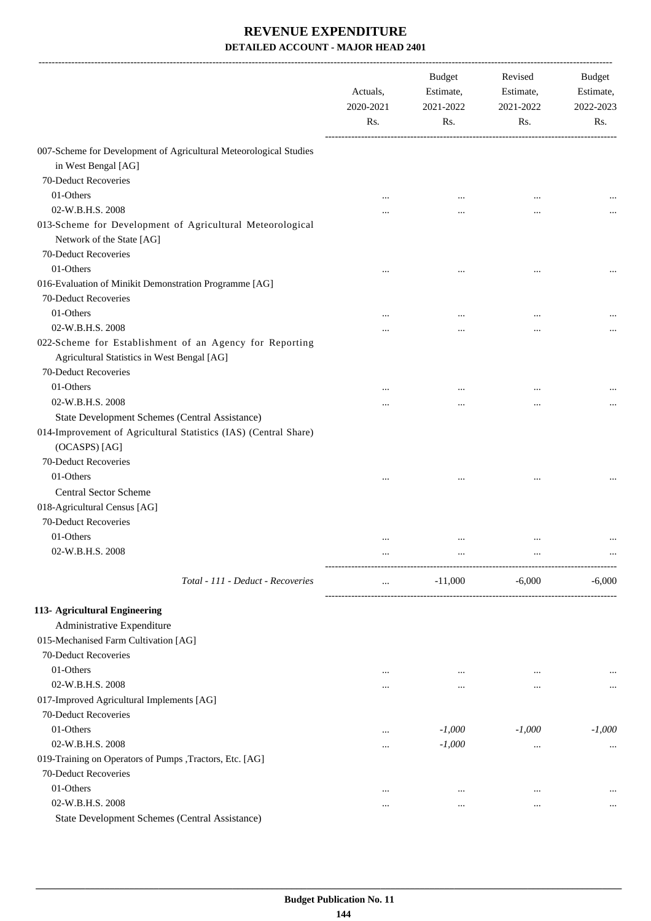# REVENUE EXPENDITURE

## DETAILED ACCOUNT - MAJOR HEAD 2401

| | Actuals, 2020-2021 Rs. | Budget Estimate, 2021-2022 Rs. | Revised Estimate, 2021-2022 Rs. | Budget Estimate, 2022-2023 Rs. |
|---|---|---|---|---|
| 007-Scheme for Development of Agricultural Meteorological Studies in West Bengal [AG] | | | | |
| 70-Deduct Recoveries | | | | |
| 01-Others | ... | ... | ... | ... |
| 02-W.B.H.S. 2008 | ... | ... | ... | ... |
| 013-Scheme for Development of Agricultural Meteorological Network of the State [AG] | | | | |
| 70-Deduct Recoveries | | | | |
| 01-Others | ... | ... | ... | ... |
| 016-Evaluation of Minikit Demonstration Programme [AG] | | | | |
| 70-Deduct Recoveries | | | | |
| 01-Others | ... | ... | ... | ... |
| 02-W.B.H.S. 2008 | ... | ... | ... | ... |
| 022-Scheme for Establishment of an Agency for Reporting Agricultural Statistics in West Bengal [AG] | | | | |
| 70-Deduct Recoveries | | | | |
| 01-Others | ... | ... | ... | ... |
| 02-W.B.H.S. 2008 | ... | ... | ... | ... |
| State Development Schemes (Central Assistance) | | | | |
| 014-Improvement of Agricultural Statistics (IAS) (Central Share) (OCASPS) [AG] | | | | |
| 70-Deduct Recoveries | | | | |
| 01-Others | ... | ... | ... | ... |
| Central Sector Scheme | | | | |
| 018-Agricultural Census [AG] | | | | |
| 70-Deduct Recoveries | | | | |
| 01-Others | ... | ... | ... | ... |
| 02-W.B.H.S. 2008 | ... | ... | ... | ... |
| *Total - 111 - Deduct - Recoveries* | ... | -11,000 | -6,000 | -6,000 |
| **113- Agricultural Engineering** | | | | |
| Administrative Expenditure | | | | |
| 015-Mechanised Farm Cultivation [AG] | | | | |
| 70-Deduct Recoveries | | | | |
| 01-Others | ... | ... | ... | ... |
| 02-W.B.H.S. 2008 | ... | ... | ... | ... |
| 017-Improved Agricultural Implements [AG] | | | | |
| 70-Deduct Recoveries | | | | |
| 01-Others | ... | *-1,000* | *-1,000* | *-1,000* |
| 02-W.B.H.S. 2008 | ... | *-1,000* | ... | ... |
| 019-Training on Operators of Pumps ,Tractors, Etc. [AG] | | | | |
| 70-Deduct Recoveries | | | | |
| 01-Others | ... | ... | ... | ... |
| 02-W.B.H.S. 2008 | ... | ... | ... | ... |
| State Development Schemes (Central Assistance) | | | | |

Budget Publication No. 11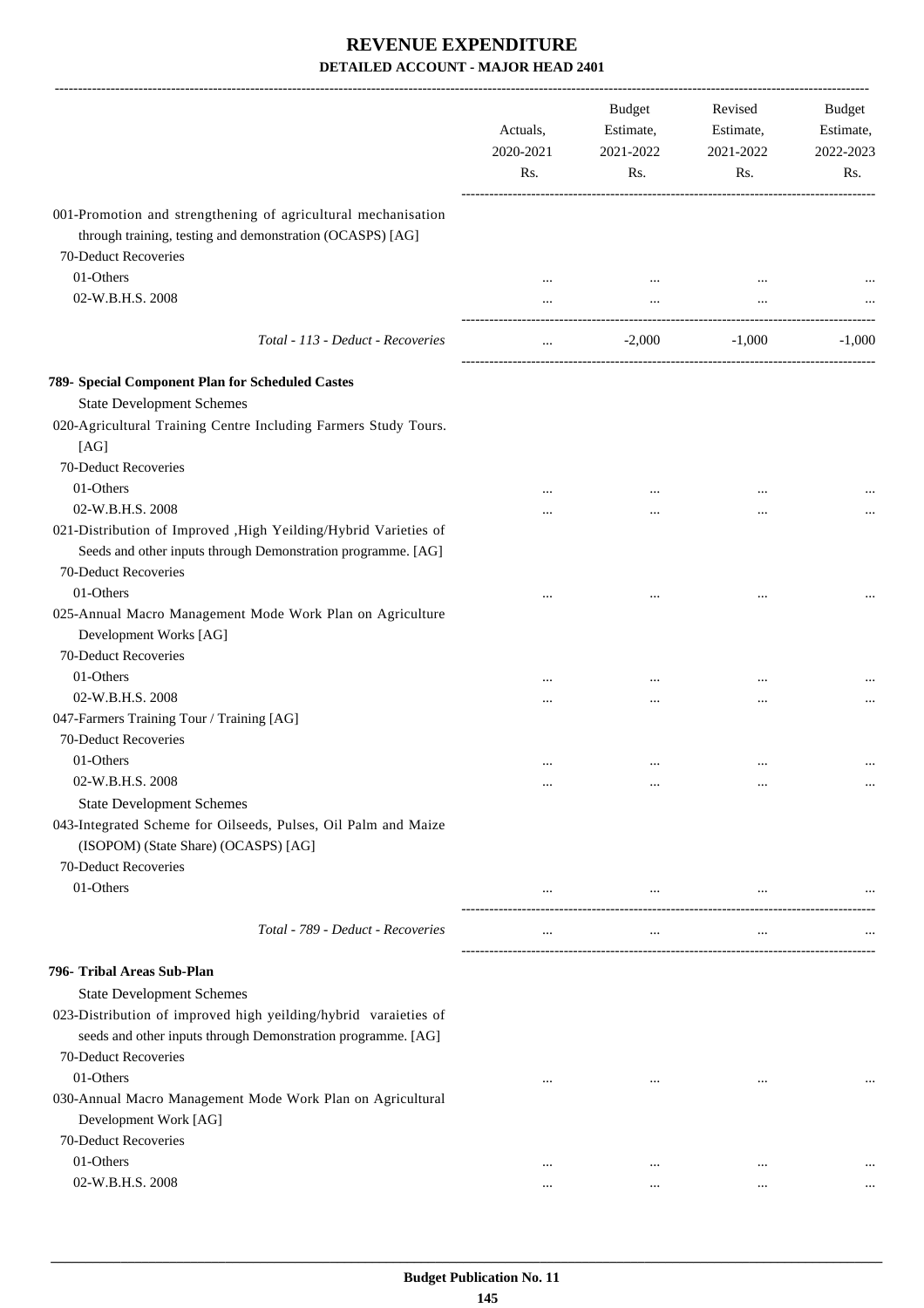# REVENUE EXPENDITURE

## DETAILED ACCOUNT - MAJOR HEAD 2401

| | Actuals, 2020-2021 Rs. | Budget Estimate, 2021-2022 Rs. | Revised Estimate, 2021-2022 Rs. | Budget Estimate, 2022-2023 Rs. |
|---|---|---|---|---|
| 001-Promotion and strengthening of agricultural mechanisation through training, testing and demonstration (OCASPS) [AG] | | | | |
| 70-Deduct Recoveries | | | | |
| 01-Others | ... | ... | ... | ... |
| 02-W.B.H.S. 2008 | ... | ... | ... | ... |
| *Total - 113 - Deduct - Recoveries* | ... | -2,000 | -1,000 | -1,000 |
| **789- Special Component Plan for Scheduled Castes** | | | | |
| State Development Schemes | | | | |
| 020-Agricultural Training Centre Including Farmers Study Tours. [AG] | | | | |
| 70-Deduct Recoveries | | | | |
| 01-Others | ... | ... | ... | ... |
| 02-W.B.H.S. 2008 | ... | ... | ... | ... |
| 021-Distribution of Improved ,High Yeilding/Hybrid Varieties of Seeds and other inputs through Demonstration programme. [AG] | | | | |
| 70-Deduct Recoveries | | | | |
| 01-Others | ... | ... | ... | ... |
| 025-Annual Macro Management Mode Work Plan on Agriculture Development Works [AG] | | | | |
| 70-Deduct Recoveries | | | | |
| 01-Others | ... | ... | ... | ... |
| 02-W.B.H.S. 2008 | ... | ... | ... | ... |
| 047-Farmers Training Tour / Training [AG] | | | | |
| 70-Deduct Recoveries | | | | |
| 01-Others | ... | ... | ... | ... |
| 02-W.B.H.S. 2008 | ... | ... | ... | ... |
| State Development Schemes | | | | |
| 043-Integrated Scheme for Oilseeds, Pulses, Oil Palm and Maize (ISOPOM) (State Share) (OCASPS) [AG] | | | | |
| 70-Deduct Recoveries | | | | |
| 01-Others | ... | ... | ... | ... |
| *Total - 789 - Deduct - Recoveries* | ... | ... | ... | ... |
| **796- Tribal Areas Sub-Plan** | | | | |
| State Development Schemes | | | | |
| 023-Distribution of improved high yeilding/hybrid varaieties of seeds and other inputs through Demonstration programme. [AG] | | | | |
| 70-Deduct Recoveries | | | | |
| 01-Others | ... | ... | ... | ... |
| 030-Annual Macro Management Mode Work Plan on Agricultural Development Work [AG] | | | | |
| 70-Deduct Recoveries | | | | |
| 01-Others | ... | ... | ... | ... |
| 02-W.B.H.S. 2008 | ... | ... | ... | ... |

Budget Publication No. 11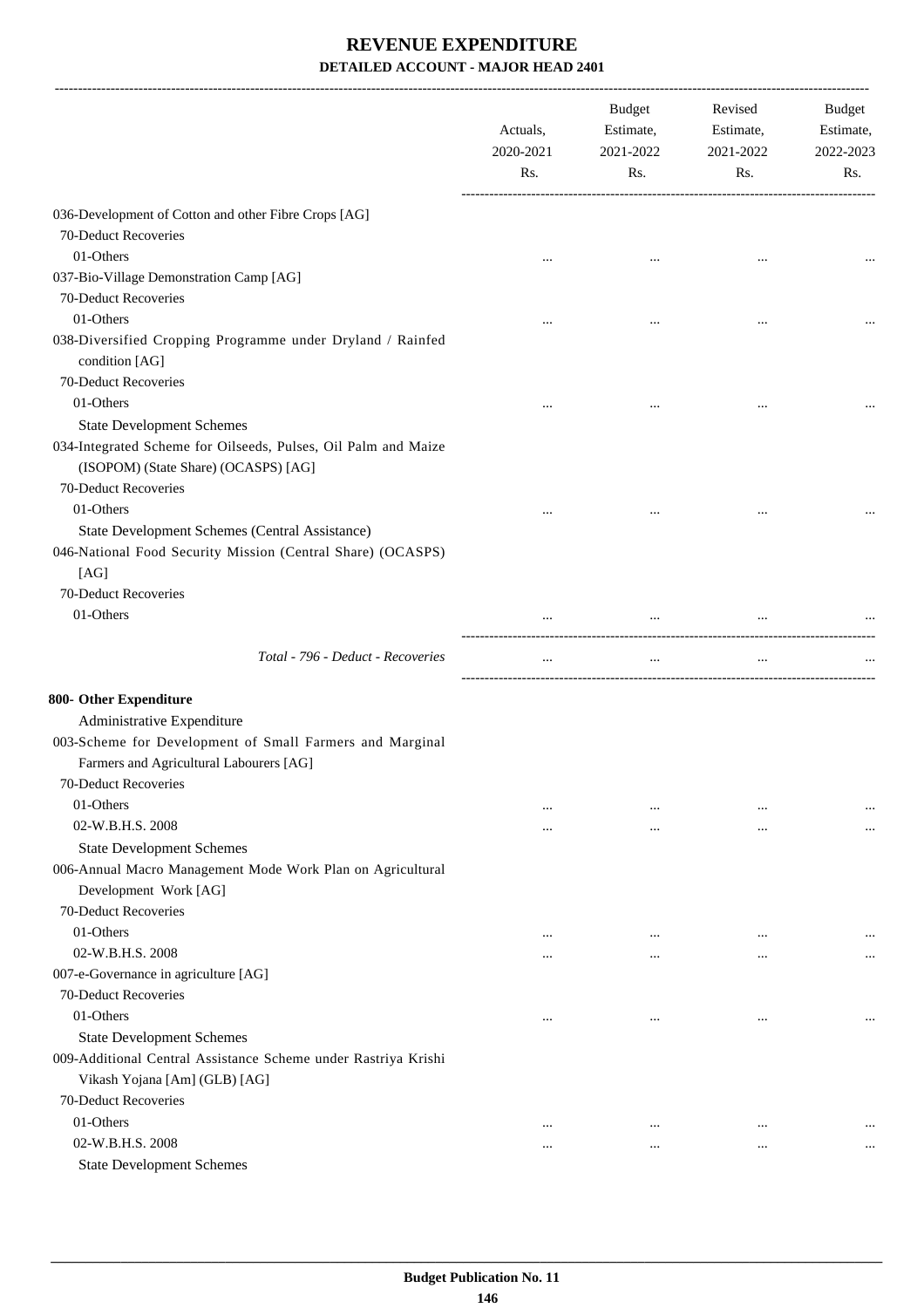# REVENUE EXPENDITURE
## DETAILED ACCOUNT - MAJOR HEAD 2401

| | Actuals, 2020-2021 Rs. | Budget Estimate, 2021-2022 Rs. | Revised Estimate, 2021-2022 Rs. | Budget Estimate, 2022-2023 Rs. |
|---|---|---|---|---|
| 036-Development of Cotton and other Fibre Crops [AG] | | | | |
| 70-Deduct Recoveries | | | | |
| 01-Others | ... | ... | ... | ... |
| 037-Bio-Village Demonstration Camp [AG] | | | | |
| 70-Deduct Recoveries | | | | |
| 01-Others | ... | ... | ... | ... |
| 038-Diversified Cropping Programme under Dryland / Rainfed condition [AG] | | | | |
| 70-Deduct Recoveries | | | | |
| 01-Others | ... | ... | ... | ... |
| State Development Schemes | | | | |
| 034-Integrated Scheme for Oilseeds, Pulses, Oil Palm and Maize (ISOPOM) (State Share) (OCASPS) [AG] | | | | |
| 70-Deduct Recoveries | | | | |
| 01-Others | ... | ... | ... | ... |
| State Development Schemes (Central Assistance) | | | | |
| 046-National Food Security Mission (Central Share) (OCASPS) [AG] | | | | |
| 70-Deduct Recoveries | | | | |
| 01-Others | ... | ... | ... | ... |
| *Total - 796 - Deduct - Recoveries* | ... | ... | ... | ... |
| **800- Other Expenditure** | | | | |
| Administrative Expenditure | | | | |
| 003-Scheme for Development of Small Farmers and Marginal Farmers and Agricultural Labourers [AG] | | | | |
| 70-Deduct Recoveries | | | | |
| 01-Others | ... | ... | ... | ... |
| 02-W.B.H.S. 2008 | ... | ... | ... | ... |
| State Development Schemes | | | | |
| 006-Annual Macro Management Mode Work Plan on Agricultural Development Work [AG] | | | | |
| 70-Deduct Recoveries | | | | |
| 01-Others | ... | ... | ... | ... |
| 02-W.B.H.S. 2008 | ... | ... | ... | ... |
| 007-e-Governance in agriculture [AG] | | | | |
| 70-Deduct Recoveries | | | | |
| 01-Others | ... | ... | ... | ... |
| State Development Schemes | | | | |
| 009-Additional Central Assistance Scheme under Rastriya Krishi Vikash Yojana [Am] (GLB) [AG] | | | | |
| 70-Deduct Recoveries | | | | |
| 01-Others | ... | ... | ... | ... |
| 02-W.B.H.S. 2008 | ... | ... | ... | ... |
| State Development Schemes | | | | |

Budget Publication No. 11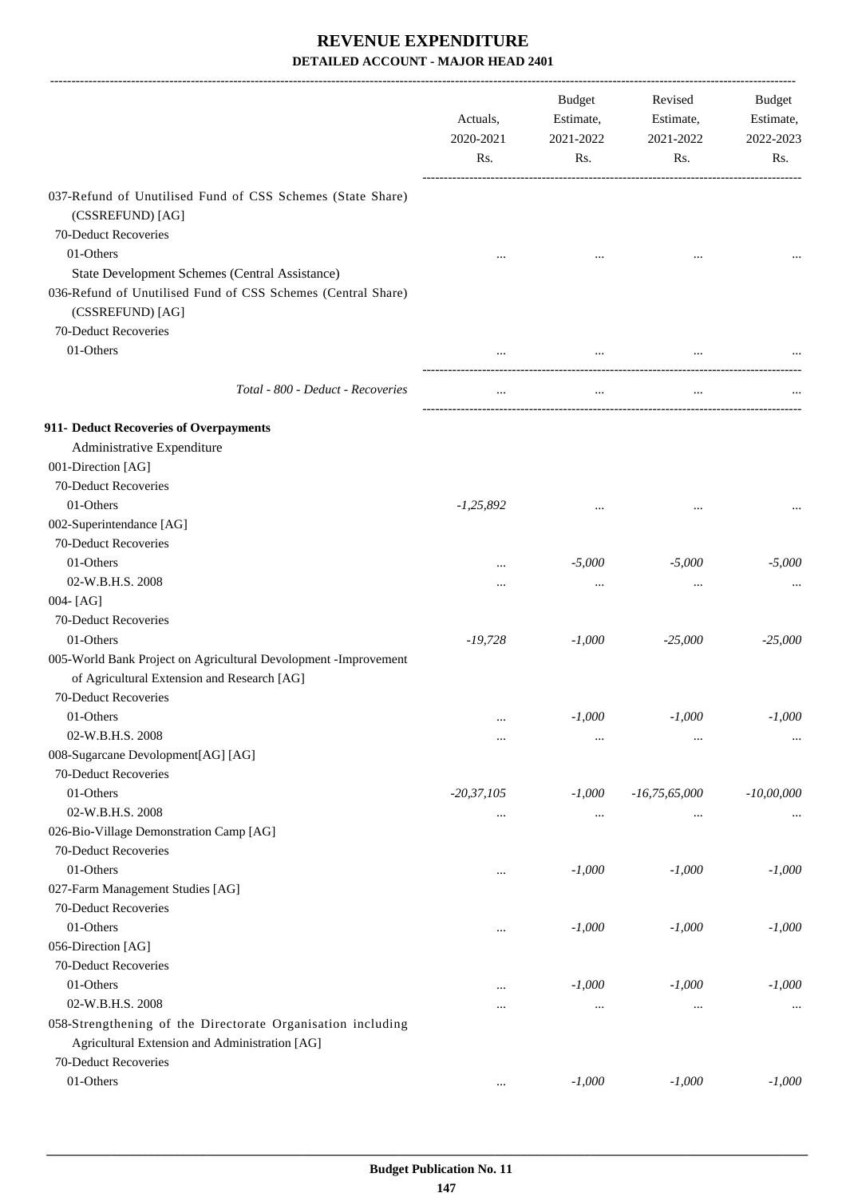# REVENUE EXPENDITURE

**DETAILED ACCOUNT - MAJOR HEAD 2401**

| | Actuals, 2020-2021 Rs. | Budget Estimate, 2021-2022 Rs. | Revised Estimate, 2021-2022 Rs. | Budget Estimate, 2022-2023 Rs. |
|---|---|---|---|---|
| 037-Refund of Unutilised Fund of CSS Schemes (State Share) (CSSREFUND) [AG] | | | | |
| 70-Deduct Recoveries | | | | |
| 01-Others | ... | ... | ... | ... |
| State Development Schemes (Central Assistance) | | | | |
| 036-Refund of Unutilised Fund of CSS Schemes (Central Share) (CSSREFUND) [AG] | | | | |
| 70-Deduct Recoveries | | | | |
| 01-Others | ... | ... | ... | ... |
| *Total - 800 - Deduct - Recoveries* | ... | ... | ... | ... |
| **911- Deduct Recoveries of Overpayments** | | | | |
| Administrative Expenditure | | | | |
| 001-Direction [AG] | | | | |
| 70-Deduct Recoveries | | | | |
| 01-Others | -1,25,892 | ... | ... | ... |
| 002-Superintendance [AG] | | | | |
| 70-Deduct Recoveries | | | | |
| 01-Others | ... | -5,000 | -5,000 | -5,000 |
| 02-W.B.H.S. 2008 | ... | ... | ... | ... |
| 004- [AG] | | | | |
| 70-Deduct Recoveries | | | | |
| 01-Others | -19,728 | -1,000 | -25,000 | -25,000 |
| 005-World Bank Project on Agricultural Devolopment -Improvement of Agricultural Extension and Research [AG] | | | | |
| 70-Deduct Recoveries | | | | |
| 01-Others | ... | -1,000 | -1,000 | -1,000 |
| 02-W.B.H.S. 2008 | ... | ... | ... | ... |
| 008-Sugarcane Devolopment[AG] [AG] | | | | |
| 70-Deduct Recoveries | | | | |
| 01-Others | -20,37,105 | -1,000 | -16,75,65,000 | -10,00,000 |
| 02-W.B.H.S. 2008 | ... | ... | ... | ... |
| 026-Bio-Village Demonstration Camp [AG] | | | | |
| 70-Deduct Recoveries | | | | |
| 01-Others | ... | -1,000 | -1,000 | -1,000 |
| 027-Farm Management Studies [AG] | | | | |
| 70-Deduct Recoveries | | | | |
| 01-Others | ... | -1,000 | -1,000 | -1,000 |
| 056-Direction [AG] | | | | |
| 70-Deduct Recoveries | | | | |
| 01-Others | ... | -1,000 | -1,000 | -1,000 |
| 02-W.B.H.S. 2008 | ... | ... | ... | ... |
| 058-Strengthening of the Directorate Organisation including Agricultural Extension and Administration [AG] | | | | |
| 70-Deduct Recoveries | | | | |
| 01-Others | ... | -1,000 | -1,000 | -1,000 |

**Budget Publication No. 11**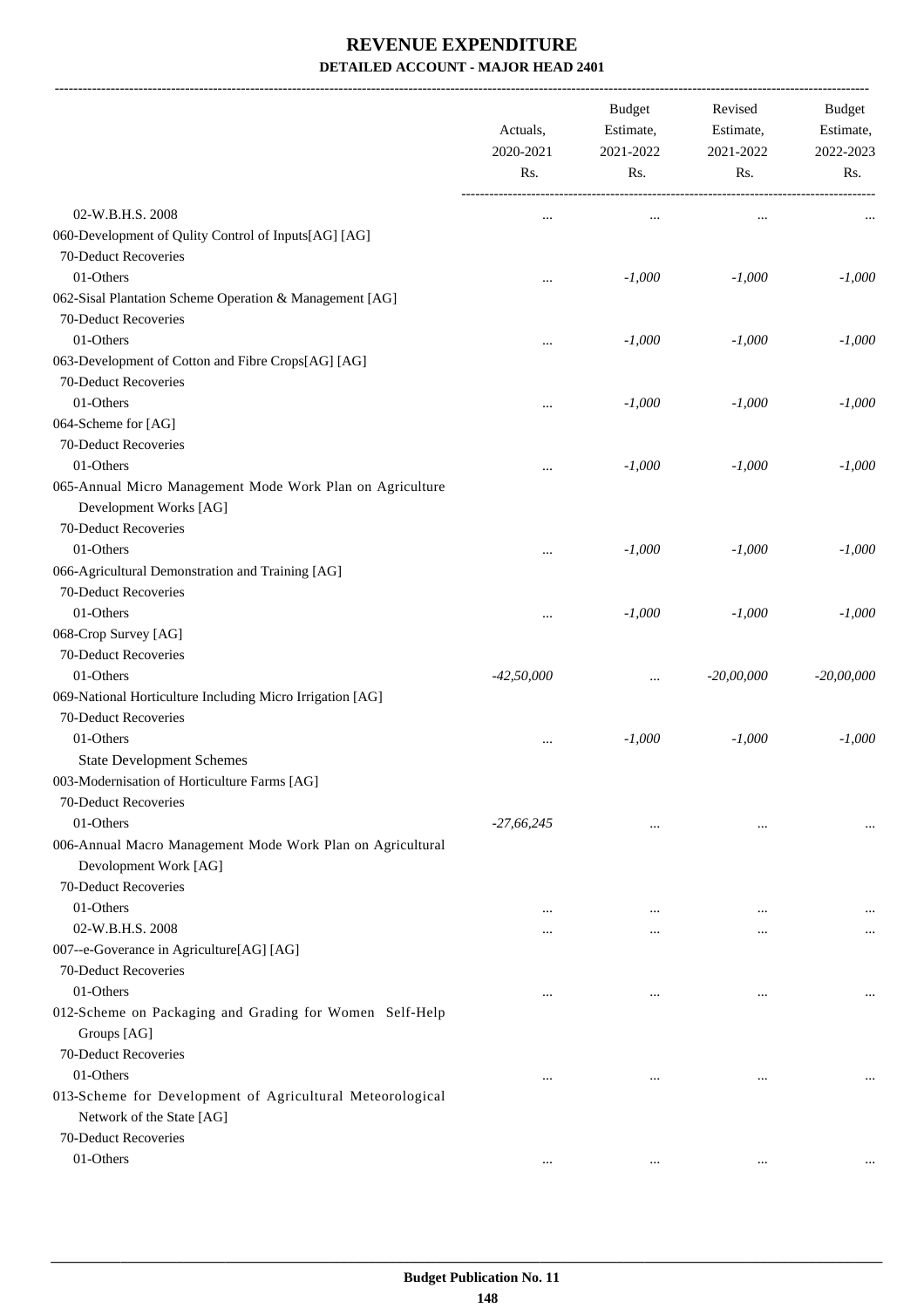# REVENUE EXPENDITURE

## DETAILED ACCOUNT - MAJOR HEAD 2401

| | Actuals, 2020-2021 Rs. | Budget Estimate, 2021-2022 Rs. | Revised Estimate, 2021-2022 Rs. | Budget Estimate, 2022-2023 Rs. |
|---|---|---|---|---|
| 02-W.B.H.S. 2008 | ... | ... | ... | ... |
| 060-Development of Qulity Control of Inputs[AG] [AG] | | | | |
| 70-Deduct Recoveries | | | | |
| 01-Others | ... | *-1,000* | *-1,000* | *-1,000* |
| 062-Sisal Plantation Scheme Operation & Management [AG] | | | | |
| 70-Deduct Recoveries | | | | |
| 01-Others | ... | *-1,000* | *-1,000* | *-1,000* |
| 063-Development of Cotton and Fibre Crops[AG] [AG] | | | | |
| 70-Deduct Recoveries | | | | |
| 01-Others | ... | *-1,000* | *-1,000* | *-1,000* |
| 064-Scheme for [AG] | | | | |
| 70-Deduct Recoveries | | | | |
| 01-Others | ... | *-1,000* | *-1,000* | *-1,000* |
| 065-Annual Micro Management Mode Work Plan on Agriculture Development Works [AG] | | | | |
| 70-Deduct Recoveries | | | | |
| 01-Others | ... | *-1,000* | *-1,000* | *-1,000* |
| 066-Agricultural Demonstration and Training [AG] | | | | |
| 70-Deduct Recoveries | | | | |
| 01-Others | ... | *-1,000* | *-1,000* | *-1,000* |
| 068-Crop Survey [AG] | | | | |
| 70-Deduct Recoveries | | | | |
| 01-Others | *-42,50,000* | ... | *-20,00,000* | *-20,00,000* |
| 069-National Horticulture Including Micro Irrigation [AG] | | | | |
| 70-Deduct Recoveries | | | | |
| 01-Others | ... | *-1,000* | *-1,000* | *-1,000* |
| State Development Schemes | | | | |
| 003-Modernisation of Horticulture Farms [AG] | | | | |
| 70-Deduct Recoveries | | | | |
| 01-Others | *-27,66,245* | ... | ... | ... |
| 006-Annual Macro Management Mode Work Plan on Agricultural Devolopment Work [AG] | | | | |
| 70-Deduct Recoveries | | | | |
| 01-Others | ... | ... | ... | ... |
| 02-W.B.H.S. 2008 | ... | ... | ... | ... |
| 007--e-Goverance in Agriculture[AG] [AG] | | | | |
| 70-Deduct Recoveries | | | | |
| 01-Others | ... | ... | ... | ... |
| 012-Scheme on Packaging and Grading for Women Self-Help Groups [AG] | | | | |
| 70-Deduct Recoveries | | | | |
| 01-Others | ... | ... | ... | ... |
| 013-Scheme for Development of Agricultural Meteorological Network of the State [AG] | | | | |
| 70-Deduct Recoveries | | | | |
| 01-Others | ... | ... | ... | ... |

**Budget Publication No. 11**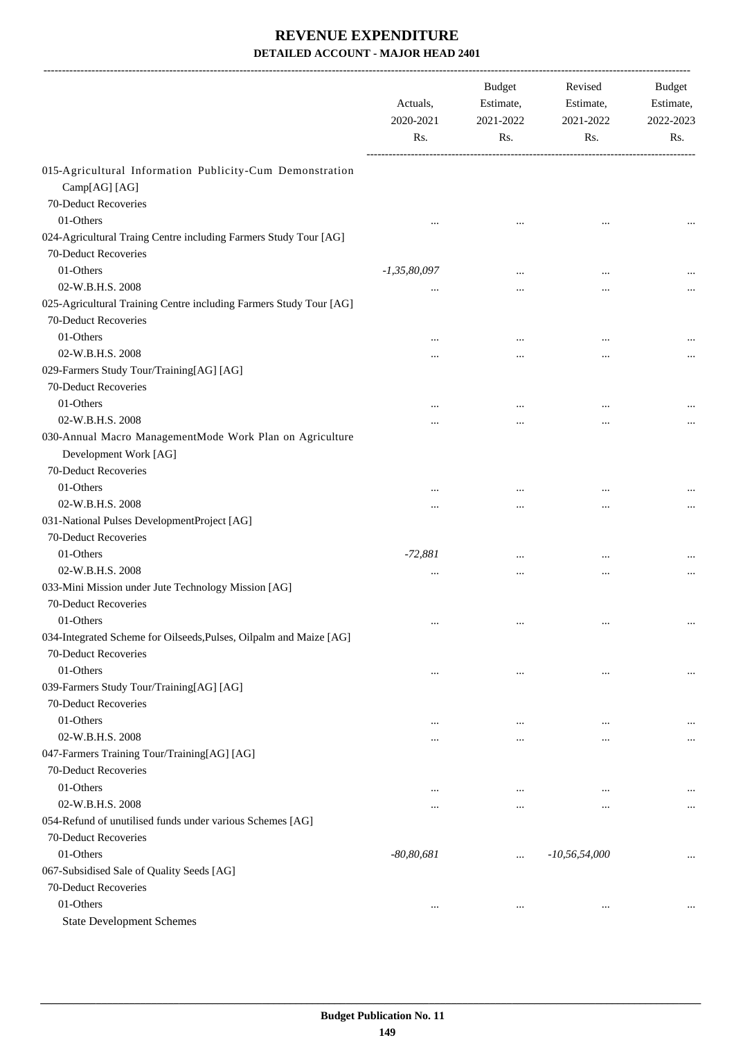# REVENUE EXPENDITURE

## DETAILED ACCOUNT - MAJOR HEAD 2401

| | Actuals, 2020-2021 Rs. | Budget Estimate, 2021-2022 Rs. | Revised Estimate, 2021-2022 Rs. | Budget Estimate, 2022-2023 Rs. |
|---|---|---|---|---|
| 015-Agricultural Information Publicity-Cum Demonstration Camp[AG] [AG] | | | | |
| 70-Deduct Recoveries | | | | |
| 01-Others | ... | ... | ... | ... |
| 024-Agricultural Traing Centre including Farmers Study Tour [AG] | | | | |
| 70-Deduct Recoveries | | | | |
| 01-Others | *-1,35,80,097* | ... | ... | ... |
| 02-W.B.H.S. 2008 | ... | ... | ... | ... |
| 025-Agricultural Training Centre including Farmers Study Tour [AG] | | | | |
| 70-Deduct Recoveries | | | | |
| 01-Others | ... | ... | ... | ... |
| 02-W.B.H.S. 2008 | ... | ... | ... | ... |
| 029-Farmers Study Tour/Training[AG] [AG] | | | | |
| 70-Deduct Recoveries | | | | |
| 01-Others | ... | ... | ... | ... |
| 02-W.B.H.S. 2008 | ... | ... | ... | ... |
| 030-Annual Macro ManagementMode Work Plan on Agriculture Development Work [AG] | | | | |
| 70-Deduct Recoveries | | | | |
| 01-Others | ... | ... | ... | ... |
| 02-W.B.H.S. 2008 | ... | ... | ... | ... |
| 031-National Pulses DevelopmentProject [AG] | | | | |
| 70-Deduct Recoveries | | | | |
| 01-Others | *-72,881* | ... | ... | ... |
| 02-W.B.H.S. 2008 | ... | ... | ... | ... |
| 033-Mini Mission under Jute Technology Mission [AG] | | | | |
| 70-Deduct Recoveries | | | | |
| 01-Others | ... | ... | ... | ... |
| 034-Integrated Scheme for Oilseeds,Pulses, Oilpalm and Maize [AG] | | | | |
| 70-Deduct Recoveries | | | | |
| 01-Others | ... | ... | ... | ... |
| 039-Farmers Study Tour/Training[AG] [AG] | | | | |
| 70-Deduct Recoveries | | | | |
| 01-Others | ... | ... | ... | ... |
| 02-W.B.H.S. 2008 | ... | ... | ... | ... |
| 047-Farmers Training Tour/Training[AG] [AG] | | | | |
| 70-Deduct Recoveries | | | | |
| 01-Others | ... | ... | ... | ... |
| 02-W.B.H.S. 2008 | ... | ... | ... | ... |
| 054-Refund of unutilised funds under various Schemes [AG] | | | | |
| 70-Deduct Recoveries | | | | |
| 01-Others | *-80,80,681* | ... | *-10,56,54,000* | ... |
| 067-Subsidised Sale of Quality Seeds [AG] | | | | |
| 70-Deduct Recoveries | | | | |
| 01-Others | ... | ... | ... | ... |
| State Development Schemes | | | | |

**Budget Publication No. 11**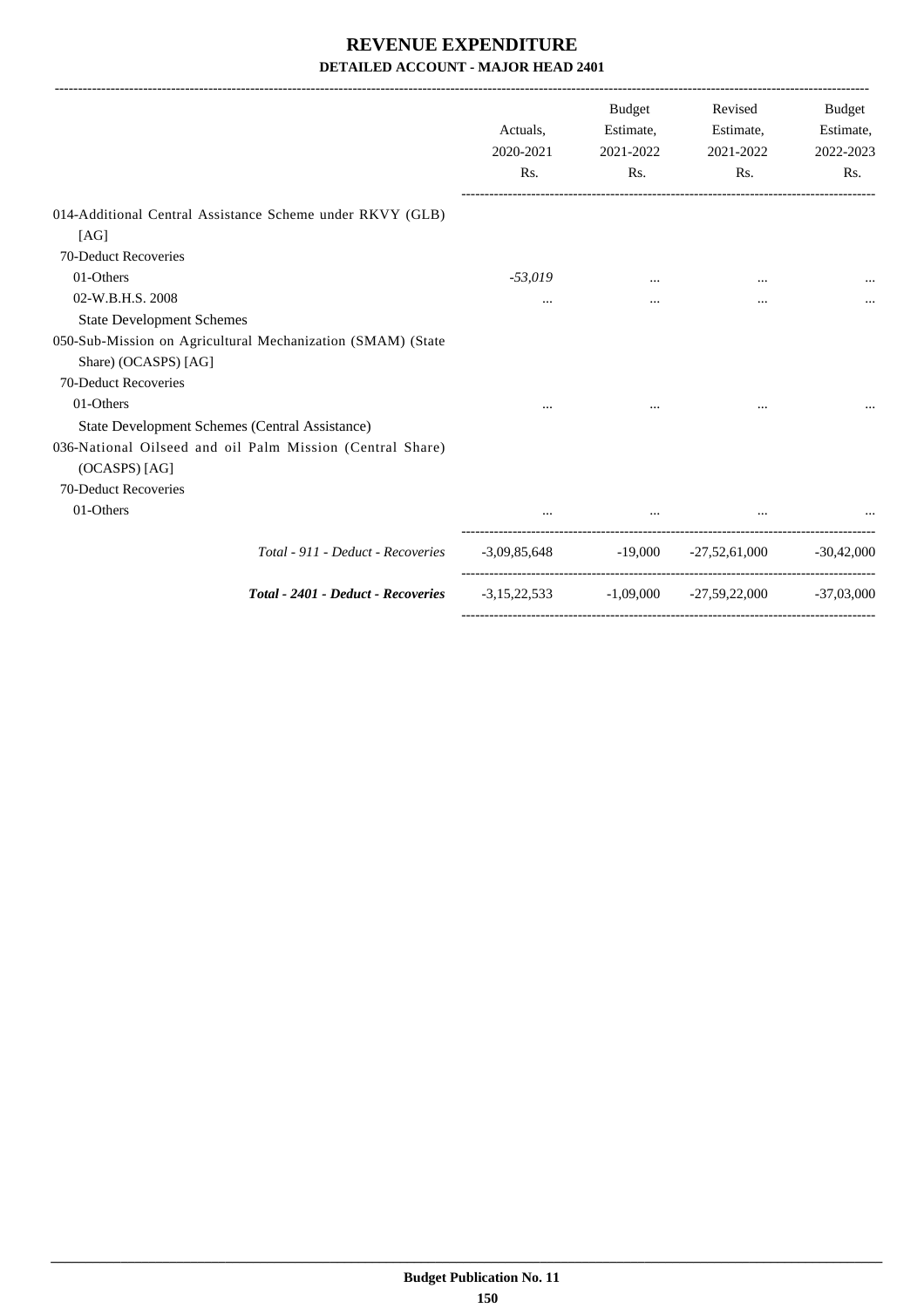# REVENUE EXPENDITURE

## DETAILED ACCOUNT - MAJOR HEAD 2401

| | Actuals, 2020-2021 Rs. | Budget Estimate, 2021-2022 Rs. | Revised Estimate, 2021-2022 Rs. | Budget Estimate, 2022-2023 Rs. |
|---|---|---|---|---|
| 014-Additional Central Assistance Scheme under RKVY (GLB) [AG] | | | | |
| 70-Deduct Recoveries | | | | |
| 01-Others | *-53,019* | ... | ... | ... |
| 02-W.B.H.S. 2008 | ... | ... | ... | ... |
| State Development Schemes | | | | |
| 050-Sub-Mission on Agricultural Mechanization (SMAM) (State Share) (OCASPS) [AG] | | | | |
| 70-Deduct Recoveries | | | | |
| 01-Others | ... | ... | ... | ... |
| State Development Schemes (Central Assistance) | | | | |
| 036-National Oilseed and oil Palm Mission (Central Share) (OCASPS) [AG] | | | | |
| 70-Deduct Recoveries | | | | |
| 01-Others | ... | ... | ... | ... |
| *Total - 911 - Deduct - Recoveries* | -3,09,85,648 | -19,000 | -27,52,61,000 | -30,42,000 |
| ***Total - 2401 - Deduct - Recoveries*** | -3,15,22,533 | -1,09,000 | -27,59,22,000 | -37,03,000 |

**Budget Publication No. 11**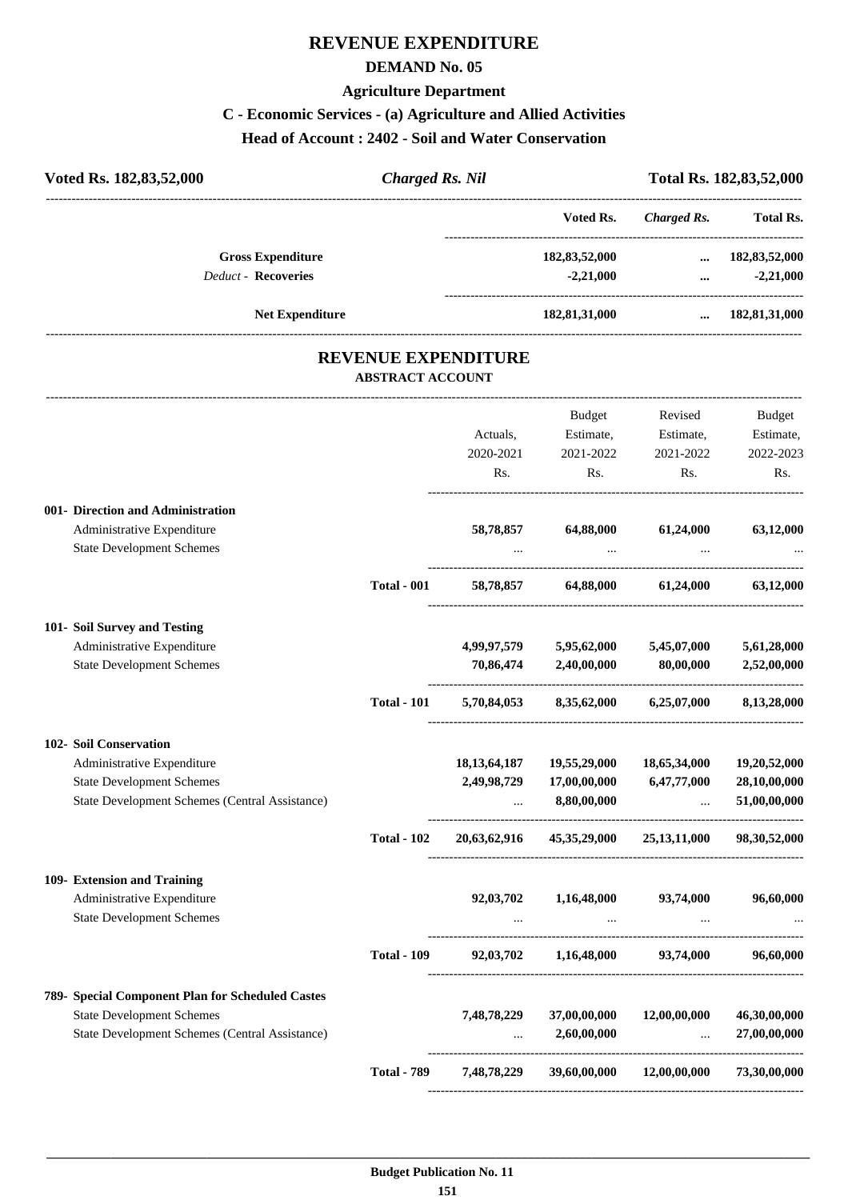# REVENUE EXPENDITURE

## DEMAND No. 05

### Agriculture Department

### C - Economic Services - (a) Agriculture and Allied Activities

### Head of Account : 2402 - Soil and Water Conservation

**Voted Rs. 182,83,52,000** | ***Charged Rs. Nil*** | **Total Rs. 182,83,52,000**

| | Voted Rs. | Charged Rs. | Total Rs. |
|---|---|---|---|
| **Gross Expenditure** | 182,83,52,000 | ... | 182,83,52,000 |
| *Deduct* - **Recoveries** | -2,21,000 | ... | -2,21,000 |
| **Net Expenditure** | 182,81,31,000 | ... | 182,81,31,000 |

## REVENUE EXPENDITURE

### ABSTRACT ACCOUNT

| | | Actuals, 2020-2021 Rs. | Budget Estimate, 2021-2022 Rs. | Revised Estimate, 2021-2022 Rs. | Budget Estimate, 2022-2023 Rs. |
|---|---|---|---|---|---|
| **001- Direction and Administration** | | | | | |
| Administrative Expenditure | | 58,78,857 | 64,88,000 | 61,24,000 | 63,12,000 |
| State Development Schemes | | ... | ... | ... | ... |
| | **Total - 001** | 58,78,857 | 64,88,000 | 61,24,000 | 63,12,000 |
| **101- Soil Survey and Testing** | | | | | |
| Administrative Expenditure | | 4,99,97,579 | 5,95,62,000 | 5,45,07,000 | 5,61,28,000 |
| State Development Schemes | | 70,86,474 | 2,40,00,000 | 80,00,000 | 2,52,00,000 |
| | **Total - 101** | 5,70,84,053 | 8,35,62,000 | 6,25,07,000 | 8,13,28,000 |
| **102- Soil Conservation** | | | | | |
| Administrative Expenditure | | 18,13,64,187 | 19,55,29,000 | 18,65,34,000 | 19,20,52,000 |
| State Development Schemes | | 2,49,98,729 | 17,00,00,000 | 6,47,77,000 | 28,10,00,000 |
| State Development Schemes (Central Assistance) | | ... | 8,80,00,000 | ... | 51,00,00,000 |
| | **Total - 102** | 20,63,62,916 | 45,35,29,000 | 25,13,11,000 | 98,30,52,000 |
| **109- Extension and Training** | | | | | |
| Administrative Expenditure | | 92,03,702 | 1,16,48,000 | 93,74,000 | 96,60,000 |
| State Development Schemes | | ... | ... | ... | ... |
| | **Total - 109** | 92,03,702 | 1,16,48,000 | 93,74,000 | 96,60,000 |
| **789- Special Component Plan for Scheduled Castes** | | | | | |
| State Development Schemes | | 7,48,78,229 | 37,00,00,000 | 12,00,00,000 | 46,30,00,000 |
| State Development Schemes (Central Assistance) | | ... | 2,60,00,000 | ... | 27,00,00,000 |
| | **Total - 789** | 7,48,78,229 | 39,60,00,000 | 12,00,00,000 | 73,30,00,000 |

**Budget Publication No. 11**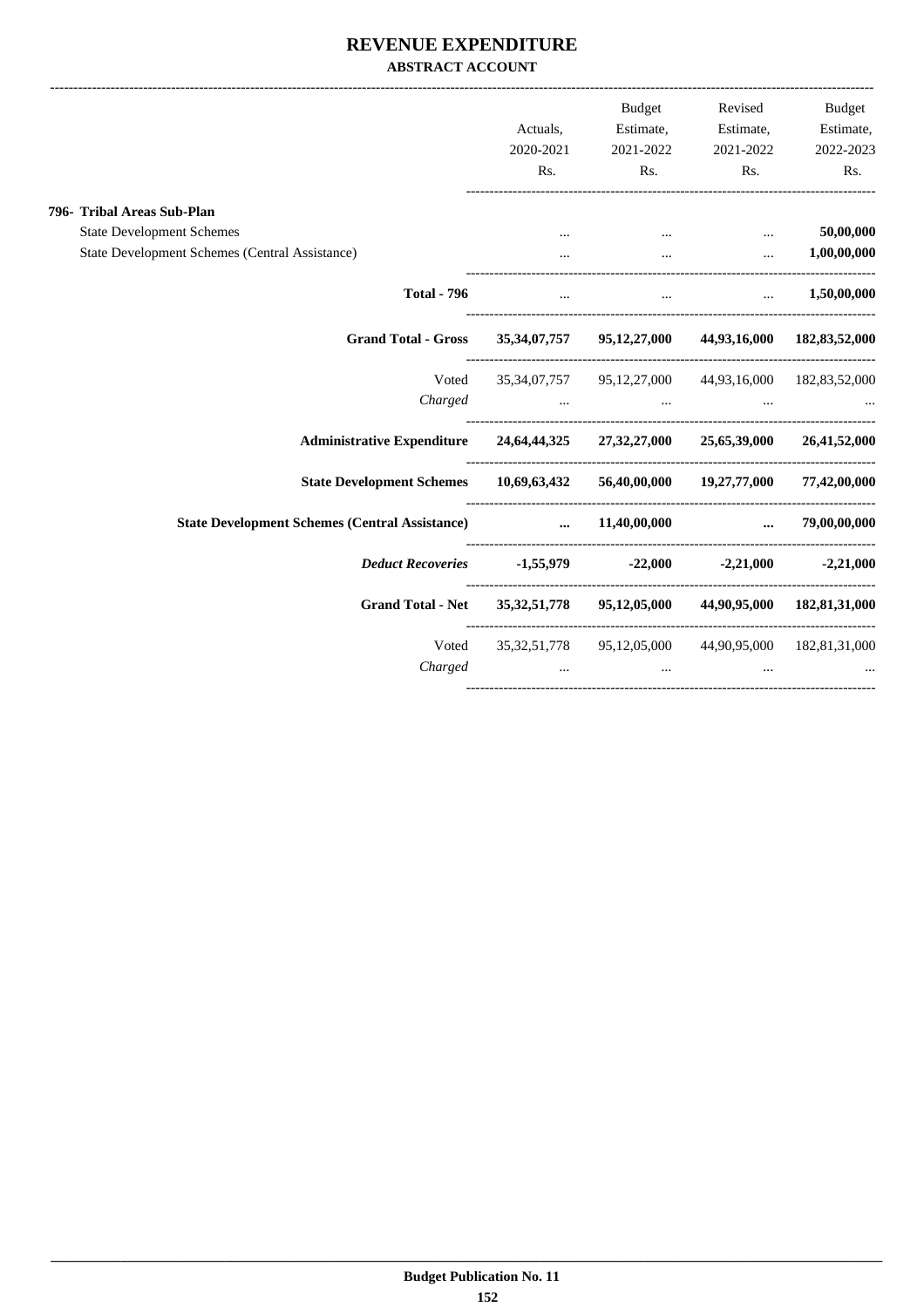# REVENUE EXPENDITURE

**ABSTRACT ACCOUNT**

| | Actuals, 2020-2021 Rs. | Budget Estimate, 2021-2022 Rs. | Revised Estimate, 2021-2022 Rs. | Budget Estimate, 2022-2023 Rs. |
|---|---|---|---|---|
| **796- Tribal Areas Sub-Plan** | | | | |
| State Development Schemes | ... | ... | ... | **50,00,000** |
| State Development Schemes (Central Assistance) | ... | ... | ... | **1,00,00,000** |
| **Total - 796** | ... | ... | ... | **1,50,00,000** |
| **Grand Total - Gross** | **35,34,07,757** | **95,12,27,000** | **44,93,16,000** | **182,83,52,000** |
| Voted | 35,34,07,757 | 95,12,27,000 | 44,93,16,000 | 182,83,52,000 |
| *Charged* | ... | ... | ... | ... |
| **Administrative Expenditure** | **24,64,44,325** | **27,32,27,000** | **25,65,39,000** | **26,41,52,000** |
| **State Development Schemes** | **10,69,63,432** | **56,40,00,000** | **19,27,77,000** | **77,42,00,000** |
| **State Development Schemes (Central Assistance)** | **...** | **11,40,00,000** | **...** | **79,00,00,000** |
| ***Deduct Recoveries*** | **-1,55,979** | **-22,000** | **-2,21,000** | **-2,21,000** |
| **Grand Total - Net** | **35,32,51,778** | **95,12,05,000** | **44,90,95,000** | **182,81,31,000** |
| Voted | 35,32,51,778 | 95,12,05,000 | 44,90,95,000 | 182,81,31,000 |
| *Charged* | ... | ... | ... | ... |

**Budget Publication No. 11**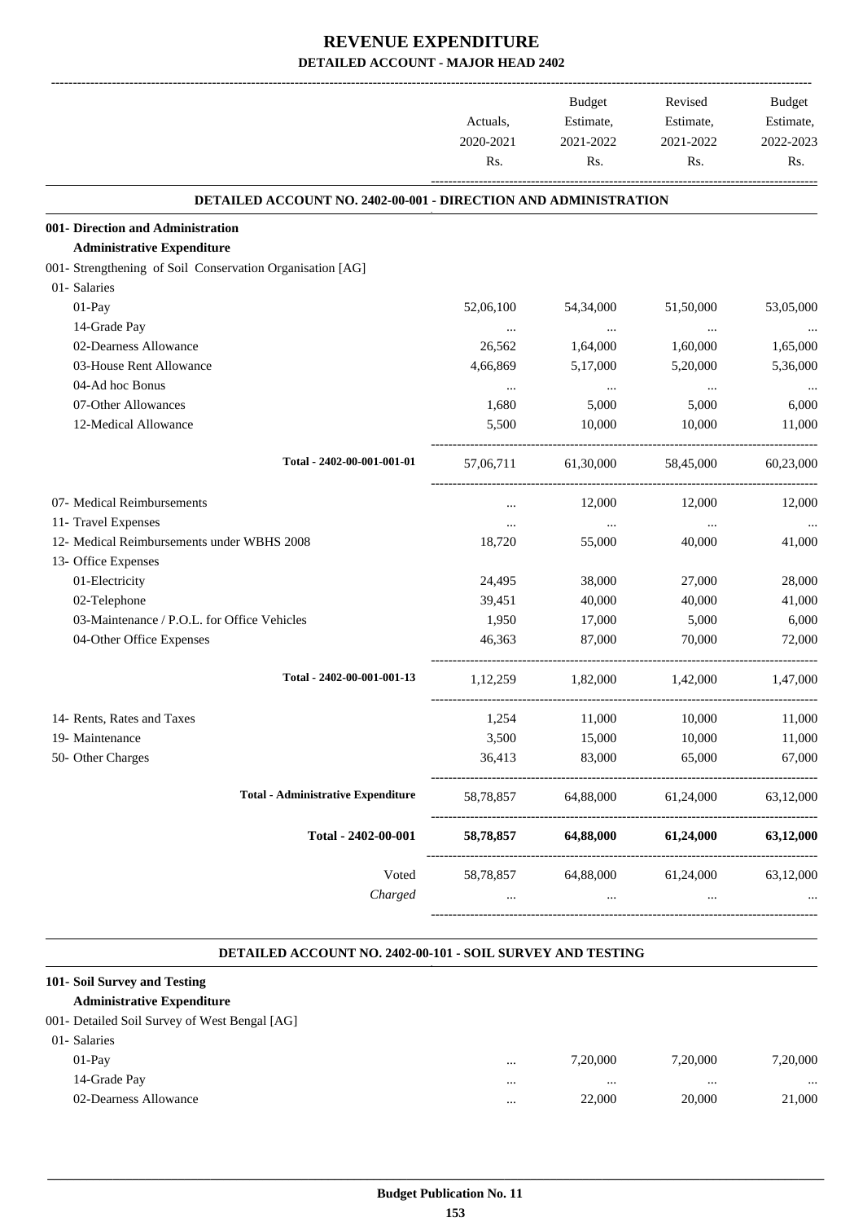# REVENUE EXPENDITURE

## DETAILED ACCOUNT - MAJOR HEAD 2402

| | Actuals, 2020-2021 Rs. | Budget Estimate, 2021-2022 Rs. | Revised Estimate, 2021-2022 Rs. | Budget Estimate, 2022-2023 Rs. |
|---|---|---|---|---|

### DETAILED ACCOUNT NO. 2402-00-001 - DIRECTION AND ADMINISTRATION

| | Actuals, 2020-2021 Rs. | Budget Estimate, 2021-2022 Rs. | Revised Estimate, 2021-2022 Rs. | Budget Estimate, 2022-2023 Rs. |
|---|---|---|---|---|
| **001- Direction and Administration** | | | | |
| **Administrative Expenditure** | | | | |
| 001- Strengthening of Soil Conservation Organisation [AG] | | | | |
| 01- Salaries | | | | |
| 01-Pay | 52,06,100 | 54,34,000 | 51,50,000 | 53,05,000 |
| 14-Grade Pay | ... | ... | ... | ... |
| 02-Dearness Allowance | 26,562 | 1,64,000 | 1,60,000 | 1,65,000 |
| 03-House Rent Allowance | 4,66,869 | 5,17,000 | 5,20,000 | 5,36,000 |
| 04-Ad hoc Bonus | ... | ... | ... | ... |
| 07-Other Allowances | 1,680 | 5,000 | 5,000 | 6,000 |
| 12-Medical Allowance | 5,500 | 10,000 | 10,000 | 11,000 |
| Total - 2402-00-001-001-01 | 57,06,711 | 61,30,000 | 58,45,000 | 60,23,000 |
| 07- Medical Reimbursements | ... | 12,000 | 12,000 | 12,000 |
| 11- Travel Expenses | ... | ... | ... | ... |
| 12- Medical Reimbursements under WBHS 2008 | 18,720 | 55,000 | 40,000 | 41,000 |
| 13- Office Expenses | | | | |
| 01-Electricity | 24,495 | 38,000 | 27,000 | 28,000 |
| 02-Telephone | 39,451 | 40,000 | 40,000 | 41,000 |
| 03-Maintenance / P.O.L. for Office Vehicles | 1,950 | 17,000 | 5,000 | 6,000 |
| 04-Other Office Expenses | 46,363 | 87,000 | 70,000 | 72,000 |
| Total - 2402-00-001-001-13 | 1,12,259 | 1,82,000 | 1,42,000 | 1,47,000 |
| 14- Rents, Rates and Taxes | 1,254 | 11,000 | 10,000 | 11,000 |
| 19- Maintenance | 3,500 | 15,000 | 10,000 | 11,000 |
| 50- Other Charges | 36,413 | 83,000 | 65,000 | 67,000 |
| **Total - Administrative Expenditure** | 58,78,857 | 64,88,000 | 61,24,000 | 63,12,000 |
| **Total - 2402-00-001** | **58,78,857** | **64,88,000** | **61,24,000** | **63,12,000** |
| Voted | 58,78,857 | 64,88,000 | 61,24,000 | 63,12,000 |
| *Charged* | ... | ... | ... | ... |

### DETAILED ACCOUNT NO. 2402-00-101 - SOIL SURVEY AND TESTING

| | Actuals, 2020-2021 Rs. | Budget Estimate, 2021-2022 Rs. | Revised Estimate, 2021-2022 Rs. | Budget Estimate, 2022-2023 Rs. |
|---|---|---|---|---|
| **101- Soil Survey and Testing** | | | | |
| **Administrative Expenditure** | | | | |
| 001- Detailed Soil Survey of West Bengal [AG] | | | | |
| 01- Salaries | | | | |
| 01-Pay | ... | 7,20,000 | 7,20,000 | 7,20,000 |
| 14-Grade Pay | ... | ... | ... | ... |
| 02-Dearness Allowance | ... | 22,000 | 20,000 | 21,000 |

**Budget Publication No. 11**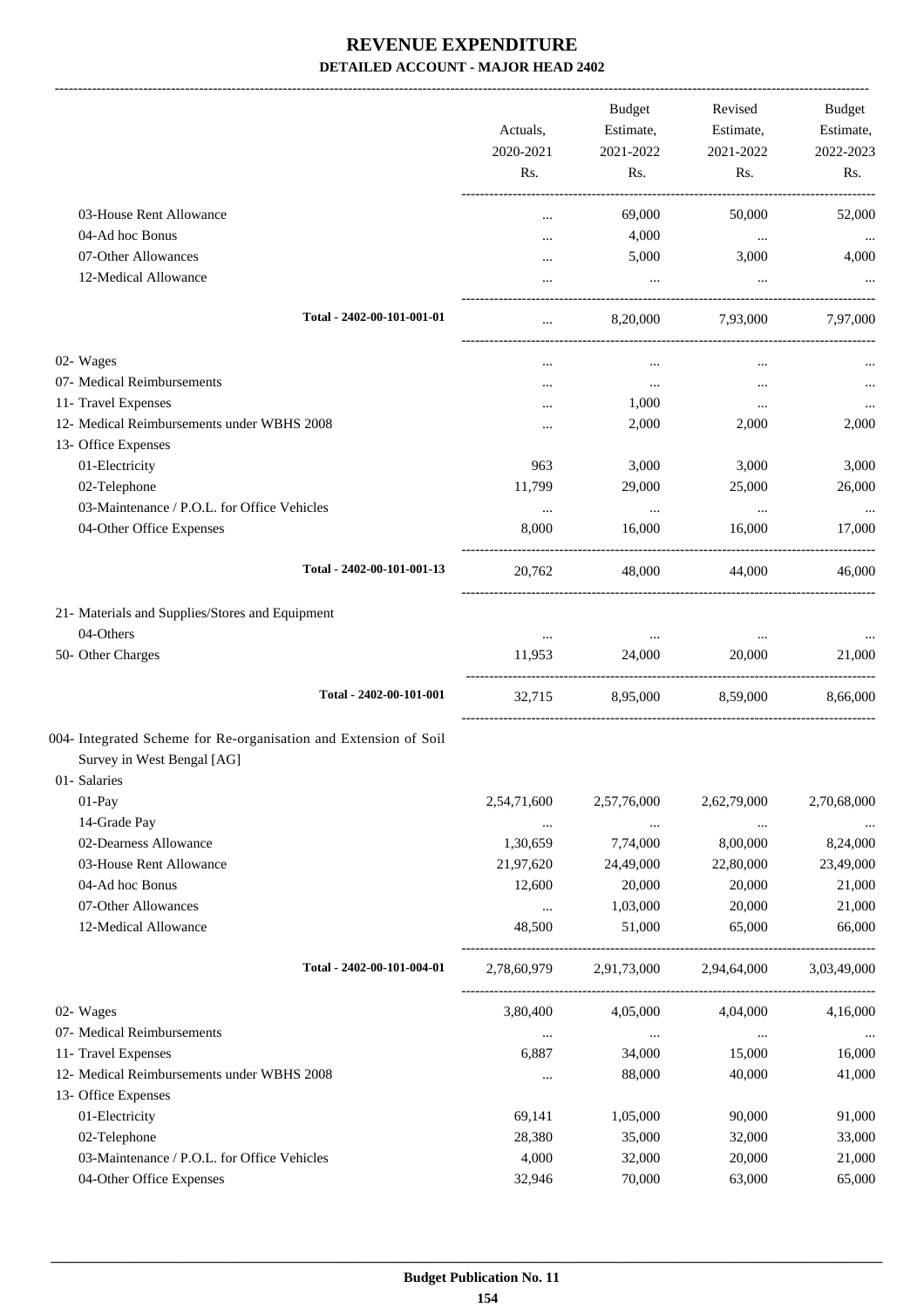# REVENUE EXPENDITURE

**DETAILED ACCOUNT - MAJOR HEAD 2402**

| | Actuals, 2020-2021 Rs. | Budget Estimate, 2021-2022 Rs. | Revised Estimate, 2021-2022 Rs. | Budget Estimate, 2022-2023 Rs. |
|---|---|---|---|---|
| 03-House Rent Allowance | ... | 69,000 | 50,000 | 52,000 |
| 04-Ad hoc Bonus | ... | 4,000 | ... | ... |
| 07-Other Allowances | ... | 5,000 | 3,000 | 4,000 |
| 12-Medical Allowance | ... | ... | ... | ... |
| **Total - 2402-00-101-001-01** | ... | 8,20,000 | 7,93,000 | 7,97,000 |
| 02- Wages | ... | ... | ... | ... |
| 07- Medical Reimbursements | ... | ... | ... | ... |
| 11- Travel Expenses | ... | 1,000 | ... | ... |
| 12- Medical Reimbursements under WBHS 2008 | ... | 2,000 | 2,000 | 2,000 |
| 13- Office Expenses | | | | |
| 01-Electricity | 963 | 3,000 | 3,000 | 3,000 |
| 02-Telephone | 11,799 | 29,000 | 25,000 | 26,000 |
| 03-Maintenance / P.O.L. for Office Vehicles | ... | ... | ... | ... |
| 04-Other Office Expenses | 8,000 | 16,000 | 16,000 | 17,000 |
| **Total - 2402-00-101-001-13** | 20,762 | 48,000 | 44,000 | 46,000 |
| 21- Materials and Supplies/Stores and Equipment | | | | |
| 04-Others | ... | ... | ... | ... |
| 50- Other Charges | 11,953 | 24,000 | 20,000 | 21,000 |
| **Total - 2402-00-101-001** | 32,715 | 8,95,000 | 8,59,000 | 8,66,000 |
| 004- Integrated Scheme for Re-organisation and Extension of Soil Survey in West Bengal [AG] | | | | |
| 01- Salaries | | | | |
| 01-Pay | 2,54,71,600 | 2,57,76,000 | 2,62,79,000 | 2,70,68,000 |
| 14-Grade Pay | ... | ... | ... | ... |
| 02-Dearness Allowance | 1,30,659 | 7,74,000 | 8,00,000 | 8,24,000 |
| 03-House Rent Allowance | 21,97,620 | 24,49,000 | 22,80,000 | 23,49,000 |
| 04-Ad hoc Bonus | 12,600 | 20,000 | 20,000 | 21,000 |
| 07-Other Allowances | ... | 1,03,000 | 20,000 | 21,000 |
| 12-Medical Allowance | 48,500 | 51,000 | 65,000 | 66,000 |
| **Total - 2402-00-101-004-01** | 2,78,60,979 | 2,91,73,000 | 2,94,64,000 | 3,03,49,000 |
| 02- Wages | 3,80,400 | 4,05,000 | 4,04,000 | 4,16,000 |
| 07- Medical Reimbursements | ... | ... | ... | ... |
| 11- Travel Expenses | 6,887 | 34,000 | 15,000 | 16,000 |
| 12- Medical Reimbursements under WBHS 2008 | ... | 88,000 | 40,000 | 41,000 |
| 13- Office Expenses | | | | |
| 01-Electricity | 69,141 | 1,05,000 | 90,000 | 91,000 |
| 02-Telephone | 28,380 | 35,000 | 32,000 | 33,000 |
| 03-Maintenance / P.O.L. for Office Vehicles | 4,000 | 32,000 | 20,000 | 21,000 |
| 04-Other Office Expenses | 32,946 | 70,000 | 63,000 | 65,000 |

**Budget Publication No. 11**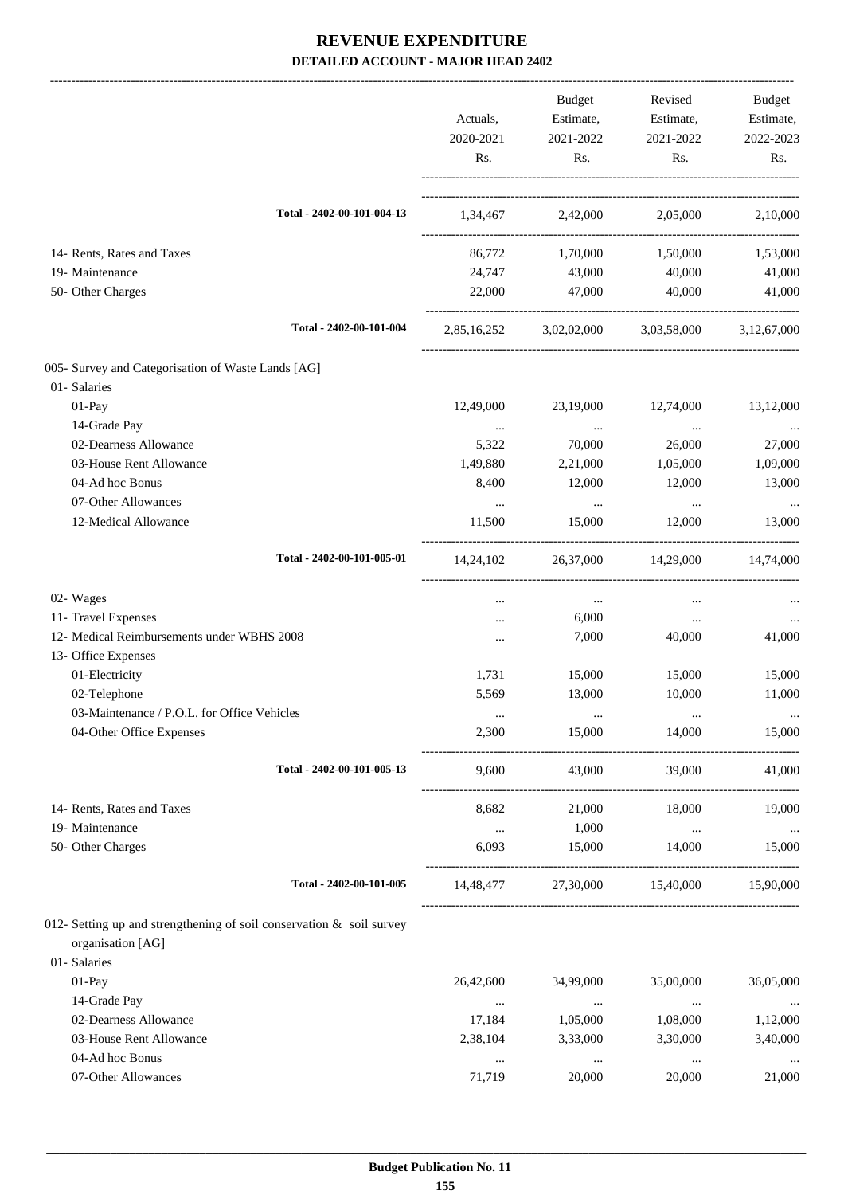# REVENUE EXPENDITURE

**DETAILED ACCOUNT - MAJOR HEAD 2402**

| | Actuals, 2020-2021 Rs. | Budget Estimate, 2021-2022 Rs. | Revised Estimate, 2021-2022 Rs. | Budget Estimate, 2022-2023 Rs. |
|---|---|---|---|---|
| **Total - 2402-00-101-004-13** | 1,34,467 | 2,42,000 | 2,05,000 | 2,10,000 |
| 14- Rents, Rates and Taxes | 86,772 | 1,70,000 | 1,50,000 | 1,53,000 |
| 19- Maintenance | 24,747 | 43,000 | 40,000 | 41,000 |
| 50- Other Charges | 22,000 | 47,000 | 40,000 | 41,000 |
| **Total - 2402-00-101-004** | 2,85,16,252 | 3,02,02,000 | 3,03,58,000 | 3,12,67,000 |
| 005- Survey and Categorisation of Waste Lands [AG] | | | | |
| 01- Salaries | | | | |
| 01-Pay | 12,49,000 | 23,19,000 | 12,74,000 | 13,12,000 |
| 14-Grade Pay | ... | ... | ... | ... |
| 02-Dearness Allowance | 5,322 | 70,000 | 26,000 | 27,000 |
| 03-House Rent Allowance | 1,49,880 | 2,21,000 | 1,05,000 | 1,09,000 |
| 04-Ad hoc Bonus | 8,400 | 12,000 | 12,000 | 13,000 |
| 07-Other Allowances | ... | ... | ... | ... |
| 12-Medical Allowance | 11,500 | 15,000 | 12,000 | 13,000 |
| **Total - 2402-00-101-005-01** | 14,24,102 | 26,37,000 | 14,29,000 | 14,74,000 |
| 02- Wages | ... | ... | ... | ... |
| 11- Travel Expenses | ... | 6,000 | ... | ... |
| 12- Medical Reimbursements under WBHS 2008 | ... | 7,000 | 40,000 | 41,000 |
| 13- Office Expenses | | | | |
| 01-Electricity | 1,731 | 15,000 | 15,000 | 15,000 |
| 02-Telephone | 5,569 | 13,000 | 10,000 | 11,000 |
| 03-Maintenance / P.O.L. for Office Vehicles | ... | ... | ... | ... |
| 04-Other Office Expenses | 2,300 | 15,000 | 14,000 | 15,000 |
| **Total - 2402-00-101-005-13** | 9,600 | 43,000 | 39,000 | 41,000 |
| 14- Rents, Rates and Taxes | 8,682 | 21,000 | 18,000 | 19,000 |
| 19- Maintenance | ... | 1,000 | ... | ... |
| 50- Other Charges | 6,093 | 15,000 | 14,000 | 15,000 |
| **Total - 2402-00-101-005** | 14,48,477 | 27,30,000 | 15,40,000 | 15,90,000 |
| 012- Setting up and strengthening of soil conservation & soil survey organisation [AG] | | | | |
| 01- Salaries | | | | |
| 01-Pay | 26,42,600 | 34,99,000 | 35,00,000 | 36,05,000 |
| 14-Grade Pay | ... | ... | ... | ... |
| 02-Dearness Allowance | 17,184 | 1,05,000 | 1,08,000 | 1,12,000 |
| 03-House Rent Allowance | 2,38,104 | 3,33,000 | 3,30,000 | 3,40,000 |
| 04-Ad hoc Bonus | ... | ... | ... | ... |
| 07-Other Allowances | 71,719 | 20,000 | 20,000 | 21,000 |

**Budget Publication No. 11**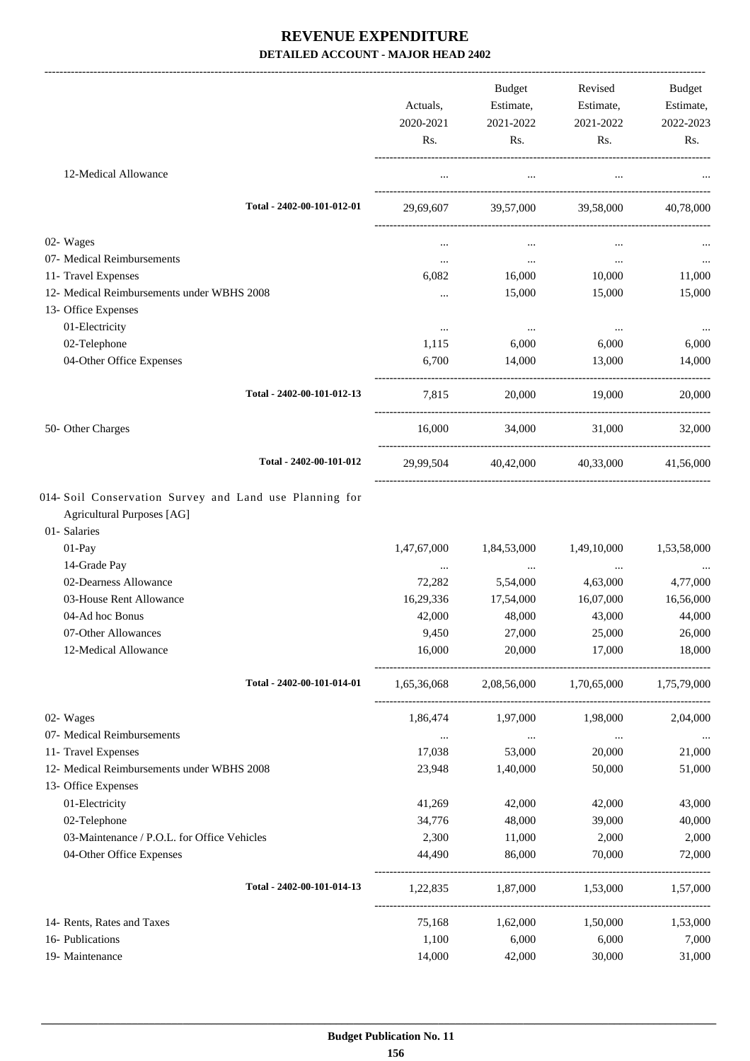# REVENUE EXPENDITURE

**DETAILED ACCOUNT - MAJOR HEAD 2402**

| | Actuals, 2020-2021 Rs. | Budget Estimate, 2021-2022 Rs. | Revised Estimate, 2021-2022 Rs. | Budget Estimate, 2022-2023 Rs. |
|---|---|---|---|---|
| 12-Medical Allowance | ... | ... | ... | ... |
| **Total - 2402-00-101-012-01** | 29,69,607 | 39,57,000 | 39,58,000 | 40,78,000 |
| 02- Wages | ... | ... | ... | ... |
| 07- Medical Reimbursements | ... | ... | ... | ... |
| 11- Travel Expenses | 6,082 | 16,000 | 10,000 | 11,000 |
| 12- Medical Reimbursements under WBHS 2008 | ... | 15,000 | 15,000 | 15,000 |
| 13- Office Expenses | | | | |
| 01-Electricity | ... | ... | ... | ... |
| 02-Telephone | 1,115 | 6,000 | 6,000 | 6,000 |
| 04-Other Office Expenses | 6,700 | 14,000 | 13,000 | 14,000 |
| **Total - 2402-00-101-012-13** | 7,815 | 20,000 | 19,000 | 20,000 |
| 50- Other Charges | 16,000 | 34,000 | 31,000 | 32,000 |
| **Total - 2402-00-101-012** | 29,99,504 | 40,42,000 | 40,33,000 | 41,56,000 |
| 014- Soil Conservation Survey and Land use Planning for Agricultural Purposes [AG] | | | | |
| 01- Salaries | | | | |
| 01-Pay | 1,47,67,000 | 1,84,53,000 | 1,49,10,000 | 1,53,58,000 |
| 14-Grade Pay | ... | ... | ... | ... |
| 02-Dearness Allowance | 72,282 | 5,54,000 | 4,63,000 | 4,77,000 |
| 03-House Rent Allowance | 16,29,336 | 17,54,000 | 16,07,000 | 16,56,000 |
| 04-Ad hoc Bonus | 42,000 | 48,000 | 43,000 | 44,000 |
| 07-Other Allowances | 9,450 | 27,000 | 25,000 | 26,000 |
| 12-Medical Allowance | 16,000 | 20,000 | 17,000 | 18,000 |
| **Total - 2402-00-101-014-01** | 1,65,36,068 | 2,08,56,000 | 1,70,65,000 | 1,75,79,000 |
| 02- Wages | 1,86,474 | 1,97,000 | 1,98,000 | 2,04,000 |
| 07- Medical Reimbursements | ... | ... | ... | ... |
| 11- Travel Expenses | 17,038 | 53,000 | 20,000 | 21,000 |
| 12- Medical Reimbursements under WBHS 2008 | 23,948 | 1,40,000 | 50,000 | 51,000 |
| 13- Office Expenses | | | | |
| 01-Electricity | 41,269 | 42,000 | 42,000 | 43,000 |
| 02-Telephone | 34,776 | 48,000 | 39,000 | 40,000 |
| 03-Maintenance / P.O.L. for Office Vehicles | 2,300 | 11,000 | 2,000 | 2,000 |
| 04-Other Office Expenses | 44,490 | 86,000 | 70,000 | 72,000 |
| **Total - 2402-00-101-014-13** | 1,22,835 | 1,87,000 | 1,53,000 | 1,57,000 |
| 14- Rents, Rates and Taxes | 75,168 | 1,62,000 | 1,50,000 | 1,53,000 |
| 16- Publications | 1,100 | 6,000 | 6,000 | 7,000 |
| 19- Maintenance | 14,000 | 42,000 | 30,000 | 31,000 |

**Budget Publication No. 11**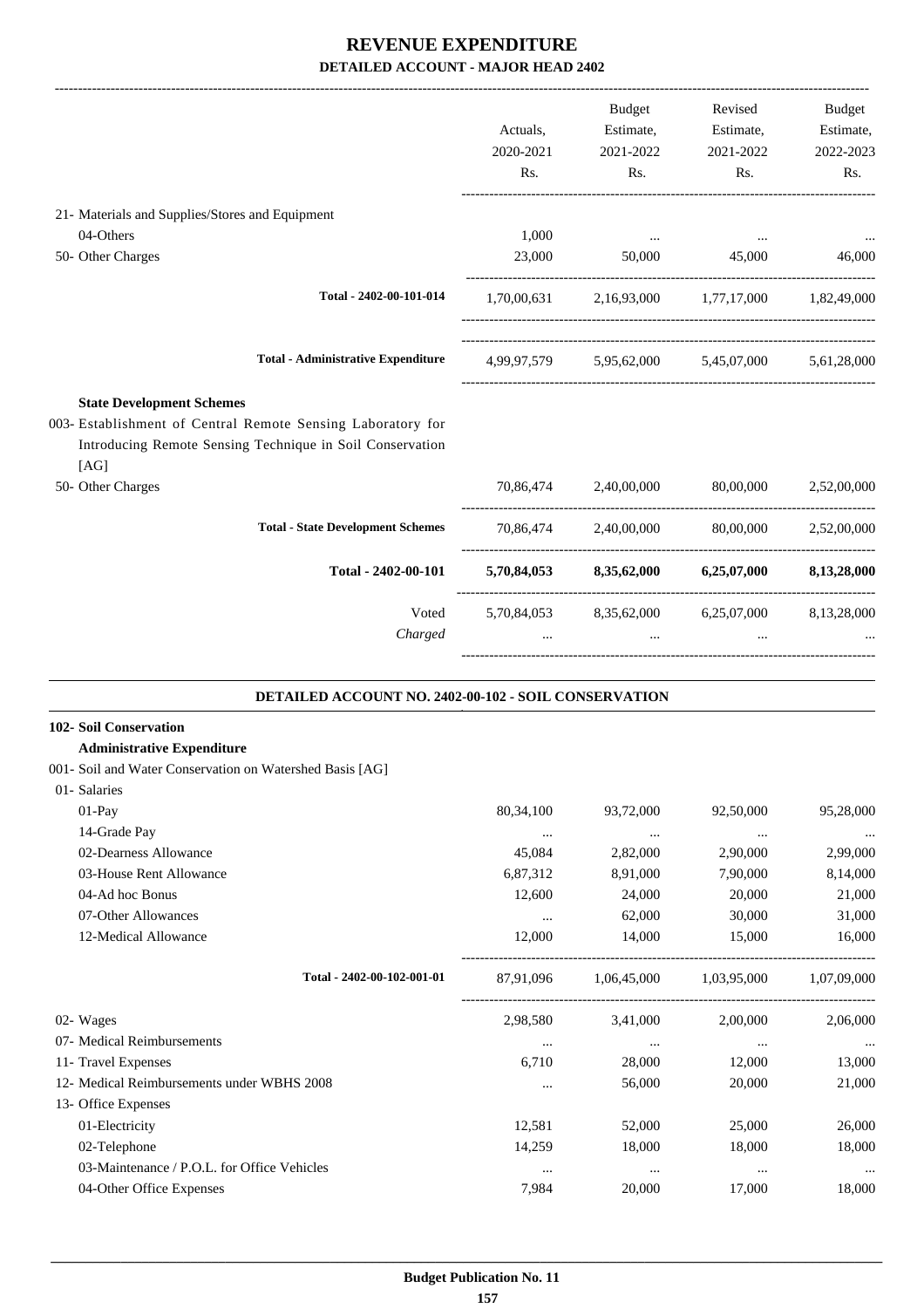# REVENUE EXPENDITURE

## DETAILED ACCOUNT - MAJOR HEAD 2402

| | Actuals, 2020-2021 Rs. | Budget Estimate, 2021-2022 Rs. | Revised Estimate, 2021-2022 Rs. | Budget Estimate, 2022-2023 Rs. |
|---|---|---|---|---|
| 21- Materials and Supplies/Stores and Equipment | | | | |
| 04-Others | 1,000 | ... | ... | ... |
| 50- Other Charges | 23,000 | 50,000 | 45,000 | 46,000 |
| **Total - 2402-00-101-014** | 1,70,00,631 | 2,16,93,000 | 1,77,17,000 | 1,82,49,000 |
| **Total - Administrative Expenditure** | 4,99,97,579 | 5,95,62,000 | 5,45,07,000 | 5,61,28,000 |
| **State Development Schemes** | | | | |
| 003- Establishment of Central Remote Sensing Laboratory for Introducing Remote Sensing Technique in Soil Conservation [AG] | | | | |
| 50- Other Charges | 70,86,474 | 2,40,00,000 | 80,00,000 | 2,52,00,000 |
| **Total - State Development Schemes** | 70,86,474 | 2,40,00,000 | 80,00,000 | 2,52,00,000 |
| **Total - 2402-00-101** | **5,70,84,053** | **8,35,62,000** | **6,25,07,000** | **8,13,28,000** |
| Voted | 5,70,84,053 | 8,35,62,000 | 6,25,07,000 | 8,13,28,000 |
| *Charged* | ... | ... | ... | ... |

### DETAILED ACCOUNT NO. 2402-00-102 - SOIL CONSERVATION

| | Actuals, 2020-2021 Rs. | Budget Estimate, 2021-2022 Rs. | Revised Estimate, 2021-2022 Rs. | Budget Estimate, 2022-2023 Rs. |
|---|---|---|---|---|
| **102- Soil Conservation** | | | | |
| **Administrative Expenditure** | | | | |
| 001- Soil and Water Conservation on Watershed Basis [AG] | | | | |
| 01- Salaries | | | | |
| 01-Pay | 80,34,100 | 93,72,000 | 92,50,000 | 95,28,000 |
| 14-Grade Pay | ... | ... | ... | ... |
| 02-Dearness Allowance | 45,084 | 2,82,000 | 2,90,000 | 2,99,000 |
| 03-House Rent Allowance | 6,87,312 | 8,91,000 | 7,90,000 | 8,14,000 |
| 04-Ad hoc Bonus | 12,600 | 24,000 | 20,000 | 21,000 |
| 07-Other Allowances | ... | 62,000 | 30,000 | 31,000 |
| 12-Medical Allowance | 12,000 | 14,000 | 15,000 | 16,000 |
| **Total - 2402-00-102-001-01** | 87,91,096 | 1,06,45,000 | 1,03,95,000 | 1,07,09,000 |
| 02- Wages | 2,98,580 | 3,41,000 | 2,00,000 | 2,06,000 |
| 07- Medical Reimbursements | ... | ... | ... | ... |
| 11- Travel Expenses | 6,710 | 28,000 | 12,000 | 13,000 |
| 12- Medical Reimbursements under WBHS 2008 | ... | 56,000 | 20,000 | 21,000 |
| 13- Office Expenses | | | | |
| 01-Electricity | 12,581 | 52,000 | 25,000 | 26,000 |
| 02-Telephone | 14,259 | 18,000 | 18,000 | 18,000 |
| 03-Maintenance / P.O.L. for Office Vehicles | ... | ... | ... | ... |
| 04-Other Office Expenses | 7,984 | 20,000 | 17,000 | 18,000 |

**Budget Publication No. 11**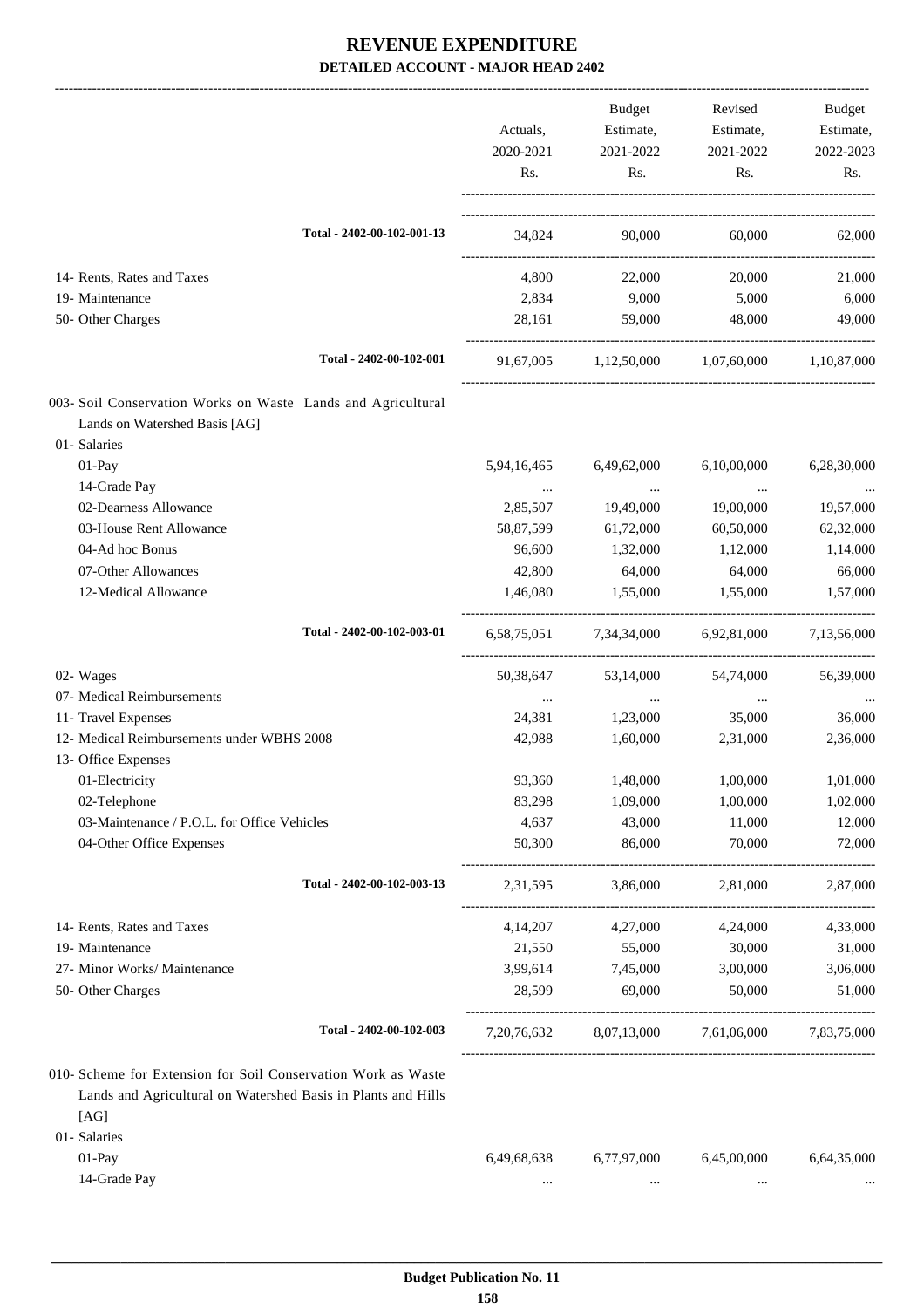# REVENUE EXPENDITURE

## DETAILED ACCOUNT - MAJOR HEAD 2402

| | Actuals, 2020-2021 Rs. | Budget Estimate, 2021-2022 Rs. | Revised Estimate, 2021-2022 Rs. | Budget Estimate, 2022-2023 Rs. |
|---|---|---|---|---|
| Total - 2402-00-102-001-13 | 34,824 | 90,000 | 60,000 | 62,000 |
| 14- Rents, Rates and Taxes | 4,800 | 22,000 | 20,000 | 21,000 |
| 19- Maintenance | 2,834 | 9,000 | 5,000 | 6,000 |
| 50- Other Charges | 28,161 | 59,000 | 48,000 | 49,000 |
| Total - 2402-00-102-001 | 91,67,005 | 1,12,50,000 | 1,07,60,000 | 1,10,87,000 |
| 003- Soil Conservation Works on Waste Lands and Agricultural Lands on Watershed Basis [AG] | | | | |
| 01- Salaries | | | | |
| 01-Pay | 5,94,16,465 | 6,49,62,000 | 6,10,00,000 | 6,28,30,000 |
| 14-Grade Pay | ... | ... | ... | ... |
| 02-Dearness Allowance | 2,85,507 | 19,49,000 | 19,00,000 | 19,57,000 |
| 03-House Rent Allowance | 58,87,599 | 61,72,000 | 60,50,000 | 62,32,000 |
| 04-Ad hoc Bonus | 96,600 | 1,32,000 | 1,12,000 | 1,14,000 |
| 07-Other Allowances | 42,800 | 64,000 | 64,000 | 66,000 |
| 12-Medical Allowance | 1,46,080 | 1,55,000 | 1,55,000 | 1,57,000 |
| Total - 2402-00-102-003-01 | 6,58,75,051 | 7,34,34,000 | 6,92,81,000 | 7,13,56,000 |
| 02- Wages | 50,38,647 | 53,14,000 | 54,74,000 | 56,39,000 |
| 07- Medical Reimbursements | ... | ... | ... | ... |
| 11- Travel Expenses | 24,381 | 1,23,000 | 35,000 | 36,000 |
| 12- Medical Reimbursements under WBHS 2008 | 42,988 | 1,60,000 | 2,31,000 | 2,36,000 |
| 13- Office Expenses | | | | |
| 01-Electricity | 93,360 | 1,48,000 | 1,00,000 | 1,01,000 |
| 02-Telephone | 83,298 | 1,09,000 | 1,00,000 | 1,02,000 |
| 03-Maintenance / P.O.L. for Office Vehicles | 4,637 | 43,000 | 11,000 | 12,000 |
| 04-Other Office Expenses | 50,300 | 86,000 | 70,000 | 72,000 |
| Total - 2402-00-102-003-13 | 2,31,595 | 3,86,000 | 2,81,000 | 2,87,000 |
| 14- Rents, Rates and Taxes | 4,14,207 | 4,27,000 | 4,24,000 | 4,33,000 |
| 19- Maintenance | 21,550 | 55,000 | 30,000 | 31,000 |
| 27- Minor Works/ Maintenance | 3,99,614 | 7,45,000 | 3,00,000 | 3,06,000 |
| 50- Other Charges | 28,599 | 69,000 | 50,000 | 51,000 |
| Total - 2402-00-102-003 | 7,20,76,632 | 8,07,13,000 | 7,61,06,000 | 7,83,75,000 |
| 010- Scheme for Extension for Soil Conservation Work as Waste Lands and Agricultural on Watershed Basis in Plants and Hills [AG] | | | | |
| 01- Salaries | | | | |
| 01-Pay | 6,49,68,638 | 6,77,97,000 | 6,45,00,000 | 6,64,35,000 |
| 14-Grade Pay | ... | ... | ... | ... |

Budget Publication No. 11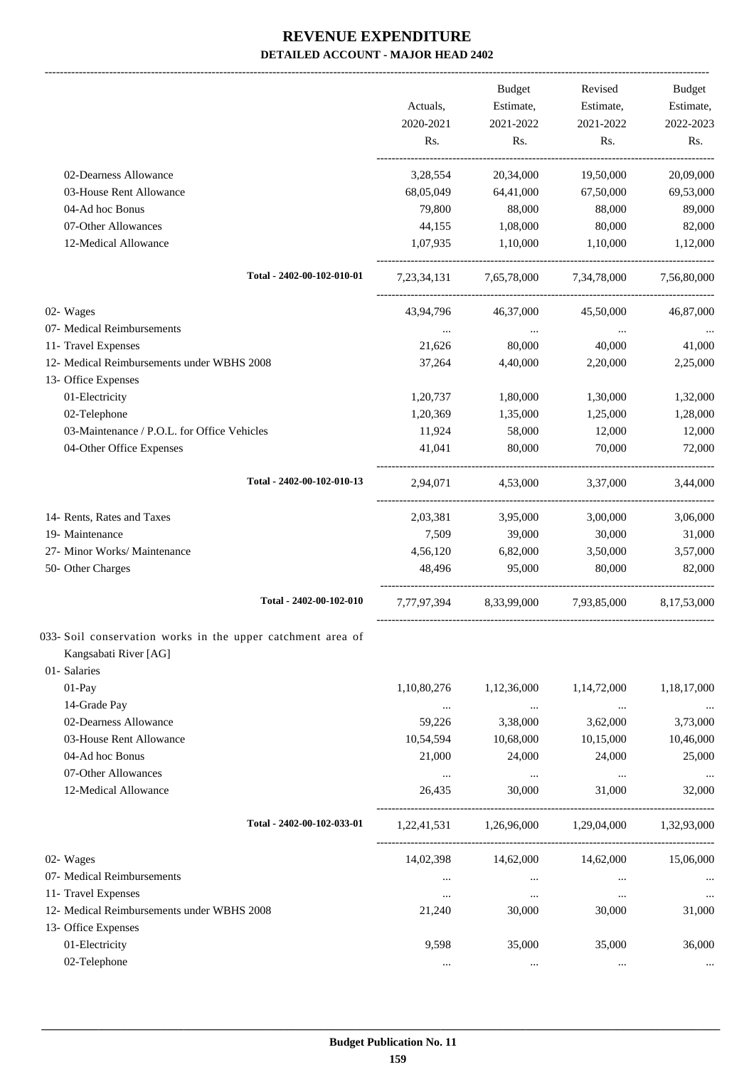# REVENUE EXPENDITURE

**DETAILED ACCOUNT - MAJOR HEAD 2402**

| | Actuals, 2020-2021 Rs. | Budget Estimate, 2021-2022 Rs. | Revised Estimate, 2021-2022 Rs. | Budget Estimate, 2022-2023 Rs. |
|---|---|---|---|---|
| 02-Dearness Allowance | 3,28,554 | 20,34,000 | 19,50,000 | 20,09,000 |
| 03-House Rent Allowance | 68,05,049 | 64,41,000 | 67,50,000 | 69,53,000 |
| 04-Ad hoc Bonus | 79,800 | 88,000 | 88,000 | 89,000 |
| 07-Other Allowances | 44,155 | 1,08,000 | 80,000 | 82,000 |
| 12-Medical Allowance | 1,07,935 | 1,10,000 | 1,10,000 | 1,12,000 |
| **Total - 2402-00-102-010-01** | 7,23,34,131 | 7,65,78,000 | 7,34,78,000 | 7,56,80,000 |
| 02- Wages | 43,94,796 | 46,37,000 | 45,50,000 | 46,87,000 |
| 07- Medical Reimbursements | ... | ... | ... | ... |
| 11- Travel Expenses | 21,626 | 80,000 | 40,000 | 41,000 |
| 12- Medical Reimbursements under WBHS 2008 | 37,264 | 4,40,000 | 2,20,000 | 2,25,000 |
| 13- Office Expenses | | | | |
| 01-Electricity | 1,20,737 | 1,80,000 | 1,30,000 | 1,32,000 |
| 02-Telephone | 1,20,369 | 1,35,000 | 1,25,000 | 1,28,000 |
| 03-Maintenance / P.O.L. for Office Vehicles | 11,924 | 58,000 | 12,000 | 12,000 |
| 04-Other Office Expenses | 41,041 | 80,000 | 70,000 | 72,000 |
| **Total - 2402-00-102-010-13** | 2,94,071 | 4,53,000 | 3,37,000 | 3,44,000 |
| 14- Rents, Rates and Taxes | 2,03,381 | 3,95,000 | 3,00,000 | 3,06,000 |
| 19- Maintenance | 7,509 | 39,000 | 30,000 | 31,000 |
| 27- Minor Works/ Maintenance | 4,56,120 | 6,82,000 | 3,50,000 | 3,57,000 |
| 50- Other Charges | 48,496 | 95,000 | 80,000 | 82,000 |
| **Total - 2402-00-102-010** | 7,77,97,394 | 8,33,99,000 | 7,93,85,000 | 8,17,53,000 |
| 033- Soil conservation works in the upper catchment area of Kangsabati River [AG] | | | | |
| 01- Salaries | | | | |
| 01-Pay | 1,10,80,276 | 1,12,36,000 | 1,14,72,000 | 1,18,17,000 |
| 14-Grade Pay | ... | ... | ... | ... |
| 02-Dearness Allowance | 59,226 | 3,38,000 | 3,62,000 | 3,73,000 |
| 03-House Rent Allowance | 10,54,594 | 10,68,000 | 10,15,000 | 10,46,000 |
| 04-Ad hoc Bonus | 21,000 | 24,000 | 24,000 | 25,000 |
| 07-Other Allowances | ... | ... | ... | ... |
| 12-Medical Allowance | 26,435 | 30,000 | 31,000 | 32,000 |
| **Total - 2402-00-102-033-01** | 1,22,41,531 | 1,26,96,000 | 1,29,04,000 | 1,32,93,000 |
| 02- Wages | 14,02,398 | 14,62,000 | 14,62,000 | 15,06,000 |
| 07- Medical Reimbursements | ... | ... | ... | ... |
| 11- Travel Expenses | ... | ... | ... | ... |
| 12- Medical Reimbursements under WBHS 2008 | 21,240 | 30,000 | 30,000 | 31,000 |
| 13- Office Expenses | | | | |
| 01-Electricity | 9,598 | 35,000 | 35,000 | 36,000 |
| 02-Telephone | ... | ... | ... | ... |

**Budget Publication No. 11**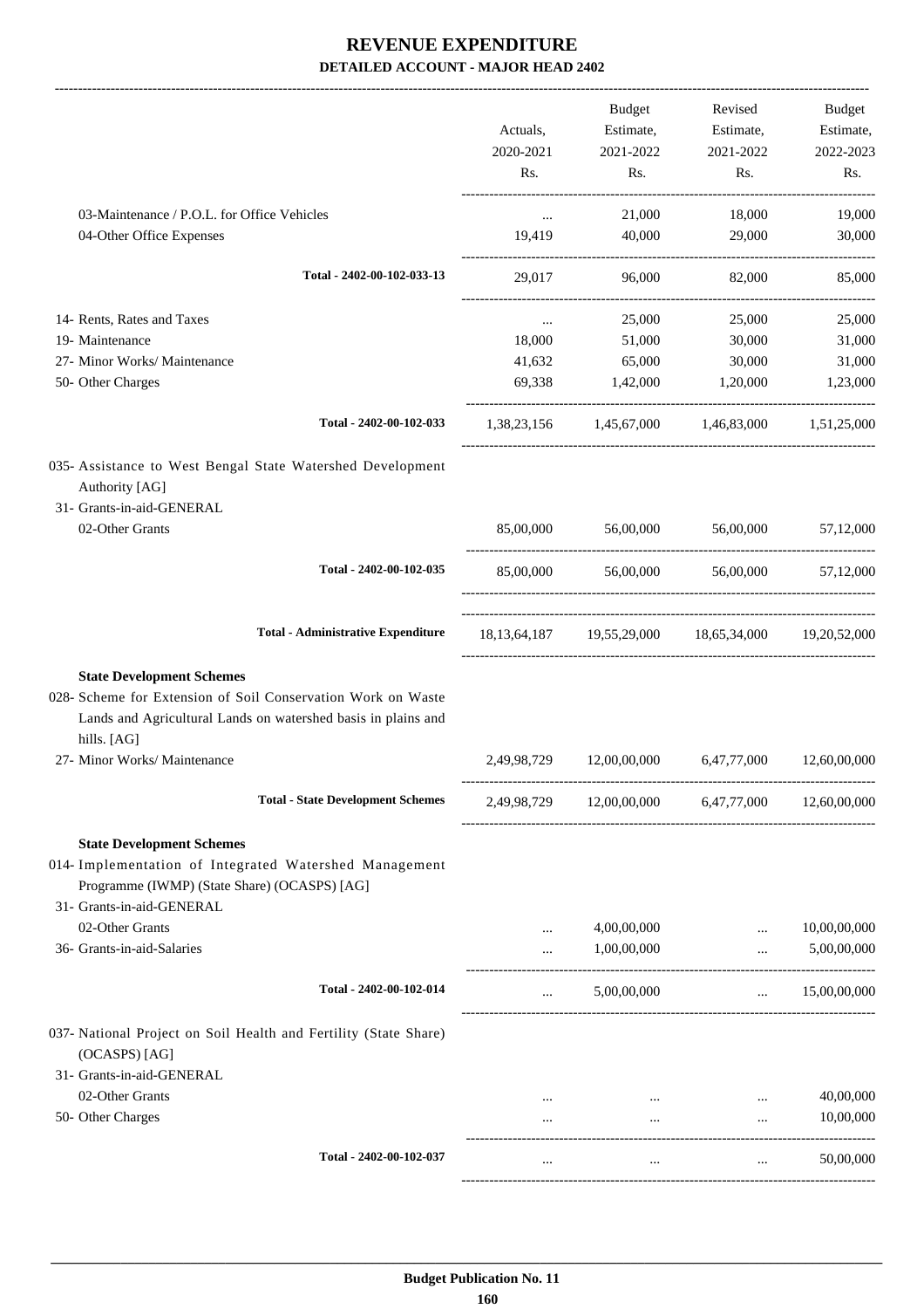# REVENUE EXPENDITURE

**DETAILED ACCOUNT - MAJOR HEAD 2402**

| | Actuals, 2020-2021 Rs. | Budget Estimate, 2021-2022 Rs. | Revised Estimate, 2021-2022 Rs. | Budget Estimate, 2022-2023 Rs. |
|---|---|---|---|---|
| 03-Maintenance / P.O.L. for Office Vehicles | ... | 21,000 | 18,000 | 19,000 |
| 04-Other Office Expenses | 19,419 | 40,000 | 29,000 | 30,000 |
| **Total - 2402-00-102-033-13** | 29,017 | 96,000 | 82,000 | 85,000 |
| 14- Rents, Rates and Taxes | ... | 25,000 | 25,000 | 25,000 |
| 19- Maintenance | 18,000 | 51,000 | 30,000 | 31,000 |
| 27- Minor Works/ Maintenance | 41,632 | 65,000 | 30,000 | 31,000 |
| 50- Other Charges | 69,338 | 1,42,000 | 1,20,000 | 1,23,000 |
| **Total - 2402-00-102-033** | 1,38,23,156 | 1,45,67,000 | 1,46,83,000 | 1,51,25,000 |
| 035- Assistance to West Bengal State Watershed Development Authority [AG] | | | | |
| 31- Grants-in-aid-GENERAL | | | | |
| 02-Other Grants | 85,00,000 | 56,00,000 | 56,00,000 | 57,12,000 |
| **Total - 2402-00-102-035** | 85,00,000 | 56,00,000 | 56,00,000 | 57,12,000 |
| **Total - Administrative Expenditure** | 18,13,64,187 | 19,55,29,000 | 18,65,34,000 | 19,20,52,000 |
| **State Development Schemes** | | | | |
| 028- Scheme for Extension of Soil Conservation Work on Waste Lands and Agricultural Lands on watershed basis in plains and hills. [AG] | | | | |
| 27- Minor Works/ Maintenance | 2,49,98,729 | 12,00,00,000 | 6,47,77,000 | 12,60,00,000 |
| **Total - State Development Schemes** | 2,49,98,729 | 12,00,00,000 | 6,47,77,000 | 12,60,00,000 |
| **State Development Schemes** | | | | |
| 014- Implementation of Integrated Watershed Management Programme (IWMP) (State Share) (OCASPS) [AG] | | | | |
| 31- Grants-in-aid-GENERAL | | | | |
| 02-Other Grants | ... | 4,00,00,000 | ... | 10,00,00,000 |
| 36- Grants-in-aid-Salaries | ... | 1,00,00,000 | ... | 5,00,00,000 |
| **Total - 2402-00-102-014** | ... | 5,00,00,000 | ... | 15,00,00,000 |
| 037- National Project on Soil Health and Fertility (State Share) (OCASPS) [AG] | | | | |
| 31- Grants-in-aid-GENERAL | | | | |
| 02-Other Grants | ... | ... | ... | 40,00,000 |
| 50- Other Charges | ... | ... | ... | 10,00,000 |
| **Total - 2402-00-102-037** | ... | ... | ... | 50,00,000 |

Budget Publication No. 11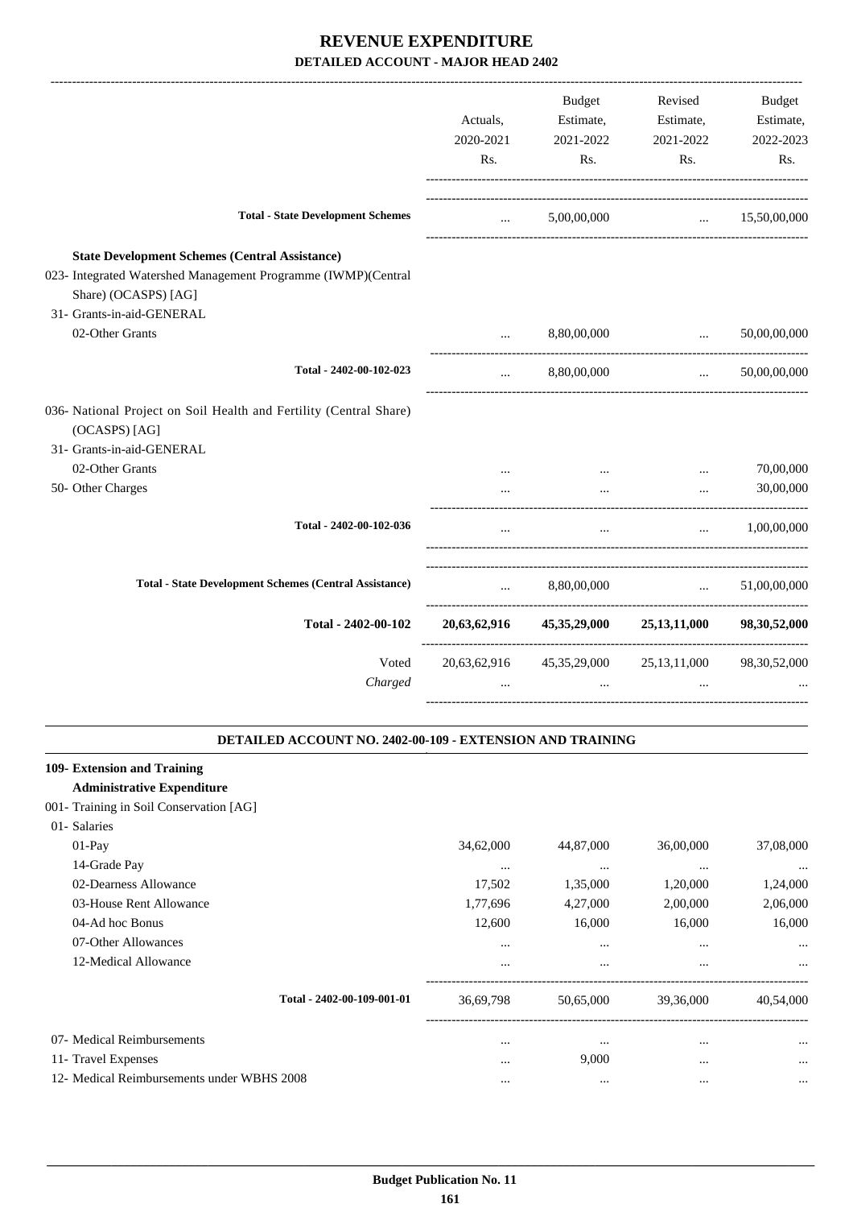# REVENUE EXPENDITURE

## DETAILED ACCOUNT - MAJOR HEAD 2402

| | Actuals, 2020-2021 Rs. | Budget Estimate, 2021-2022 Rs. | Revised Estimate, 2021-2022 Rs. | Budget Estimate, 2022-2023 Rs. |
|---|---|---|---|---|
| **Total - State Development Schemes** | ... | 5,00,00,000 | ... | 15,50,00,000 |
| **State Development Schemes (Central Assistance)** | | | | |
| 023- Integrated Watershed Management Programme (IWMP)(Central Share) (OCASPS) [AG] | | | | |
| 31- Grants-in-aid-GENERAL | | | | |
| 02-Other Grants | ... | 8,80,00,000 | ... | 50,00,00,000 |
| **Total - 2402-00-102-023** | ... | 8,80,00,000 | ... | 50,00,00,000 |
| 036- National Project on Soil Health and Fertility (Central Share) (OCASPS) [AG] | | | | |
| 31- Grants-in-aid-GENERAL | | | | |
| 02-Other Grants | ... | ... | ... | 70,00,000 |
| 50- Other Charges | ... | ... | ... | 30,00,000 |
| **Total - 2402-00-102-036** | ... | ... | ... | 1,00,00,000 |
| **Total - State Development Schemes (Central Assistance)** | ... | 8,80,00,000 | ... | 51,00,00,000 |
| **Total - 2402-00-102** | **20,63,62,916** | **45,35,29,000** | **25,13,11,000** | **98,30,52,000** |
| Voted | 20,63,62,916 | 45,35,29,000 | 25,13,11,000 | 98,30,52,000 |
| *Charged* | ... | ... | ... | ... |

### DETAILED ACCOUNT NO. 2402-00-109 - EXTENSION AND TRAINING

| | Actuals, 2020-2021 Rs. | Budget Estimate, 2021-2022 Rs. | Revised Estimate, 2021-2022 Rs. | Budget Estimate, 2022-2023 Rs. |
|---|---|---|---|---|
| **109- Extension and Training** | | | | |
| **Administrative Expenditure** | | | | |
| 001- Training in Soil Conservation [AG] | | | | |
| 01- Salaries | | | | |
| 01-Pay | 34,62,000 | 44,87,000 | 36,00,000 | 37,08,000 |
| 14-Grade Pay | ... | ... | ... | ... |
| 02-Dearness Allowance | 17,502 | 1,35,000 | 1,20,000 | 1,24,000 |
| 03-House Rent Allowance | 1,77,696 | 4,27,000 | 2,00,000 | 2,06,000 |
| 04-Ad hoc Bonus | 12,600 | 16,000 | 16,000 | 16,000 |
| 07-Other Allowances | ... | ... | ... | ... |
| 12-Medical Allowance | ... | ... | ... | ... |
| **Total - 2402-00-109-001-01** | 36,69,798 | 50,65,000 | 39,36,000 | 40,54,000 |
| 07- Medical Reimbursements | ... | ... | ... | ... |
| 11- Travel Expenses | ... | 9,000 | ... | ... |
| 12- Medical Reimbursements under WBHS 2008 | ... | ... | ... | ... |

Budget Publication No. 11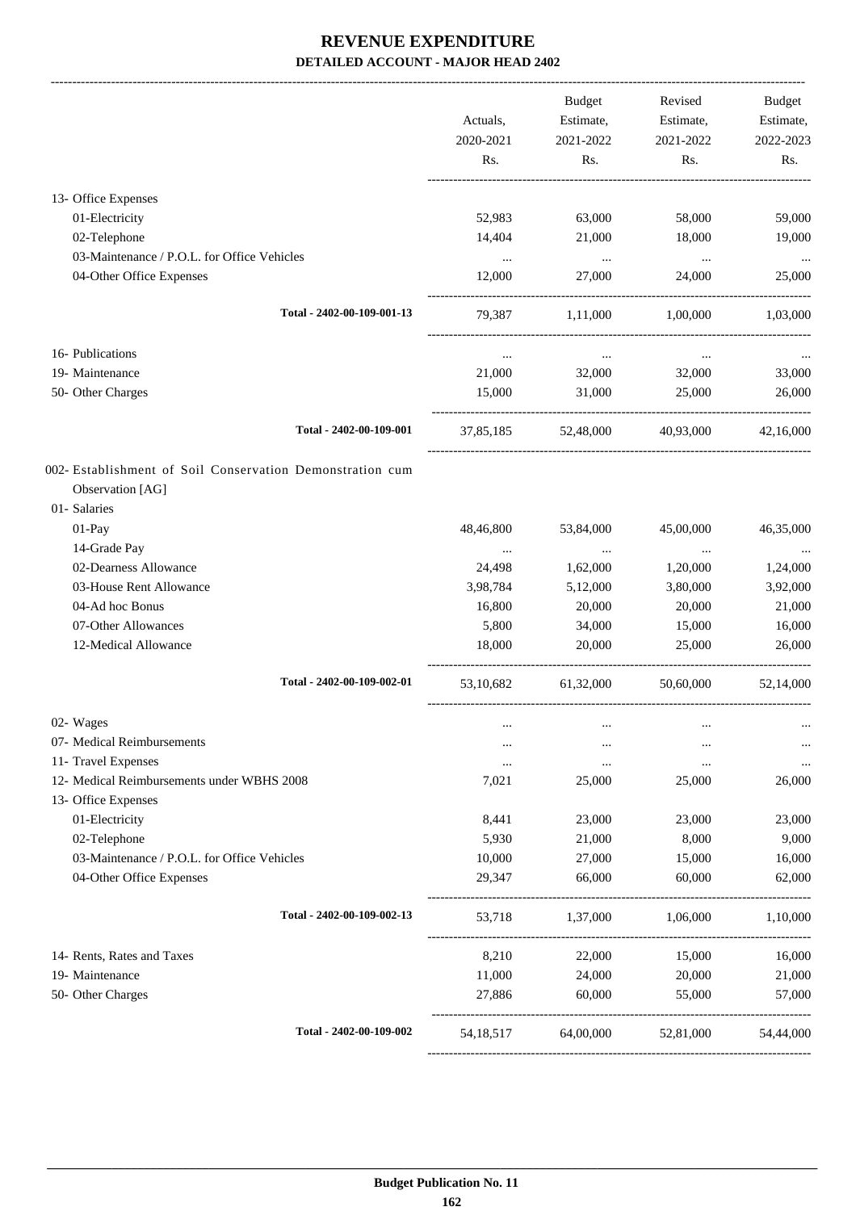# REVENUE EXPENDITURE

## DETAILED ACCOUNT - MAJOR HEAD 2402

| | Actuals, 2020-2021 Rs. | Budget Estimate, 2021-2022 Rs. | Revised Estimate, 2021-2022 Rs. | Budget Estimate, 2022-2023 Rs. |
|---|---|---|---|---|
| 13- Office Expenses | | | | |
| 01-Electricity | 52,983 | 63,000 | 58,000 | 59,000 |
| 02-Telephone | 14,404 | 21,000 | 18,000 | 19,000 |
| 03-Maintenance / P.O.L. for Office Vehicles | ... | ... | ... | ... |
| 04-Other Office Expenses | 12,000 | 27,000 | 24,000 | 25,000 |
| Total - 2402-00-109-001-13 | 79,387 | 1,11,000 | 1,00,000 | 1,03,000 |
| 16- Publications | ... | ... | ... | ... |
| 19- Maintenance | 21,000 | 32,000 | 32,000 | 33,000 |
| 50- Other Charges | 15,000 | 31,000 | 25,000 | 26,000 |
| Total - 2402-00-109-001 | 37,85,185 | 52,48,000 | 40,93,000 | 42,16,000 |
| 002- Establishment of Soil Conservation Demonstration cum Observation [AG] | | | | |
| 01- Salaries | | | | |
| 01-Pay | 48,46,800 | 53,84,000 | 45,00,000 | 46,35,000 |
| 14-Grade Pay | ... | ... | ... | ... |
| 02-Dearness Allowance | 24,498 | 1,62,000 | 1,20,000 | 1,24,000 |
| 03-House Rent Allowance | 3,98,784 | 5,12,000 | 3,80,000 | 3,92,000 |
| 04-Ad hoc Bonus | 16,800 | 20,000 | 20,000 | 21,000 |
| 07-Other Allowances | 5,800 | 34,000 | 15,000 | 16,000 |
| 12-Medical Allowance | 18,000 | 20,000 | 25,000 | 26,000 |
| Total - 2402-00-109-002-01 | 53,10,682 | 61,32,000 | 50,60,000 | 52,14,000 |
| 02- Wages | ... | ... | ... | ... |
| 07- Medical Reimbursements | ... | ... | ... | ... |
| 11- Travel Expenses | ... | ... | ... | ... |
| 12- Medical Reimbursements under WBHS 2008 | 7,021 | 25,000 | 25,000 | 26,000 |
| 13- Office Expenses | | | | |
| 01-Electricity | 8,441 | 23,000 | 23,000 | 23,000 |
| 02-Telephone | 5,930 | 21,000 | 8,000 | 9,000 |
| 03-Maintenance / P.O.L. for Office Vehicles | 10,000 | 27,000 | 15,000 | 16,000 |
| 04-Other Office Expenses | 29,347 | 66,000 | 60,000 | 62,000 |
| Total - 2402-00-109-002-13 | 53,718 | 1,37,000 | 1,06,000 | 1,10,000 |
| 14- Rents, Rates and Taxes | 8,210 | 22,000 | 15,000 | 16,000 |
| 19- Maintenance | 11,000 | 24,000 | 20,000 | 21,000 |
| 50- Other Charges | 27,886 | 60,000 | 55,000 | 57,000 |
| Total - 2402-00-109-002 | 54,18,517 | 64,00,000 | 52,81,000 | 54,44,000 |

**Budget Publication No. 11**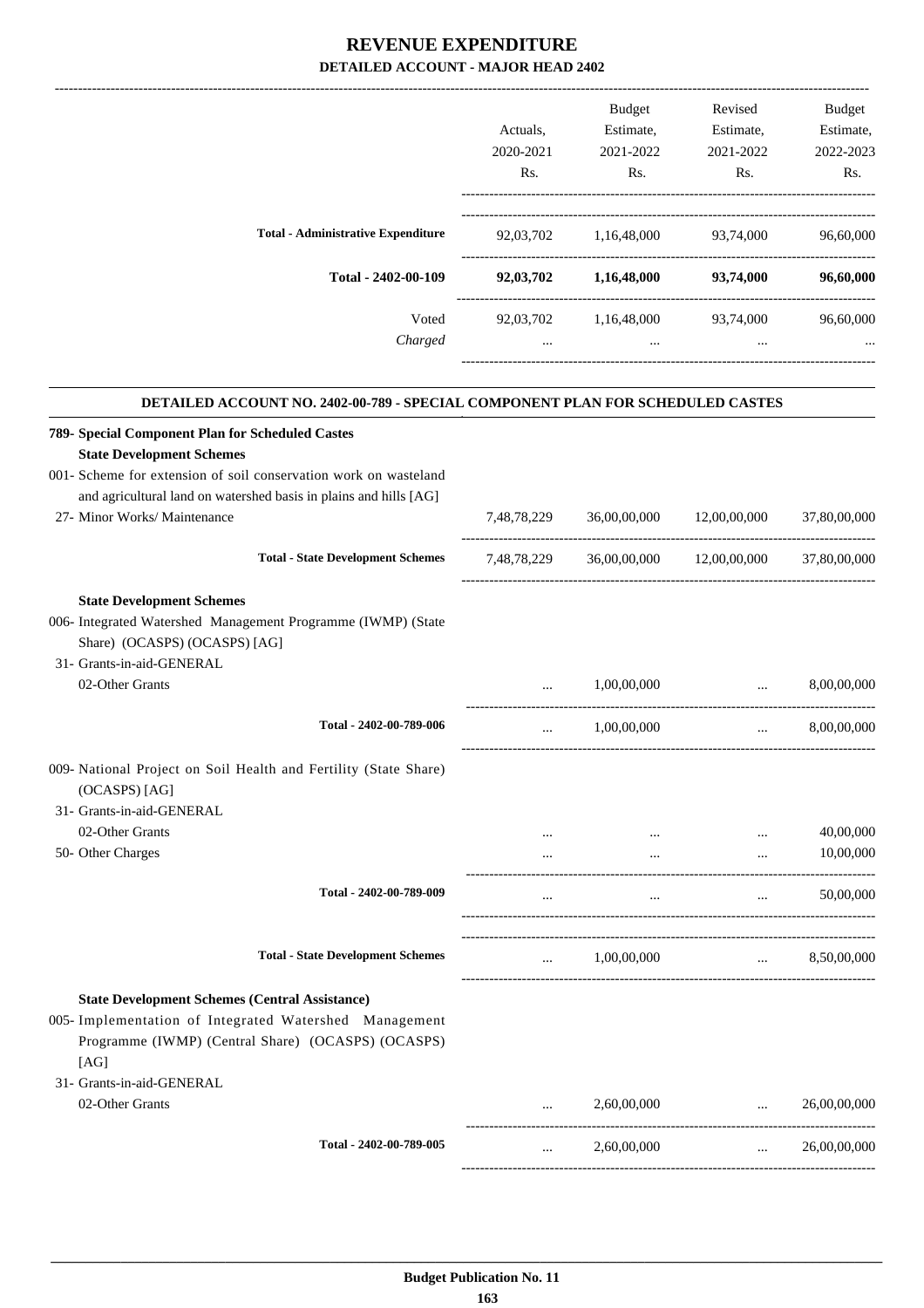# REVENUE EXPENDITURE

## DETAILED ACCOUNT - MAJOR HEAD 2402

| | Actuals, 2020-2021 Rs. | Budget Estimate, 2021-2022 Rs. | Revised Estimate, 2021-2022 Rs. | Budget Estimate, 2022-2023 Rs. |
|---|---|---|---|---|
| **Total - Administrative Expenditure** | 92,03,702 | 1,16,48,000 | 93,74,000 | 96,60,000 |
| **Total - 2402-00-109** | **92,03,702** | **1,16,48,000** | **93,74,000** | **96,60,000** |
| Voted | 92,03,702 | 1,16,48,000 | 93,74,000 | 96,60,000 |
| *Charged* | ... | ... | ... | ... |

### DETAILED ACCOUNT NO. 2402-00-789 - SPECIAL COMPONENT PLAN FOR SCHEDULED CASTES

| | Actuals, 2020-2021 Rs. | Budget Estimate, 2021-2022 Rs. | Revised Estimate, 2021-2022 Rs. | Budget Estimate, 2022-2023 Rs. |
|---|---|---|---|---|
| **789- Special Component Plan for Scheduled Castes** | | | | |
| **State Development Schemes** | | | | |
| 001- Scheme for extension of soil conservation work on wasteland and agricultural land on watershed basis in plains and hills [AG] | | | | |
| 27- Minor Works/ Maintenance | 7,48,78,229 | 36,00,00,000 | 12,00,00,000 | 37,80,00,000 |
| **Total - State Development Schemes** | 7,48,78,229 | 36,00,00,000 | 12,00,00,000 | 37,80,00,000 |
| **State Development Schemes** | | | | |
| 006- Integrated Watershed Management Programme (IWMP) (State Share) (OCASPS) (OCASPS) [AG] | | | | |
| 31- Grants-in-aid-GENERAL | | | | |
| 02-Other Grants | ... | 1,00,00,000 | ... | 8,00,00,000 |
| **Total - 2402-00-789-006** | ... | 1,00,00,000 | ... | 8,00,00,000 |
| 009- National Project on Soil Health and Fertility (State Share) (OCASPS) [AG] | | | | |
| 31- Grants-in-aid-GENERAL | | | | |
| 02-Other Grants | ... | ... | ... | 40,00,000 |
| 50- Other Charges | ... | ... | ... | 10,00,000 |
| **Total - 2402-00-789-009** | ... | ... | ... | 50,00,000 |
| **Total - State Development Schemes** | ... | 1,00,00,000 | ... | 8,50,00,000 |
| **State Development Schemes (Central Assistance)** | | | | |
| 005- Implementation of Integrated Watershed Management Programme (IWMP) (Central Share) (OCASPS) (OCASPS) [AG] | | | | |
| 31- Grants-in-aid-GENERAL | | | | |
| 02-Other Grants | ... | 2,60,00,000 | ... | 26,00,00,000 |
| **Total - 2402-00-789-005** | ... | 2,60,00,000 | ... | 26,00,00,000 |

**Budget Publication No. 11**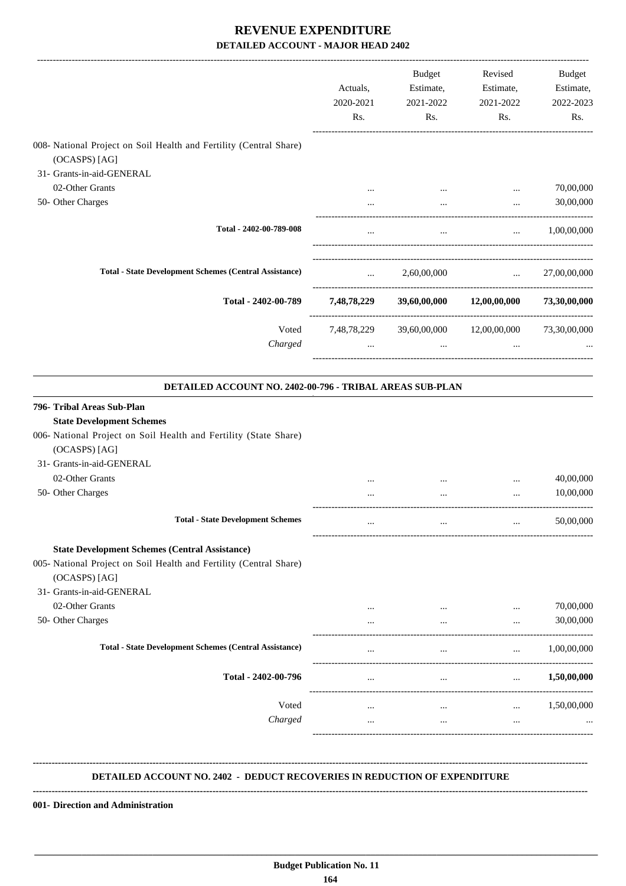# REVENUE EXPENDITURE

## DETAILED ACCOUNT - MAJOR HEAD 2402

| | Actuals, 2020-2021 Rs. | Budget Estimate, 2021-2022 Rs. | Revised Estimate, 2021-2022 Rs. | Budget Estimate, 2022-2023 Rs. |
|---|---|---|---|---|
| 008- National Project on Soil Health and Fertility (Central Share) (OCASPS) [AG] | | | | |
| 31- Grants-in-aid-GENERAL | | | | |
| 02-Other Grants | ... | ... | ... | 70,00,000 |
| 50- Other Charges | ... | ... | ... | 30,00,000 |
| Total - 2402-00-789-008 | ... | ... | ... | 1,00,00,000 |
| Total - State Development Schemes (Central Assistance) | ... | 2,60,00,000 | ... | 27,00,00,000 |
| **Total - 2402-00-789** | **7,48,78,229** | **39,60,00,000** | **12,00,00,000** | **73,30,00,000** |
| Voted | 7,48,78,229 | 39,60,00,000 | 12,00,00,000 | 73,30,00,000 |
| *Charged* | ... | ... | ... | ... |

### DETAILED ACCOUNT NO. 2402-00-796 - TRIBAL AREAS SUB-PLAN

| | Actuals, 2020-2021 Rs. | Budget Estimate, 2021-2022 Rs. | Revised Estimate, 2021-2022 Rs. | Budget Estimate, 2022-2023 Rs. |
|---|---|---|---|---|
| **796- Tribal Areas Sub-Plan** | | | | |
| **State Development Schemes** | | | | |
| 006- National Project on Soil Health and Fertility (State Share) (OCASPS) [AG] | | | | |
| 31- Grants-in-aid-GENERAL | | | | |
| 02-Other Grants | ... | ... | ... | 40,00,000 |
| 50- Other Charges | ... | ... | ... | 10,00,000 |
| Total - State Development Schemes | ... | ... | ... | 50,00,000 |
| **State Development Schemes (Central Assistance)** | | | | |
| 005- National Project on Soil Health and Fertility (Central Share) (OCASPS) [AG] | | | | |
| 31- Grants-in-aid-GENERAL | | | | |
| 02-Other Grants | ... | ... | ... | 70,00,000 |
| 50- Other Charges | ... | ... | ... | 30,00,000 |
| Total - State Development Schemes (Central Assistance) | ... | ... | ... | 1,00,00,000 |
| **Total - 2402-00-796** | ... | ... | ... | **1,50,00,000** |
| Voted | ... | ... | ... | 1,50,00,000 |
| *Charged* | ... | ... | ... | ... |

### DETAILED ACCOUNT NO. 2402 - DEDUCT RECOVERIES IN REDUCTION OF EXPENDITURE

**001- Direction and Administration**

Budget Publication No. 11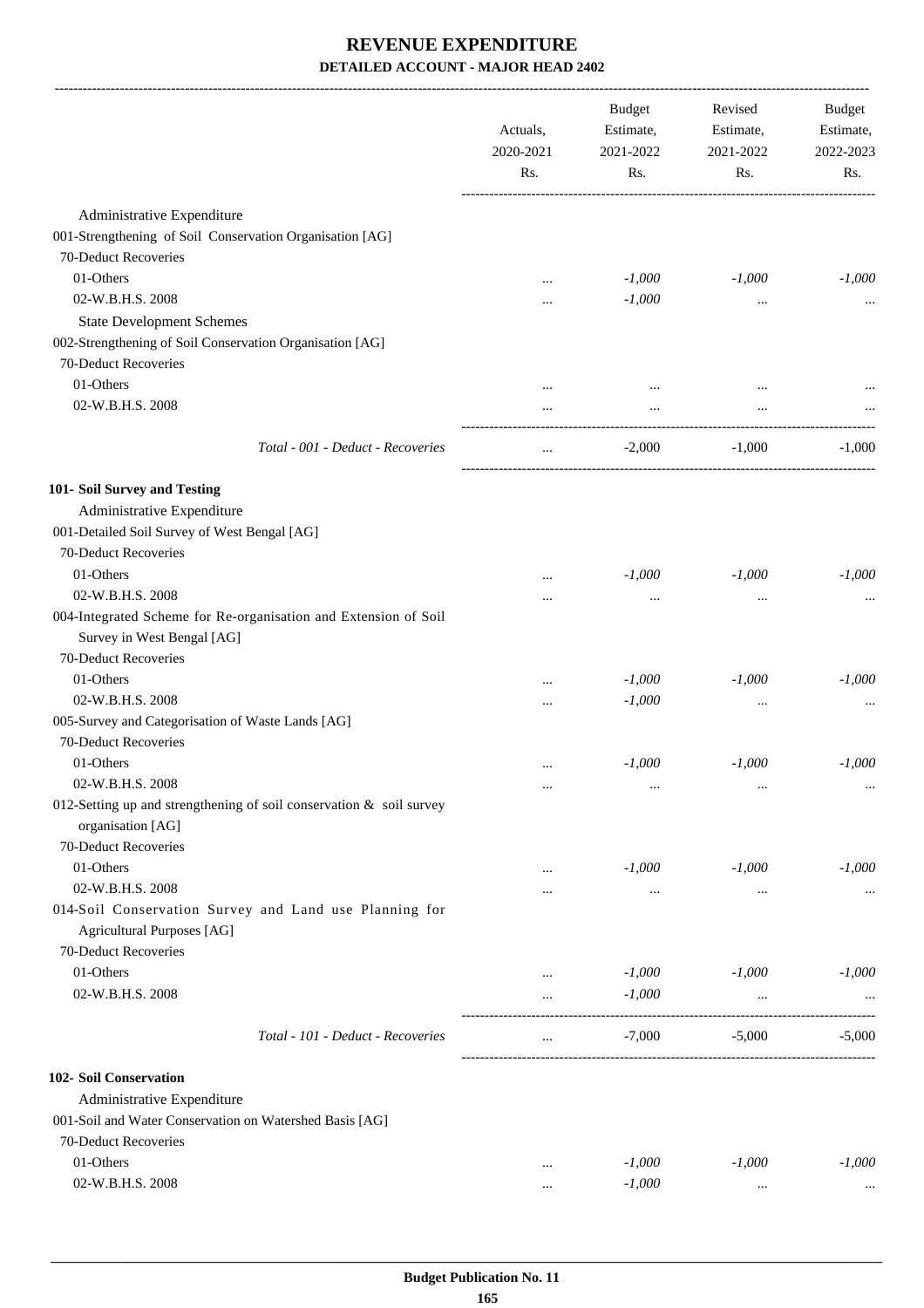# REVENUE EXPENDITURE

## DETAILED ACCOUNT - MAJOR HEAD 2402

| | Actuals, 2020-2021 Rs. | Budget Estimate, 2021-2022 Rs. | Revised Estimate, 2021-2022 Rs. | Budget Estimate, 2022-2023 Rs. |
|---|---|---|---|---|
| Administrative Expenditure | | | | |
| 001-Strengthening of Soil Conservation Organisation [AG] | | | | |
| 70-Deduct Recoveries | | | | |
| 01-Others | ... | *-1,000* | *-1,000* | *-1,000* |
| 02-W.B.H.S. 2008 | ... | *-1,000* | ... | ... |
| State Development Schemes | | | | |
| 002-Strengthening of Soil Conservation Organisation [AG] | | | | |
| 70-Deduct Recoveries | | | | |
| 01-Others | ... | ... | ... | ... |
| 02-W.B.H.S. 2008 | ... | ... | ... | ... |
| *Total - 001 - Deduct - Recoveries* | ... | -2,000 | -1,000 | -1,000 |
| **101- Soil Survey and Testing** | | | | |
| Administrative Expenditure | | | | |
| 001-Detailed Soil Survey of West Bengal [AG] | | | | |
| 70-Deduct Recoveries | | | | |
| 01-Others | ... | *-1,000* | *-1,000* | *-1,000* |
| 02-W.B.H.S. 2008 | ... | ... | ... | ... |
| 004-Integrated Scheme for Re-organisation and Extension of Soil Survey in West Bengal [AG] | | | | |
| 70-Deduct Recoveries | | | | |
| 01-Others | ... | *-1,000* | *-1,000* | *-1,000* |
| 02-W.B.H.S. 2008 | ... | *-1,000* | ... | ... |
| 005-Survey and Categorisation of Waste Lands [AG] | | | | |
| 70-Deduct Recoveries | | | | |
| 01-Others | ... | *-1,000* | *-1,000* | *-1,000* |
| 02-W.B.H.S. 2008 | ... | ... | ... | ... |
| 012-Setting up and strengthening of soil conservation & soil survey organisation [AG] | | | | |
| 70-Deduct Recoveries | | | | |
| 01-Others | ... | *-1,000* | *-1,000* | *-1,000* |
| 02-W.B.H.S. 2008 | ... | ... | ... | ... |
| 014-Soil Conservation Survey and Land use Planning for Agricultural Purposes [AG] | | | | |
| 70-Deduct Recoveries | | | | |
| 01-Others | ... | *-1,000* | *-1,000* | *-1,000* |
| 02-W.B.H.S. 2008 | ... | *-1,000* | ... | ... |
| *Total - 101 - Deduct - Recoveries* | ... | -7,000 | -5,000 | -5,000 |
| **102- Soil Conservation** | | | | |
| Administrative Expenditure | | | | |
| 001-Soil and Water Conservation on Watershed Basis [AG] | | | | |
| 70-Deduct Recoveries | | | | |
| 01-Others | ... | *-1,000* | *-1,000* | *-1,000* |
| 02-W.B.H.S. 2008 | ... | *-1,000* | ... | ... |

**Budget Publication No. 11**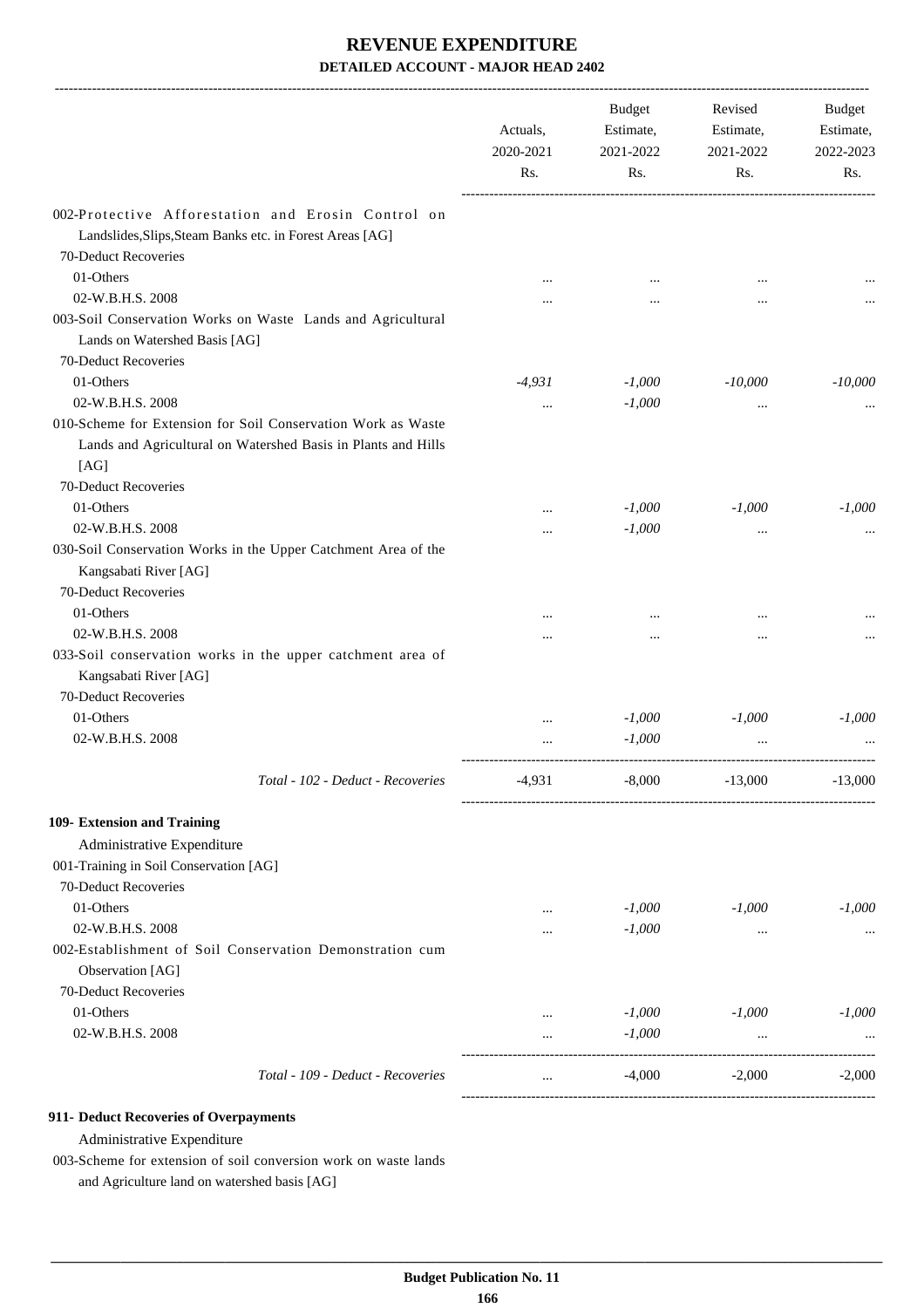# REVENUE EXPENDITURE

## DETAILED ACCOUNT - MAJOR HEAD 2402

| | Actuals, 2020-2021 Rs. | Budget Estimate, 2021-2022 Rs. | Revised Estimate, 2021-2022 Rs. | Budget Estimate, 2022-2023 Rs. |
|---|---|---|---|---|
| 002-Protective Afforestation and Erosin Control on Landslides,Slips,Steam Banks etc. in Forest Areas [AG] | | | | |
| 70-Deduct Recoveries | | | | |
| 01-Others | ... | ... | ... | ... |
| 02-W.B.H.S. 2008 | ... | ... | ... | ... |
| 003-Soil Conservation Works on Waste Lands and Agricultural Lands on Watershed Basis [AG] | | | | |
| 70-Deduct Recoveries | | | | |
| 01-Others | *-4,931* | *-1,000* | *-10,000* | *-10,000* |
| 02-W.B.H.S. 2008 | ... | *-1,000* | ... | ... |
| 010-Scheme for Extension for Soil Conservation Work as Waste Lands and Agricultural on Watershed Basis in Plants and Hills [AG] | | | | |
| 70-Deduct Recoveries | | | | |
| 01-Others | ... | *-1,000* | *-1,000* | *-1,000* |
| 02-W.B.H.S. 2008 | ... | *-1,000* | ... | ... |
| 030-Soil Conservation Works in the Upper Catchment Area of the Kangsabati River [AG] | | | | |
| 70-Deduct Recoveries | | | | |
| 01-Others | ... | ... | ... | ... |
| 02-W.B.H.S. 2008 | ... | ... | ... | ... |
| 033-Soil conservation works in the upper catchment area of Kangsabati River [AG] | | | | |
| 70-Deduct Recoveries | | | | |
| 01-Others | ... | *-1,000* | *-1,000* | *-1,000* |
| 02-W.B.H.S. 2008 | ... | *-1,000* | ... | ... |
| *Total - 102 - Deduct - Recoveries* | -4,931 | -8,000 | -13,000 | -13,000 |
| **109- Extension and Training** | | | | |
| Administrative Expenditure | | | | |
| 001-Training in Soil Conservation [AG] | | | | |
| 70-Deduct Recoveries | | | | |
| 01-Others | ... | *-1,000* | *-1,000* | *-1,000* |
| 02-W.B.H.S. 2008 | ... | *-1,000* | ... | ... |
| 002-Establishment of Soil Conservation Demonstration cum Observation [AG] | | | | |
| 70-Deduct Recoveries | | | | |
| 01-Others | ... | *-1,000* | *-1,000* | *-1,000* |
| 02-W.B.H.S. 2008 | ... | *-1,000* | ... | ... |
| *Total - 109 - Deduct - Recoveries* | ... | -4,000 | -2,000 | -2,000 |
| **911- Deduct Recoveries of Overpayments** | | | | |
| Administrative Expenditure | | | | |
| 003-Scheme for extension of soil conversion work on waste lands and Agriculture land on watershed basis [AG] | | | | |

Budget Publication No. 11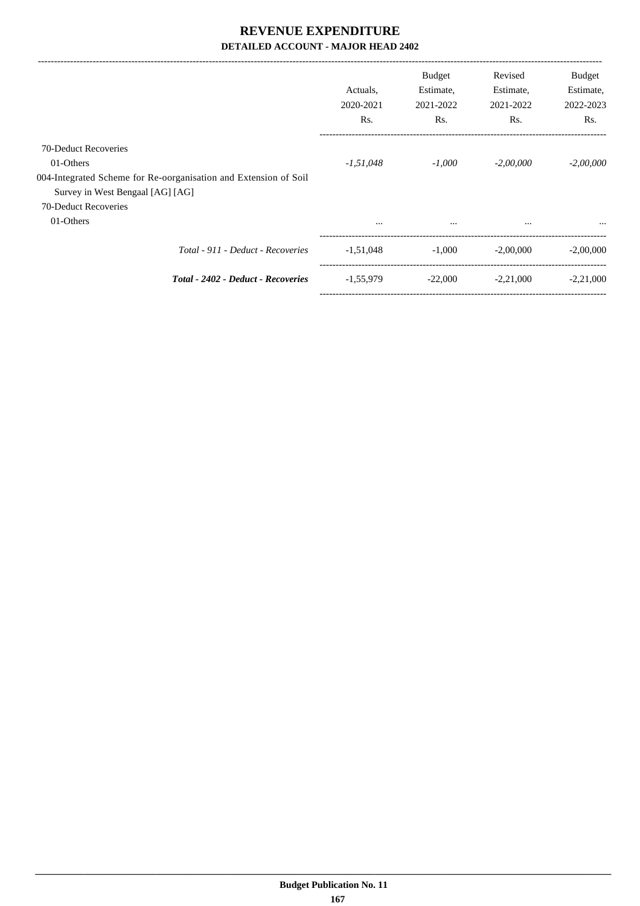# REVENUE EXPENDITURE

## DETAILED ACCOUNT - MAJOR HEAD 2402

| | Actuals, 2020-2021 Rs. | Budget Estimate, 2021-2022 Rs. | Revised Estimate, 2021-2022 Rs. | Budget Estimate, 2022-2023 Rs. |
|---|---|---|---|---|
| 70-Deduct Recoveries | | | | |
| 01-Others | *-1,51,048* | *-1,000* | *-2,00,000* | *-2,00,000* |
| 004-Integrated Scheme for Re-oorganisation and Extension of Soil Survey in West Bengaal [AG] [AG] | | | | |
| 70-Deduct Recoveries | | | | |
| 01-Others | ... | ... | ... | ... |
| *Total - 911 - Deduct - Recoveries* | -1,51,048 | -1,000 | -2,00,000 | -2,00,000 |
| ***Total - 2402 - Deduct - Recoveries*** | -1,55,979 | -22,000 | -2,21,000 | -2,21,000 |

**Budget Publication No. 11**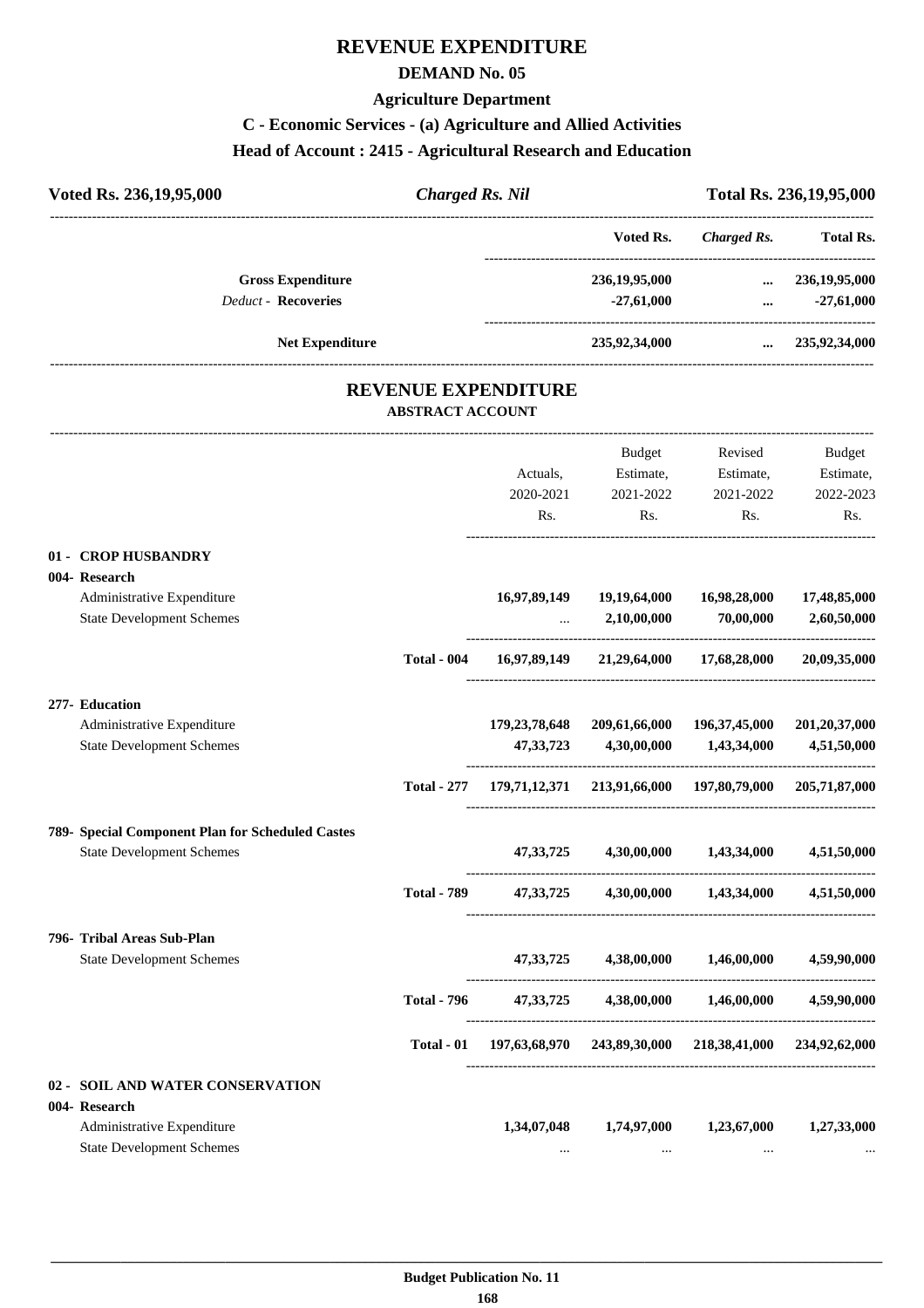# REVENUE EXPENDITURE

## DEMAND No. 05

### Agriculture Department

### C - Economic Services - (a) Agriculture and Allied Activities

### Head of Account : 2415 - Agricultural Research and Education

**Voted Rs. 236,19,95,000** | ***Charged Rs. Nil*** | **Total Rs. 236,19,95,000**

| | Voted Rs. | Charged Rs. | Total Rs. |
|---|---|---|---|
| **Gross Expenditure** | 236,19,95,000 | ... | 236,19,95,000 |
| *Deduct* - **Recoveries** | -27,61,000 | ... | -27,61,000 |
| **Net Expenditure** | 235,92,34,000 | ... | 235,92,34,000 |

## REVENUE EXPENDITURE

### ABSTRACT ACCOUNT

| | | Actuals, 2020-2021 Rs. | Budget Estimate, 2021-2022 Rs. | Revised Estimate, 2021-2022 Rs. | Budget Estimate, 2022-2023 Rs. |
|---|---|---|---|---|---|
| **01 - CROP HUSBANDRY** | | | | | |
| **004- Research** | | | | | |
| Administrative Expenditure | | 16,97,89,149 | 19,19,64,000 | 16,98,28,000 | 17,48,85,000 |
| State Development Schemes | | ... | 2,10,00,000 | 70,00,000 | 2,60,50,000 |
| | **Total - 004** | 16,97,89,149 | 21,29,64,000 | 17,68,28,000 | 20,09,35,000 |
| **277- Education** | | | | | |
| Administrative Expenditure | | 179,23,78,648 | 209,61,66,000 | 196,37,45,000 | 201,20,37,000 |
| State Development Schemes | | 47,33,723 | 4,30,00,000 | 1,43,34,000 | 4,51,50,000 |
| | **Total - 277** | 179,71,12,371 | 213,91,66,000 | 197,80,79,000 | 205,71,87,000 |
| **789- Special Component Plan for Scheduled Castes** | | | | | |
| State Development Schemes | | 47,33,725 | 4,30,00,000 | 1,43,34,000 | 4,51,50,000 |
| | **Total - 789** | 47,33,725 | 4,30,00,000 | 1,43,34,000 | 4,51,50,000 |
| **796- Tribal Areas Sub-Plan** | | | | | |
| State Development Schemes | | 47,33,725 | 4,38,00,000 | 1,46,00,000 | 4,59,90,000 |
| | **Total - 796** | 47,33,725 | 4,38,00,000 | 1,46,00,000 | 4,59,90,000 |
| | **Total - 01** | 197,63,68,970 | 243,89,30,000 | 218,38,41,000 | 234,92,62,000 |
| **02 - SOIL AND WATER CONSERVATION** | | | | | |
| **004- Research** | | | | | |
| Administrative Expenditure | | 1,34,07,048 | 1,74,97,000 | 1,23,67,000 | 1,27,33,000 |
| State Development Schemes | | ... | ... | ... | ... |

Budget Publication No. 11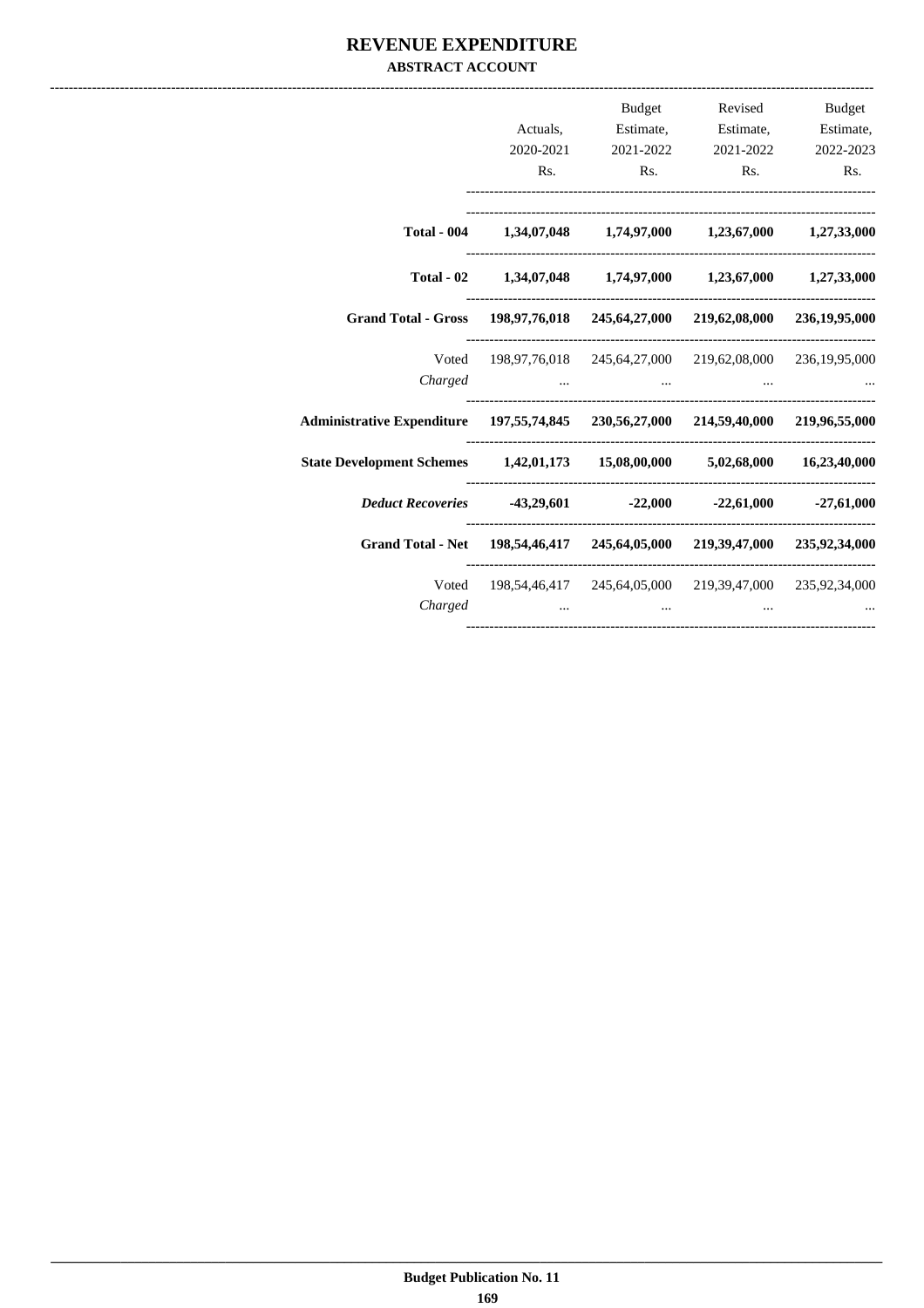# REVENUE EXPENDITURE

### ABSTRACT ACCOUNT

| | Actuals, 2020-2021 Rs. | Budget Estimate, 2021-2022 Rs. | Revised Estimate, 2021-2022 Rs. | Budget Estimate, 2022-2023 Rs. |
|---|---|---|---|---|
| **Total - 004** | **1,34,07,048** | **1,74,97,000** | **1,23,67,000** | **1,27,33,000** |
| **Total - 02** | **1,34,07,048** | **1,74,97,000** | **1,23,67,000** | **1,27,33,000** |
| **Grand Total - Gross** | **198,97,76,018** | **245,64,27,000** | **219,62,08,000** | **236,19,95,000** |
| Voted | 198,97,76,018 | 245,64,27,000 | 219,62,08,000 | 236,19,95,000 |
| *Charged* | ... | ... | ... | ... |
| **Administrative Expenditure** | **197,55,74,845** | **230,56,27,000** | **214,59,40,000** | **219,96,55,000** |
| **State Development Schemes** | **1,42,01,173** | **15,08,00,000** | **5,02,68,000** | **16,23,40,000** |
| ***Deduct Recoveries*** | **-43,29,601** | **-22,000** | **-22,61,000** | **-27,61,000** |
| **Grand Total - Net** | **198,54,46,417** | **245,64,05,000** | **219,39,47,000** | **235,92,34,000** |
| Voted | 198,54,46,417 | 245,64,05,000 | 219,39,47,000 | 235,92,34,000 |
| *Charged* | ... | ... | ... | ... |

**Budget Publication No. 11**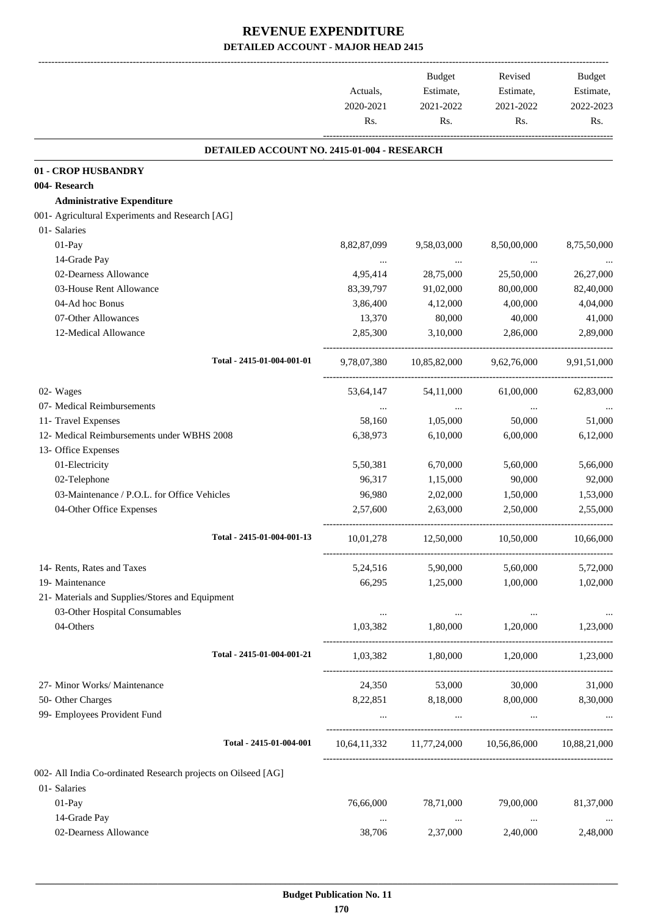# REVENUE EXPENDITURE

## DETAILED ACCOUNT - MAJOR HEAD 2415

| | Actuals, 2020-2021 Rs. | Budget Estimate, 2021-2022 Rs. | Revised Estimate, 2021-2022 Rs. | Budget Estimate, 2022-2023 Rs. |
|---|---|---|---|---|
| **DETAILED ACCOUNT NO. 2415-01-004 - RESEARCH** | | | | |
| **01 - CROP HUSBANDRY** | | | | |
| **004- Research** | | | | |
| **Administrative Expenditure** | | | | |
| 001- Agricultural Experiments and Research [AG] | | | | |
| 01- Salaries | | | | |
| 01-Pay | 8,82,87,099 | 9,58,03,000 | 8,50,00,000 | 8,75,50,000 |
| 14-Grade Pay | ... | ... | ... | ... |
| 02-Dearness Allowance | 4,95,414 | 28,75,000 | 25,50,000 | 26,27,000 |
| 03-House Rent Allowance | 83,39,797 | 91,02,000 | 80,00,000 | 82,40,000 |
| 04-Ad hoc Bonus | 3,86,400 | 4,12,000 | 4,00,000 | 4,04,000 |
| 07-Other Allowances | 13,370 | 80,000 | 40,000 | 41,000 |
| 12-Medical Allowance | 2,85,300 | 3,10,000 | 2,86,000 | 2,89,000 |
| Total - 2415-01-004-001-01 | 9,78,07,380 | 10,85,82,000 | 9,62,76,000 | 9,91,51,000 |
| 02- Wages | 53,64,147 | 54,11,000 | 61,00,000 | 62,83,000 |
| 07- Medical Reimbursements | ... | ... | ... | ... |
| 11- Travel Expenses | 58,160 | 1,05,000 | 50,000 | 51,000 |
| 12- Medical Reimbursements under WBHS 2008 | 6,38,973 | 6,10,000 | 6,00,000 | 6,12,000 |
| 13- Office Expenses | | | | |
| 01-Electricity | 5,50,381 | 6,70,000 | 5,60,000 | 5,66,000 |
| 02-Telephone | 96,317 | 1,15,000 | 90,000 | 92,000 |
| 03-Maintenance / P.O.L. for Office Vehicles | 96,980 | 2,02,000 | 1,50,000 | 1,53,000 |
| 04-Other Office Expenses | 2,57,600 | 2,63,000 | 2,50,000 | 2,55,000 |
| Total - 2415-01-004-001-13 | 10,01,278 | 12,50,000 | 10,50,000 | 10,66,000 |
| 14- Rents, Rates and Taxes | 5,24,516 | 5,90,000 | 5,60,000 | 5,72,000 |
| 19- Maintenance | 66,295 | 1,25,000 | 1,00,000 | 1,02,000 |
| 21- Materials and Supplies/Stores and Equipment | | | | |
| 03-Other Hospital Consumables | ... | ... | ... | ... |
| 04-Others | 1,03,382 | 1,80,000 | 1,20,000 | 1,23,000 |
| Total - 2415-01-004-001-21 | 1,03,382 | 1,80,000 | 1,20,000 | 1,23,000 |
| 27- Minor Works/ Maintenance | 24,350 | 53,000 | 30,000 | 31,000 |
| 50- Other Charges | 8,22,851 | 8,18,000 | 8,00,000 | 8,30,000 |
| 99- Employees Provident Fund | ... | ... | ... | ... |
| Total - 2415-01-004-001 | 10,64,11,332 | 11,77,24,000 | 10,56,86,000 | 10,88,21,000 |
| 002- All India Co-ordinated Research projects on Oilseed [AG] | | | | |
| 01- Salaries | | | | |
| 01-Pay | 76,66,000 | 78,71,000 | 79,00,000 | 81,37,000 |
| 14-Grade Pay | ... | ... | ... | ... |
| 02-Dearness Allowance | 38,706 | 2,37,000 | 2,40,000 | 2,48,000 |

Budget Publication No. 11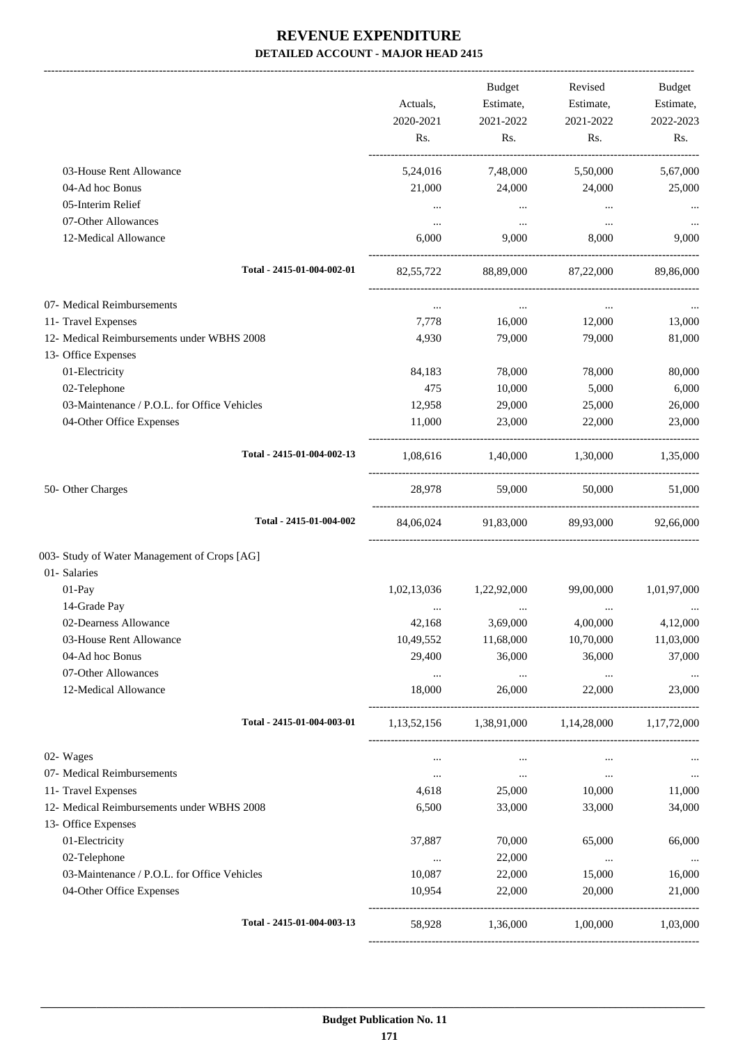# REVENUE EXPENDITURE
## DETAILED ACCOUNT - MAJOR HEAD 2415

| | Actuals, 2020-2021 Rs. | Budget Estimate, 2021-2022 Rs. | Revised Estimate, 2021-2022 Rs. | Budget Estimate, 2022-2023 Rs. |
|---|---|---|---|---|
| 03-House Rent Allowance | 5,24,016 | 7,48,000 | 5,50,000 | 5,67,000 |
| 04-Ad hoc Bonus | 21,000 | 24,000 | 24,000 | 25,000 |
| 05-Interim Relief | ... | ... | ... | ... |
| 07-Other Allowances | ... | ... | ... | ... |
| 12-Medical Allowance | 6,000 | 9,000 | 8,000 | 9,000 |
| Total - 2415-01-004-002-01 | 82,55,722 | 88,89,000 | 87,22,000 | 89,86,000 |
| 07- Medical Reimbursements | ... | ... | ... | ... |
| 11- Travel Expenses | 7,778 | 16,000 | 12,000 | 13,000 |
| 12- Medical Reimbursements under WBHS 2008 | 4,930 | 79,000 | 79,000 | 81,000 |
| 13- Office Expenses | | | | |
| 01-Electricity | 84,183 | 78,000 | 78,000 | 80,000 |
| 02-Telephone | 475 | 10,000 | 5,000 | 6,000 |
| 03-Maintenance / P.O.L. for Office Vehicles | 12,958 | 29,000 | 25,000 | 26,000 |
| 04-Other Office Expenses | 11,000 | 23,000 | 22,000 | 23,000 |
| Total - 2415-01-004-002-13 | 1,08,616 | 1,40,000 | 1,30,000 | 1,35,000 |
| 50- Other Charges | 28,978 | 59,000 | 50,000 | 51,000 |
| Total - 2415-01-004-002 | 84,06,024 | 91,83,000 | 89,93,000 | 92,66,000 |
| 003- Study of Water Management of Crops [AG] | | | | |
| 01- Salaries | | | | |
| 01-Pay | 1,02,13,036 | 1,22,92,000 | 99,00,000 | 1,01,97,000 |
| 14-Grade Pay | ... | ... | ... | ... |
| 02-Dearness Allowance | 42,168 | 3,69,000 | 4,00,000 | 4,12,000 |
| 03-House Rent Allowance | 10,49,552 | 11,68,000 | 10,70,000 | 11,03,000 |
| 04-Ad hoc Bonus | 29,400 | 36,000 | 36,000 | 37,000 |
| 07-Other Allowances | ... | ... | ... | ... |
| 12-Medical Allowance | 18,000 | 26,000 | 22,000 | 23,000 |
| Total - 2415-01-004-003-01 | 1,13,52,156 | 1,38,91,000 | 1,14,28,000 | 1,17,72,000 |
| 02- Wages | ... | ... | ... | ... |
| 07- Medical Reimbursements | ... | ... | ... | ... |
| 11- Travel Expenses | 4,618 | 25,000 | 10,000 | 11,000 |
| 12- Medical Reimbursements under WBHS 2008 | 6,500 | 33,000 | 33,000 | 34,000 |
| 13- Office Expenses | | | | |
| 01-Electricity | 37,887 | 70,000 | 65,000 | 66,000 |
| 02-Telephone | ... | 22,000 | ... | ... |
| 03-Maintenance / P.O.L. for Office Vehicles | 10,087 | 22,000 | 15,000 | 16,000 |
| 04-Other Office Expenses | 10,954 | 22,000 | 20,000 | 21,000 |
| Total - 2415-01-004-003-13 | 58,928 | 1,36,000 | 1,00,000 | 1,03,000 |

Budget Publication No. 11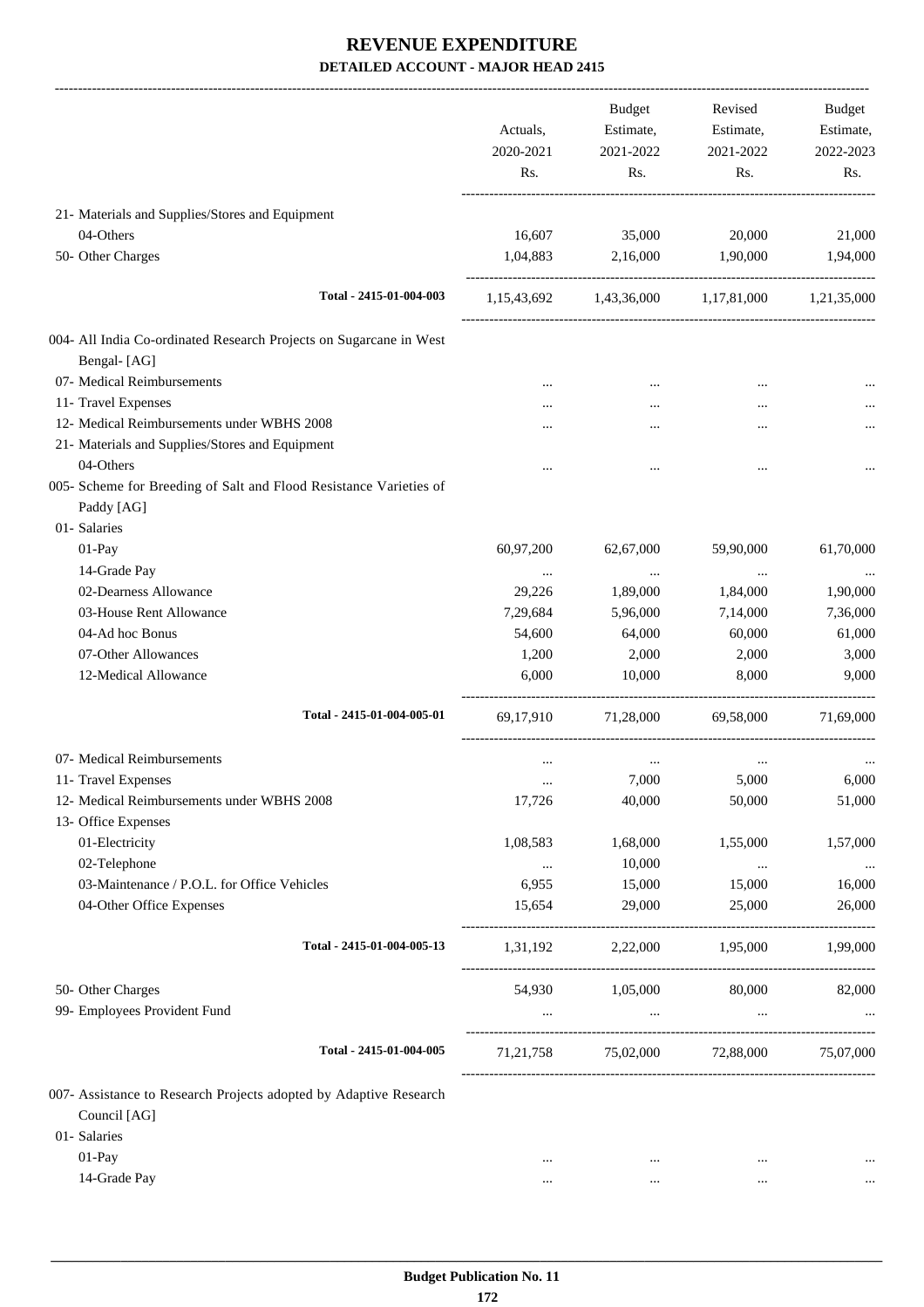# REVENUE EXPENDITURE

## DETAILED ACCOUNT - MAJOR HEAD 2415

| | Actuals, 2020-2021 Rs. | Budget Estimate, 2021-2022 Rs. | Revised Estimate, 2021-2022 Rs. | Budget Estimate, 2022-2023 Rs. |
|---|---|---|---|---|
| 21- Materials and Supplies/Stores and Equipment | | | | |
| 04-Others | 16,607 | 35,000 | 20,000 | 21,000 |
| 50- Other Charges | 1,04,883 | 2,16,000 | 1,90,000 | 1,94,000 |
| Total - 2415-01-004-003 | 1,15,43,692 | 1,43,36,000 | 1,17,81,000 | 1,21,35,000 |
| 004- All India Co-ordinated Research Projects on Sugarcane in West Bengal- [AG] | | | | |
| 07- Medical Reimbursements | ... | ... | ... | ... |
| 11- Travel Expenses | ... | ... | ... | ... |
| 12- Medical Reimbursements under WBHS 2008 | ... | ... | ... | ... |
| 21- Materials and Supplies/Stores and Equipment | | | | |
| 04-Others | ... | ... | ... | ... |
| 005- Scheme for Breeding of Salt and Flood Resistance Varieties of Paddy [AG] | | | | |
| 01- Salaries | | | | |
| 01-Pay | 60,97,200 | 62,67,000 | 59,90,000 | 61,70,000 |
| 14-Grade Pay | ... | ... | ... | ... |
| 02-Dearness Allowance | 29,226 | 1,89,000 | 1,84,000 | 1,90,000 |
| 03-House Rent Allowance | 7,29,684 | 5,96,000 | 7,14,000 | 7,36,000 |
| 04-Ad hoc Bonus | 54,600 | 64,000 | 60,000 | 61,000 |
| 07-Other Allowances | 1,200 | 2,000 | 2,000 | 3,000 |
| 12-Medical Allowance | 6,000 | 10,000 | 8,000 | 9,000 |
| Total - 2415-01-004-005-01 | 69,17,910 | 71,28,000 | 69,58,000 | 71,69,000 |
| 07- Medical Reimbursements | ... | ... | ... | ... |
| 11- Travel Expenses | ... | 7,000 | 5,000 | 6,000 |
| 12- Medical Reimbursements under WBHS 2008 | 17,726 | 40,000 | 50,000 | 51,000 |
| 13- Office Expenses | | | | |
| 01-Electricity | 1,08,583 | 1,68,000 | 1,55,000 | 1,57,000 |
| 02-Telephone | ... | 10,000 | ... | ... |
| 03-Maintenance / P.O.L. for Office Vehicles | 6,955 | 15,000 | 15,000 | 16,000 |
| 04-Other Office Expenses | 15,654 | 29,000 | 25,000 | 26,000 |
| Total - 2415-01-004-005-13 | 1,31,192 | 2,22,000 | 1,95,000 | 1,99,000 |
| 50- Other Charges | 54,930 | 1,05,000 | 80,000 | 82,000 |
| 99- Employees Provident Fund | ... | ... | ... | ... |
| Total - 2415-01-004-005 | 71,21,758 | 75,02,000 | 72,88,000 | 75,07,000 |
| 007- Assistance to Research Projects adopted by Adaptive Research Council [AG] | | | | |
| 01- Salaries | | | | |
| 01-Pay | ... | ... | ... | ... |
| 14-Grade Pay | ... | ... | ... | ... |

Budget Publication No. 11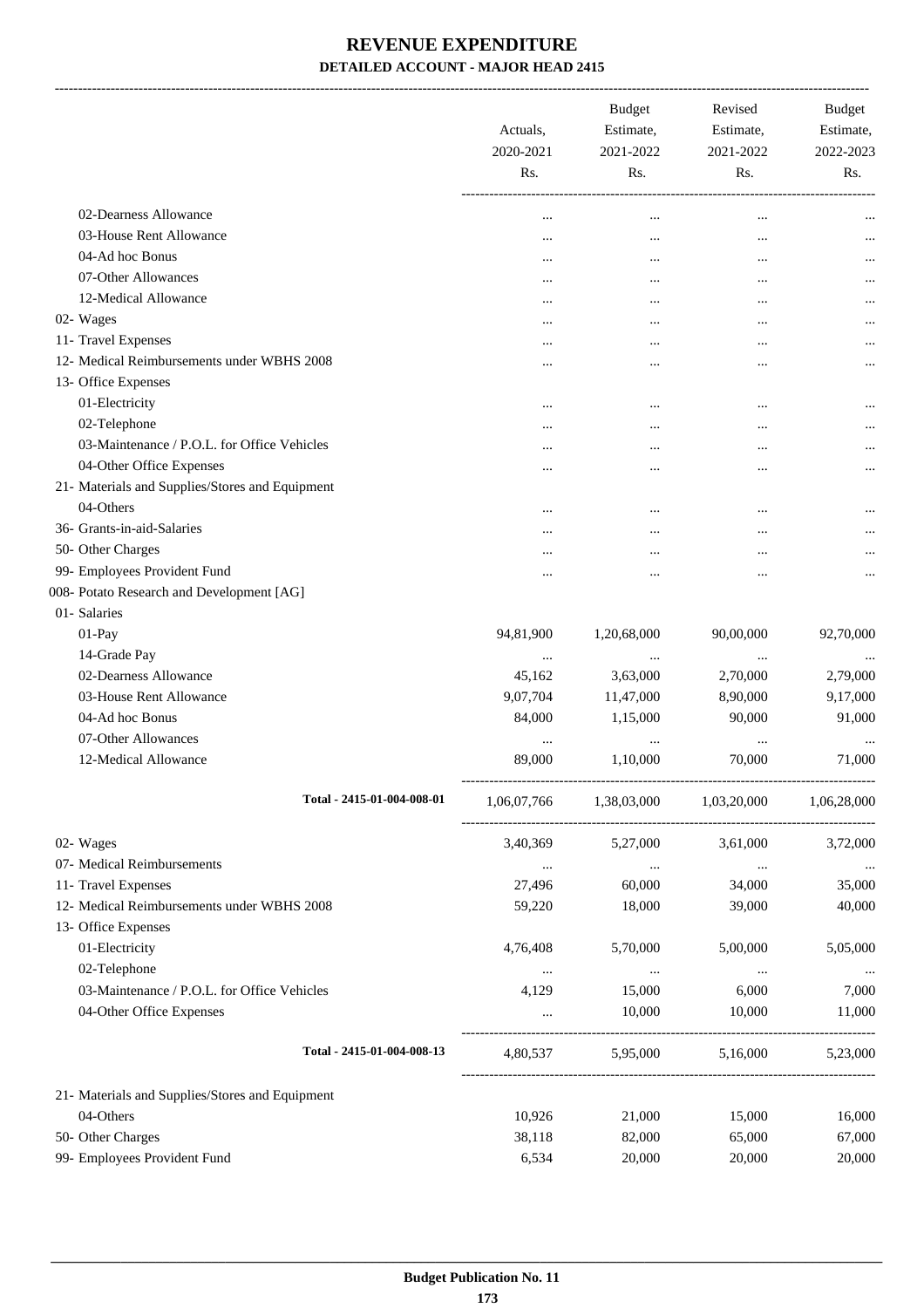# REVENUE EXPENDITURE

**DETAILED ACCOUNT - MAJOR HEAD 2415**

| | Actuals, 2020-2021 Rs. | Budget Estimate, 2021-2022 Rs. | Revised Estimate, 2021-2022 Rs. | Budget Estimate, 2022-2023 Rs. |
|---|---|---|---|---|
| 02-Dearness Allowance | ... | ... | ... | ... |
| 03-House Rent Allowance | ... | ... | ... | ... |
| 04-Ad hoc Bonus | ... | ... | ... | ... |
| 07-Other Allowances | ... | ... | ... | ... |
| 12-Medical Allowance | ... | ... | ... | ... |
| 02- Wages | ... | ... | ... | ... |
| 11- Travel Expenses | ... | ... | ... | ... |
| 12- Medical Reimbursements under WBHS 2008 | ... | ... | ... | ... |
| 13- Office Expenses | | | | |
| 01-Electricity | ... | ... | ... | ... |
| 02-Telephone | ... | ... | ... | ... |
| 03-Maintenance / P.O.L. for Office Vehicles | ... | ... | ... | ... |
| 04-Other Office Expenses | ... | ... | ... | ... |
| 21- Materials and Supplies/Stores and Equipment | | | | |
| 04-Others | ... | ... | ... | ... |
| 36- Grants-in-aid-Salaries | ... | ... | ... | ... |
| 50- Other Charges | ... | ... | ... | ... |
| 99- Employees Provident Fund | ... | ... | ... | ... |
| 008- Potato Research and Development [AG] | | | | |
| 01- Salaries | | | | |
| 01-Pay | 94,81,900 | 1,20,68,000 | 90,00,000 | 92,70,000 |
| 14-Grade Pay | ... | ... | ... | ... |
| 02-Dearness Allowance | 45,162 | 3,63,000 | 2,70,000 | 2,79,000 |
| 03-House Rent Allowance | 9,07,704 | 11,47,000 | 8,90,000 | 9,17,000 |
| 04-Ad hoc Bonus | 84,000 | 1,15,000 | 90,000 | 91,000 |
| 07-Other Allowances | ... | ... | ... | ... |
| 12-Medical Allowance | 89,000 | 1,10,000 | 70,000 | 71,000 |
| **Total - 2415-01-004-008-01** | 1,06,07,766 | 1,38,03,000 | 1,03,20,000 | 1,06,28,000 |
| 02- Wages | 3,40,369 | 5,27,000 | 3,61,000 | 3,72,000 |
| 07- Medical Reimbursements | ... | ... | ... | ... |
| 11- Travel Expenses | 27,496 | 60,000 | 34,000 | 35,000 |
| 12- Medical Reimbursements under WBHS 2008 | 59,220 | 18,000 | 39,000 | 40,000 |
| 13- Office Expenses | | | | |
| 01-Electricity | 4,76,408 | 5,70,000 | 5,00,000 | 5,05,000 |
| 02-Telephone | ... | ... | ... | ... |
| 03-Maintenance / P.O.L. for Office Vehicles | 4,129 | 15,000 | 6,000 | 7,000 |
| 04-Other Office Expenses | ... | 10,000 | 10,000 | 11,000 |
| **Total - 2415-01-004-008-13** | 4,80,537 | 5,95,000 | 5,16,000 | 5,23,000 |
| 21- Materials and Supplies/Stores and Equipment | | | | |
| 04-Others | 10,926 | 21,000 | 15,000 | 16,000 |
| 50- Other Charges | 38,118 | 82,000 | 65,000 | 67,000 |
| 99- Employees Provident Fund | 6,534 | 20,000 | 20,000 | 20,000 |

Budget Publication No. 11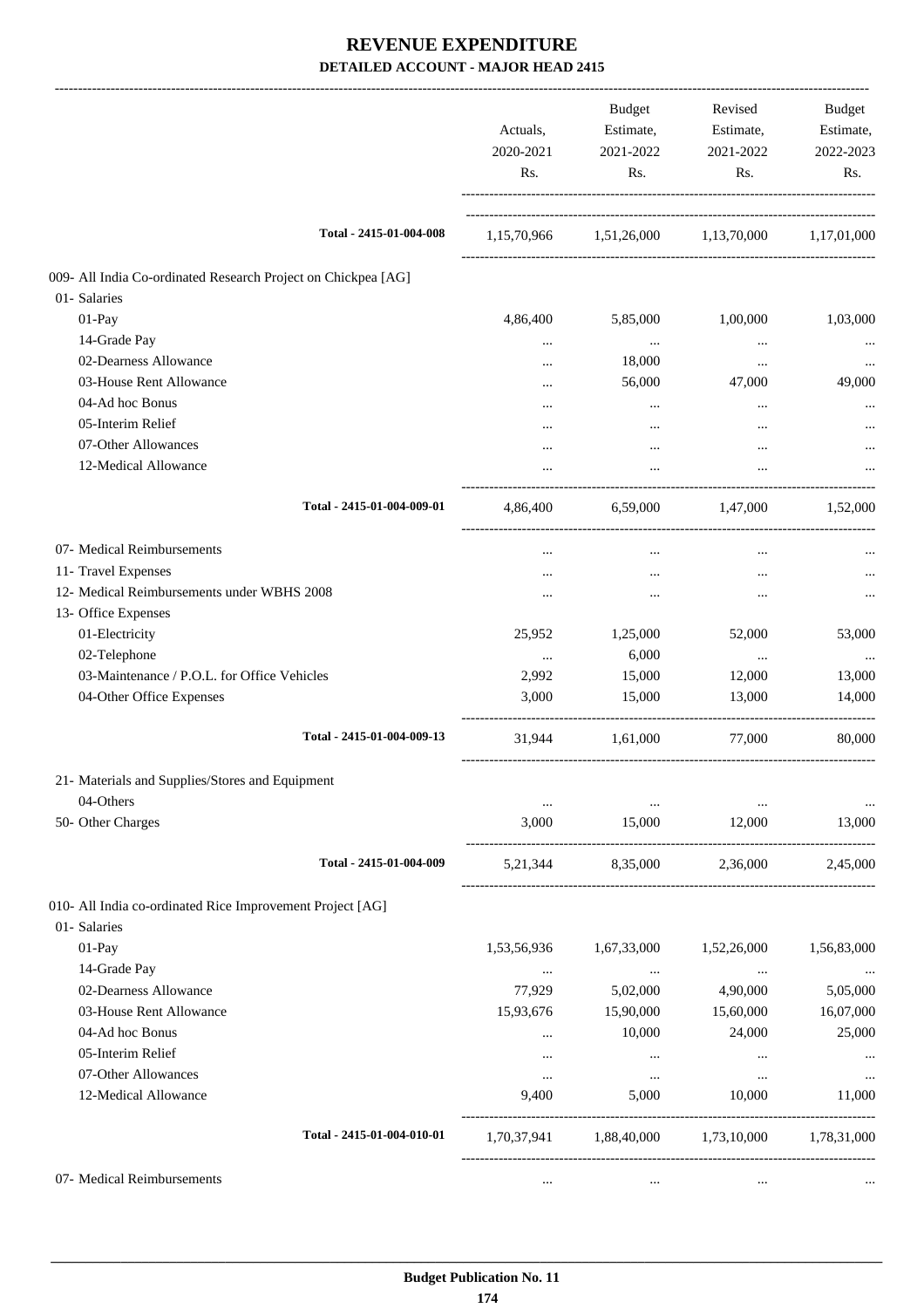# REVENUE EXPENDITURE

## DETAILED ACCOUNT - MAJOR HEAD 2415

| | Actuals, 2020-2021 Rs. | Budget Estimate, 2021-2022 Rs. | Revised Estimate, 2021-2022 Rs. | Budget Estimate, 2022-2023 Rs. |
|---|---|---|---|---|
| Total - 2415-01-004-008 | 1,15,70,966 | 1,51,26,000 | 1,13,70,000 | 1,17,01,000 |
| 009- All India Co-ordinated Research Project on Chickpea [AG] | | | | |
| 01- Salaries | | | | |
| 01-Pay | 4,86,400 | 5,85,000 | 1,00,000 | 1,03,000 |
| 14-Grade Pay | ... | ... | ... | ... |
| 02-Dearness Allowance | ... | 18,000 | ... | ... |
| 03-House Rent Allowance | ... | 56,000 | 47,000 | 49,000 |
| 04-Ad hoc Bonus | ... | ... | ... | ... |
| 05-Interim Relief | ... | ... | ... | ... |
| 07-Other Allowances | ... | ... | ... | ... |
| 12-Medical Allowance | ... | ... | ... | ... |
| Total - 2415-01-004-009-01 | 4,86,400 | 6,59,000 | 1,47,000 | 1,52,000 |
| 07- Medical Reimbursements | ... | ... | ... | ... |
| 11- Travel Expenses | ... | ... | ... | ... |
| 12- Medical Reimbursements under WBHS 2008 | ... | ... | ... | ... |
| 13- Office Expenses | | | | |
| 01-Electricity | 25,952 | 1,25,000 | 52,000 | 53,000 |
| 02-Telephone | ... | 6,000 | ... | ... |
| 03-Maintenance / P.O.L. for Office Vehicles | 2,992 | 15,000 | 12,000 | 13,000 |
| 04-Other Office Expenses | 3,000 | 15,000 | 13,000 | 14,000 |
| Total - 2415-01-004-009-13 | 31,944 | 1,61,000 | 77,000 | 80,000 |
| 21- Materials and Supplies/Stores and Equipment | | | | |
| 04-Others | ... | ... | ... | ... |
| 50- Other Charges | 3,000 | 15,000 | 12,000 | 13,000 |
| Total - 2415-01-004-009 | 5,21,344 | 8,35,000 | 2,36,000 | 2,45,000 |
| 010- All India co-ordinated Rice Improvement Project [AG] | | | | |
| 01- Salaries | | | | |
| 01-Pay | 1,53,56,936 | 1,67,33,000 | 1,52,26,000 | 1,56,83,000 |
| 14-Grade Pay | ... | ... | ... | ... |
| 02-Dearness Allowance | 77,929 | 5,02,000 | 4,90,000 | 5,05,000 |
| 03-House Rent Allowance | 15,93,676 | 15,90,000 | 15,60,000 | 16,07,000 |
| 04-Ad hoc Bonus | ... | 10,000 | 24,000 | 25,000 |
| 05-Interim Relief | ... | ... | ... | ... |
| 07-Other Allowances | ... | ... | ... | ... |
| 12-Medical Allowance | 9,400 | 5,000 | 10,000 | 11,000 |
| Total - 2415-01-004-010-01 | 1,70,37,941 | 1,88,40,000 | 1,73,10,000 | 1,78,31,000 |
| 07- Medical Reimbursements | ... | ... | ... | ... |

**Budget Publication No. 11**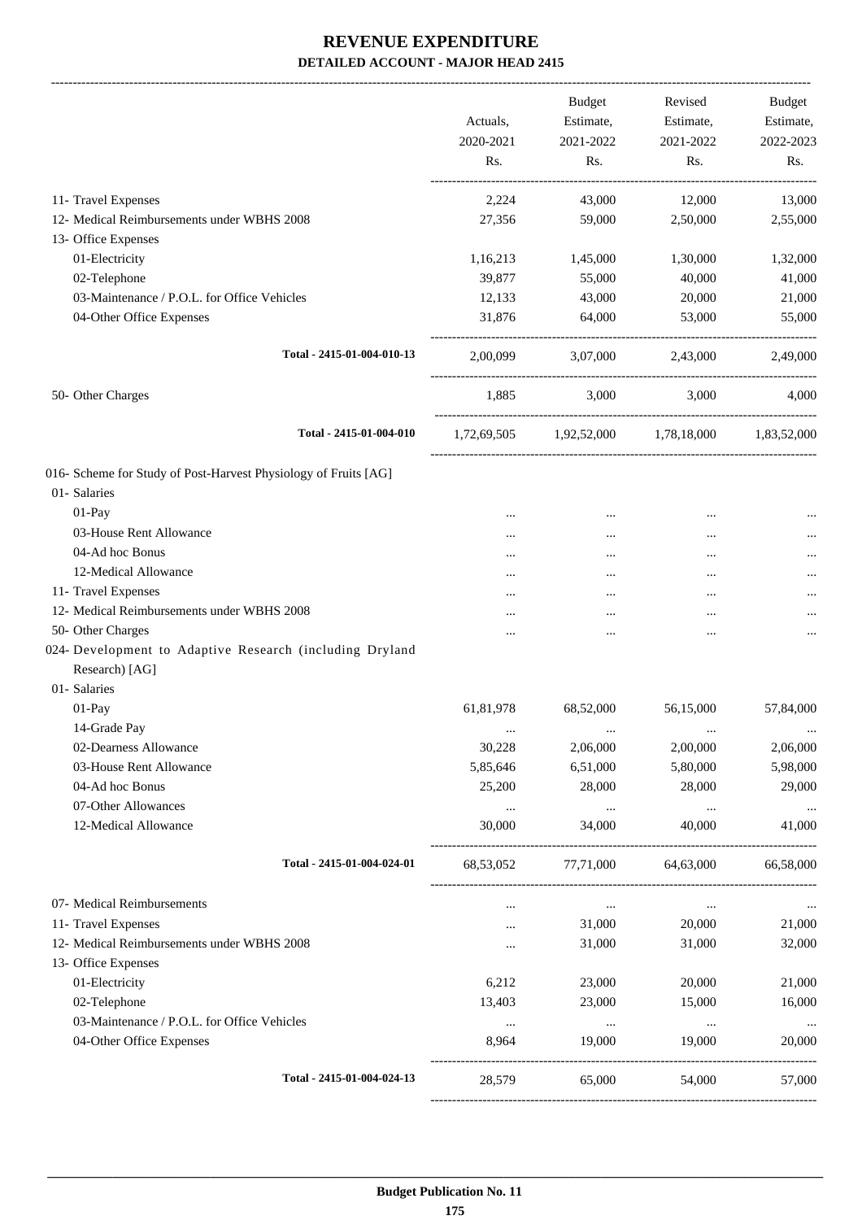# REVENUE EXPENDITURE

## DETAILED ACCOUNT - MAJOR HEAD 2415

| | Actuals, 2020-2021 Rs. | Budget Estimate, 2021-2022 Rs. | Revised Estimate, 2021-2022 Rs. | Budget Estimate, 2022-2023 Rs. |
|---|---|---|---|---|
| 11- Travel Expenses | 2,224 | 43,000 | 12,000 | 13,000 |
| 12- Medical Reimbursements under WBHS 2008 | 27,356 | 59,000 | 2,50,000 | 2,55,000 |
| 13- Office Expenses | | | | |
| 01-Electricity | 1,16,213 | 1,45,000 | 1,30,000 | 1,32,000 |
| 02-Telephone | 39,877 | 55,000 | 40,000 | 41,000 |
| 03-Maintenance / P.O.L. for Office Vehicles | 12,133 | 43,000 | 20,000 | 21,000 |
| 04-Other Office Expenses | 31,876 | 64,000 | 53,000 | 55,000 |
| **Total - 2415-01-004-010-13** | 2,00,099 | 3,07,000 | 2,43,000 | 2,49,000 |
| 50- Other Charges | 1,885 | 3,000 | 3,000 | 4,000 |
| **Total - 2415-01-004-010** | 1,72,69,505 | 1,92,52,000 | 1,78,18,000 | 1,83,52,000 |
| 016- Scheme for Study of Post-Harvest Physiology of Fruits [AG] | | | | |
| 01- Salaries | | | | |
| 01-Pay | ... | ... | ... | ... |
| 03-House Rent Allowance | ... | ... | ... | ... |
| 04-Ad hoc Bonus | ... | ... | ... | ... |
| 12-Medical Allowance | ... | ... | ... | ... |
| 11- Travel Expenses | ... | ... | ... | ... |
| 12- Medical Reimbursements under WBHS 2008 | ... | ... | ... | ... |
| 50- Other Charges | ... | ... | ... | ... |
| 024- Development to Adaptive Research (including Dryland Research) [AG] | | | | |
| 01- Salaries | | | | |
| 01-Pay | 61,81,978 | 68,52,000 | 56,15,000 | 57,84,000 |
| 14-Grade Pay | ... | ... | ... | ... |
| 02-Dearness Allowance | 30,228 | 2,06,000 | 2,00,000 | 2,06,000 |
| 03-House Rent Allowance | 5,85,646 | 6,51,000 | 5,80,000 | 5,98,000 |
| 04-Ad hoc Bonus | 25,200 | 28,000 | 28,000 | 29,000 |
| 07-Other Allowances | ... | ... | ... | ... |
| 12-Medical Allowance | 30,000 | 34,000 | 40,000 | 41,000 |
| **Total - 2415-01-004-024-01** | 68,53,052 | 77,71,000 | 64,63,000 | 66,58,000 |
| 07- Medical Reimbursements | ... | ... | ... | ... |
| 11- Travel Expenses | ... | 31,000 | 20,000 | 21,000 |
| 12- Medical Reimbursements under WBHS 2008 | ... | 31,000 | 31,000 | 32,000 |
| 13- Office Expenses | | | | |
| 01-Electricity | 6,212 | 23,000 | 20,000 | 21,000 |
| 02-Telephone | 13,403 | 23,000 | 15,000 | 16,000 |
| 03-Maintenance / P.O.L. for Office Vehicles | ... | ... | ... | ... |
| 04-Other Office Expenses | 8,964 | 19,000 | 19,000 | 20,000 |
| **Total - 2415-01-004-024-13** | 28,579 | 65,000 | 54,000 | 57,000 |

**Budget Publication No. 11**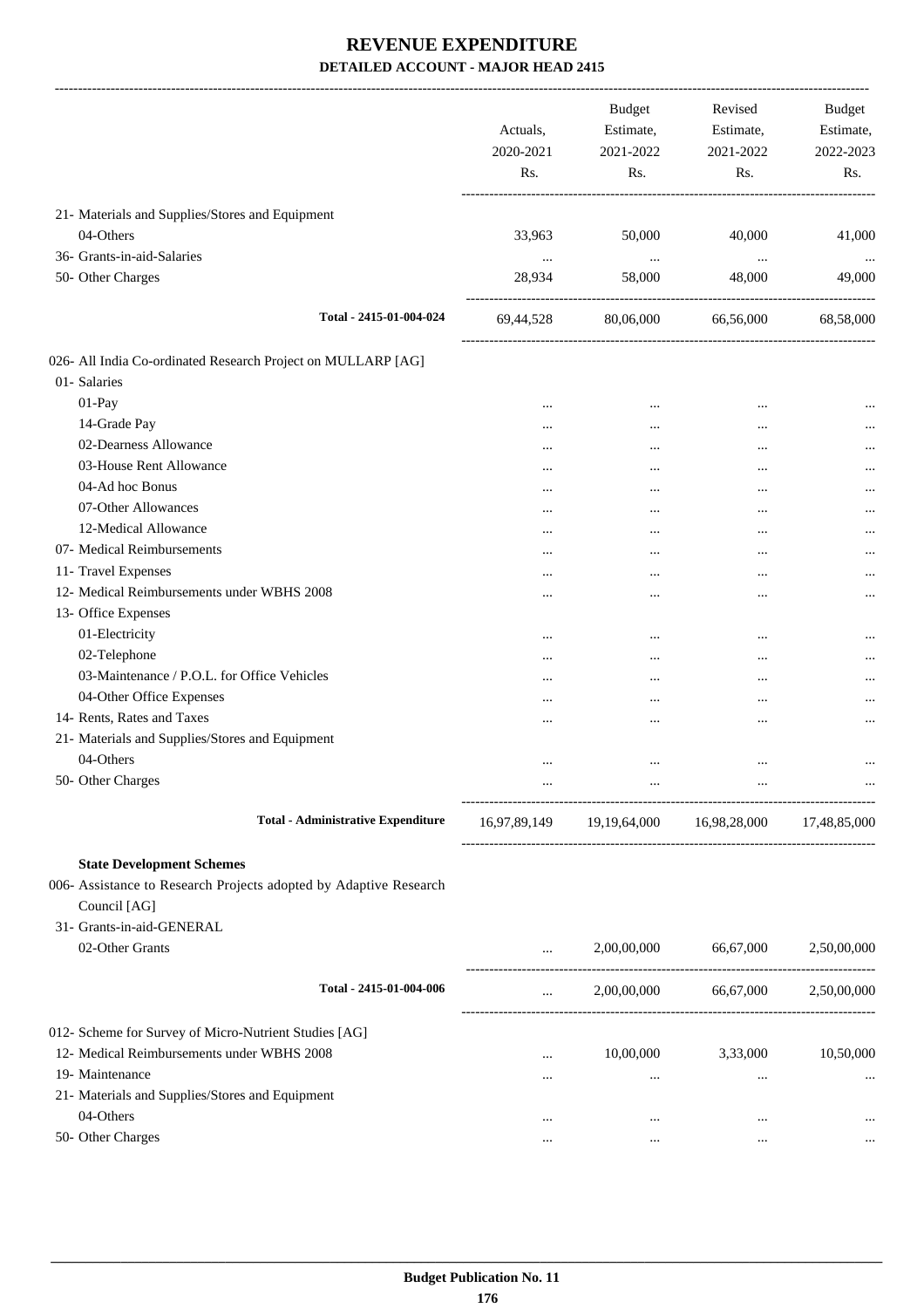# REVENUE EXPENDITURE

## DETAILED ACCOUNT - MAJOR HEAD 2415

| | Actuals, 2020-2021 Rs. | Budget Estimate, 2021-2022 Rs. | Revised Estimate, 2021-2022 Rs. | Budget Estimate, 2022-2023 Rs. |
|---|---|---|---|---|
| 21- Materials and Supplies/Stores and Equipment | | | | |
| 04-Others | 33,963 | 50,000 | 40,000 | 41,000 |
| 36- Grants-in-aid-Salaries | ... | ... | ... | ... |
| 50- Other Charges | 28,934 | 58,000 | 48,000 | 49,000 |
| **Total - 2415-01-004-024** | 69,44,528 | 80,06,000 | 66,56,000 | 68,58,000 |
| 026- All India Co-ordinated Research Project on MULLARP [AG] | | | | |
| 01- Salaries | | | | |
| 01-Pay | ... | ... | ... | ... |
| 14-Grade Pay | ... | ... | ... | ... |
| 02-Dearness Allowance | ... | ... | ... | ... |
| 03-House Rent Allowance | ... | ... | ... | ... |
| 04-Ad hoc Bonus | ... | ... | ... | ... |
| 07-Other Allowances | ... | ... | ... | ... |
| 12-Medical Allowance | ... | ... | ... | ... |
| 07- Medical Reimbursements | ... | ... | ... | ... |
| 11- Travel Expenses | ... | ... | ... | ... |
| 12- Medical Reimbursements under WBHS 2008 | ... | ... | ... | ... |
| 13- Office Expenses | | | | |
| 01-Electricity | ... | ... | ... | ... |
| 02-Telephone | ... | ... | ... | ... |
| 03-Maintenance / P.O.L. for Office Vehicles | ... | ... | ... | ... |
| 04-Other Office Expenses | ... | ... | ... | ... |
| 14- Rents, Rates and Taxes | ... | ... | ... | ... |
| 21- Materials and Supplies/Stores and Equipment | | | | |
| 04-Others | ... | ... | ... | ... |
| 50- Other Charges | ... | ... | ... | ... |
| **Total - Administrative Expenditure** | 16,97,89,149 | 19,19,64,000 | 16,98,28,000 | 17,48,85,000 |
| **State Development Schemes** | | | | |
| 006- Assistance to Research Projects adopted by Adaptive Research Council [AG] | | | | |
| 31- Grants-in-aid-GENERAL | | | | |
| 02-Other Grants | ... | 2,00,00,000 | 66,67,000 | 2,50,00,000 |
| **Total - 2415-01-004-006** | ... | 2,00,00,000 | 66,67,000 | 2,50,00,000 |
| 012- Scheme for Survey of Micro-Nutrient Studies [AG] | | | | |
| 12- Medical Reimbursements under WBHS 2008 | ... | 10,00,000 | 3,33,000 | 10,50,000 |
| 19- Maintenance | ... | ... | ... | ... |
| 21- Materials and Supplies/Stores and Equipment | | | | |
| 04-Others | ... | ... | ... | ... |
| 50- Other Charges | ... | ... | ... | ... |

**Budget Publication No. 11**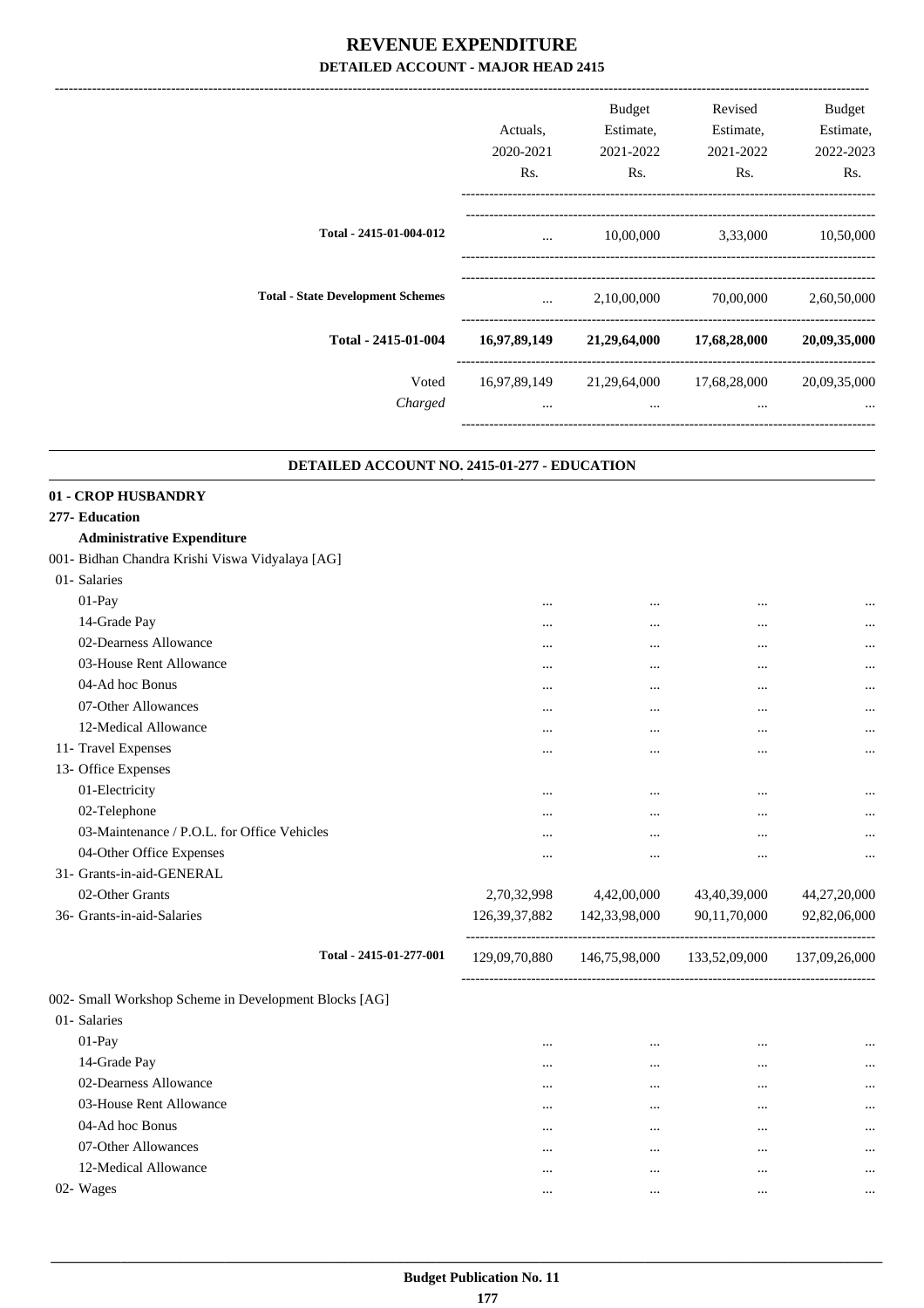# REVENUE EXPENDITURE

## DETAILED ACCOUNT - MAJOR HEAD 2415

| | Actuals, 2020-2021 Rs. | Budget Estimate, 2021-2022 Rs. | Revised Estimate, 2021-2022 Rs. | Budget Estimate, 2022-2023 Rs. |
|---|---|---|---|---|
| **Total - 2415-01-004-012** | ... | 10,00,000 | 3,33,000 | 10,50,000 |
| **Total - State Development Schemes** | ... | 2,10,00,000 | 70,00,000 | 2,60,50,000 |
| **Total - 2415-01-004** | **16,97,89,149** | **21,29,64,000** | **17,68,28,000** | **20,09,35,000** |
| Voted | 16,97,89,149 | 21,29,64,000 | 17,68,28,000 | 20,09,35,000 |
| *Charged* | ... | ... | ... | ... |

### DETAILED ACCOUNT NO. 2415-01-277 - EDUCATION

| | Actuals, 2020-2021 Rs. | Budget Estimate, 2021-2022 Rs. | Revised Estimate, 2021-2022 Rs. | Budget Estimate, 2022-2023 Rs. |
|---|---|---|---|---|
| **01 - CROP HUSBANDRY** | | | | |
| **277- Education** | | | | |
| **Administrative Expenditure** | | | | |
| 001- Bidhan Chandra Krishi Viswa Vidyalaya [AG] | | | | |
| 01- Salaries | | | | |
| 01-Pay | ... | ... | ... | ... |
| 14-Grade Pay | ... | ... | ... | ... |
| 02-Dearness Allowance | ... | ... | ... | ... |
| 03-House Rent Allowance | ... | ... | ... | ... |
| 04-Ad hoc Bonus | ... | ... | ... | ... |
| 07-Other Allowances | ... | ... | ... | ... |
| 12-Medical Allowance | ... | ... | ... | ... |
| 11- Travel Expenses | ... | ... | ... | ... |
| 13- Office Expenses | | | | |
| 01-Electricity | ... | ... | ... | ... |
| 02-Telephone | ... | ... | ... | ... |
| 03-Maintenance / P.O.L. for Office Vehicles | ... | ... | ... | ... |
| 04-Other Office Expenses | ... | ... | ... | ... |
| 31- Grants-in-aid-GENERAL | | | | |
| 02-Other Grants | 2,70,32,998 | 4,42,00,000 | 43,40,39,000 | 44,27,20,000 |
| 36- Grants-in-aid-Salaries | 126,39,37,882 | 142,33,98,000 | 90,11,70,000 | 92,82,06,000 |
| **Total - 2415-01-277-001** | 129,09,70,880 | 146,75,98,000 | 133,52,09,000 | 137,09,26,000 |
| 002- Small Workshop Scheme in Development Blocks [AG] | | | | |
| 01- Salaries | | | | |
| 01-Pay | ... | ... | ... | ... |
| 14-Grade Pay | ... | ... | ... | ... |
| 02-Dearness Allowance | ... | ... | ... | ... |
| 03-House Rent Allowance | ... | ... | ... | ... |
| 04-Ad hoc Bonus | ... | ... | ... | ... |
| 07-Other Allowances | ... | ... | ... | ... |
| 12-Medical Allowance | ... | ... | ... | ... |
| 02- Wages | ... | ... | ... | ... |

**Budget Publication No. 11**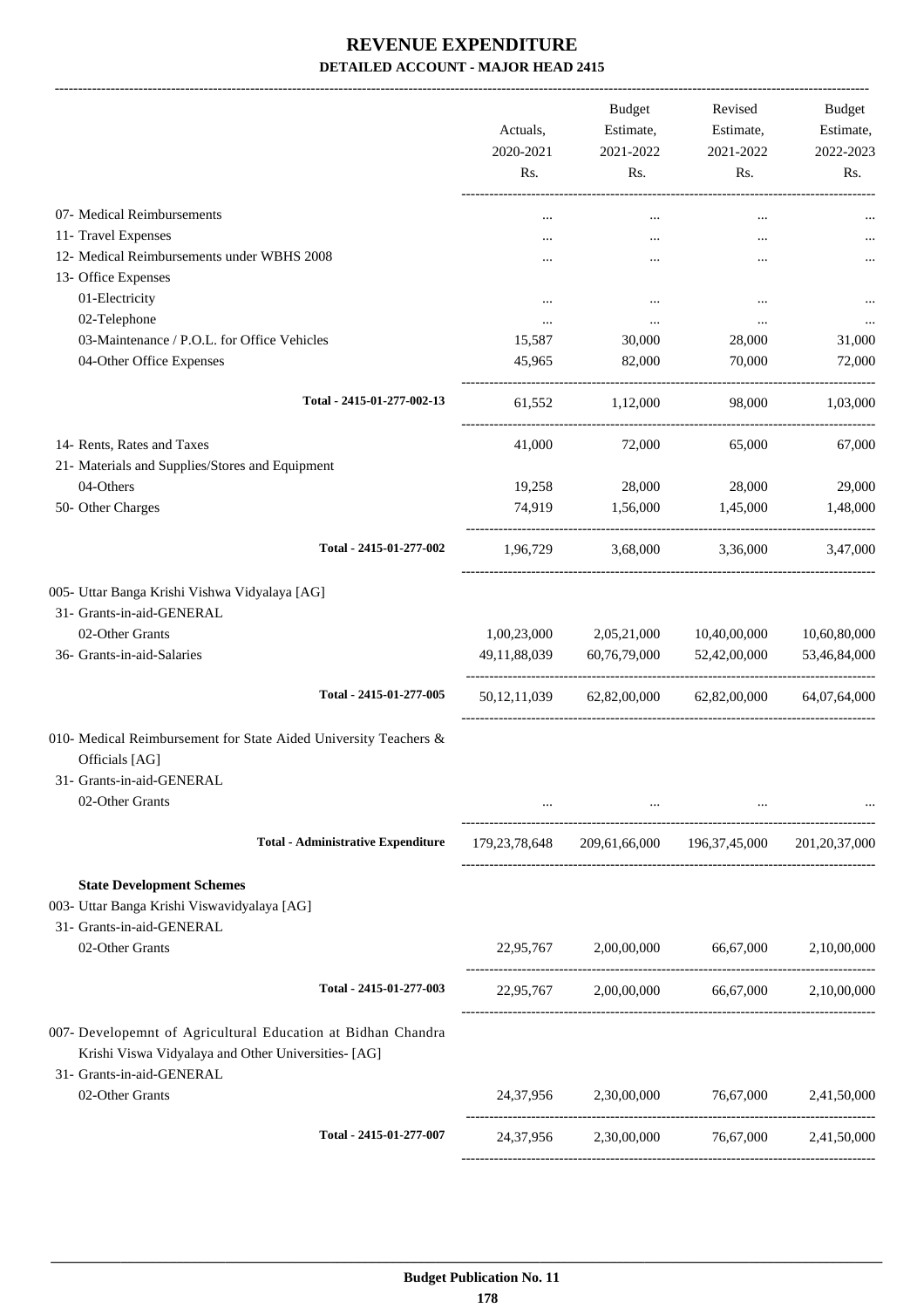# REVENUE EXPENDITURE

## DETAILED ACCOUNT - MAJOR HEAD 2415

| | Actuals, 2020-2021 Rs. | Budget Estimate, 2021-2022 Rs. | Revised Estimate, 2021-2022 Rs. | Budget Estimate, 2022-2023 Rs. |
|---|---|---|---|---|
| 07- Medical Reimbursements | ... | ... | ... | ... |
| 11- Travel Expenses | ... | ... | ... | ... |
| 12- Medical Reimbursements under WBHS 2008 | ... | ... | ... | ... |
| 13- Office Expenses | | | | |
| 01-Electricity | ... | ... | ... | ... |
| 02-Telephone | ... | ... | ... | ... |
| 03-Maintenance / P.O.L. for Office Vehicles | 15,587 | 30,000 | 28,000 | 31,000 |
| 04-Other Office Expenses | 45,965 | 82,000 | 70,000 | 72,000 |
| **Total - 2415-01-277-002-13** | 61,552 | 1,12,000 | 98,000 | 1,03,000 |
| 14- Rents, Rates and Taxes | 41,000 | 72,000 | 65,000 | 67,000 |
| 21- Materials and Supplies/Stores and Equipment | | | | |
| 04-Others | 19,258 | 28,000 | 28,000 | 29,000 |
| 50- Other Charges | 74,919 | 1,56,000 | 1,45,000 | 1,48,000 |
| **Total - 2415-01-277-002** | 1,96,729 | 3,68,000 | 3,36,000 | 3,47,000 |
| 005- Uttar Banga Krishi Vishwa Vidyalaya [AG] | | | | |
| 31- Grants-in-aid-GENERAL | | | | |
| 02-Other Grants | 1,00,23,000 | 2,05,21,000 | 10,40,00,000 | 10,60,80,000 |
| 36- Grants-in-aid-Salaries | 49,11,88,039 | 60,76,79,000 | 52,42,00,000 | 53,46,84,000 |
| **Total - 2415-01-277-005** | 50,12,11,039 | 62,82,00,000 | 62,82,00,000 | 64,07,64,000 |
| 010- Medical Reimbursement for State Aided University Teachers & Officials [AG] | | | | |
| 31- Grants-in-aid-GENERAL | | | | |
| 02-Other Grants | ... | ... | ... | ... |
| **Total - Administrative Expenditure** | 179,23,78,648 | 209,61,66,000 | 196,37,45,000 | 201,20,37,000 |
| **State Development Schemes** | | | | |
| 003- Uttar Banga Krishi Viswavidyalaya [AG] | | | | |
| 31- Grants-in-aid-GENERAL | | | | |
| 02-Other Grants | 22,95,767 | 2,00,00,000 | 66,67,000 | 2,10,00,000 |
| **Total - 2415-01-277-003** | 22,95,767 | 2,00,00,000 | 66,67,000 | 2,10,00,000 |
| 007- Developemnt of Agricultural Education at Bidhan Chandra Krishi Viswa Vidyalaya and Other Universities- [AG] | | | | |
| 31- Grants-in-aid-GENERAL | | | | |
| 02-Other Grants | 24,37,956 | 2,30,00,000 | 76,67,000 | 2,41,50,000 |
| **Total - 2415-01-277-007** | 24,37,956 | 2,30,00,000 | 76,67,000 | 2,41,50,000 |

**Budget Publication No. 11**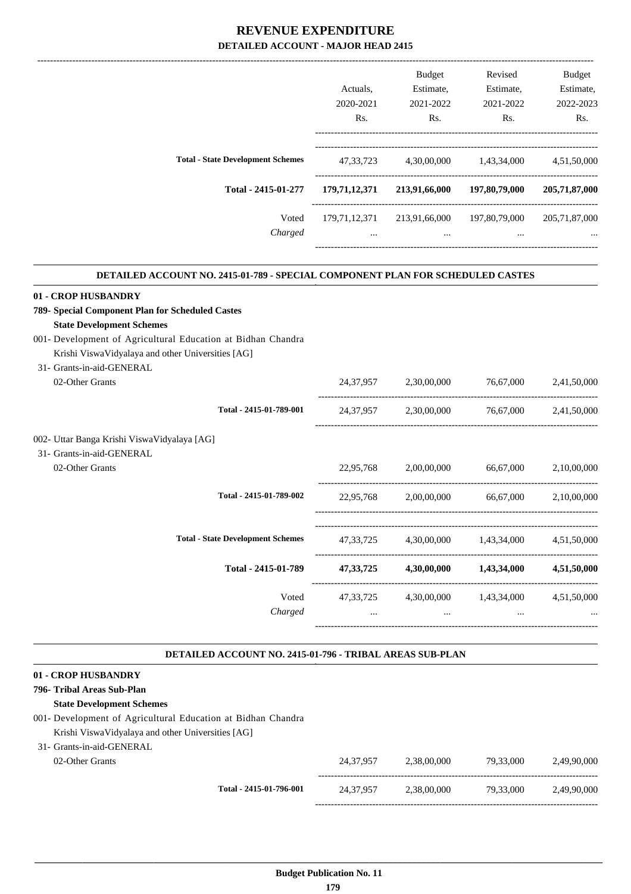# REVENUE EXPENDITURE

## DETAILED ACCOUNT - MAJOR HEAD 2415

| | Actuals, 2020-2021 Rs. | Budget Estimate, 2021-2022 Rs. | Revised Estimate, 2021-2022 Rs. | Budget Estimate, 2022-2023 Rs. |
|---|---|---|---|---|
| **Total - State Development Schemes** | 47,33,723 | 4,30,00,000 | 1,43,34,000 | 4,51,50,000 |
| **Total - 2415-01-277** | **179,71,12,371** | **213,91,66,000** | **197,80,79,000** | **205,71,87,000** |
| Voted | 179,71,12,371 | 213,91,66,000 | 197,80,79,000 | 205,71,87,000 |
| *Charged* | ... | ... | ... | ... |

### DETAILED ACCOUNT NO. 2415-01-789 - SPECIAL COMPONENT PLAN FOR SCHEDULED CASTES

| | Actuals, 2020-2021 Rs. | Budget Estimate, 2021-2022 Rs. | Revised Estimate, 2021-2022 Rs. | Budget Estimate, 2022-2023 Rs. |
|---|---|---|---|---|
| **01 - CROP HUSBANDRY** | | | | |
| **789- Special Component Plan for Scheduled Castes** | | | | |
| **State Development Schemes** | | | | |
| 001- Development of Agricultural Education at Bidhan Chandra Krishi ViswaVidyalaya and other Universities [AG] | | | | |
| 31- Grants-in-aid-GENERAL | | | | |
| 02-Other Grants | 24,37,957 | 2,30,00,000 | 76,67,000 | 2,41,50,000 |
| **Total - 2415-01-789-001** | 24,37,957 | 2,30,00,000 | 76,67,000 | 2,41,50,000 |
| 002- Uttar Banga Krishi ViswaVidyalaya [AG] | | | | |
| 31- Grants-in-aid-GENERAL | | | | |
| 02-Other Grants | 22,95,768 | 2,00,00,000 | 66,67,000 | 2,10,00,000 |
| **Total - 2415-01-789-002** | 22,95,768 | 2,00,00,000 | 66,67,000 | 2,10,00,000 |
| **Total - State Development Schemes** | 47,33,725 | 4,30,00,000 | 1,43,34,000 | 4,51,50,000 |
| **Total - 2415-01-789** | **47,33,725** | **4,30,00,000** | **1,43,34,000** | **4,51,50,000** |
| Voted | 47,33,725 | 4,30,00,000 | 1,43,34,000 | 4,51,50,000 |
| *Charged* | ... | ... | ... | ... |

### DETAILED ACCOUNT NO. 2415-01-796 - TRIBAL AREAS SUB-PLAN

| | Actuals, 2020-2021 Rs. | Budget Estimate, 2021-2022 Rs. | Revised Estimate, 2021-2022 Rs. | Budget Estimate, 2022-2023 Rs. |
|---|---|---|---|---|
| **01 - CROP HUSBANDRY** | | | | |
| **796- Tribal Areas Sub-Plan** | | | | |
| **State Development Schemes** | | | | |
| 001- Development of Agricultural Education at Bidhan Chandra Krishi ViswaVidyalaya and other Universities [AG] | | | | |
| 31- Grants-in-aid-GENERAL | | | | |
| 02-Other Grants | 24,37,957 | 2,38,00,000 | 79,33,000 | 2,49,90,000 |
| **Total - 2415-01-796-001** | 24,37,957 | 2,38,00,000 | 79,33,000 | 2,49,90,000 |

**Budget Publication No. 11**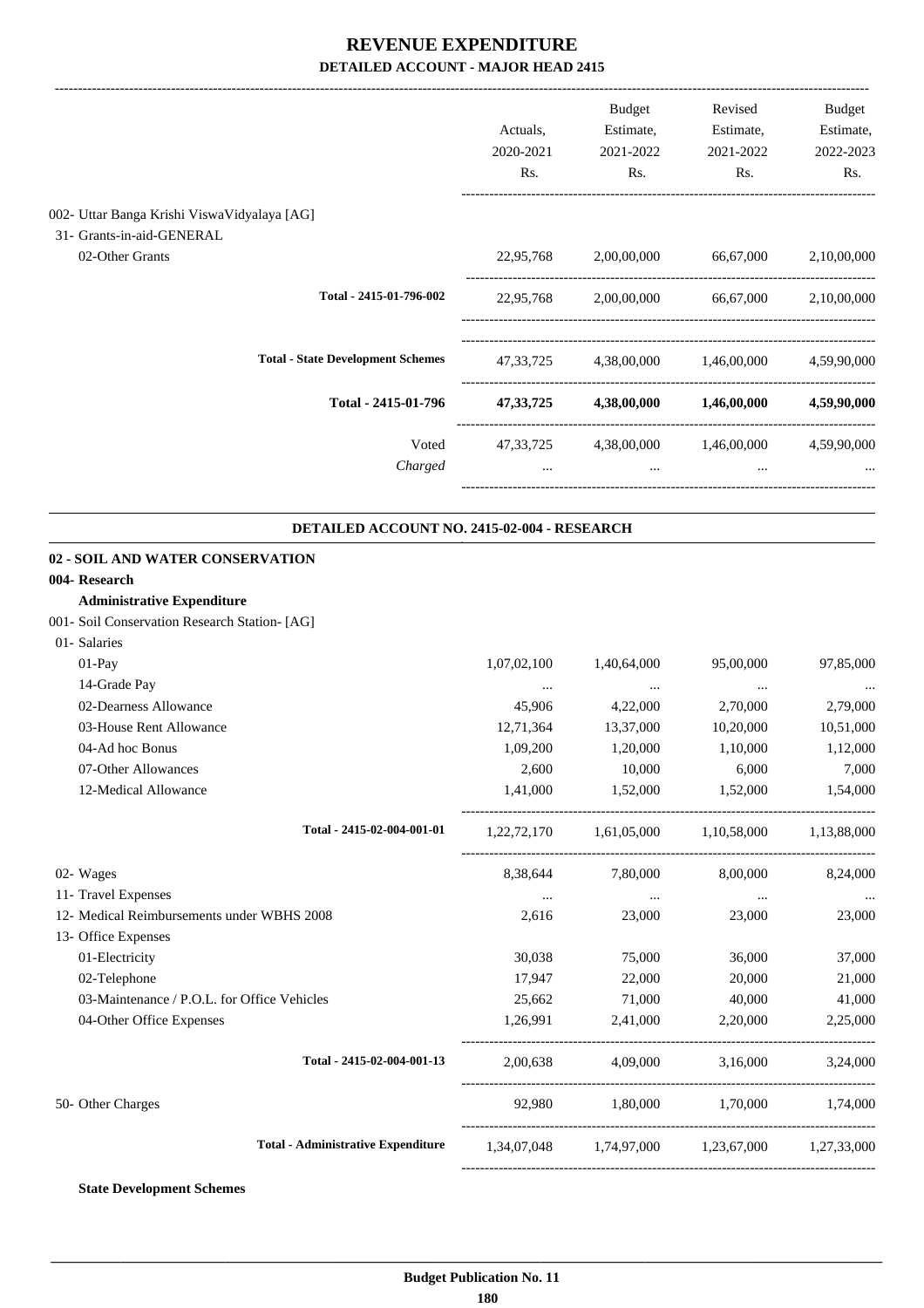# REVENUE EXPENDITURE

**DETAILED ACCOUNT - MAJOR HEAD 2415**

| | Actuals, 2020-2021 Rs. | Budget Estimate, 2021-2022 Rs. | Revised Estimate, 2021-2022 Rs. | Budget Estimate, 2022-2023 Rs. |
|---|---|---|---|---|
| 002- Uttar Banga Krishi ViswaVidyalaya [AG] | | | | |
| 31- Grants-in-aid-GENERAL | | | | |
| 02-Other Grants | 22,95,768 | 2,00,00,000 | 66,67,000 | 2,10,00,000 |
| Total - 2415-01-796-002 | 22,95,768 | 2,00,00,000 | 66,67,000 | 2,10,00,000 |
| Total - State Development Schemes | 47,33,725 | 4,38,00,000 | 1,46,00,000 | 4,59,90,000 |
| **Total - 2415-01-796** | **47,33,725** | **4,38,00,000** | **1,46,00,000** | **4,59,90,000** |
| Voted | 47,33,725 | 4,38,00,000 | 1,46,00,000 | 4,59,90,000 |
| *Charged* | ... | ... | ... | ... |

**DETAILED ACCOUNT NO. 2415-02-004 - RESEARCH**

| | Actuals, 2020-2021 Rs. | Budget Estimate, 2021-2022 Rs. | Revised Estimate, 2021-2022 Rs. | Budget Estimate, 2022-2023 Rs. |
|---|---|---|---|---|
| **02 - SOIL AND WATER CONSERVATION** | | | | |
| **004- Research** | | | | |
| **Administrative Expenditure** | | | | |
| 001- Soil Conservation Research Station- [AG] | | | | |
| 01- Salaries | | | | |
| 01-Pay | 1,07,02,100 | 1,40,64,000 | 95,00,000 | 97,85,000 |
| 14-Grade Pay | ... | ... | ... | ... |
| 02-Dearness Allowance | 45,906 | 4,22,000 | 2,70,000 | 2,79,000 |
| 03-House Rent Allowance | 12,71,364 | 13,37,000 | 10,20,000 | 10,51,000 |
| 04-Ad hoc Bonus | 1,09,200 | 1,20,000 | 1,10,000 | 1,12,000 |
| 07-Other Allowances | 2,600 | 10,000 | 6,000 | 7,000 |
| 12-Medical Allowance | 1,41,000 | 1,52,000 | 1,52,000 | 1,54,000 |
| Total - 2415-02-004-001-01 | 1,22,72,170 | 1,61,05,000 | 1,10,58,000 | 1,13,88,000 |
| 02- Wages | 8,38,644 | 7,80,000 | 8,00,000 | 8,24,000 |
| 11- Travel Expenses | ... | ... | ... | ... |
| 12- Medical Reimbursements under WBHS 2008 | 2,616 | 23,000 | 23,000 | 23,000 |
| 13- Office Expenses | | | | |
| 01-Electricity | 30,038 | 75,000 | 36,000 | 37,000 |
| 02-Telephone | 17,947 | 22,000 | 20,000 | 21,000 |
| 03-Maintenance / P.O.L. for Office Vehicles | 25,662 | 71,000 | 40,000 | 41,000 |
| 04-Other Office Expenses | 1,26,991 | 2,41,000 | 2,20,000 | 2,25,000 |
| Total - 2415-02-004-001-13 | 2,00,638 | 4,09,000 | 3,16,000 | 3,24,000 |
| 50- Other Charges | 92,980 | 1,80,000 | 1,70,000 | 1,74,000 |
| Total - Administrative Expenditure | 1,34,07,048 | 1,74,97,000 | 1,23,67,000 | 1,27,33,000 |

**State Development Schemes**

**Budget Publication No. 11**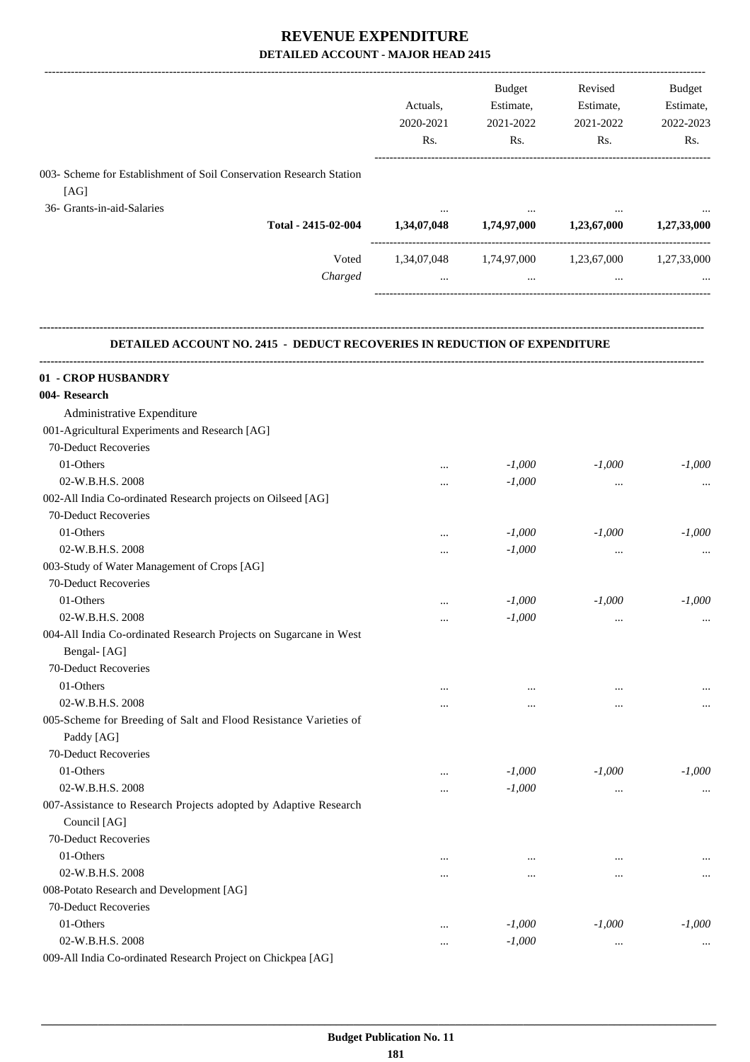# REVENUE EXPENDITURE

## DETAILED ACCOUNT - MAJOR HEAD 2415

| | Actuals, 2020-2021 Rs. | Budget Estimate, 2021-2022 Rs. | Revised Estimate, 2021-2022 Rs. | Budget Estimate, 2022-2023 Rs. |
|---|---|---|---|---|
| 003- Scheme for Establishment of Soil Conservation Research Station [AG] | | | | |
| 36- Grants-in-aid-Salaries | ... | ... | ... | ... |
| **Total - 2415-02-004** | **1,34,07,048** | **1,74,97,000** | **1,23,67,000** | **1,27,33,000** |
| Voted | 1,34,07,048 | 1,74,97,000 | 1,23,67,000 | 1,27,33,000 |
| *Charged* | ... | ... | ... | ... |

### DETAILED ACCOUNT NO. 2415 - DEDUCT RECOVERIES IN REDUCTION OF EXPENDITURE

| | Actuals, 2020-2021 Rs. | Budget Estimate, 2021-2022 Rs. | Revised Estimate, 2021-2022 Rs. | Budget Estimate, 2022-2023 Rs. |
|---|---|---|---|---|
| **01 - CROP HUSBANDRY** | | | | |
| **004- Research** | | | | |
| Administrative Expenditure | | | | |
| 001-Agricultural Experiments and Research [AG] | | | | |
| 70-Deduct Recoveries | | | | |
| 01-Others | ... | *-1,000* | *-1,000* | *-1,000* |
| 02-W.B.H.S. 2008 | ... | *-1,000* | ... | ... |
| 002-All India Co-ordinated Research projects on Oilseed [AG] | | | | |
| 70-Deduct Recoveries | | | | |
| 01-Others | ... | *-1,000* | *-1,000* | *-1,000* |
| 02-W.B.H.S. 2008 | ... | *-1,000* | ... | ... |
| 003-Study of Water Management of Crops [AG] | | | | |
| 70-Deduct Recoveries | | | | |
| 01-Others | ... | *-1,000* | *-1,000* | *-1,000* |
| 02-W.B.H.S. 2008 | ... | *-1,000* | ... | ... |
| 004-All India Co-ordinated Research Projects on Sugarcane in West Bengal- [AG] | | | | |
| 70-Deduct Recoveries | | | | |
| 01-Others | ... | ... | ... | ... |
| 02-W.B.H.S. 2008 | ... | ... | ... | ... |
| 005-Scheme for Breeding of Salt and Flood Resistance Varieties of Paddy [AG] | | | | |
| 70-Deduct Recoveries | | | | |
| 01-Others | ... | *-1,000* | *-1,000* | *-1,000* |
| 02-W.B.H.S. 2008 | ... | *-1,000* | ... | ... |
| 007-Assistance to Research Projects adopted by Adaptive Research Council [AG] | | | | |
| 70-Deduct Recoveries | | | | |
| 01-Others | ... | ... | ... | ... |
| 02-W.B.H.S. 2008 | ... | ... | ... | ... |
| 008-Potato Research and Development [AG] | | | | |
| 70-Deduct Recoveries | | | | |
| 01-Others | ... | *-1,000* | *-1,000* | *-1,000* |
| 02-W.B.H.S. 2008 | ... | *-1,000* | ... | ... |
| 009-All India Co-ordinated Research Project on Chickpea [AG] | | | | |

Budget Publication No. 11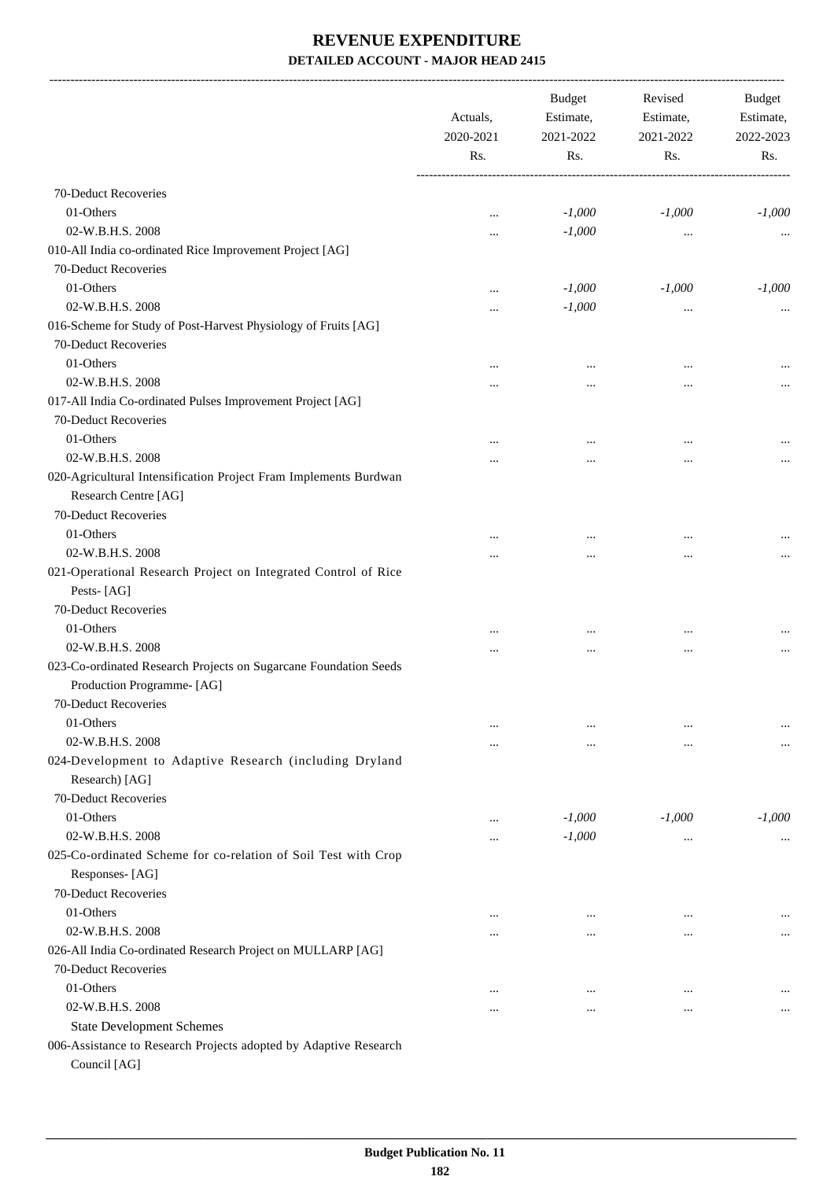# REVENUE EXPENDITURE

## DETAILED ACCOUNT - MAJOR HEAD 2415

| | Actuals, 2020-2021 Rs. | Budget Estimate, 2021-2022 Rs. | Revised Estimate, 2021-2022 Rs. | Budget Estimate, 2022-2023 Rs. |
|---|---|---|---|---|
| 70-Deduct Recoveries | | | | |
| 01-Others | ... | -1,000 | -1,000 | -1,000 |
| 02-W.B.H.S. 2008 | ... | -1,000 | ... | ... |
| 010-All India co-ordinated Rice Improvement Project [AG] | | | | |
| 70-Deduct Recoveries | | | | |
| 01-Others | ... | -1,000 | -1,000 | -1,000 |
| 02-W.B.H.S. 2008 | ... | -1,000 | ... | ... |
| 016-Scheme for Study of Post-Harvest Physiology of Fruits [AG] | | | | |
| 70-Deduct Recoveries | | | | |
| 01-Others | ... | ... | ... | ... |
| 02-W.B.H.S. 2008 | ... | ... | ... | ... |
| 017-All India Co-ordinated Pulses Improvement Project [AG] | | | | |
| 70-Deduct Recoveries | | | | |
| 01-Others | ... | ... | ... | ... |
| 02-W.B.H.S. 2008 | ... | ... | ... | ... |
| 020-Agricultural Intensification Project Fram Implements Burdwan Research Centre [AG] | | | | |
| 70-Deduct Recoveries | | | | |
| 01-Others | ... | ... | ... | ... |
| 02-W.B.H.S. 2008 | ... | ... | ... | ... |
| 021-Operational Research Project on Integrated Control of Rice Pests- [AG] | | | | |
| 70-Deduct Recoveries | | | | |
| 01-Others | ... | ... | ... | ... |
| 02-W.B.H.S. 2008 | ... | ... | ... | ... |
| 023-Co-ordinated Research Projects on Sugarcane Foundation Seeds Production Programme- [AG] | | | | |
| 70-Deduct Recoveries | | | | |
| 01-Others | ... | ... | ... | ... |
| 02-W.B.H.S. 2008 | ... | ... | ... | ... |
| 024-Development to Adaptive Research (including Dryland Research) [AG] | | | | |
| 70-Deduct Recoveries | | | | |
| 01-Others | ... | -1,000 | -1,000 | -1,000 |
| 02-W.B.H.S. 2008 | ... | -1,000 | ... | ... |
| 025-Co-ordinated Scheme for co-relation of Soil Test with Crop Responses- [AG] | | | | |
| 70-Deduct Recoveries | | | | |
| 01-Others | ... | ... | ... | ... |
| 02-W.B.H.S. 2008 | ... | ... | ... | ... |
| 026-All India Co-ordinated Research Project on MULLARP [AG] | | | | |
| 70-Deduct Recoveries | | | | |
| 01-Others | ... | ... | ... | ... |
| 02-W.B.H.S. 2008 | ... | ... | ... | ... |
| State Development Schemes | | | | |
| 006-Assistance to Research Projects adopted by Adaptive Research Council [AG] | | | | |

Budget Publication No. 11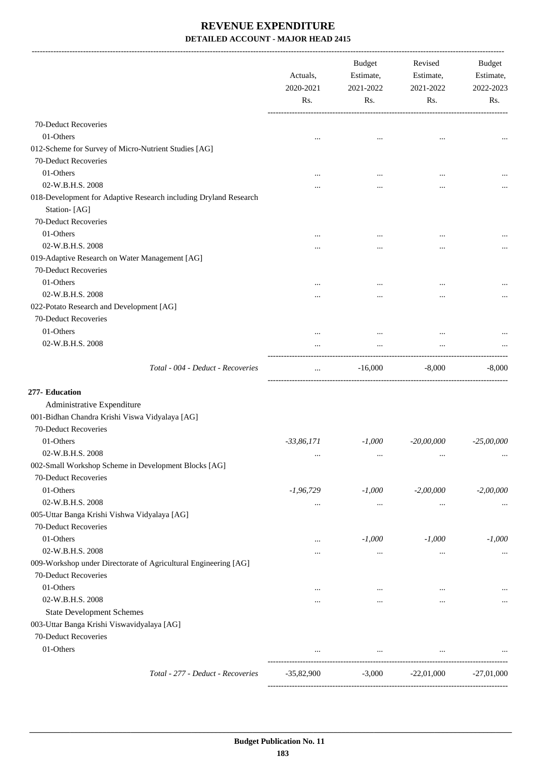# REVENUE EXPENDITURE

## DETAILED ACCOUNT - MAJOR HEAD 2415

| | Actuals, 2020-2021 Rs. | Budget Estimate, 2021-2022 Rs. | Revised Estimate, 2021-2022 Rs. | Budget Estimate, 2022-2023 Rs. |
|---|---|---|---|---|
| 70-Deduct Recoveries | | | | |
| 01-Others | ... | ... | ... | ... |
| 012-Scheme for Survey of Micro-Nutrient Studies [AG] | | | | |
| 70-Deduct Recoveries | | | | |
| 01-Others | ... | ... | ... | ... |
| 02-W.B.H.S. 2008 | ... | ... | ... | ... |
| 018-Development for Adaptive Research including Dryland Research Station- [AG] | | | | |
| 70-Deduct Recoveries | | | | |
| 01-Others | ... | ... | ... | ... |
| 02-W.B.H.S. 2008 | ... | ... | ... | ... |
| 019-Adaptive Research on Water Management [AG] | | | | |
| 70-Deduct Recoveries | | | | |
| 01-Others | ... | ... | ... | ... |
| 02-W.B.H.S. 2008 | ... | ... | ... | ... |
| 022-Potato Research and Development [AG] | | | | |
| 70-Deduct Recoveries | | | | |
| 01-Others | ... | ... | ... | ... |
| 02-W.B.H.S. 2008 | ... | ... | ... | ... |
| *Total - 004 - Deduct - Recoveries* | ... | -16,000 | -8,000 | -8,000 |
| **277- Education** | | | | |
| Administrative Expenditure | | | | |
| 001-Bidhan Chandra Krishi Viswa Vidyalaya [AG] | | | | |
| 70-Deduct Recoveries | | | | |
| 01-Others | *-33,86,171* | *-1,000* | *-20,00,000* | *-25,00,000* |
| 02-W.B.H.S. 2008 | ... | ... | ... | ... |
| 002-Small Workshop Scheme in Development Blocks [AG] | | | | |
| 70-Deduct Recoveries | | | | |
| 01-Others | *-1,96,729* | *-1,000* | *-2,00,000* | *-2,00,000* |
| 02-W.B.H.S. 2008 | ... | ... | ... | ... |
| 005-Uttar Banga Krishi Vishwa Vidyalaya [AG] | | | | |
| 70-Deduct Recoveries | | | | |
| 01-Others | ... | *-1,000* | *-1,000* | *-1,000* |
| 02-W.B.H.S. 2008 | ... | ... | ... | ... |
| 009-Workshop under Directorate of Agricultural Engineering [AG] | | | | |
| 70-Deduct Recoveries | | | | |
| 01-Others | ... | ... | ... | ... |
| 02-W.B.H.S. 2008 | ... | ... | ... | ... |
| State Development Schemes | | | | |
| 003-Uttar Banga Krishi Viswavidyalaya [AG] | | | | |
| 70-Deduct Recoveries | | | | |
| 01-Others | ... | ... | ... | ... |
| *Total - 277 - Deduct - Recoveries* | -35,82,900 | -3,000 | -22,01,000 | -27,01,000 |

**Budget Publication No. 11**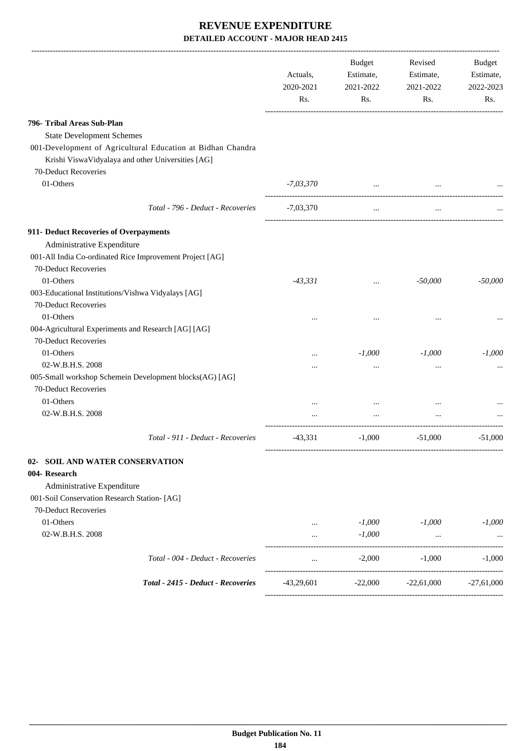# REVENUE EXPENDITURE

## DETAILED ACCOUNT - MAJOR HEAD 2415

| | Actuals, 2020-2021 Rs. | Budget Estimate, 2021-2022 Rs. | Revised Estimate, 2021-2022 Rs. | Budget Estimate, 2022-2023 Rs. |
|---|---|---|---|---|
| **796- Tribal Areas Sub-Plan** | | | | |
| State Development Schemes | | | | |
| 001-Development of Agricultural Education at Bidhan Chandra Krishi ViswaVidyalaya and other Universities [AG] | | | | |
| 70-Deduct Recoveries | | | | |
| 01-Others | *-7,03,370* | ... | ... | ... |
| *Total - 796 - Deduct - Recoveries* | -7,03,370 | ... | ... | ... |
| **911- Deduct Recoveries of Overpayments** | | | | |
| Administrative Expenditure | | | | |
| 001-All India Co-ordinated Rice Improvement Project [AG] | | | | |
| 70-Deduct Recoveries | | | | |
| 01-Others | *-43,331* | ... | *-50,000* | *-50,000* |
| 003-Educational Institutions/Vishwa Vidyalays [AG] | | | | |
| 70-Deduct Recoveries | | | | |
| 01-Others | ... | ... | ... | ... |
| 004-Agricultural Experiments and Research [AG] [AG] | | | | |
| 70-Deduct Recoveries | | | | |
| 01-Others | ... | *-1,000* | *-1,000* | *-1,000* |
| 02-W.B.H.S. 2008 | ... | ... | ... | ... |
| 005-Small workshop Schemein Development blocks(AG) [AG] | | | | |
| 70-Deduct Recoveries | | | | |
| 01-Others | ... | ... | ... | ... |
| 02-W.B.H.S. 2008 | ... | ... | ... | ... |
| *Total - 911 - Deduct - Recoveries* | -43,331 | -1,000 | -51,000 | -51,000 |
| **02- SOIL AND WATER CONSERVATION** | | | | |
| **004- Research** | | | | |
| Administrative Expenditure | | | | |
| 001-Soil Conservation Research Station- [AG] | | | | |
| 70-Deduct Recoveries | | | | |
| 01-Others | ... | *-1,000* | *-1,000* | *-1,000* |
| 02-W.B.H.S. 2008 | ... | *-1,000* | ... | ... |
| *Total - 004 - Deduct - Recoveries* | ... | -2,000 | -1,000 | -1,000 |
| ***Total - 2415 - Deduct - Recoveries*** | -43,29,601 | -22,000 | -22,61,000 | -27,61,000 |

Budget Publication No. 11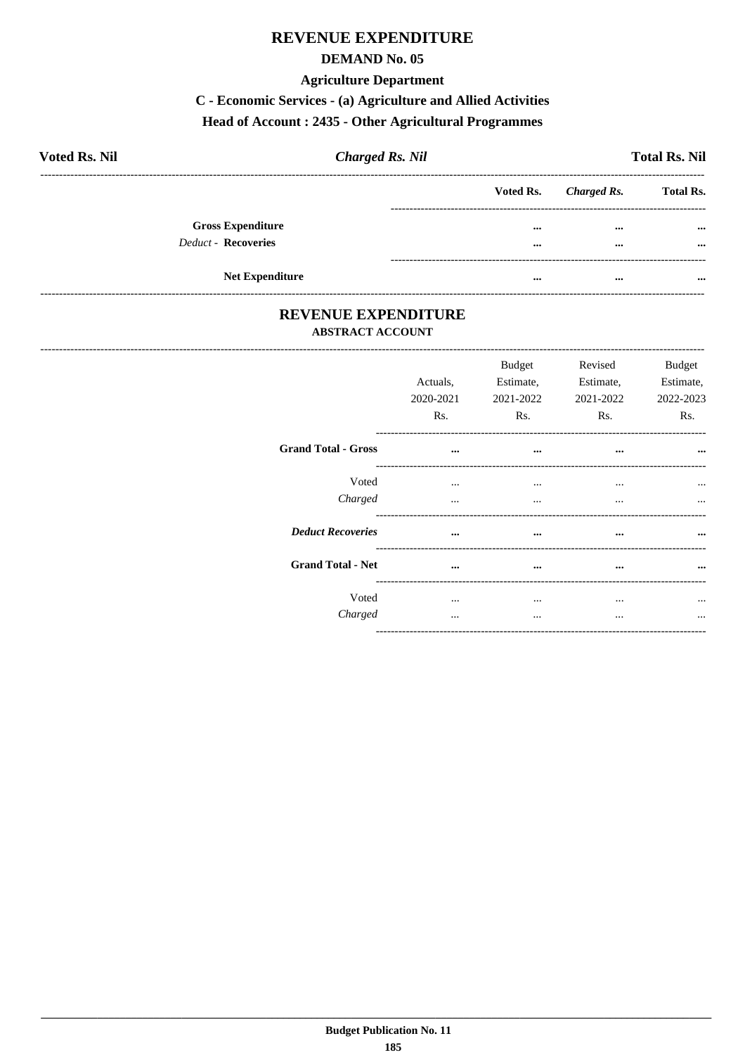# REVENUE EXPENDITURE

## DEMAND No. 05

### Agriculture Department

### C - Economic Services - (a) Agriculture and Allied Activities

### Head of Account : 2435 - Other Agricultural Programmes

**Voted Rs. Nil** | ***Charged Rs. Nil*** | **Total Rs. Nil**

| | Voted Rs. | *Charged Rs.* | Total Rs. |
|---|---|---|---|
| **Gross Expenditure** | ... | ... | ... |
| *Deduct* - **Recoveries** | ... | ... | ... |
| **Net Expenditure** | ... | ... | ... |

## REVENUE EXPENDITURE

### ABSTRACT ACCOUNT

| | Actuals, 2020-2021 Rs. | Budget Estimate, 2021-2022 Rs. | Revised Estimate, 2021-2022 Rs. | Budget Estimate, 2022-2023 Rs. |
|---|---|---|---|---|
| **Grand Total - Gross** | ... | ... | ... | ... |
| Voted | ... | ... | ... | ... |
| *Charged* | ... | ... | ... | ... |
| ***Deduct Recoveries*** | ... | ... | ... | ... |
| **Grand Total - Net** | ... | ... | ... | ... |
| Voted | ... | ... | ... | ... |
| *Charged* | ... | ... | ... | ... |

Budget Publication No. 11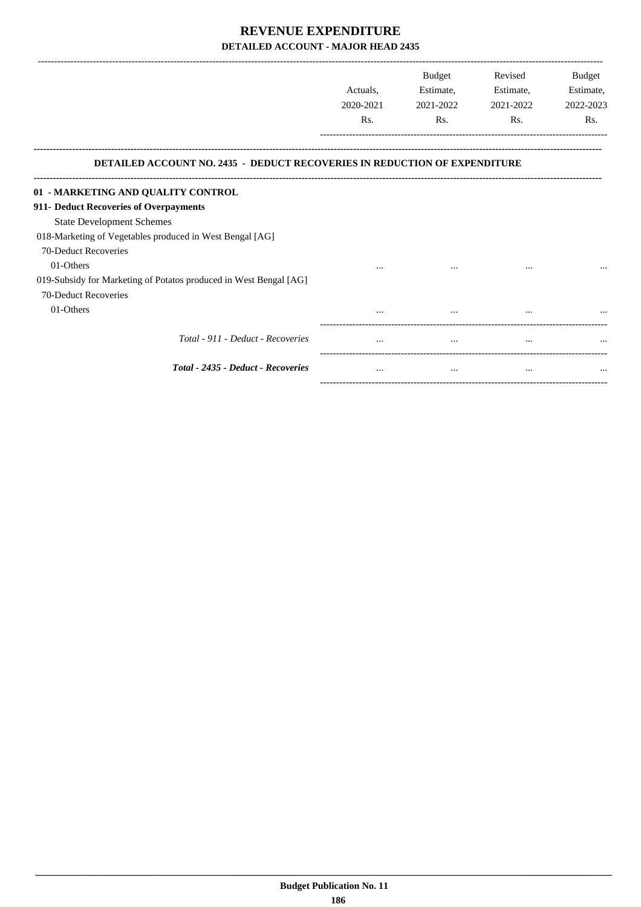# REVENUE EXPENDITURE

## DETAILED ACCOUNT - MAJOR HEAD 2435

| | Actuals, 2020-2021 Rs. | Budget Estimate, 2021-2022 Rs. | Revised Estimate, 2021-2022 Rs. | Budget Estimate, 2022-2023 Rs. |
|---|---|---|---|---|
| **DETAILED ACCOUNT NO. 2435 - DEDUCT RECOVERIES IN REDUCTION OF EXPENDITURE** | | | | |
| **01 - MARKETING AND QUALITY CONTROL** | | | | |
| **911- Deduct Recoveries of Overpayments** | | | | |
| State Development Schemes | | | | |
| 018-Marketing of Vegetables produced in West Bengal [AG] | | | | |
| 70-Deduct Recoveries | | | | |
| 01-Others | ... | ... | ... | ... |
| 019-Subsidy for Marketing of Potatos produced in West Bengal [AG] | | | | |
| 70-Deduct Recoveries | | | | |
| 01-Others | ... | ... | ... | ... |
| *Total - 911 - Deduct - Recoveries* | ... | ... | ... | ... |
| ***Total - 2435 - Deduct - Recoveries*** | ... | ... | ... | ... |

**Budget Publication No. 11**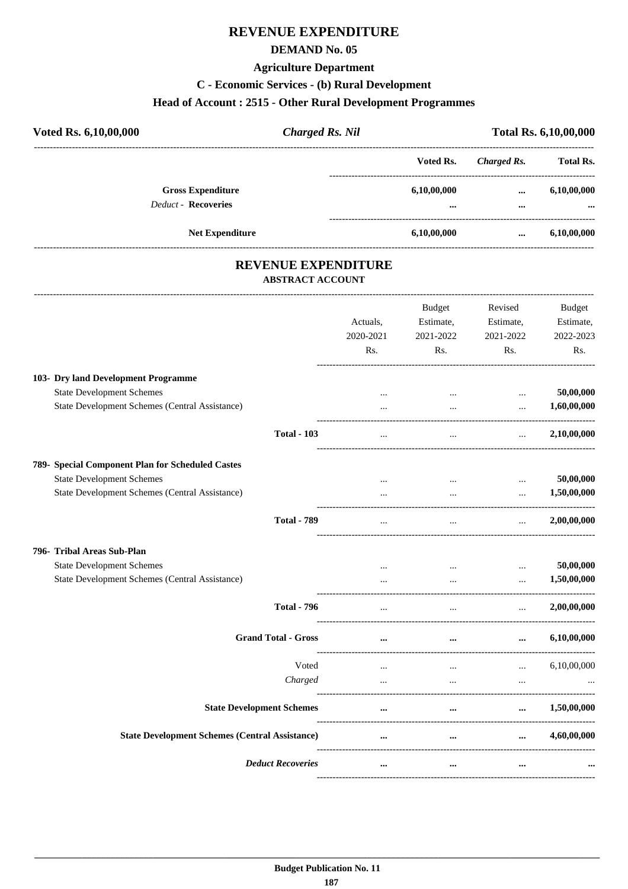# REVENUE EXPENDITURE

## DEMAND No. 05

### Agriculture Department

### C - Economic Services - (b) Rural Development

### Head of Account : 2515 - Other Rural Development Programmes

| Voted Rs. 6,10,00,000 | *Charged Rs. Nil* | Total Rs. 6,10,00,000 |
|---|---|---|

| | Voted Rs. | *Charged Rs.* | Total Rs. |
|---|---|---|---|
| **Gross Expenditure** | **6,10,00,000** | **...** | **6,10,00,000** |
| *Deduct* - **Recoveries** | **...** | **...** | **...** |
| **Net Expenditure** | **6,10,00,000** | **...** | **6,10,00,000** |

## REVENUE EXPENDITURE

### ABSTRACT ACCOUNT

| | Actuals, 2020-2021 Rs. | Budget Estimate, 2021-2022 Rs. | Revised Estimate, 2021-2022 Rs. | Budget Estimate, 2022-2023 Rs. |
|---|---|---|---|---|
| **103- Dry land Development Programme** | | | | |
| State Development Schemes | ... | ... | ... | **50,00,000** |
| State Development Schemes (Central Assistance) | ... | ... | ... | **1,60,00,000** |
| **Total - 103** | ... | ... | ... | **2,10,00,000** |
| **789- Special Component Plan for Scheduled Castes** | | | | |
| State Development Schemes | ... | ... | ... | **50,00,000** |
| State Development Schemes (Central Assistance) | ... | ... | ... | **1,50,00,000** |
| **Total - 789** | ... | ... | ... | **2,00,00,000** |
| **796- Tribal Areas Sub-Plan** | | | | |
| State Development Schemes | ... | ... | ... | **50,00,000** |
| State Development Schemes (Central Assistance) | ... | ... | ... | **1,50,00,000** |
| **Total - 796** | ... | ... | ... | **2,00,00,000** |
| **Grand Total - Gross** | **...** | **...** | **...** | **6,10,00,000** |
| Voted | ... | ... | ... | 6,10,00,000 |
| *Charged* | ... | ... | ... | ... |
| **State Development Schemes** | **...** | **...** | **...** | **1,50,00,000** |
| **State Development Schemes (Central Assistance)** | **...** | **...** | **...** | **4,60,00,000** |
| ***Deduct Recoveries*** | **...** | **...** | **...** | **...** |

Budget Publication No. 11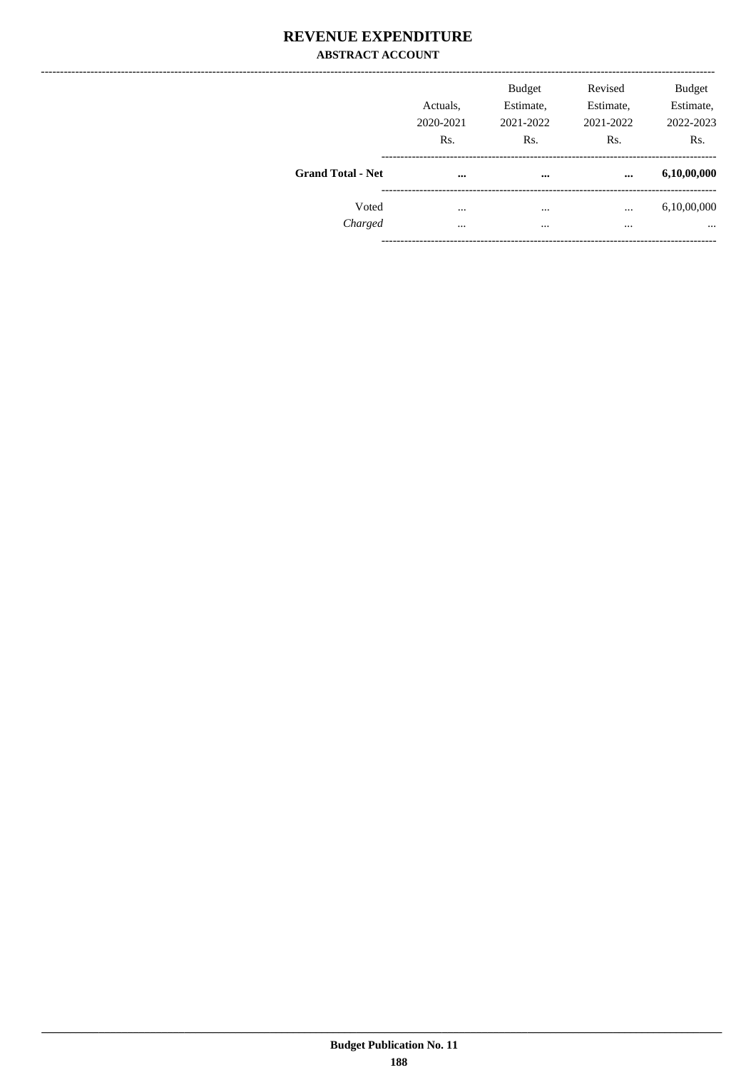# REVENUE EXPENDITURE

## ABSTRACT ACCOUNT

| | Actuals, 2020-2021 Rs. | Budget Estimate, 2021-2022 Rs. | Revised Estimate, 2021-2022 Rs. | Budget Estimate, 2022-2023 Rs. |
|---|---|---|---|---|
| **Grand Total - Net** | **...** | **...** | **...** | **6,10,00,000** |
| Voted | ... | ... | ... | 6,10,00,000 |
| *Charged* | ... | ... | ... | ... |

Budget Publication No. 11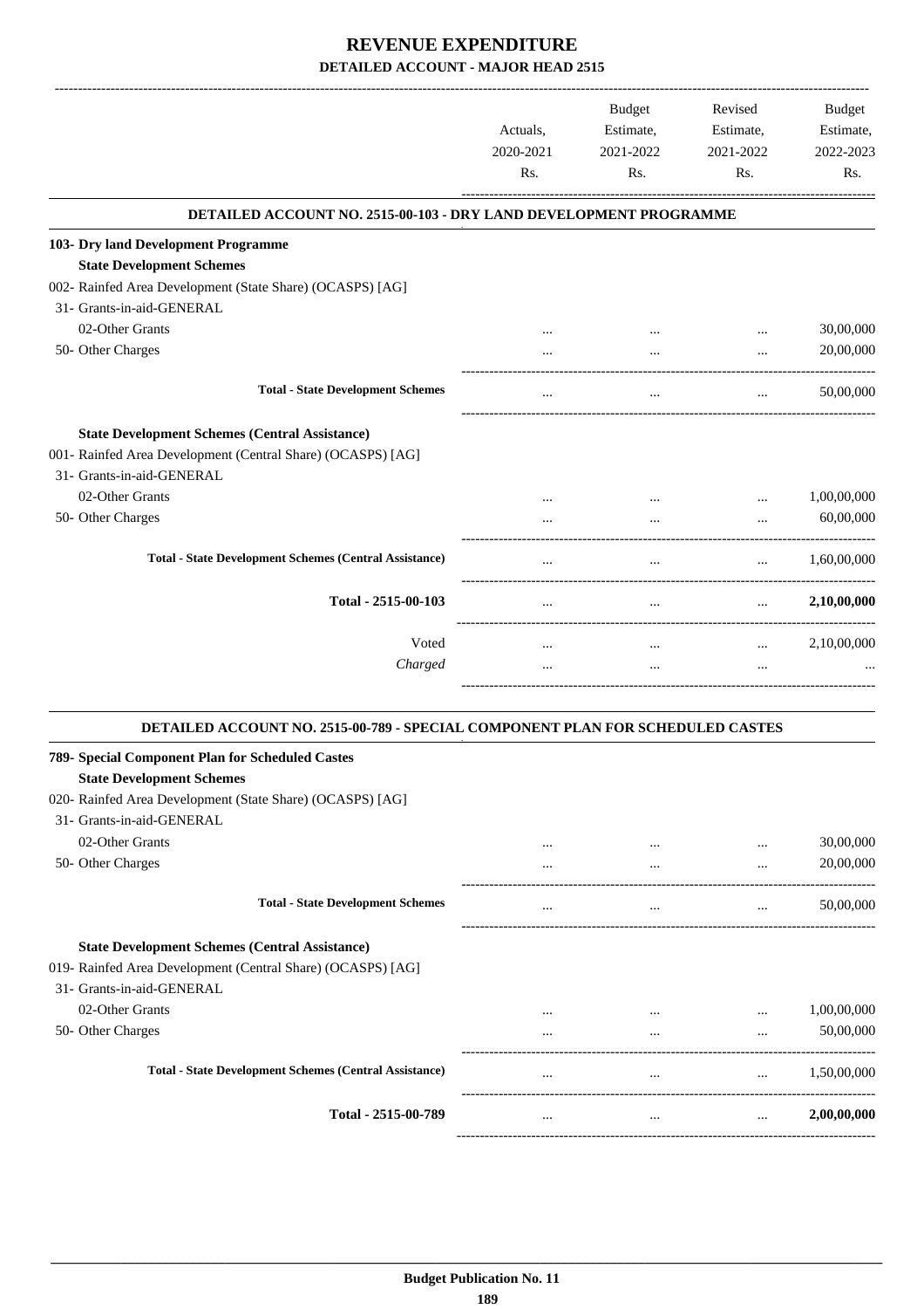# REVENUE EXPENDITURE

## DETAILED ACCOUNT - MAJOR HEAD 2515

| | Actuals, 2020-2021 Rs. | Budget Estimate, 2021-2022 Rs. | Revised Estimate, 2021-2022 Rs. | Budget Estimate, 2022-2023 Rs. |
|---|---|---|---|---|
| **DETAILED ACCOUNT NO. 2515-00-103 - DRY LAND DEVELOPMENT PROGRAMME** | | | | |
| **103- Dry land Development Programme** | | | | |
| **State Development Schemes** | | | | |
| 002- Rainfed Area Development (State Share) (OCASPS) [AG] | | | | |
| 31- Grants-in-aid-GENERAL | | | | |
| 02-Other Grants | ... | ... | ... | 30,00,000 |
| 50- Other Charges | ... | ... | ... | 20,00,000 |
| **Total - State Development Schemes** | ... | ... | ... | 50,00,000 |
| **State Development Schemes (Central Assistance)** | | | | |
| 001- Rainfed Area Development (Central Share) (OCASPS) [AG] | | | | |
| 31- Grants-in-aid-GENERAL | | | | |
| 02-Other Grants | ... | ... | ... | 1,00,00,000 |
| 50- Other Charges | ... | ... | ... | 60,00,000 |
| **Total - State Development Schemes (Central Assistance)** | ... | ... | ... | 1,60,00,000 |
| **Total - 2515-00-103** | ... | ... | ... | **2,10,00,000** |
| Voted | ... | ... | ... | 2,10,00,000 |
| *Charged* | ... | ... | ... | ... |

| | Actuals, 2020-2021 Rs. | Budget Estimate, 2021-2022 Rs. | Revised Estimate, 2021-2022 Rs. | Budget Estimate, 2022-2023 Rs. |
|---|---|---|---|---|
| **DETAILED ACCOUNT NO. 2515-00-789 - SPECIAL COMPONENT PLAN FOR SCHEDULED CASTES** | | | | |
| **789- Special Component Plan for Scheduled Castes** | | | | |
| **State Development Schemes** | | | | |
| 020- Rainfed Area Development (State Share) (OCASPS) [AG] | | | | |
| 31- Grants-in-aid-GENERAL | | | | |
| 02-Other Grants | ... | ... | ... | 30,00,000 |
| 50- Other Charges | ... | ... | ... | 20,00,000 |
| **Total - State Development Schemes** | ... | ... | ... | 50,00,000 |
| **State Development Schemes (Central Assistance)** | | | | |
| 019- Rainfed Area Development (Central Share) (OCASPS) [AG] | | | | |
| 31- Grants-in-aid-GENERAL | | | | |
| 02-Other Grants | ... | ... | ... | 1,00,00,000 |
| 50- Other Charges | ... | ... | ... | 50,00,000 |
| **Total - State Development Schemes (Central Assistance)** | ... | ... | ... | 1,50,00,000 |
| **Total - 2515-00-789** | ... | ... | ... | **2,00,00,000** |

**Budget Publication No. 11**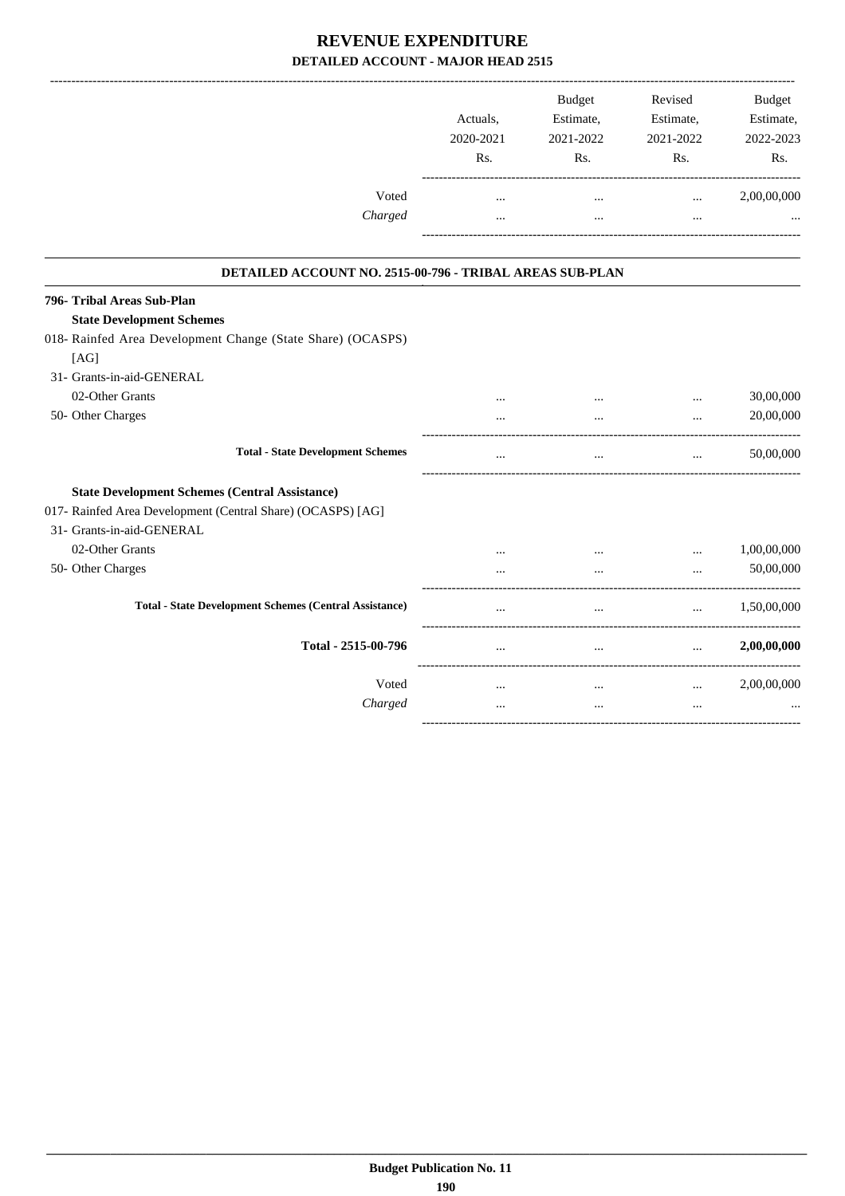# REVENUE EXPENDITURE
## DETAILED ACCOUNT - MAJOR HEAD 2515

| | Actuals, 2020-2021 Rs. | Budget Estimate, 2021-2022 Rs. | Revised Estimate, 2021-2022 Rs. | Budget Estimate, 2022-2023 Rs. |
|---|---|---|---|---|
| Voted | ... | ... | ... | 2,00,00,000 |
| *Charged* | ... | ... | ... | ... |

### DETAILED ACCOUNT NO. 2515-00-796 - TRIBAL AREAS SUB-PLAN

| | Actuals, 2020-2021 Rs. | Budget Estimate, 2021-2022 Rs. | Revised Estimate, 2021-2022 Rs. | Budget Estimate, 2022-2023 Rs. |
|---|---|---|---|---|
| **796- Tribal Areas Sub-Plan** | | | | |
| **State Development Schemes** | | | | |
| 018- Rainfed Area Development Change (State Share) (OCASPS) [AG] | | | | |
| 31- Grants-in-aid-GENERAL | | | | |
| 02-Other Grants | ... | ... | ... | 30,00,000 |
| 50- Other Charges | ... | ... | ... | 20,00,000 |
| **Total - State Development Schemes** | ... | ... | ... | 50,00,000 |
| **State Development Schemes (Central Assistance)** | | | | |
| 017- Rainfed Area Development (Central Share) (OCASPS) [AG] | | | | |
| 31- Grants-in-aid-GENERAL | | | | |
| 02-Other Grants | ... | ... | ... | 1,00,00,000 |
| 50- Other Charges | ... | ... | ... | 50,00,000 |
| **Total - State Development Schemes (Central Assistance)** | ... | ... | ... | 1,50,00,000 |
| **Total - 2515-00-796** | ... | ... | ... | **2,00,00,000** |
| Voted | ... | ... | ... | 2,00,00,000 |
| *Charged* | ... | ... | ... | ... |

**Budget Publication No. 11**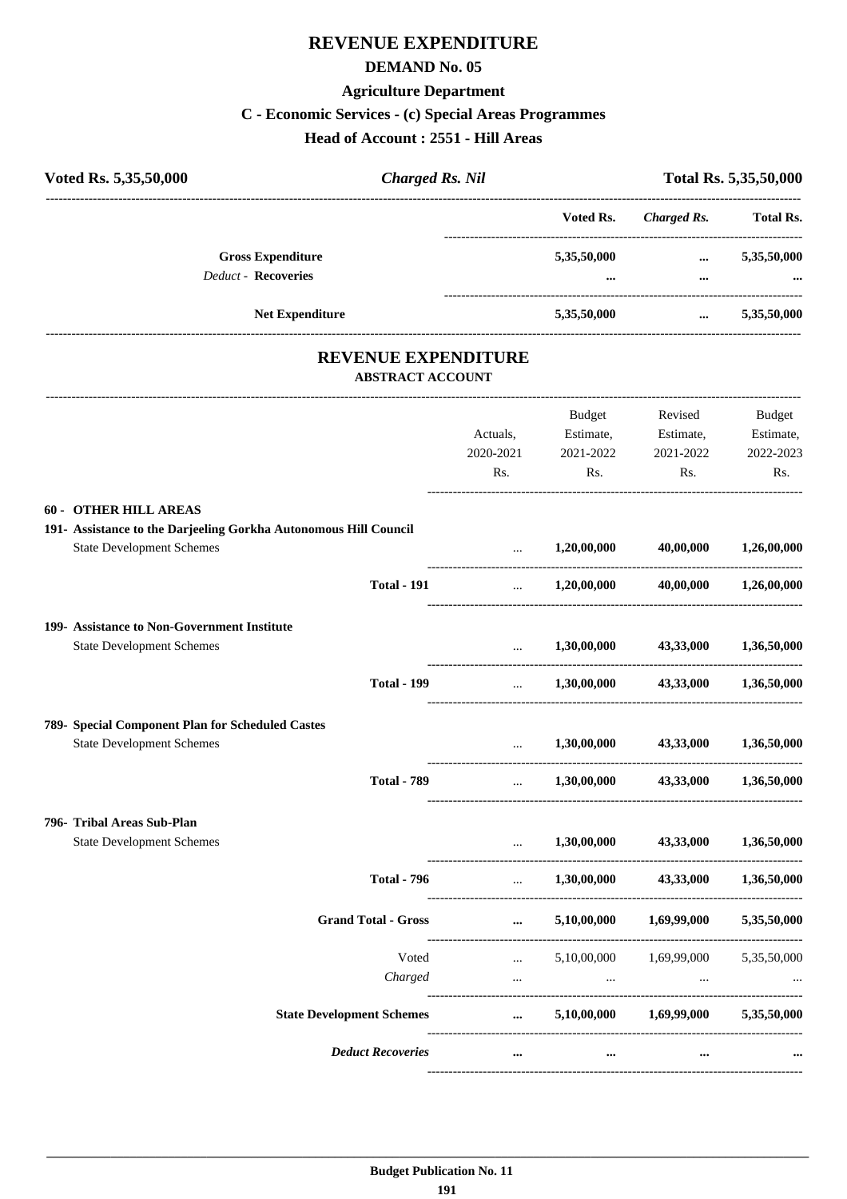# REVENUE EXPENDITURE

## DEMAND No. 05

### Agriculture Department

### C - Economic Services - (c) Special Areas Programmes

### Head of Account : 2551 - Hill Areas

**Voted Rs. 5,35,50,000** | ***Charged Rs. Nil*** | **Total Rs. 5,35,50,000**

| | Voted Rs. | *Charged Rs.* | Total Rs. |
|---|---|---|---|
| **Gross Expenditure** | **5,35,50,000** | **...** | **5,35,50,000** |
| *Deduct -* **Recoveries** | **...** | **...** | **...** |
| **Net Expenditure** | **5,35,50,000** | **...** | **5,35,50,000** |

## REVENUE EXPENDITURE

### ABSTRACT ACCOUNT

| | Actuals, 2020-2021 Rs. | Budget Estimate, 2021-2022 Rs. | Revised Estimate, 2021-2022 Rs. | Budget Estimate, 2022-2023 Rs. |
|---|---|---|---|---|
| **60 - OTHER HILL AREAS** | | | | |
| **191- Assistance to the Darjeeling Gorkha Autonomous Hill Council** | | | | |
| State Development Schemes | ... | **1,20,00,000** | **40,00,000** | **1,26,00,000** |
| **Total - 191** | ... | **1,20,00,000** | **40,00,000** | **1,26,00,000** |
| **199- Assistance to Non-Government Institute** | | | | |
| State Development Schemes | ... | **1,30,00,000** | **43,33,000** | **1,36,50,000** |
| **Total - 199** | ... | **1,30,00,000** | **43,33,000** | **1,36,50,000** |
| **789- Special Component Plan for Scheduled Castes** | | | | |
| State Development Schemes | ... | **1,30,00,000** | **43,33,000** | **1,36,50,000** |
| **Total - 789** | ... | **1,30,00,000** | **43,33,000** | **1,36,50,000** |
| **796- Tribal Areas Sub-Plan** | | | | |
| State Development Schemes | ... | **1,30,00,000** | **43,33,000** | **1,36,50,000** |
| **Total - 796** | ... | **1,30,00,000** | **43,33,000** | **1,36,50,000** |
| **Grand Total - Gross** | **...** | **5,10,00,000** | **1,69,99,000** | **5,35,50,000** |
| Voted | ... | 5,10,00,000 | 1,69,99,000 | 5,35,50,000 |
| *Charged* | ... | ... | ... | ... |
| **State Development Schemes** | **...** | **5,10,00,000** | **1,69,99,000** | **5,35,50,000** |
| ***Deduct Recoveries*** | **...** | **...** | **...** | **...** |

**Budget Publication No. 11**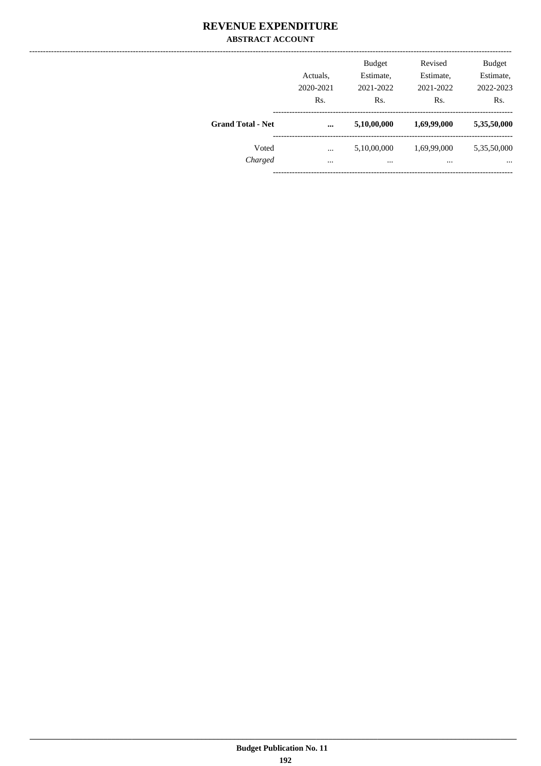# REVENUE EXPENDITURE

## ABSTRACT ACCOUNT

| | Actuals, 2020-2021 Rs. | Budget Estimate, 2021-2022 Rs. | Revised Estimate, 2021-2022 Rs. | Budget Estimate, 2022-2023 Rs. |
|---|---|---|---|---|
| **Grand Total - Net** | **...** | **5,10,00,000** | **1,69,99,000** | **5,35,50,000** |
| Voted | ... | 5,10,00,000 | 1,69,99,000 | 5,35,50,000 |
| *Charged* | ... | ... | ... | ... |

**Budget Publication No. 11**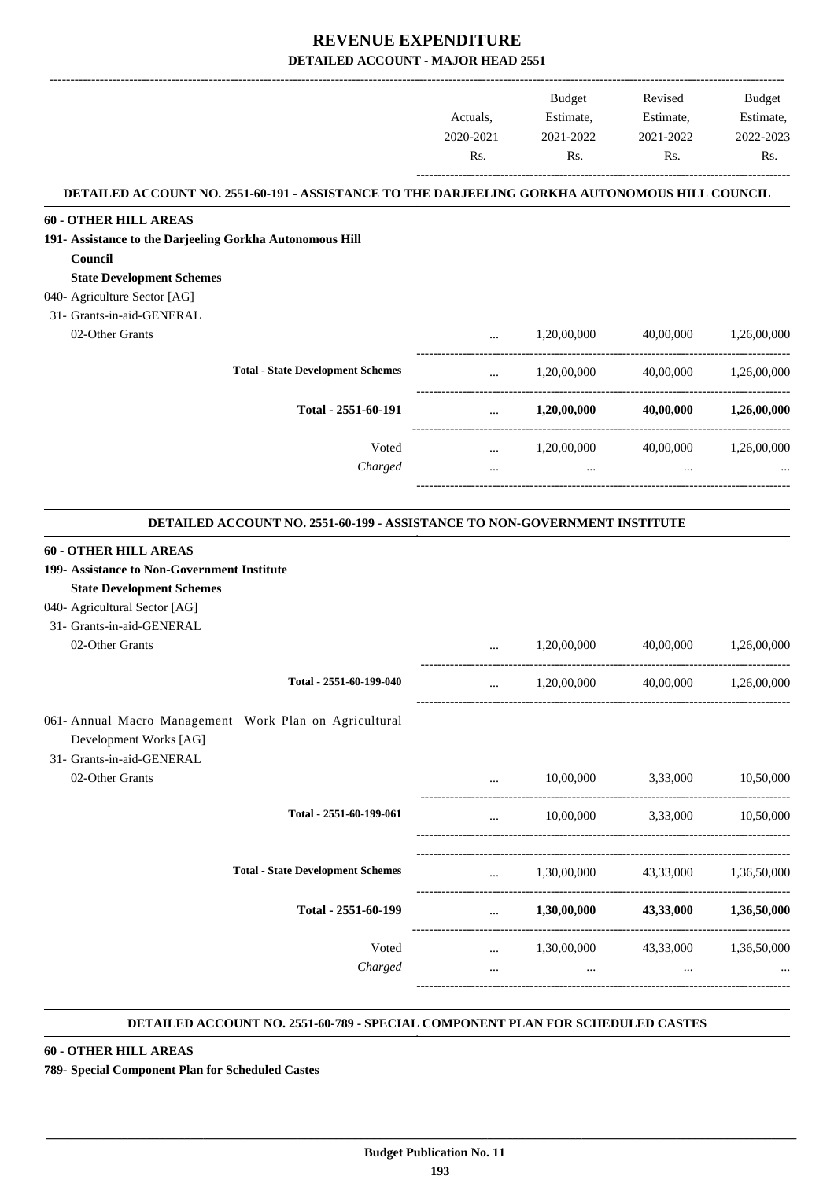# REVENUE EXPENDITURE

## DETAILED ACCOUNT - MAJOR HEAD 2551

| | Actuals, 2020-2021 Rs. | Budget Estimate, 2021-2022 Rs. | Revised Estimate, 2021-2022 Rs. | Budget Estimate, 2022-2023 Rs. |
|---|---|---|---|---|

### DETAILED ACCOUNT NO. 2551-60-191 - ASSISTANCE TO THE DARJEELING GORKHA AUTONOMOUS HILL COUNCIL

| | Actuals, 2020-2021 Rs. | Budget Estimate, 2021-2022 Rs. | Revised Estimate, 2021-2022 Rs. | Budget Estimate, 2022-2023 Rs. |
|---|---|---|---|---|
| **60 - OTHER HILL AREAS** | | | | |
| **191- Assistance to the Darjeeling Gorkha Autonomous Hill Council** | | | | |
| **State Development Schemes** | | | | |
| 040- Agriculture Sector [AG] | | | | |
| 31- Grants-in-aid-GENERAL | | | | |
| 02-Other Grants | ... | 1,20,00,000 | 40,00,000 | 1,26,00,000 |
| **Total - State Development Schemes** | ... | 1,20,00,000 | 40,00,000 | 1,26,00,000 |
| **Total - 2551-60-191** | ... | **1,20,00,000** | **40,00,000** | **1,26,00,000** |
| Voted | ... | 1,20,00,000 | 40,00,000 | 1,26,00,000 |
| *Charged* | ... | ... | ... | ... |

### DETAILED ACCOUNT NO. 2551-60-199 - ASSISTANCE TO NON-GOVERNMENT INSTITUTE

| | Actuals, 2020-2021 Rs. | Budget Estimate, 2021-2022 Rs. | Revised Estimate, 2021-2022 Rs. | Budget Estimate, 2022-2023 Rs. |
|---|---|---|---|---|
| **60 - OTHER HILL AREAS** | | | | |
| **199- Assistance to Non-Government Institute** | | | | |
| **State Development Schemes** | | | | |
| 040- Agricultural Sector [AG] | | | | |
| 31- Grants-in-aid-GENERAL | | | | |
| 02-Other Grants | ... | 1,20,00,000 | 40,00,000 | 1,26,00,000 |
| **Total - 2551-60-199-040** | ... | 1,20,00,000 | 40,00,000 | 1,26,00,000 |
| 061- Annual Macro Management Work Plan on Agricultural Development Works [AG] | | | | |
| 31- Grants-in-aid-GENERAL | | | | |
| 02-Other Grants | ... | 10,00,000 | 3,33,000 | 10,50,000 |
| **Total - 2551-60-199-061** | ... | 10,00,000 | 3,33,000 | 10,50,000 |
| **Total - State Development Schemes** | ... | 1,30,00,000 | 43,33,000 | 1,36,50,000 |
| **Total - 2551-60-199** | ... | **1,30,00,000** | **43,33,000** | **1,36,50,000** |
| Voted | ... | 1,30,00,000 | 43,33,000 | 1,36,50,000 |
| *Charged* | ... | ... | ... | ... |

### DETAILED ACCOUNT NO. 2551-60-789 - SPECIAL COMPONENT PLAN FOR SCHEDULED CASTES

**60 - OTHER HILL AREAS**

**789- Special Component Plan for Scheduled Castes**

**Budget Publication No. 11**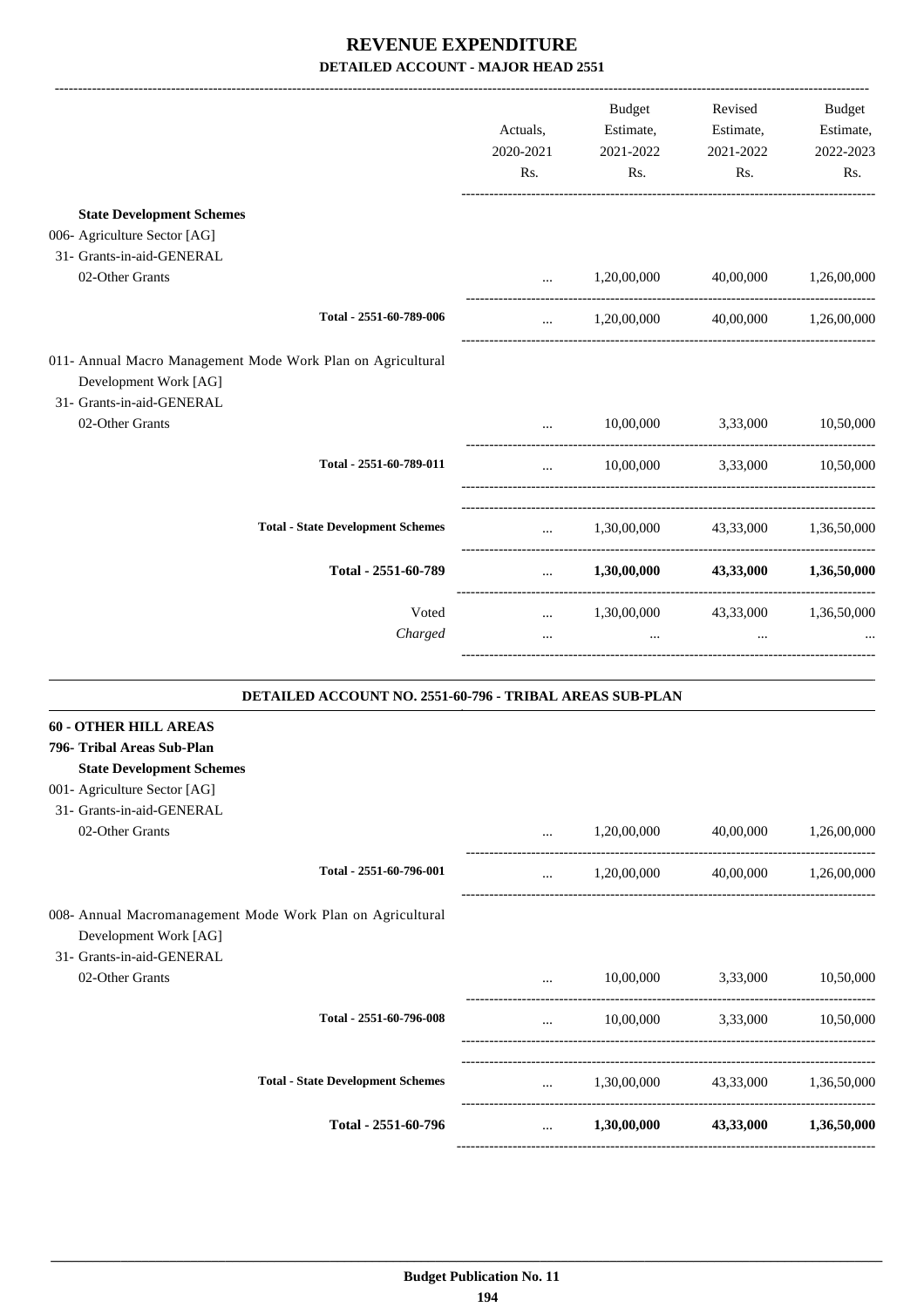# REVENUE EXPENDITURE

## DETAILED ACCOUNT - MAJOR HEAD 2551

| | Actuals, 2020-2021 Rs. | Budget Estimate, 2021-2022 Rs. | Revised Estimate, 2021-2022 Rs. | Budget Estimate, 2022-2023 Rs. |
|---|---|---|---|---|
| **State Development Schemes** | | | | |
| 006- Agriculture Sector [AG] | | | | |
| 31- Grants-in-aid-GENERAL | | | | |
| 02-Other Grants | ... | 1,20,00,000 | 40,00,000 | 1,26,00,000 |
| Total - 2551-60-789-006 | ... | 1,20,00,000 | 40,00,000 | 1,26,00,000 |
| 011- Annual Macro Management Mode Work Plan on Agricultural Development Work [AG] | | | | |
| 31- Grants-in-aid-GENERAL | | | | |
| 02-Other Grants | ... | 10,00,000 | 3,33,000 | 10,50,000 |
| Total - 2551-60-789-011 | ... | 10,00,000 | 3,33,000 | 10,50,000 |
| **Total - State Development Schemes** | ... | 1,30,00,000 | 43,33,000 | 1,36,50,000 |
| **Total - 2551-60-789** | ... | **1,30,00,000** | **43,33,000** | **1,36,50,000** |
| Voted | ... | 1,30,00,000 | 43,33,000 | 1,36,50,000 |
| *Charged* | ... | ... | ... | ... |

### DETAILED ACCOUNT NO. 2551-60-796 - TRIBAL AREAS SUB-PLAN

| | Actuals, 2020-2021 Rs. | Budget Estimate, 2021-2022 Rs. | Revised Estimate, 2021-2022 Rs. | Budget Estimate, 2022-2023 Rs. |
|---|---|---|---|---|
| **60 - OTHER HILL AREAS** | | | | |
| **796- Tribal Areas Sub-Plan** | | | | |
| **State Development Schemes** | | | | |
| 001- Agriculture Sector [AG] | | | | |
| 31- Grants-in-aid-GENERAL | | | | |
| 02-Other Grants | ... | 1,20,00,000 | 40,00,000 | 1,26,00,000 |
| Total - 2551-60-796-001 | ... | 1,20,00,000 | 40,00,000 | 1,26,00,000 |
| 008- Annual Macromanagement Mode Work Plan on Agricultural Development Work [AG] | | | | |
| 31- Grants-in-aid-GENERAL | | | | |
| 02-Other Grants | ... | 10,00,000 | 3,33,000 | 10,50,000 |
| Total - 2551-60-796-008 | ... | 10,00,000 | 3,33,000 | 10,50,000 |
| **Total - State Development Schemes** | ... | 1,30,00,000 | 43,33,000 | 1,36,50,000 |
| **Total - 2551-60-796** | ... | **1,30,00,000** | **43,33,000** | **1,36,50,000** |

**Budget Publication No. 11**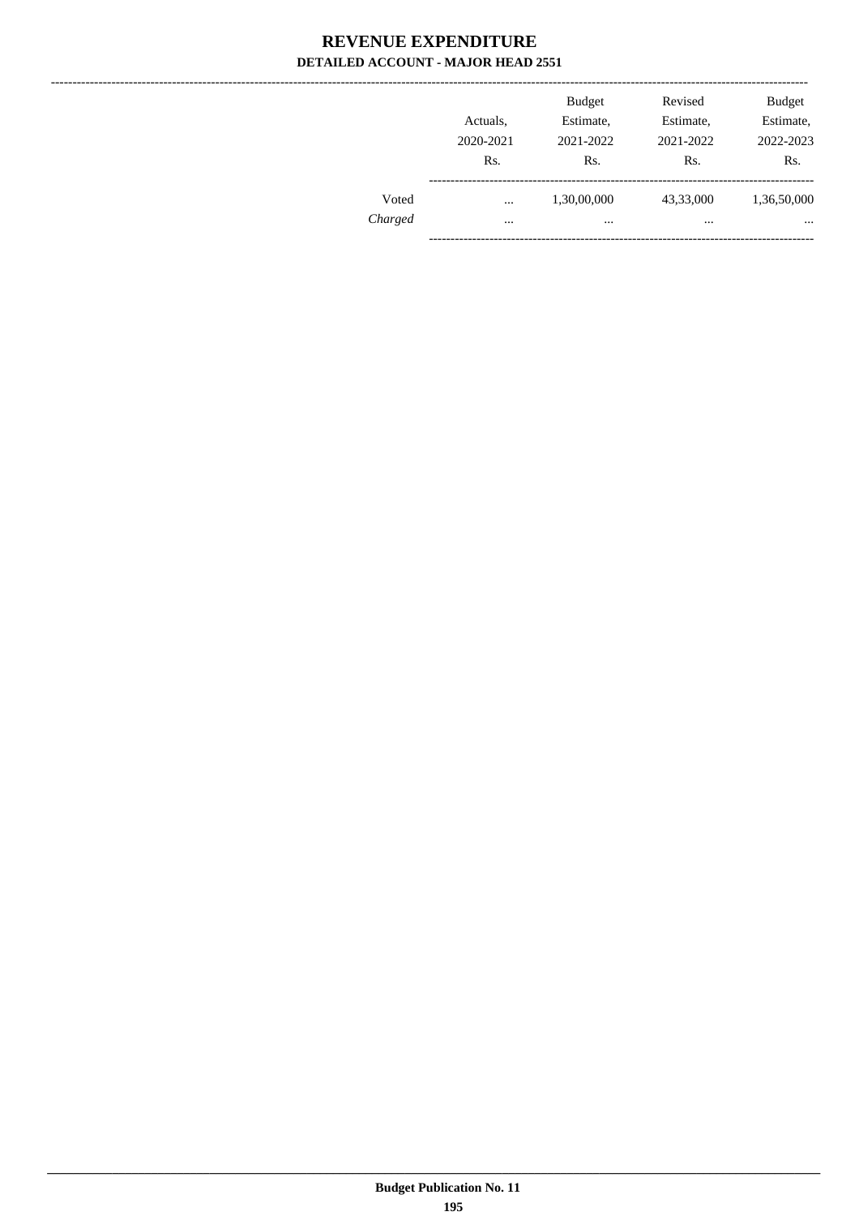# REVENUE EXPENDITURE

## DETAILED ACCOUNT - MAJOR HEAD 2551

| | Actuals, 2020-2021 Rs. | Budget Estimate, 2021-2022 Rs. | Revised Estimate, 2021-2022 Rs. | Budget Estimate, 2022-2023 Rs. |
|---|---|---|---|---|
| Voted | ... | 1,30,00,000 | 43,33,000 | 1,36,50,000 |
| *Charged* | ... | ... | ... | ... |

**Budget Publication No. 11**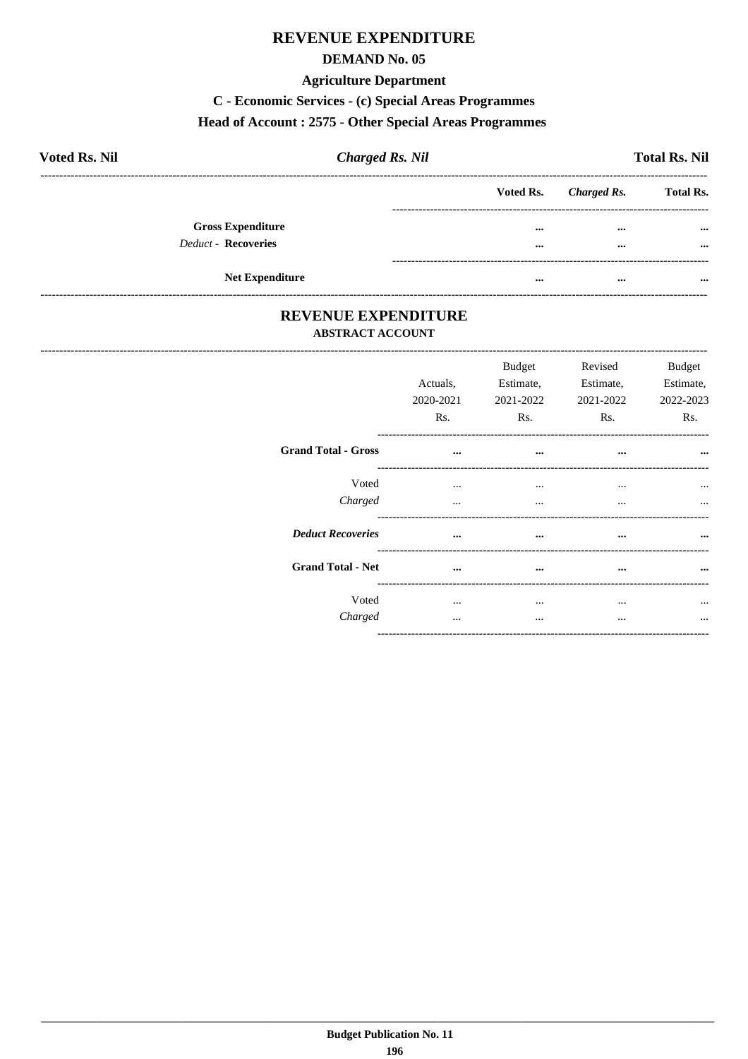# REVENUE EXPENDITURE

## DEMAND No. 05

### Agriculture Department

### C - Economic Services - (c) Special Areas Programmes

### Head of Account : 2575 - Other Special Areas Programmes

| **Voted Rs. Nil** | ***Charged Rs. Nil*** | **Total Rs. Nil** |
|---|---|---|

| | **Voted Rs.** | ***Charged Rs.*** | **Total Rs.** |
|---|---|---|---|
| **Gross Expenditure** | **...** | **...** | **...** |
| *Deduct* - **Recoveries** | **...** | **...** | **...** |
| **Net Expenditure** | **...** | **...** | **...** |

## REVENUE EXPENDITURE

### ABSTRACT ACCOUNT

| | Actuals, 2020-2021 Rs. | Budget Estimate, 2021-2022 Rs. | Revised Estimate, 2021-2022 Rs. | Budget Estimate, 2022-2023 Rs. |
|---|---|---|---|---|
| **Grand Total - Gross** | **...** | **...** | **...** | **...** |
| Voted | ... | ... | ... | ... |
| *Charged* | ... | ... | ... | ... |
| ***Deduct Recoveries*** | **...** | **...** | **...** | **...** |
| **Grand Total - Net** | **...** | **...** | **...** | **...** |
| Voted | ... | ... | ... | ... |
| *Charged* | ... | ... | ... | ... |

Budget Publication No. 11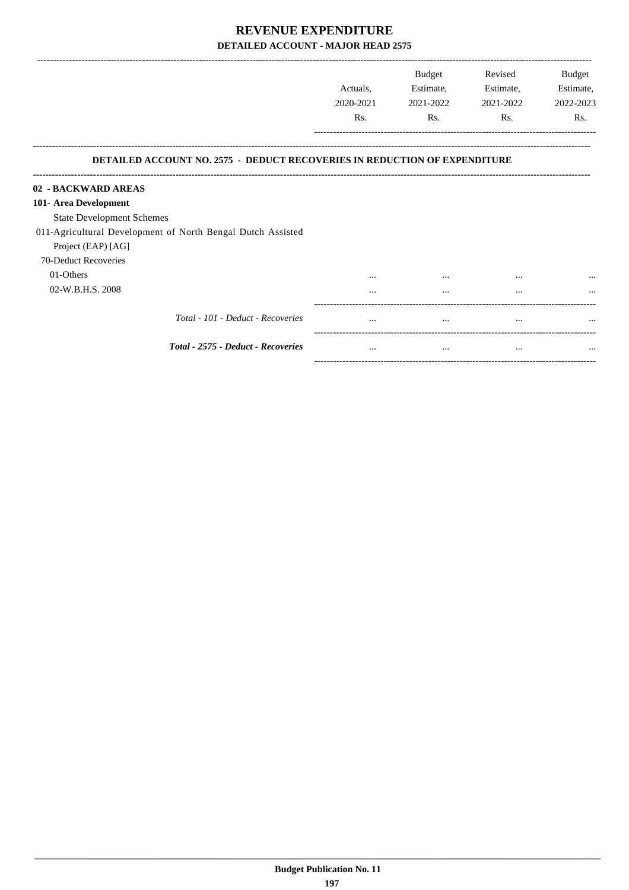# REVENUE EXPENDITURE

## DETAILED ACCOUNT - MAJOR HEAD 2575

| | Actuals, 2020-2021 Rs. | Budget Estimate, 2021-2022 Rs. | Revised Estimate, 2021-2022 Rs. | Budget Estimate, 2022-2023 Rs. |
|---|---|---|---|---|
| **DETAILED ACCOUNT NO. 2575 - DEDUCT RECOVERIES IN REDUCTION OF EXPENDITURE** | | | | |
| **02 - BACKWARD AREAS** | | | | |
| **101- Area Development** | | | | |
| State Development Schemes | | | | |
| 011-Agricultural Development of North Bengal Dutch Assisted Project (EAP) [AG] | | | | |
| 70-Deduct Recoveries | | | | |
| 01-Others | ... | ... | ... | ... |
| 02-W.B.H.S. 2008 | ... | ... | ... | ... |
| *Total - 101 - Deduct - Recoveries* | ... | ... | ... | ... |
| ***Total - 2575 - Deduct - Recoveries*** | ... | ... | ... | ... |

**Budget Publication No. 11**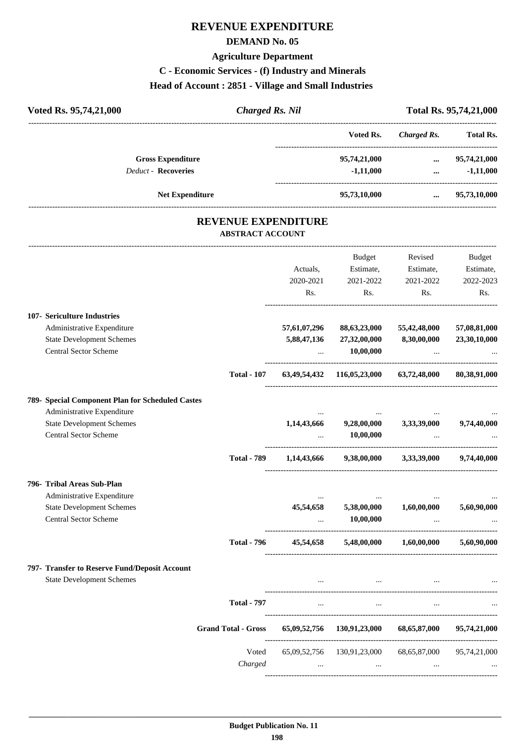# REVENUE EXPENDITURE

## DEMAND No. 05

### Agriculture Department

### C - Economic Services - (f) Industry and Minerals

### Head of Account : 2851 - Village and Small Industries

**Voted Rs. 95,74,21,000** | ***Charged Rs. Nil*** | **Total Rs. 95,74,21,000**

| | Voted Rs. | Charged Rs. | Total Rs. |
|---|---|---|---|
| **Gross Expenditure** | 95,74,21,000 | ... | 95,74,21,000 |
| *Deduct* - **Recoveries** | -1,11,000 | ... | -1,11,000 |
| **Net Expenditure** | 95,73,10,000 | ... | 95,73,10,000 |

## REVENUE EXPENDITURE

### ABSTRACT ACCOUNT

| | Actuals, 2020-2021 Rs. | Budget Estimate, 2021-2022 Rs. | Revised Estimate, 2021-2022 Rs. | Budget Estimate, 2022-2023 Rs. |
|---|---|---|---|---|
| **107- Sericulture Industries** | | | | |
| Administrative Expenditure | 57,61,07,296 | 88,63,23,000 | 55,42,48,000 | 57,08,81,000 |
| State Development Schemes | 5,88,47,136 | 27,32,00,000 | 8,30,00,000 | 23,30,10,000 |
| Central Sector Scheme | ... | 10,00,000 | ... | ... |
| **Total - 107** | 63,49,54,432 | 116,05,23,000 | 63,72,48,000 | 80,38,91,000 |
| **789- Special Component Plan for Scheduled Castes** | | | | |
| Administrative Expenditure | ... | ... | ... | ... |
| State Development Schemes | 1,14,43,666 | 9,28,00,000 | 3,33,39,000 | 9,74,40,000 |
| Central Sector Scheme | ... | 10,00,000 | ... | ... |
| **Total - 789** | 1,14,43,666 | 9,38,00,000 | 3,33,39,000 | 9,74,40,000 |
| **796- Tribal Areas Sub-Plan** | | | | |
| Administrative Expenditure | ... | ... | ... | ... |
| State Development Schemes | 45,54,658 | 5,38,00,000 | 1,60,00,000 | 5,60,90,000 |
| Central Sector Scheme | ... | 10,00,000 | ... | ... |
| **Total - 796** | 45,54,658 | 5,48,00,000 | 1,60,00,000 | 5,60,90,000 |
| **797- Transfer to Reserve Fund/Deposit Account** | | | | |
| State Development Schemes | ... | ... | ... | ... |
| **Total - 797** | ... | ... | ... | ... |
| **Grand Total - Gross** | 65,09,52,756 | 130,91,23,000 | 68,65,87,000 | 95,74,21,000 |
| Voted | 65,09,52,756 | 130,91,23,000 | 68,65,87,000 | 95,74,21,000 |
| *Charged* | ... | ... | ... | ... |

**Budget Publication No. 11**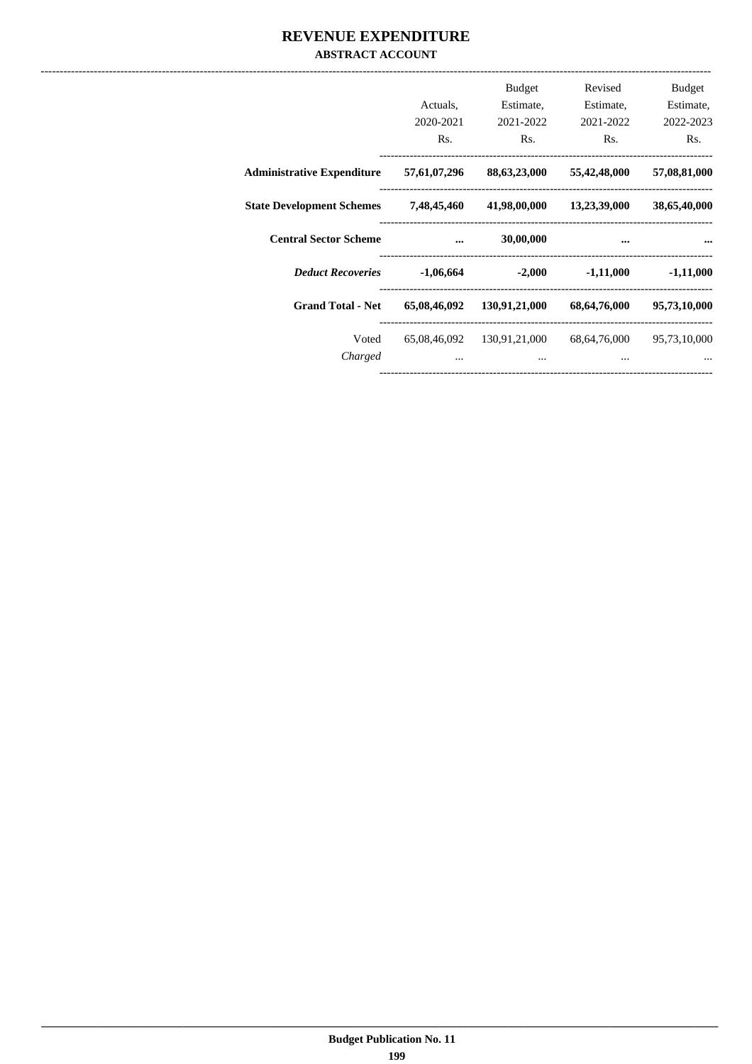# REVENUE EXPENDITURE

## ABSTRACT ACCOUNT

| | Actuals, 2020-2021 Rs. | Budget Estimate, 2021-2022 Rs. | Revised Estimate, 2021-2022 Rs. | Budget Estimate, 2022-2023 Rs. |
|---|---|---|---|---|
| **Administrative Expenditure** | **57,61,07,296** | **88,63,23,000** | **55,42,48,000** | **57,08,81,000** |
| **State Development Schemes** | **7,48,45,460** | **41,98,00,000** | **13,23,39,000** | **38,65,40,000** |
| **Central Sector Scheme** | **...** | **30,00,000** | **...** | **...** |
| ***Deduct Recoveries*** | **-1,06,664** | **-2,000** | **-1,11,000** | **-1,11,000** |
| **Grand Total - Net** | **65,08,46,092** | **130,91,21,000** | **68,64,76,000** | **95,73,10,000** |
| Voted | 65,08,46,092 | 130,91,21,000 | 68,64,76,000 | 95,73,10,000 |
| *Charged* | ... | ... | ... | ... |

**Budget Publication No. 11**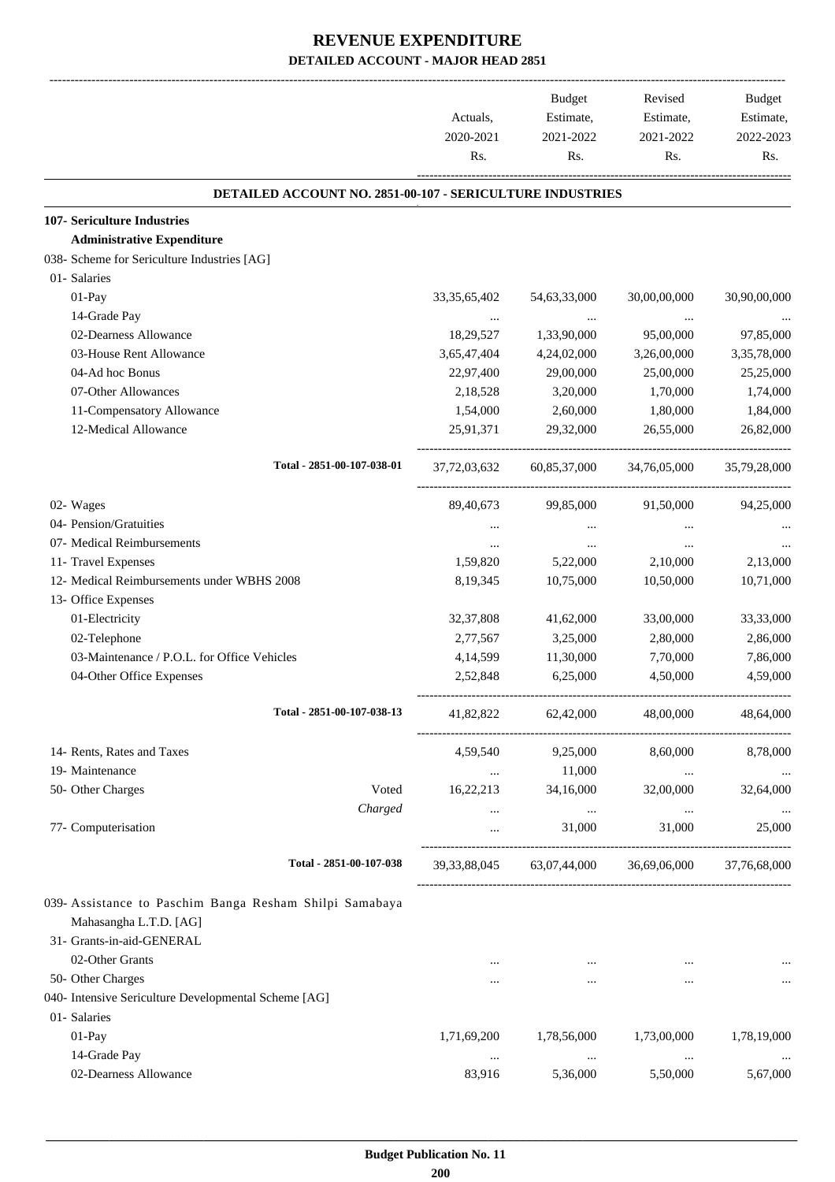# REVENUE EXPENDITURE

## DETAILED ACCOUNT - MAJOR HEAD 2851

| | | Actuals, 2020-2021 Rs. | Budget Estimate, 2021-2022 Rs. | Revised Estimate, 2021-2022 Rs. | Budget Estimate, 2022-2023 Rs. |
|---|---|---|---|---|---|
| **DETAILED ACCOUNT NO. 2851-00-107 - SERICULTURE INDUSTRIES** | | | | | |
| **107- Sericulture Industries** | | | | | |
| **Administrative Expenditure** | | | | | |
| 038- Scheme for Sericulture Industries [AG] | | | | | |
| 01- Salaries | | | | | |
| 01-Pay | | 33,35,65,402 | 54,63,33,000 | 30,00,00,000 | 30,90,00,000 |
| 14-Grade Pay | | ... | ... | ... | ... |
| 02-Dearness Allowance | | 18,29,527 | 1,33,90,000 | 95,00,000 | 97,85,000 |
| 03-House Rent Allowance | | 3,65,47,404 | 4,24,02,000 | 3,26,00,000 | 3,35,78,000 |
| 04-Ad hoc Bonus | | 22,97,400 | 29,00,000 | 25,00,000 | 25,25,000 |
| 07-Other Allowances | | 2,18,528 | 3,20,000 | 1,70,000 | 1,74,000 |
| 11-Compensatory Allowance | | 1,54,000 | 2,60,000 | 1,80,000 | 1,84,000 |
| 12-Medical Allowance | | 25,91,371 | 29,32,000 | 26,55,000 | 26,82,000 |
| Total - 2851-00-107-038-01 | | 37,72,03,632 | 60,85,37,000 | 34,76,05,000 | 35,79,28,000 |
| 02- Wages | | 89,40,673 | 99,85,000 | 91,50,000 | 94,25,000 |
| 04- Pension/Gratuities | | ... | ... | ... | ... |
| 07- Medical Reimbursements | | ... | ... | ... | ... |
| 11- Travel Expenses | | 1,59,820 | 5,22,000 | 2,10,000 | 2,13,000 |
| 12- Medical Reimbursements under WBHS 2008 | | 8,19,345 | 10,75,000 | 10,50,000 | 10,71,000 |
| 13- Office Expenses | | | | | |
| 01-Electricity | | 32,37,808 | 41,62,000 | 33,00,000 | 33,33,000 |
| 02-Telephone | | 2,77,567 | 3,25,000 | 2,80,000 | 2,86,000 |
| 03-Maintenance / P.O.L. for Office Vehicles | | 4,14,599 | 11,30,000 | 7,70,000 | 7,86,000 |
| 04-Other Office Expenses | | 2,52,848 | 6,25,000 | 4,50,000 | 4,59,000 |
| Total - 2851-00-107-038-13 | | 41,82,822 | 62,42,000 | 48,00,000 | 48,64,000 |
| 14- Rents, Rates and Taxes | | 4,59,540 | 9,25,000 | 8,60,000 | 8,78,000 |
| 19- Maintenance | | ... | 11,000 | ... | ... |
| 50- Other Charges | Voted | 16,22,213 | 34,16,000 | 32,00,000 | 32,64,000 |
| | *Charged* | ... | ... | ... | ... |
| 77- Computerisation | | ... | 31,000 | 31,000 | 25,000 |
| Total - 2851-00-107-038 | | 39,33,88,045 | 63,07,44,000 | 36,69,06,000 | 37,76,68,000 |
| 039- Assistance to Paschim Banga Resham Shilpi Samabaya Mahasangha L.T.D. [AG] | | | | | |
| 31- Grants-in-aid-GENERAL | | | | | |
| 02-Other Grants | | ... | ... | ... | ... |
| 50- Other Charges | | ... | ... | ... | ... |
| 040- Intensive Sericulture Developmental Scheme [AG] | | | | | |
| 01- Salaries | | | | | |
| 01-Pay | | 1,71,69,200 | 1,78,56,000 | 1,73,00,000 | 1,78,19,000 |
| 14-Grade Pay | | ... | ... | ... | ... |
| 02-Dearness Allowance | | 83,916 | 5,36,000 | 5,50,000 | 5,67,000 |

**Budget Publication No. 11**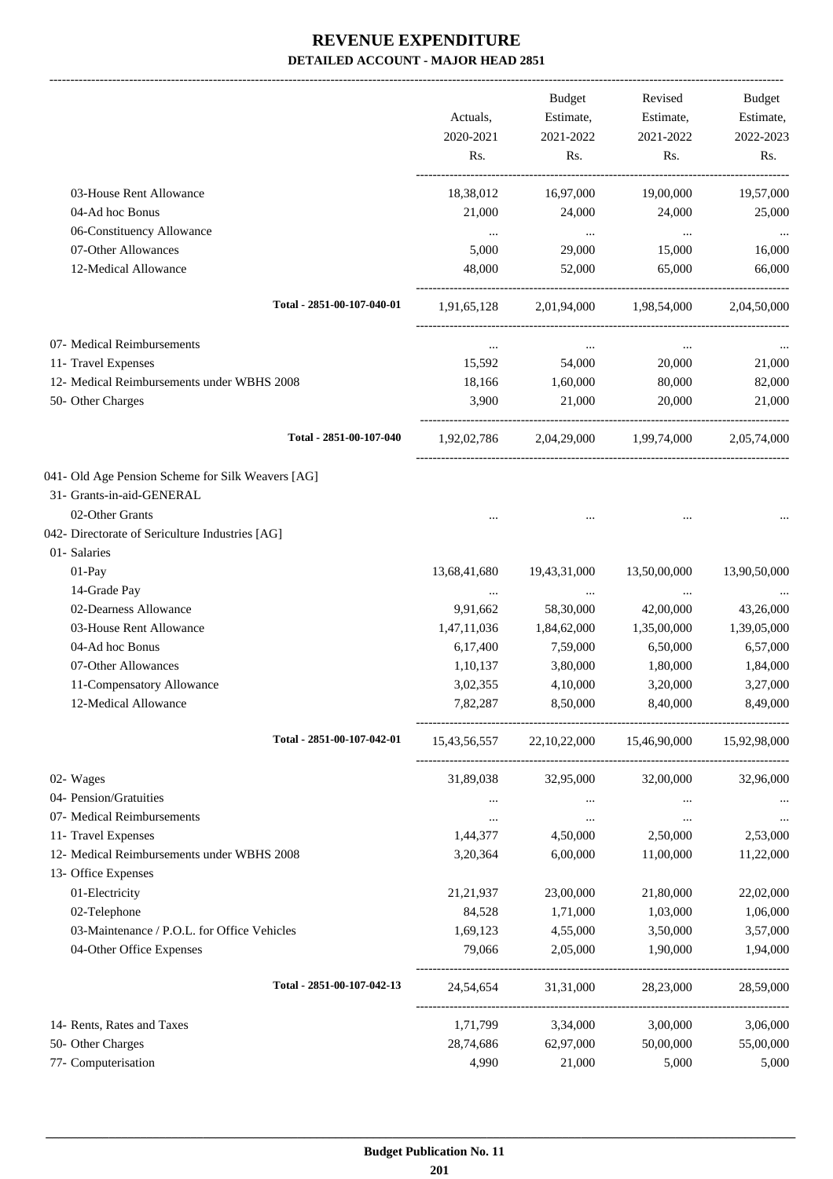# REVENUE EXPENDITURE

**DETAILED ACCOUNT - MAJOR HEAD 2851**

| | Actuals, 2020-2021 Rs. | Budget Estimate, 2021-2022 Rs. | Revised Estimate, 2021-2022 Rs. | Budget Estimate, 2022-2023 Rs. |
|---|---|---|---|---|
| 03-House Rent Allowance | 18,38,012 | 16,97,000 | 19,00,000 | 19,57,000 |
| 04-Ad hoc Bonus | 21,000 | 24,000 | 24,000 | 25,000 |
| 06-Constituency Allowance | ... | ... | ... | ... |
| 07-Other Allowances | 5,000 | 29,000 | 15,000 | 16,000 |
| 12-Medical Allowance | 48,000 | 52,000 | 65,000 | 66,000 |
| **Total - 2851-00-107-040-01** | 1,91,65,128 | 2,01,94,000 | 1,98,54,000 | 2,04,50,000 |
| 07- Medical Reimbursements | ... | ... | ... | ... |
| 11- Travel Expenses | 15,592 | 54,000 | 20,000 | 21,000 |
| 12- Medical Reimbursements under WBHS 2008 | 18,166 | 1,60,000 | 80,000 | 82,000 |
| 50- Other Charges | 3,900 | 21,000 | 20,000 | 21,000 |
| **Total - 2851-00-107-040** | 1,92,02,786 | 2,04,29,000 | 1,99,74,000 | 2,05,74,000 |
| 041- Old Age Pension Scheme for Silk Weavers [AG] | | | | |
| 31- Grants-in-aid-GENERAL | | | | |
| 02-Other Grants | ... | ... | ... | ... |
| 042- Directorate of Sericulture Industries [AG] | | | | |
| 01- Salaries | | | | |
| 01-Pay | 13,68,41,680 | 19,43,31,000 | 13,50,00,000 | 13,90,50,000 |
| 14-Grade Pay | ... | ... | ... | ... |
| 02-Dearness Allowance | 9,91,662 | 58,30,000 | 42,00,000 | 43,26,000 |
| 03-House Rent Allowance | 1,47,11,036 | 1,84,62,000 | 1,35,00,000 | 1,39,05,000 |
| 04-Ad hoc Bonus | 6,17,400 | 7,59,000 | 6,50,000 | 6,57,000 |
| 07-Other Allowances | 1,10,137 | 3,80,000 | 1,80,000 | 1,84,000 |
| 11-Compensatory Allowance | 3,02,355 | 4,10,000 | 3,20,000 | 3,27,000 |
| 12-Medical Allowance | 7,82,287 | 8,50,000 | 8,40,000 | 8,49,000 |
| **Total - 2851-00-107-042-01** | 15,43,56,557 | 22,10,22,000 | 15,46,90,000 | 15,92,98,000 |
| 02- Wages | 31,89,038 | 32,95,000 | 32,00,000 | 32,96,000 |
| 04- Pension/Gratuities | ... | ... | ... | ... |
| 07- Medical Reimbursements | ... | ... | ... | ... |
| 11- Travel Expenses | 1,44,377 | 4,50,000 | 2,50,000 | 2,53,000 |
| 12- Medical Reimbursements under WBHS 2008 | 3,20,364 | 6,00,000 | 11,00,000 | 11,22,000 |
| 13- Office Expenses | | | | |
| 01-Electricity | 21,21,937 | 23,00,000 | 21,80,000 | 22,02,000 |
| 02-Telephone | 84,528 | 1,71,000 | 1,03,000 | 1,06,000 |
| 03-Maintenance / P.O.L. for Office Vehicles | 1,69,123 | 4,55,000 | 3,50,000 | 3,57,000 |
| 04-Other Office Expenses | 79,066 | 2,05,000 | 1,90,000 | 1,94,000 |
| **Total - 2851-00-107-042-13** | 24,54,654 | 31,31,000 | 28,23,000 | 28,59,000 |
| 14- Rents, Rates and Taxes | 1,71,799 | 3,34,000 | 3,00,000 | 3,06,000 |
| 50- Other Charges | 28,74,686 | 62,97,000 | 50,00,000 | 55,00,000 |
| 77- Computerisation | 4,990 | 21,000 | 5,000 | 5,000 |

**Budget Publication No. 11**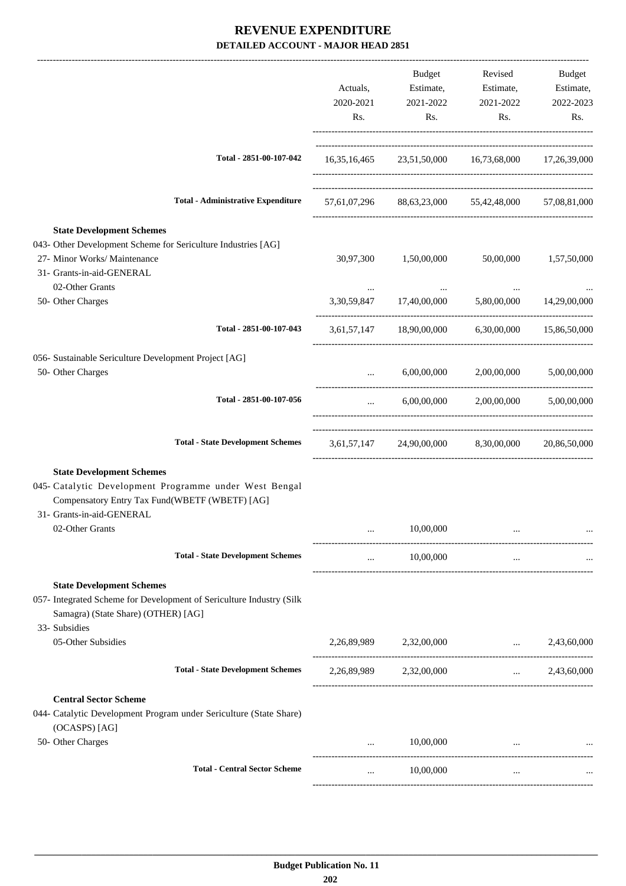# REVENUE EXPENDITURE

## DETAILED ACCOUNT - MAJOR HEAD 2851

| | Actuals, 2020-2021 Rs. | Budget Estimate, 2021-2022 Rs. | Revised Estimate, 2021-2022 Rs. | Budget Estimate, 2022-2023 Rs. |
|---|---|---|---|---|
| **Total - 2851-00-107-042** | 16,35,16,465 | 23,51,50,000 | 16,73,68,000 | 17,26,39,000 |
| **Total - Administrative Expenditure** | 57,61,07,296 | 88,63,23,000 | 55,42,48,000 | 57,08,81,000 |
| **State Development Schemes** | | | | |
| 043- Other Development Scheme for Sericulture Industries [AG] | | | | |
| 27- Minor Works/ Maintenance | 30,97,300 | 1,50,00,000 | 50,00,000 | 1,57,50,000 |
| 31- Grants-in-aid-GENERAL | | | | |
| 02-Other Grants | ... | ... | ... | ... |
| 50- Other Charges | 3,30,59,847 | 17,40,00,000 | 5,80,00,000 | 14,29,00,000 |
| **Total - 2851-00-107-043** | 3,61,57,147 | 18,90,00,000 | 6,30,00,000 | 15,86,50,000 |
| 056- Sustainable Sericulture Development Project [AG] | | | | |
| 50- Other Charges | ... | 6,00,00,000 | 2,00,00,000 | 5,00,00,000 |
| **Total - 2851-00-107-056** | ... | 6,00,00,000 | 2,00,00,000 | 5,00,00,000 |
| **Total - State Development Schemes** | 3,61,57,147 | 24,90,00,000 | 8,30,00,000 | 20,86,50,000 |
| **State Development Schemes** | | | | |
| 045- Catalytic Development Programme under West Bengal Compensatory Entry Tax Fund(WBETF (WBETF) [AG] | | | | |
| 31- Grants-in-aid-GENERAL | | | | |
| 02-Other Grants | ... | 10,00,000 | ... | ... |
| **Total - State Development Schemes** | ... | 10,00,000 | ... | ... |
| **State Development Schemes** | | | | |
| 057- Integrated Scheme for Development of Sericulture Industry (Silk Samagra) (State Share) (OTHER) [AG] | | | | |
| 33- Subsidies | | | | |
| 05-Other Subsidies | 2,26,89,989 | 2,32,00,000 | ... | 2,43,60,000 |
| **Total - State Development Schemes** | 2,26,89,989 | 2,32,00,000 | ... | 2,43,60,000 |
| **Central Sector Scheme** | | | | |
| 044- Catalytic Development Program under Sericulture (State Share) (OCASPS) [AG] | | | | |
| 50- Other Charges | ... | 10,00,000 | ... | ... |
| **Total - Central Sector Scheme** | ... | 10,00,000 | ... | ... |

**Budget Publication No. 11**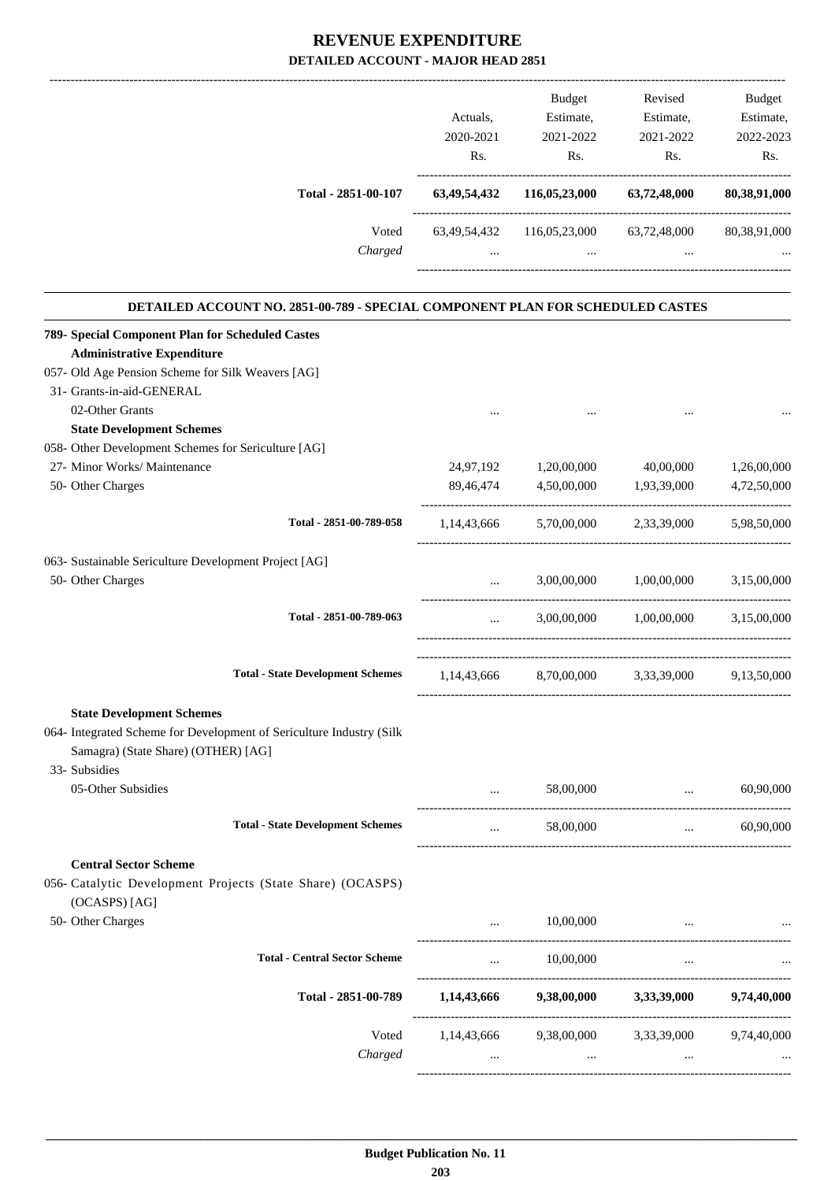# REVENUE EXPENDITURE

## DETAILED ACCOUNT - MAJOR HEAD 2851

| | Actuals, 2020-2021 Rs. | Budget Estimate, 2021-2022 Rs. | Revised Estimate, 2021-2022 Rs. | Budget Estimate, 2022-2023 Rs. |
|---|---|---|---|---|
| **Total - 2851-00-107** | **63,49,54,432** | **116,05,23,000** | **63,72,48,000** | **80,38,91,000** |
| Voted | 63,49,54,432 | 116,05,23,000 | 63,72,48,000 | 80,38,91,000 |
| *Charged* | ... | ... | ... | ... |

### DETAILED ACCOUNT NO. 2851-00-789 - SPECIAL COMPONENT PLAN FOR SCHEDULED CASTES

| | Actuals, 2020-2021 Rs. | Budget Estimate, 2021-2022 Rs. | Revised Estimate, 2021-2022 Rs. | Budget Estimate, 2022-2023 Rs. |
|---|---|---|---|---|
| **789- Special Component Plan for Scheduled Castes** | | | | |
| **Administrative Expenditure** | | | | |
| 057- Old Age Pension Scheme for Silk Weavers [AG] | | | | |
| 31- Grants-in-aid-GENERAL | | | | |
| 02-Other Grants | ... | ... | ... | ... |
| **State Development Schemes** | | | | |
| 058- Other Development Schemes for Sericulture [AG] | | | | |
| 27- Minor Works/ Maintenance | 24,97,192 | 1,20,00,000 | 40,00,000 | 1,26,00,000 |
| 50- Other Charges | 89,46,474 | 4,50,00,000 | 1,93,39,000 | 4,72,50,000 |
| **Total - 2851-00-789-058** | 1,14,43,666 | 5,70,00,000 | 2,33,39,000 | 5,98,50,000 |
| 063- Sustainable Sericulture Development Project [AG] | | | | |
| 50- Other Charges | ... | 3,00,00,000 | 1,00,00,000 | 3,15,00,000 |
| **Total - 2851-00-789-063** | ... | 3,00,00,000 | 1,00,00,000 | 3,15,00,000 |
| **Total - State Development Schemes** | 1,14,43,666 | 8,70,00,000 | 3,33,39,000 | 9,13,50,000 |
| **State Development Schemes** | | | | |
| 064- Integrated Scheme for Development of Sericulture Industry (Silk Samagra) (State Share) (OTHER) [AG] | | | | |
| 33- Subsidies | | | | |
| 05-Other Subsidies | ... | 58,00,000 | ... | 60,90,000 |
| **Total - State Development Schemes** | ... | 58,00,000 | ... | 60,90,000 |
| **Central Sector Scheme** | | | | |
| 056- Catalytic Development Projects (State Share) (OCASPS) (OCASPS) [AG] | | | | |
| 50- Other Charges | ... | 10,00,000 | ... | ... |
| **Total - Central Sector Scheme** | ... | 10,00,000 | ... | ... |
| **Total - 2851-00-789** | **1,14,43,666** | **9,38,00,000** | **3,33,39,000** | **9,74,40,000** |
| Voted | 1,14,43,666 | 9,38,00,000 | 3,33,39,000 | 9,74,40,000 |
| *Charged* | ... | ... | ... | ... |

**Budget Publication No. 11**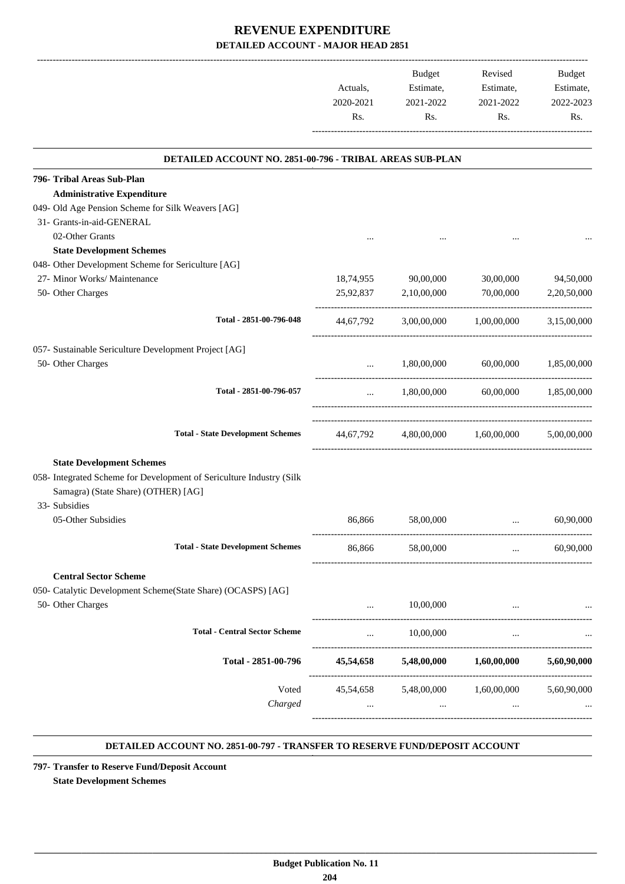# REVENUE EXPENDITURE

## DETAILED ACCOUNT - MAJOR HEAD 2851

| | Actuals, 2020-2021 Rs. | Budget Estimate, 2021-2022 Rs. | Revised Estimate, 2021-2022 Rs. | Budget Estimate, 2022-2023 Rs. |
|---|---|---|---|---|

### DETAILED ACCOUNT NO. 2851-00-796 - TRIBAL AREAS SUB-PLAN

| | Actuals, 2020-2021 Rs. | Budget Estimate, 2021-2022 Rs. | Revised Estimate, 2021-2022 Rs. | Budget Estimate, 2022-2023 Rs. |
|---|---|---|---|---|
| **796- Tribal Areas Sub-Plan** | | | | |
| **Administrative Expenditure** | | | | |
| 049- Old Age Pension Scheme for Silk Weavers [AG] | | | | |
| 31- Grants-in-aid-GENERAL | | | | |
| 02-Other Grants | ... | ... | ... | ... |
| **State Development Schemes** | | | | |
| 048- Other Development Scheme for Sericulture [AG] | | | | |
| 27- Minor Works/ Maintenance | 18,74,955 | 90,00,000 | 30,00,000 | 94,50,000 |
| 50- Other Charges | 25,92,837 | 2,10,00,000 | 70,00,000 | 2,20,50,000 |
| Total - 2851-00-796-048 | 44,67,792 | 3,00,00,000 | 1,00,00,000 | 3,15,00,000 |
| 057- Sustainable Sericulture Development Project [AG] | | | | |
| 50- Other Charges | ... | 1,80,00,000 | 60,00,000 | 1,85,00,000 |
| Total - 2851-00-796-057 | ... | 1,80,00,000 | 60,00,000 | 1,85,00,000 |
| Total - State Development Schemes | 44,67,792 | 4,80,00,000 | 1,60,00,000 | 5,00,00,000 |
| **State Development Schemes** | | | | |
| 058- Integrated Scheme for Development of Sericulture Industry (Silk Samagra) (State Share) (OTHER) [AG] | | | | |
| 33- Subsidies | | | | |
| 05-Other Subsidies | 86,866 | 58,00,000 | ... | 60,90,000 |
| Total - State Development Schemes | 86,866 | 58,00,000 | ... | 60,90,000 |
| **Central Sector Scheme** | | | | |
| 050- Catalytic Development Scheme(State Share) (OCASPS) [AG] | | | | |
| 50- Other Charges | ... | 10,00,000 | ... | ... |
| Total - Central Sector Scheme | ... | 10,00,000 | ... | ... |
| **Total - 2851-00-796** | **45,54,658** | **5,48,00,000** | **1,60,00,000** | **5,60,90,000** |
| Voted | 45,54,658 | 5,48,00,000 | 1,60,00,000 | 5,60,90,000 |
| *Charged* | ... | ... | ... | ... |

### DETAILED ACCOUNT NO. 2851-00-797 - TRANSFER TO RESERVE FUND/DEPOSIT ACCOUNT

**797- Transfer to Reserve Fund/Deposit Account**

**State Development Schemes**

**Budget Publication No. 11**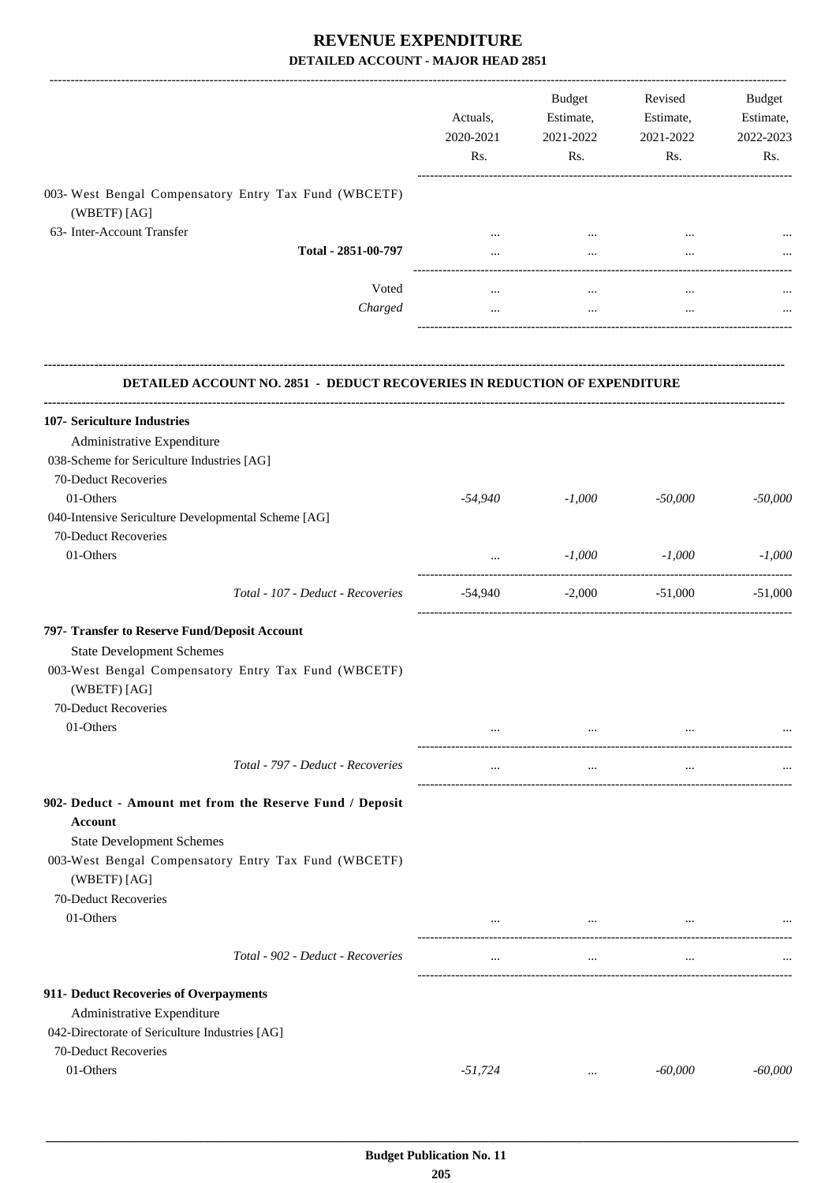# REVENUE EXPENDITURE

## DETAILED ACCOUNT - MAJOR HEAD 2851

| | Actuals, 2020-2021 Rs. | Budget Estimate, 2021-2022 Rs. | Revised Estimate, 2021-2022 Rs. | Budget Estimate, 2022-2023 Rs. |
|---|---|---|---|---|
| 003- West Bengal Compensatory Entry Tax Fund (WBCETF) (WBETF) [AG] | | | | |
| 63- Inter-Account Transfer | ... | ... | ... | ... |
| Total - 2851-00-797 | ... | ... | ... | ... |
| Voted | ... | ... | ... | ... |
| *Charged* | ... | ... | ... | ... |

### DETAILED ACCOUNT NO. 2851 - DEDUCT RECOVERIES IN REDUCTION OF EXPENDITURE

| | Actuals, 2020-2021 Rs. | Budget Estimate, 2021-2022 Rs. | Revised Estimate, 2021-2022 Rs. | Budget Estimate, 2022-2023 Rs. |
|---|---|---|---|---|
| **107- Sericulture Industries** | | | | |
| Administrative Expenditure | | | | |
| 038-Scheme for Sericulture Industries [AG] | | | | |
| 70-Deduct Recoveries | | | | |
| 01-Others | *-54,940* | *-1,000* | *-50,000* | *-50,000* |
| 040-Intensive Sericulture Developmental Scheme [AG] | | | | |
| 70-Deduct Recoveries | | | | |
| 01-Others | ... | *-1,000* | *-1,000* | *-1,000* |
| *Total - 107 - Deduct - Recoveries* | -54,940 | -2,000 | -51,000 | -51,000 |
| **797- Transfer to Reserve Fund/Deposit Account** | | | | |
| State Development Schemes | | | | |
| 003-West Bengal Compensatory Entry Tax Fund (WBCETF) (WBETF) [AG] | | | | |
| 70-Deduct Recoveries | | | | |
| 01-Others | ... | ... | ... | ... |
| *Total - 797 - Deduct - Recoveries* | ... | ... | ... | ... |
| **902- Deduct - Amount met from the Reserve Fund / Deposit Account** | | | | |
| State Development Schemes | | | | |
| 003-West Bengal Compensatory Entry Tax Fund (WBCETF) (WBETF) [AG] | | | | |
| 70-Deduct Recoveries | | | | |
| 01-Others | ... | ... | ... | ... |
| *Total - 902 - Deduct - Recoveries* | ... | ... | ... | ... |
| **911- Deduct Recoveries of Overpayments** | | | | |
| Administrative Expenditure | | | | |
| 042-Directorate of Sericulture Industries [AG] | | | | |
| 70-Deduct Recoveries | | | | |
| 01-Others | *-51,724* | ... | *-60,000* | *-60,000* |

**Budget Publication No. 11**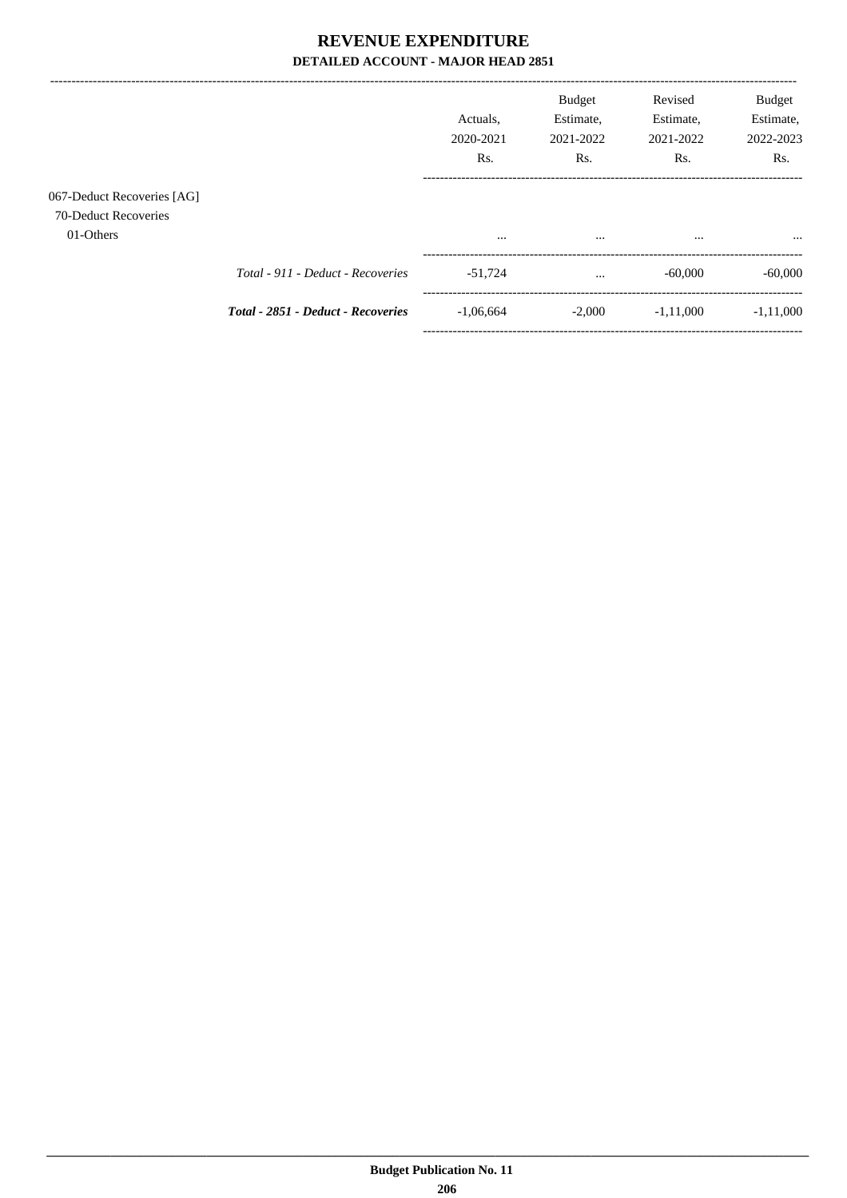# REVENUE EXPENDITURE

## DETAILED ACCOUNT - MAJOR HEAD 2851

| | Actuals, 2020-2021 Rs. | Budget Estimate, 2021-2022 Rs. | Revised Estimate, 2021-2022 Rs. | Budget Estimate, 2022-2023 Rs. |
|---|---|---|---|---|
| 067-Deduct Recoveries [AG] | | | | |
| 70-Deduct Recoveries | | | | |
| 01-Others | ... | ... | ... | ... |
| *Total - 911 - Deduct - Recoveries* | -51,724 | ... | -60,000 | -60,000 |
| ***Total - 2851 - Deduct - Recoveries*** | -1,06,664 | -2,000 | -1,11,000 | -1,11,000 |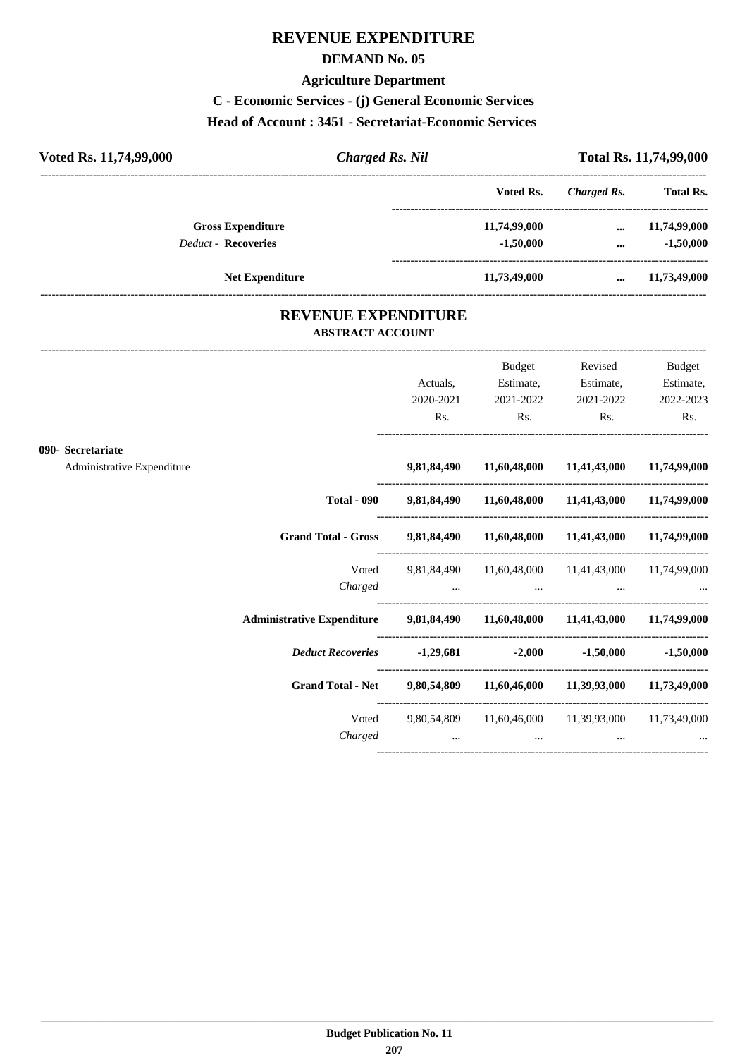# REVENUE EXPENDITURE

## DEMAND No. 05

### Agriculture Department

### C - Economic Services - (j) General Economic Services

### Head of Account : 3451 - Secretariat-Economic Services

| Voted Rs. 11,74,99,000 | *Charged Rs. Nil* | Total Rs. 11,74,99,000 |
|---|---|---|

| | Voted Rs. | *Charged Rs.* | Total Rs. |
|---|---|---|---|
| **Gross Expenditure** | 11,74,99,000 | ... | 11,74,99,000 |
| *Deduct* - **Recoveries** | -1,50,000 | ... | -1,50,000 |
| **Net Expenditure** | 11,73,49,000 | ... | 11,73,49,000 |

## REVENUE EXPENDITURE

### ABSTRACT ACCOUNT

| | Actuals, 2020-2021 Rs. | Budget Estimate, 2021-2022 Rs. | Revised Estimate, 2021-2022 Rs. | Budget Estimate, 2022-2023 Rs. |
|---|---|---|---|---|
| **090- Secretariat** | | | | |
| Administrative Expenditure | **9,81,84,490** | **11,60,48,000** | **11,41,43,000** | **11,74,99,000** |
| **Total - 090** | **9,81,84,490** | **11,60,48,000** | **11,41,43,000** | **11,74,99,000** |
| **Grand Total - Gross** | **9,81,84,490** | **11,60,48,000** | **11,41,43,000** | **11,74,99,000** |
| Voted | 9,81,84,490 | 11,60,48,000 | 11,41,43,000 | 11,74,99,000 |
| *Charged* | ... | ... | ... | ... |
| **Administrative Expenditure** | **9,81,84,490** | **11,60,48,000** | **11,41,43,000** | **11,74,99,000** |
| ***Deduct Recoveries*** | **-1,29,681** | **-2,000** | **-1,50,000** | **-1,50,000** |
| **Grand Total - Net** | **9,80,54,809** | **11,60,46,000** | **11,39,93,000** | **11,73,49,000** |
| Voted | 9,80,54,809 | 11,60,46,000 | 11,39,93,000 | 11,73,49,000 |
| *Charged* | ... | ... | ... | ... |

**Budget Publication No. 11**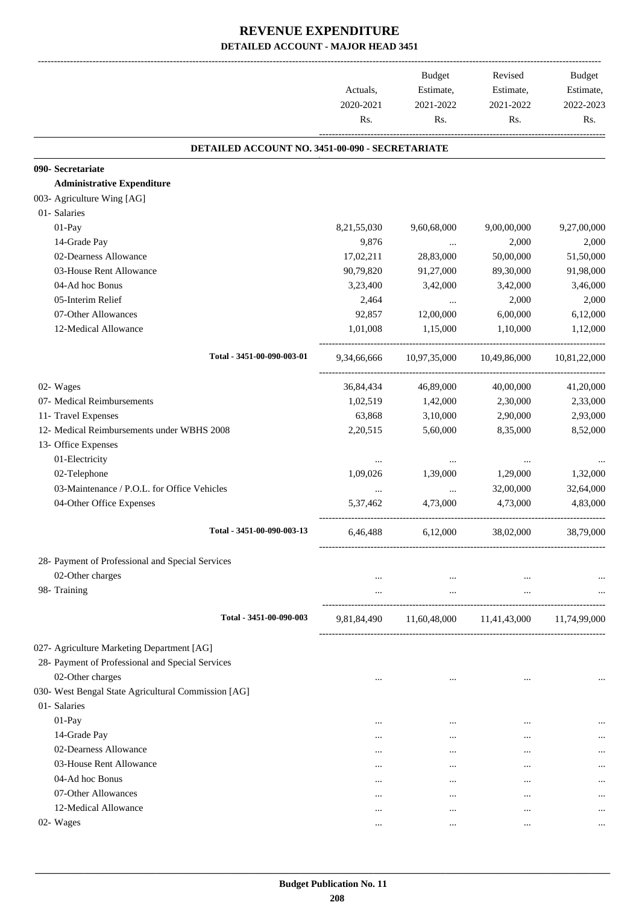# REVENUE EXPENDITURE

**DETAILED ACCOUNT - MAJOR HEAD 3451**

| | Actuals, 2020-2021 Rs. | Budget Estimate, 2021-2022 Rs. | Revised Estimate, 2021-2022 Rs. | Budget Estimate, 2022-2023 Rs. |
|---|---|---|---|---|
| **DETAILED ACCOUNT NO. 3451-00-090 - SECRETARIATE** | | | | |
| **090- Secretariate** | | | | |
| **Administrative Expenditure** | | | | |
| 003- Agriculture Wing [AG] | | | | |
| 01- Salaries | | | | |
| 01-Pay | 8,21,55,030 | 9,60,68,000 | 9,00,00,000 | 9,27,00,000 |
| 14-Grade Pay | 9,876 | ... | 2,000 | 2,000 |
| 02-Dearness Allowance | 17,02,211 | 28,83,000 | 50,00,000 | 51,50,000 |
| 03-House Rent Allowance | 90,79,820 | 91,27,000 | 89,30,000 | 91,98,000 |
| 04-Ad hoc Bonus | 3,23,400 | 3,42,000 | 3,42,000 | 3,46,000 |
| 05-Interim Relief | 2,464 | ... | 2,000 | 2,000 |
| 07-Other Allowances | 92,857 | 12,00,000 | 6,00,000 | 6,12,000 |
| 12-Medical Allowance | 1,01,008 | 1,15,000 | 1,10,000 | 1,12,000 |
| Total - 3451-00-090-003-01 | 9,34,66,666 | 10,97,35,000 | 10,49,86,000 | 10,81,22,000 |
| 02- Wages | 36,84,434 | 46,89,000 | 40,00,000 | 41,20,000 |
| 07- Medical Reimbursements | 1,02,519 | 1,42,000 | 2,30,000 | 2,33,000 |
| 11- Travel Expenses | 63,868 | 3,10,000 | 2,90,000 | 2,93,000 |
| 12- Medical Reimbursements under WBHS 2008 | 2,20,515 | 5,60,000 | 8,35,000 | 8,52,000 |
| 13- Office Expenses | | | | |
| 01-Electricity | ... | ... | ... | ... |
| 02-Telephone | 1,09,026 | 1,39,000 | 1,29,000 | 1,32,000 |
| 03-Maintenance / P.O.L. for Office Vehicles | ... | ... | 32,00,000 | 32,64,000 |
| 04-Other Office Expenses | 5,37,462 | 4,73,000 | 4,73,000 | 4,83,000 |
| Total - 3451-00-090-003-13 | 6,46,488 | 6,12,000 | 38,02,000 | 38,79,000 |
| 28- Payment of Professional and Special Services | | | | |
| 02-Other charges | ... | ... | ... | ... |
| 98- Training | ... | ... | ... | ... |
| Total - 3451-00-090-003 | 9,81,84,490 | 11,60,48,000 | 11,41,43,000 | 11,74,99,000 |
| 027- Agriculture Marketing Department [AG] | | | | |
| 28- Payment of Professional and Special Services | | | | |
| 02-Other charges | ... | ... | ... | ... |
| 030- West Bengal State Agricultural Commission [AG] | | | | |
| 01- Salaries | | | | |
| 01-Pay | ... | ... | ... | ... |
| 14-Grade Pay | ... | ... | ... | ... |
| 02-Dearness Allowance | ... | ... | ... | ... |
| 03-House Rent Allowance | ... | ... | ... | ... |
| 04-Ad hoc Bonus | ... | ... | ... | ... |
| 07-Other Allowances | ... | ... | ... | ... |
| 12-Medical Allowance | ... | ... | ... | ... |
| 02- Wages | ... | ... | ... | ... |

**Budget Publication No. 11**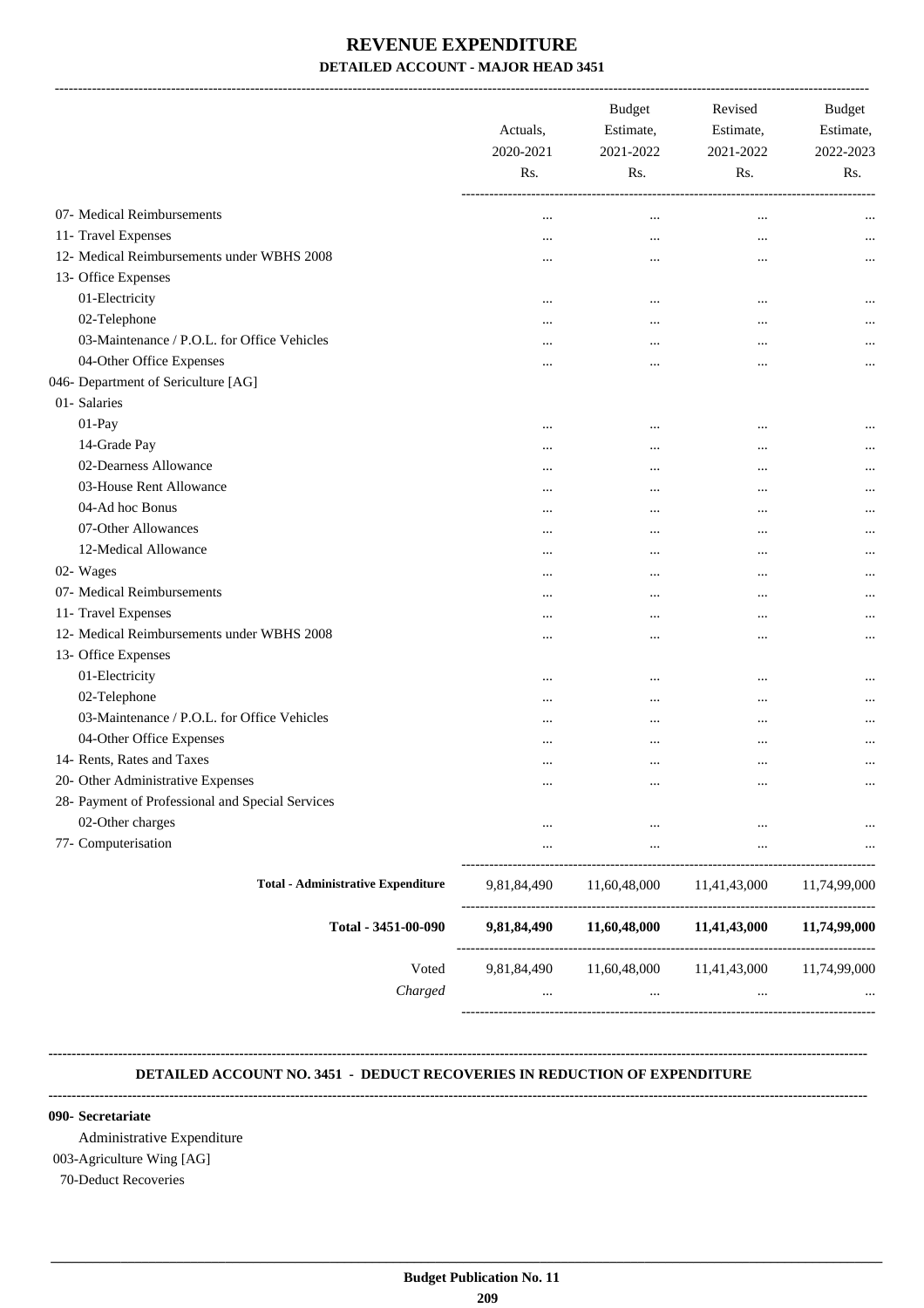# REVENUE EXPENDITURE

**DETAILED ACCOUNT - MAJOR HEAD 3451**

| | Actuals, 2020-2021 Rs. | Budget Estimate, 2021-2022 Rs. | Revised Estimate, 2021-2022 Rs. | Budget Estimate, 2022-2023 Rs. |
|---|---|---|---|---|
| 07- Medical Reimbursements | ... | ... | ... | ... |
| 11- Travel Expenses | ... | ... | ... | ... |
| 12- Medical Reimbursements under WBHS 2008 | ... | ... | ... | ... |
| 13- Office Expenses | | | | |
| 01-Electricity | ... | ... | ... | ... |
| 02-Telephone | ... | ... | ... | ... |
| 03-Maintenance / P.O.L. for Office Vehicles | ... | ... | ... | ... |
| 04-Other Office Expenses | ... | ... | ... | ... |
| 046- Department of Sericulture [AG] | | | | |
| 01- Salaries | | | | |
| 01-Pay | ... | ... | ... | ... |
| 14-Grade Pay | ... | ... | ... | ... |
| 02-Dearness Allowance | ... | ... | ... | ... |
| 03-House Rent Allowance | ... | ... | ... | ... |
| 04-Ad hoc Bonus | ... | ... | ... | ... |
| 07-Other Allowances | ... | ... | ... | ... |
| 12-Medical Allowance | ... | ... | ... | ... |
| 02- Wages | ... | ... | ... | ... |
| 07- Medical Reimbursements | ... | ... | ... | ... |
| 11- Travel Expenses | ... | ... | ... | ... |
| 12- Medical Reimbursements under WBHS 2008 | ... | ... | ... | ... |
| 13- Office Expenses | | | | |
| 01-Electricity | ... | ... | ... | ... |
| 02-Telephone | ... | ... | ... | ... |
| 03-Maintenance / P.O.L. for Office Vehicles | ... | ... | ... | ... |
| 04-Other Office Expenses | ... | ... | ... | ... |
| 14- Rents, Rates and Taxes | ... | ... | ... | ... |
| 20- Other Administrative Expenses | ... | ... | ... | ... |
| 28- Payment of Professional and Special Services | | | | |
| 02-Other charges | ... | ... | ... | ... |
| 77- Computerisation | ... | ... | ... | ... |
| **Total - Administrative Expenditure** | 9,81,84,490 | 11,60,48,000 | 11,41,43,000 | 11,74,99,000 |
| **Total - 3451-00-090** | **9,81,84,490** | **11,60,48,000** | **11,41,43,000** | **11,74,99,000** |
| Voted | 9,81,84,490 | 11,60,48,000 | 11,41,43,000 | 11,74,99,000 |
| *Charged* | ... | ... | ... | ... |

**DETAILED ACCOUNT NO. 3451 - DEDUCT RECOVERIES IN REDUCTION OF EXPENDITURE**

**090- Secretariat**

Administrative Expenditure

003-Agriculture Wing [AG]

70-Deduct Recoveries

**Budget Publication No. 11**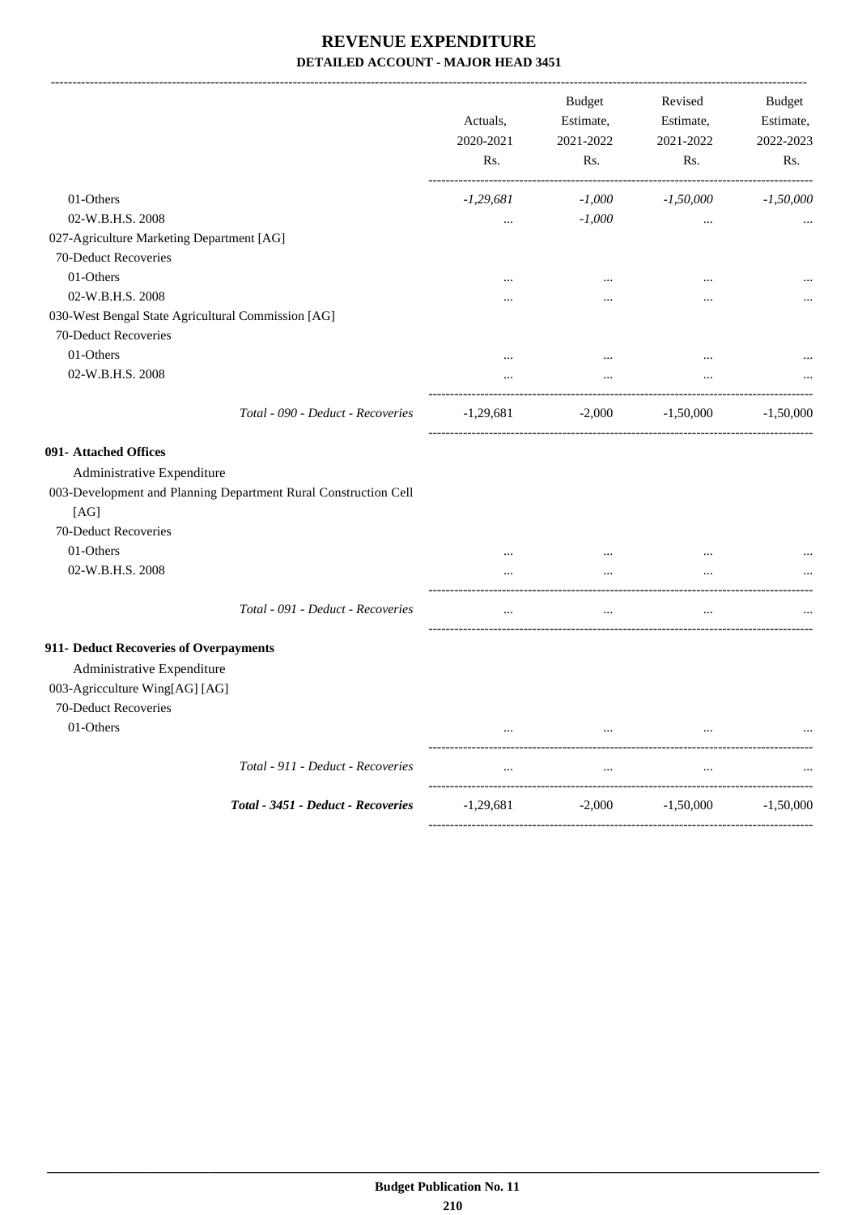# REVENUE EXPENDITURE

## DETAILED ACCOUNT - MAJOR HEAD 3451

| | Actuals, 2020-2021 Rs. | Budget Estimate, 2021-2022 Rs. | Revised Estimate, 2021-2022 Rs. | Budget Estimate, 2022-2023 Rs. |
|---|---|---|---|---|
| 01-Others | *-1,29,681* | *-1,000* | *-1,50,000* | *-1,50,000* |
| 02-W.B.H.S. 2008 | ... | *-1,000* | ... | ... |
| 027-Agriculture Marketing Department [AG] | | | | |
| 70-Deduct Recoveries | | | | |
| 01-Others | ... | ... | ... | ... |
| 02-W.B.H.S. 2008 | ... | ... | ... | ... |
| 030-West Bengal State Agricultural Commission [AG] | | | | |
| 70-Deduct Recoveries | | | | |
| 01-Others | ... | ... | ... | ... |
| 02-W.B.H.S. 2008 | ... | ... | ... | ... |
| *Total - 090 - Deduct - Recoveries* | -1,29,681 | -2,000 | -1,50,000 | -1,50,000 |
| **091- Attached Offices** | | | | |
| Administrative Expenditure | | | | |
| 003-Development and Planning Department Rural Construction Cell [AG] | | | | |
| 70-Deduct Recoveries | | | | |
| 01-Others | ... | ... | ... | ... |
| 02-W.B.H.S. 2008 | ... | ... | ... | ... |
| *Total - 091 - Deduct - Recoveries* | ... | ... | ... | ... |
| **911- Deduct Recoveries of Overpayments** | | | | |
| Administrative Expenditure | | | | |
| 003-Agricculture Wing[AG] [AG] | | | | |
| 70-Deduct Recoveries | | | | |
| 01-Others | ... | ... | ... | ... |
| *Total - 911 - Deduct - Recoveries* | ... | ... | ... | ... |
| ***Total - 3451 - Deduct - Recoveries*** | -1,29,681 | -2,000 | -1,50,000 | -1,50,000 |

**Budget Publication No. 11**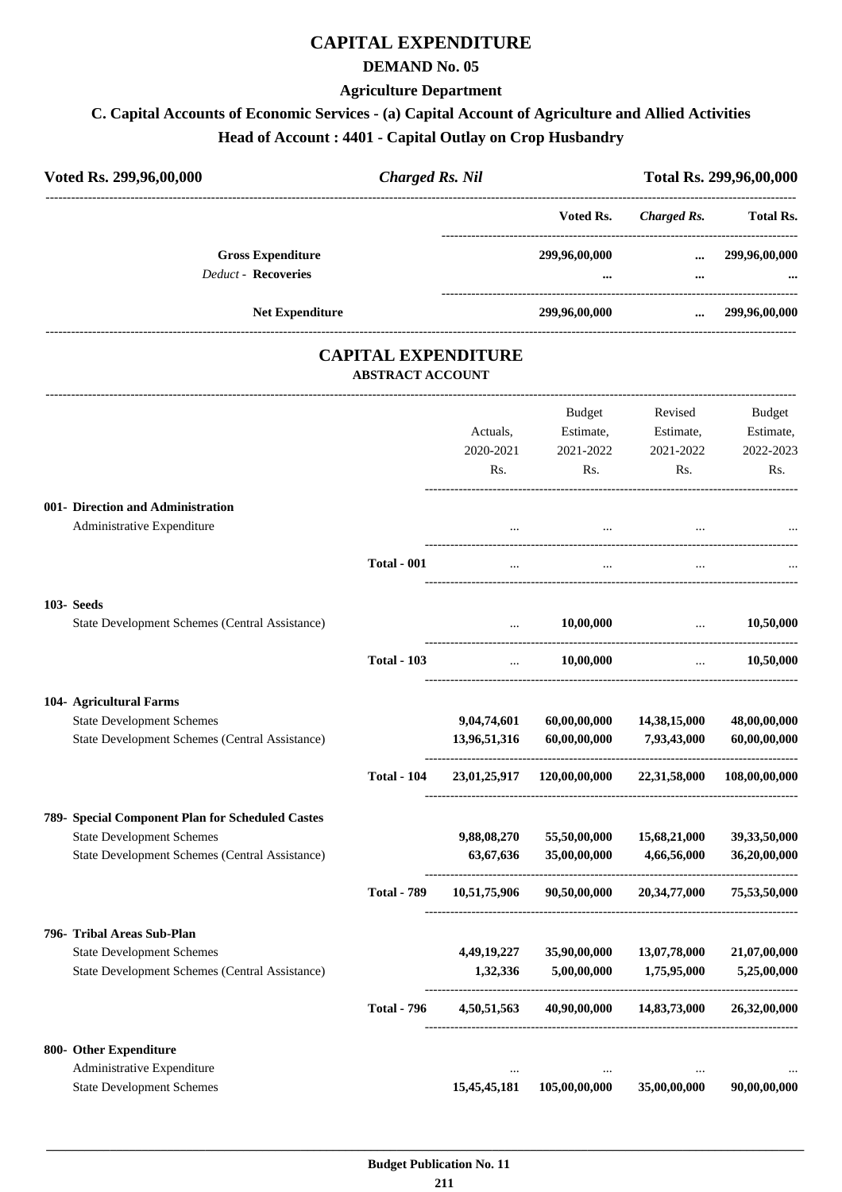# CAPITAL EXPENDITURE

## DEMAND No. 05

### Agriculture Department

### C. Capital Accounts of Economic Services - (a) Capital Account of Agriculture and Allied Activities

### Head of Account : 4401 - Capital Outlay on Crop Husbandry

| Voted Rs. 299,96,00,000 | *Charged Rs. Nil* | Total Rs. 299,96,00,000 |
|---|---|---|

| | Voted Rs. | *Charged Rs.* | Total Rs. |
|---|---|---|---|
| **Gross Expenditure** | **299,96,00,000** | **...** | **299,96,00,000** |
| *Deduct* - **Recoveries** | **...** | **...** | **...** |
| **Net Expenditure** | **299,96,00,000** | **...** | **299,96,00,000** |

## CAPITAL EXPENDITURE

### ABSTRACT ACCOUNT

| | | Actuals, 2020-2021 Rs. | Budget Estimate, 2021-2022 Rs. | Revised Estimate, 2021-2022 Rs. | Budget Estimate, 2022-2023 Rs. |
|---|---|---|---|---|---|
| **001- Direction and Administration** | | | | | |
| Administrative Expenditure | | ... | ... | ... | ... |
| | **Total - 001** | ... | ... | ... | ... |
| **103- Seeds** | | | | | |
| State Development Schemes (Central Assistance) | | ... | **10,00,000** | ... | **10,50,000** |
| | **Total - 103** | ... | **10,00,000** | ... | **10,50,000** |
| **104- Agricultural Farms** | | | | | |
| State Development Schemes | | **9,04,74,601** | **60,00,00,000** | **14,38,15,000** | **48,00,00,000** |
| State Development Schemes (Central Assistance) | | **13,96,51,316** | **60,00,00,000** | **7,93,43,000** | **60,00,00,000** |
| | **Total - 104** | **23,01,25,917** | **120,00,00,000** | **22,31,58,000** | **108,00,00,000** |
| **789- Special Component Plan for Scheduled Castes** | | | | | |
| State Development Schemes | | **9,88,08,270** | **55,50,00,000** | **15,68,21,000** | **39,33,50,000** |
| State Development Schemes (Central Assistance) | | **63,67,636** | **35,00,00,000** | **4,66,56,000** | **36,20,00,000** |
| | **Total - 789** | **10,51,75,906** | **90,50,00,000** | **20,34,77,000** | **75,53,50,000** |
| **796- Tribal Areas Sub-Plan** | | | | | |
| State Development Schemes | | **4,49,19,227** | **35,90,00,000** | **13,07,78,000** | **21,07,00,000** |
| State Development Schemes (Central Assistance) | | **1,32,336** | **5,00,00,000** | **1,75,95,000** | **5,25,00,000** |
| | **Total - 796** | **4,50,51,563** | **40,90,00,000** | **14,83,73,000** | **26,32,00,000** |
| **800- Other Expenditure** | | | | | |
| Administrative Expenditure | | ... | ... | ... | ... |
| State Development Schemes | | **15,45,45,181** | **105,00,00,000** | **35,00,00,000** | **90,00,00,000** |

**Budget Publication No. 11**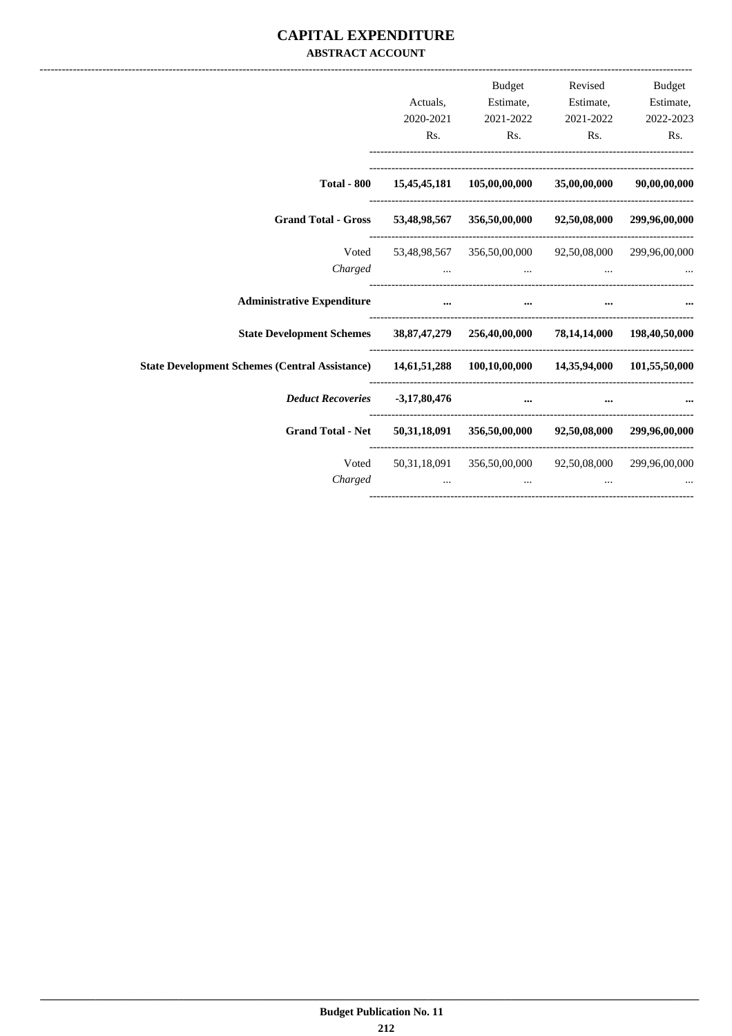# CAPITAL EXPENDITURE

**ABSTRACT ACCOUNT**

| | Actuals, 2020-2021 Rs. | Budget Estimate, 2021-2022 Rs. | Revised Estimate, 2021-2022 Rs. | Budget Estimate, 2022-2023 Rs. |
|---|---|---|---|---|
| **Total - 800** | **15,45,45,181** | **105,00,00,000** | **35,00,00,000** | **90,00,00,000** |
| **Grand Total - Gross** | **53,48,98,567** | **356,50,00,000** | **92,50,08,000** | **299,96,00,000** |
| Voted | 53,48,98,567 | 356,50,00,000 | 92,50,08,000 | 299,96,00,000 |
| *Charged* | ... | ... | ... | ... |
| **Administrative Expenditure** | **...** | **...** | **...** | **...** |
| **State Development Schemes** | **38,87,47,279** | **256,40,00,000** | **78,14,14,000** | **198,40,50,000** |
| **State Development Schemes (Central Assistance)** | **14,61,51,288** | **100,10,00,000** | **14,35,94,000** | **101,55,50,000** |
| ***Deduct Recoveries*** | **-3,17,80,476** | **...** | **...** | **...** |
| **Grand Total - Net** | **50,31,18,091** | **356,50,00,000** | **92,50,08,000** | **299,96,00,000** |
| Voted | 50,31,18,091 | 356,50,00,000 | 92,50,08,000 | 299,96,00,000 |
| *Charged* | ... | ... | ... | ... |

**Budget Publication No. 11**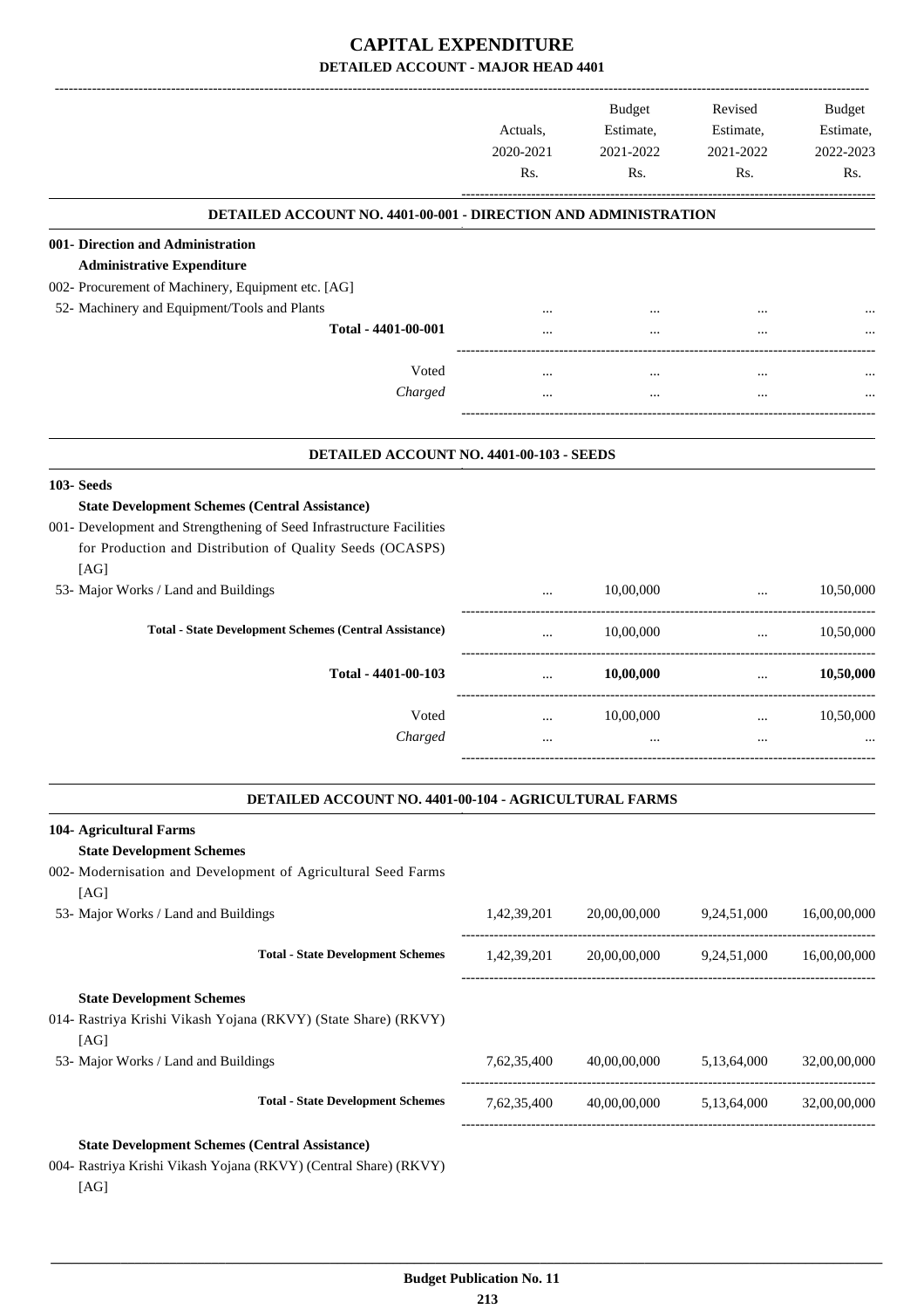# CAPITAL EXPENDITURE

## DETAILED ACCOUNT - MAJOR HEAD 4401

| | Actuals, 2020-2021 Rs. | Budget Estimate, 2021-2022 Rs. | Revised Estimate, 2021-2022 Rs. | Budget Estimate, 2022-2023 Rs. |
|---|---|---|---|---|
| **DETAILED ACCOUNT NO. 4401-00-001 - DIRECTION AND ADMINISTRATION** | | | | |
| **001- Direction and Administration** | | | | |
| **Administrative Expenditure** | | | | |
| 002- Procurement of Machinery, Equipment etc. [AG] | | | | |
| 52- Machinery and Equipment/Tools and Plants | ... | ... | ... | ... |
| **Total - 4401-00-001** | ... | ... | ... | ... |
| Voted | ... | ... | ... | ... |
| *Charged* | ... | ... | ... | ... |
| **DETAILED ACCOUNT NO. 4401-00-103 - SEEDS** | | | | |
| **103- Seeds** | | | | |
| **State Development Schemes (Central Assistance)** | | | | |
| 001- Development and Strengthening of Seed Infrastructure Facilities for Production and Distribution of Quality Seeds (OCASPS) [AG] | | | | |
| 53- Major Works / Land and Buildings | ... | 10,00,000 | ... | 10,50,000 |
| **Total - State Development Schemes (Central Assistance)** | ... | 10,00,000 | ... | 10,50,000 |
| **Total - 4401-00-103** | ... | **10,00,000** | ... | **10,50,000** |
| Voted | ... | 10,00,000 | ... | 10,50,000 |
| *Charged* | ... | ... | ... | ... |
| **DETAILED ACCOUNT NO. 4401-00-104 - AGRICULTURAL FARMS** | | | | |
| **104- Agricultural Farms** | | | | |
| **State Development Schemes** | | | | |
| 002- Modernisation and Development of Agricultural Seed Farms [AG] | | | | |
| 53- Major Works / Land and Buildings | 1,42,39,201 | 20,00,00,000 | 9,24,51,000 | 16,00,00,000 |
| **Total - State Development Schemes** | 1,42,39,201 | 20,00,00,000 | 9,24,51,000 | 16,00,00,000 |
| **State Development Schemes** | | | | |
| 014- Rastriya Krishi Vikash Yojana (RKVY) (State Share) (RKVY) [AG] | | | | |
| 53- Major Works / Land and Buildings | 7,62,35,400 | 40,00,00,000 | 5,13,64,000 | 32,00,00,000 |
| **Total - State Development Schemes** | 7,62,35,400 | 40,00,00,000 | 5,13,64,000 | 32,00,00,000 |
| **State Development Schemes (Central Assistance)** | | | | |
| 004- Rastriya Krishi Vikash Yojana (RKVY) (Central Share) (RKVY) [AG] | | | | |

Budget Publication No. 11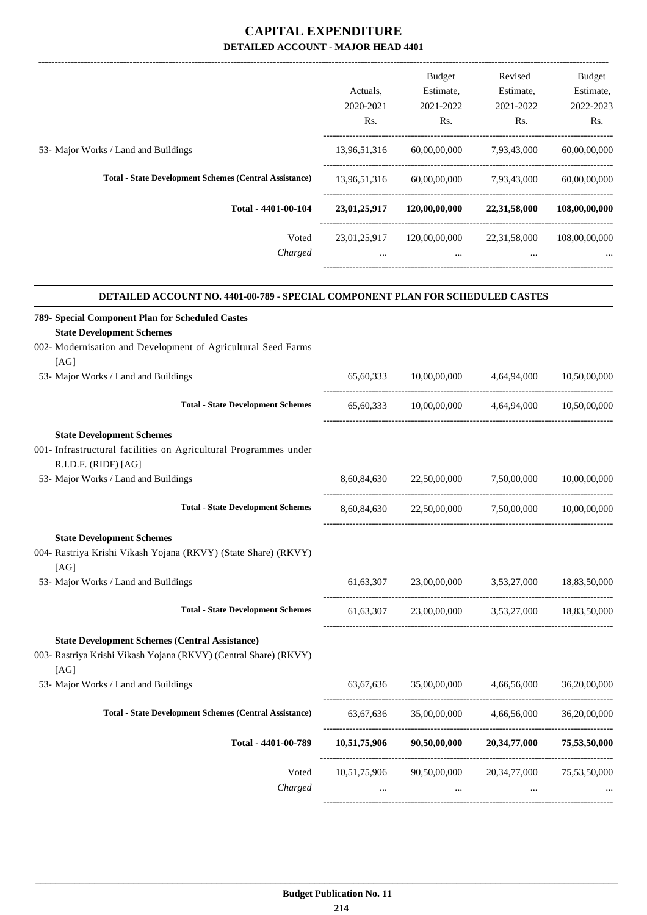# CAPITAL EXPENDITURE

## DETAILED ACCOUNT - MAJOR HEAD 4401

| | Actuals, 2020-2021 Rs. | Budget Estimate, 2021-2022 Rs. | Revised Estimate, 2021-2022 Rs. | Budget Estimate, 2022-2023 Rs. |
|---|---|---|---|---|
| 53- Major Works / Land and Buildings | 13,96,51,316 | 60,00,00,000 | 7,93,43,000 | 60,00,00,000 |
| **Total - State Development Schemes (Central Assistance)** | 13,96,51,316 | 60,00,00,000 | 7,93,43,000 | 60,00,00,000 |
| **Total - 4401-00-104** | **23,01,25,917** | **120,00,00,000** | **22,31,58,000** | **108,00,00,000** |
| Voted | 23,01,25,917 | 120,00,00,000 | 22,31,58,000 | 108,00,00,000 |
| *Charged* | ... | ... | ... | ... |

### DETAILED ACCOUNT NO. 4401-00-789 - SPECIAL COMPONENT PLAN FOR SCHEDULED CASTES

| | Actuals, 2020-2021 Rs. | Budget Estimate, 2021-2022 Rs. | Revised Estimate, 2021-2022 Rs. | Budget Estimate, 2022-2023 Rs. |
|---|---|---|---|---|
| **789- Special Component Plan for Scheduled Castes** | | | | |
| **State Development Schemes** | | | | |
| 002- Modernisation and Development of Agricultural Seed Farms [AG] | | | | |
| 53- Major Works / Land and Buildings | 65,60,333 | 10,00,00,000 | 4,64,94,000 | 10,50,00,000 |
| **Total - State Development Schemes** | 65,60,333 | 10,00,00,000 | 4,64,94,000 | 10,50,00,000 |
| **State Development Schemes** | | | | |
| 001- Infrastructural facilities on Agricultural Programmes under R.I.D.F. (RIDF) [AG] | | | | |
| 53- Major Works / Land and Buildings | 8,60,84,630 | 22,50,00,000 | 7,50,00,000 | 10,00,00,000 |
| **Total - State Development Schemes** | 8,60,84,630 | 22,50,00,000 | 7,50,00,000 | 10,00,00,000 |
| **State Development Schemes** | | | | |
| 004- Rastriya Krishi Vikash Yojana (RKVY) (State Share) (RKVY) [AG] | | | | |
| 53- Major Works / Land and Buildings | 61,63,307 | 23,00,00,000 | 3,53,27,000 | 18,83,50,000 |
| **Total - State Development Schemes** | 61,63,307 | 23,00,00,000 | 3,53,27,000 | 18,83,50,000 |
| **State Development Schemes (Central Assistance)** | | | | |
| 003- Rastriya Krishi Vikash Yojana (RKVY) (Central Share) (RKVY) [AG] | | | | |
| 53- Major Works / Land and Buildings | 63,67,636 | 35,00,00,000 | 4,66,56,000 | 36,20,00,000 |
| **Total - State Development Schemes (Central Assistance)** | 63,67,636 | 35,00,00,000 | 4,66,56,000 | 36,20,00,000 |
| **Total - 4401-00-789** | **10,51,75,906** | **90,50,00,000** | **20,34,77,000** | **75,53,50,000** |
| Voted | 10,51,75,906 | 90,50,00,000 | 20,34,77,000 | 75,53,50,000 |
| *Charged* | ... | ... | ... | ... |

**Budget Publication No. 11**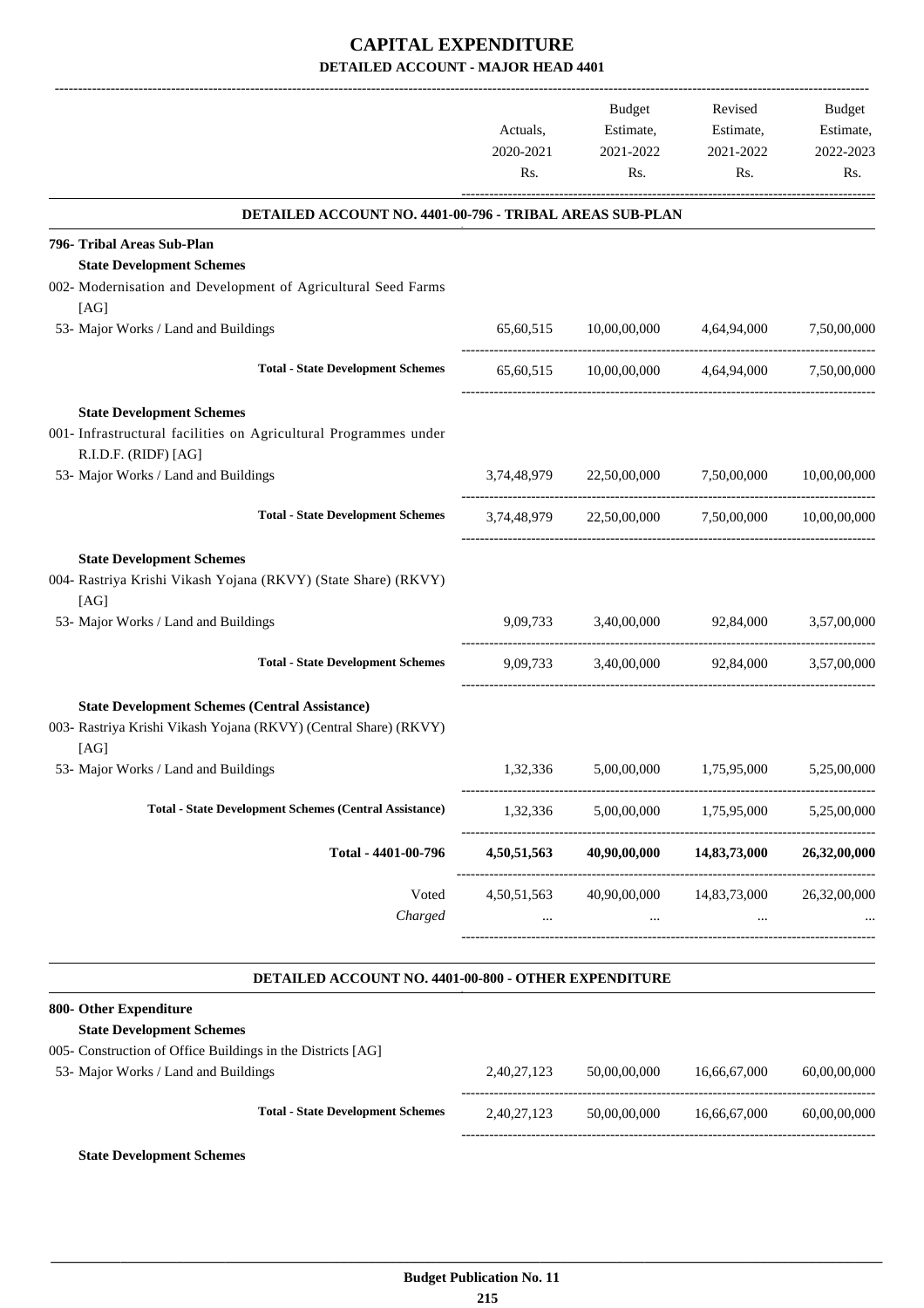# CAPITAL EXPENDITURE

## DETAILED ACCOUNT - MAJOR HEAD 4401

| | Actuals, 2020-2021 Rs. | Budget Estimate, 2021-2022 Rs. | Revised Estimate, 2021-2022 Rs. | Budget Estimate, 2022-2023 Rs. |
|---|---|---|---|---|
| **DETAILED ACCOUNT NO. 4401-00-796 - TRIBAL AREAS SUB-PLAN** | | | | |
| **796- Tribal Areas Sub-Plan** | | | | |
| **State Development Schemes** | | | | |
| 002- Modernisation and Development of Agricultural Seed Farms [AG] | | | | |
| 53- Major Works / Land and Buildings | 65,60,515 | 10,00,00,000 | 4,64,94,000 | 7,50,00,000 |
| **Total - State Development Schemes** | 65,60,515 | 10,00,00,000 | 4,64,94,000 | 7,50,00,000 |
| **State Development Schemes** | | | | |
| 001- Infrastructural facilities on Agricultural Programmes under R.I.D.F. (RIDF) [AG] | | | | |
| 53- Major Works / Land and Buildings | 3,74,48,979 | 22,50,00,000 | 7,50,00,000 | 10,00,00,000 |
| **Total - State Development Schemes** | 3,74,48,979 | 22,50,00,000 | 7,50,00,000 | 10,00,00,000 |
| **State Development Schemes** | | | | |
| 004- Rastriya Krishi Vikash Yojana (RKVY) (State Share) (RKVY) [AG] | | | | |
| 53- Major Works / Land and Buildings | 9,09,733 | 3,40,00,000 | 92,84,000 | 3,57,00,000 |
| **Total - State Development Schemes** | 9,09,733 | 3,40,00,000 | 92,84,000 | 3,57,00,000 |
| **State Development Schemes (Central Assistance)** | | | | |
| 003- Rastriya Krishi Vikash Yojana (RKVY) (Central Share) (RKVY) [AG] | | | | |
| 53- Major Works / Land and Buildings | 1,32,336 | 5,00,00,000 | 1,75,95,000 | 5,25,00,000 |
| **Total - State Development Schemes (Central Assistance)** | 1,32,336 | 5,00,00,000 | 1,75,95,000 | 5,25,00,000 |
| **Total - 4401-00-796** | **4,50,51,563** | **40,90,00,000** | **14,83,73,000** | **26,32,00,000** |
| Voted | 4,50,51,563 | 40,90,00,000 | 14,83,73,000 | 26,32,00,000 |
| *Charged* | ... | ... | ... | ... |
| **DETAILED ACCOUNT NO. 4401-00-800 - OTHER EXPENDITURE** | | | | |
| **800- Other Expenditure** | | | | |
| **State Development Schemes** | | | | |
| 005- Construction of Office Buildings in the Districts [AG] | | | | |
| 53- Major Works / Land and Buildings | 2,40,27,123 | 50,00,00,000 | 16,66,67,000 | 60,00,00,000 |
| **Total - State Development Schemes** | 2,40,27,123 | 50,00,00,000 | 16,66,67,000 | 60,00,00,000 |
| **State Development Schemes** | | | | |

Budget Publication No. 11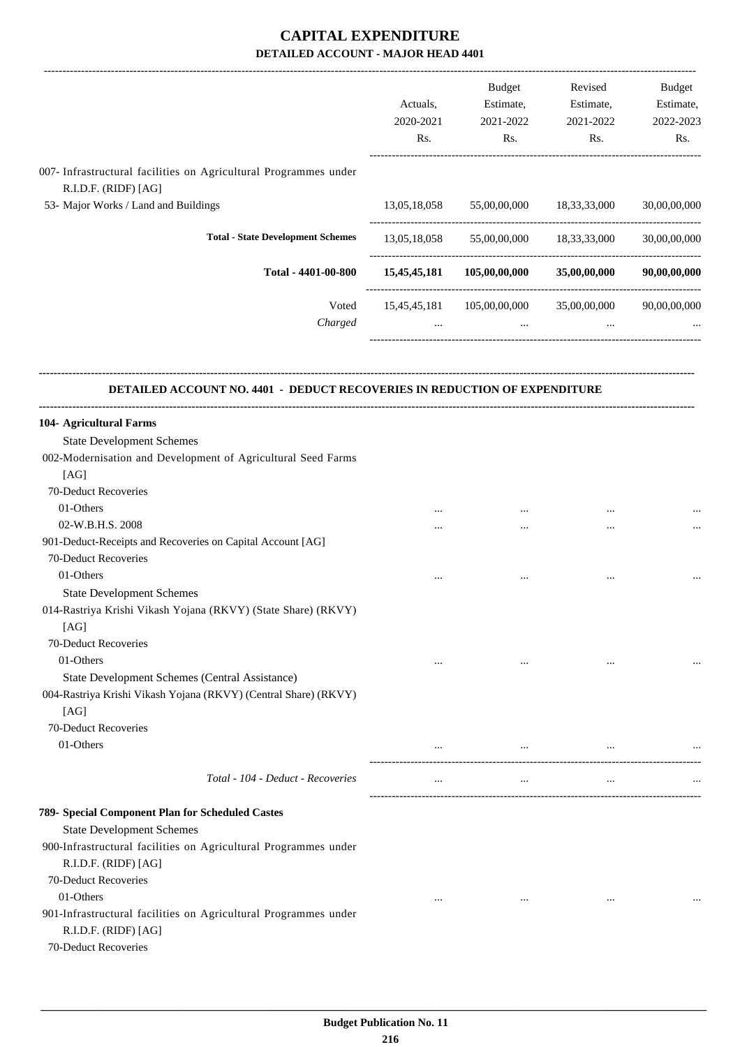# CAPITAL EXPENDITURE

## DETAILED ACCOUNT - MAJOR HEAD 4401

| | Actuals, 2020-2021 Rs. | Budget Estimate, 2021-2022 Rs. | Revised Estimate, 2021-2022 Rs. | Budget Estimate, 2022-2023 Rs. |
|---|---|---|---|---|
| 007- Infrastructural facilities on Agricultural Programmes under R.I.D.F. (RIDF) [AG] | | | | |
| 53- Major Works / Land and Buildings | 13,05,18,058 | 55,00,00,000 | 18,33,33,000 | 30,00,00,000 |
| **Total - State Development Schemes** | 13,05,18,058 | 55,00,00,000 | 18,33,33,000 | 30,00,00,000 |
| **Total - 4401-00-800** | **15,45,45,181** | **105,00,00,000** | **35,00,00,000** | **90,00,00,000** |
| Voted | 15,45,45,181 | 105,00,00,000 | 35,00,00,000 | 90,00,00,000 |
| *Charged* | ... | ... | ... | ... |

### DETAILED ACCOUNT NO. 4401 - DEDUCT RECOVERIES IN REDUCTION OF EXPENDITURE

| | Actuals, 2020-2021 Rs. | Budget Estimate, 2021-2022 Rs. | Revised Estimate, 2021-2022 Rs. | Budget Estimate, 2022-2023 Rs. |
|---|---|---|---|---|
| **104- Agricultural Farms** | | | | |
| State Development Schemes | | | | |
| 002-Modernisation and Development of Agricultural Seed Farms [AG] | | | | |
| 70-Deduct Recoveries | | | | |
| 01-Others | ... | ... | ... | ... |
| 02-W.B.H.S. 2008 | ... | ... | ... | ... |
| 901-Deduct-Receipts and Recoveries on Capital Account [AG] | | | | |
| 70-Deduct Recoveries | | | | |
| 01-Others | ... | ... | ... | ... |
| State Development Schemes | | | | |
| 014-Rastriya Krishi Vikash Yojana (RKVY) (State Share) (RKVY) [AG] | | | | |
| 70-Deduct Recoveries | | | | |
| 01-Others | ... | ... | ... | ... |
| State Development Schemes (Central Assistance) | | | | |
| 004-Rastriya Krishi Vikash Yojana (RKVY) (Central Share) (RKVY) [AG] | | | | |
| 70-Deduct Recoveries | | | | |
| 01-Others | ... | ... | ... | ... |
| *Total - 104 - Deduct - Recoveries* | ... | ... | ... | ... |
| **789- Special Component Plan for Scheduled Castes** | | | | |
| State Development Schemes | | | | |
| 900-Infrastructural facilities on Agricultural Programmes under R.I.D.F. (RIDF) [AG] | | | | |
| 70-Deduct Recoveries | | | | |
| 01-Others | ... | ... | ... | ... |
| 901-Infrastructural facilities on Agricultural Programmes under R.I.D.F. (RIDF) [AG] | | | | |
| 70-Deduct Recoveries | | | | |

**Budget Publication No. 11**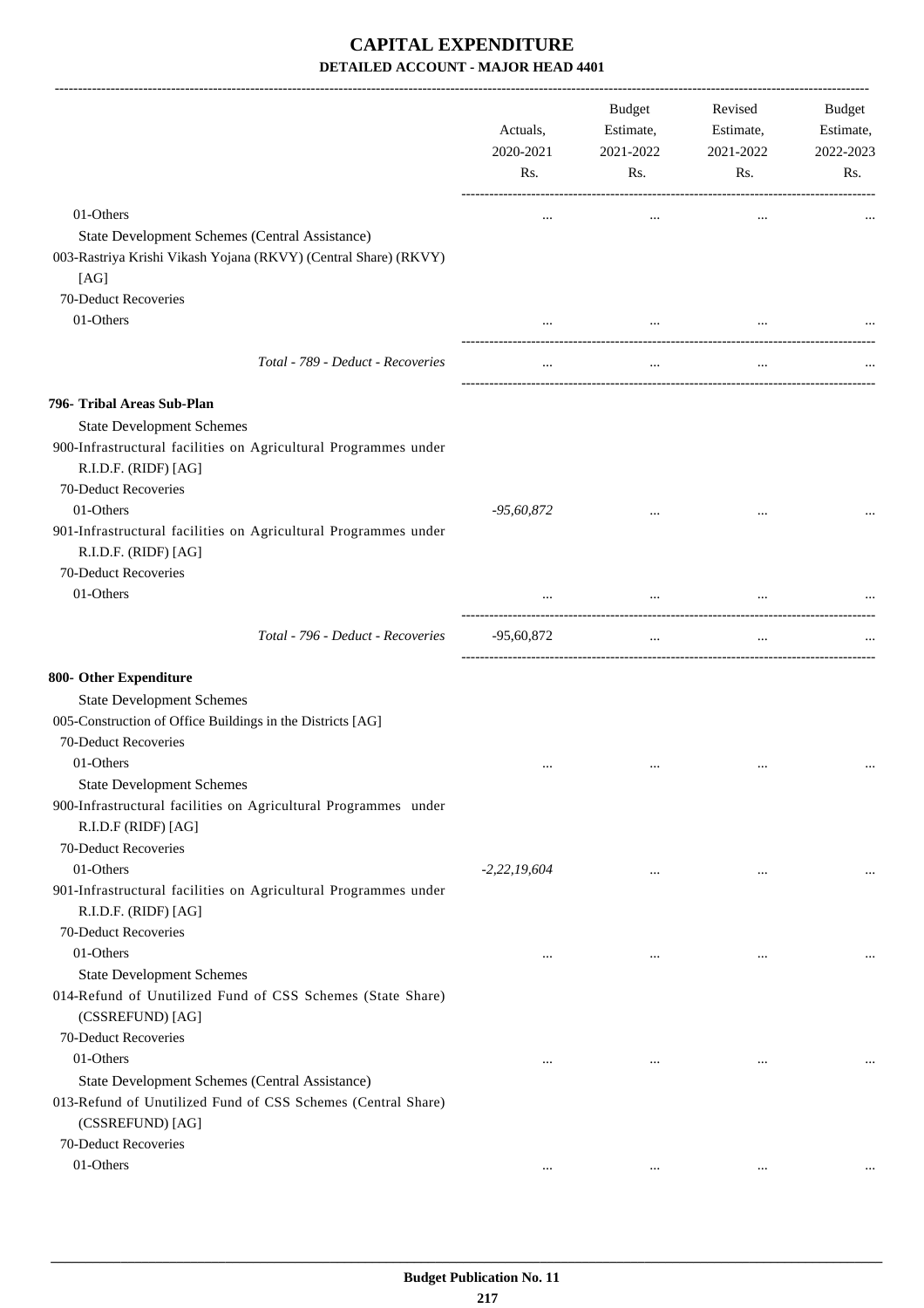# CAPITAL EXPENDITURE

## DETAILED ACCOUNT - MAJOR HEAD 4401

| | Actuals, 2020-2021 Rs. | Budget Estimate, 2021-2022 Rs. | Revised Estimate, 2021-2022 Rs. | Budget Estimate, 2022-2023 Rs. |
|---|---|---|---|---|
| 01-Others | ... | ... | ... | ... |
| State Development Schemes (Central Assistance) | | | | |
| 003-Rastriya Krishi Vikash Yojana (RKVY) (Central Share) (RKVY) [AG] | | | | |
| 70-Deduct Recoveries | | | | |
| 01-Others | ... | ... | ... | ... |
| *Total - 789 - Deduct - Recoveries* | ... | ... | ... | ... |
| **796- Tribal Areas Sub-Plan** | | | | |
| State Development Schemes | | | | |
| 900-Infrastructural facilities on Agricultural Programmes under R.I.D.F. (RIDF) [AG] | | | | |
| 70-Deduct Recoveries | | | | |
| 01-Others | *-95,60,872* | ... | ... | ... |
| 901-Infrastructural facilities on Agricultural Programmes under R.I.D.F. (RIDF) [AG] | | | | |
| 70-Deduct Recoveries | | | | |
| 01-Others | ... | ... | ... | ... |
| *Total - 796 - Deduct - Recoveries* | -95,60,872 | ... | ... | ... |
| **800- Other Expenditure** | | | | |
| State Development Schemes | | | | |
| 005-Construction of Office Buildings in the Districts [AG] | | | | |
| 70-Deduct Recoveries | | | | |
| 01-Others | ... | ... | ... | ... |
| State Development Schemes | | | | |
| 900-Infrastructural facilities on Agricultural Programmes under R.I.D.F (RIDF) [AG] | | | | |
| 70-Deduct Recoveries | | | | |
| 01-Others | *-2,22,19,604* | ... | ... | ... |
| 901-Infrastructural facilities on Agricultural Programmes under R.I.D.F. (RIDF) [AG] | | | | |
| 70-Deduct Recoveries | | | | |
| 01-Others | ... | ... | ... | ... |
| State Development Schemes | | | | |
| 014-Refund of Unutilized Fund of CSS Schemes (State Share) (CSSREFUND) [AG] | | | | |
| 70-Deduct Recoveries | | | | |
| 01-Others | ... | ... | ... | ... |
| State Development Schemes (Central Assistance) | | | | |
| 013-Refund of Unutilized Fund of CSS Schemes (Central Share) (CSSREFUND) [AG] | | | | |
| 70-Deduct Recoveries | | | | |
| 01-Others | ... | ... | ... | ... |

**Budget Publication No. 11**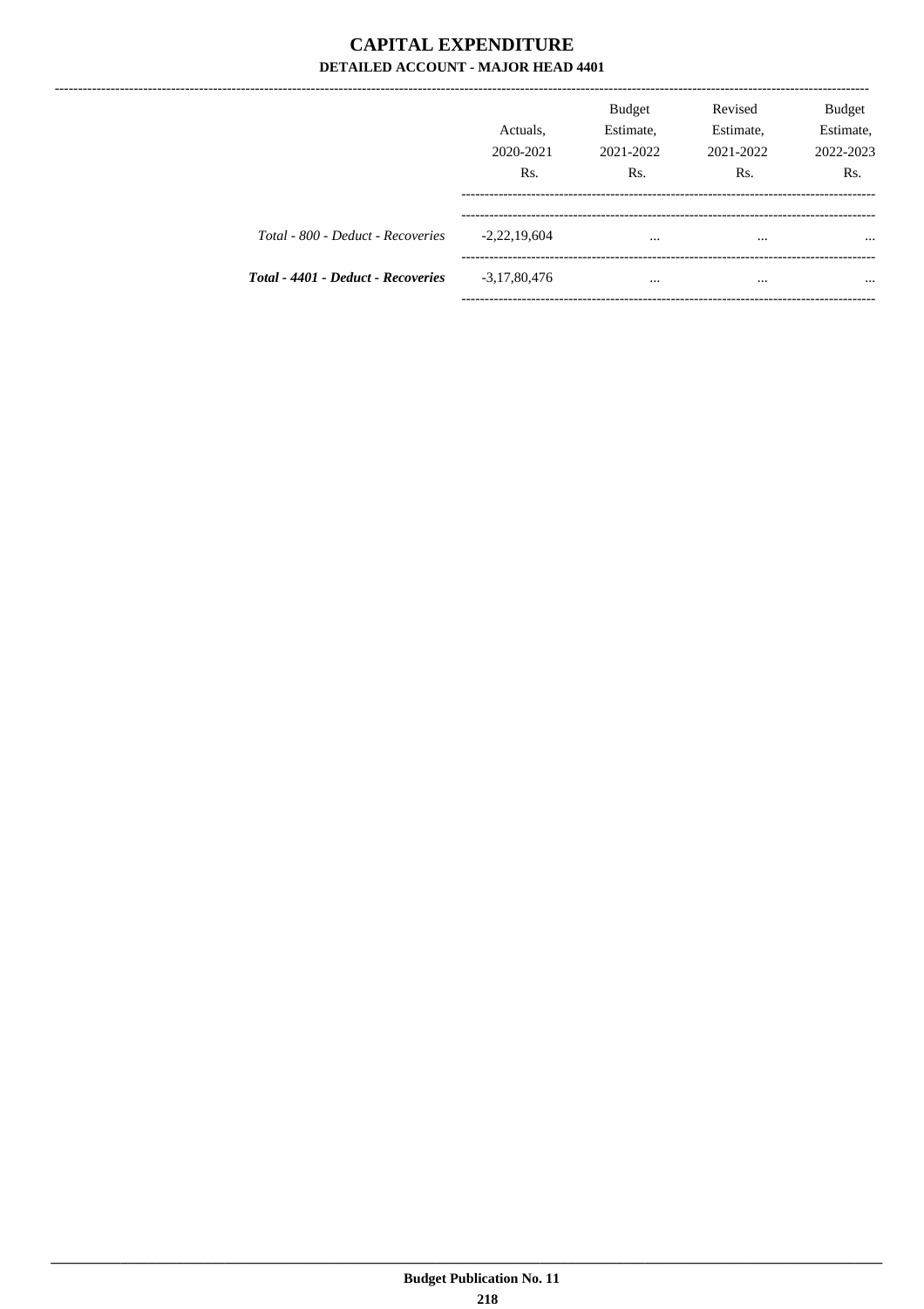# CAPITAL EXPENDITURE

## DETAILED ACCOUNT - MAJOR HEAD 4401

| | Actuals, 2020-2021 Rs. | Budget Estimate, 2021-2022 Rs. | Revised Estimate, 2021-2022 Rs. | Budget Estimate, 2022-2023 Rs. |
|---|---|---|---|---|
| *Total - 800 - Deduct - Recoveries* | -2,22,19,604 | ... | ... | ... |
| ***Total - 4401 - Deduct - Recoveries*** | -3,17,80,476 | ... | ... | ... |

**Budget Publication No. 11**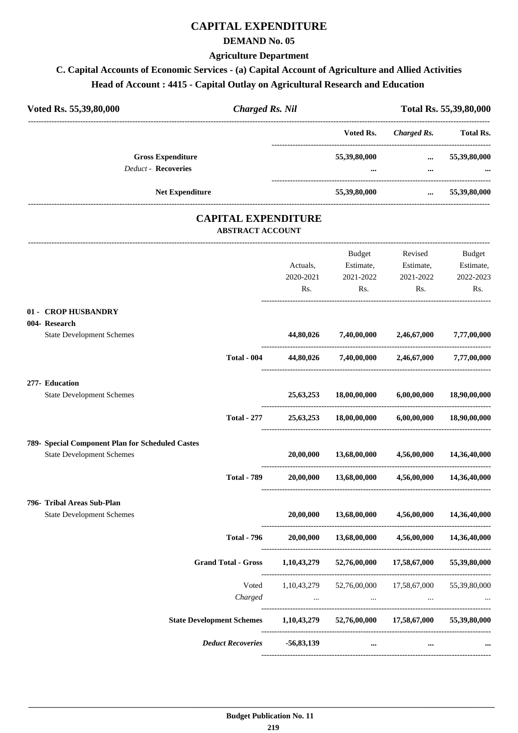# CAPITAL EXPENDITURE

## DEMAND No. 05

### Agriculture Department

### C. Capital Accounts of Economic Services - (a) Capital Account of Agriculture and Allied Activities

### Head of Account : 4415 - Capital Outlay on Agricultural Research and Education

**Voted Rs. 55,39,80,000** | ***Charged Rs. Nil*** | **Total Rs. 55,39,80,000**

| | Voted Rs. | *Charged Rs.* | Total Rs. |
|---|---|---|---|
| **Gross Expenditure** | **55,39,80,000** | **...** | **55,39,80,000** |
| *Deduct* - **Recoveries** | **...** | **...** | **...** |
| **Net Expenditure** | **55,39,80,000** | **...** | **55,39,80,000** |

## CAPITAL EXPENDITURE

### ABSTRACT ACCOUNT

| | Actuals, 2020-2021 Rs. | Budget Estimate, 2021-2022 Rs. | Revised Estimate, 2021-2022 Rs. | Budget Estimate, 2022-2023 Rs. |
|---|---|---|---|---|
| **01 - CROP HUSBANDRY** | | | | |
| **004- Research** | | | | |
| State Development Schemes | **44,80,026** | **7,40,00,000** | **2,46,67,000** | **7,77,00,000** |
| **Total - 004** | **44,80,026** | **7,40,00,000** | **2,46,67,000** | **7,77,00,000** |
| **277- Education** | | | | |
| State Development Schemes | **25,63,253** | **18,00,00,000** | **6,00,00,000** | **18,90,00,000** |
| **Total - 277** | **25,63,253** | **18,00,00,000** | **6,00,00,000** | **18,90,00,000** |
| **789- Special Component Plan for Scheduled Castes** | | | | |
| State Development Schemes | **20,00,000** | **13,68,00,000** | **4,56,00,000** | **14,36,40,000** |
| **Total - 789** | **20,00,000** | **13,68,00,000** | **4,56,00,000** | **14,36,40,000** |
| **796- Tribal Areas Sub-Plan** | | | | |
| State Development Schemes | **20,00,000** | **13,68,00,000** | **4,56,00,000** | **14,36,40,000** |
| **Total - 796** | **20,00,000** | **13,68,00,000** | **4,56,00,000** | **14,36,40,000** |
| **Grand Total - Gross** | **1,10,43,279** | **52,76,00,000** | **17,58,67,000** | **55,39,80,000** |
| Voted | 1,10,43,279 | 52,76,00,000 | 17,58,67,000 | 55,39,80,000 |
| *Charged* | ... | ... | ... | ... |
| **State Development Schemes** | **1,10,43,279** | **52,76,00,000** | **17,58,67,000** | **55,39,80,000** |
| ***Deduct Recoveries*** | **-56,83,139** | **...** | **...** | **...** |

**Budget Publication No. 11**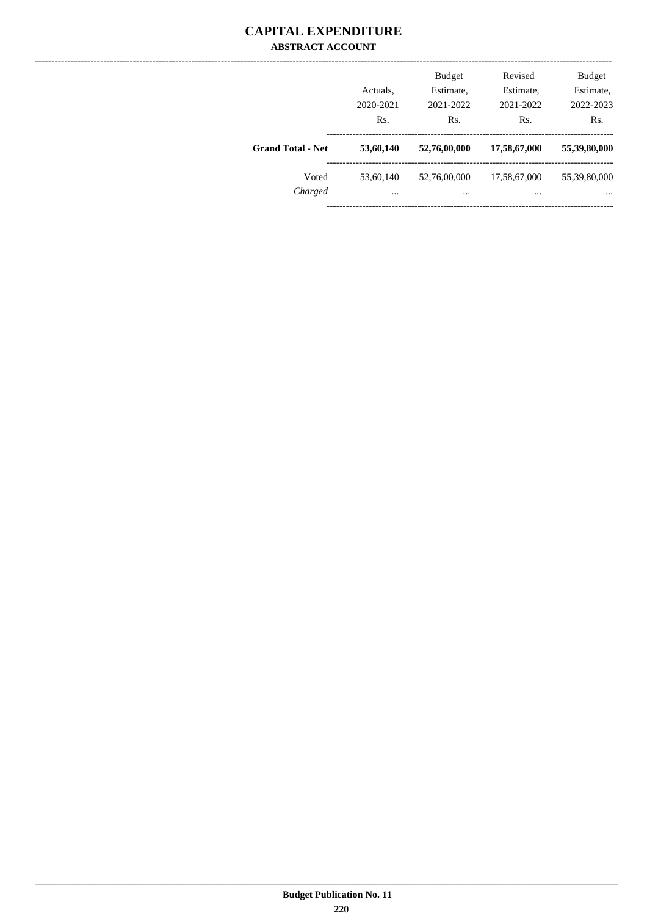# CAPITAL EXPENDITURE

## ABSTRACT ACCOUNT

| | Actuals, 2020-2021 Rs. | Budget Estimate, 2021-2022 Rs. | Revised Estimate, 2021-2022 Rs. | Budget Estimate, 2022-2023 Rs. |
|---|---|---|---|---|
| **Grand Total - Net** | **53,60,140** | **52,76,00,000** | **17,58,67,000** | **55,39,80,000** |
| Voted | 53,60,140 | 52,76,00,000 | 17,58,67,000 | 55,39,80,000 |
| *Charged* | ... | ... | ... | ... |

Budget Publication No. 11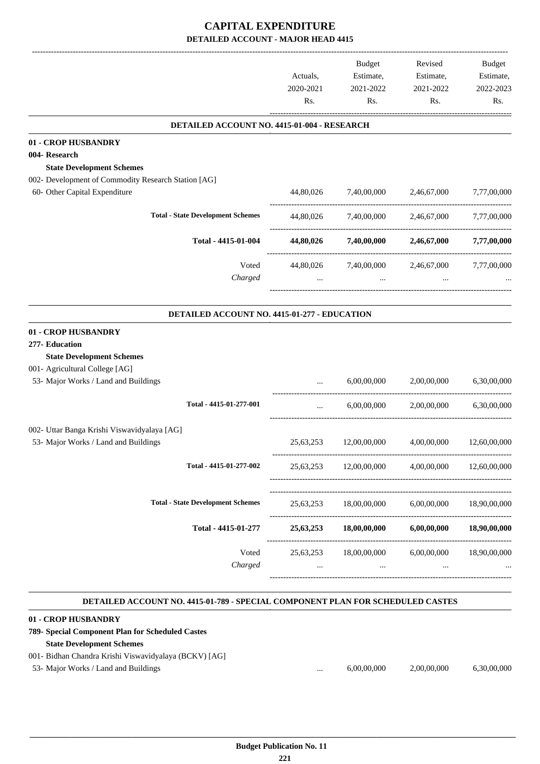# CAPITAL EXPENDITURE

## DETAILED ACCOUNT - MAJOR HEAD 4415

| | Actuals, 2020-2021 Rs. | Budget Estimate, 2021-2022 Rs. | Revised Estimate, 2021-2022 Rs. | Budget Estimate, 2022-2023 Rs. |
|---|---|---|---|---|
| **DETAILED ACCOUNT NO. 4415-01-004 - RESEARCH** | | | | |
| **01 - CROP HUSBANDRY** | | | | |
| **004- Research** | | | | |
| **State Development Schemes** | | | | |
| 002- Development of Commodity Research Station [AG] | | | | |
| 60- Other Capital Expenditure | 44,80,026 | 7,40,00,000 | 2,46,67,000 | 7,77,00,000 |
| **Total - State Development Schemes** | 44,80,026 | 7,40,00,000 | 2,46,67,000 | 7,77,00,000 |
| **Total - 4415-01-004** | **44,80,026** | **7,40,00,000** | **2,46,67,000** | **7,77,00,000** |
| Voted | 44,80,026 | 7,40,00,000 | 2,46,67,000 | 7,77,00,000 |
| *Charged* | ... | ... | ... | ... |
| **DETAILED ACCOUNT NO. 4415-01-277 - EDUCATION** | | | | |
| **01 - CROP HUSBANDRY** | | | | |
| **277- Education** | | | | |
| **State Development Schemes** | | | | |
| 001- Agricultural College [AG] | | | | |
| 53- Major Works / Land and Buildings | ... | 6,00,00,000 | 2,00,00,000 | 6,30,00,000 |
| **Total - 4415-01-277-001** | ... | 6,00,00,000 | 2,00,00,000 | 6,30,00,000 |
| 002- Uttar Banga Krishi Viswavidyalaya [AG] | | | | |
| 53- Major Works / Land and Buildings | 25,63,253 | 12,00,00,000 | 4,00,00,000 | 12,60,00,000 |
| **Total - 4415-01-277-002** | 25,63,253 | 12,00,00,000 | 4,00,00,000 | 12,60,00,000 |
| **Total - State Development Schemes** | 25,63,253 | 18,00,00,000 | 6,00,00,000 | 18,90,00,000 |
| **Total - 4415-01-277** | **25,63,253** | **18,00,00,000** | **6,00,00,000** | **18,90,00,000** |
| Voted | 25,63,253 | 18,00,00,000 | 6,00,00,000 | 18,90,00,000 |
| *Charged* | ... | ... | ... | ... |
| **DETAILED ACCOUNT NO. 4415-01-789 - SPECIAL COMPONENT PLAN FOR SCHEDULED CASTES** | | | | |
| **01 - CROP HUSBANDRY** | | | | |
| **789- Special Component Plan for Scheduled Castes** | | | | |
| **State Development Schemes** | | | | |
| 001- Bidhan Chandra Krishi Viswavidyalaya (BCKV) [AG] | | | | |
| 53- Major Works / Land and Buildings | ... | 6,00,00,000 | 2,00,00,000 | 6,30,00,000 |

**Budget Publication No. 11**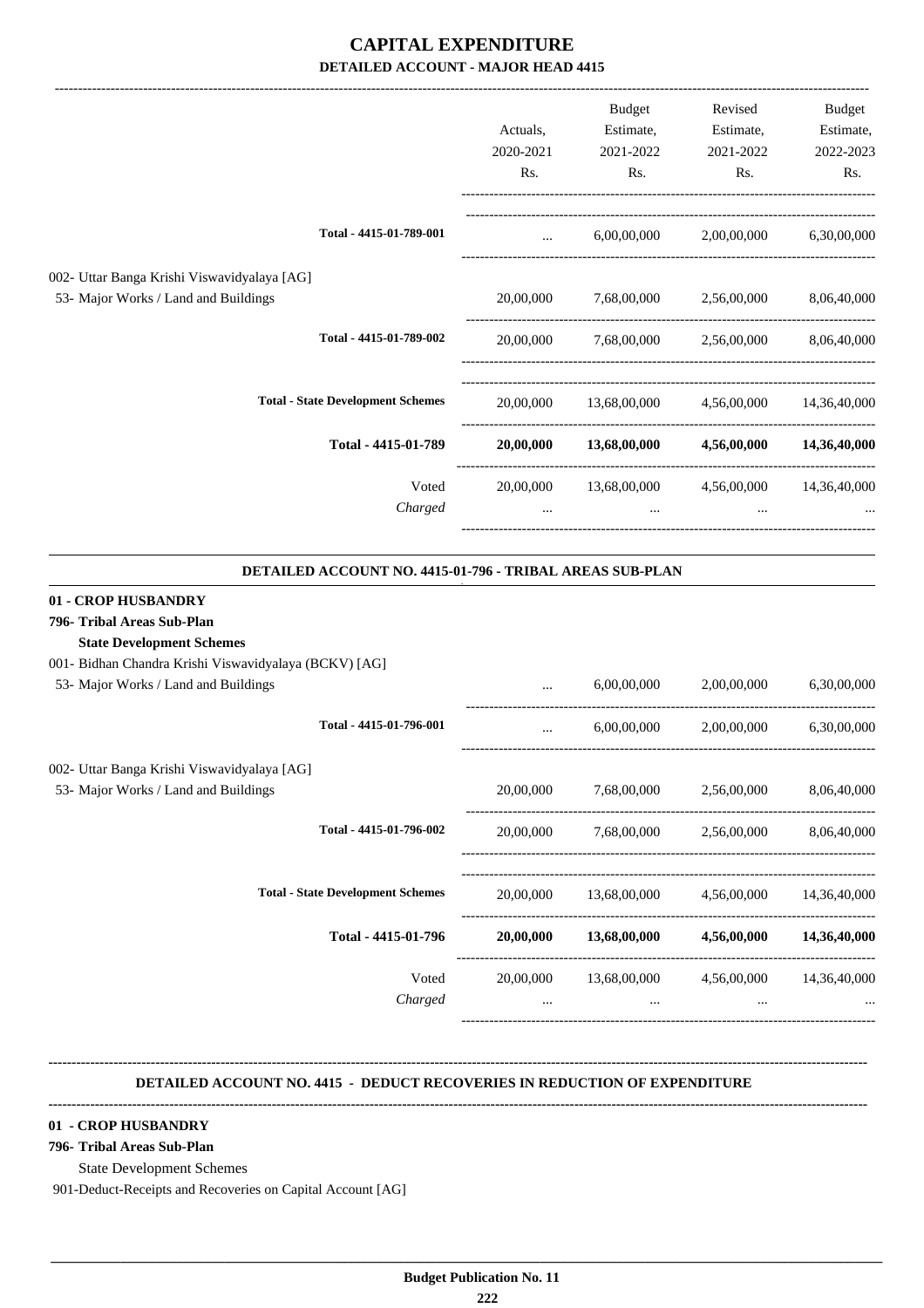# CAPITAL EXPENDITURE
## DETAILED ACCOUNT - MAJOR HEAD 4415

| | Actuals, 2020-2021 Rs. | Budget Estimate, 2021-2022 Rs. | Revised Estimate, 2021-2022 Rs. | Budget Estimate, 2022-2023 Rs. |
|---|---|---|---|---|
| Total - 4415-01-789-001 | ... | 6,00,00,000 | 2,00,00,000 | 6,30,00,000 |
| 002- Uttar Banga Krishi Viswavidyalaya [AG] | | | | |
| 53- Major Works / Land and Buildings | 20,00,000 | 7,68,00,000 | 2,56,00,000 | 8,06,40,000 |
| Total - 4415-01-789-002 | 20,00,000 | 7,68,00,000 | 2,56,00,000 | 8,06,40,000 |
| Total - State Development Schemes | 20,00,000 | 13,68,00,000 | 4,56,00,000 | 14,36,40,000 |
| **Total - 4415-01-789** | **20,00,000** | **13,68,00,000** | **4,56,00,000** | **14,36,40,000** |
| Voted | 20,00,000 | 13,68,00,000 | 4,56,00,000 | 14,36,40,000 |
| *Charged* | ... | ... | ... | ... |

**DETAILED ACCOUNT NO. 4415-01-796 - TRIBAL AREAS SUB-PLAN**

| | Actuals, 2020-2021 Rs. | Budget Estimate, 2021-2022 Rs. | Revised Estimate, 2021-2022 Rs. | Budget Estimate, 2022-2023 Rs. |
|---|---|---|---|---|
| **01 - CROP HUSBANDRY** | | | | |
| **796- Tribal Areas Sub-Plan** | | | | |
| **State Development Schemes** | | | | |
| 001- Bidhan Chandra Krishi Viswavidyalaya (BCKV) [AG] | | | | |
| 53- Major Works / Land and Buildings | ... | 6,00,00,000 | 2,00,00,000 | 6,30,00,000 |
| Total - 4415-01-796-001 | ... | 6,00,00,000 | 2,00,00,000 | 6,30,00,000 |
| 002- Uttar Banga Krishi Viswavidyalaya [AG] | | | | |
| 53- Major Works / Land and Buildings | 20,00,000 | 7,68,00,000 | 2,56,00,000 | 8,06,40,000 |
| Total - 4415-01-796-002 | 20,00,000 | 7,68,00,000 | 2,56,00,000 | 8,06,40,000 |
| Total - State Development Schemes | 20,00,000 | 13,68,00,000 | 4,56,00,000 | 14,36,40,000 |
| **Total - 4415-01-796** | **20,00,000** | **13,68,00,000** | **4,56,00,000** | **14,36,40,000** |
| Voted | 20,00,000 | 13,68,00,000 | 4,56,00,000 | 14,36,40,000 |
| *Charged* | ... | ... | ... | ... |

**DETAILED ACCOUNT NO. 4415 - DEDUCT RECOVERIES IN REDUCTION OF EXPENDITURE**

**01 - CROP HUSBANDRY**

**796- Tribal Areas Sub-Plan**

State Development Schemes

901-Deduct-Receipts and Recoveries on Capital Account [AG]

Budget Publication No. 11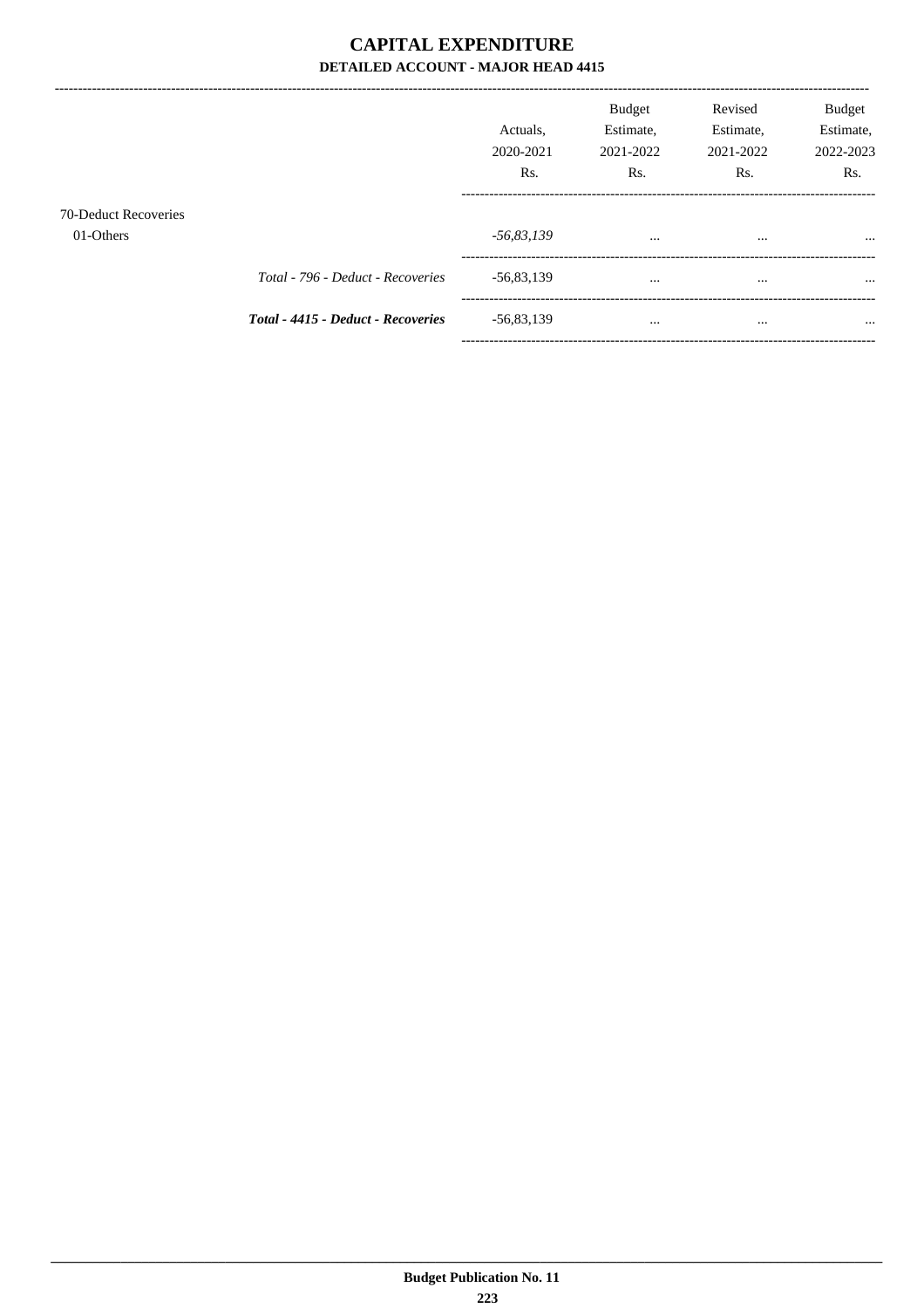# CAPITAL EXPENDITURE

## DETAILED ACCOUNT - MAJOR HEAD 4415

| | | Actuals, 2020-2021 Rs. | Budget Estimate, 2021-2022 Rs. | Revised Estimate, 2021-2022 Rs. | Budget Estimate, 2022-2023 Rs. |
|---|---|---|---|---|---|
| 70-Deduct Recoveries | | | | | |
| 01-Others | | *-56,83,139* | ... | ... | ... |
| | *Total - 796 - Deduct - Recoveries* | -56,83,139 | ... | ... | ... |
| | ***Total - 4415 - Deduct - Recoveries*** | -56,83,139 | ... | ... | ... |

**Budget Publication No. 11**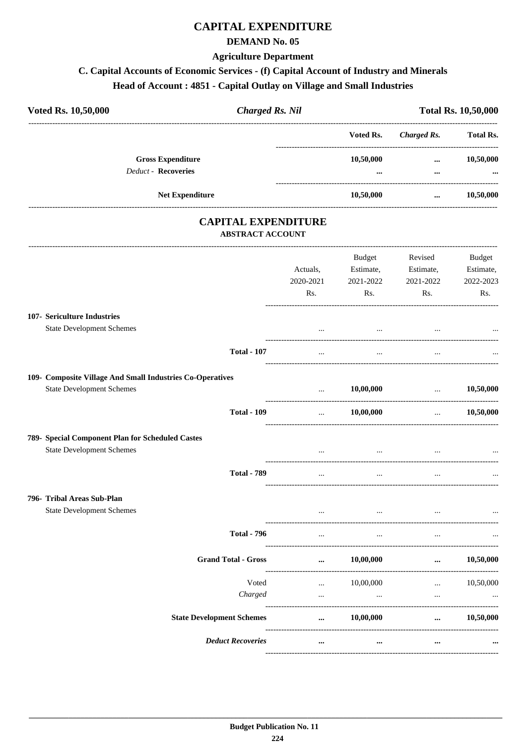# CAPITAL EXPENDITURE

## DEMAND No. 05

### Agriculture Department

### C. Capital Accounts of Economic Services - (f) Capital Account of Industry and Minerals

### Head of Account : 4851 - Capital Outlay on Village and Small Industries

**Voted Rs. 10,50,000** | ***Charged Rs. Nil*** | **Total Rs. 10,50,000**

| | Voted Rs. | *Charged Rs.* | Total Rs. |
|---|---|---|---|
| **Gross Expenditure** | **10,50,000** | **...** | **10,50,000** |
| *Deduct* - **Recoveries** | **...** | **...** | **...** |
| **Net Expenditure** | **10,50,000** | **...** | **10,50,000** |

## CAPITAL EXPENDITURE

### ABSTRACT ACCOUNT

| | Actuals, 2020-2021 Rs. | Budget Estimate, 2021-2022 Rs. | Revised Estimate, 2021-2022 Rs. | Budget Estimate, 2022-2023 Rs. |
|---|---|---|---|---|
| **107- Sericulture Industries** | | | | |
| State Development Schemes | ... | ... | ... | ... |
| **Total - 107** | ... | ... | ... | ... |
| **109- Composite Village And Small Industries Co-Operatives** | | | | |
| State Development Schemes | ... | **10,00,000** | ... | **10,50,000** |
| **Total - 109** | ... | **10,00,000** | ... | **10,50,000** |
| **789- Special Component Plan for Scheduled Castes** | | | | |
| State Development Schemes | ... | ... | ... | ... |
| **Total - 789** | ... | ... | ... | ... |
| **796- Tribal Areas Sub-Plan** | | | | |
| State Development Schemes | ... | ... | ... | ... |
| **Total - 796** | ... | ... | ... | ... |
| **Grand Total - Gross** | **...** | **10,00,000** | **...** | **10,50,000** |
| Voted | ... | 10,00,000 | ... | 10,50,000 |
| *Charged* | ... | ... | ... | ... |
| **State Development Schemes** | **...** | **10,00,000** | **...** | **10,50,000** |
| ***Deduct Recoveries*** | **...** | **...** | **...** | **...** |

**Budget Publication No. 11**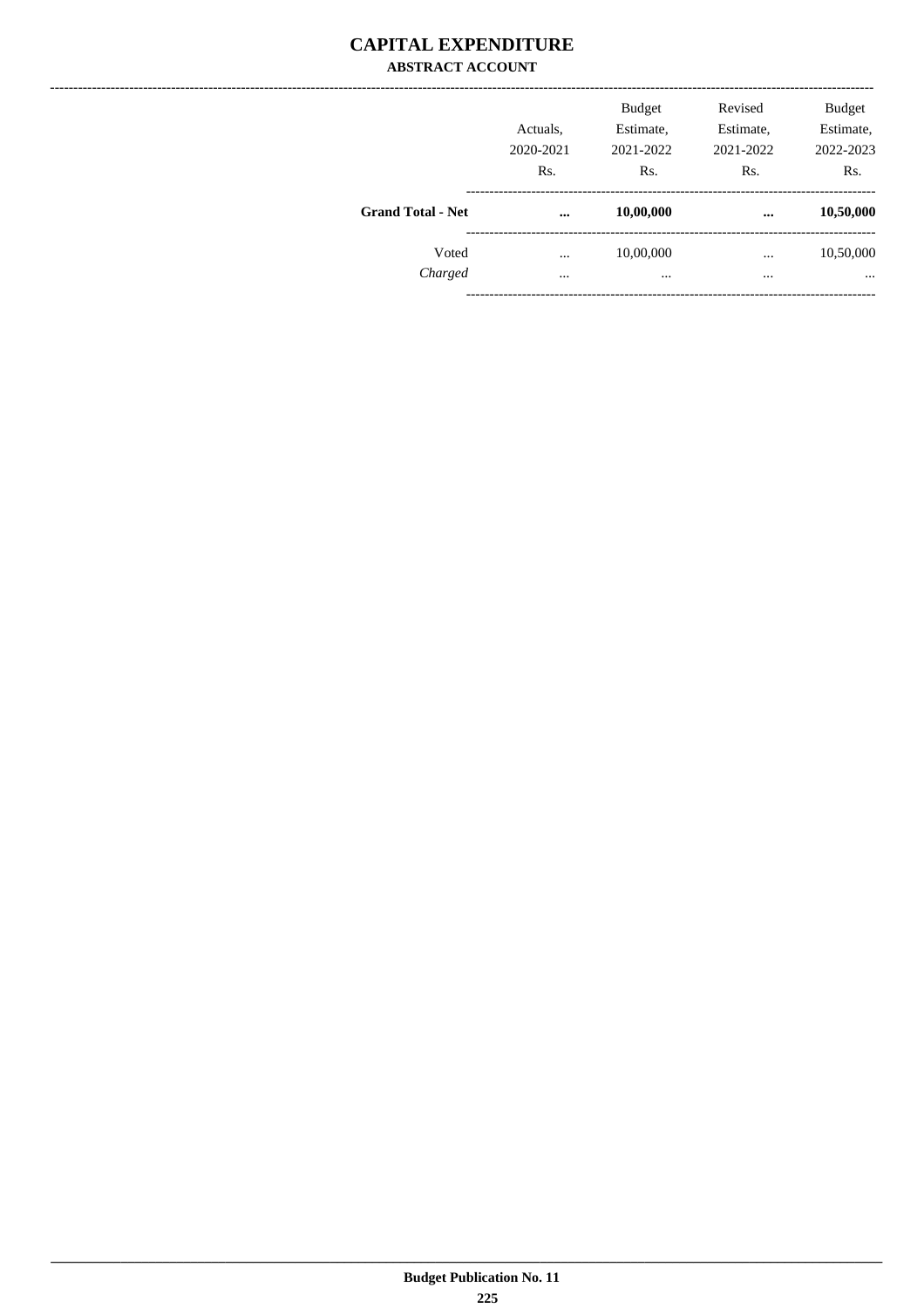# CAPITAL EXPENDITURE

## ABSTRACT ACCOUNT

| | Actuals, 2020-2021 Rs. | Budget Estimate, 2021-2022 Rs. | Revised Estimate, 2021-2022 Rs. | Budget Estimate, 2022-2023 Rs. |
|---|---|---|---|---|
| **Grand Total - Net** | **...** | **10,00,000** | **...** | **10,50,000** |
| Voted | ... | 10,00,000 | ... | 10,50,000 |
| *Charged* | ... | ... | ... | ... |

**Budget Publication No. 11**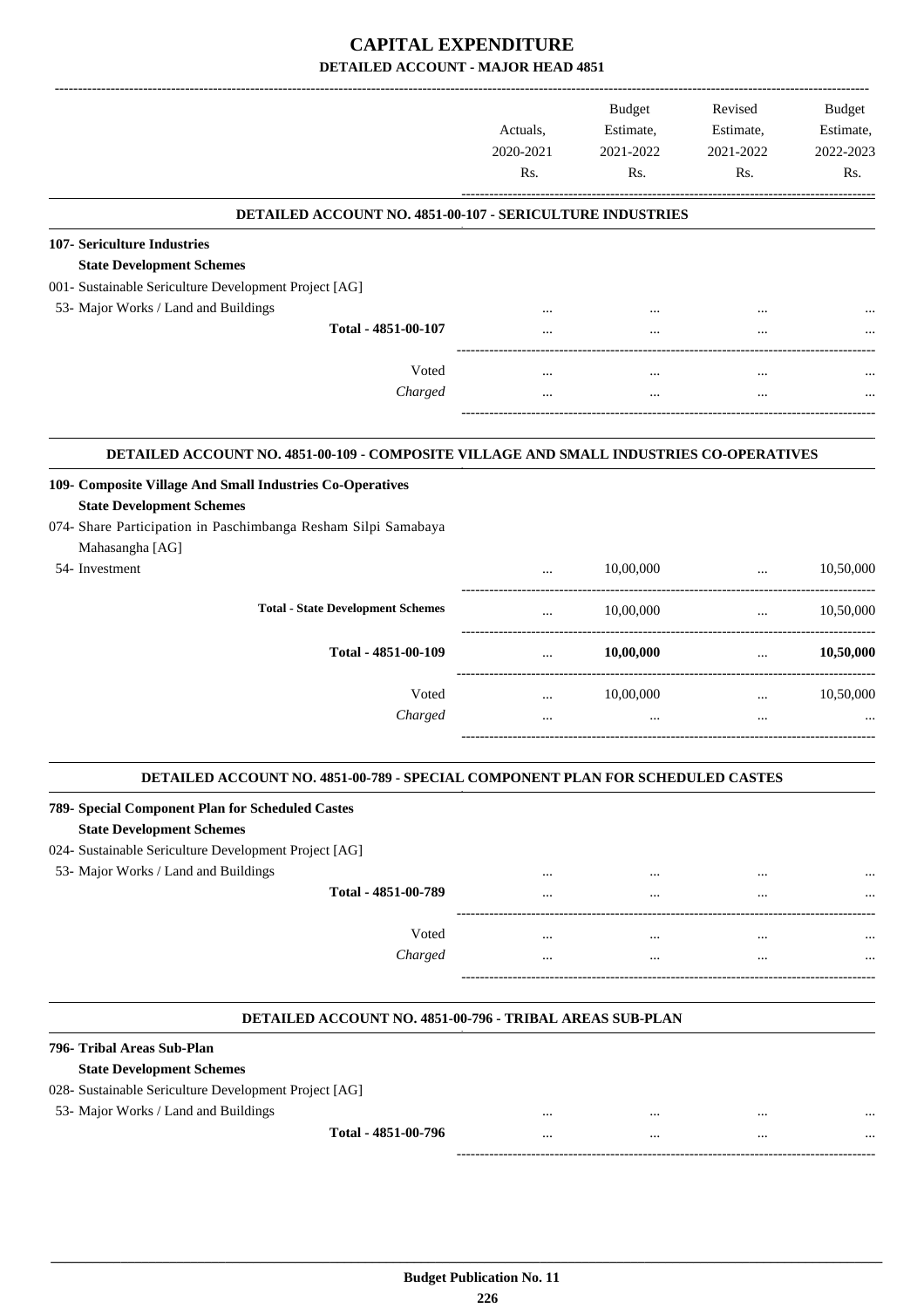# CAPITAL EXPENDITURE

## DETAILED ACCOUNT - MAJOR HEAD 4851

| | Actuals, 2020-2021 Rs. | Budget Estimate, 2021-2022 Rs. | Revised Estimate, 2021-2022 Rs. | Budget Estimate, 2022-2023 Rs. |
|---|---|---|---|---|
| **DETAILED ACCOUNT NO. 4851-00-107 - SERICULTURE INDUSTRIES** | | | | |
| **107- Sericulture Industries** | | | | |
| **State Development Schemes** | | | | |
| 001- Sustainable Sericulture Development Project [AG] | | | | |
| 53- Major Works / Land and Buildings | ... | ... | ... | ... |
| **Total - 4851-00-107** | ... | ... | ... | ... |
| Voted | ... | ... | ... | ... |
| *Charged* | ... | ... | ... | ... |
| **DETAILED ACCOUNT NO. 4851-00-109 - COMPOSITE VILLAGE AND SMALL INDUSTRIES CO-OPERATIVES** | | | | |
| **109- Composite Village And Small Industries Co-Operatives** | | | | |
| **State Development Schemes** | | | | |
| 074- Share Participation in Paschimbanga Resham Silpi Samabaya Mahasangha [AG] | | | | |
| 54- Investment | ... | 10,00,000 | ... | 10,50,000 |
| **Total - State Development Schemes** | ... | 10,00,000 | ... | 10,50,000 |
| **Total - 4851-00-109** | ... | **10,00,000** | ... | **10,50,000** |
| Voted | ... | 10,00,000 | ... | 10,50,000 |
| *Charged* | ... | ... | ... | ... |
| **DETAILED ACCOUNT NO. 4851-00-789 - SPECIAL COMPONENT PLAN FOR SCHEDULED CASTES** | | | | |
| **789- Special Component Plan for Scheduled Castes** | | | | |
| **State Development Schemes** | | | | |
| 024- Sustainable Sericulture Development Project [AG] | | | | |
| 53- Major Works / Land and Buildings | ... | ... | ... | ... |
| **Total - 4851-00-789** | ... | ... | ... | ... |
| Voted | ... | ... | ... | ... |
| *Charged* | ... | ... | ... | ... |
| **DETAILED ACCOUNT NO. 4851-00-796 - TRIBAL AREAS SUB-PLAN** | | | | |
| **796- Tribal Areas Sub-Plan** | | | | |
| **State Development Schemes** | | | | |
| 028- Sustainable Sericulture Development Project [AG] | | | | |
| 53- Major Works / Land and Buildings | ... | ... | ... | ... |
| **Total - 4851-00-796** | ... | ... | ... | ... |

**Budget Publication No. 11**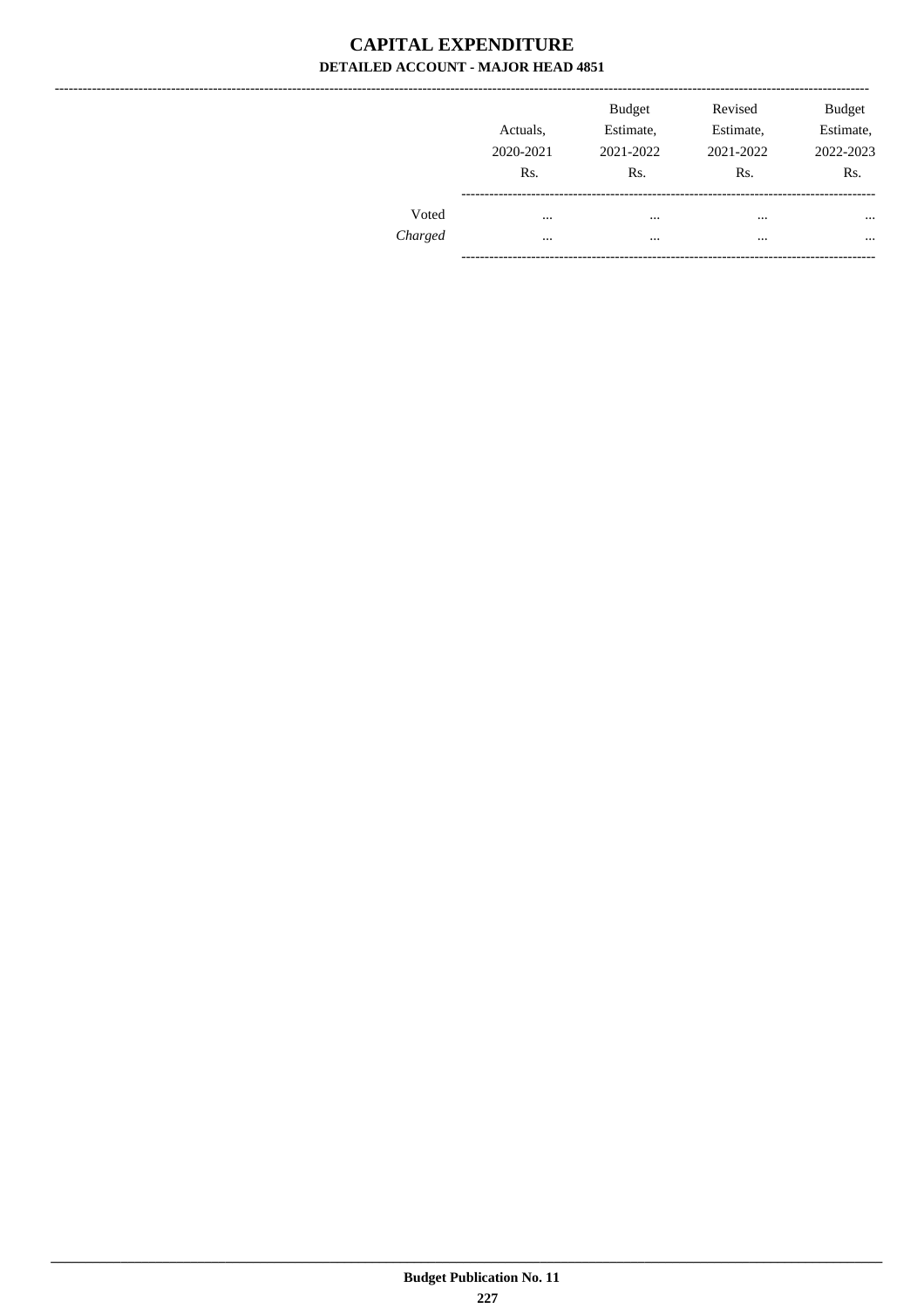# CAPITAL EXPENDITURE

## DETAILED ACCOUNT - MAJOR HEAD 4851

| | Actuals, 2020-2021 Rs. | Budget Estimate, 2021-2022 Rs. | Revised Estimate, 2021-2022 Rs. | Budget Estimate, 2022-2023 Rs. |
|---|---|---|---|---|
| Voted | ... | ... | ... | ... |
| *Charged* | ... | ... | ... | ... |

**Budget Publication No. 11**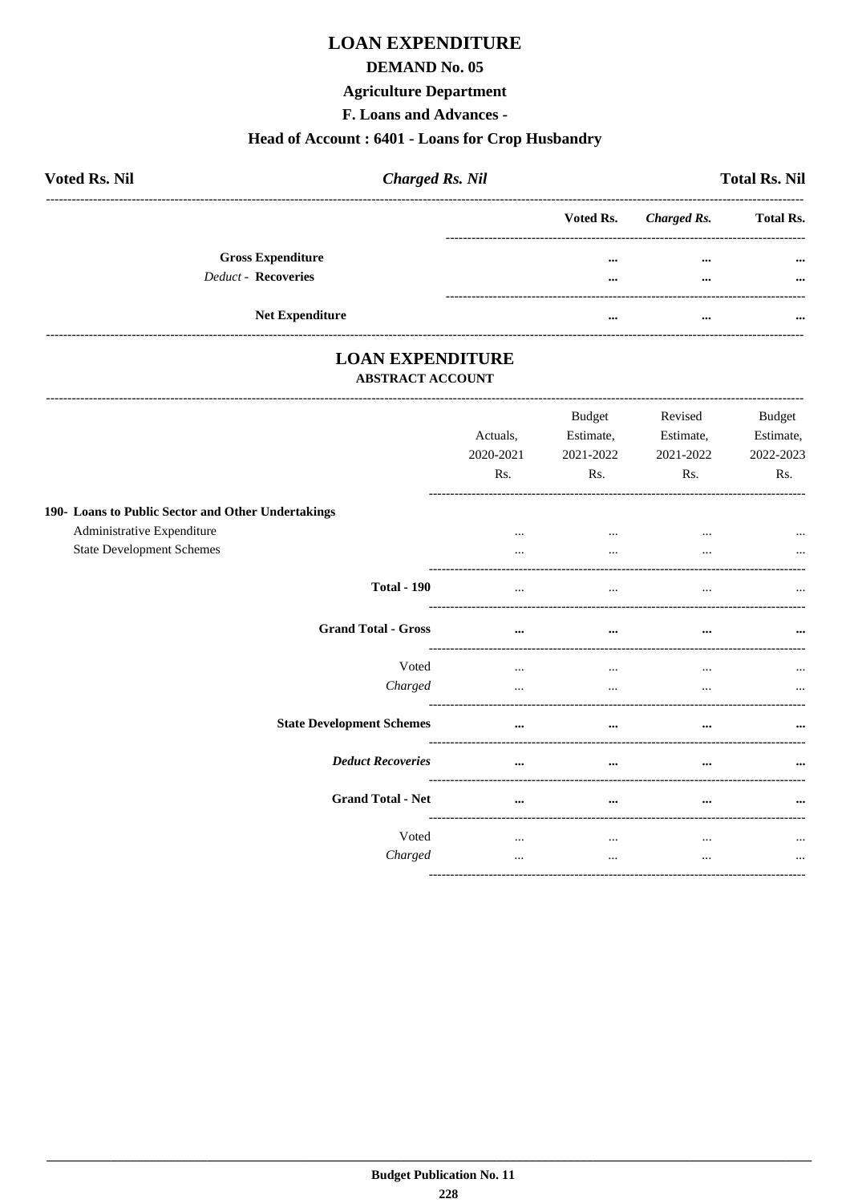# LOAN EXPENDITURE

## DEMAND No. 05

## Agriculture Department

## F. Loans and Advances -

## Head of Account : 6401 - Loans for Crop Husbandry

| **Voted Rs. Nil** | ***Charged Rs. Nil*** | **Total Rs. Nil** |
|---|---|---|

| | Voted Rs. | *Charged Rs.* | Total Rs. |
|---|---|---|---|
| **Gross Expenditure** | ... | ... | ... |
| *Deduct* - **Recoveries** | ... | ... | ... |
| **Net Expenditure** | ... | ... | ... |

# LOAN EXPENDITURE

### ABSTRACT ACCOUNT

| | Actuals, 2020-2021 Rs. | Budget Estimate, 2021-2022 Rs. | Revised Estimate, 2021-2022 Rs. | Budget Estimate, 2022-2023 Rs. |
|---|---|---|---|---|
| **190- Loans to Public Sector and Other Undertakings** | | | | |
| Administrative Expenditure | ... | ... | ... | ... |
| State Development Schemes | ... | ... | ... | ... |
| **Total - 190** | ... | ... | ... | ... |
| **Grand Total - Gross** | ... | ... | ... | ... |
| Voted | ... | ... | ... | ... |
| *Charged* | ... | ... | ... | ... |
| **State Development Schemes** | ... | ... | ... | ... |
| ***Deduct Recoveries*** | ... | ... | ... | ... |
| **Grand Total - Net** | ... | ... | ... | ... |
| Voted | ... | ... | ... | ... |
| *Charged* | ... | ... | ... | ... |

**Budget Publication No. 11**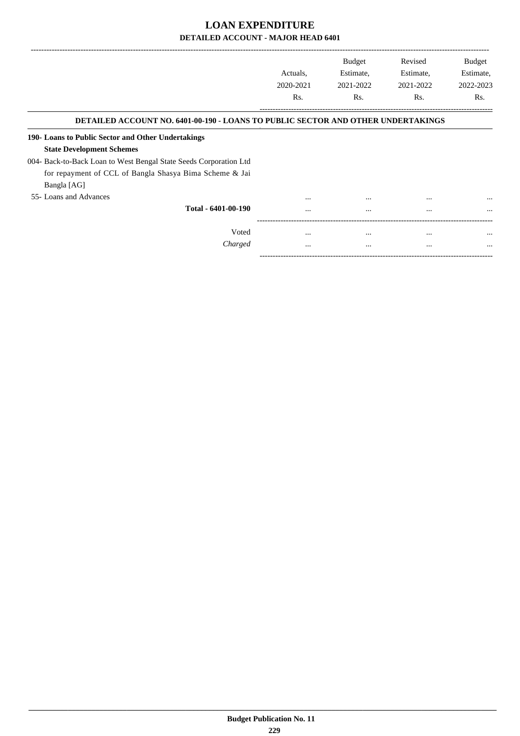# LOAN EXPENDITURE

## DETAILED ACCOUNT - MAJOR HEAD 6401

| | Actuals, 2020-2021 Rs. | Budget Estimate, 2021-2022 Rs. | Revised Estimate, 2021-2022 Rs. | Budget Estimate, 2022-2023 Rs. |
|---|---|---|---|---|

**DETAILED ACCOUNT NO. 6401-00-190 - LOANS TO PUBLIC SECTOR AND OTHER UNDERTAKINGS**

| | Actuals, 2020-2021 Rs. | Budget Estimate, 2021-2022 Rs. | Revised Estimate, 2021-2022 Rs. | Budget Estimate, 2022-2023 Rs. |
|---|---|---|---|---|
| **190- Loans to Public Sector and Other Undertakings** | | | | |
| **State Development Schemes** | | | | |
| 004- Back-to-Back Loan to West Bengal State Seeds Corporation Ltd for repayment of CCL of Bangla Shasya Bima Scheme & Jai Bangla [AG] | | | | |
| 55- Loans and Advances | ... | ... | ... | ... |
| **Total - 6401-00-190** | ... | ... | ... | ... |
| Voted | ... | ... | ... | ... |
| *Charged* | ... | ... | ... | ... |

**Budget Publication No. 11**